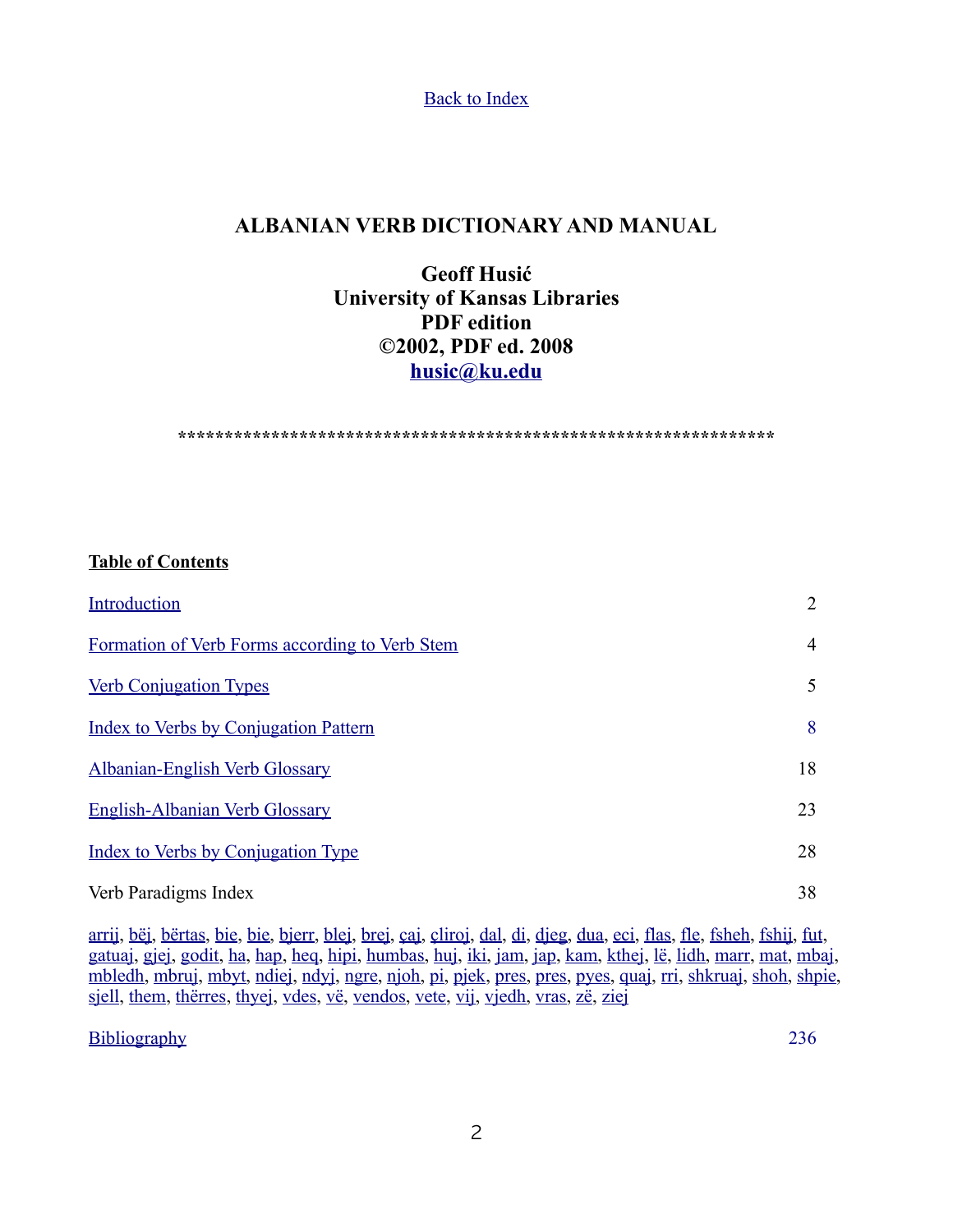Back to Index

# ALBANIAN VERB DICTIONARY AND MANUAL

**Geoff Husić**
**University of Kansas Libraries**
**PDF edition**
**©2002, PDF ed. 2008**
**husic@ku.edu**

*****************************************************************

**Table of Contents**

| | |
|---|---|
| Introduction | 2 |
| Formation of Verb Forms according to Verb Stem | 4 |
| Verb Conjugation Types | 5 |
| Index to Verbs by Conjugation Pattern | 8 |
| Albanian-English Verb Glossary | 18 |
| English-Albanian Verb Glossary | 23 |
| Index to Verbs by Conjugation Type | 28 |
| Verb Paradigms Index | 38 |

arrij, bëj, bërtas, bie, bie, bjerr, blej, brej, çaj, çliroj, dal, di, djeg, dua, eci, flas, fle, fsheh, fshij, fut, gatuaj, gjej, godit, ha, hap, heq, hipi, humbas, huj, iki, jam, jap, kam, kthej, lë, lidh, marr, mat, mbaj, mbledh, mbruj, mbyt, ndiej, ndyj, ngre, njoh, pi, pjek, pres, pres, pyes, quaj, rri, shkruaj, shoh, shpie, sjell, them, thërres, thyej, vdes, vë, vendos, vete, vij, vjedh, vras, zë, ziej

| | |
|---|---|
| Bibliography | 236 |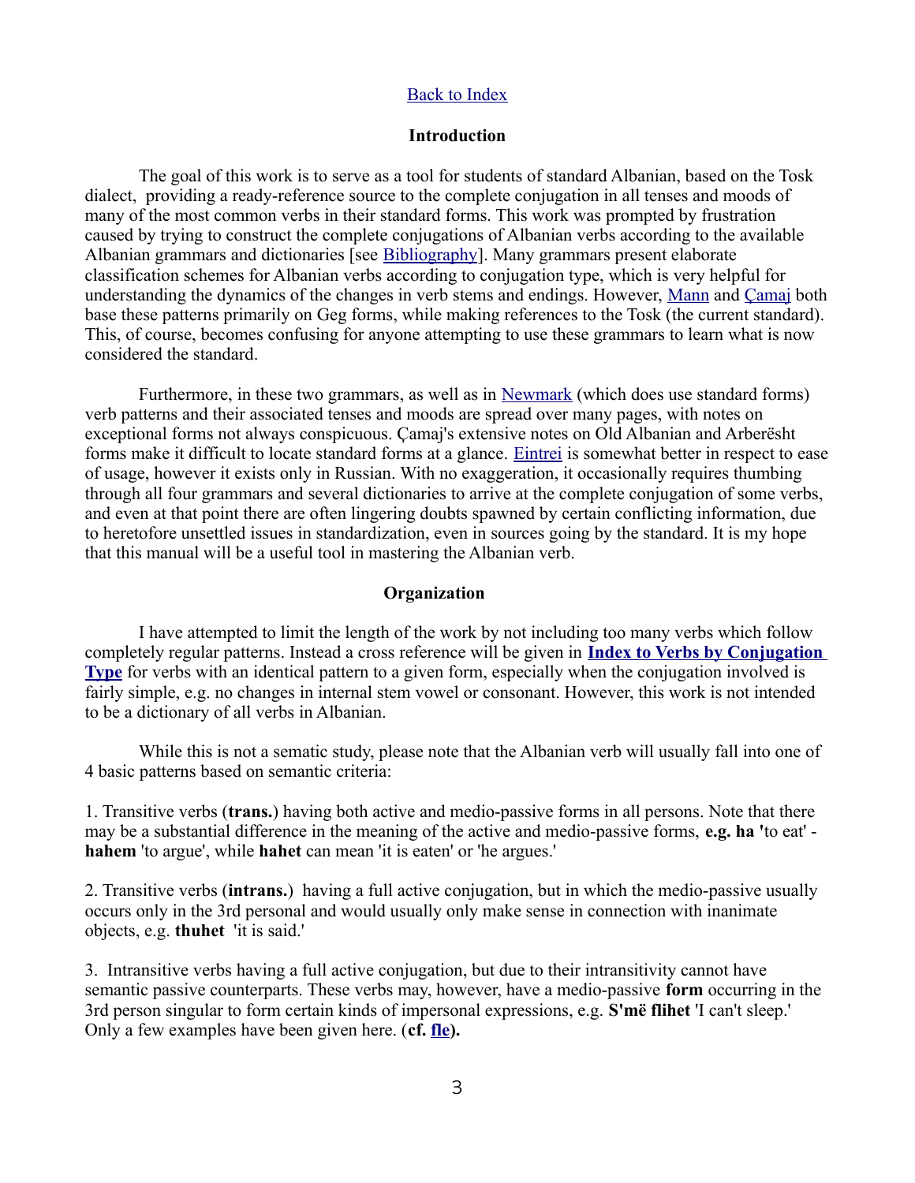Back to Index

## Introduction

The goal of this work is to serve as a tool for students of standard Albanian, based on the Tosk dialect, providing a ready-reference source to the complete conjugation in all tenses and moods of many of the most common verbs in their standard forms. This work was prompted by frustration caused by trying to construct the complete conjugations of Albanian verbs according to the available Albanian grammars and dictionaries [see Bibliography]. Many grammars present elaborate classification schemes for Albanian verbs according to conjugation type, which is very helpful for understanding the dynamics of the changes in verb stems and endings. However, Mann and Çamaj both base these patterns primarily on Geg forms, while making references to the Tosk (the current standard). This, of course, becomes confusing for anyone attempting to use these grammars to learn what is now considered the standard.

Furthermore, in these two grammars, as well as in Newmark (which does use standard forms) verb patterns and their associated tenses and moods are spread over many pages, with notes on exceptional forms not always conspicuous. Çamaj's extensive notes on Old Albanian and Arberësht forms make it difficult to locate standard forms at a glance. Eintrei is somewhat better in respect to ease of usage, however it exists only in Russian. With no exaggeration, it occasionally requires thumbing through all four grammars and several dictionaries to arrive at the complete conjugation of some verbs, and even at that point there are often lingering doubts spawned by certain conflicting information, due to heretofore unsettled issues in standardization, even in sources going by the standard. It is my hope that this manual will be a useful tool in mastering the Albanian verb.

## Organization

I have attempted to limit the length of the work by not including too many verbs which follow completely regular patterns. Instead a cross reference will be given in **Index to Verbs by Conjugation Type** for verbs with an identical pattern to a given form, especially when the conjugation involved is fairly simple, e.g. no changes in internal stem vowel or consonant. However, this work is not intended to be a dictionary of all verbs in Albanian.

While this is not a sematic study, please note that the Albanian verb will usually fall into one of 4 basic patterns based on semantic criteria:

1. Transitive verbs (**trans.**) having both active and medio-passive forms in all persons. Note that there may be a substantial difference in the meaning of the active and medio-passive forms, **e.g. ha '**to eat' - **hahem** 'to argue', while **hahet** can mean 'it is eaten' or 'he argues.'

2. Transitive verbs (**intrans.**) having a full active conjugation, but in which the medio-passive usually occurs only in the 3rd personal and would usually only make sense in connection with inanimate objects, e.g. **thuhet** 'it is said.'

3. Intransitive verbs having a full active conjugation, but due to their intransitivity cannot have semantic passive counterparts. These verbs may, however, have a medio-passive **form** occurring in the 3rd person singular to form certain kinds of impersonal expressions, e.g. **S'më flihet** 'I can't sleep.' Only a few examples have been given here. (**cf. fle).**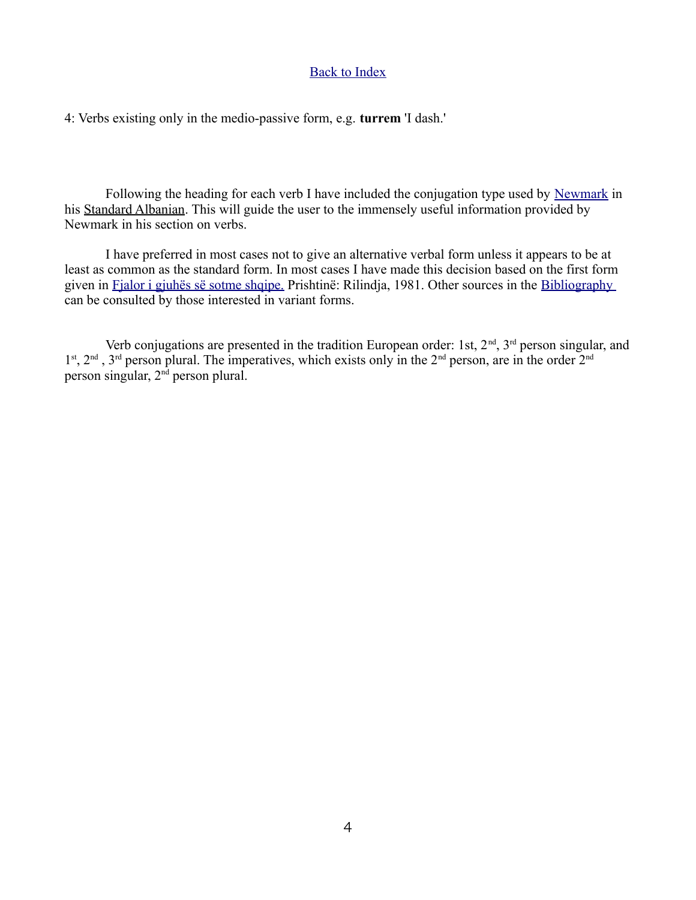Back to Index

4: Verbs existing only in the medio-passive form, e.g. **turrem** 'I dash.'

Following the heading for each verb I have included the conjugation type used by Newmark in his Standard Albanian. This will guide the user to the immensely useful information provided by Newmark in his section on verbs.

I have preferred in most cases not to give an alternative verbal form unless it appears to be at least as common as the standard form. In most cases I have made this decision based on the first form given in Fjalor i gjuhës së sotme shqipe. Prishtinë: Rilindja, 1981. Other sources in the Bibliography can be consulted by those interested in variant forms.

Verb conjugations are presented in the tradition European order: 1st, 2nd, 3rd person singular, and 1st, 2nd, 3rd person plural. The imperatives, which exists only in the 2nd person, are in the order 2nd person singular, 2nd person plural.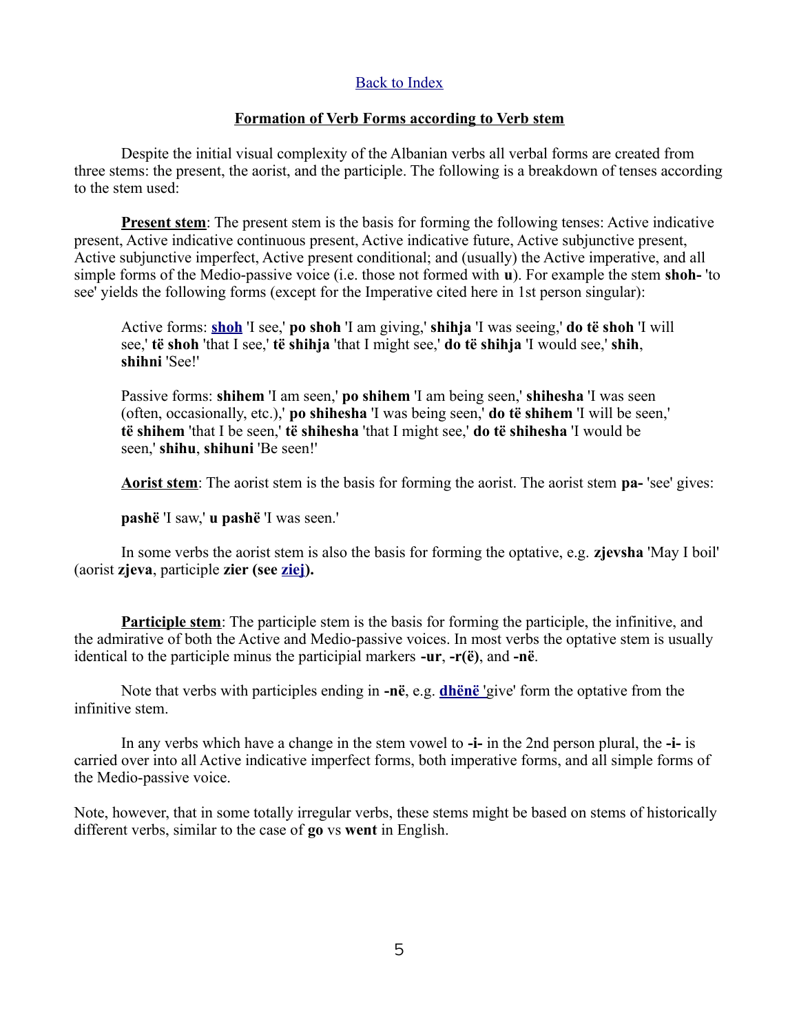[Back to Index](#)

## Formation of Verb Forms according to Verb stem

Despite the initial visual complexity of the Albanian verbs all verbal forms are created from three stems: the present, the aorist, and the participle. The following is a breakdown of tenses according to the stem used:

**Present stem**: The present stem is the basis for forming the following tenses: Active indicative present, Active indicative continuous present, Active indicative future, Active subjunctive present, Active subjunctive imperfect, Active present conditional; and (usually) the Active imperative, and all simple forms of the Medio-passive voice (i.e. those not formed with **u**). For example the stem **shoh-** 'to see' yields the following forms (except for the Imperative cited here in 1st person singular):

> Active forms: **[shoh](#)** 'I see,' **po shoh** 'I am giving,' **shihja** 'I was seeing,' **do të shoh** 'I will see,' **të shoh** 'that I see,' **të shihja** 'that I might see,' **do të shihja** 'I would see,' **shih**, **shihni** 'See!'
>
> Passive forms: **shihem** 'I am seen,' **po shihem** 'I am being seen,' **shihesha** 'I was seen (often, occasionally, etc.),' **po shihesha** 'I was being seen,' **do të shihem** 'I will be seen,' **të shihem** 'that I be seen,' **të shihesha** 'that I might see,' **do të shihesha** 'I would be seen,' **shihu**, **shihuni** 'Be seen!'
>
> **Aorist stem**: The aorist stem is the basis for forming the aorist. The aorist stem **pa-** 'see' gives:
>
> **pashë** 'I saw,' **u pashë** 'I was seen.'

In some verbs the aorist stem is also the basis for forming the optative, e.g. **zjevsha** 'May I boil' (aorist **zjeva**, participle **zier (see [ziej](#)).**

**Participle stem**: The participle stem is the basis for forming the participle, the infinitive, and the admirative of both the Active and Medio-passive voices. In most verbs the optative stem is usually identical to the participle minus the participial markers **-ur**, **-r(ë)**, and **-në**.

Note that verbs with participles ending in **-në**, e.g. **[dhënë](#)** 'give' form the optative from the infinitive stem.

In any verbs which have a change in the stem vowel to **-i-** in the 2nd person plural, the **-i-** is carried over into all Active indicative imperfect forms, both imperative forms, and all simple forms of the Medio-passive voice.

Note, however, that in some totally irregular verbs, these stems might be based on stems of historically different verbs, similar to the case of **go** vs **went** in English.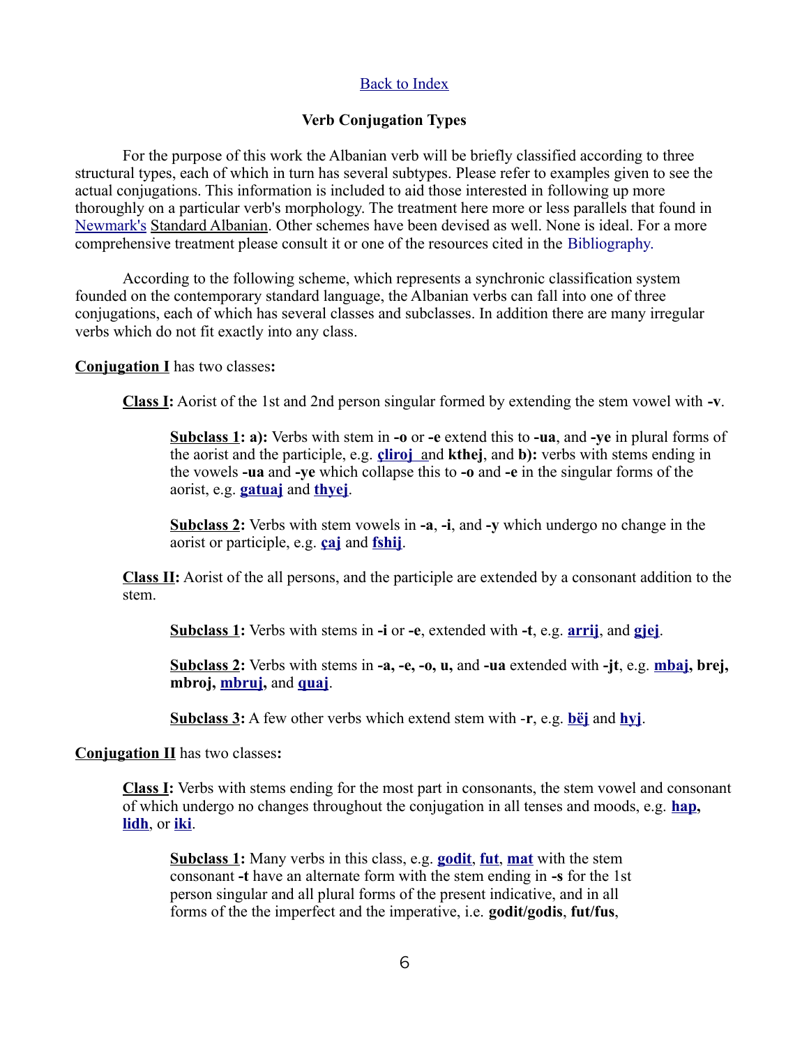Back to Index

## Verb Conjugation Types

For the purpose of this work the Albanian verb will be briefly classified according to three structural types, each of which in turn has several subtypes. Please refer to examples given to see the actual conjugations. This information is included to aid those interested in following up more thoroughly on a particular verb's morphology. The treatment here more or less parallels that found in Newmark's Standard Albanian. Other schemes have been devised as well. None is ideal. For a more comprehensive treatment please consult it or one of the resources cited in the Bibliography.

According to the following scheme, which represents a synchronic classification system founded on the contemporary standard language, the Albanian verbs can fall into one of three conjugations, each of which has several classes and subclasses. In addition there are many irregular verbs which do not fit exactly into any class.

**Conjugation I** has two classes**:**

> **Class I:** Aorist of the 1st and 2nd person singular formed by extending the stem vowel with **-v**.
>
> > **Subclass 1: a):** Verbs with stem in **-o** or **-e** extend this to **-ua**, and **-ye** in plural forms of the aorist and the participle, e.g. **çliroj** and **kthej**, and **b):** verbs with stems ending in the vowels **-ua** and **-ye** which collapse this to **-o** and **-e** in the singular forms of the aorist, e.g. **gatuaj** and **thyej**.
> >
> > **Subclass 2:** Verbs with stem vowels in **-a**, **-i**, and **-y** which undergo no change in the aorist or participle, e.g. **çaj** and **fshij**.
>
> **Class II:** Aorist of the all persons, and the participle are extended by a consonant addition to the stem.
>
> > **Subclass 1:** Verbs with stems in **-i** or **-e**, extended with **-t**, e.g. **arrij**, and **gjej**.
> >
> > **Subclass 2:** Verbs with stems in **-a, -e, -o, u,** and **-ua** extended with **-jt**, e.g. **mbaj, brej, mbroj, mbruj,** and **quaj**.
> >
> > **Subclass 3:** A few other verbs which extend stem with -**r**, e.g. **bëj** and **hyj**.

**Conjugation II** has two classes**:**

> **Class I:** Verbs with stems ending for the most part in consonants, the stem vowel and consonant of which undergo no changes throughout the conjugation in all tenses and moods, e.g. **hap, lidh**, or **iki**.
>
> > **Subclass 1:** Many verbs in this class, e.g. **godit**, **fut**, **mat** with the stem consonant **-t** have an alternate form with the stem ending in **-s** for the 1st person singular and all plural forms of the present indicative, and in all forms of the the imperfect and the imperative, i.e. **godit/godis**, **fut/fus**,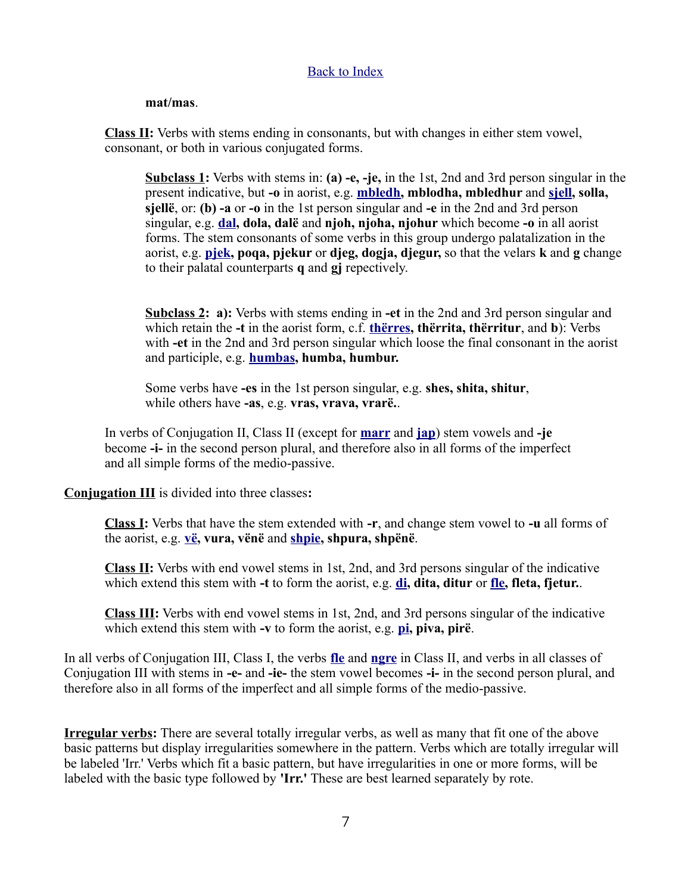[Back to Index](#)

**mat/mas**.

**Class II:** Verbs with stems ending in consonants, but with changes in either stem vowel, consonant, or both in various conjugated forms.

> **Subclass 1:** Verbs with stems in: **(a) -e, -je,** in the 1st, 2nd and 3rd person singular in the present indicative, but **-o** in aorist, e.g. **mbledh, mblodha, mbledhur** and **sjell, solla, sjellë**, or: **(b) -a** or **-o** in the 1st person singular and **-e** in the 2nd and 3rd person singular, e.g. **dal, dola, dalë** and **njoh, njoha, njohur** which become **-o** in all aorist forms. The stem consonants of some verbs in this group undergo palatalization in the aorist, e.g. **pjek, poqa, pjekur** or **djeg, dogja, djegur,** so that the velars **k** and **g** change to their palatal counterparts **q** and **gj** repectively.
>
> **Subclass 2: a):** Verbs with stems ending in **-et** in the 2nd and 3rd person singular and which retain the **-t** in the aorist form, c.f. **thërres, thërrita, thërritur**, and **b**): Verbs with **-et** in the 2nd and 3rd person singular which loose the final consonant in the aorist and participle, e.g. **humbas, humba, humbur.**
>
> Some verbs have **-es** in the 1st person singular, e.g. **shes, shita, shitur**, while others have **-as**, e.g. **vras, vrava, vrarë.**.

In verbs of Conjugation II, Class II (except for **marr** and **jap**) stem vowels and **-je** become **-i-** in the second person plural, and therefore also in all forms of the imperfect and all simple forms of the medio-passive.

**Conjugation III** is divided into three classes**:**

> **Class I:** Verbs that have the stem extended with **-r**, and change stem vowel to **-u** all forms of the aorist, e.g. **vë, vura, vënë** and **shpie, shpura, shpënë**.
>
> **Class II:** Verbs with end vowel stems in 1st, 2nd, and 3rd persons singular of the indicative which extend this stem with **-t** to form the aorist, e.g. **di, dita, ditur** or **fle, fleta, fjetur.**.
>
> **Class III:** Verbs with end vowel stems in 1st, 2nd, and 3rd persons singular of the indicative which extend this stem with **-v** to form the aorist, e.g. **pi, piva, pirë**.

In all verbs of Conjugation III, Class I, the verbs **fle** and **ngre** in Class II, and verbs in all classes of Conjugation III with stems in **-e-** and **-ie-** the stem vowel becomes **-i-** in the second person plural, and therefore also in all forms of the imperfect and all simple forms of the medio-passive.

**Irregular verbs:** There are several totally irregular verbs, as well as many that fit one of the above basic patterns but display irregularities somewhere in the pattern. Verbs which are totally irregular will be labeled 'Irr.' Verbs which fit a basic pattern, but have irregularities in one or more forms, will be labeled with the basic type followed by **'Irr.'** These are best learned separately by rote.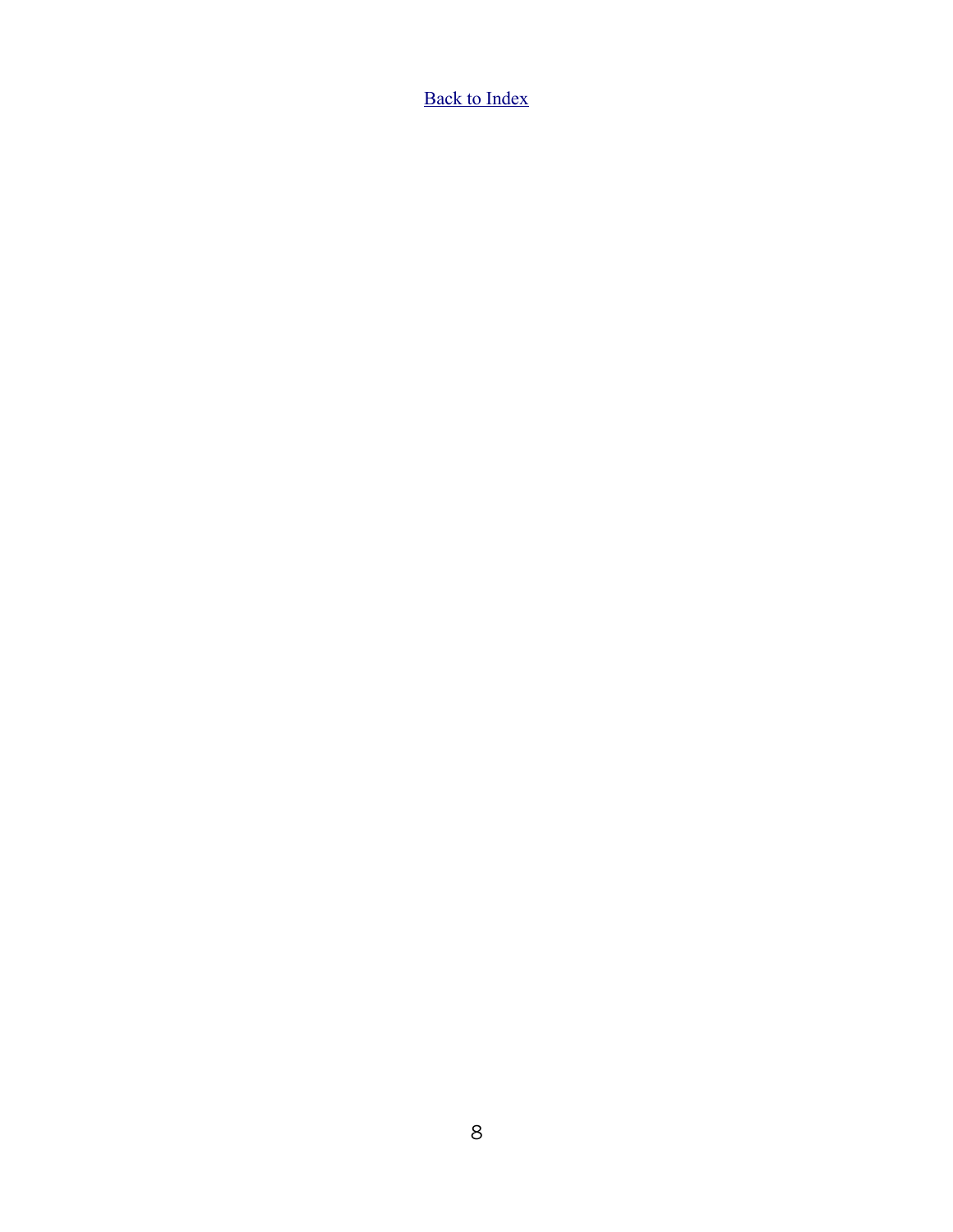[Back to Index]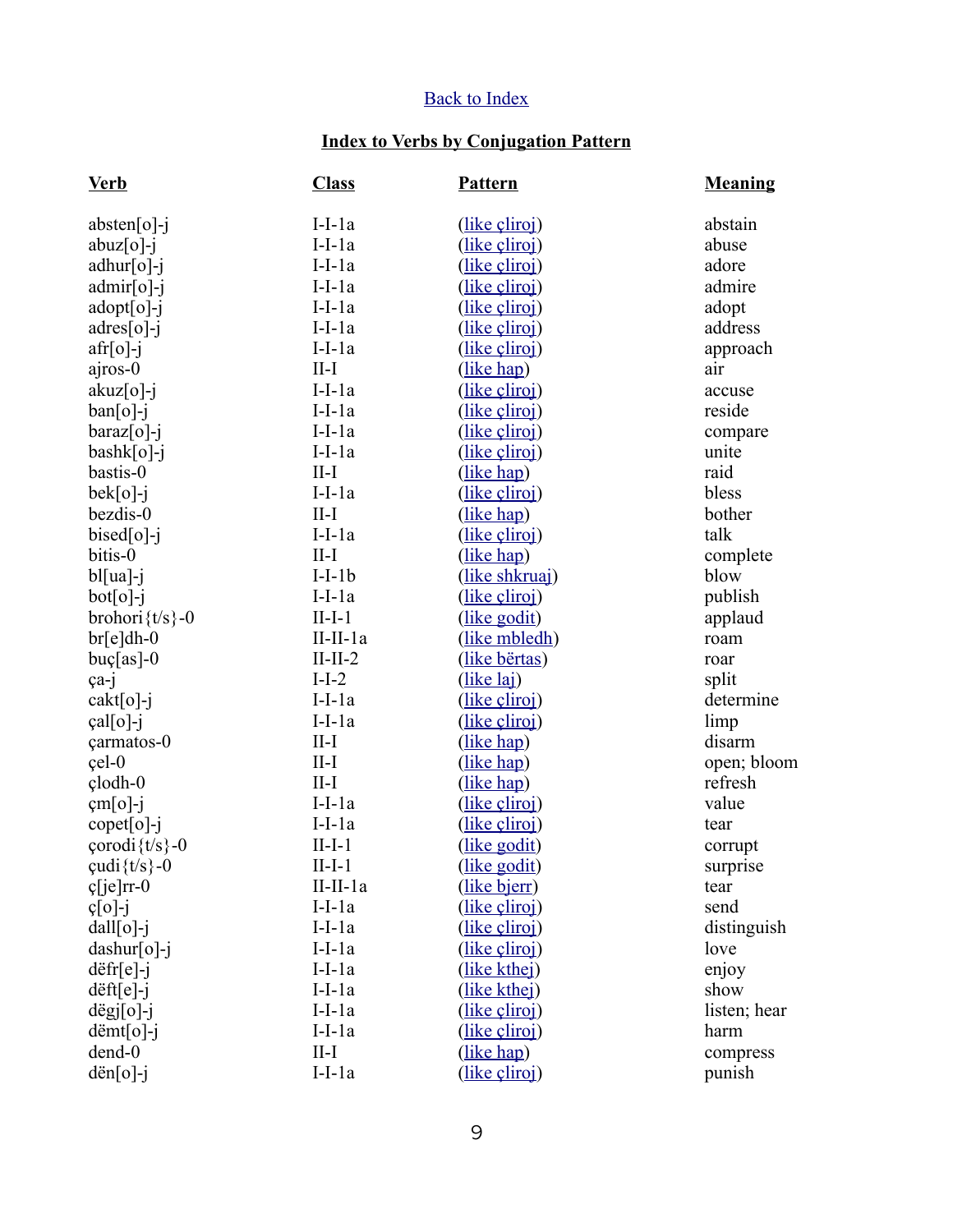Back to Index

**Index to Verbs by Conjugation Pattern**

| Verb | Class | Pattern | Meaning |
|---|---|---|---|
| absten[o]-j | I-I-1a | (like çliroj) | abstain |
| abuz[o]-j | I-I-1a | (like çliroj) | abuse |
| adhur[o]-j | I-I-1a | (like çliroj) | adore |
| admir[o]-j | I-I-1a | (like çliroj) | admire |
| adopt[o]-j | I-I-1a | (like çliroj) | adopt |
| adres[o]-j | I-I-1a | (like çliroj) | address |
| afr[o]-j | I-I-1a | (like çliroj) | approach |
| ajros-0 | II-I | (like hap) | air |
| akuz[o]-j | I-I-1a | (like çliroj) | accuse |
| ban[o]-j | I-I-1a | (like çliroj) | reside |
| baraz[o]-j | I-I-1a | (like çliroj) | compare |
| bashk[o]-j | I-I-1a | (like çliroj) | unite |
| bastis-0 | II-I | (like hap) | raid |
| bek[o]-j | I-I-1a | (like çliroj) | bless |
| bezdis-0 | II-I | (like hap) | bother |
| bised[o]-j | I-I-1a | (like çliroj) | talk |
| bitis-0 | II-I | (like hap) | complete |
| bl[ua]-j | I-I-1b | (like shkruaj) | blow |
| bot[o]-j | I-I-1a | (like çliroj) | publish |
| brohori{t/s}-0 | II-I-1 | (like godit) | applaud |
| br[e]dh-0 | II-II-1a | (like mbledh) | roam |
| buç[as]-0 | II-II-2 | (like bërtas) | roar |
| ça-j | I-I-2 | (like laj) | split |
| cakt[o]-j | I-I-1a | (like çliroj) | determine |
| çal[o]-j | I-I-1a | (like çliroj) | limp |
| çarmatos-0 | II-I | (like hap) | disarm |
| çel-0 | II-I | (like hap) | open; bloom |
| çlodh-0 | II-I | (like hap) | refresh |
| çm[o]-j | I-I-1a | (like çliroj) | value |
| copet[o]-j | I-I-1a | (like çliroj) | tear |
| çorodi{t/s}-0 | II-I-1 | (like godit) | corrupt |
| çudi{t/s}-0 | II-I-1 | (like godit) | surprise |
| ç[je]rr-0 | II-II-1a | (like bjerr) | tear |
| ç[o]-j | I-I-1a | (like çliroj) | send |
| dall[o]-j | I-I-1a | (like çliroj) | distinguish |
| dashur[o]-j | I-I-1a | (like çliroj) | love |
| dëfr[e]-j | I-I-1a | (like kthej) | enjoy |
| dëft[e]-j | I-I-1a | (like kthej) | show |
| dëgj[o]-j | I-I-1a | (like çliroj) | listen; hear |
| dëmt[o]-j | I-I-1a | (like çliroj) | harm |
| dend-0 | II-I | (like hap) | compress |
| dën[o]-j | I-I-1a | (like çliroj) | punish |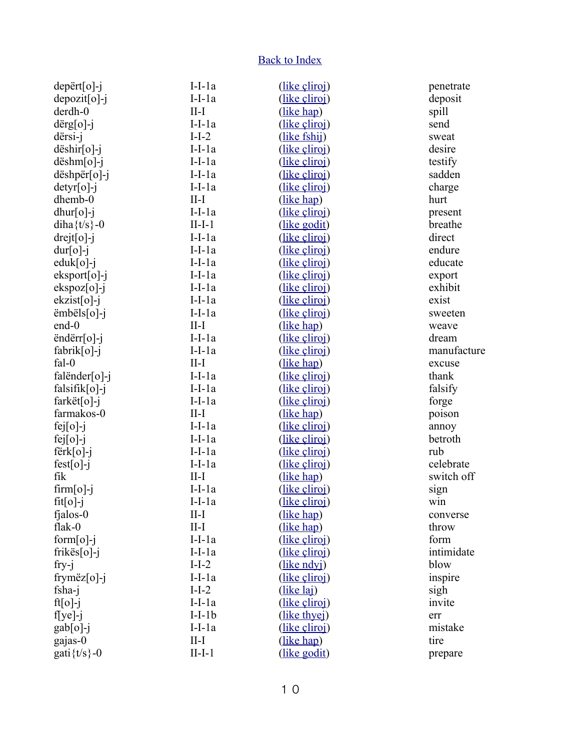[Back to Index](#)

| | | | |
|---|---|---|---|
| depërt[o]-j | I-I-1a | ([like çliroj](#)) | penetrate |
| depozit[o]-j | I-I-1a | ([like çliroj](#)) | deposit |
| derdh-0 | II-I | ([like hap](#)) | spill |
| dërg[o]-j | I-I-1a | ([like çliroj](#)) | send |
| dërsi-j | I-I-2 | ([like fshij](#)) | sweat |
| dëshir[o]-j | I-I-1a | ([like çliroj](#)) | desire |
| dëshm[o]-j | I-I-1a | ([like çliroj](#)) | testify |
| dëshpër[o]-j | I-I-1a | ([like çliroj](#)) | sadden |
| detyr[o]-j | I-I-1a | ([like çliroj](#)) | charge |
| dhemb-0 | II-I | ([like hap](#)) | hurt |
| dhur[o]-j | I-I-1a | ([like çliroj](#)) | present |
| diha{t/s}-0 | II-I-1 | ([like godit](#)) | breathe |
| drejt[o]-j | I-I-1a | ([like çliroj](#)) | direct |
| dur[o]-j | I-I-1a | ([like çliroj](#)) | endure |
| eduk[o]-j | I-I-1a | ([like çliroj](#)) | educate |
| eksport[o]-j | I-I-1a | ([like çliroj](#)) | export |
| ekspoz[o]-j | I-I-1a | ([like çliroj](#)) | exhibit |
| ekzist[o]-j | I-I-1a | ([like çliroj](#)) | exist |
| ëmbëls[o]-j | I-I-1a | ([like çliroj](#)) | sweeten |
| end-0 | II-I | ([like hap](#)) | weave |
| ëndërr[o]-j | I-I-1a | ([like çliroj](#)) | dream |
| fabrik[o]-j | I-I-1a | ([like çliroj](#)) | manufacture |
| fal-0 | II-I | ([like hap](#)) | excuse |
| falënder[o]-j | I-I-1a | ([like çliroj](#)) | thank |
| falsifik[o]-j | I-I-1a | ([like çliroj](#)) | falsify |
| farkët[o]-j | I-I-1a | ([like çliroj](#)) | forge |
| farmakos-0 | II-I | ([like hap](#)) | poison |
| fej[o]-j | I-I-1a | ([like çliroj](#)) | annoy |
| fej[o]-j | I-I-1a | ([like çliroj](#)) | betroth |
| fërk[o]-j | I-I-1a | ([like çliroj](#)) | rub |
| fest[o]-j | I-I-1a | ([like çliroj](#)) | celebrate |
| fik | II-I | ([like hap](#)) | switch off |
| firm[o]-j | I-I-1a | ([like çliroj](#)) | sign |
| fit[o]-j | I-I-1a | ([like çliroj](#)) | win |
| fjalos-0 | II-I | ([like hap](#)) | converse |
| flak-0 | II-I | ([like hap](#)) | throw |
| form[o]-j | I-I-1a | ([like çliroj](#)) | form |
| frikës[o]-j | I-I-1a | ([like çliroj](#)) | intimidate |
| fry-j | I-I-2 | ([like ndyj](#)) | blow |
| frymëz[o]-j | I-I-1a | ([like çliroj](#)) | inspire |
| fsha-j | I-I-2 | ([like laj](#)) | sigh |
| ft[o]-j | I-I-1a | ([like çliroj](#)) | invite |
| f[ye]-j | I-I-1b | ([like thyej](#)) | err |
| gab[o]-j | I-I-1a | ([like çliroj](#)) | mistake |
| gajas-0 | II-I | ([like hap](#)) | tire |
| gati{t/s}-0 | II-I-1 | ([like godit](#)) | prepare |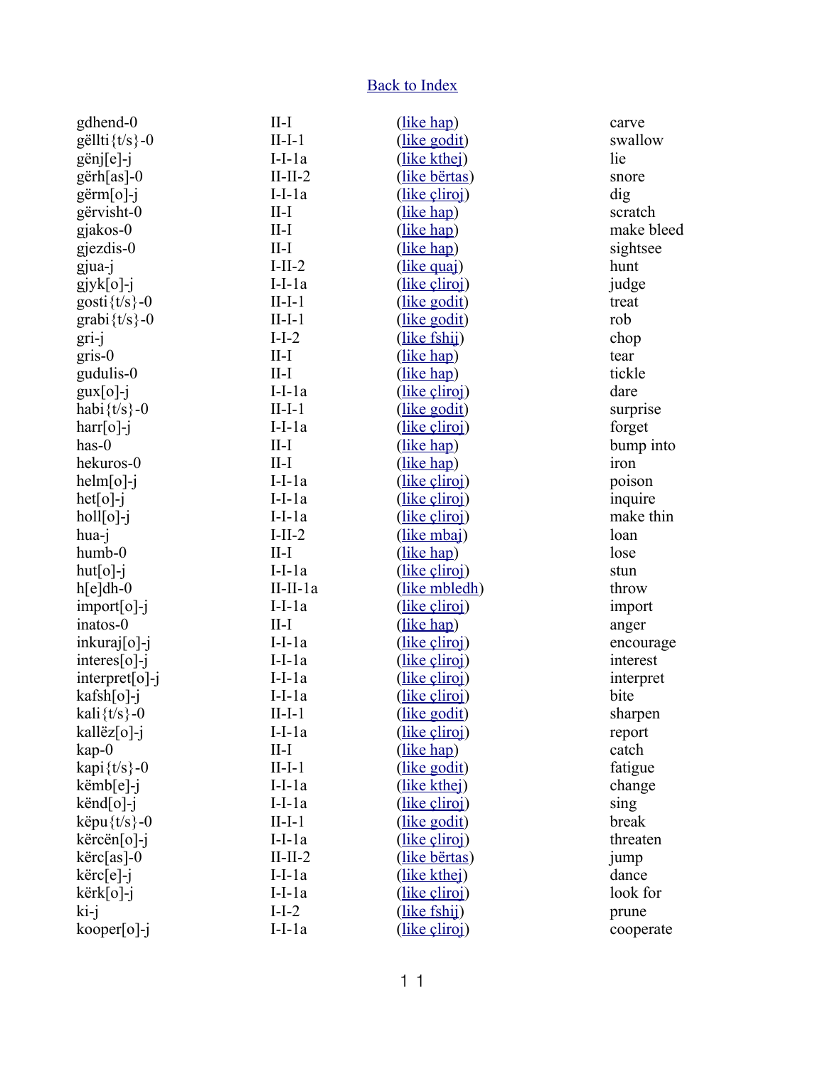Back to Index

| | | | |
|---|---|---|---|
| gdhend-0 | II-I | (like hap) | carve |
| gëllti{t/s}-0 | II-I-1 | (like godit) | swallow |
| gënj[e]-j | I-I-1a | (like kthej) | lie |
| gërh[as]-0 | II-II-2 | (like bërtas) | snore |
| gërm[o]-j | I-I-1a | (like çliroj) | dig |
| gërvisht-0 | II-I | (like hap) | scratch |
| gjakos-0 | II-I | (like hap) | make bleed |
| gjezdis-0 | II-I | (like hap) | sightsee |
| gjua-j | I-II-2 | (like quaj) | hunt |
| gjyk[o]-j | I-I-1a | (like çliroj) | judge |
| gosti{t/s}-0 | II-I-1 | (like godit) | treat |
| grabi{t/s}-0 | II-I-1 | (like godit) | rob |
| gri-j | I-I-2 | (like fshij) | chop |
| gris-0 | II-I | (like hap) | tear |
| gudulis-0 | II-I | (like hap) | tickle |
| gux[o]-j | I-I-1a | (like çliroj) | dare |
| habi{t/s}-0 | II-I-1 | (like godit) | surprise |
| harr[o]-j | I-I-1a | (like çliroj) | forget |
| has-0 | II-I | (like hap) | bump into |
| hekuros-0 | II-I | (like hap) | iron |
| helm[o]-j | I-I-1a | (like çliroj) | poison |
| het[o]-j | I-I-1a | (like çliroj) | inquire |
| holl[o]-j | I-I-1a | (like çliroj) | make thin |
| hua-j | I-II-2 | (like mbaj) | loan |
| humb-0 | II-I | (like hap) | lose |
| hut[o]-j | I-I-1a | (like çliroj) | stun |
| h[e]dh-0 | II-II-1a | (like mbledh) | throw |
| import[o]-j | I-I-1a | (like çliroj) | import |
| inatos-0 | II-I | (like hap) | anger |
| inkuraj[o]-j | I-I-1a | (like çliroj) | encourage |
| interes[o]-j | I-I-1a | (like çliroj) | interest |
| interpret[o]-j | I-I-1a | (like çliroj) | interpret |
| kafsh[o]-j | I-I-1a | (like çliroj) | bite |
| kali{t/s}-0 | II-I-1 | (like godit) | sharpen |
| kallëz[o]-j | I-I-1a | (like çliroj) | report |
| kap-0 | II-I | (like hap) | catch |
| kapi{t/s}-0 | II-I-1 | (like godit) | fatigue |
| këmb[e]-j | I-I-1a | (like kthej) | change |
| kënd[o]-j | I-I-1a | (like çliroj) | sing |
| këpu{t/s}-0 | II-I-1 | (like godit) | break |
| kërcën[o]-j | I-I-1a | (like çliroj) | threaten |
| kërc[as]-0 | II-II-2 | (like bërtas) | jump |
| kërc[e]-j | I-I-1a | (like kthej) | dance |
| kërk[o]-j | I-I-1a | (like çliroj) | look for |
| ki-j | I-I-2 | (like fshij) | prune |
| kooper[o]-j | I-I-1a | (like çliroj) | cooperate |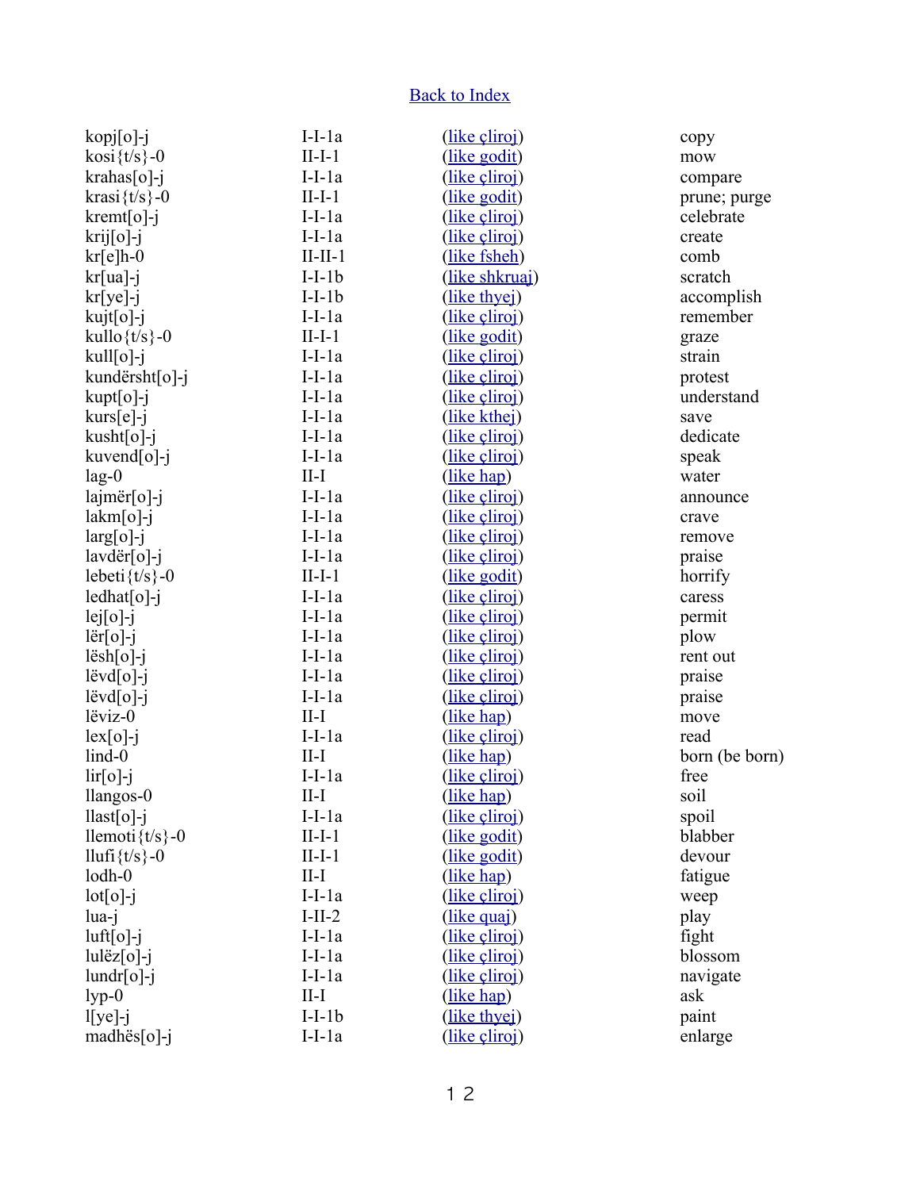Back to Index

| | | | |
|---|---|---|---|
| kopj[o]-j | I-I-1a | (like çliroj) | copy |
| kosi{t/s}-0 | II-I-1 | (like godit) | mow |
| krahas[o]-j | I-I-1a | (like çliroj) | compare |
| krasi{t/s}-0 | II-I-1 | (like godit) | prune; purge |
| kremt[o]-j | I-I-1a | (like çliroj) | celebrate |
| krij[o]-j | I-I-1a | (like çliroj) | create |
| kr[e]h-0 | II-II-1 | (like fsheh) | comb |
| kr[ua]-j | I-I-1b | (like shkruaj) | scratch |
| kr[ye]-j | I-I-1b | (like thyej) | accomplish |
| kujt[o]-j | I-I-1a | (like çliroj) | remember |
| kullo{t/s}-0 | II-I-1 | (like godit) | graze |
| kull[o]-j | I-I-1a | (like çliroj) | strain |
| kundërsht[o]-j | I-I-1a | (like çliroj) | protest |
| kupt[o]-j | I-I-1a | (like çliroj) | understand |
| kurs[e]-j | I-I-1a | (like kthej) | save |
| kusht[o]-j | I-I-1a | (like çliroj) | dedicate |
| kuvend[o]-j | I-I-1a | (like çliroj) | speak |
| lag-0 | II-I | (like hap) | water |
| lajmër[o]-j | I-I-1a | (like çliroj) | announce |
| lakm[o]-j | I-I-1a | (like çliroj) | crave |
| larg[o]-j | I-I-1a | (like çliroj) | remove |
| lavdër[o]-j | I-I-1a | (like çliroj) | praise |
| lebeti{t/s}-0 | II-I-1 | (like godit) | horrify |
| ledhat[o]-j | I-I-1a | (like çliroj) | caress |
| lej[o]-j | I-I-1a | (like çliroj) | permit |
| lër[o]-j | I-I-1a | (like çliroj) | plow |
| lësh[o]-j | I-I-1a | (like çliroj) | rent out |
| lëvd[o]-j | I-I-1a | (like çliroj) | praise |
| lëvd[o]-j | I-I-1a | (like çliroj) | praise |
| lëviz-0 | II-I | (like hap) | move |
| lex[o]-j | I-I-1a | (like çliroj) | read |
| lind-0 | II-I | (like hap) | born (be born) |
| lir[o]-j | I-I-1a | (like çliroj) | free |
| llangos-0 | II-I | (like hap) | soil |
| llast[o]-j | I-I-1a | (like çliroj) | spoil |
| llemoti{t/s}-0 | II-I-1 | (like godit) | blabber |
| llufi{t/s}-0 | II-I-1 | (like godit) | devour |
| lodh-0 | II-I | (like hap) | fatigue |
| lot[o]-j | I-I-1a | (like çliroj) | weep |
| lua-j | I-II-2 | (like quaj) | play |
| luft[o]-j | I-I-1a | (like çliroj) | fight |
| lulëz[o]-j | I-I-1a | (like çliroj) | blossom |
| lundr[o]-j | I-I-1a | (like çliroj) | navigate |
| lyp-0 | II-I | (like hap) | ask |
| l[ye]-j | I-I-1b | (like thyej) | paint |
| madhës[o]-j | I-I-1a | (like çliroj) | enlarge |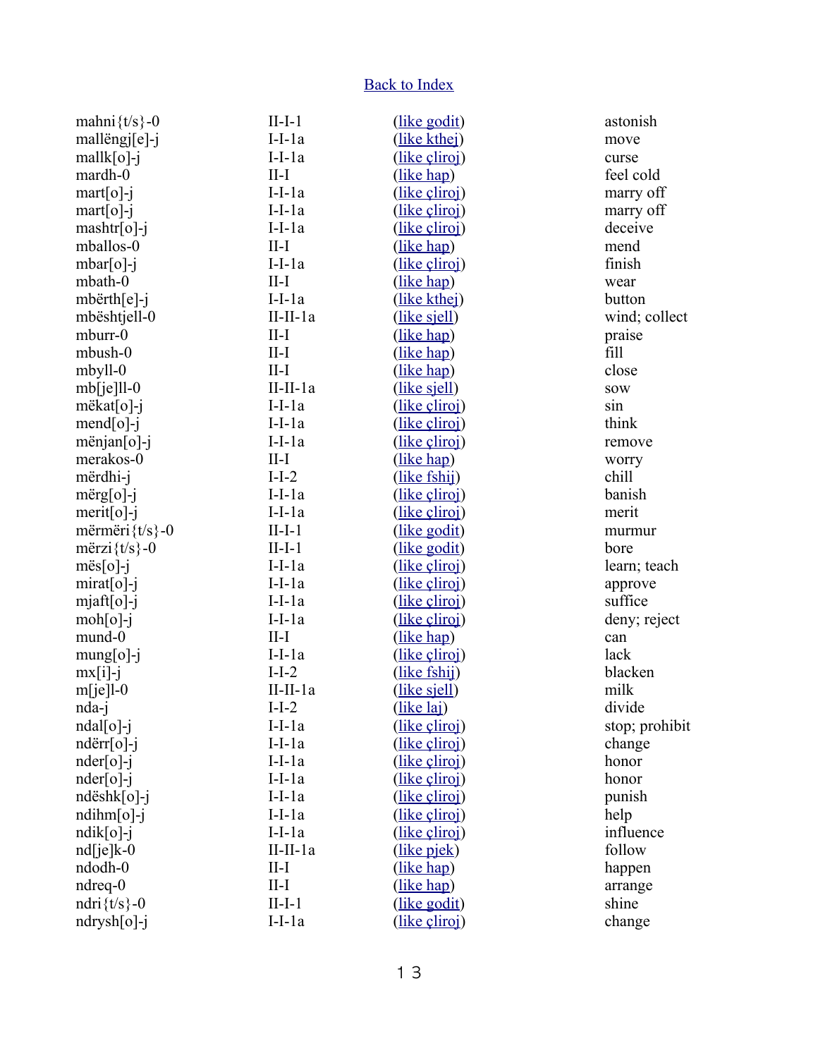[Back to Index]

| | | | |
|---|---|---|---|
| mahni{t/s}-0 | II-I-1 | (like godit) | astonish |
| mallëngj[e]-j | I-I-1a | (like kthej) | move |
| mallk[o]-j | I-I-1a | (like çliroj) | curse |
| mardh-0 | II-I | (like hap) | feel cold |
| mart[o]-j | I-I-1a | (like çliroj) | marry off |
| mart[o]-j | I-I-1a | (like çliroj) | marry off |
| mashtr[o]-j | I-I-1a | (like çliroj) | deceive |
| mballos-0 | II-I | (like hap) | mend |
| mbar[o]-j | I-I-1a | (like çliroj) | finish |
| mbath-0 | II-I | (like hap) | wear |
| mbërth[e]-j | I-I-1a | (like kthej) | button |
| mbështjell-0 | II-II-1a | (like sjell) | wind; collect |
| mburr-0 | II-I | (like hap) | praise |
| mbush-0 | II-I | (like hap) | fill |
| mbyll-0 | II-I | (like hap) | close |
| mb[je]ll-0 | II-II-1a | (like sjell) | sow |
| mëkat[o]-j | I-I-1a | (like çliroj) | sin |
| mend[o]-j | I-I-1a | (like çliroj) | think |
| mënjan[o]-j | I-I-1a | (like çliroj) | remove |
| merakos-0 | II-I | (like hap) | worry |
| mërdhi-j | I-I-2 | (like fshij) | chill |
| mërg[o]-j | I-I-1a | (like çliroj) | banish |
| merit[o]-j | I-I-1a | (like çliroj) | merit |
| mërmëri{t/s}-0 | II-I-1 | (like godit) | murmur |
| mërzi{t/s}-0 | II-I-1 | (like godit) | bore |
| mës[o]-j | I-I-1a | (like çliroj) | learn; teach |
| mirat[o]-j | I-I-1a | (like çliroj) | approve |
| mjaft[o]-j | I-I-1a | (like çliroj) | suffice |
| moh[o]-j | I-I-1a | (like çliroj) | deny; reject |
| mund-0 | II-I | (like hap) | can |
| mung[o]-j | I-I-1a | (like çliroj) | lack |
| mx[i]-j | I-I-2 | (like fshij) | blacken |
| m[je]ll-0 | II-II-1a | (like sjell) | milk |
| nda-j | I-I-2 | (like laj) | divide |
| ndal[o]-j | I-I-1a | (like çliroj) | stop; prohibit |
| ndërr[o]-j | I-I-1a | (like çliroj) | change |
| nder[o]-j | I-I-1a | (like çliroj) | honor |
| nder[o]-j | I-I-1a | (like çliroj) | honor |
| ndëshk[o]-j | I-I-1a | (like çliroj) | punish |
| ndihm[o]-j | I-I-1a | (like çliroj) | help |
| ndik[o]-j | I-I-1a | (like çliroj) | influence |
| nd[je]k-0 | II-II-1a | (like pjek) | follow |
| ndodh-0 | II-I | (like hap) | happen |
| ndreq-0 | II-I | (like hap) | arrange |
| ndri{t/s}-0 | II-I-1 | (like godit) | shine |
| ndrysh[o]-j | I-I-1a | (like çliroj) | change |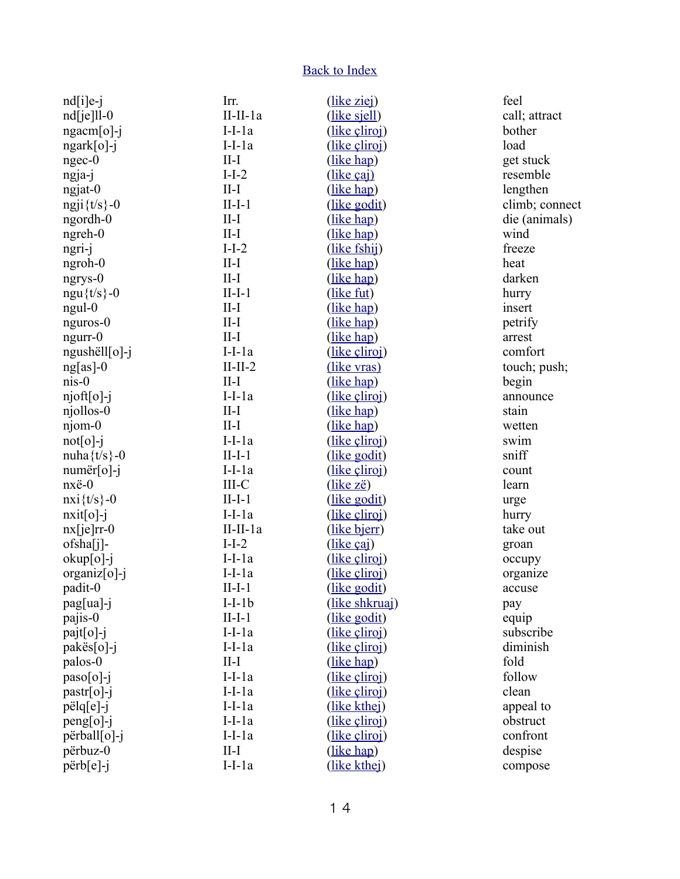Back to Index

| | | | |
|---|---|---|---|
| nd[i]e-j | Irr. | (like ziej) | feel |
| nd[je]ll-0 | II-II-1a | (like sjell) | call; attract |
| ngacm[o]-j | I-I-1a | (like çliroj) | bother |
| ngark[o]-j | I-I-1a | (like çliroj) | load |
| ngec-0 | II-I | (like hap) | get stuck |
| ngja-j | I-I-2 | (like çaj) | resemble |
| ngjat-0 | II-I | (like hap) | lengthen |
| ngji{t/s}-0 | II-I-1 | (like godit) | climb; connect |
| ngordh-0 | II-I | (like hap) | die (animals) |
| ngreh-0 | II-I | (like hap) | wind |
| ngri-j | I-I-2 | (like fshij) | freeze |
| ngroh-0 | II-I | (like hap) | heat |
| ngrys-0 | II-I | (like hap) | darken |
| ngu{t/s}-0 | II-I-1 | (like fut) | hurry |
| ngul-0 | II-I | (like hap) | insert |
| nguros-0 | II-I | (like hap) | petrify |
| ngurr-0 | II-I | (like hap) | arrest |
| ngushëll[o]-j | I-I-1a | (like çliroj) | comfort |
| ng[as]-0 | II-II-2 | (like vras) | touch; push; |
| nis-0 | II-I | (like hap) | begin |
| njoft[o]-j | I-I-1a | (like çliroj) | announce |
| njollos-0 | II-I | (like hap) | stain |
| njom-0 | II-I | (like hap) | wetten |
| not[o]-j | I-I-1a | (like çliroj) | swim |
| nuha{t/s}-0 | II-I-1 | (like godit) | sniff |
| numër[o]-j | I-I-1a | (like çliroj) | count |
| nxë-0 | III-C | (like zë) | learn |
| nxi{t/s}-0 | II-I-1 | (like godit) | urge |
| nxit[o]-j | I-I-1a | (like çliroj) | hurry |
| nx[je]rr-0 | II-II-1a | (like bjerr) | take out |
| ofsha[j]- | I-I-2 | (like çaj) | groan |
| okup[o]-j | I-I-1a | (like çliroj) | occupy |
| organiz[o]-j | I-I-1a | (like çliroj) | organize |
| padit-0 | II-I-1 | (like godit) | accuse |
| pag[ua]-j | I-I-1b | (like shkruaj) | pay |
| pajis-0 | II-I-1 | (like godit) | equip |
| pajt[o]-j | I-I-1a | (like çliroj) | subscribe |
| pakës[o]-j | I-I-1a | (like çliroj) | diminish |
| palos-0 | II-I | (like hap) | fold |
| paso[o]-j | I-I-1a | (like çliroj) | follow |
| pastr[o]-j | I-I-1a | (like çliroj) | clean |
| pëlq[e]-j | I-I-1a | (like kthej) | appeal to |
| peng[o]-j | I-I-1a | (like çliroj) | obstruct |
| përball[o]-j | I-I-1a | (like çliroj) | confront |
| përbuz-0 | II-I | (like hap) | despise |
| përb[e]-j | I-I-1a | (like kthej) | compose |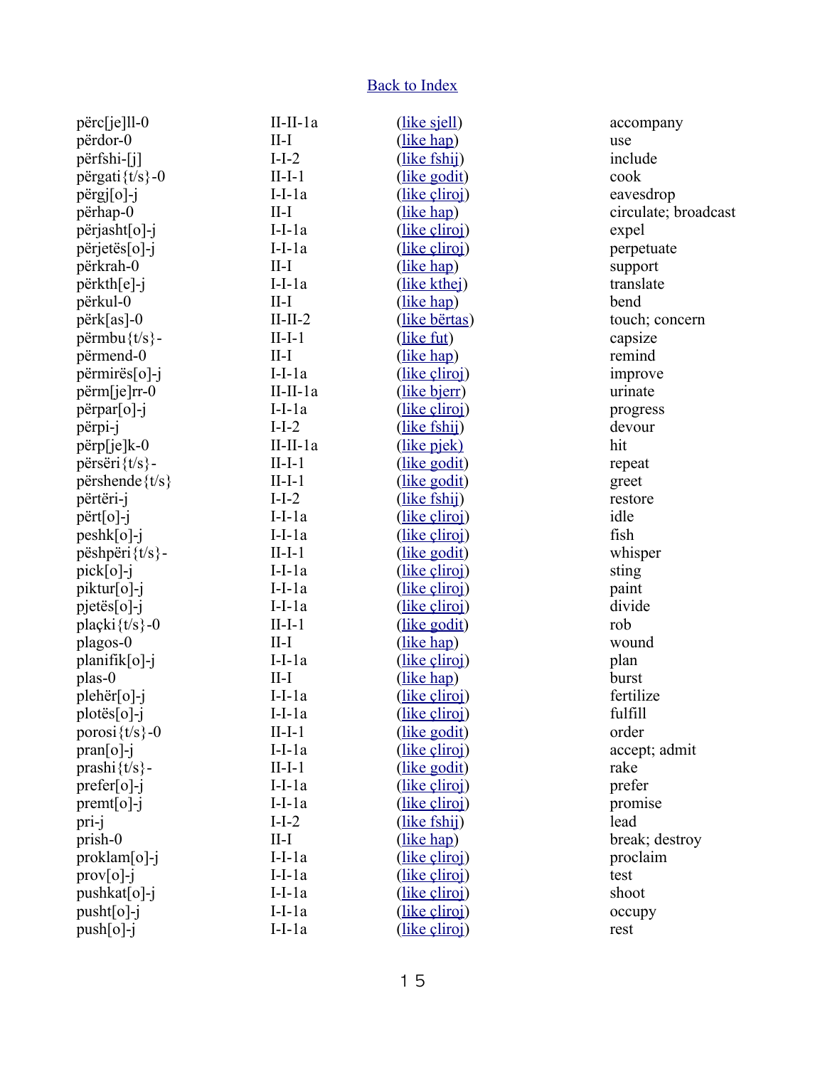Back to Index

| | | | |
|---|---|---|---|
| përc[je]ll-0 | II-II-1a | (like sjell) | accompany |
| përdor-0 | II-I | (like hap) | use |
| përfshi-[j] | I-I-2 | (like fshij) | include |
| përgati{t/s}-0 | II-I-1 | (like godit) | cook |
| përgj[o]-j | I-I-1a | (like çliroj) | eavesdrop |
| përhap-0 | II-I | (like hap) | circulate; broadcast |
| përjasht[o]-j | I-I-1a | (like çliroj) | expel |
| përjetës[o]-j | I-I-1a | (like çliroj) | perpetuate |
| përkrah-0 | II-I | (like hap) | support |
| përkth[e]-j | I-I-1a | (like kthej) | translate |
| përkul-0 | II-I | (like hap) | bend |
| përk[as]-0 | II-II-2 | (like bërtas) | touch; concern |
| përmbu{t/s}- | II-I-1 | (like fut) | capsize |
| përmend-0 | II-I | (like hap) | remind |
| përmirës[o]-j | I-I-1a | (like çliroj) | improve |
| përm[je]rr-0 | II-II-1a | (like bjerr) | urinate |
| përpar[o]-j | I-I-1a | (like çliroj) | progress |
| përpi-j | I-I-2 | (like fshij) | devour |
| përp[je]k-0 | II-II-1a | (like pjek) | hit |
| përsëri{t/s}- | II-I-1 | (like godit) | repeat |
| përshende{t/s} | II-I-1 | (like godit) | greet |
| përtëri-j | I-I-2 | (like fshij) | restore |
| përt[o]-j | I-I-1a | (like çliroj) | idle |
| peshk[o]-j | I-I-1a | (like çliroj) | fish |
| pëshpëri{t/s}- | II-I-1 | (like godit) | whisper |
| pick[o]-j | I-I-1a | (like çliroj) | sting |
| piktur[o]-j | I-I-1a | (like çliroj) | paint |
| pjetës[o]-j | I-I-1a | (like çliroj) | divide |
| plaçki{t/s}-0 | II-I-1 | (like godit) | rob |
| plagos-0 | II-I | (like hap) | wound |
| planifik[o]-j | I-I-1a | (like çliroj) | plan |
| plas-0 | II-I | (like hap) | burst |
| plehër[o]-j | I-I-1a | (like çliroj) | fertilize |
| plotës[o]-j | I-I-1a | (like çliroj) | fulfill |
| porosi{t/s}-0 | II-I-1 | (like godit) | order |
| pran[o]-j | I-I-1a | (like çliroj) | accept; admit |
| prashi{t/s}- | II-I-1 | (like godit) | rake |
| prefer[o]-j | I-I-1a | (like çliroj) | prefer |
| premt[o]-j | I-I-1a | (like çliroj) | promise |
| pri-j | I-I-2 | (like fshij) | lead |
| prish-0 | II-I | (like hap) | break; destroy |
| proklam[o]-j | I-I-1a | (like çliroj) | proclaim |
| prov[o]-j | I-I-1a | (like çliroj) | test |
| pushkat[o]-j | I-I-1a | (like çliroj) | shoot |
| pusht[o]-j | I-I-1a | (like çliroj) | occupy |
| push[o]-j | I-I-1a | (like çliroj) | rest |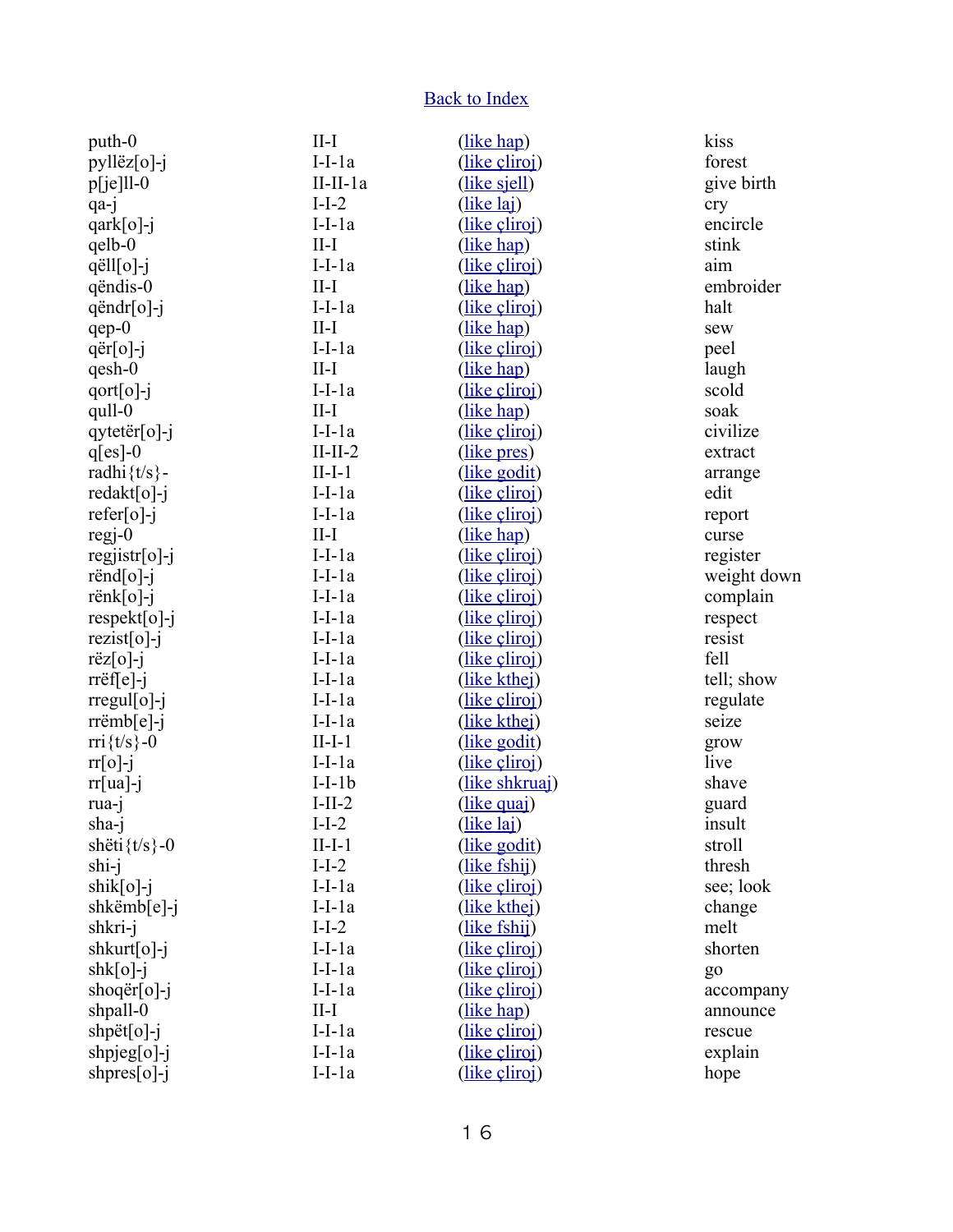Back to Index

| | | | |
|---|---|---|---|
| puth-0 | II-I | (like hap) | kiss |
| pyllëz[o]-j | I-I-1a | (like çliroj) | forest |
| p[je]ll-0 | II-II-1a | (like sjell) | give birth |
| qa-j | I-I-2 | (like laj) | cry |
| qark[o]-j | I-I-1a | (like çliroj) | encircle |
| qelb-0 | II-I | (like hap) | stink |
| qëll[o]-j | I-I-1a | (like çliroj) | aim |
| qëndis-0 | II-I | (like hap) | embroider |
| qëndr[o]-j | I-I-1a | (like çliroj) | halt |
| qep-0 | II-I | (like hap) | sew |
| qër[o]-j | I-I-1a | (like çliroj) | peel |
| qesh-0 | II-I | (like hap) | laugh |
| qort[o]-j | I-I-1a | (like çliroj) | scold |
| qull-0 | II-I | (like hap) | soak |
| qytetër[o]-j | I-I-1a | (like çliroj) | civilize |
| q[es]-0 | II-II-2 | (like pres) | extract |
| radhi{t/s}- | II-I-1 | (like godit) | arrange |
| redakt[o]-j | I-I-1a | (like çliroj) | edit |
| refer[o]-j | I-I-1a | (like çliroj) | report |
| regj-0 | II-I | (like hap) | curse |
| regjistr[o]-j | I-I-1a | (like çliroj) | register |
| rënd[o]-j | I-I-1a | (like çliroj) | weight down |
| rënk[o]-j | I-I-1a | (like çliroj) | complain |
| respekt[o]-j | I-I-1a | (like çliroj) | respect |
| rezist[o]-j | I-I-1a | (like çliroj) | resist |
| rëz[o]-j | I-I-1a | (like çliroj) | fell |
| rrëf[e]-j | I-I-1a | (like kthej) | tell; show |
| rregul[o]-j | I-I-1a | (like çliroj) | regulate |
| rrëmb[e]-j | I-I-1a | (like kthej) | seize |
| rri{t/s}-0 | II-I-1 | (like godit) | grow |
| rr[o]-j | I-I-1a | (like çliroj) | live |
| rr[ua]-j | I-I-1b | (like shkruaj) | shave |
| rua-j | I-II-2 | (like quaj) | guard |
| sha-j | I-I-2 | (like laj) | insult |
| shëti{t/s}-0 | II-I-1 | (like godit) | stroll |
| shi-j | I-I-2 | (like fshij) | thresh |
| shik[o]-j | I-I-1a | (like çliroj) | see; look |
| shkëmb[e]-j | I-I-1a | (like kthej) | change |
| shkri-j | I-I-2 | (like fshij) | melt |
| shkurt[o]-j | I-I-1a | (like çliroj) | shorten |
| shk[o]-j | I-I-1a | (like çliroj) | go |
| shoqër[o]-j | I-I-1a | (like çliroj) | accompany |
| shpall-0 | II-I | (like hap) | announce |
| shpët[o]-j | I-I-1a | (like çliroj) | rescue |
| shpjeg[o]-j | I-I-1a | (like çliroj) | explain |
| shpres[o]-j | I-I-1a | (like çliroj) | hope |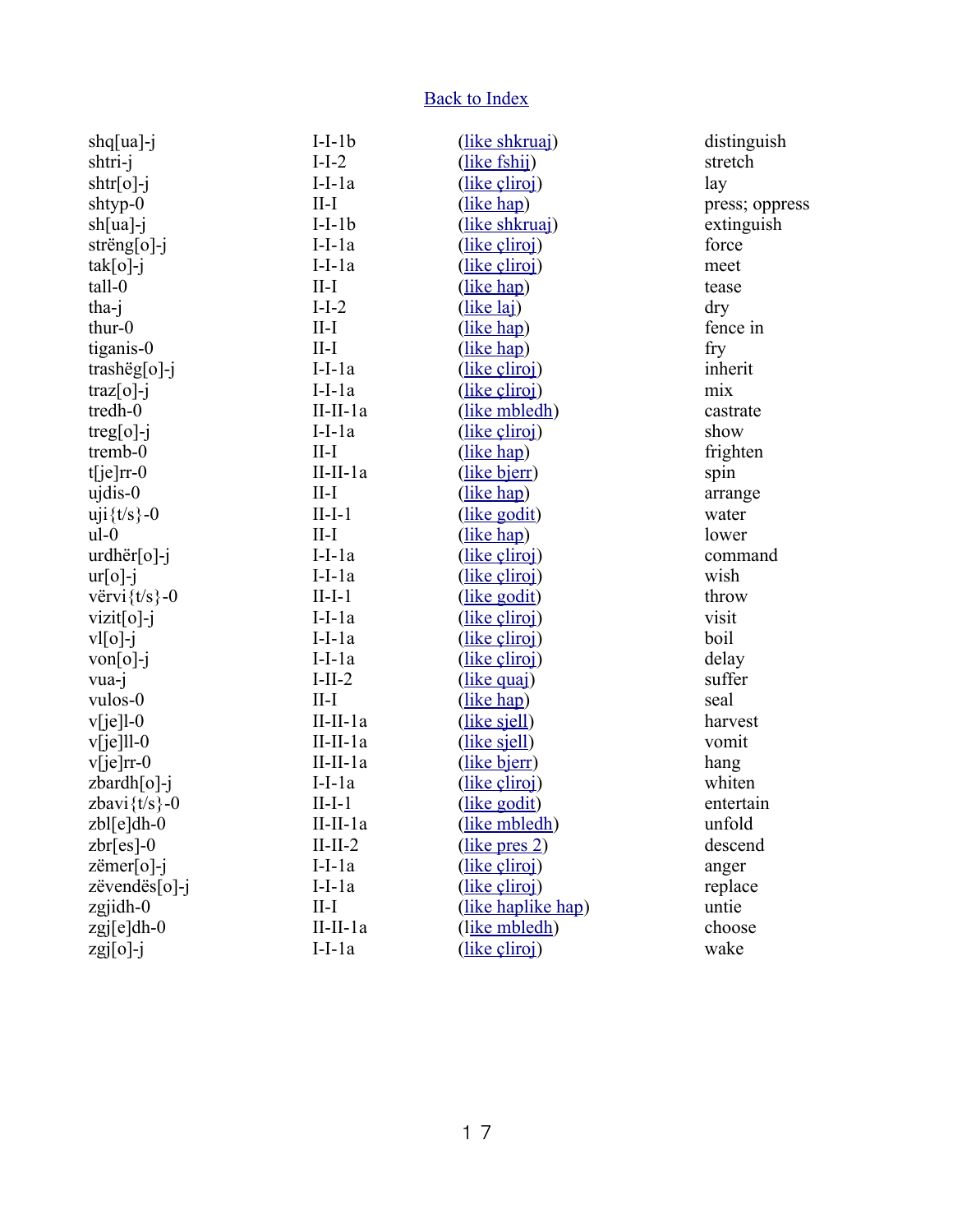Back to Index

| | | | |
|---|---|---|---|
| shq[ua]-j | I-I-1b | (like shkruaj) | distinguish |
| shtri-j | I-I-2 | (like fshij) | stretch |
| shtr[o]-j | I-I-1a | (like çliroj) | lay |
| shtyp-0 | II-I | (like hap) | press; oppress |
| sh[ua]-j | I-I-1b | (like shkruaj) | extinguish |
| strëng[o]-j | I-I-1a | (like çliroj) | force |
| tak[o]-j | I-I-1a | (like çliroj) | meet |
| tall-0 | II-I | (like hap) | tease |
| tha-j | I-I-2 | (like laj) | dry |
| thur-0 | II-I | (like hap) | fence in |
| tiganis-0 | II-I | (like hap) | fry |
| trashëg[o]-j | I-I-1a | (like çliroj) | inherit |
| traz[o]-j | I-I-1a | (like çliroj) | mix |
| tredh-0 | II-II-1a | (like mbledh) | castrate |
| treg[o]-j | I-I-1a | (like çliroj) | show |
| tremb-0 | II-I | (like hap) | frighten |
| t[je]rr-0 | II-II-1a | (like bjerr) | spin |
| ujdis-0 | II-I | (like hap) | arrange |
| uji{t/s}-0 | II-I-1 | (like godit) | water |
| ul-0 | II-I | (like hap) | lower |
| urdhër[o]-j | I-I-1a | (like çliroj) | command |
| ur[o]-j | I-I-1a | (like çliroj) | wish |
| vërvi{t/s}-0 | II-I-1 | (like godit) | throw |
| vizit[o]-j | I-I-1a | (like çliroj) | visit |
| vl[o]-j | I-I-1a | (like çliroj) | boil |
| von[o]-j | I-I-1a | (like çliroj) | delay |
| vua-j | I-II-2 | (like quaj) | suffer |
| vulos-0 | II-I | (like hap) | seal |
| v[je]l-0 | II-II-1a | (like sjell) | harvest |
| v[je]ll-0 | II-II-1a | (like sjell) | vomit |
| v[je]rr-0 | II-II-1a | (like bjerr) | hang |
| zbardh[o]-j | I-I-1a | (like çliroj) | whiten |
| zbavi{t/s}-0 | II-I-1 | (like godit) | entertain |
| zbl[e]dh-0 | II-II-1a | (like mbledh) | unfold |
| zbr[es]-0 | II-II-2 | (like pres 2) | descend |
| zëmer[o]-j | I-I-1a | (like çliroj) | anger |
| zëvendës[o]-j | I-I-1a | (like çliroj) | replace |
| zgjidh-0 | II-I | (like haplike hap) | untie |
| zgj[e]dh-0 | II-II-1a | (like mbledh) | choose |
| zgj[o]-j | I-I-1a | (like çliroj) | wake |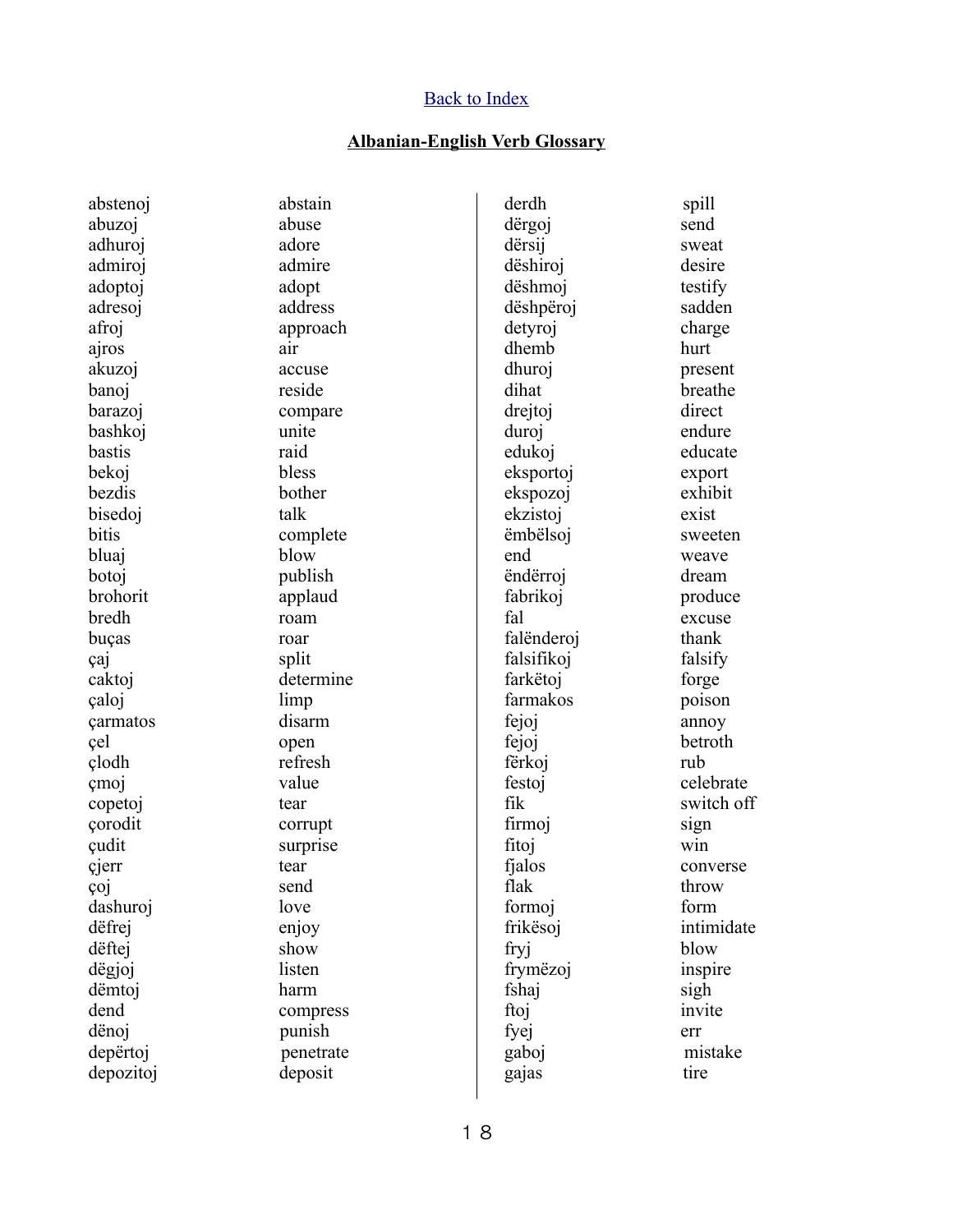[Back to Index]

## Albanian-English Verb Glossary

| | |
|---|---|
| abstenoj | abstain |
| abuzoj | abuse |
| adhuroj | adore |
| admiroj | admire |
| adoptoj | adopt |
| adresoj | address |
| afroj | approach |
| ajros | air |
| akuzoj | accuse |
| banoj | reside |
| barazoj | compare |
| bashkoj | unite |
| bastis | raid |
| bekoj | bless |
| bezdis | bother |
| bisedoj | talk |
| bitis | complete |
| bluaj | blow |
| botoj | publish |
| brohorit | applaud |
| bredh | roam |
| buças | roar |
| çaj | split |
| caktoj | determine |
| çaloj | limp |
| çarmatos | disarm |
| çel | open |
| çlodh | refresh |
| çmoj | value |
| copetoj | tear |
| çorodit | corrupt |
| çudit | surprise |
| çjerr | tear |
| çoj | send |
| dashuroj | love |
| dëfrej | enjoy |
| dëftej | show |
| dëgjoj | listen |
| dëmtoj | harm |
| dend | compress |
| dënoj | punish |
| depërtoj | penetrate |
| depozitoj | deposit |
| derdh | spill |
| dërgoj | send |
| dërsij | sweat |
| dëshiroj | desire |
| dëshmoj | testify |
| dëshpëroj | sadden |
| detyroj | charge |
| dhemb | hurt |
| dhuroj | present |
| dihat | breathe |
| drejtoj | direct |
| duroj | endure |
| edukoj | educate |
| eksportoj | export |
| ekspozoj | exhibit |
| ekzistoj | exist |
| ëmbëlsoj | sweeten |
| end | weave |
| ëndërroj | dream |
| fabrikoj | produce |
| fal | excuse |
| falënderoj | thank |
| falsifikoj | falsify |
| farkëtoj | forge |
| farmakos | poison |
| fejoj | annoy |
| fejoj | betroth |
| fërkoj | rub |
| festoj | celebrate |
| fik | switch off |
| firmoj | sign |
| fitoj | win |
| fjalos | converse |
| flak | throw |
| formoj | form |
| frikësoj | intimidate |
| fryj | blow |
| frymëzoj | inspire |
| fshaj | sigh |
| ftoj | invite |
| fyej | err |
| gaboj | mistake |
| gajas | tire |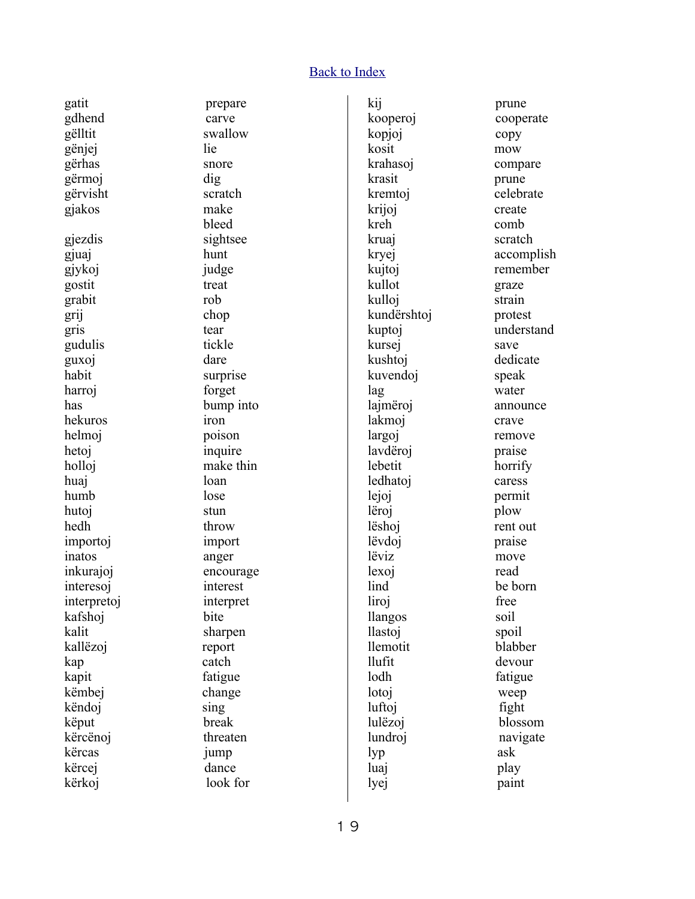[Back to Index]

| | |
|---|---|
| gatit | prepare |
| gdhend | carve |
| gëlltit | swallow |
| gënjej | lie |
| gërhas | snore |
| gërmoj | dig |
| gërvisht | scratch |
| gjakos | make bleed |
| gjezdis | sightsee |
| gjuaj | hunt |
| gjykoj | judge |
| gostit | treat |
| grabit | rob |
| grij | chop |
| gris | tear |
| gudulis | tickle |
| guxoj | dare |
| habit | surprise |
| harroj | forget |
| has | bump into |
| hekuros | iron |
| helmoj | poison |
| hetoj | inquire |
| holloj | make thin |
| huaj | loan |
| humb | lose |
| hutoj | stun |
| hedh | throw |
| importoj | import |
| inatos | anger |
| inkurajoj | encourage |
| interesoj | interest |
| interpretoj | interpret |
| kafshoj | bite |
| kalit | sharpen |
| kallëzoj | report |
| kap | catch |
| kapit | fatigue |
| këmbej | change |
| këndoj | sing |
| këput | break |
| kërcënoj | threaten |
| kërcas | jump |
| kërcej | dance |
| kërkoj | look for |
| kij | prune |
| kooperoj | cooperate |
| kopjoj | copy |
| kosit | mow |
| krahasoj | compare |
| krasit | prune |
| kremtoj | celebrate |
| krijoj | create |
| kreh | comb |
| kruaj | scratch |
| kryej | accomplish |
| kujtoj | remember |
| kullot | graze |
| kulloj | strain |
| kundërshtoj | protest |
| kuptoj | understand |
| kursej | save |
| kushtoj | dedicate |
| kuvendoj | speak |
| lag | water |
| lajmëroj | announce |
| lakmoj | crave |
| largoj | remove |
| lavdëroj | praise |
| lebetit | horrify |
| ledhatoj | caress |
| lejoj | permit |
| lëroj | plow |
| lëshoj | rent out |
| lëvdoj | praise |
| lëviz | move |
| lexoj | read |
| lind | be born |
| liroj | free |
| llangos | soil |
| llastoj | spoil |
| llemotit | blabber |
| llufit | devour |
| lodh | fatigue |
| lotoj | weep |
| luftoj | fight |
| lulëzoj | blossom |
| lundroj | navigate |
| lyp | ask |
| luaj | play |
| lyej | paint |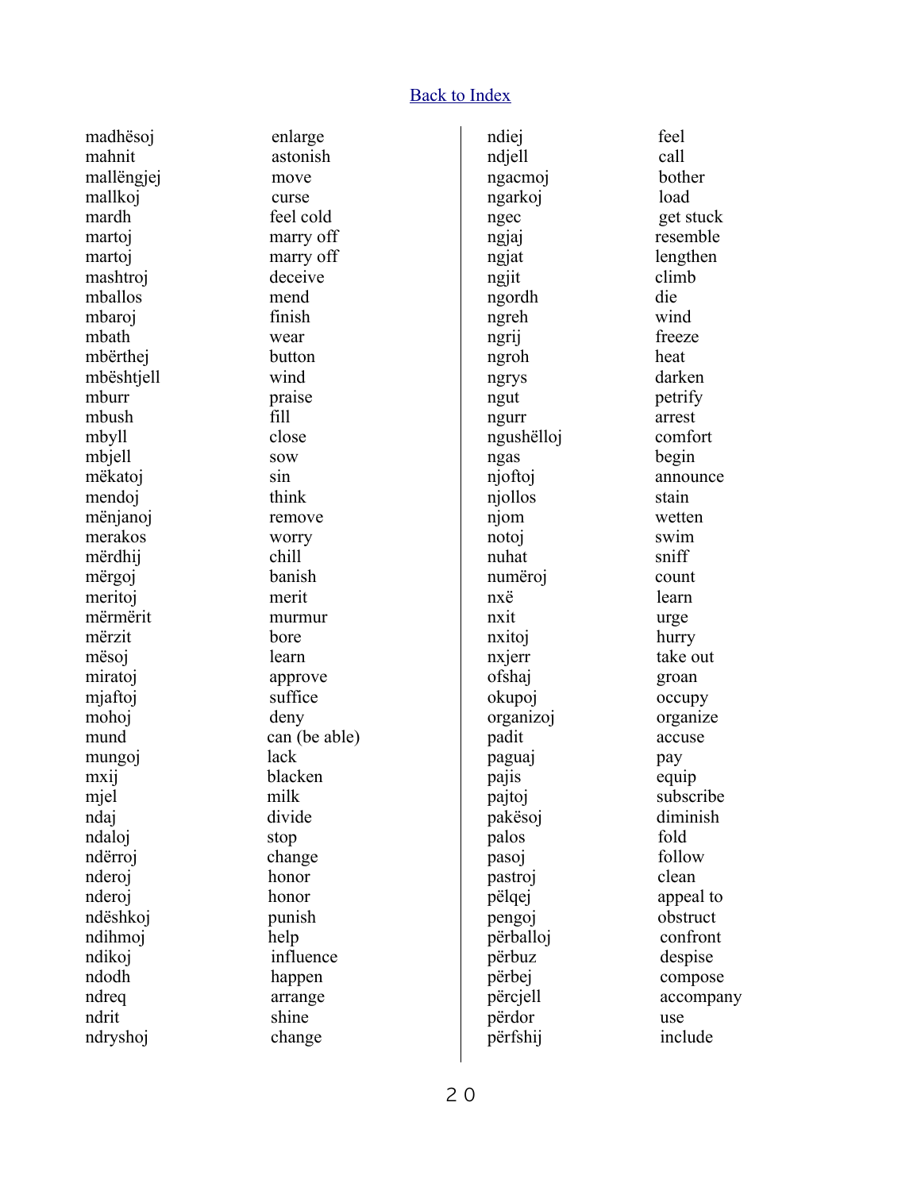[Back to Index]

| Albanian | English |
| --- | --- |
| madhësoj | enlarge |
| mahnit | astonish |
| mallëngjej | move |
| mallkoj | curse |
| mardh | feel cold |
| martoj | marry off |
| martoj | marry off |
| mashtroj | deceive |
| mballos | mend |
| mbaroj | finish |
| mbath | wear |
| mbërthej | button |
| mbështjell | wind |
| mburr | praise |
| mbush | fill |
| mbyll | close |
| mbjell | sow |
| mëkatoj | sin |
| mendoj | think |
| mënjanoj | remove |
| merakos | worry |
| mërdhij | chill |
| mërgoj | banish |
| meritoj | merit |
| mërmërit | murmur |
| mërzit | bore |
| mësoj | learn |
| miratoj | approve |
| mjaftoj | suffice |
| mohoj | deny |
| mund | can (be able) |
| mungoj | lack |
| mxij | blacken |
| mjel | milk |
| ndaj | divide |
| ndaloj | stop |
| ndërroj | change |
| nderoj | honor |
| nderoj | honor |
| ndëshkoj | punish |
| ndihmoj | help |
| ndikoj | influence |
| ndodh | happen |
| ndreq | arrange |
| ndrit | shine |
| ndryshoj | change |
| ndiej | feel |
| ndjell | call |
| ngacmoj | bother |
| ngarkoj | load |
| ngec | get stuck |
| ngjaj | resemble |
| ngjat | lengthen |
| ngjit | climb |
| ngordh | die |
| ngreh | wind |
| ngrij | freeze |
| ngroh | heat |
| ngrys | darken |
| ngut | petrify |
| ngurr | arrest |
| ngushëlloj | comfort |
| ngas | begin |
| njoftoj | announce |
| njollos | stain |
| njom | wetten |
| notoj | swim |
| nuhat | sniff |
| numëroj | count |
| nxë | learn |
| nxit | urge |
| nxitoj | hurry |
| nxjerr | take out |
| ofshaj | groan |
| okupoj | occupy |
| organizoj | organize |
| padit | accuse |
| paguaj | pay |
| pajis | equip |
| pajtoj | subscribe |
| pakësoj | diminish |
| palos | fold |
| pasoj | follow |
| pastroj | clean |
| pëlqej | appeal to |
| pengoj | obstruct |
| përballoj | confront |
| përbuz | despise |
| përbej | compose |
| përcjell | accompany |
| përdor | use |
| përfshij | include |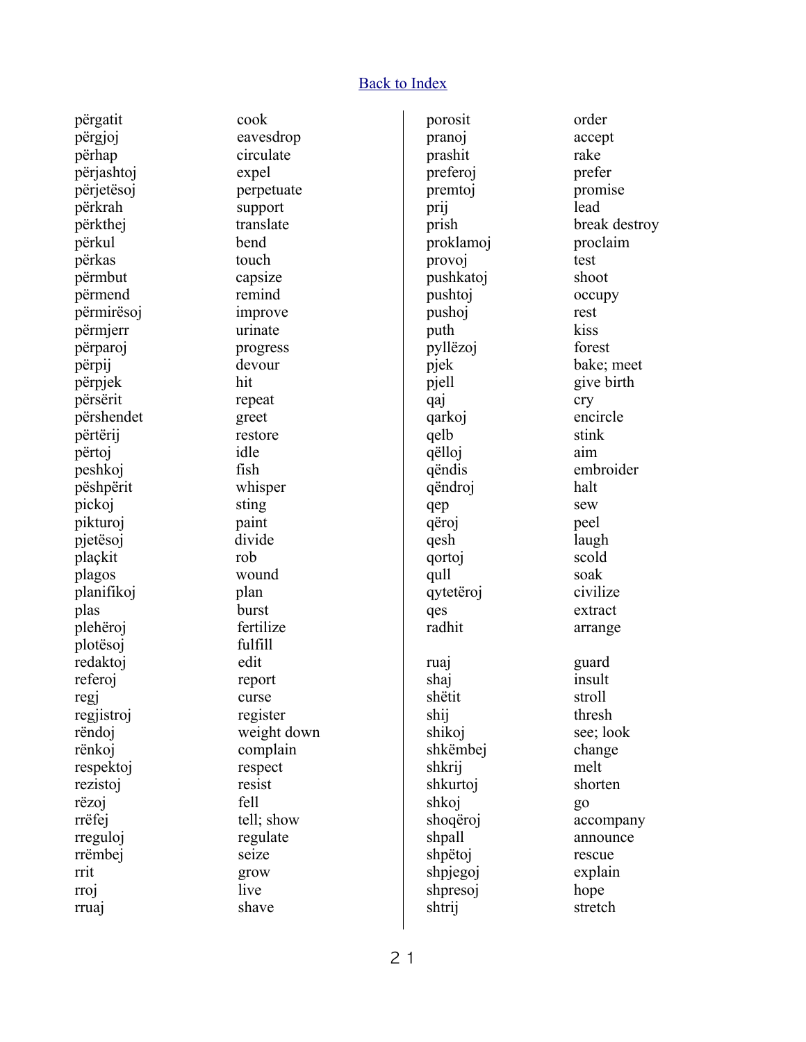[Back to Index]

| | |
|---|---|
| përgatit | cook |
| përgjoj | eavesdrop |
| përhap | circulate |
| përjashtoj | expel |
| përjetësoj | perpetuate |
| përkrah | support |
| përkthej | translate |
| përkul | bend |
| përkas | touch |
| përmbut | capsize |
| përmend | remind |
| përmirësoj | improve |
| përmjerr | urinate |
| përparoj | progress |
| përpij | devour |
| përpjek | hit |
| përsërit | repeat |
| përshendet | greet |
| përtërij | restore |
| përtoj | idle |
| peshkoj | fish |
| pëshpërit | whisper |
| pickoj | sting |
| pikturoj | paint |
| pjetësoj | divide |
| plaçkit | rob |
| plagos | wound |
| planifikoj | plan |
| plas | burst |
| plehëroj | fertilize |
| plotësoj | fulfill |
| redaktoj | edit |
| referoj | report |
| regj | curse |
| regjistroj | register |
| rëndoj | weight down |
| rënkoj | complain |
| respektoj | respect |
| rezistoj | resist |
| rëzoj | fell |
| rrëfej | tell; show |
| rreguloj | regulate |
| rrëmbej | seize |
| rrit | grow |
| rroj | live |
| rruaj | shave |
| porosit | order |
| pranoj | accept |
| prashit | rake |
| preferoj | prefer |
| premtoj | promise |
| prij | lead |
| prish | break destroy |
| proklamoj | proclaim |
| provoj | test |
| pushkatoj | shoot |
| pushtoj | occupy |
| pushoj | rest |
| puth | kiss |
| pyllëzoj | forest |
| pjek | bake; meet |
| pjell | give birth |
| qaj | cry |
| qarkoj | encircle |
| qelb | stink |
| qëlloj | aim |
| qëndis | embroider |
| qëndroj | halt |
| qep | sew |
| qëroj | peel |
| qesh | laugh |
| qortoj | scold |
| qull | soak |
| qytetëroj | civilize |
| qes | extract |
| radhit | arrange |
| ruaj | guard |
| shaj | insult |
| shëtit | stroll |
| shij | thresh |
| shikoj | see; look |
| shkëmbej | change |
| shkrij | melt |
| shkurtoj | shorten |
| shkoj | go |
| shoqëroj | accompany |
| shpall | announce |
| shpëtoj | rescue |
| shpjegoj | explain |
| shpresoj | hope |
| shtrij | stretch |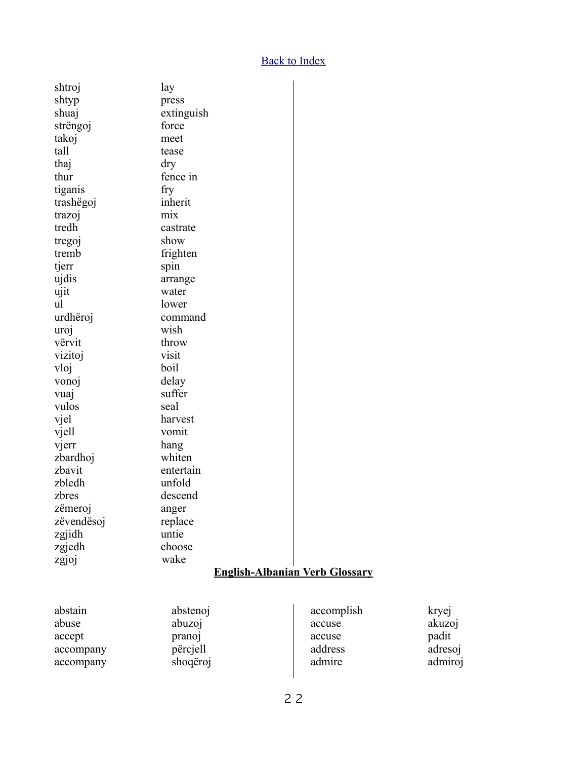[Back to Index](#)

| | |
|---|---|
| shtroj | lay |
| shtyp | press |
| shuaj | extinguish |
| strëngoj | force |
| takoj | meet |
| tall | tease |
| thaj | dry |
| thur | fence in |
| tiganis | fry |
| trashëgoj | inherit |
| trazoj | mix |
| tredh | castrate |
| tregoj | show |
| tremb | frighten |
| tjerr | spin |
| ujdis | arrange |
| ujit | water |
| ul | lower |
| urdhëroj | command |
| uroj | wish |
| vërvit | throw |
| vizitoj | visit |
| vloj | boil |
| vonoj | delay |
| vuaj | suffer |
| vulos | seal |
| vjel | harvest |
| vjell | vomit |
| vjerr | hang |
| zbardhoj | whiten |
| zbavit | entertain |
| zbledh | unfold |
| zbres | descend |
| zëmeroj | anger |
| zëvendësoj | replace |
| zgjidh | untie |
| zgjedh | choose |
| zgjoj | wake |

## English-Albanian Verb Glossary

| | |
|---|---|
| abstain | abstenoj |
| abuse | abuzoj |
| accept | pranoj |
| accompany | përcjell |
| accompany | shoqëroj |
| accomplish | kryej |
| accuse | akuzoj |
| accuse | padit |
| address | adresoj |
| admire | admiroj |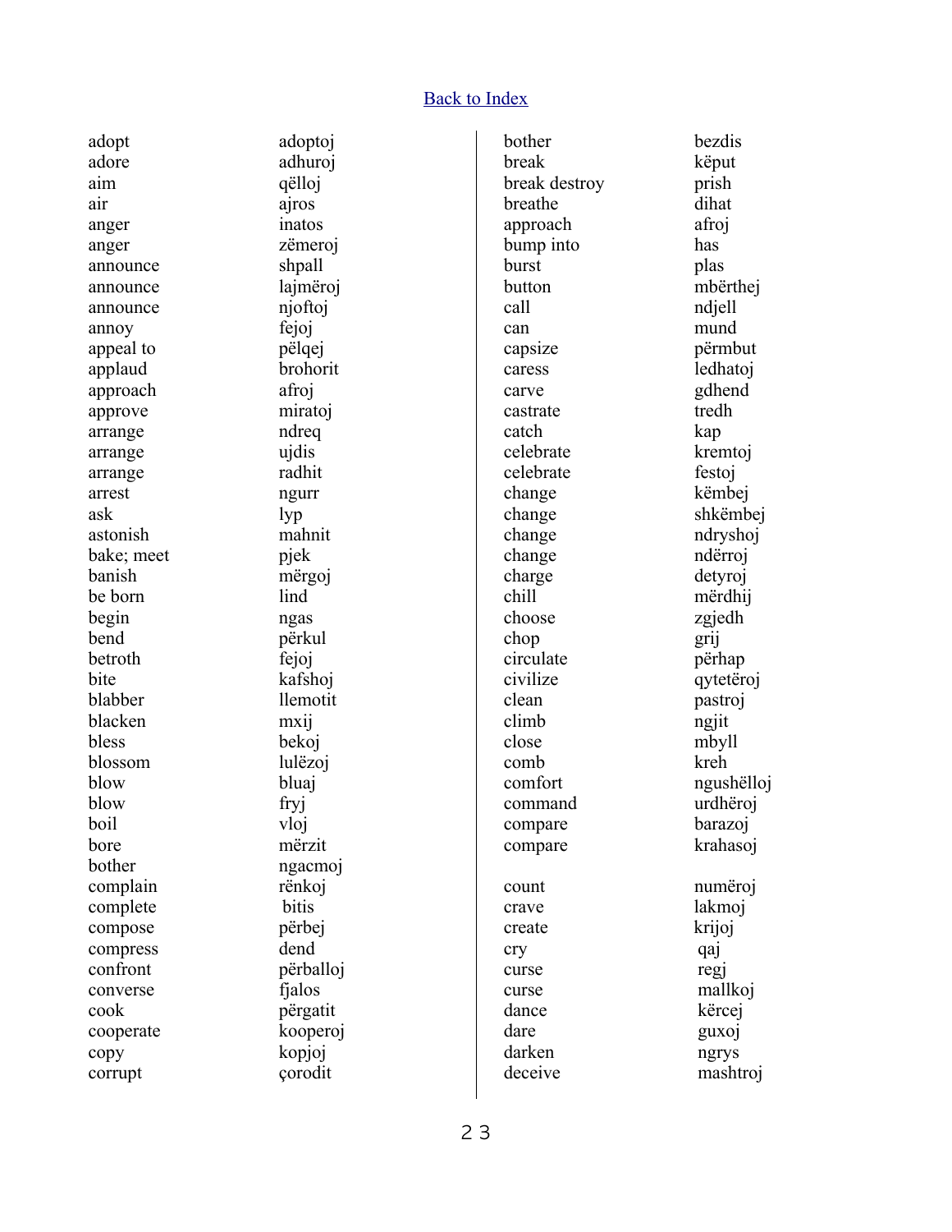[Back to Index]

| English | Albanian |
|---|---|
| adopt | adoptoj |
| adore | adhuroj |
| aim | qëlloj |
| air | ajros |
| anger | inatos |
| anger | zëmeroj |
| announce | shpall |
| announce | lajmëroj |
| announce | njoftoj |
| annoy | fejoj |
| appeal to | pëlqej |
| applaud | brohorit |
| approach | afroj |
| approve | miratoj |
| arrange | ndreq |
| arrange | ujdis |
| arrange | radhit |
| arrest | ngurr |
| ask | lyp |
| astonish | mahnit |
| bake; meet | pjek |
| banish | mërgoj |
| be born | lind |
| begin | ngas |
| bend | përkul |
| betroth | fejoj |
| bite | kafshoj |
| blabber | llemotit |
| blacken | mxij |
| bless | bekoj |
| blossom | lulëzoj |
| blow | bluaj |
| blow | fryj |
| boil | vloj |
| bore | mërzit |
| bother | ngacmoj |
| complain | rënkoj |
| complete | bitis |
| compose | përbej |
| compress | dend |
| confront | përballoj |
| converse | fjalos |
| cook | përgatit |
| cooperate | kooperoj |
| copy | kopjoj |
| corrupt | çorodit |

| English | Albanian |
|---|---|
| bother | bezdis |
| break | këput |
| break destroy | prish |
| breathe | dihat |
| approach | afroj |
| bump into | has |
| burst | plas |
| button | mbërthej |
| call | ndjell |
| can | mund |
| capsize | përmbut |
| caress | ledhatoj |
| carve | gdhend |
| castrate | tredh |
| catch | kap |
| celebrate | kremtoj |
| celebrate | festoj |
| change | këmbej |
| change | shkëmbej |
| change | ndryshoj |
| change | ndërroj |
| charge | detyroj |
| chill | mërdhij |
| choose | zgjedh |
| chop | grij |
| circulate | përhap |
| civilize | qytetëroj |
| clean | pastroj |
| climb | ngjit |
| close | mbyll |
| comb | kreh |
| comfort | ngushëlloj |
| command | urdhëroj |
| compare | barazoj |
| compare | krahasoj |
| count | numëroj |
| crave | lakmoj |
| create | krijoj |
| cry | qaj |
| curse | regj |
| curse | mallkoj |
| dance | kërcej |
| dare | guxoj |
| darken | ngrys |
| deceive | mashtroj |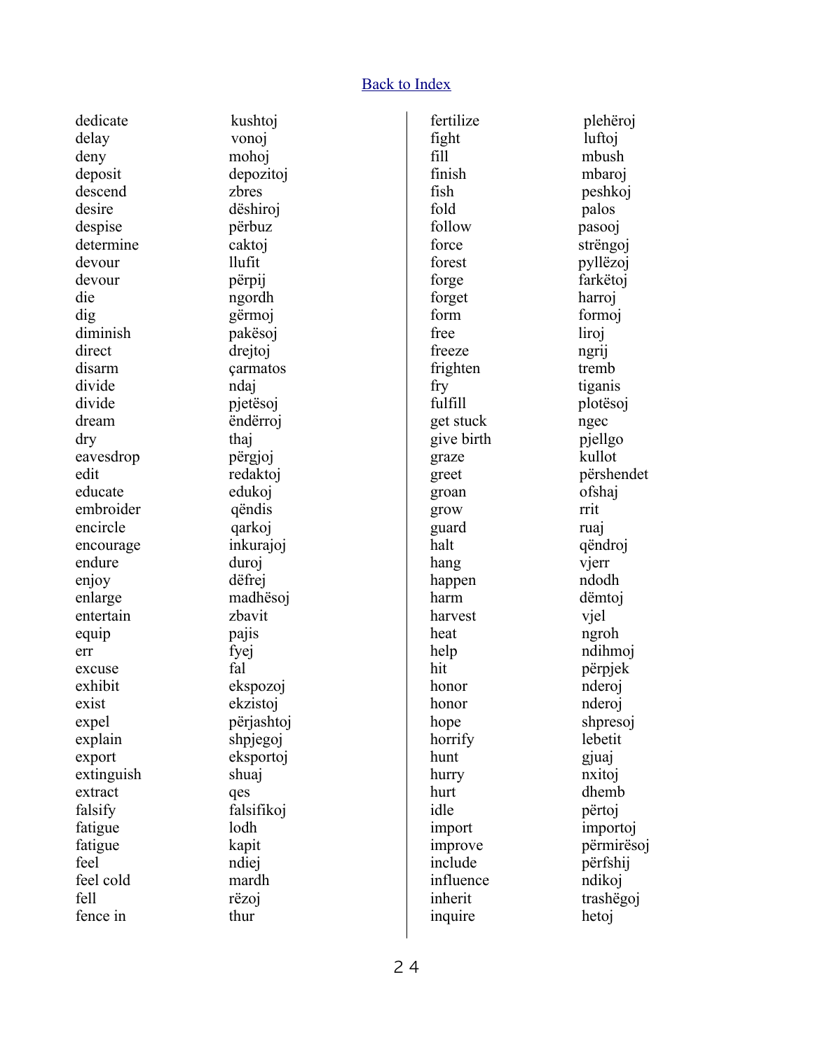[Back to Index](#)

| English | Albanian |
| --- | --- |
| dedicate | kushtoj |
| delay | vonoj |
| deny | mohoj |
| deposit | depozitoj |
| descend | zbres |
| desire | dëshiroj |
| despise | përbuz |
| determine | caktoj |
| devour | llufit |
| devour | përpij |
| die | ngordh |
| dig | gërmoj |
| diminish | pakësoj |
| direct | drejtoj |
| disarm | çarmatos |
| divide | ndaj |
| divide | pjetësoj |
| dream | ëndërroj |
| dry | thaj |
| eavesdrop | përgjoj |
| edit | redaktoj |
| educate | edukoj |
| embroider | qëndis |
| encircle | qarkoj |
| encourage | inkurajoj |
| endure | duroj |
| enjoy | dëfrej |
| enlarge | madhësoj |
| entertain | zbavit |
| equip | pajis |
| err | fyej |
| excuse | fal |
| exhibit | ekspozoj |
| exist | ekzistoj |
| expel | përjashtoj |
| explain | shpjegoj |
| export | eksportoj |
| extinguish | shuaj |
| extract | qes |
| falsify | falsifikoj |
| fatigue | lodh |
| fatigue | kapit |
| feel | ndiej |
| feel cold | mardh |
| fell | rëzoj |
| fence in | thur |
| fertilize | plehëroj |
| fight | luftoj |
| fill | mbush |
| finish | mbaroj |
| fish | peshkoj |
| fold | palos |
| follow | pasooj |
| force | shtrëngoj |
| forest | pyllëzoj |
| forge | farkëtoj |
| forget | harroj |
| form | formoj |
| free | liroj |
| freeze | ngrij |
| frighten | tremb |
| fry | tiganis |
| fulfill | plotësoj |
| get stuck | ngec |
| give birth | pjellgo |
| graze | kullot |
| greet | përshendet |
| groan | ofshaj |
| grow | rrit |
| guard | ruaj |
| halt | qëndroj |
| hang | vjerr |
| happen | ndodh |
| harm | dëmtoj |
| harvest | vjel |
| heat | ngroh |
| help | ndihmoj |
| hit | përpjek |
| honor | nderoj |
| honor | nderoj |
| hope | shpresoj |
| horrify | lebetit |
| hunt | gjuaj |
| hurry | nxitoj |
| hurt | dhemb |
| idle | përtoj |
| import | importoj |
| improve | përmirësoj |
| include | përfshij |
| influence | ndikoj |
| inherit | trashëgoj |
| inquire | hetoj |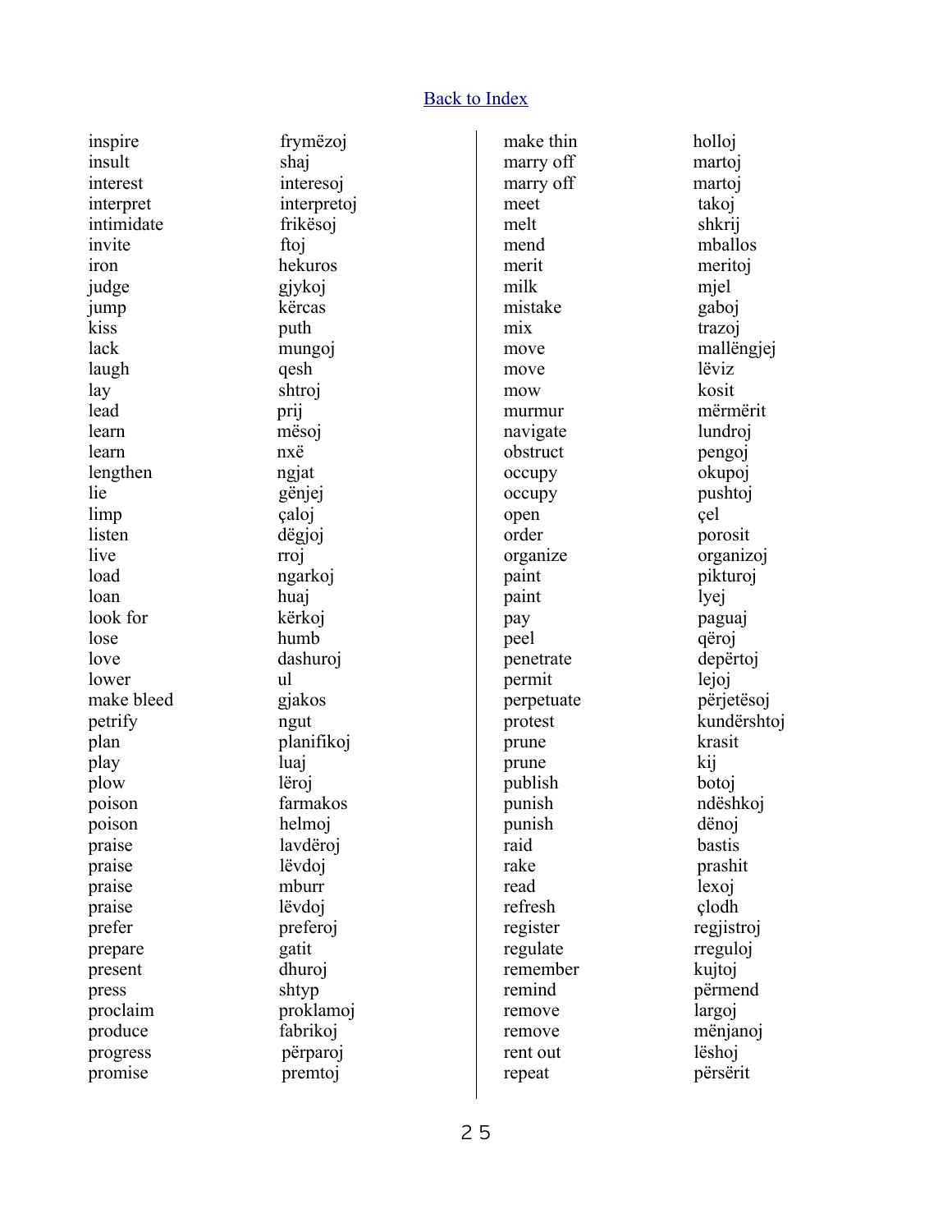[Back to Index]

| | |
|---|---|
| inspire | frymëzoj |
| insult | shaj |
| interest | interesoj |
| interpret | interpretoj |
| intimidate | frikësoj |
| invite | ftoj |
| iron | hekuros |
| judge | gjykoj |
| jump | kërcas |
| kiss | puth |
| lack | mungoj |
| laugh | qesh |
| lay | shtroj |
| lead | prij |
| learn | mësoj |
| learn | nxë |
| lengthen | ngjat |
| lie | gënjej |
| limp | çaloj |
| listen | dëgjoj |
| live | rroj |
| load | ngarkoj |
| loan | huaj |
| look for | kërkoj |
| lose | humb |
| love | dashuroj |
| lower | ul |
| make bleed | gjakos |
| petrify | ngut |
| plan | planifikoj |
| play | luaj |
| plow | lëroj |
| poison | farmakos |
| poison | helmoj |
| praise | lavdëroj |
| praise | lëvdoj |
| praise | mburr |
| praise | lëvdoj |
| prefer | preferoj |
| prepare | gatit |
| present | dhuroj |
| press | shtyp |
| proclaim | proklamoj |
| produce | fabrikoj |
| progress | përparoj |
| promise | premtoj |
| make thin | holloj |
| marry off | martoj |
| marry off | martoj |
| meet | takoj |
| melt | shkrij |
| mend | mballos |
| merit | meritoj |
| milk | mjel |
| mistake | gaboj |
| mix | trazoj |
| move | mallëngjej |
| move | lëviz |
| mow | kosit |
| murmur | mërmërit |
| navigate | lundroj |
| obstruct | pengoj |
| occupy | okupoj |
| occupy | pushtoj |
| open | çel |
| order | porosit |
| organize | organizoj |
| paint | pikturoj |
| paint | lyej |
| pay | paguaj |
| peel | qëroj |
| penetrate | depërtoj |
| permit | lejoj |
| perpetuate | përjetësoj |
| protest | kundërshtoj |
| prune | krasit |
| prune | kij |
| publish | botoj |
| punish | ndëshkoj |
| punish | dënoj |
| raid | bastis |
| rake | prashit |
| read | lexoj |
| refresh | çlodh |
| register | regjistroj |
| regulate | rreguloj |
| remember | kujtoj |
| remind | përmend |
| remove | largoj |
| remove | mënjanoj |
| rent out | lëshoj |
| repeat | përsërit |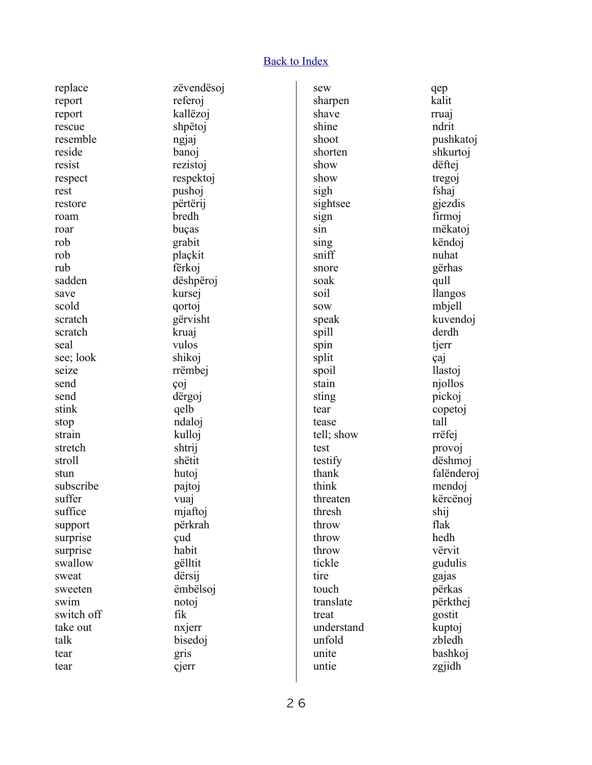[Back to Index]

| English | Albanian |
| --- | --- |
| replace | zëvendësoj |
| report | referoj |
| report | kallëzoj |
| rescue | shpëtoj |
| resemble | ngjaj |
| reside | banoj |
| resist | rezistoj |
| respect | respektoj |
| rest | pushoj |
| restore | përtërij |
| roam | bredh |
| roar | buças |
| rob | grabit |
| rob | plaçkit |
| rub | fërkoj |
| sadden | dëshpëroj |
| save | kursej |
| scold | qortoj |
| scratch | gërvisht |
| scratch | kruaj |
| seal | vulos |
| see; look | shikoj |
| seize | rrëmbej |
| send | çoj |
| send | dërgoj |
| stink | qelb |
| stop | ndaloj |
| strain | kulloj |
| stretch | shtrij |
| stroll | shëtit |
| stun | hutoj |
| subscribe | pajtoj |
| suffer | vuaj |
| suffice | mjaftoj |
| support | përkrah |
| surprise | çud |
| surprise | habit |
| swallow | gëlltit |
| sweat | dërsij |
| sweeten | ëmbëlsoj |
| swim | notoj |
| switch off | fik |
| take out | nxjerr |
| talk | bisedoj |
| tear | gris |
| tear | çjerr |
| sew | qep |
| sharpen | kalit |
| shave | rruaj |
| shine | ndrit |
| shoot | pushkatoj |
| shorten | shkurtoj |
| show | dëftej |
| show | tregoj |
| sigh | fshaj |
| sightsee | gjezdis |
| sign | firmoj |
| sin | mëkatoj |
| sing | këndoj |
| sniff | nuhat |
| snore | gërhas |
| soak | qull |
| soil | llangos |
| sow | mbjell |
| speak | kuvendoj |
| spill | derdh |
| spin | tjerr |
| split | çaj |
| spoil | llastoj |
| stain | njollos |
| sting | pickoj |
| tear | copetoj |
| tease | tall |
| tell; show | rrëfej |
| test | provoj |
| testify | dëshmoj |
| thank | falënderoj |
| think | mendoj |
| threaten | kërcënoj |
| thresh | shij |
| throw | flak |
| throw | hedh |
| throw | vërvit |
| tickle | gudulis |
| tire | gajas |
| touch | përkas |
| translate | përkthej |
| treat | gostit |
| understand | kuptoj |
| unfold | zbledh |
| unite | bashkoj |
| untie | zgjidh |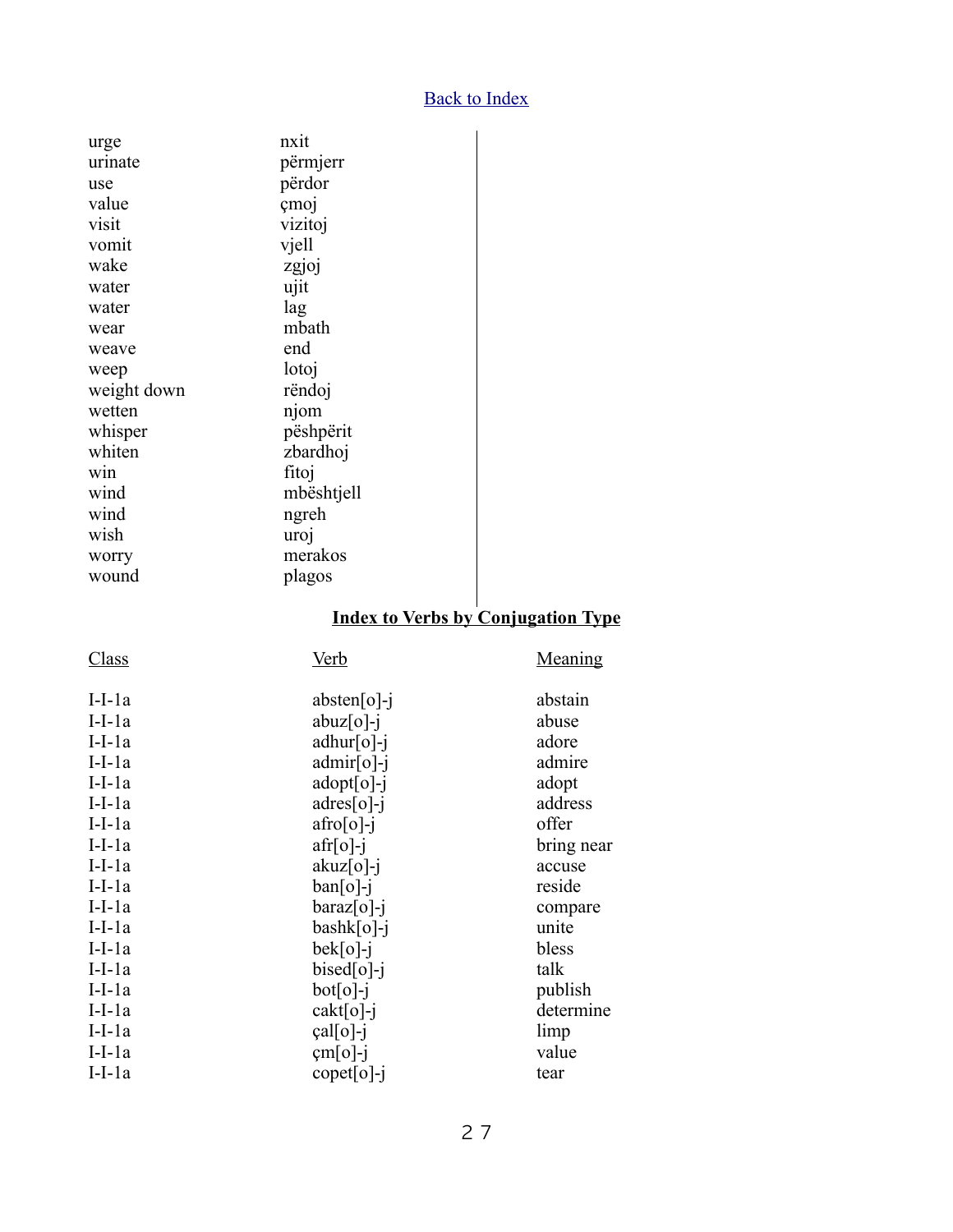Back to Index

| | |
|---|---|
| urge | nxit |
| urinate | përmjerr |
| use | përdor |
| value | çmoj |
| visit | vizitoj |
| vomit | vjell |
| wake | zgjoj |
| water | ujit |
| water | lag |
| wear | mbath |
| weave | end |
| weep | lotoj |
| weight down | rëndoj |
| wetten | njom |
| whisper | pëshpërit |
| whiten | zbardhoj |
| win | fitoj |
| wind | mbështjell |
| wind | ngreh |
| wish | uroj |
| worry | merakos |
| wound | plagos |

## Index to Verbs by Conjugation Type

| Class | Verb | Meaning |
|---|---|---|
| I-I-1a | absten[o]-j | abstain |
| I-I-1a | abuz[o]-j | abuse |
| I-I-1a | adhur[o]-j | adore |
| I-I-1a | admir[o]-j | admire |
| I-I-1a | adopt[o]-j | adopt |
| I-I-1a | adres[o]-j | address |
| I-I-1a | afro[o]-j | offer |
| I-I-1a | afr[o]-j | bring near |
| I-I-1a | akuz[o]-j | accuse |
| I-I-1a | ban[o]-j | reside |
| I-I-1a | baraz[o]-j | compare |
| I-I-1a | bashk[o]-j | unite |
| I-I-1a | bek[o]-j | bless |
| I-I-1a | bised[o]-j | talk |
| I-I-1a | bot[o]-j | publish |
| I-I-1a | cakt[o]-j | determine |
| I-I-1a | çal[o]-j | limp |
| I-I-1a | çm[o]-j | value |
| I-I-1a | copet[o]-j | tear |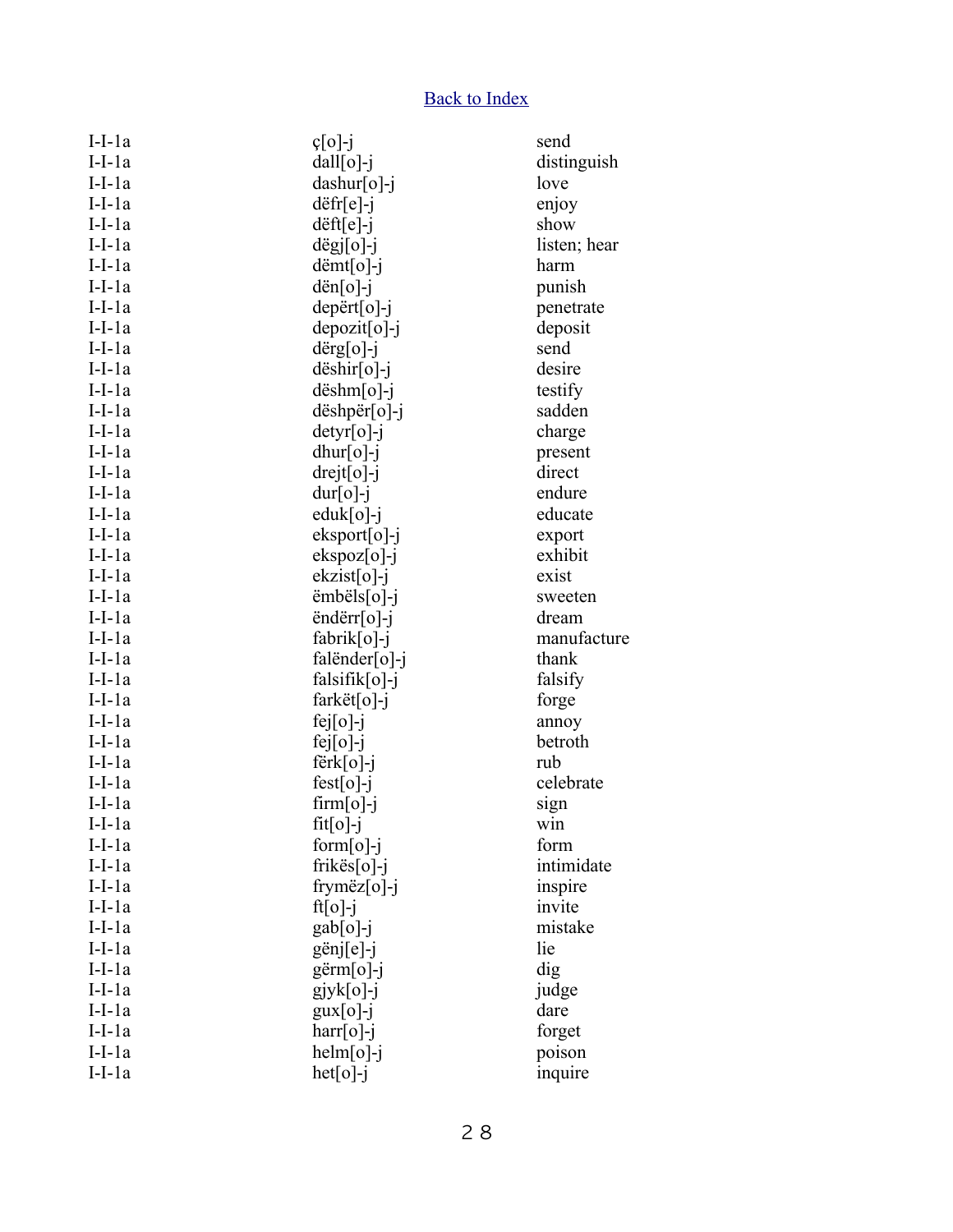Back to Index

| | | |
|---|---|---|
| I-I-1a | ç[o]-j | send |
| I-I-1a | dall[o]-j | distinguish |
| I-I-1a | dashur[o]-j | love |
| I-I-1a | dëfr[e]-j | enjoy |
| I-I-1a | dëft[e]-j | show |
| I-I-1a | dëgj[o]-j | listen; hear |
| I-I-1a | dëmt[o]-j | harm |
| I-I-1a | dën[o]-j | punish |
| I-I-1a | depërt[o]-j | penetrate |
| I-I-1a | depozit[o]-j | deposit |
| I-I-1a | dërg[o]-j | send |
| I-I-1a | dëshir[o]-j | desire |
| I-I-1a | dëshm[o]-j | testify |
| I-I-1a | dëshpër[o]-j | sadden |
| I-I-1a | detyr[o]-j | charge |
| I-I-1a | dhur[o]-j | present |
| I-I-1a | drejt[o]-j | direct |
| I-I-1a | dur[o]-j | endure |
| I-I-1a | eduk[o]-j | educate |
| I-I-1a | eksport[o]-j | export |
| I-I-1a | ekspoz[o]-j | exhibit |
| I-I-1a | ekzist[o]-j | exist |
| I-I-1a | ëmbëls[o]-j | sweeten |
| I-I-1a | ëndërr[o]-j | dream |
| I-I-1a | fabrik[o]-j | manufacture |
| I-I-1a | falënder[o]-j | thank |
| I-I-1a | falsifik[o]-j | falsify |
| I-I-1a | farkët[o]-j | forge |
| I-I-1a | fej[o]-j | annoy |
| I-I-1a | fej[o]-j | betroth |
| I-I-1a | fërk[o]-j | rub |
| I-I-1a | fest[o]-j | celebrate |
| I-I-1a | firm[o]-j | sign |
| I-I-1a | fit[o]-j | win |
| I-I-1a | form[o]-j | form |
| I-I-1a | frikës[o]-j | intimidate |
| I-I-1a | frymëz[o]-j | inspire |
| I-I-1a | ft[o]-j | invite |
| I-I-1a | gab[o]-j | mistake |
| I-I-1a | gënj[e]-j | lie |
| I-I-1a | gërm[o]-j | dig |
| I-I-1a | gjyk[o]-j | judge |
| I-I-1a | gux[o]-j | dare |
| I-I-1a | harr[o]-j | forget |
| I-I-1a | helm[o]-j | poison |
| I-I-1a | het[o]-j | inquire |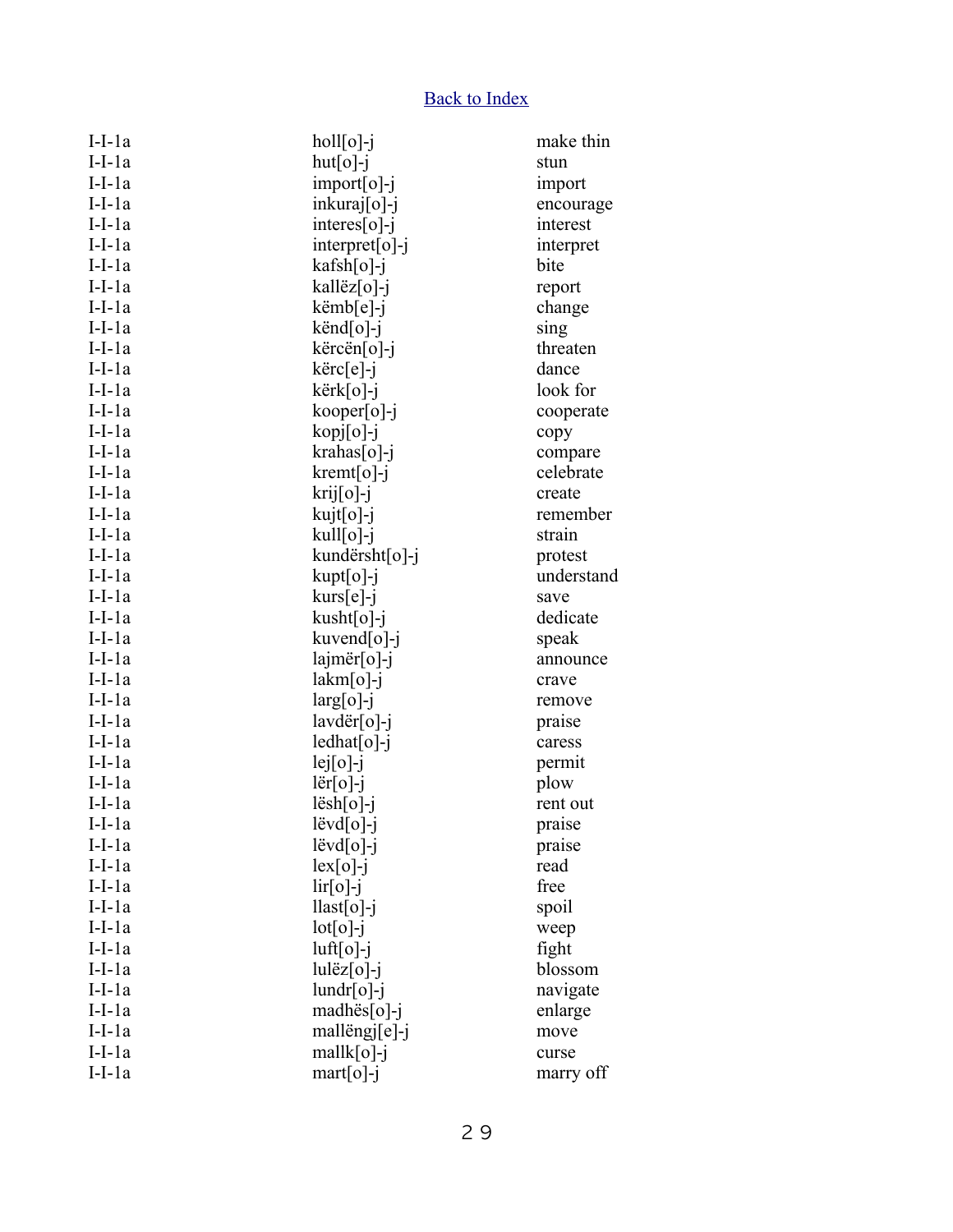Back to Index

| | | |
|---|---|---|
| I-I-1a | holl[o]-j | make thin |
| I-I-1a | hut[o]-j | stun |
| I-I-1a | import[o]-j | import |
| I-I-1a | inkuraj[o]-j | encourage |
| I-I-1a | interes[o]-j | interest |
| I-I-1a | interpret[o]-j | interpret |
| I-I-1a | kafsh[o]-j | bite |
| I-I-1a | kallëz[o]-j | report |
| I-I-1a | këmb[e]-j | change |
| I-I-1a | kënd[o]-j | sing |
| I-I-1a | kërcën[o]-j | threaten |
| I-I-1a | kërc[e]-j | dance |
| I-I-1a | kërk[o]-j | look for |
| I-I-1a | kooper[o]-j | cooperate |
| I-I-1a | kopj[o]-j | copy |
| I-I-1a | krahas[o]-j | compare |
| I-I-1a | kremt[o]-j | celebrate |
| I-I-1a | krij[o]-j | create |
| I-I-1a | kujt[o]-j | remember |
| I-I-1a | kull[o]-j | strain |
| I-I-1a | kundërsht[o]-j | protest |
| I-I-1a | kupt[o]-j | understand |
| I-I-1a | kurs[e]-j | save |
| I-I-1a | kusht[o]-j | dedicate |
| I-I-1a | kuvend[o]-j | speak |
| I-I-1a | lajmër[o]-j | announce |
| I-I-1a | lakm[o]-j | crave |
| I-I-1a | larg[o]-j | remove |
| I-I-1a | lavdër[o]-j | praise |
| I-I-1a | ledhat[o]-j | caress |
| I-I-1a | lej[o]-j | permit |
| I-I-1a | lër[o]-j | plow |
| I-I-1a | lësh[o]-j | rent out |
| I-I-1a | lëvd[o]-j | praise |
| I-I-1a | lëvd[o]-j | praise |
| I-I-1a | lex[o]-j | read |
| I-I-1a | lir[o]-j | free |
| I-I-1a | llast[o]-j | spoil |
| I-I-1a | lot[o]-j | weep |
| I-I-1a | luft[o]-j | fight |
| I-I-1a | lulëz[o]-j | blossom |
| I-I-1a | lundr[o]-j | navigate |
| I-I-1a | madhës[o]-j | enlarge |
| I-I-1a | mallëngj[e]-j | move |
| I-I-1a | mallk[o]-j | curse |
| I-I-1a | mart[o]-j | marry off |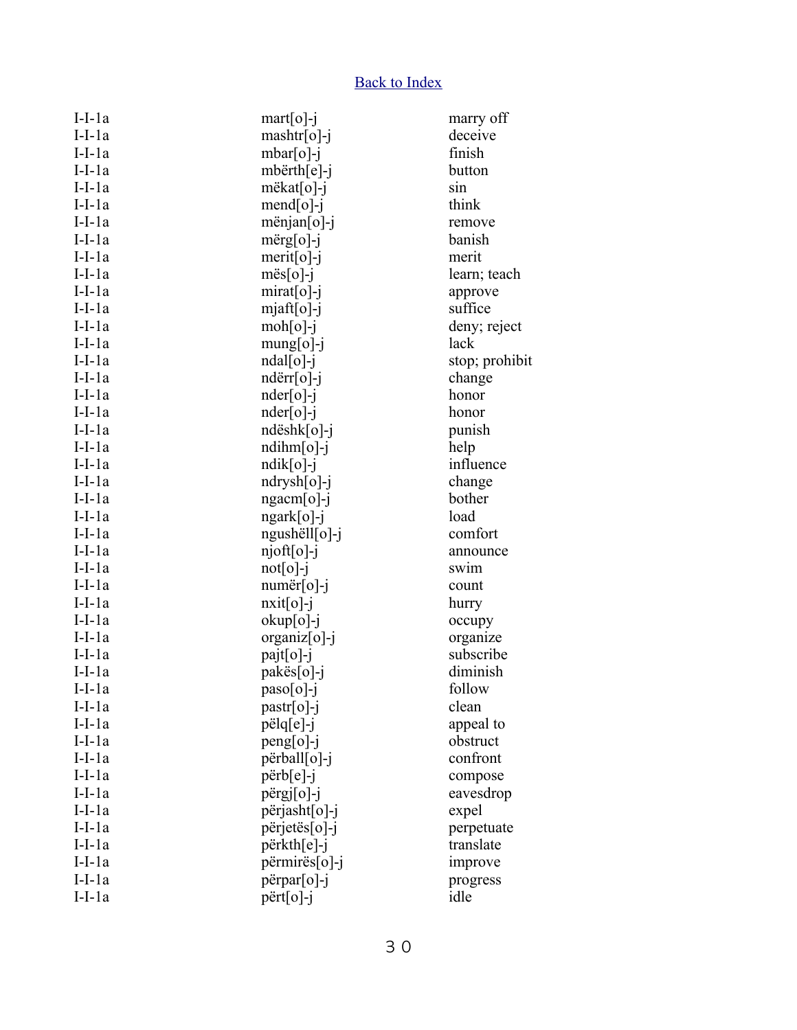Back to Index

| | | |
|---|---|---|
| I-I-1a | mart[o]-j | marry off |
| I-I-1a | mashtr[o]-j | deceive |
| I-I-1a | mbar[o]-j | finish |
| I-I-1a | mbërth[e]-j | button |
| I-I-1a | mëkat[o]-j | sin |
| I-I-1a | mend[o]-j | think |
| I-I-1a | mënjan[o]-j | remove |
| I-I-1a | mërg[o]-j | banish |
| I-I-1a | merit[o]-j | merit |
| I-I-1a | mës[o]-j | learn; teach |
| I-I-1a | mirat[o]-j | approve |
| I-I-1a | mjaft[o]-j | suffice |
| I-I-1a | moh[o]-j | deny; reject |
| I-I-1a | mung[o]-j | lack |
| I-I-1a | ndal[o]-j | stop; prohibit |
| I-I-1a | ndërr[o]-j | change |
| I-I-1a | nder[o]-j | honor |
| I-I-1a | nder[o]-j | honor |
| I-I-1a | ndëshk[o]-j | punish |
| I-I-1a | ndihm[o]-j | help |
| I-I-1a | ndik[o]-j | influence |
| I-I-1a | ndrysh[o]-j | change |
| I-I-1a | ngacm[o]-j | bother |
| I-I-1a | ngark[o]-j | load |
| I-I-1a | ngushëll[o]-j | comfort |
| I-I-1a | njoft[o]-j | announce |
| I-I-1a | not[o]-j | swim |
| I-I-1a | numër[o]-j | count |
| I-I-1a | nxit[o]-j | hurry |
| I-I-1a | okup[o]-j | occupy |
| I-I-1a | organiz[o]-j | organize |
| I-I-1a | pajt[o]-j | subscribe |
| I-I-1a | pakës[o]-j | diminish |
| I-I-1a | paso[o]-j | follow |
| I-I-1a | pastr[o]-j | clean |
| I-I-1a | pëlq[e]-j | appeal to |
| I-I-1a | peng[o]-j | obstruct |
| I-I-1a | përball[o]-j | confront |
| I-I-1a | përb[e]-j | compose |
| I-I-1a | përgj[o]-j | eavesdrop |
| I-I-1a | përjasht[o]-j | expel |
| I-I-1a | përjetës[o]-j | perpetuate |
| I-I-1a | përkth[e]-j | translate |
| I-I-1a | përmirës[o]-j | improve |
| I-I-1a | përpar[o]-j | progress |
| I-I-1a | përt[o]-j | idle |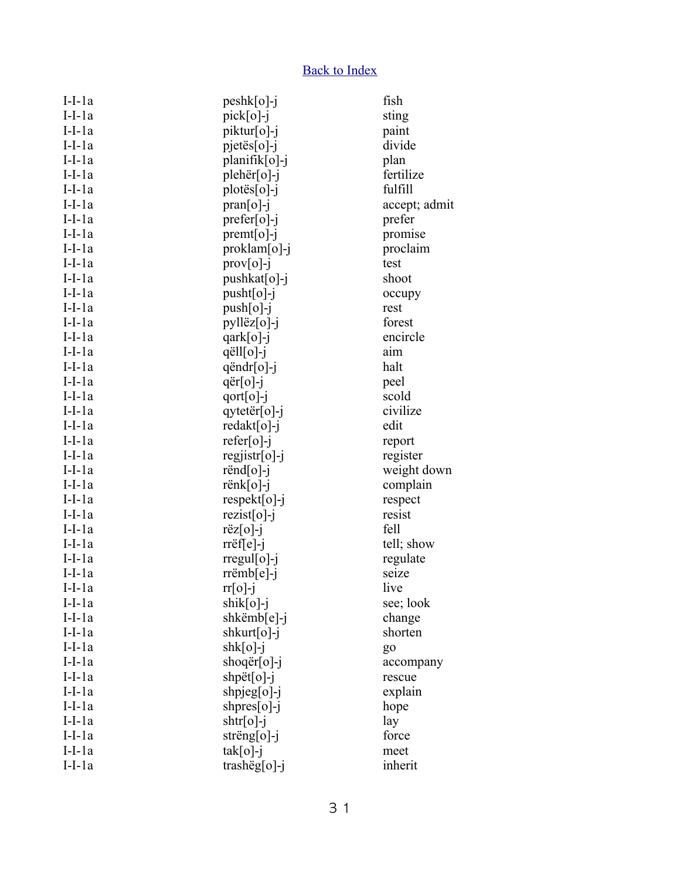Back to Index

| | | |
|---|---|---|
| I-I-1a | peshk[o]-j | fish |
| I-I-1a | pick[o]-j | sting |
| I-I-1a | piktur[o]-j | paint |
| I-I-1a | pjetës[o]-j | divide |
| I-I-1a | planifik[o]-j | plan |
| I-I-1a | plehër[o]-j | fertilize |
| I-I-1a | plotës[o]-j | fulfill |
| I-I-1a | pran[o]-j | accept; admit |
| I-I-1a | prefer[o]-j | prefer |
| I-I-1a | premt[o]-j | promise |
| I-I-1a | proklam[o]-j | proclaim |
| I-I-1a | prov[o]-j | test |
| I-I-1a | pushkat[o]-j | shoot |
| I-I-1a | pusht[o]-j | occupy |
| I-I-1a | push[o]-j | rest |
| I-I-1a | pyllëz[o]-j | forest |
| I-I-1a | qark[o]-j | encircle |
| I-I-1a | qëll[o]-j | aim |
| I-I-1a | qëndr[o]-j | halt |
| I-I-1a | qër[o]-j | peel |
| I-I-1a | qort[o]-j | scold |
| I-I-1a | qytetër[o]-j | civilize |
| I-I-1a | redakt[o]-j | edit |
| I-I-1a | refer[o]-j | report |
| I-I-1a | regjistr[o]-j | register |
| I-I-1a | rënd[o]-j | weight down |
| I-I-1a | rënk[o]-j | complain |
| I-I-1a | respekt[o]-j | respect |
| I-I-1a | rezist[o]-j | resist |
| I-I-1a | rëz[o]-j | fell |
| I-I-1a | rrëf[e]-j | tell; show |
| I-I-1a | rregul[o]-j | regulate |
| I-I-1a | rrëmb[e]-j | seize |
| I-I-1a | rr[o]-j | live |
| I-I-1a | shik[o]-j | see; look |
| I-I-1a | shkëmb[e]-j | change |
| I-I-1a | shkurt[o]-j | shorten |
| I-I-1a | shk[o]-j | go |
| I-I-1a | shoqër[o]-j | accompany |
| I-I-1a | shpët[o]-j | rescue |
| I-I-1a | shpjeg[o]-j | explain |
| I-I-1a | shpres[o]-j | hope |
| I-I-1a | shtr[o]-j | lay |
| I-I-1a | strëng[o]-j | force |
| I-I-1a | tak[o]-j | meet |
| I-I-1a | trashëg[o]-j | inherit |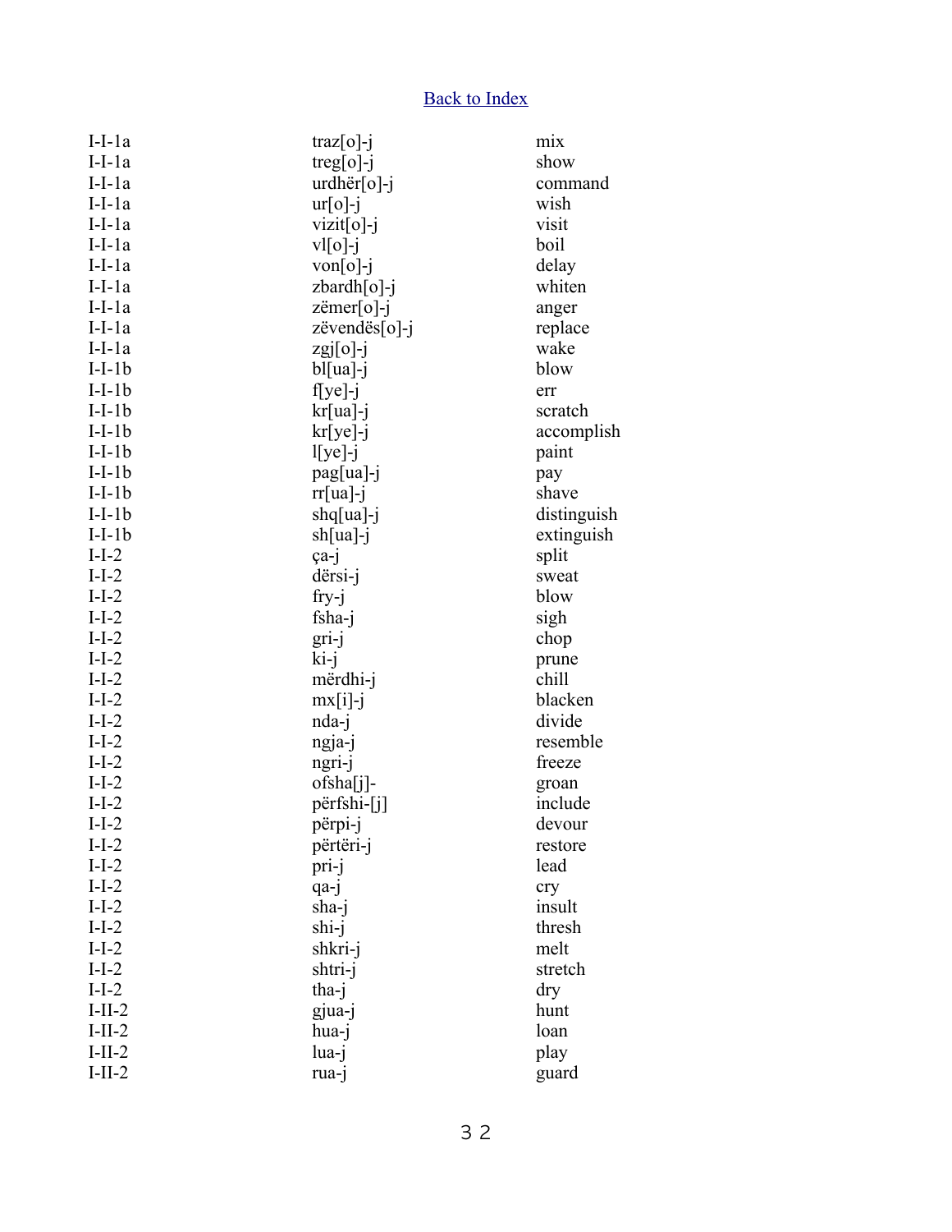[Back to Index](#)

| | | |
|---|---|---|
| I-I-1a | traz[o]-j | mix |
| I-I-1a | treg[o]-j | show |
| I-I-1a | urdhër[o]-j | command |
| I-I-1a | ur[o]-j | wish |
| I-I-1a | vizit[o]-j | visit |
| I-I-1a | vl[o]-j | boil |
| I-I-1a | von[o]-j | delay |
| I-I-1a | zbardh[o]-j | whiten |
| I-I-1a | zëmer[o]-j | anger |
| I-I-1a | zëvendës[o]-j | replace |
| I-I-1a | zgj[o]-j | wake |
| I-I-1b | bl[ua]-j | blow |
| I-I-1b | f[ye]-j | err |
| I-I-1b | kr[ua]-j | scratch |
| I-I-1b | kr[ye]-j | accomplish |
| I-I-1b | l[ye]-j | paint |
| I-I-1b | pag[ua]-j | pay |
| I-I-1b | rr[ua]-j | shave |
| I-I-1b | shq[ua]-j | distinguish |
| I-I-1b | sh[ua]-j | extinguish |
| I-I-2 | ça-j | split |
| I-I-2 | dërsi-j | sweat |
| I-I-2 | fry-j | blow |
| I-I-2 | fsha-j | sigh |
| I-I-2 | gri-j | chop |
| I-I-2 | ki-j | prune |
| I-I-2 | mërdhi-j | chill |
| I-I-2 | mx[i]-j | blacken |
| I-I-2 | nda-j | divide |
| I-I-2 | ngja-j | resemble |
| I-I-2 | ngri-j | freeze |
| I-I-2 | ofsha[j]- | groan |
| I-I-2 | përfshi-[j] | include |
| I-I-2 | përpi-j | devour |
| I-I-2 | përtëri-j | restore |
| I-I-2 | pri-j | lead |
| I-I-2 | qa-j | cry |
| I-I-2 | sha-j | insult |
| I-I-2 | shi-j | thresh |
| I-I-2 | shkri-j | melt |
| I-I-2 | shtri-j | stretch |
| I-I-2 | tha-j | dry |
| I-II-2 | gjua-j | hunt |
| I-II-2 | hua-j | loan |
| I-II-2 | lua-j | play |
| I-II-2 | rua-j | guard |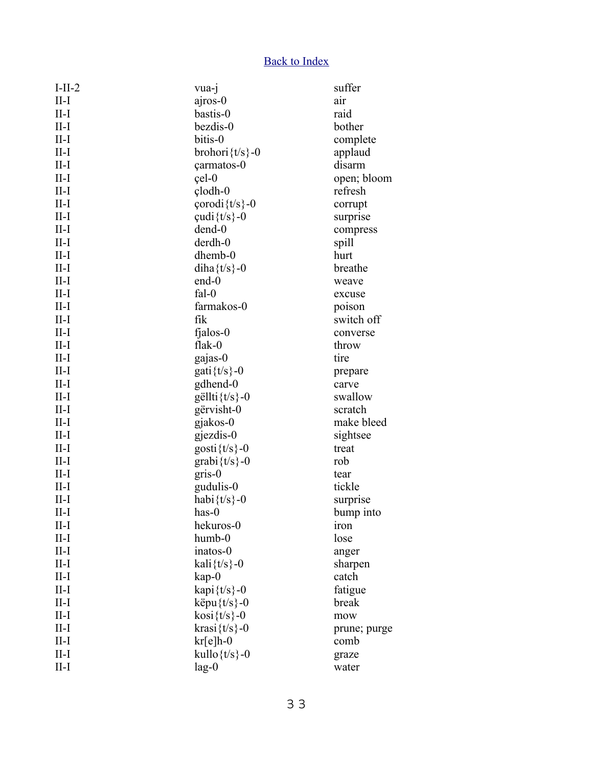Back to Index

| | | |
|---|---|---|
| I-II-2 | vua-j | suffer |
| II-I | ajros-0 | air |
| II-I | bastis-0 | raid |
| II-I | bezdis-0 | bother |
| II-I | bitis-0 | complete |
| II-I | brohori{t/s}-0 | applaud |
| II-I | çarmatos-0 | disarm |
| II-I | çel-0 | open; bloom |
| II-I | çlodh-0 | refresh |
| II-I | çorodi{t/s}-0 | corrupt |
| II-I | çudi{t/s}-0 | surprise |
| II-I | dend-0 | compress |
| II-I | derdh-0 | spill |
| II-I | dhemb-0 | hurt |
| II-I | diha{t/s}-0 | breathe |
| II-I | end-0 | weave |
| II-I | fal-0 | excuse |
| II-I | farmakos-0 | poison |
| II-I | fik | switch off |
| II-I | fjalos-0 | converse |
| II-I | flak-0 | throw |
| II-I | gajas-0 | tire |
| II-I | gati{t/s}-0 | prepare |
| II-I | gdhend-0 | carve |
| II-I | gëllti{t/s}-0 | swallow |
| II-I | gërvisht-0 | scratch |
| II-I | gjakos-0 | make bleed |
| II-I | gjezdis-0 | sightsee |
| II-I | gosti{t/s}-0 | treat |
| II-I | grabi{t/s}-0 | rob |
| II-I | gris-0 | tear |
| II-I | gudulis-0 | tickle |
| II-I | habi{t/s}-0 | surprise |
| II-I | has-0 | bump into |
| II-I | hekuros-0 | iron |
| II-I | humb-0 | lose |
| II-I | inatos-0 | anger |
| II-I | kali{t/s}-0 | sharpen |
| II-I | kap-0 | catch |
| II-I | kapi{t/s}-0 | fatigue |
| II-I | këpu{t/s}-0 | break |
| II-I | kosi{t/s}-0 | mow |
| II-I | krasi{t/s}-0 | prune; purge |
| II-I | kr[e]h-0 | comb |
| II-I | kullo{t/s}-0 | graze |
| II-I | lag-0 | water |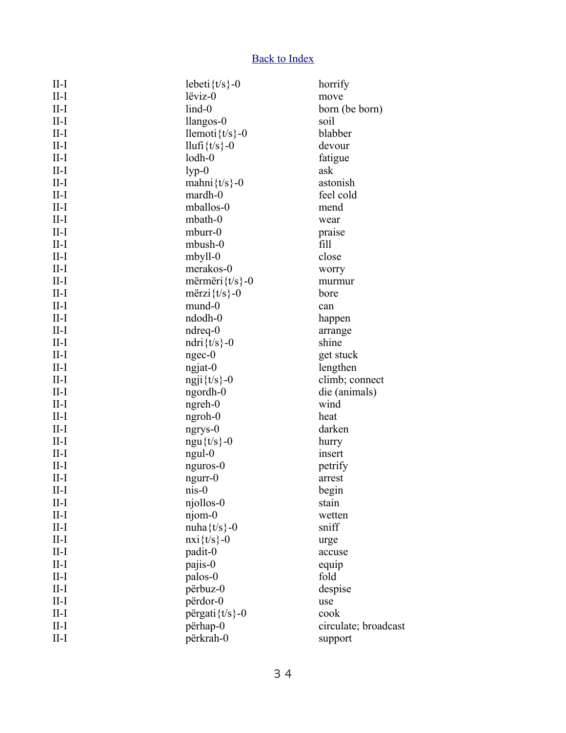[Back to Index]

| | | |
|---|---|---|
| II-I | lebeti{t/s}-0 | horrify |
| II-I | lëviz-0 | move |
| II-I | lind-0 | born (be born) |
| II-I | llangos-0 | soil |
| II-I | llemoti{t/s}-0 | blabber |
| II-I | llufi{t/s}-0 | devour |
| II-I | lodh-0 | fatigue |
| II-I | lyp-0 | ask |
| II-I | mahni{t/s}-0 | astonish |
| II-I | mardh-0 | feel cold |
| II-I | mballos-0 | mend |
| II-I | mbath-0 | wear |
| II-I | mburr-0 | praise |
| II-I | mbush-0 | fill |
| II-I | mbyll-0 | close |
| II-I | merakos-0 | worry |
| II-I | mërmëri{t/s}-0 | murmur |
| II-I | mërzi{t/s}-0 | bore |
| II-I | mund-0 | can |
| II-I | ndodh-0 | happen |
| II-I | ndreq-0 | arrange |
| II-I | ndri{t/s}-0 | shine |
| II-I | ngec-0 | get stuck |
| II-I | ngjat-0 | lengthen |
| II-I | ngji{t/s}-0 | climb; connect |
| II-I | ngordh-0 | die (animals) |
| II-I | ngreh-0 | wind |
| II-I | ngroh-0 | heat |
| II-I | ngrys-0 | darken |
| II-I | ngu{t/s}-0 | hurry |
| II-I | ngul-0 | insert |
| II-I | nguros-0 | petrify |
| II-I | ngurr-0 | arrest |
| II-I | nis-0 | begin |
| II-I | njollos-0 | stain |
| II-I | njom-0 | wetten |
| II-I | nuha{t/s}-0 | sniff |
| II-I | nxi{t/s}-0 | urge |
| II-I | padit-0 | accuse |
| II-I | pajis-0 | equip |
| II-I | palos-0 | fold |
| II-I | përbuz-0 | despise |
| II-I | përdor-0 | use |
| II-I | përgati{t/s}-0 | cook |
| II-I | përhap-0 | circulate; broadcast |
| II-I | përkrah-0 | support |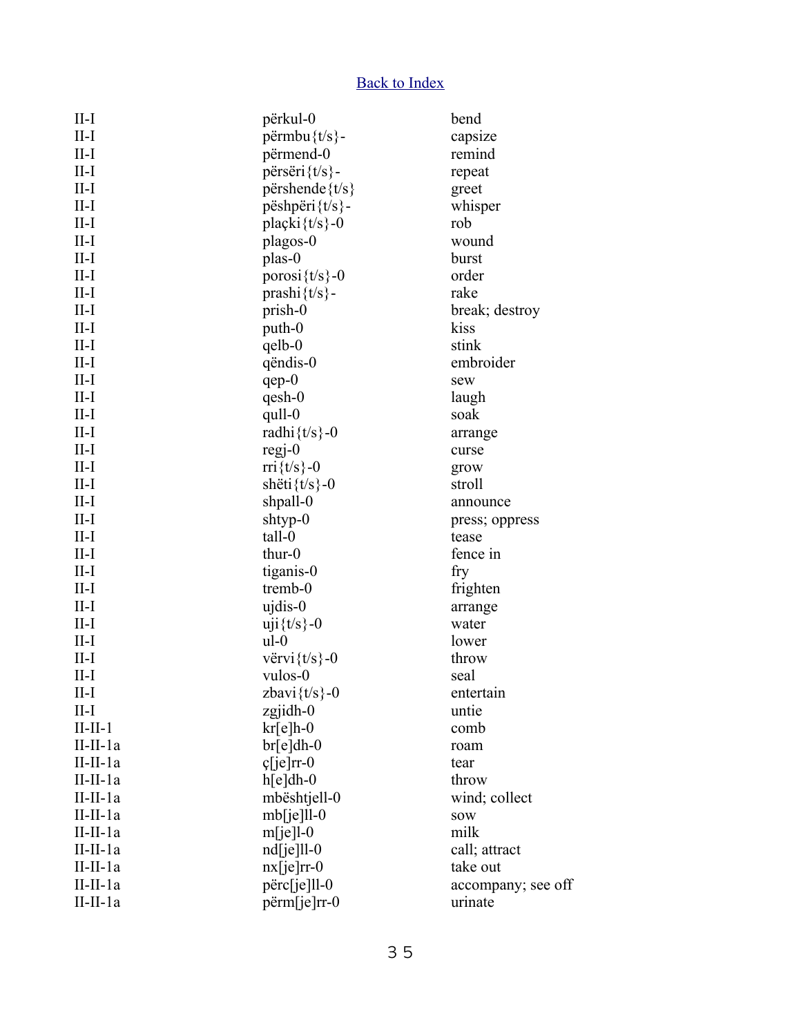[Back to Index]

| | | |
|---|---|---|
| II-I | përkul-0 | bend |
| II-I | përmbu{t/s}- | capsize |
| II-I | përmend-0 | remind |
| II-I | përsëri{t/s}- | repeat |
| II-I | përshende{t/s} | greet |
| II-I | pëshpëri{t/s}- | whisper |
| II-I | plaçki{t/s}-0 | rob |
| II-I | plagos-0 | wound |
| II-I | plas-0 | burst |
| II-I | porosi{t/s}-0 | order |
| II-I | prashi{t/s}- | rake |
| II-I | prish-0 | break; destroy |
| II-I | puth-0 | kiss |
| II-I | qelb-0 | stink |
| II-I | qëndis-0 | embroider |
| II-I | qep-0 | sew |
| II-I | qesh-0 | laugh |
| II-I | qull-0 | soak |
| II-I | radhi{t/s}-0 | arrange |
| II-I | regj-0 | curse |
| II-I | rri{t/s}-0 | grow |
| II-I | shëti{t/s}-0 | stroll |
| II-I | shpall-0 | announce |
| II-I | shtyp-0 | press; oppress |
| II-I | tall-0 | tease |
| II-I | thur-0 | fence in |
| II-I | tiganis-0 | fry |
| II-I | tremb-0 | frighten |
| II-I | ujdis-0 | arrange |
| II-I | uji{t/s}-0 | water |
| II-I | ul-0 | lower |
| II-I | vërvi{t/s}-0 | throw |
| II-I | vulos-0 | seal |
| II-I | zbavi{t/s}-0 | entertain |
| II-I | zgjidh-0 | untie |
| II-II-1 | kr[e]h-0 | comb |
| II-II-1a | br[e]dh-0 | roam |
| II-II-1a | ç[je]rr-0 | tear |
| II-II-1a | h[e]dh-0 | throw |
| II-II-1a | mbështjell-0 | wind; collect |
| II-II-1a | mb[je]ll-0 | sow |
| II-II-1a | m[je]l-0 | milk |
| II-II-1a | nd[je]ll-0 | call; attract |
| II-II-1a | nx[je]rr-0 | take out |
| II-II-1a | përc[je]ll-0 | accompany; see off |
| II-II-1a | përm[je]rr-0 | urinate |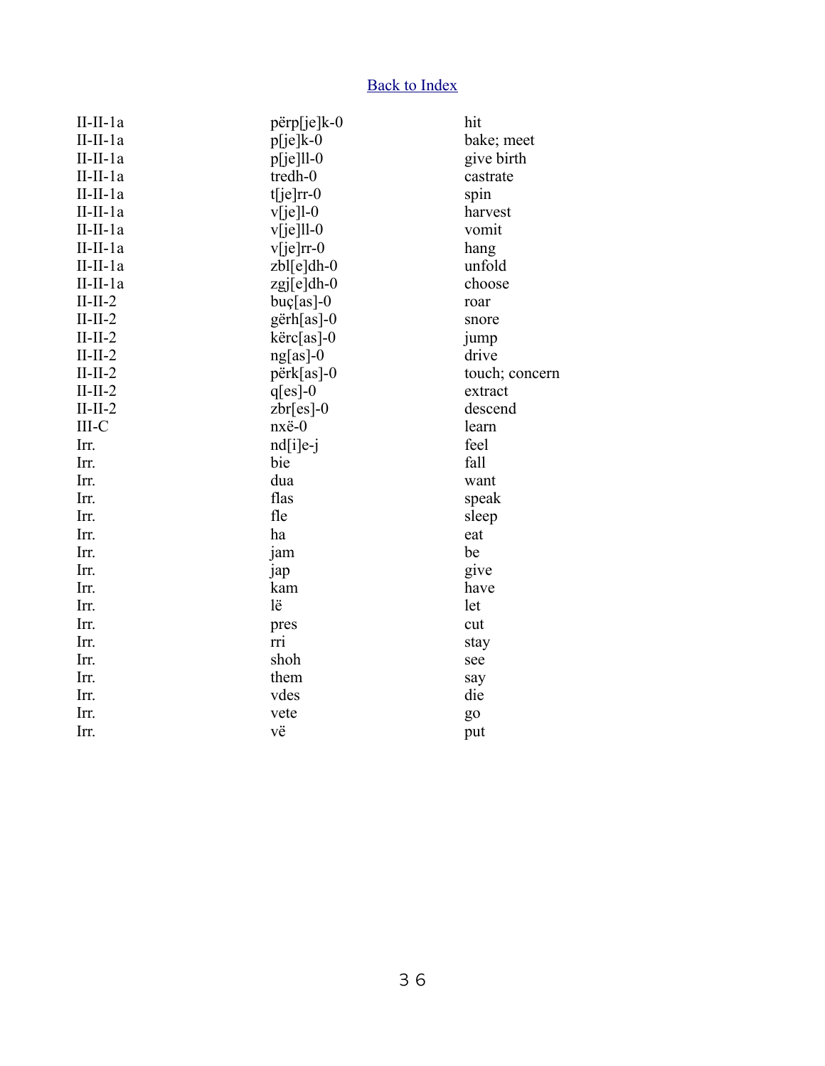[Back to Index]

| | | |
|---|---|---|
| II-II-1a | përp[je]k-0 | hit |
| II-II-1a | p[je]k-0 | bake; meet |
| II-II-1a | p[je]ll-0 | give birth |
| II-II-1a | tredh-0 | castrate |
| II-II-1a | t[je]rr-0 | spin |
| II-II-1a | v[je]l-0 | harvest |
| II-II-1a | v[je]ll-0 | vomit |
| II-II-1a | v[je]rr-0 | hang |
| II-II-1a | zbl[e]dh-0 | unfold |
| II-II-1a | zgj[e]dh-0 | choose |
| II-II-2 | buç[as]-0 | roar |
| II-II-2 | gërh[as]-0 | snore |
| II-II-2 | kërc[as]-0 | jump |
| II-II-2 | ng[as]-0 | drive |
| II-II-2 | përk[as]-0 | touch; concern |
| II-II-2 | q[es]-0 | extract |
| II-II-2 | zbr[es]-0 | descend |
| III-C | nxë-0 | learn |
| Irr. | nd[i]e-j | feel |
| Irr. | bie | fall |
| Irr. | dua | want |
| Irr. | flas | speak |
| Irr. | fle | sleep |
| Irr. | ha | eat |
| Irr. | jam | be |
| Irr. | jap | give |
| Irr. | kam | have |
| Irr. | lë | let |
| Irr. | pres | cut |
| Irr. | rri | stay |
| Irr. | shoh | see |
| Irr. | them | say |
| Irr. | vdes | die |
| Irr. | vete | go |
| Irr. | vë | put |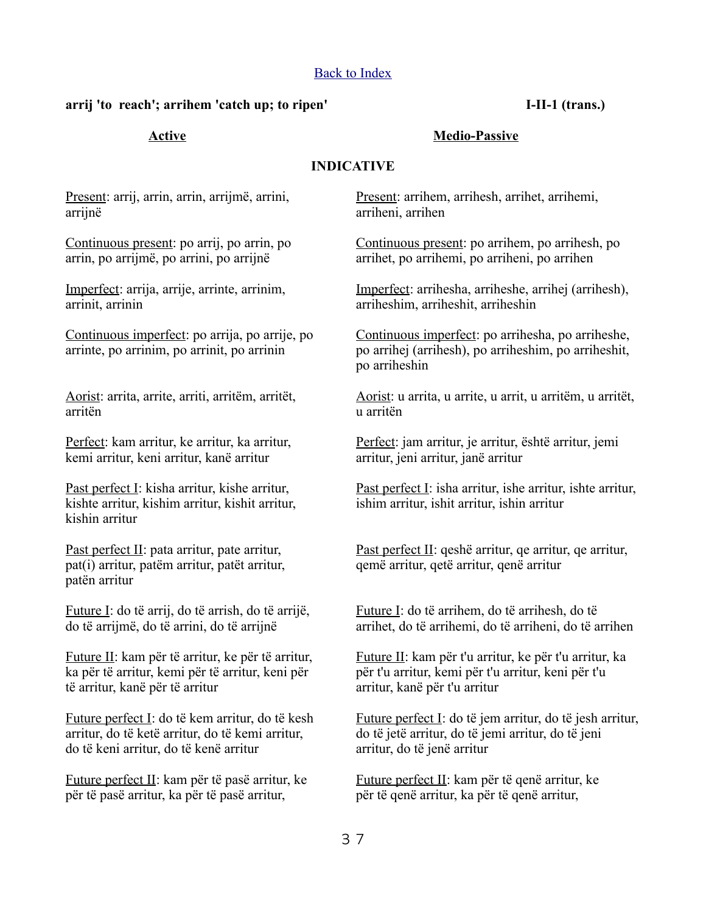[Back to Index]

**arrij 'to reach'; arrihem 'catch up; to ripen'** **I-II-1 (trans.)**

## Active

### INDICATIVE

Present: arrij, arrin, arrin, arrijmë, arrini, arrijnë

Continuous present: po arrij, po arrin, po arrin, po arrijmë, po arrini, po arrijnë

Imperfect: arrija, arrije, arrinte, arrinim, arrinit, arrinin

Continuous imperfect: po arrija, po arrije, po arrinte, po arrinim, po arrinit, po arrinin

Aorist: arrita, arrite, arriti, arritëm, arritët, arritën

Perfect: kam arritur, ke arritur, ka arritur, kemi arritur, keni arritur, kanë arritur

Past perfect I: kisha arritur, kishe arritur, kishte arritur, kishim arritur, kishit arritur, kishin arritur

Past perfect II: pata arritur, pate arritur, pat(i) arritur, patëm arritur, patët arritur, patën arritur

Future I: do të arrij, do të arrish, do të arrijë, do të arrijmë, do të arrini, do të arrijnë

Future II: kam për të arritur, ke për të arritur, ka për të arritur, kemi për të arritur, keni për të arritur, kanë për të arritur

Future perfect I: do të kem arritur, do të kesh arritur, do të ketë arritur, do të kemi arritur, do të keni arritur, do të kenë arritur

Future perfect II: kam për të pasë arritur, ke për të pasë arritur, ka për të pasë arritur,

## Medio-Passive

Present: arrihem, arrihesh, arrihet, arrihemi, arriheni, arrihen

Continuous present: po arrihem, po arrihesh, po arrihet, po arrihemi, po arriheni, po arrihen

Imperfect: arrihesha, arriheshe, arrihej (arrihesh), arriheshim, arriheshit, arriheshin

Continuous imperfect: po arrihesha, po arriheshe, po arrihej (arrihesh), po arriheshim, po arriheshit, po arriheshin

Aorist: u arrita, u arrite, u arrit, u arritëm, u arritët, u arritën

Perfect: jam arritur, je arritur, është arritur, jemi arritur, jeni arritur, janë arritur

Past perfect I: isha arritur, ishe arritur, ishte arritur, ishim arritur, ishit arritur, ishin arritur

Past perfect II: qeshë arritur, qe arritur, qe arritur, qemë arritur, qetë arritur, qenë arritur

Future I: do të arrihem, do të arrihesh, do të arrihet, do të arrihemi, do të arriheni, do të arrihen

Future II: kam për t'u arritur, ke për t'u arritur, ka për t'u arritur, kemi për t'u arritur, keni për t'u arritur, kanë për t'u arritur

Future perfect I: do të jem arritur, do të jesh arritur, do të jetë arritur, do të jemi arritur, do të jeni arritur, do të jenë arritur

Future perfect II: kam për të qenë arritur, ke për të qenë arritur, ka për të qenë arritur,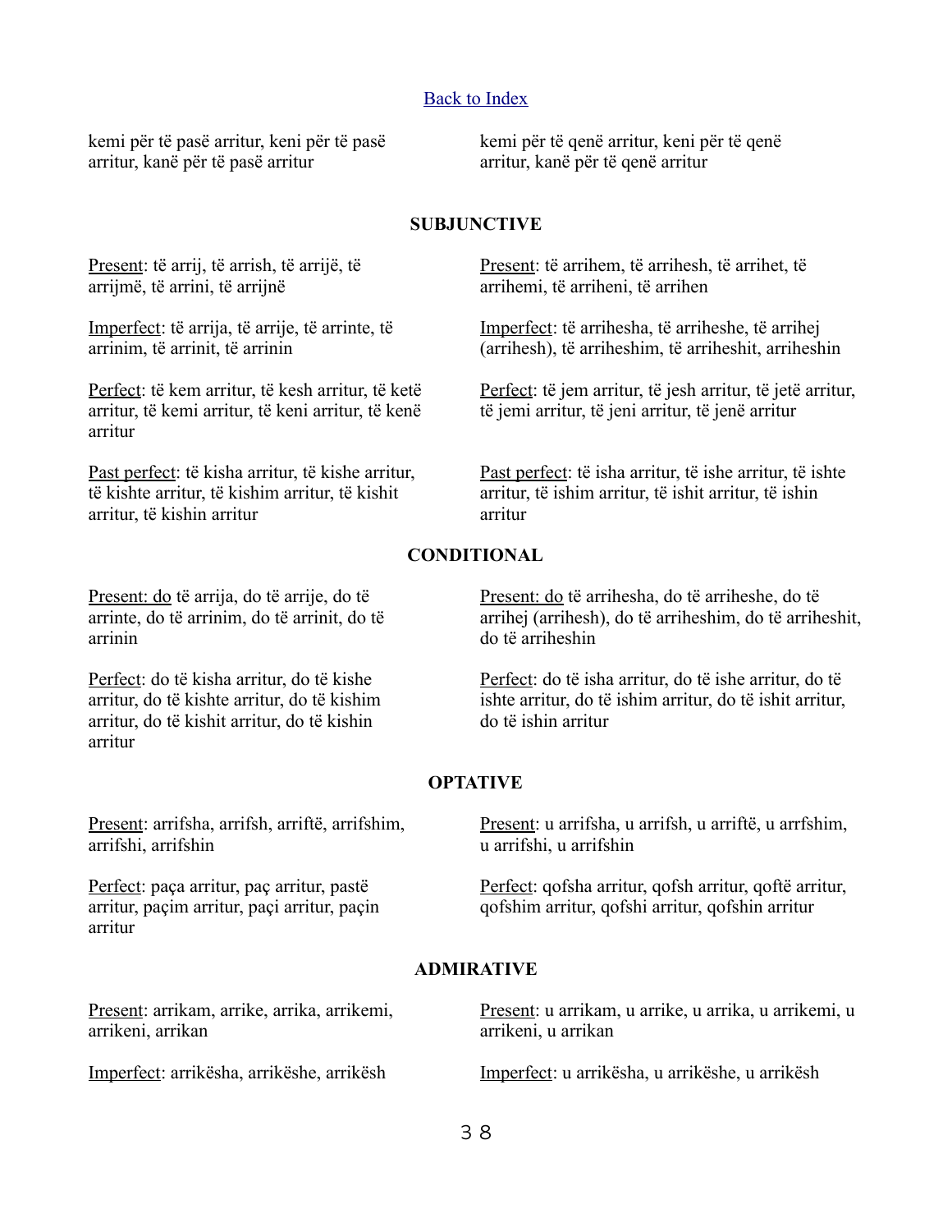[Back to Index]

kemi për të pasë arritur, keni për të pasë arritur, kanë për të pasë arritur

kemi për të qenë arritur, keni për të qenë arritur, kanë për të qenë arritur

**SUBJUNCTIVE**

Present: të arrij, të arrish, të arrijë, të arrijmë, të arrini, të arrijnë

Imperfect: të arrija, të arrije, të arrinte, të arrinim, të arrinit, të arrinin

Perfect: të kem arritur, të kesh arritur, të ketë arritur, të kemi arritur, të keni arritur, të kenë arritur

Past perfect: të kisha arritur, të kishe arritur, të kishte arritur, të kishim arritur, të kishit arritur, të kishin arritur

Present: të arrihem, të arrihesh, të arrihet, të arrihemi, të arriheni, të arrihen

Imperfect: të arrihesha, të arriheshe, të arrihej (arrihesh), të arriheshim, të arriheshit, arriheshin

Perfect: të jem arritur, të jesh arritur, të jetë arritur, të jemi arritur, të jeni arritur, të jenë arritur

Past perfect: të isha arritur, të ishe arritur, të ishte arritur, të ishim arritur, të ishit arritur, të ishin arritur

**CONDITIONAL**

Present: do të arrija, do të arrije, do të arrinte, do të arrinim, do të arrinit, do të arrinin

Perfect: do të kisha arritur, do të kishe arritur, do të kishte arritur, do të kishim arritur, do të kishit arritur, do të kishin arritur

Present: do të arrihesha, do të arriheshe, do të arrihej (arrihesh), do të arriheshim, do të arriheshit, do të arriheshin

Perfect: do të isha arritur, do të ishe arritur, do të ishte arritur, do të ishim arritur, do të ishit arritur, do të ishin arritur

**OPTATIVE**

Present: arrifsha, arrifsh, arriftë, arrifshim, arrifshi, arrifshin

Perfect: paça arritur, paç arritur, pastë arritur, paçim arritur, paçi arritur, paçin arritur

Present: u arrifsha, u arrifsh, u arriftë, u arrfshim, u arrifshi, u arrifshin

Perfect: qofsha arritur, qofsh arritur, qoftë arritur, qofshim arritur, qofshi arritur, qofshin arritur

**ADMIRATIVE**

Present: arrikam, arrike, arrika, arrikemi, arrikeni, arrikan

Imperfect: arrikësha, arrikëshe, arrikësh

Present: u arrikam, u arrike, u arrika, u arrikemi, u arrikeni, u arrikan

Imperfect: u arrikësha, u arrikëshe, u arrikësh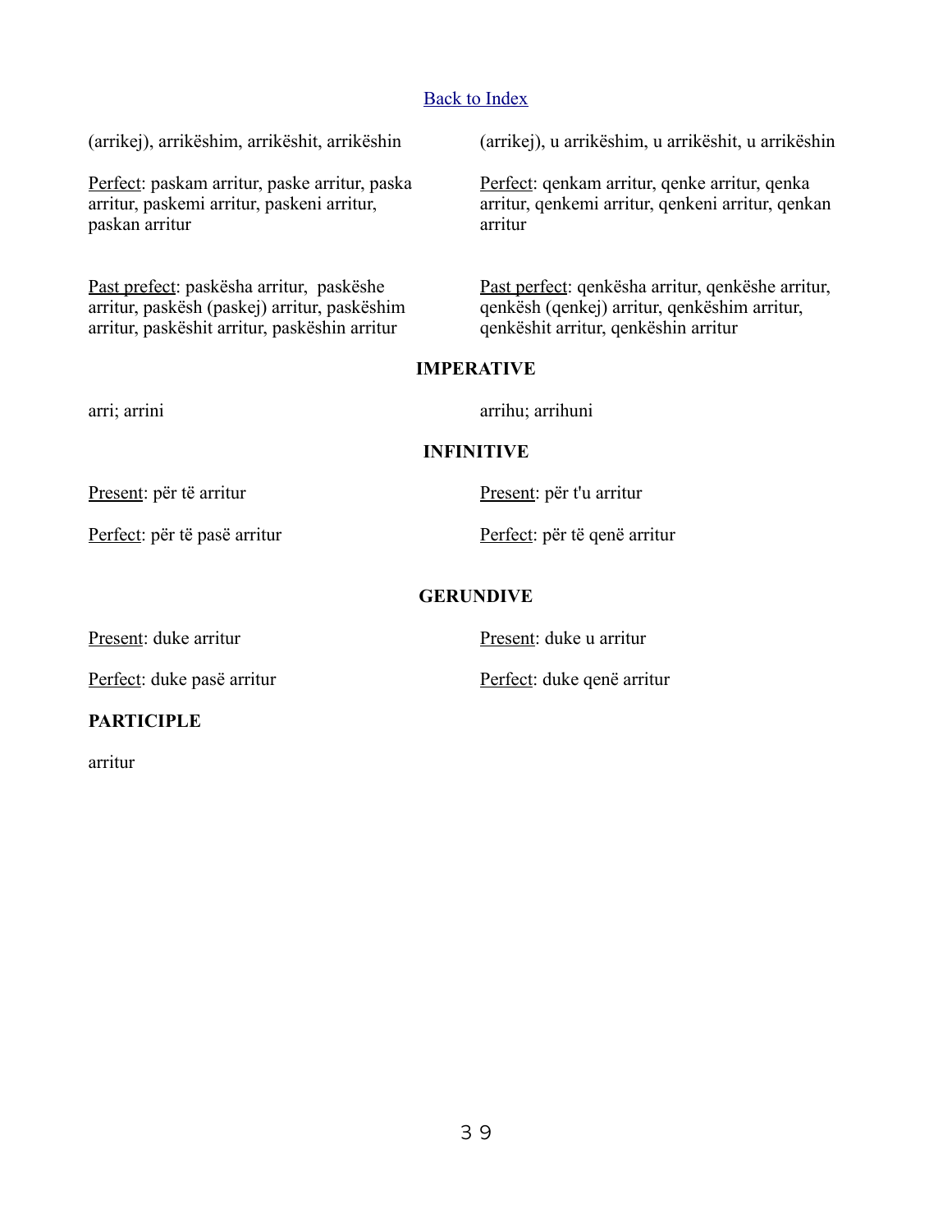[Back to Index]

(arrikej), arrikëshim, arrikëshit, arrikëshin

(arrikej), u arrikëshim, u arrikëshit, u arrikëshin

Perfect: paskam arritur, paske arritur, paska arritur, paskemi arritur, paskeni arritur, paskan arritur

Perfect: qenkam arritur, qenke arritur, qenka arritur, qenkemi arritur, qenkeni arritur, qenkan arritur

Past prefect: paskësha arritur, paskëshe arritur, paskësh (paskej) arritur, paskëshim arritur, paskëshit arritur, paskëshin arritur

Past perfect: qenkësha arritur, qenkëshe arritur, qenkësh (qenkej) arritur, qenkëshim arritur, qenkëshit arritur, qenkëshin arritur

**IMPERATIVE**

arri; arrini

arrihu; arrihuni

**INFINITIVE**

Present: për të arritur

Perfect: për të pasë arritur

Present: për t'u arritur

Perfect: për të qenë arritur

**GERUNDIVE**

Present: duke arritur

Perfect: duke pasë arritur

Present: duke u arritur

Perfect: duke qenë arritur

**PARTICIPLE**

arritur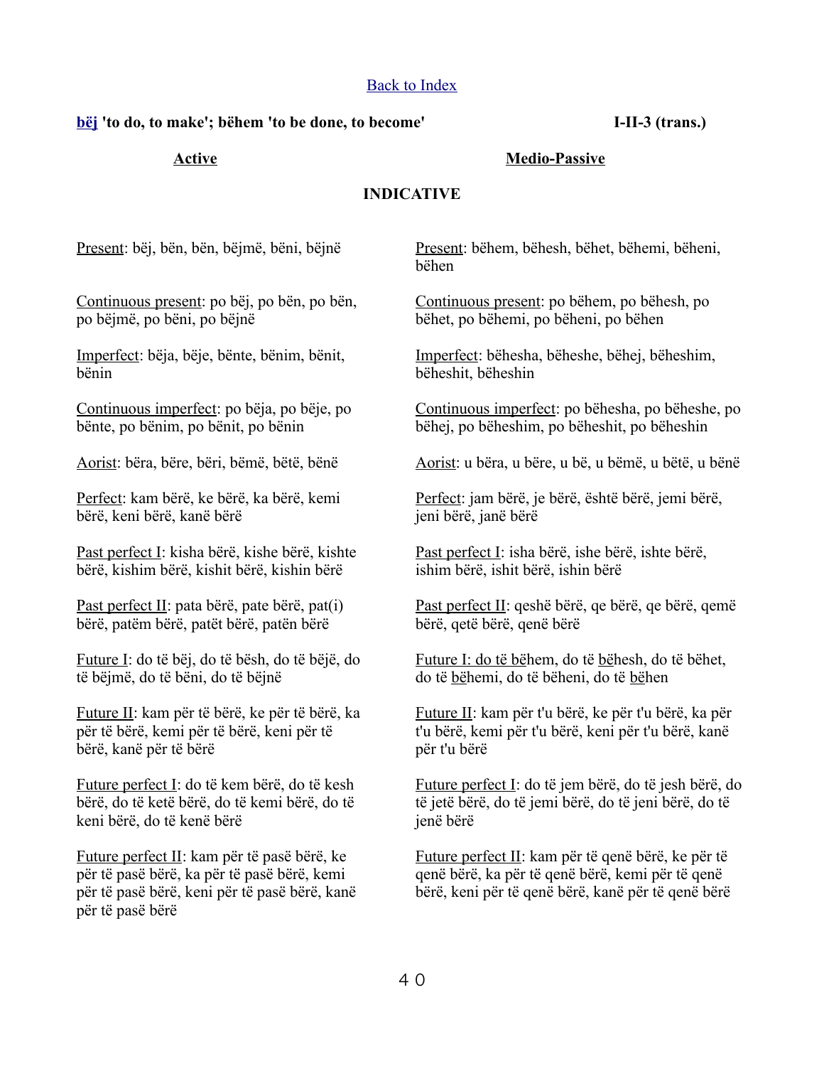[Back to Index](#)

**[bëj](#) 'to do, to make'; bëhem 'to be done, to become'** **I-II-3 (trans.)**

## INDICATIVE

### Active

Present: bëj, bën, bën, bëjmë, bëni, bëjnë

Continuous present: po bëj, po bën, po bën, po bëjmë, po bëni, po bëjnë

Imperfect: bëja, bëje, bënte, bënim, bënit, bënin

Continuous imperfect: po bëja, po bëje, po bënte, po bënim, po bënit, po bënin

Aorist: bëra, bëre, bëri, bëmë, bëtë, bënë

Perfect: kam bërë, ke bërë, ka bërë, kemi bërë, keni bërë, kanë bërë

Past perfect I: kisha bërë, kishe bërë, kishte bërë, kishim bërë, kishit bërë, kishin bërë

Past perfect II: pata bërë, pate bërë, pat(i) bërë, patëm bërë, patët bërë, patën bërë

Future I: do të bëj, do të bësh, do të bëjë, do të bëjmë, do të bëni, do të bëjnë

Future II: kam për të bërë, ke për të bërë, ka për të bërë, kemi për të bërë, keni për të bërë, kanë për të bërë

Future perfect I: do të kem bërë, do të kesh bërë, do të ketë bërë, do të kemi bërë, do të keni bërë, do të kenë bërë

Future perfect II: kam për të pasë bërë, ke për të pasë bërë, ka për të pasë bërë, kemi për të pasë bërë, keni për të pasë bërë, kanë për të pasë bërë

### Medio-Passive

Present: bëhem, bëhesh, bëhet, bëhemi, bëheni, bëhen

Continuous present: po bëhem, po bëhesh, po bëhet, po bëhemi, po bëheni, po bëhen

Imperfect: bëhesha, bëheshe, bëhej, bëheshim, bëheshit, bëheshin

Continuous imperfect: po bëhesha, po bëheshe, po bëhej, po bëheshim, po bëheshit, po bëheshin

Aorist: u bëra, u bëre, u bë, u bëmë, u bëtë, u bënë

Perfect: jam bërë, je bërë, është bërë, jemi bërë, jeni bërë, janë bërë

Past perfect I: isha bërë, ishe bërë, ishte bërë, ishim bërë, ishit bërë, ishin bërë

Past perfect II: qeshë bërë, qe bërë, qe bërë, qemë bërë, qetë bërë, qenë bërë

Future I: do të bëhem, do të bëhesh, do të bëhet, do të bëhemi, do të bëheni, do të bëhen

Future II: kam për t'u bërë, ke për t'u bërë, ka për t'u bërë, kemi për t'u bërë, keni për t'u bërë, kanë për t'u bërë

Future perfect I: do të jem bërë, do të jesh bërë, do të jetë bërë, do të jemi bërë, do të jeni bërë, do të jenë bërë

Future perfect II: kam për të qenë bërë, ke për të qenë bërë, ka për të qenë bërë, kemi për të qenë bërë, keni për të qenë bërë, kanë për të qenë bërë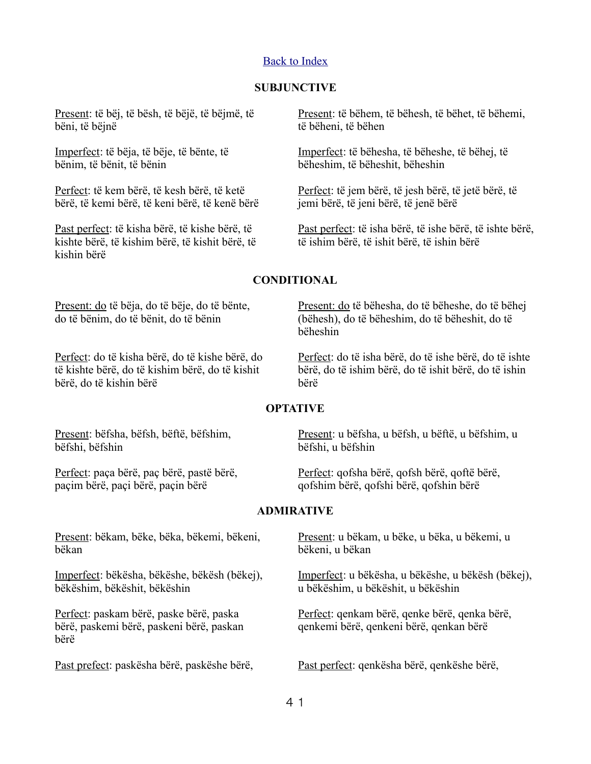Back to Index

**SUBJUNCTIVE**

Present: të bëj, të bësh, të bëjë, të bëjmë, të bëni, të bëjnë

Imperfect: të bëja, të bëje, të bënte, të bënim, të bënit, të bënin

Perfect: të kem bërë, të kesh bërë, të ketë bërë, të kemi bërë, të keni bërë, të kenë bërë

Past perfect: të kisha bërë, të kishe bërë, të kishte bërë, të kishim bërë, të kishit bërë, të kishin bërë

Present: të bëhem, të bëhesh, të bëhet, të bëhemi, të bëheni, të bëhen

Imperfect: të bëhesha, të bëheshe, të bëhej, të bëheshim, të bëheshit, bëheshin

Perfect: të jem bërë, të jesh bërë, të jetë bërë, të jemi bërë, të jeni bërë, të jenë bërë

Past perfect: të isha bërë, të ishe bërë, të ishte bërë, të ishim bërë, të ishit bërë, të ishin bërë

**CONDITIONAL**

Present: do të bëja, do të bëje, do të bënte, do të bënim, do të bënit, do të bënin

Perfect: do të kisha bërë, do të kishe bërë, do të kishte bërë, do të kishim bërë, do të kishit bërë, do të kishin bërë

Present: do të bëhesha, do të bëheshe, do të bëhej (bëhesh), do të bëheshim, do të bëheshit, do të bëheshin

Perfect: do të isha bërë, do të ishe bërë, do të ishte bërë, do të ishim bërë, do të ishit bërë, do të ishin bërë

**OPTATIVE**

Present: bëfsha, bëfsh, bëftë, bëfshim, bëfshi, bëfshin

Perfect: paça bërë, paç bërë, pastë bërë, paçim bërë, paçi bërë, paçin bërë

Present: u bëfsha, u bëfsh, u bëftë, u bëfshim, u bëfshi, u bëfshin

Perfect: qofsha bërë, qofsh bërë, qoftë bërë, qofshim bërë, qofshi bërë, qofshin bërë

**ADMIRATIVE**

Present: bëkam, bëke, bëka, bëkemi, bëkeni, bëkan

Imperfect: bëkësha, bëkëshe, bëkësh (bëkej), bëkëshim, bëkëshit, bëkëshin

Perfect: paskam bërë, paske bërë, paska bërë, paskemi bërë, paskeni bërë, paskan bërë

Past prefect: paskësha bërë, paskëshe bërë,

Present: u bëkam, u bëke, u bëka, u bëkemi, u bëkeni, u bëkan

Imperfect: u bëkësha, u bëkëshe, u bëkësh (bëkej), u bëkëshim, u bëkëshit, u bëkëshin

Perfect: qenkam bërë, qenke bërë, qenka bërë, qenkemi bërë, qenkeni bërë, qenkan bërë

Past perfect: qenkësha bërë, qenkëshe bërë,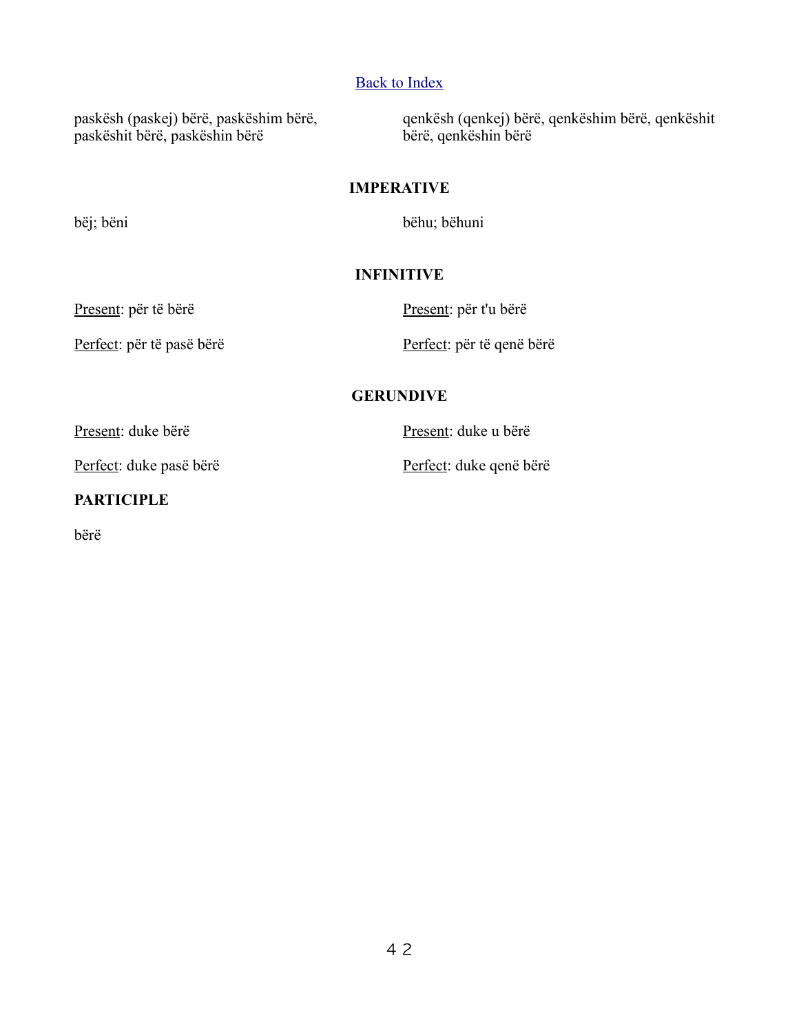[Back to Index]

paskësh (paskej) bërë, paskëshim bërë, paskëshit bërë, paskëshin bërë

qenkësh (qenkej) bërë, qenkëshim bërë, qenkëshit bërë, qenkëshin bërë

**IMPERATIVE**

bëj; bëni

bëhu; bëhuni

**INFINITIVE**

Present: për të bërë

Perfect: për të pasë bërë

Present: për t'u bërë

Perfect: për të qenë bërë

**GERUNDIVE**

Present: duke bërë

Perfect: duke pasë bërë

Present: duke u bërë

Perfect: duke qenë bërë

**PARTICIPLE**

bërë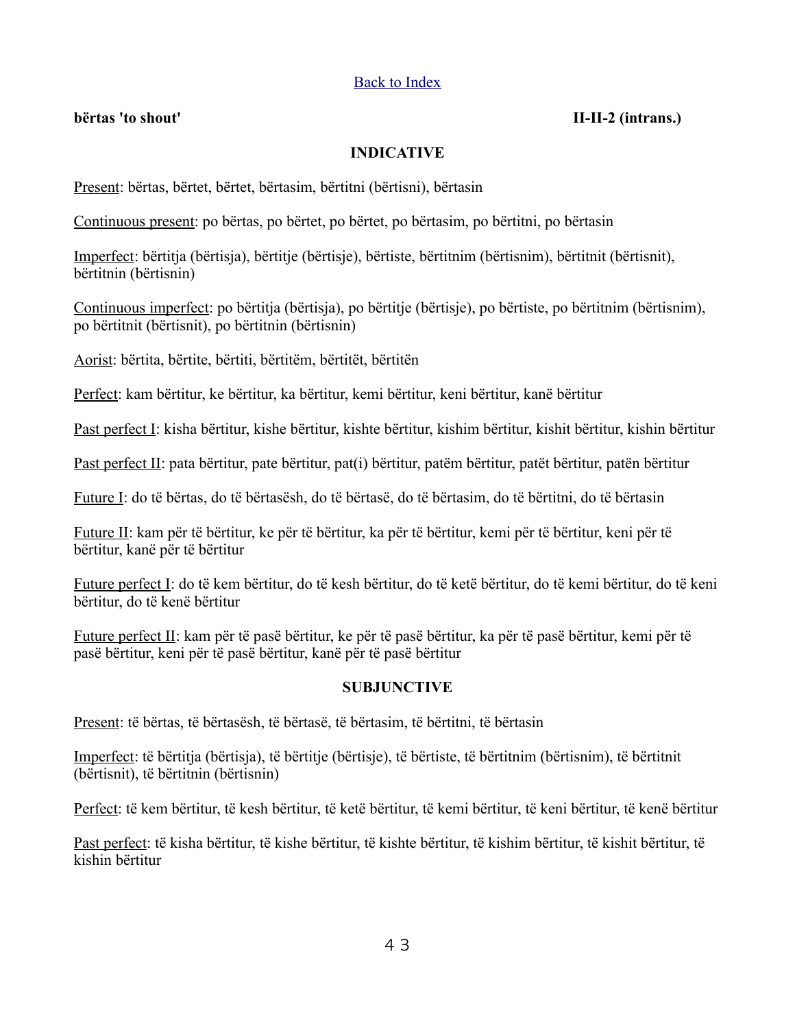[Back to Index]

**bërtas 'to shout'** **II-II-2 (intrans.)**

**INDICATIVE**

Present: bërtas, bërtet, bërtet, bërtasim, bërtitni (bërtisni), bërtasin

Continuous present: po bërtas, po bërtet, po bërtet, po bërtasim, po bërtitni, po bërtasin

Imperfect: bërtitja (bërtisja), bërtitje (bërtisje), bërtiste, bërtitnim (bërtisnim), bërtitnit (bërtisnit), bërtitnin (bërtisnin)

Continuous imperfect: po bërtitja (bërtisja), po bërtitje (bërtisje), po bërtiste, po bërtitnim (bërtisnim), po bërtitnit (bërtisnit), po bërtitnin (bërtisnin)

Aorist: bërtita, bërtite, bërtiti, bërtitëm, bërtitët, bërtitën

Perfect: kam bërtitur, ke bërtitur, ka bërtitur, kemi bërtitur, keni bërtitur, kanë bërtitur

Past perfect I: kisha bërtitur, kishe bërtitur, kishte bërtitur, kishim bërtitur, kishit bërtitur, kishin bërtitur

Past perfect II: pata bërtitur, pate bërtitur, pat(i) bërtitur, patëm bërtitur, patët bërtitur, patën bërtitur

Future I: do të bërtas, do të bërtasësh, do të bërtasë, do të bërtasim, do të bërtitni, do të bërtasin

Future II: kam për të bërtitur, ke për të bërtitur, ka për të bërtitur, kemi për të bërtitur, keni për të bërtitur, kanë për të bërtitur

Future perfect I: do të kem bërtitur, do të kesh bërtitur, do të ketë bërtitur, do të kemi bërtitur, do të keni bërtitur, do të kenë bërtitur

Future perfect II: kam për të pasë bërtitur, ke për të pasë bërtitur, ka për të pasë bërtitur, kemi për të pasë bërtitur, keni për të pasë bërtitur, kanë për të pasë bërtitur

**SUBJUNCTIVE**

Present: të bërtas, të bërtasësh, të bërtasë, të bërtasim, të bërtitni, të bërtasin

Imperfect: të bërtitja (bërtisja), të bërtitje (bërtisje), të bërtiste, të bërtitnim (bërtisnim), të bërtitnit (bërtisnit), të bërtitnin (bërtisnin)

Perfect: të kem bërtitur, të kesh bërtitur, të ketë bërtitur, të kemi bërtitur, të keni bërtitur, të kenë bërtitur

Past perfect: të kisha bërtitur, të kishe bërtitur, të kishte bërtitur, të kishim bërtitur, të kishit bërtitur, të kishin bërtitur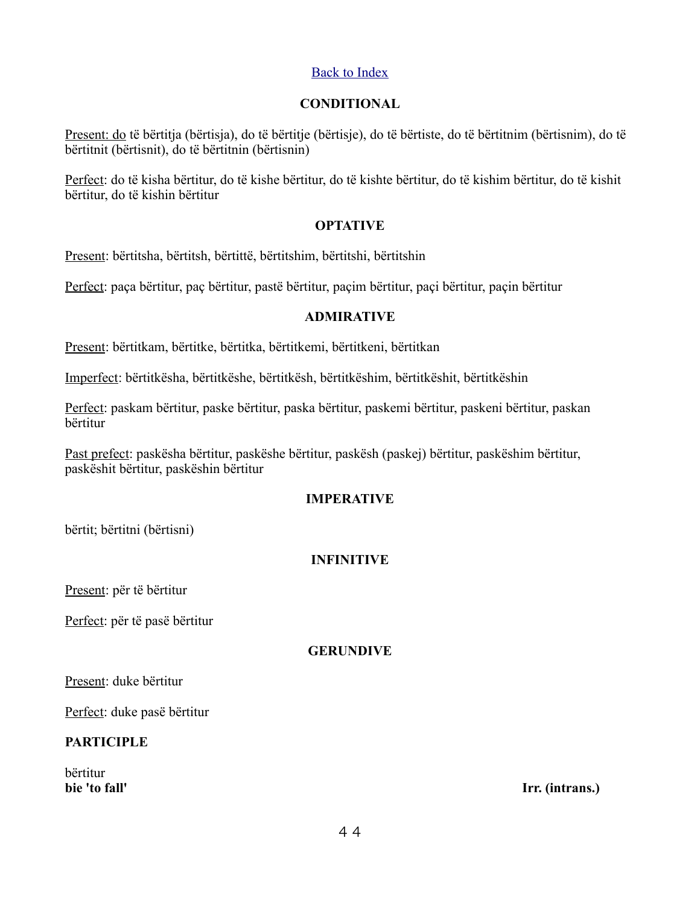[Back to Index](#)

**CONDITIONAL**

Present: do të bërtitja (bërtisja), do të bërtitje (bërtisje), do të bërtiste, do të bërtitnim (bërtisnim), do të bërtitnit (bërtisnit), do të bërtitnin (bërtisnin)

Perfect: do të kisha bërtitur, do të kishe bërtitur, do të kishte bërtitur, do të kishim bërtitur, do të kishit bërtitur, do të kishin bërtitur

**OPTATIVE**

Present: bërtitsha, bërtitsh, bërtittë, bërtitshim, bërtitshi, bërtitshin

Perfect: paça bërtitur, paç bërtitur, pastë bërtitur, paçim bërtitur, paçi bërtitur, paçin bërtitur

**ADMIRATIVE**

Present: bërtitkam, bërtitke, bërtitka, bërtitkemi, bërtitkeni, bërtitkan

Imperfect: bërtitkësha, bërtitkëshe, bërtitkësh, bërtitkëshim, bërtitkëshit, bërtitkëshin

Perfect: paskam bërtitur, paske bërtitur, paska bërtitur, paskemi bërtitur, paskeni bërtitur, paskan bërtitur

Past prefect: paskësha bërtitur, paskëshe bërtitur, paskësh (paskej) bërtitur, paskëshim bërtitur, paskëshit bërtitur, paskëshin bërtitur

**IMPERATIVE**

bërtit; bërtitni (bërtisni)

**INFINITIVE**

Present: për të bërtitur

Perfect: për të pasë bërtitur

**GERUNDIVE**

Present: duke bërtitur

Perfect: duke pasë bërtitur

**PARTICIPLE**

bërtitur

**bie 'to fall'** **Irr. (intrans.)**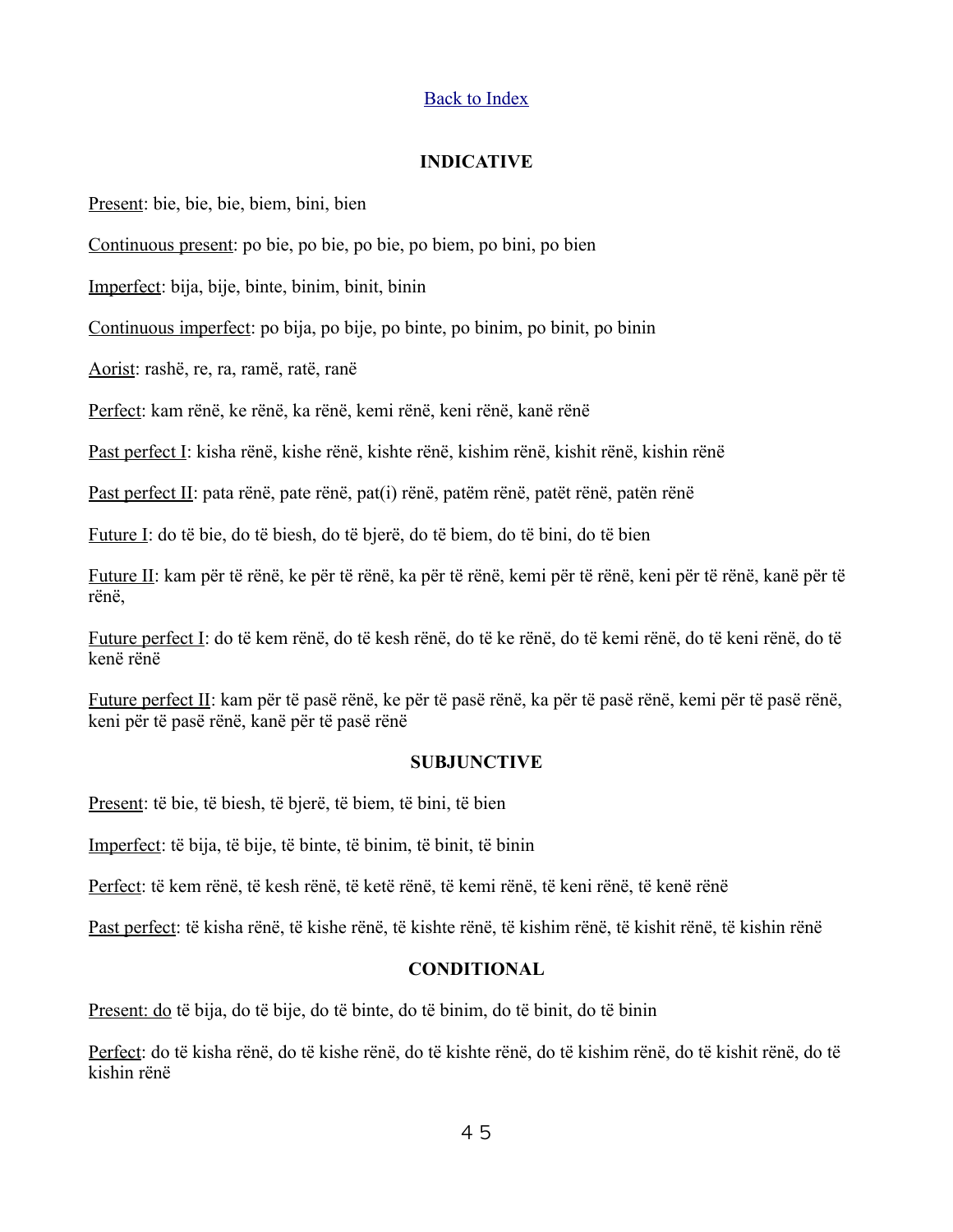[Back to Index](#)

**INDICATIVE**

Present: bie, bie, bie, biem, bini, bien

Continuous present: po bie, po bie, po bie, po biem, po bini, po bien

Imperfect: bija, bije, binte, binim, binit, binin

Continuous imperfect: po bija, po bije, po binte, po binim, po binit, po binin

Aorist: rashë, re, ra, ramë, ratë, ranë

Perfect: kam rënë, ke rënë, ka rënë, kemi rënë, keni rënë, kanë rënë

Past perfect I: kisha rënë, kishe rënë, kishte rënë, kishim rënë, kishit rënë, kishin rënë

Past perfect II: pata rënë, pate rënë, pat(i) rënë, patëm rënë, patët rënë, patën rënë

Future I: do të bie, do të biesh, do të bjerë, do të biem, do të bini, do të bien

Future II: kam për të rënë, ke për të rënë, ka për të rënë, kemi për të rënë, keni për të rënë, kanë për të rënë,

Future perfect I: do të kem rënë, do të kesh rënë, do të ke rënë, do të kemi rënë, do të keni rënë, do të kenë rënë

Future perfect II: kam për të pasë rënë, ke për të pasë rënë, ka për të pasë rënë, kemi për të pasë rënë, keni për të pasë rënë, kanë për të pasë rënë

**SUBJUNCTIVE**

Present: të bie, të biesh, të bjerë, të biem, të bini, të bien

Imperfect: të bija, të bije, të binte, të binim, të binit, të binin

Perfect: të kem rënë, të kesh rënë, të ketë rënë, të kemi rënë, të keni rënë, të kenë rënë

Past perfect: të kisha rënë, të kishe rënë, të kishte rënë, të kishim rënë, të kishit rënë, të kishin rënë

**CONDITIONAL**

Present: do të bija, do të bije, do të binte, do të binim, do të binit, do të binin

Perfect: do të kisha rënë, do të kishe rënë, do të kishte rënë, do të kishim rënë, do të kishit rënë, do të kishin rënë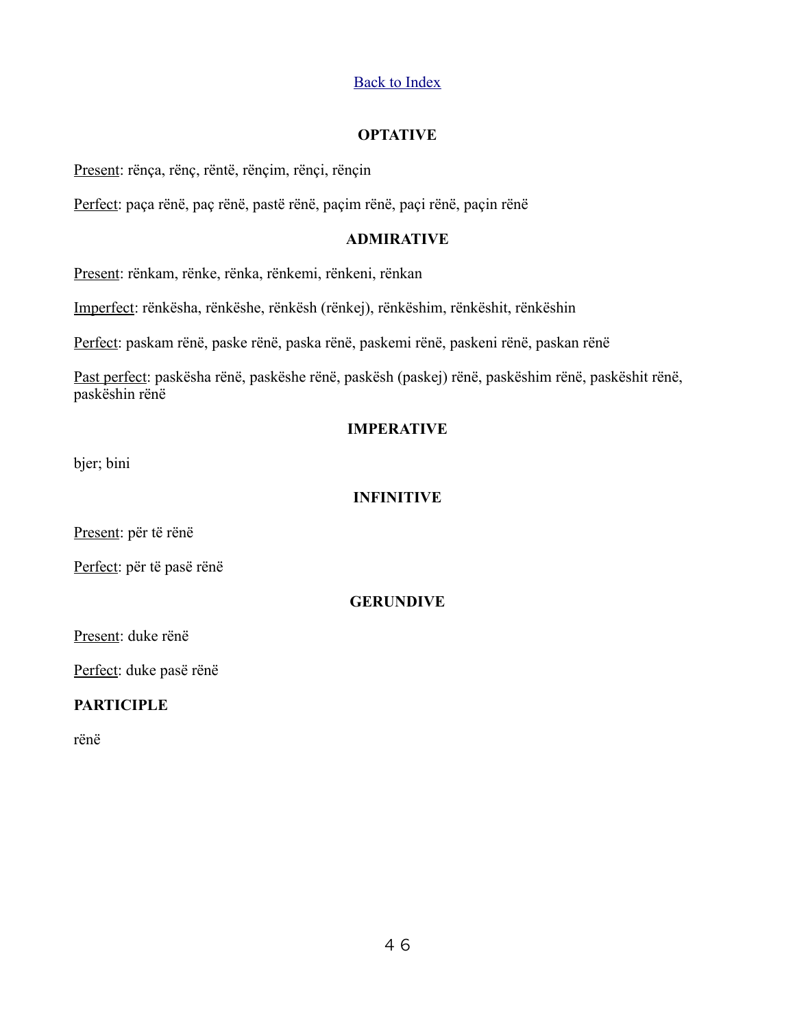Back to Index

## OPTATIVE

Present: rënça, rënç, rëntë, rënçim, rënçi, rënçin

Perfect: paça rënë, paç rënë, pastë rënë, paçim rënë, paçi rënë, paçin rënë

## ADMIRATIVE

Present: rënkam, rënke, rënka, rënkemi, rënkeni, rënkan

Imperfect: rënkësha, rënkëshe, rënkësh (rënkej), rënkëshim, rënkëshit, rënkëshin

Perfect: paskam rënë, paske rënë, paska rënë, paskemi rënë, paskeni rënë, paskan rënë

Past perfect: paskësha rënë, paskëshe rënë, paskësh (paskej) rënë, paskëshim rënë, paskëshit rënë, paskëshin rënë

## IMPERATIVE

bjer; bini

## INFINITIVE

Present: për të rënë

Perfect: për të pasë rënë

## GERUNDIVE

Present: duke rënë

Perfect: duke pasë rënë

**PARTICIPLE**

rënë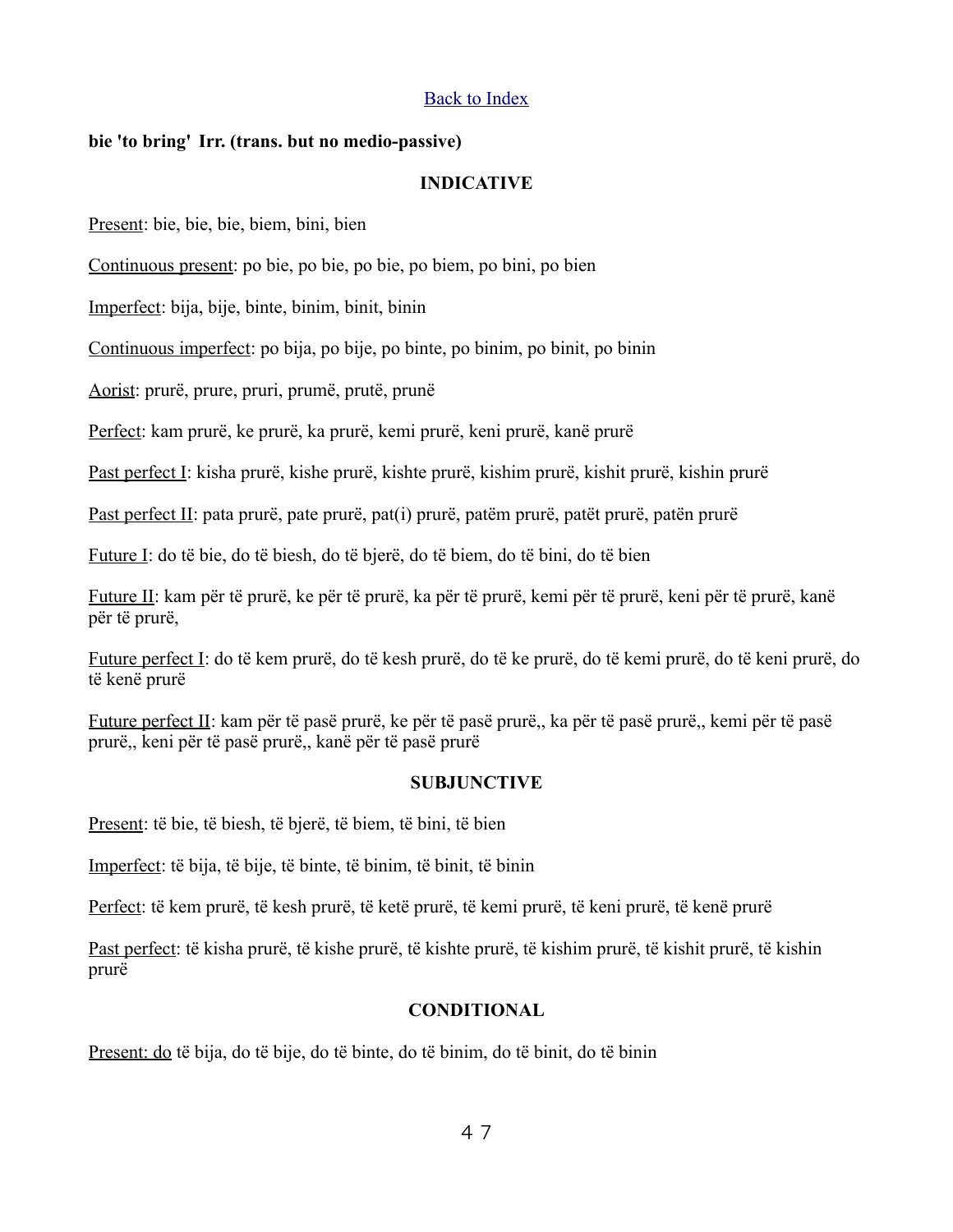[Back to Index](#)

**bie 'to bring' Irr. (trans. but no medio-passive)**

**INDICATIVE**

Present: bie, bie, bie, biem, bini, bien

Continuous present: po bie, po bie, po bie, po biem, po bini, po bien

Imperfect: bija, bije, binte, binim, binit, binin

Continuous imperfect: po bija, po bije, po binte, po binim, po binit, po binin

Aorist: prurë, prure, pruri, prumë, prutë, prunë

Perfect: kam prurë, ke prurë, ka prurë, kemi prurë, keni prurë, kanë prurë

Past perfect I: kisha prurë, kishe prurë, kishte prurë, kishim prurë, kishit prurë, kishin prurë

Past perfect II: pata prurë, pate prurë, pat(i) prurë, patëm prurë, patët prurë, patën prurë

Future I: do të bie, do të biesh, do të bjerë, do të biem, do të bini, do të bien

Future II: kam për të prurë, ke për të prurë, ka për të prurë, kemi për të prurë, keni për të prurë, kanë për të prurë,

Future perfect I: do të kem prurë, do të kesh prurë, do të ke prurë, do të kemi prurë, do të keni prurë, do të kenë prurë

Future perfect II: kam për të pasë prurë, ke për të pasë prurë,, ka për të pasë prurë,, kemi për të pasë prurë,, keni për të pasë prurë,, kanë për të pasë prurë

**SUBJUNCTIVE**

Present: të bie, të biesh, të bjerë, të biem, të bini, të bien

Imperfect: të bija, të bije, të binte, të binim, të binit, të binin

Perfect: të kem prurë, të kesh prurë, të ketë prurë, të kemi prurë, të keni prurë, të kenë prurë

Past perfect: të kisha prurë, të kishe prurë, të kishte prurë, të kishim prurë, të kishit prurë, të kishin prurë

**CONDITIONAL**

Present: do të bija, do të bije, do të binte, do të binim, do të binit, do të binin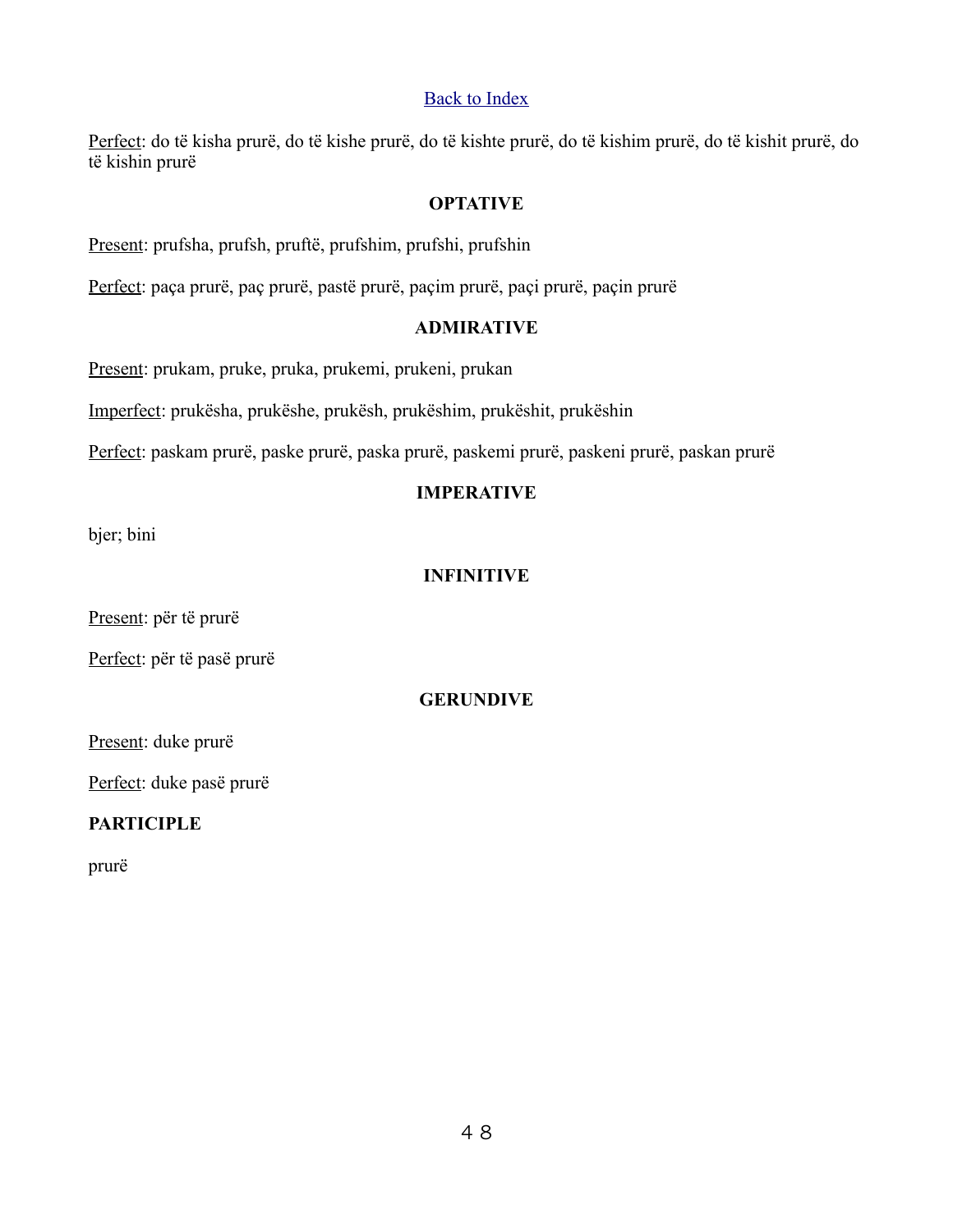[Back to Index]

Perfect: do të kisha prurë, do të kishe prurë, do të kishte prurë, do të kishim prurë, do të kishit prurë, do të kishin prurë

### OPTATIVE

Present: prufsha, prufsh, pruftë, prufshim, prufshi, prufshin

Perfect: paça prurë, paç prurë, pastë prurë, paçim prurë, paçi prurë, paçin prurë

### ADMIRATIVE

Present: prukam, pruke, pruka, prukemi, prukeni, prukan

Imperfect: prukësha, prukëshe, prukësh, prukëshim, prukëshit, prukëshin

Perfect: paskam prurë, paske prurë, paska prurë, paskemi prurë, paskeni prurë, paskan prurë

### IMPERATIVE

bjer; bini

### INFINITIVE

Present: për të prurë

Perfect: për të pasë prurë

### GERUNDIVE

Present: duke prurë

Perfect: duke pasë prurë

**PARTICIPLE**

prurë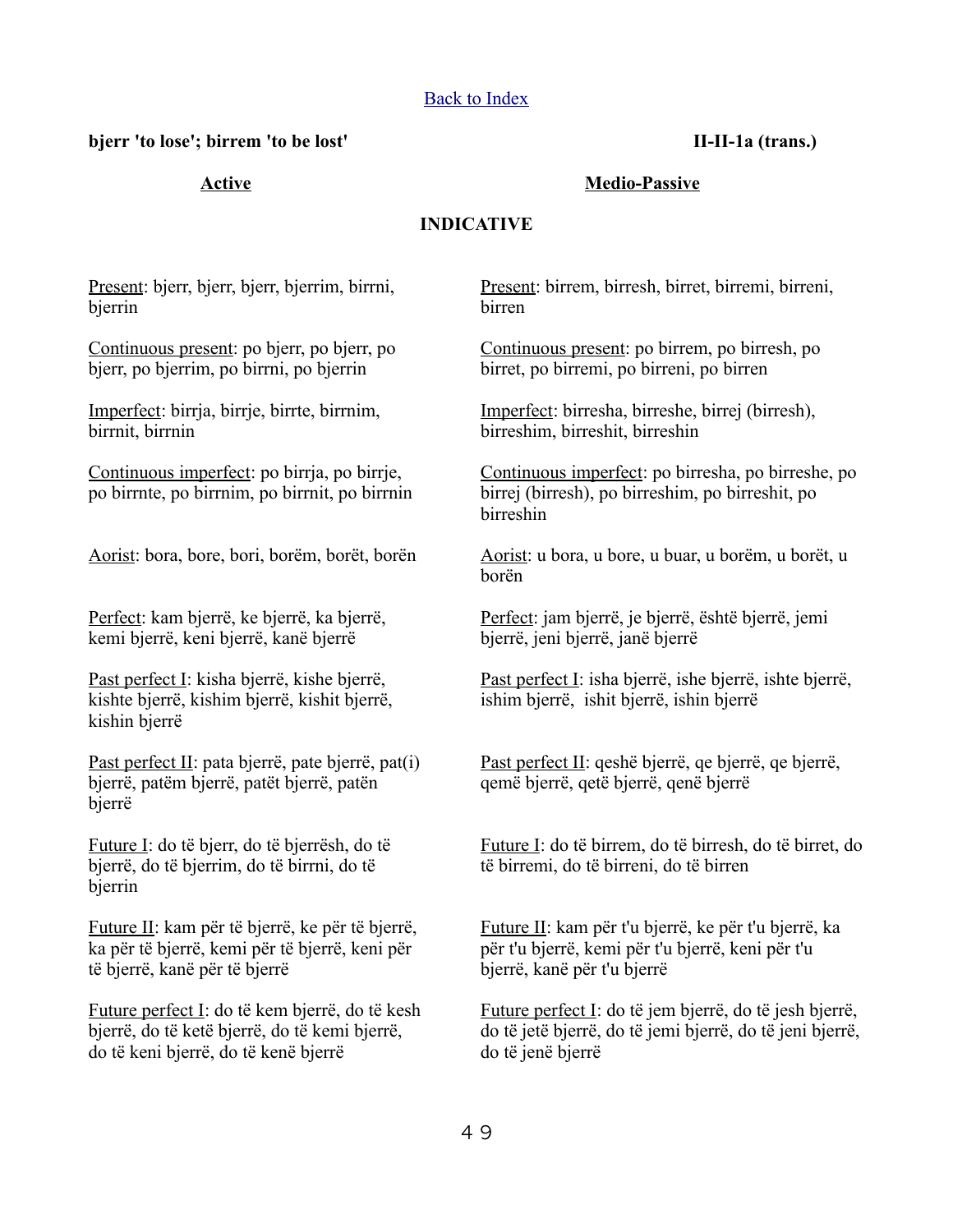[Back to Index]

**bjerr 'to lose'; birrem 'to be lost'** **II-II-1a (trans.)**

## Active

### INDICATIVE

Present: bjerr, bjerr, bjerr, bjerrim, birrni, bjerrin

Continuous present: po bjerr, po bjerr, po bjerr, po bjerrim, po birrni, po bjerrin

Imperfect: birrja, birrje, birrte, birrnim, birrnit, birrnin

Continuous imperfect: po birrja, po birrje, po birrnte, po birrnim, po birrnit, po birrnin

Aorist: bora, bore, bori, borëm, borët, borën

Perfect: kam bjerrë, ke bjerrë, ka bjerrë, kemi bjerrë, keni bjerrë, kanë bjerrë

Past perfect I: kisha bjerrë, kishe bjerrë, kishte bjerrë, kishim bjerrë, kishit bjerrë, kishin bjerrë

Past perfect II: pata bjerrë, pate bjerrë, pat(i) bjerrë, patëm bjerrë, patët bjerrë, patën bjerrë

Future I: do të bjerr, do të bjerrësh, do të bjerrë, do të bjerrim, do të birrni, do të bjerrin

Future II: kam për të bjerrë, ke për të bjerrë, ka për të bjerrë, kemi për të bjerrë, keni për të bjerrë, kanë për të bjerrë

Future perfect I: do të kem bjerrë, do të kesh bjerrë, do të ketë bjerrë, do të kemi bjerrë, do të keni bjerrë, do të kenë bjerrë

## Medio-Passive

### INDICATIVE

Present: birrem, birresh, birret, birremi, birreni, birren

Continuous present: po birrem, po birresh, po birret, po birremi, po birreni, po birren

Imperfect: birresha, birreshe, birrej (birresh), birreshim, birreshit, birreshin

Continuous imperfect: po birresha, po birreshe, po birrej (birresh), po birreshim, po birreshit, po birreshin

Aorist: u bora, u bore, u buar, u borëm, u borët, u borën

Perfect: jam bjerrë, je bjerrë, është bjerrë, jemi bjerrë, jeni bjerrë, janë bjerrë

Past perfect I: isha bjerrë, ishe bjerrë, ishte bjerrë, ishim bjerrë, ishit bjerrë, ishin bjerrë

Past perfect II: qeshë bjerrë, qe bjerrë, qe bjerrë, qemë bjerrë, qetë bjerrë, qenë bjerrë

Future I: do të birrem, do të birresh, do të birret, do të birremi, do të birreni, do të birren

Future II: kam për t'u bjerrë, ke për t'u bjerrë, ka për t'u bjerrë, kemi për t'u bjerrë, keni për t'u bjerrë, kanë për t'u bjerrë

Future perfect I: do të jem bjerrë, do të jesh bjerrë, do të jetë bjerrë, do të jemi bjerrë, do të jeni bjerrë, do të jenë bjerrë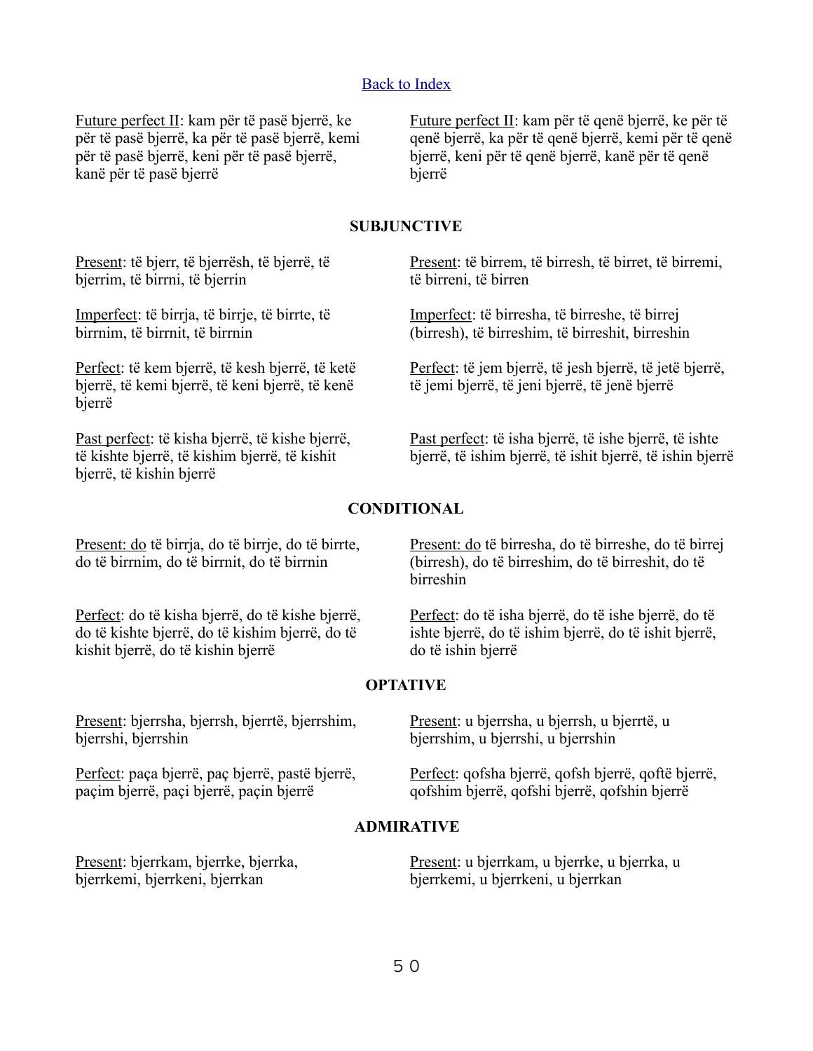[Back to Index]

Future perfect II: kam për të pasë bjerrë, ke për të pasë bjerrë, ka për të pasë bjerrë, kemi për të pasë bjerrë, keni për të pasë bjerrë, kanë për të pasë bjerrë

Future perfect II: kam për të qenë bjerrë, ke për të qenë bjerrë, ka për të qenë bjerrë, kemi për të qenë bjerrë, keni për të qenë bjerrë, kanë për të qenë bjerrë

## SUBJUNCTIVE

Present: të bjerr, të bjerrësh, të bjerrë, të bjerrim, të birrni, të bjerrin

Present: të birrem, të birresh, të birret, të birremi, të birreni, të birren

Imperfect: të birrja, të birrje, të birrte, të birrnim, të birrnit, të birrnin

Imperfect: të birresha, të birreshe, të birrej (birresh), të birreshim, të birreshit, birreshin

Perfect: të kem bjerrë, të kesh bjerrë, të ketë bjerrë, të kemi bjerrë, të keni bjerrë, të kenë bjerrë

Perfect: të jem bjerrë, të jesh bjerrë, të jetë bjerrë, të jemi bjerrë, të jeni bjerrë, të jenë bjerrë

Past perfect: të kisha bjerrë, të kishe bjerrë, të kishte bjerrë, të kishim bjerrë, të kishit bjerrë, të kishin bjerrë

Past perfect: të isha bjerrë, të ishe bjerrë, të ishte bjerrë, të ishim bjerrë, të ishit bjerrë, të ishin bjerrë

## CONDITIONAL

Present: do të birrja, do të birrje, do të birrte, do të birrnim, do të birrnit, do të birrnin

Present: do të birresha, do të birreshe, do të birrej (birresh), do të birreshim, do të birreshit, do të birreshin

Perfect: do të kisha bjerrë, do të kishe bjerrë, do të kishte bjerrë, do të kishim bjerrë, do të kishit bjerrë, do të kishin bjerrë

Perfect: do të isha bjerrë, do të ishe bjerrë, do të ishte bjerrë, do të ishim bjerrë, do të ishit bjerrë, do të ishin bjerrë

## OPTATIVE

Present: bjerrsha, bjerrsh, bjerrtë, bjerrshim, bjerrshi, bjerrshin

Present: u bjerrsha, u bjerrsh, u bjerrtë, u bjerrshim, u bjerrshi, u bjerrshin

Perfect: paça bjerrë, paç bjerrë, pastë bjerrë, paçim bjerrë, paçi bjerrë, paçin bjerrë

Perfect: qofsha bjerrë, qofsh bjerrë, qoftë bjerrë, qofshim bjerrë, qofshi bjerrë, qofshin bjerrë

## ADMIRATIVE

Present: bjerrkam, bjerrke, bjerrka, bjerrkemi, bjerrkeni, bjerrkan

Present: u bjerrkam, u bjerrke, u bjerrka, u bjerrkemi, u bjerrkeni, u bjerrkan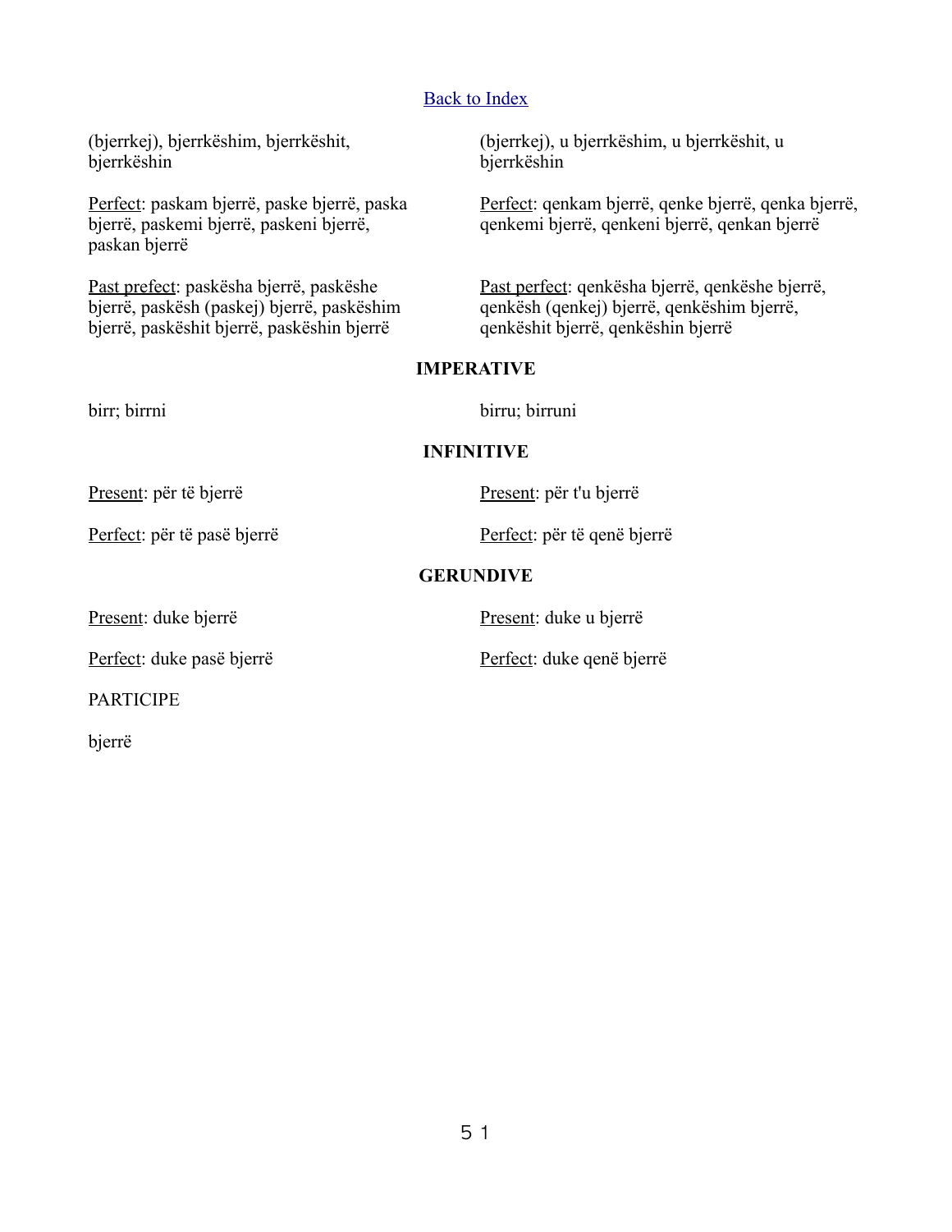[Back to Index](#)

(bjerrkej), bjerrkëshim, bjerrkëshit, bjerrkëshin

(bjerrkej), u bjerrkëshim, u bjerrkëshit, u bjerrkëshin

Perfect: paskam bjerrë, paske bjerrë, paska bjerrë, paskemi bjerrë, paskeni bjerrë, paskan bjerrë

Perfect: qenkam bjerrë, qenke bjerrë, qenka bjerrë, qenkemi bjerrë, qenkeni bjerrë, qenkan bjerrë

Past prefect: paskësha bjerrë, paskëshe bjerrë, paskësh (paskej) bjerrë, paskëshim bjerrë, paskëshit bjerrë, paskëshin bjerrë

Past perfect: qenkësha bjerrë, qenkëshe bjerrë, qenkësh (qenkej) bjerrë, qenkëshim bjerrë, qenkëshit bjerrë, qenkëshin bjerrë

**IMPERATIVE**

birr; birrni

birru; birruni

**INFINITIVE**

Present: për të bjerrë

Present: për t'u bjerrë

Perfect: për të pasë bjerrë

Perfect: për të qenë bjerrë

**GERUNDIVE**

Present: duke bjerrë

Present: duke u bjerrë

Perfect: duke pasë bjerrë

Perfect: duke qenë bjerrë

PARTICIPE

bjerrë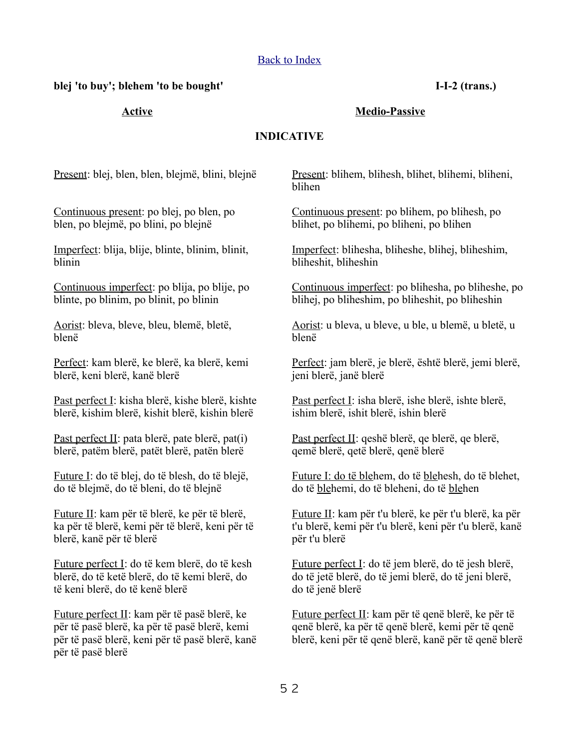Back to Index

**blej 'to buy'; blehem 'to be bought'** **I-I-2 (trans.)**

| **Active** | **Medio-Passive** |
|---|---|

**INDICATIVE**

| | |
|---|---|
| Present: blej, blen, blen, blejmë, blini, blejnë | Present: blihem, blihesh, blihet, blihemi, bliheni, blihen |
| Continuous present: po blej, po blen, po blen, po blejmë, po blini, po blejnë | Continuous present: po blihem, po blihesh, po blihet, po blihemi, po bliheni, po blihen |
| Imperfect: blija, blije, blinte, blinim, blinit, blinin | Imperfect: blihesha, bliheshe, blihej, bliheshim, bliheshit, bliheshin |
| Continuous imperfect: po blija, po blije, po blinte, po blinim, po blinit, po blinin | Continuous imperfect: po blihesha, po bliheshe, po blihej, po bliheshim, po bliheshit, po bliheshin |
| Aorist: bleva, bleve, bleu, blemë, bletë, blenë | Aorist: u bleva, u bleve, u ble, u blemë, u bletë, u blenë |
| Perfect: kam blerë, ke blerë, ka blerë, kemi blerë, keni blerë, kanë blerë | Perfect: jam blerë, je blerë, është blerë, jemi blerë, jeni blerë, janë blerë |
| Past perfect I: kisha blerë, kishe blerë, kishte blerë, kishim blerë, kishit blerë, kishin blerë | Past perfect I: isha blerë, ishe blerë, ishte blerë, ishim blerë, ishit blerë, ishin blerë |
| Past perfect II: pata blerë, pate blerë, pat(i) blerë, patëm blerë, patët blerë, patën blerë | Past perfect II: qeshë blerë, qe blerë, qe blerë, qemë blerë, qetë blerë, qenë blerë |
| Future I: do të blej, do të blesh, do të blejë, do të blejmë, do të bleni, do të blejnë | Future I: do të blehem, do të blehesh, do të blehet, do të blehemi, do të bleheni, do të blehen |
| Future II: kam për të blerë, ke për të blerë, ka për të blerë, kemi për të blerë, keni për të blerë, kanë për të blerë | Future II: kam për t'u blerë, ke për t'u blerë, ka për t'u blerë, kemi për t'u blerë, keni për t'u blerë, kanë për t'u blerë |
| Future perfect I: do të kem blerë, do të kesh blerë, do të ketë blerë, do të kemi blerë, do të keni blerë, do të kenë blerë | Future perfect I: do të jem blerë, do të jesh blerë, do të jetë blerë, do të jemi blerë, do të jeni blerë, do të jenë blerë |
| Future perfect II: kam për të pasë blerë, ke për të pasë blerë, ka për të pasë blerë, kemi për të pasë blerë, keni për të pasë blerë, kanë për të pasë blerë | Future perfect II: kam për të qenë blerë, ke për të qenë blerë, ka për të qenë blerë, kemi për të qenë blerë, keni për të qenë blerë, kanë për të qenë blerë |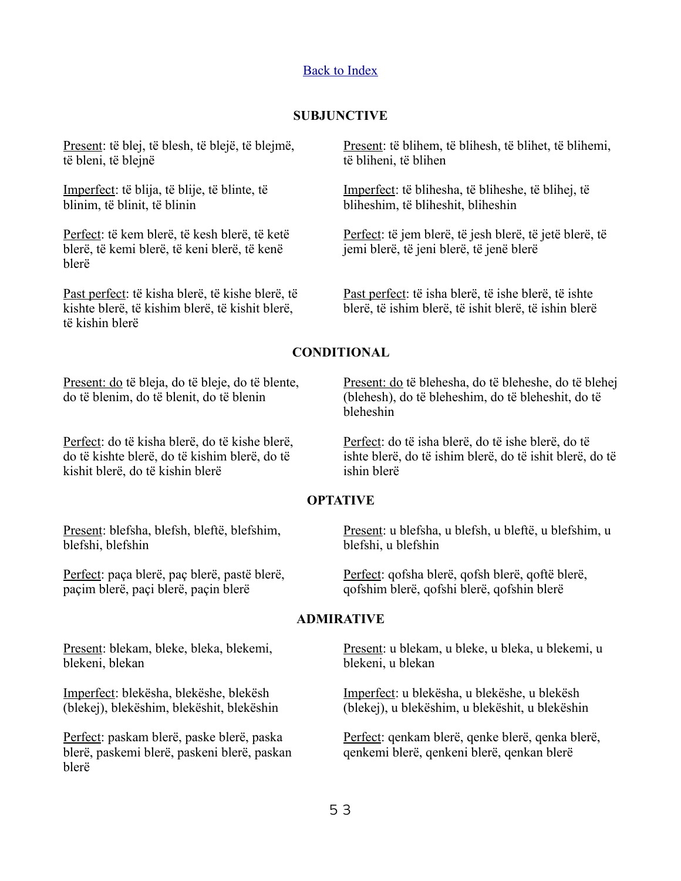[Back to Index](#)

**SUBJUNCTIVE**

Present: të blej, të blesh, të blejë, të blejmë, të bleni, të blejnë

Present: të blihem, të blihesh, të blihet, të blihemi, të bliheni, të blihen

Imperfect: të blija, të blije, të blinte, të blinim, të blinit, të blinin

Imperfect: të blihesha, të bliheshe, të blihej, të bliheshim, të bliheshit, bliheshin

Perfect: të kem blerë, të kesh blerë, të ketë blerë, të kemi blerë, të keni blerë, të kenë blerë

Perfect: të jem blerë, të jesh blerë, të jetë blerë, të jemi blerë, të jeni blerë, të jenë blerë

Past perfect: të kisha blerë, të kishe blerë, të kishte blerë, të kishim blerë, të kishit blerë, të kishin blerë

Past perfect: të isha blerë, të ishe blerë, të ishte blerë, të ishim blerë, të ishit blerë, të ishin blerë

**CONDITIONAL**

Present: do të bleja, do të bleje, do të blente, do të blenim, do të blenit, do të blenin

Present: do të blehesha, do të bleheshe, do të blehej (blehesh), do të bleheshim, do të bleheshit, do të bleheshin

Perfect: do të kisha blerë, do të kishe blerë, do të kishte blerë, do të kishim blerë, do të kishit blerë, do të kishin blerë

Perfect: do të isha blerë, do të ishe blerë, do të ishte blerë, do të ishim blerë, do të ishit blerë, do të ishin blerë

**OPTATIVE**

Present: blefsha, blefsh, bleftë, blefshim, blefshi, blefshin

Present: u blefsha, u blefsh, u bleftë, u blefshim, u blefshi, u blefshin

Perfect: paça blerë, paç blerë, pastë blerë, paçim blerë, paçi blerë, paçin blerë

Perfect: qofsha blerë, qofsh blerë, qoftë blerë, qofshim blerë, qofshi blerë, qofshin blerë

**ADMIRATIVE**

Present: blekam, bleke, bleka, blekemi, blekeni, blekan

Present: u blekam, u bleke, u bleka, u blekemi, u blekeni, u blekan

Imperfect: blekësha, blekëshe, blekësh (blekej), blekëshim, blekëshit, blekëshin

Imperfect: u blekësha, u blekëshe, u blekësh (blekej), u blekëshim, u blekëshit, u blekëshin

Perfect: paskam blerë, paske blerë, paska blerë, paskemi blerë, paskeni blerë, paskan blerë

Perfect: qenkam blerë, qenke blerë, qenka blerë, qenkemi blerë, qenkeni blerë, qenkan blerë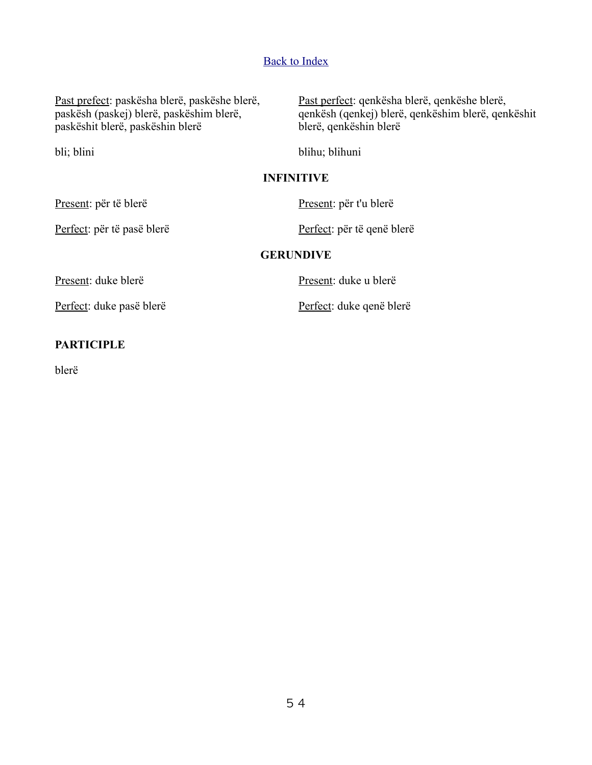[Back to Index]

Past prefect: paskësha blerë, paskëshe blerë, paskësh (paskej) blerë, paskëshim blerë, paskëshit blerë, paskëshin blerë

Past perfect: qenkësha blerë, qenkëshe blerë, qenkësh (qenkej) blerë, qenkëshim blerë, qenkëshit blerë, qenkëshin blerë

bli; blini

blihu; blihuni

**INFINITIVE**

Present: për të blerë

Present: për t'u blerë

Perfect: për të pasë blerë

Perfect: për të qenë blerë

**GERUNDIVE**

Present: duke blerë

Present: duke u blerë

Perfect: duke pasë blerë

Perfect: duke qenë blerë

**PARTICIPLE**

blerë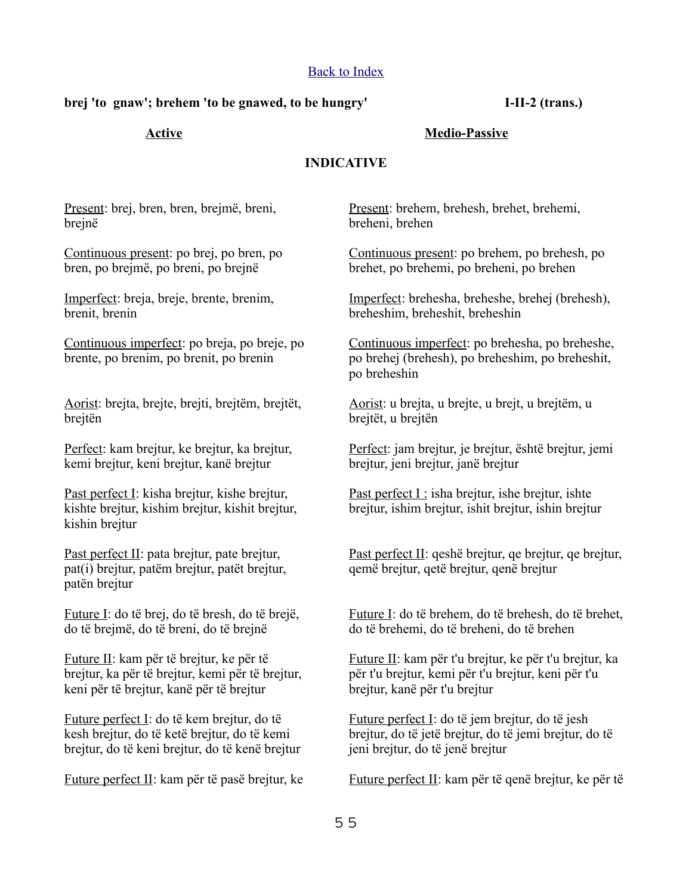[Back to Index](#)

**brej 'to gnaw'; brehem 'to be gnawed, to be hungry'** **I-II-2 (trans.)**

**INDICATIVE**

| **Active** | **Medio-Passive** |
|---|---|
| Present: brej, bren, bren, brejmë, breni, brejnë | Present: brehem, brehesh, brehet, brehemi, breheni, brehen |
| Continuous present: po brej, po bren, po bren, po brejmë, po breni, po brejnë | Continuous present: po brehem, po brehesh, po brehet, po brehemi, po breheni, po brehen |
| Imperfect: breja, breje, brente, brenim, brenit, brenin | Imperfect: brehesha, breheshe, brehej (brehesh), breheshim, breheshit, breheshin |
| Continuous imperfect: po breja, po breje, po brente, po brenim, po brenit, po brenin | Continuous imperfect: po brehesha, po breheshe, po brehej (brehesh), po breheshim, po breheshit, po breheshin |
| Aorist: brejta, brejte, brejti, brejtëm, brejtët, brejtën | Aorist: u brejta, u brejte, u brejt, u brejtëm, u brejtët, u brejtën |
| Perfect: kam brejtur, ke brejtur, ka brejtur, kemi brejtur, keni brejtur, kanë brejtur | Perfect: jam brejtur, je brejtur, është brejtur, jemi brejtur, jeni brejtur, janë brejtur |
| Past perfect I: kisha brejtur, kishe brejtur, kishte brejtur, kishim brejtur, kishit brejtur, kishin brejtur | Past perfect I : isha brejtur, ishe brejtur, ishte brejtur, ishim brejtur, ishit brejtur, ishin brejtur |
| Past perfect II: pata brejtur, pate brejtur, pat(i) brejtur, patëm brejtur, patët brejtur, patën brejtur | Past perfect II: qeshë brejtur, qe brejtur, qe brejtur, qemë brejtur, qetë brejtur, qenë brejtur |
| Future I: do të brej, do të bresh, do të brejë, do të brejmë, do të breni, do të brejnë | Future I: do të brehem, do të brehesh, do të brehet, do të brehemi, do të breheni, do të brehen |
| Future II: kam për të brejtur, ke për të brejtur, ka për të brejtur, kemi për të brejtur, keni për të brejtur, kanë për të brejtur | Future II: kam për t'u brejtur, ke për t'u brejtur, ka për t'u brejtur, kemi për t'u brejtur, keni për t'u brejtur, kanë për t'u brejtur |
| Future perfect I: do të kem brejtur, do të kesh brejtur, do të ketë brejtur, do të kemi brejtur, do të keni brejtur, do të kenë brejtur | Future perfect I: do të jem brejtur, do të jesh brejtur, do të jetë brejtur, do të jemi brejtur, do të jeni brejtur, do të jenë brejtur |
| Future perfect II: kam për të pasë brejtur, ke | Future perfect II: kam për të qenë brejtur, ke për të |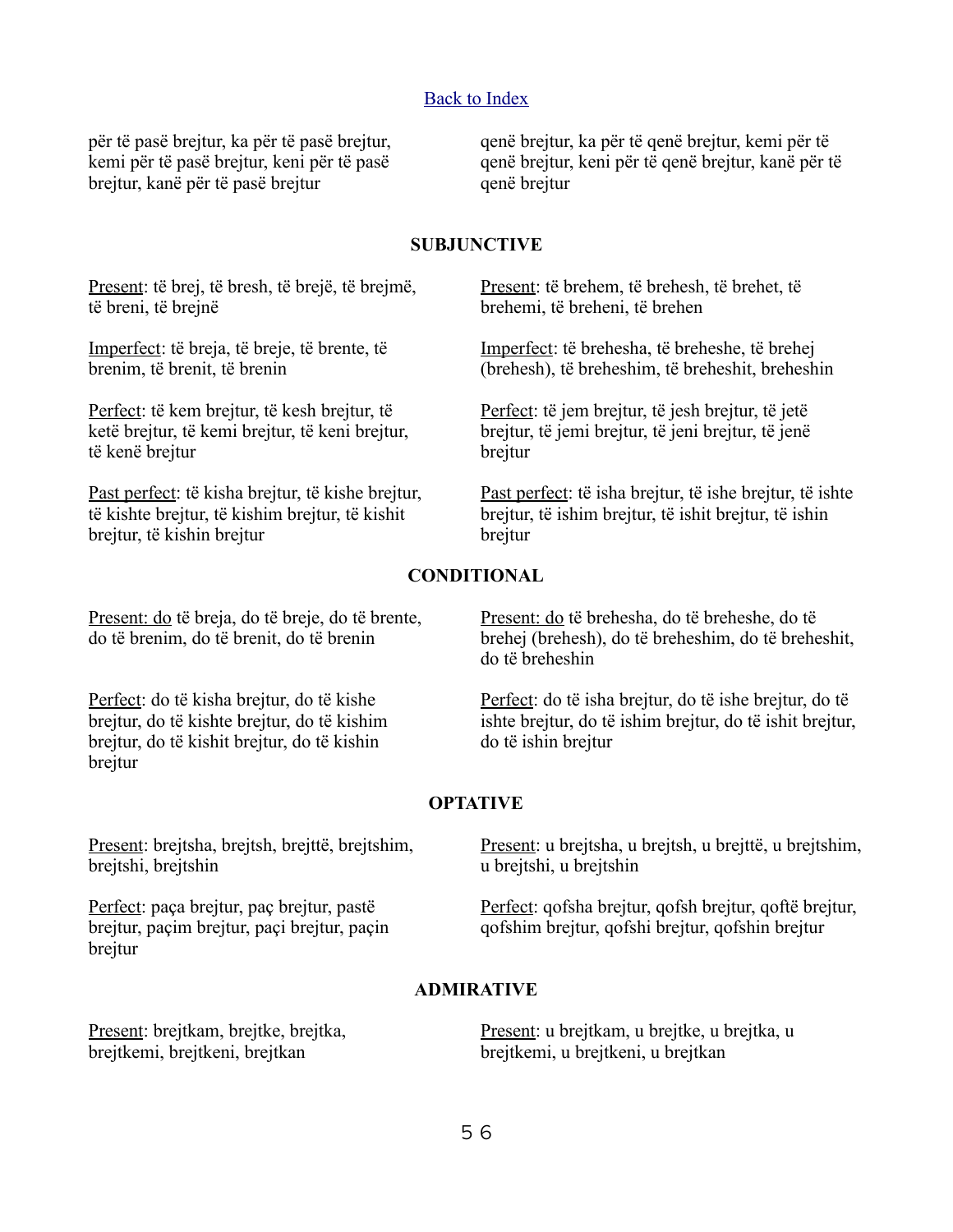[Back to Index]

për të pasë brejtur, ka për të pasë brejtur, kemi për të pasë brejtur, keni për të pasë brejtur, kanë për të pasë brejtur

qenë brejtur, ka për të qenë brejtur, kemi për të qenë brejtur, keni për të qenë brejtur, kanë për të qenë brejtur

**SUBJUNCTIVE**

Present: të brej, të bresh, të brejë, të brejmë, të breni, të brejnë

Imperfect: të breja, të breje, të brente, të brenim, të brenit, të brenin

Perfect: të kem brejtur, të kesh brejtur, të ketë brejtur, të kemi brejtur, të keni brejtur, të kenë brejtur

Past perfect: të kisha brejtur, të kishe brejtur, të kishte brejtur, të kishim brejtur, të kishit brejtur, të kishin brejtur

Present: të brehem, të brehesh, të brehet, të brehemi, të breheni, të brehen

Imperfect: të brehesha, të breheshe, të brehej (brehesh), të breheshim, të breheshit, breheshin

Perfect: të jem brejtur, të jesh brejtur, të jetë brejtur, të jemi brejtur, të jeni brejtur, të jenë brejtur

Past perfect: të isha brejtur, të ishe brejtur, të ishte brejtur, të ishim brejtur, të ishit brejtur, të ishin brejtur

**CONDITIONAL**

Present: do të breja, do të breje, do të brente, do të brenim, do të brenit, do të brenin

Perfect: do të kisha brejtur, do të kishe brejtur, do të kishte brejtur, do të kishim brejtur, do të kishit brejtur, do të kishin brejtur

Present: do të brehesha, do të breheshe, do të brehej (brehesh), do të breheshim, do të breheshit, do të breheshin

Perfect: do të isha brejtur, do të ishe brejtur, do të ishte brejtur, do të ishim brejtur, do të ishit brejtur, do të ishin brejtur

**OPTATIVE**

Present: brejtsha, brejtsh, brejttë, brejtshim, brejtshi, brejtshin

Perfect: paça brejtur, paç brejtur, pastë brejtur, paçim brejtur, paçi brejtur, paçin brejtur

Present: u brejtsha, u brejtsh, u brejttë, u brejtshim, u brejtshi, u brejtshin

Perfect: qofsha brejtur, qofsh brejtur, qoftë brejtur, qofshim brejtur, qofshi brejtur, qofshin brejtur

**ADMIRATIVE**

Present: brejtkam, brejtke, brejtka, brejtkemi, brejtkeni, brejtkan

Present: u brejtkam, u brejtke, u brejtka, u brejtkemi, u brejtkeni, u brejtkan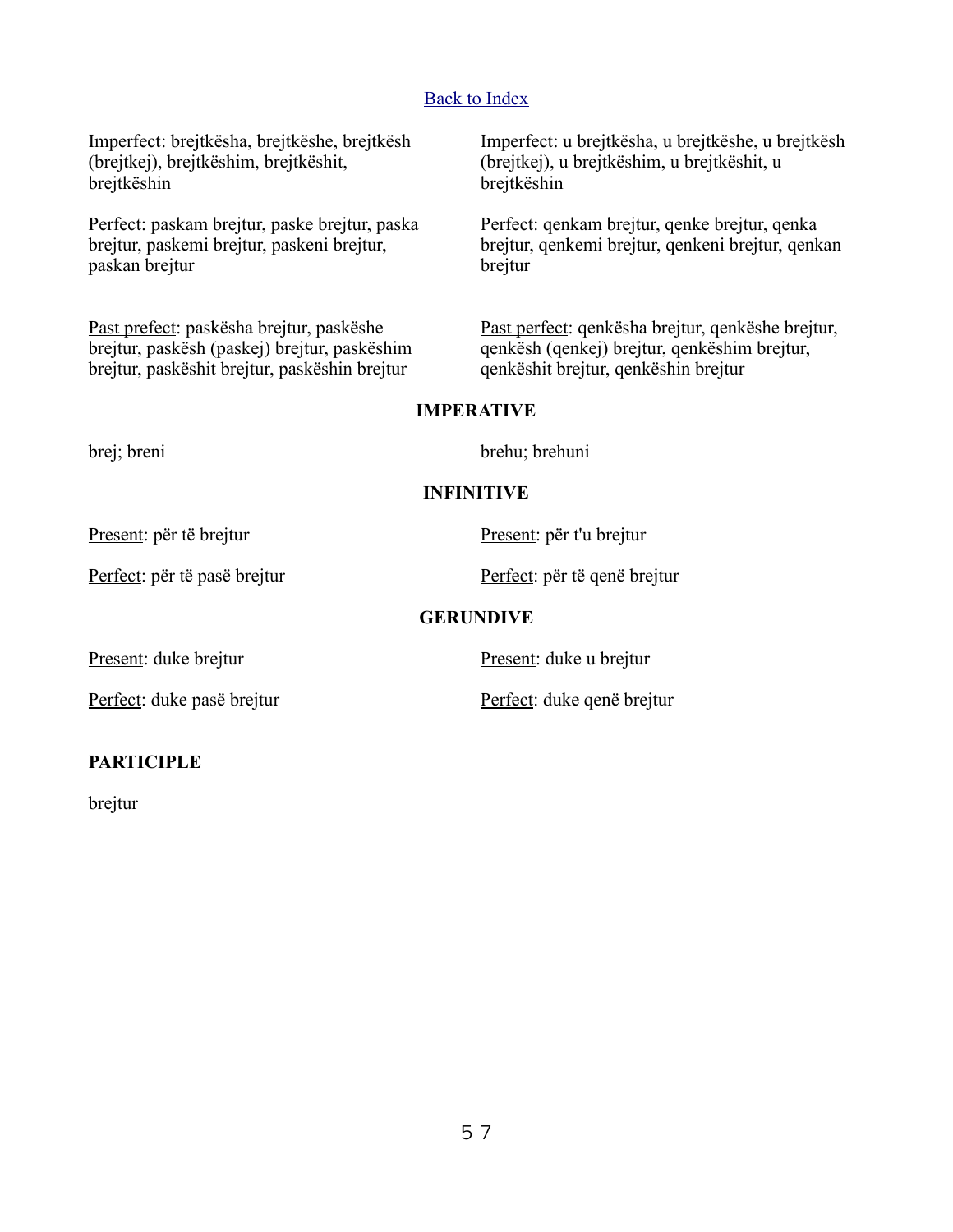Back to Index

Imperfect: brejtkësha, brejtkëshe, brejtkësh (brejtkej), brejtkëshim, brejtkëshit, brejtkëshin

Imperfect: u brejtkësha, u brejtkëshe, u brejtkësh (brejtkej), u brejtkëshim, u brejtkëshit, u brejtkëshin

Perfect: paskam brejtur, paske brejtur, paska brejtur, paskemi brejtur, paskeni brejtur, paskan brejtur

Perfect: qenkam brejtur, qenke brejtur, qenka brejtur, qenkemi brejtur, qenkeni brejtur, qenkan brejtur

Past prefect: paskësha brejtur, paskëshe brejtur, paskësh (paskej) brejtur, paskëshim brejtur, paskëshit brejtur, paskëshin brejtur

Past perfect: qenkësha brejtur, qenkëshe brejtur, qenkësh (qenkej) brejtur, qenkëshim brejtur, qenkëshit brejtur, qenkëshin brejtur

**IMPERATIVE**

brej; breni

brehu; brehuni

**INFINITIVE**

Present: për të brejtur

Present: për t'u brejtur

Perfect: për të pasë brejtur

Perfect: për të qenë brejtur

**GERUNDIVE**

Present: duke brejtur

Present: duke u brejtur

Perfect: duke pasë brejtur

Perfect: duke qenë brejtur

**PARTICIPLE**

brejtur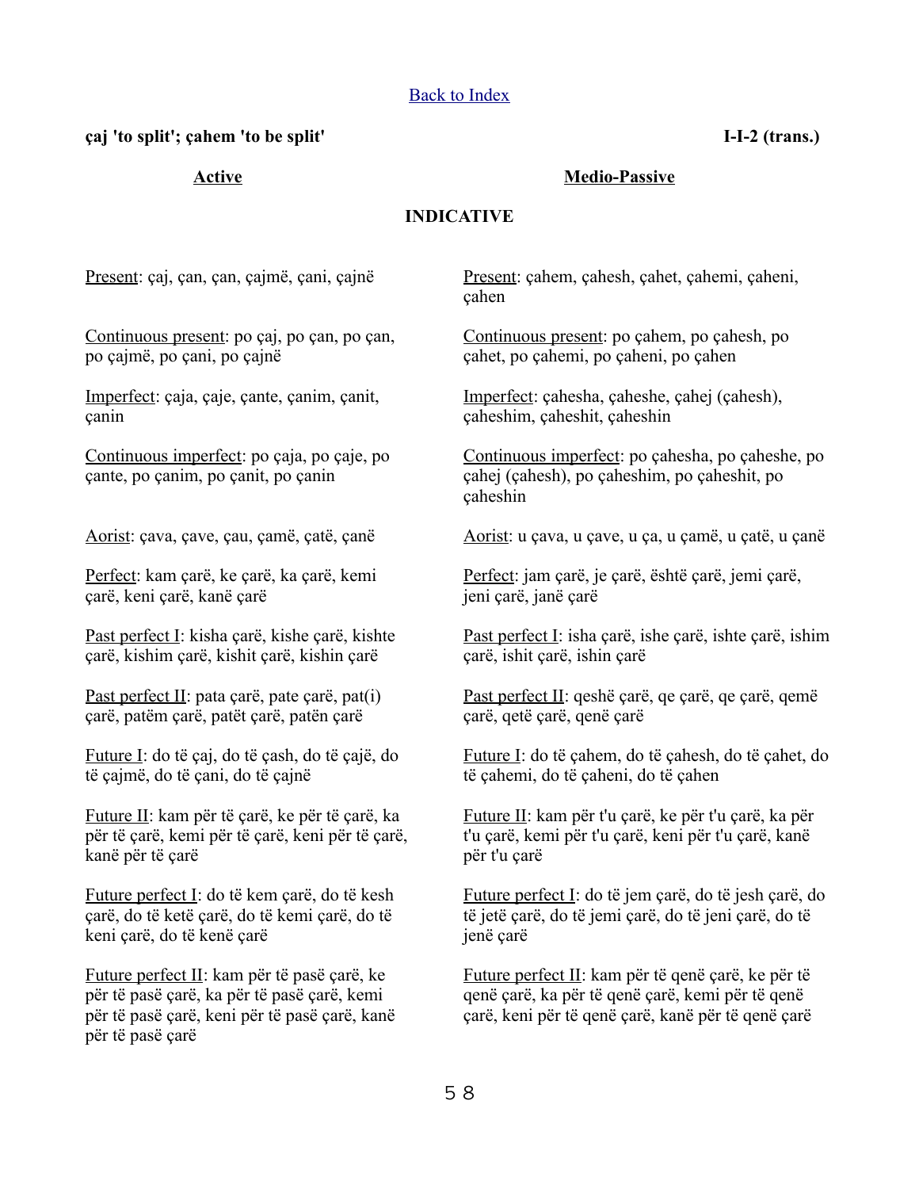[Back to Index]

**çaj 'to split'; çahem 'to be split'** **I-I-2 (trans.)**

| **Active** | **Medio-Passive** |
|---|---|

## INDICATIVE

**Active**

Present: çaj, çan, çan, çajmë, çani, çajnë

Continuous present: po çaj, po çan, po çan, po çajmë, po çani, po çajnë

Imperfect: çaja, çaje, çante, çanim, çanit, çanin

Continuous imperfect: po çaja, po çaje, po çante, po çanim, po çanit, po çanin

Aorist: çava, çave, çau, çamë, çatë, çanë

Perfect: kam çarë, ke çarë, ka çarë, kemi çarë, keni çarë, kanë çarë

Past perfect I: kisha çarë, kishe çarë, kishte çarë, kishim çarë, kishit çarë, kishin çarë

Past perfect II: pata çarë, pate çarë, pat(i) çarë, patëm çarë, patët çarë, patën çarë

Future I: do të çaj, do të çash, do të çajë, do të çajmë, do të çani, do të çajnë

Future II: kam për të çarë, ke për të çarë, ka për të çarë, kemi për të çarë, keni për të çarë, kanë për të çarë

Future perfect I: do të kem çarë, do të kesh çarë, do të ketë çarë, do të kemi çarë, do të keni çarë, do të kenë çarë

Future perfect II: kam për të pasë çarë, ke për të pasë çarë, ka për të pasë çarë, kemi për të pasë çarë, keni për të pasë çarë, kanë për të pasë çarë

**Medio-Passive**

Present: çahem, çahesh, çahet, çahemi, çaheni, çahen

Continuous present: po çahem, po çahesh, po çahet, po çahemi, po çaheni, po çahen

Imperfect: çahesha, çaheshe, çahej (çahesh), çaheshim, çaheshit, çaheshin

Continuous imperfect: po çahesha, po çaheshe, po çahej (çahesh), po çaheshim, po çaheshit, po çaheshin

Aorist: u çava, u çave, u ça, u çamë, u çatë, u çanë

Perfect: jam çarë, je çarë, është çarë, jemi çarë, jeni çarë, janë çarë

Past perfect I: isha çarë, ishe çarë, ishte çarë, ishim çarë, ishit çarë, ishin çarë

Past perfect II: qeshë çarë, qe çarë, qe çarë, qemë çarë, qetë çarë, qenë çarë

Future I: do të çahem, do të çahesh, do të çahet, do të çahemi, do të çaheni, do të çahen

Future II: kam për t'u çarë, ke për t'u çarë, ka për t'u çarë, kemi për t'u çarë, keni për t'u çarë, kanë për t'u çarë

Future perfect I: do të jem çarë, do të jesh çarë, do të jetë çarë, do të jemi çarë, do të jeni çarë, do të jenë çarë

Future perfect II: kam për të qenë çarë, ke për të qenë çarë, ka për të qenë çarë, kemi për të qenë çarë, keni për të qenë çarë, kanë për të qenë çarë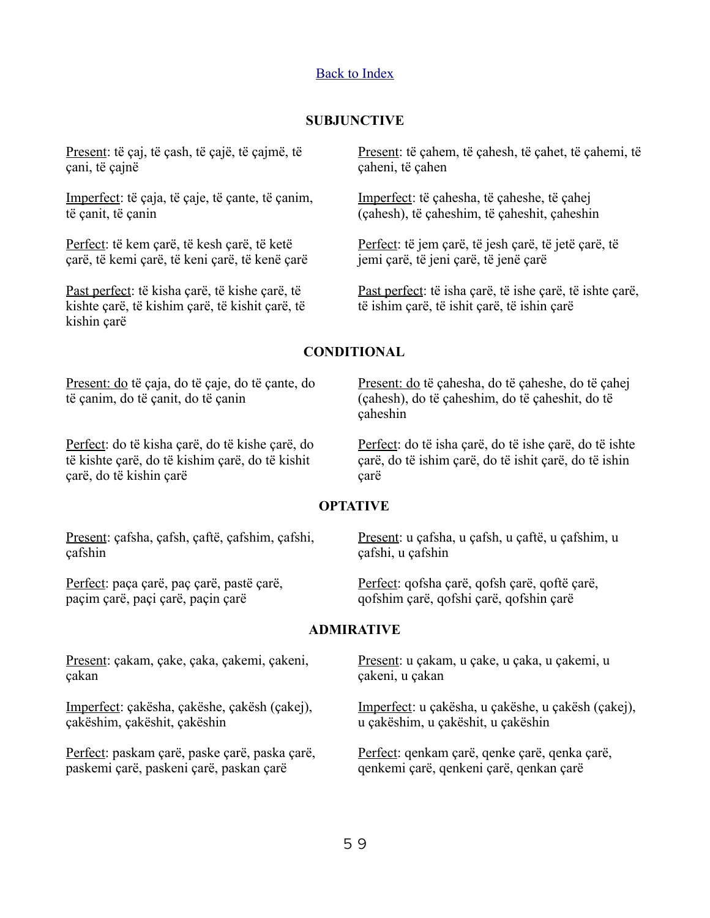[Back to Index]

## SUBJUNCTIVE

Present: të çaj, të çash, të çajë, të çajmë, të çani, të çajnë

Imperfect: të çaja, të çaje, të çante, të çanim, të çanit, të çanin

Perfect: të kem çarë, të kesh çarë, të ketë çarë, të kemi çarë, të keni çarë, të kenë çarë

Past perfect: të kisha çarë, të kishe çarë, të kishte çarë, të kishim çarë, të kishit çarë, të kishin çarë

Present: të çahem, të çahesh, të çahet, të çahemi, të çaheni, të çahen

Imperfect: të çahesha, të çaheshe, të çahej (çahesh), të çaheshim, të çaheshit, çaheshin

Perfect: të jem çarë, të jesh çarë, të jetë çarë, të jemi çarë, të jeni çarë, të jenë çarë

Past perfect: të isha çarë, të ishe çarë, të ishte çarë, të ishim çarë, të ishit çarë, të ishin çarë

## CONDITIONAL

Present: do të çaja, do të çaje, do të çante, do të çanim, do të çanit, do të çanin

Perfect: do të kisha çarë, do të kishe çarë, do të kishte çarë, do të kishim çarë, do të kishit çarë, do të kishin çarë

Present: do të çahesha, do të çaheshe, do të çahej (çahesh), do të çaheshim, do të çaheshit, do të çaheshin

Perfect: do të isha çarë, do të ishe çarë, do të ishte çarë, do të ishim çarë, do të ishit çarë, do të ishin çarë

## OPTATIVE

Present: çafsha, çafsh, çaftë, çafshim, çafshi, çafshin

Perfect: paça çarë, paç çarë, pastë çarë, paçim çarë, paçi çarë, paçin çarë

Present: u çafsha, u çafsh, u çaftë, u çafshim, u çafshi, u çafshin

Perfect: qofsha çarë, qofsh çarë, qoftë çarë, qofshim çarë, qofshi çarë, qofshin çarë

## ADMIRATIVE

Present: çakam, çake, çaka, çakemi, çakeni, çakan

Imperfect: çakësha, çakëshe, çakësh (çakej), çakëshim, çakëshit, çakëshin

Perfect: paskam çarë, paske çarë, paska çarë, paskemi çarë, paskeni çarë, paskan çarë

Present: u çakam, u çake, u çaka, u çakemi, u çakeni, u çakan

Imperfect: u çakësha, u çakëshe, u çakësh (çakej), u çakëshim, u çakëshit, u çakëshin

Perfect: qenkam çarë, qenke çarë, qenka çarë, qenkemi çarë, qenkeni çarë, qenkan çarë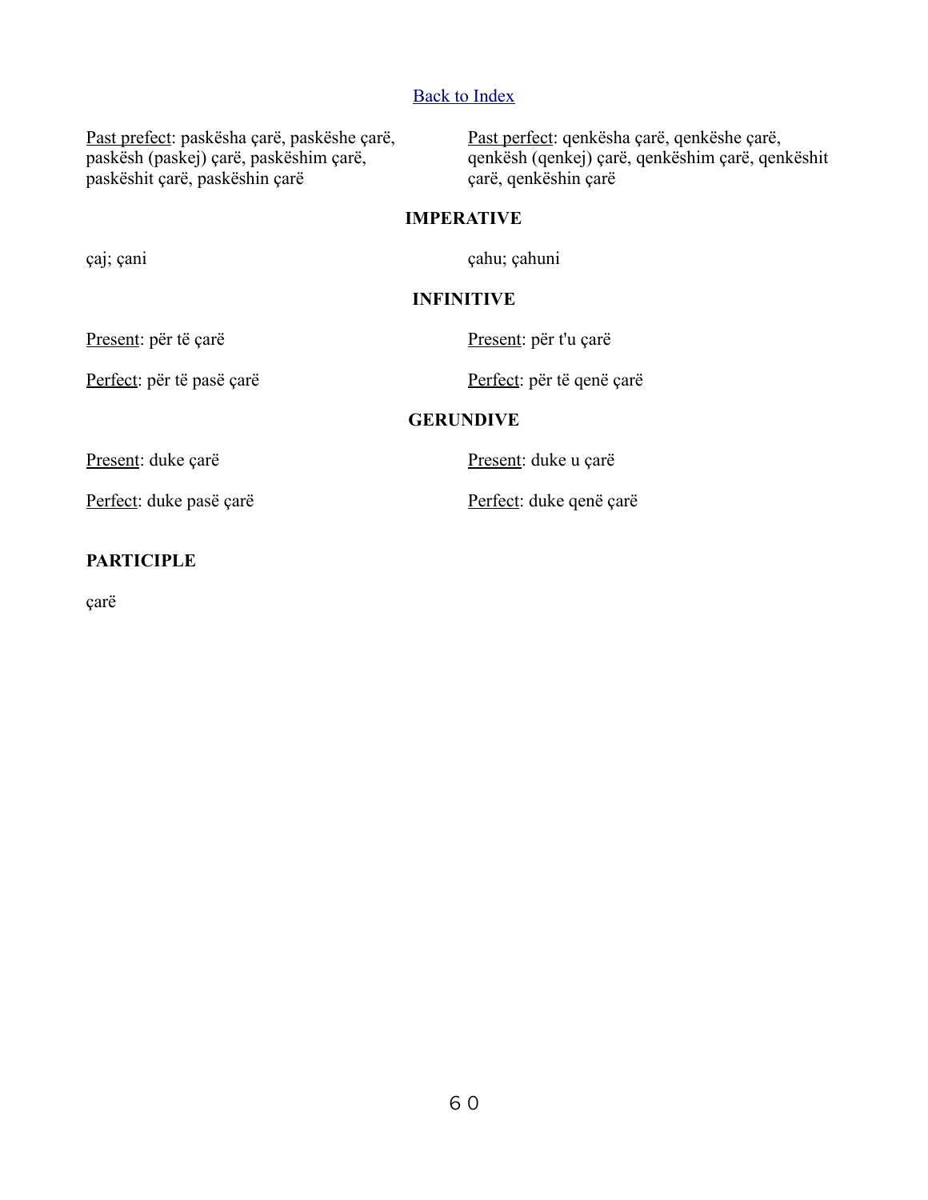Back to Index

Past prefect: paskësha çarë, paskëshe çarë, paskësh (paskej) çarë, paskëshim çarë, paskëshit çarë, paskëshin çarë

Past perfect: qenkësha çarë, qenkëshe çarë, qenkësh (qenkej) çarë, qenkëshim çarë, qenkëshit çarë, qenkëshin çarë

**IMPERATIVE**

çaj; çani

çahu; çahuni

**INFINITIVE**

Present: për të çarë

Perfect: për të pasë çarë

Present: për t'u çarë

Perfect: për të qenë çarë

**GERUNDIVE**

Present: duke çarë

Perfect: duke pasë çarë

Present: duke u çarë

Perfect: duke qenë çarë

**PARTICIPLE**

çarë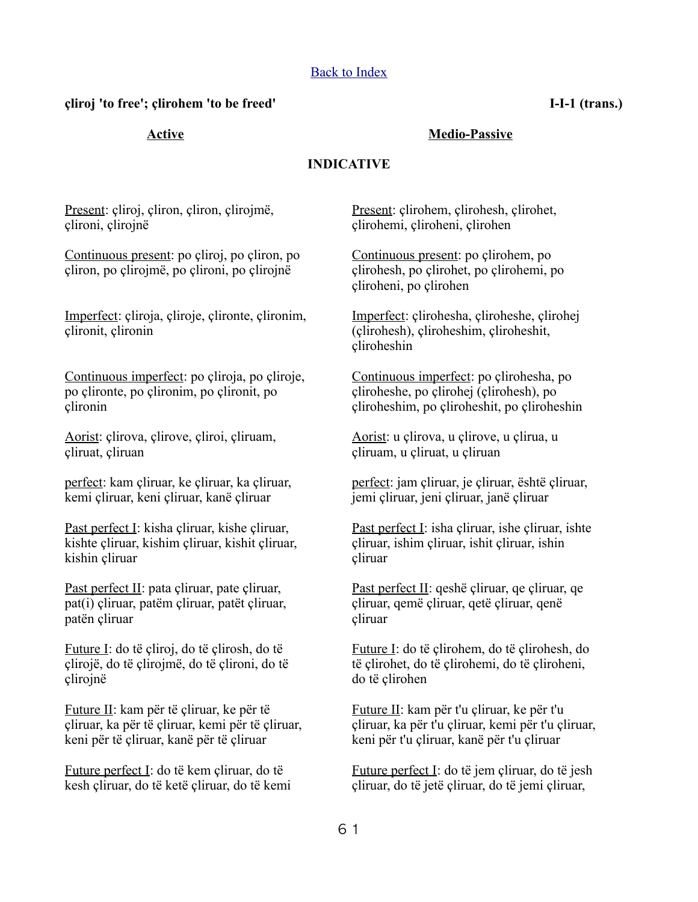[Back to Index]

**çliroj 'to free'; çlirohem 'to be freed'** **I-I-1 (trans.)**

## INDICATIVE

### Active

Present: çliroj, çliron, çliron, çlirojmë, çlironi, çlirojnë

Continuous present: po çliroj, po çliron, po çliron, po çlirojmë, po çlironi, po çlirojnë

Imperfect: çliroja, çliroje, çlironte, çlironim, çlironit, çlironin

Continuous imperfect: po çliroja, po çliroje, po çlironte, po çlironim, po çlironit, po çlironin

Aorist: çlirova, çlirove, çliroi, çliruam, çliruat, çliruan

perfect: kam çliruar, ke çliruar, ka çliruar, kemi çliruar, keni çliruar, kanë çliruar

Past perfect I: kisha çliruar, kishe çliruar, kishte çliruar, kishim çliruar, kishit çliruar, kishin çliruar

Past perfect II: pata çliruar, pate çliruar, pat(i) çliruar, patëm çliruar, patët çliruar, patën çliruar

Future I: do të çliroj, do të çlirosh, do të çlirojë, do të çlirojmë, do të çlironi, do të çlirojnë

Future II: kam për të çliruar, ke për të çliruar, ka për të çliruar, kemi për të çliruar, keni për të çliruar, kanë për të çliruar

Future perfect I: do të kem çliruar, do të kesh çliruar, do të ketë çliruar, do të kemi

### Medio-Passive

Present: çlirohem, çlirohesh, çlirohet, çlirohemi, çliroheni, çlirohen

Continuous present: po çlirohem, po çlirohesh, po çlirohet, po çlirohemi, po çliroheni, po çlirohen

Imperfect: çlirohesha, çliroheshe, çlirohej (çlirohesh), çliroheshim, çliroheshit, çliroheshin

Continuous imperfect: po çlirohesha, po çliroheshe, po çlirohej (çlirohesh), po çliroheshim, po çliroheshit, po çliroheshin

Aorist: u çlirova, u çlirove, u çlirua, u çliruam, u çliruat, u çliruan

perfect: jam çliruar, je çliruar, është çliruar, jemi çliruar, jeni çliruar, janë çliruar

Past perfect I: isha çliruar, ishe çliruar, ishte çliruar, ishim çliruar, ishit çliruar, ishin çliruar

Past perfect II: qeshë çliruar, qe çliruar, qe çliruar, qemë çliruar, qetë çliruar, qenë çliruar

Future I: do të çlirohem, do të çlirohesh, do të çlirohet, do të çlirohemi, do të çliroheni, do të çlirohen

Future II: kam për t'u çliruar, ke për t'u çliruar, ka për t'u çliruar, kemi për t'u çliruar, keni për t'u çliruar, kanë për t'u çliruar

Future perfect I: do të jem çliruar, do të jesh çliruar, do të jetë çliruar, do të jemi çliruar,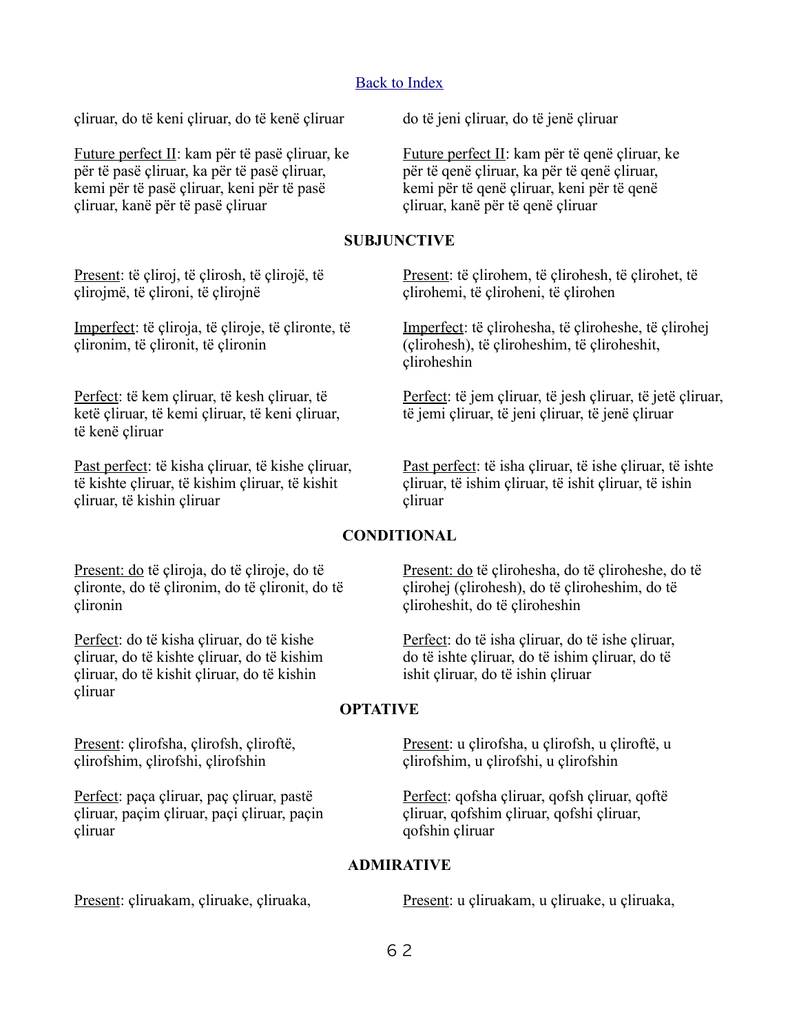[Back to Index](#)

çliruar, do të keni çliruar, do të kenë çliruar

Future perfect II: kam për të pasë çliruar, ke për të pasë çliruar, ka për të pasë çliruar, kemi për të pasë çliruar, keni për të pasë çliruar, kanë për të pasë çliruar

do të jeni çliruar, do të jenë çliruar

Future perfect II: kam për të qenë çliruar, ke për të qenë çliruar, ka për të qenë çliruar, kemi për të qenë çliruar, keni për të qenë çliruar, kanë për të qenë çliruar

**SUBJUNCTIVE**

Present: të çliroj, të çlirosh, të çlirojë, të çlirojmë, të çlironi, të çlirojnë

Imperfect: të çliroja, të çliroje, të çlironte, të çlironim, të çlironit, të çlironin

Perfect: të kem çliruar, të kesh çliruar, të ketë çliruar, të kemi çliruar, të keni çliruar, të kenë çliruar

Past perfect: të kisha çliruar, të kishe çliruar, të kishte çliruar, të kishim çliruar, të kishit çliruar, të kishin çliruar

Present: të çlirohem, të çlirohesh, të çlirohet, të çlirohemi, të çliroheni, të çlirohen

Imperfect: të çlirohesha, të çliroheshe, të çlirohej (çlirohesh), të çliroheshim, të çliroheshit, çliroheshin

Perfect: të jem çliruar, të jesh çliruar, të jetë çliruar, të jemi çliruar, të jeni çliruar, të jenë çliruar

Past perfect: të isha çliruar, të ishe çliruar, të ishte çliruar, të ishim çliruar, të ishit çliruar, të ishin çliruar

**CONDITIONAL**

Present: do të çliroja, do të çliroje, do të çlironte, do të çlironim, do të çlironit, do të çlironin

Perfect: do të kisha çliruar, do të kishe çliruar, do të kishte çliruar, do të kishim çliruar, do të kishit çliruar, do të kishin çliruar

Present: do të çlirohesha, do të çliroheshe, do të çlirohej (çlirohesh), do të çliroheshim, do të çliroheshit, do të çliroheshin

Perfect: do të isha çliruar, do të ishe çliruar, do të ishte çliruar, do të ishim çliruar, do të ishit çliruar, do të ishin çliruar

**OPTATIVE**

Present: çlirofsha, çlirofsh, çliroftë, çlirofshim, çlirofshi, çlirofshin

Perfect: paça çliruar, paç çliruar, pastë çliruar, paçim çliruar, paçi çliruar, paçin çliruar

Present: u çlirofsha, u çlirofsh, u çliroftë, u çlirofshim, u çlirofshi, u çlirofshin

Perfect: qofsha çliruar, qofsh çliruar, qoftë çliruar, qofshim çliruar, qofshi çliruar, qofshin çliruar

**ADMIRATIVE**

Present: çliruakam, çliruake, çliruaka,

Present: u çliruakam, u çliruake, u çliruaka,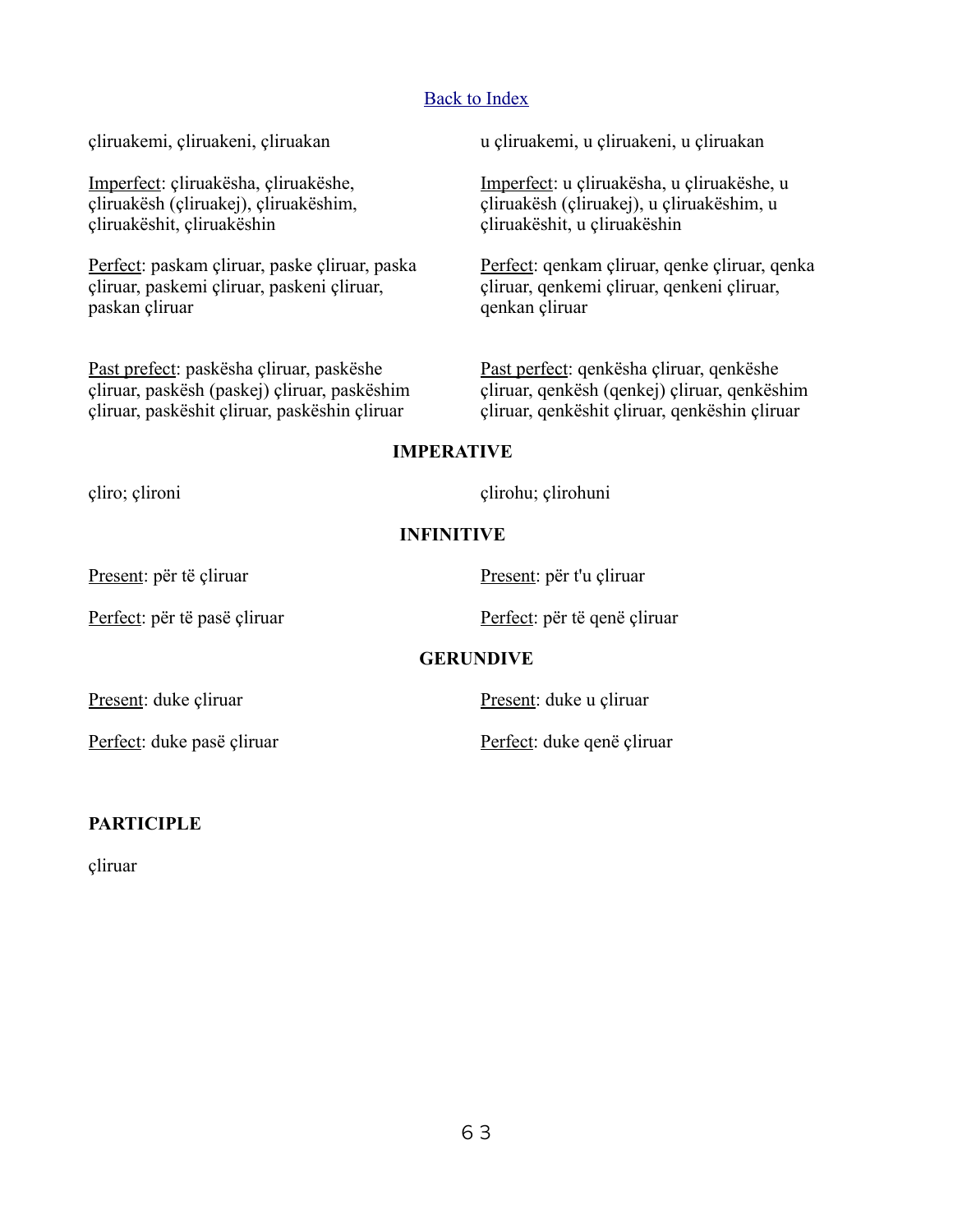[Back to Index]

| | |
|---|---|
| çliruakemi, çliruakeni, çliruakan | u çliruakemi, u çliruakeni, u çliruakan |
| Imperfect: çliruakësha, çliruakëshe, çliruakësh (çliruakej), çliruakëshim, çliruakëshit, çliruakëshin | Imperfect: u çliruakësha, u çliruakëshe, u çliruakësh (çliruakej), u çliruakëshim, u çliruakëshit, u çliruakëshin |
| Perfect: paskam çliruar, paske çliruar, paska çliruar, paskemi çliruar, paskeni çliruar, paskan çliruar | Perfect: qenkam çliruar, qenke çliruar, qenka çliruar, qenkemi çliruar, qenkeni çliruar, qenkan çliruar |
| Past prefect: paskësha çliruar, paskëshe çliruar, paskësh (paskej) çliruar, paskëshim çliruar, paskëshit çliruar, paskëshin çliruar | Past perfect: qenkësha çliruar, qenkëshe çliruar, qenkësh (qenkej) çliruar, qenkëshim çliruar, qenkëshit çliruar, qenkëshin çliruar |

**IMPERATIVE**

| | |
|---|---|
| çliro; çlironi | çlirohu; çlirohuni |

**INFINITIVE**

| | |
|---|---|
| Present: për të çliruar | Present: për t'u çliruar |
| Perfect: për të pasë çliruar | Perfect: për të qenë çliruar |

**GERUNDIVE**

| | |
|---|---|
| Present: duke çliruar | Present: duke u çliruar |
| Perfect: duke pasë çliruar | Perfect: duke qenë çliruar |

**PARTICIPLE**

çliruar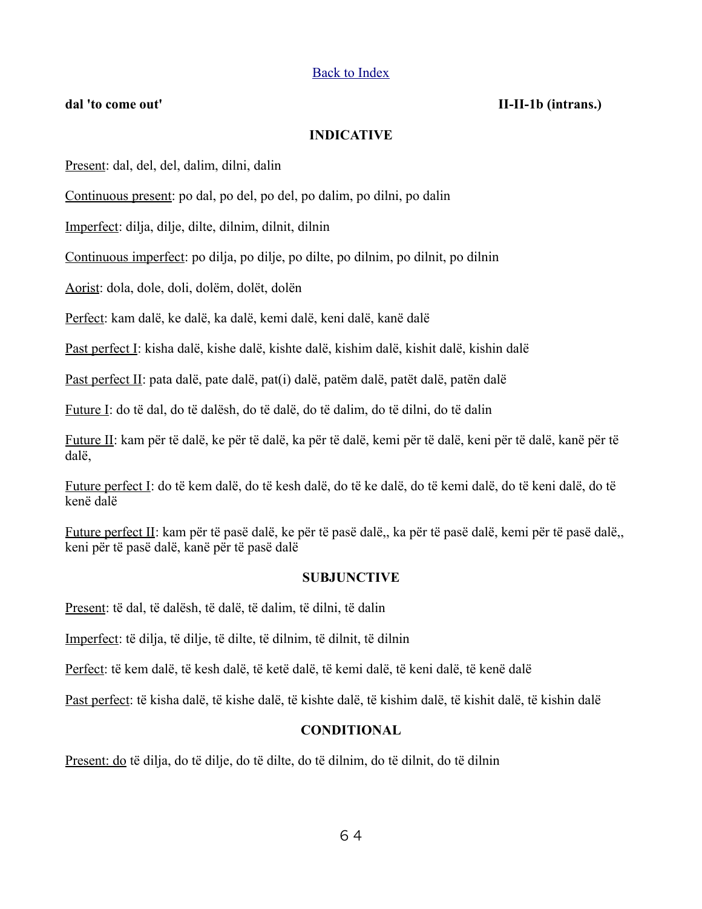[Back to Index](#)

**dal 'to come out'** **II-II-1b (intrans.)**

**INDICATIVE**

Present: dal, del, del, dalim, dilni, dalin

Continuous present: po dal, po del, po del, po dalim, po dilni, po dalin

Imperfect: dilja, dilje, dilte, dilnim, dilnit, dilnin

Continuous imperfect: po dilja, po dilje, po dilte, po dilnim, po dilnit, po dilnin

Aorist: dola, dole, doli, dolëm, dolët, dolën

Perfect: kam dalë, ke dalë, ka dalë, kemi dalë, keni dalë, kanë dalë

Past perfect I: kisha dalë, kishe dalë, kishte dalë, kishim dalë, kishit dalë, kishin dalë

Past perfect II: pata dalë, pate dalë, pat(i) dalë, patëm dalë, patët dalë, patën dalë

Future I: do të dal, do të dalësh, do të dalë, do të dalim, do të dilni, do të dalin

Future II: kam për të dalë, ke për të dalë, ka për të dalë, kemi për të dalë, keni për të dalë, kanë për të dalë,

Future perfect I: do të kem dalë, do të kesh dalë, do të ke dalë, do të kemi dalë, do të keni dalë, do të kenë dalë

Future perfect II: kam për të pasë dalë, ke për të pasë dalë,, ka për të pasë dalë, kemi për të pasë dalë,, keni për të pasë dalë, kanë për të pasë dalë

**SUBJUNCTIVE**

Present: të dal, të dalësh, të dalë, të dalim, të dilni, të dalin

Imperfect: të dilja, të dilje, të dilte, të dilnim, të dilnit, të dilnin

Perfect: të kem dalë, të kesh dalë, të ketë dalë, të kemi dalë, të keni dalë, të kenë dalë

Past perfect: të kisha dalë, të kishe dalë, të kishte dalë, të kishim dalë, të kishit dalë, të kishin dalë

**CONDITIONAL**

Present: do të dilja, do të dilje, do të dilte, do të dilnim, do të dilnit, do të dilnin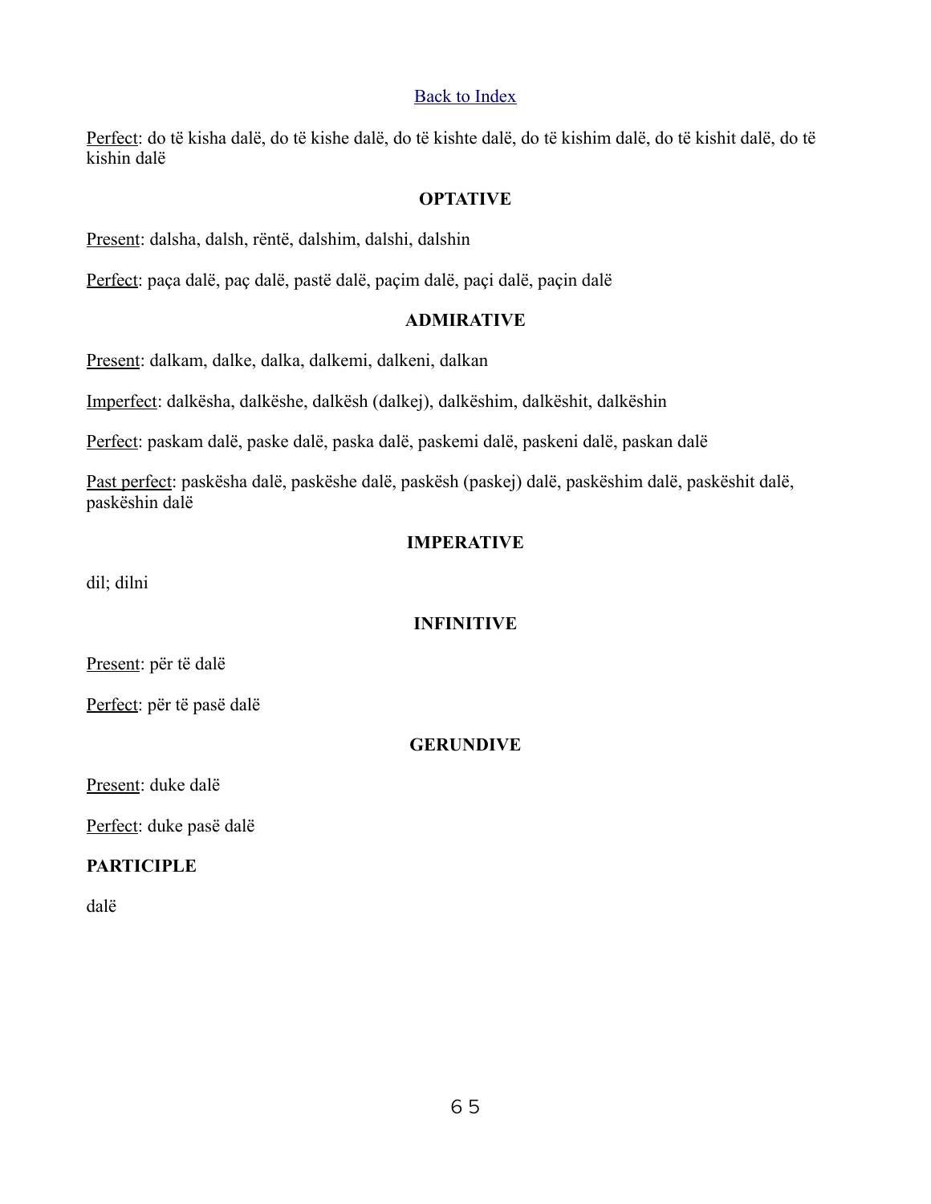[Back to Index]

Perfect: do të kisha dalë, do të kishe dalë, do të kishte dalë, do të kishim dalë, do të kishit dalë, do të kishin dalë

### OPTATIVE

Present: dalsha, dalsh, rëntë, dalshim, dalshi, dalshin

Perfect: paça dalë, paç dalë, pastë dalë, paçim dalë, paçi dalë, paçin dalë

### ADMIRATIVE

Present: dalkam, dalke, dalka, dalkemi, dalkeni, dalkan

Imperfect: dalkësha, dalkëshe, dalkësh (dalkej), dalkëshim, dalkëshit, dalkëshin

Perfect: paskam dalë, paske dalë, paska dalë, paskemi dalë, paskeni dalë, paskan dalë

Past perfect: paskësha dalë, paskëshe dalë, paskësh (paskej) dalë, paskëshim dalë, paskëshit dalë, paskëshin dalë

### IMPERATIVE

dil; dilni

### INFINITIVE

Present: për të dalë

Perfect: për të pasë dalë

### GERUNDIVE

Present: duke dalë

Perfect: duke pasë dalë

**PARTICIPLE**

dalë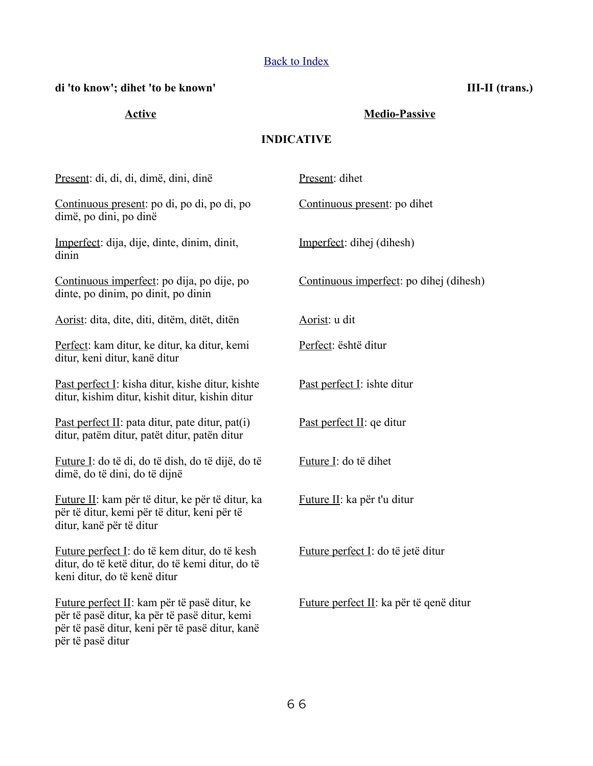[Back to Index]

**di 'to know'; dihet 'to be known'** **III-II (trans.)**

## INDICATIVE

| **Active** | **Medio-Passive** |
| --- | --- |
| Present: di, di, di, dimë, dini, dinë | Present: dihet |
| Continuous present: po di, po di, po di, po dimë, po dini, po dinë | Continuous present: po dihet |
| Imperfect: dija, dije, dinte, dinim, dinit, dinin | Imperfect: dihej (dihesh) |
| Continuous imperfect: po dija, po dije, po dinte, po dinim, po dinit, po dinin | Continuous imperfect: po dihej (dihesh) |
| Aorist: dita, dite, diti, ditëm, ditët, ditën | Aorist: u dit |
| Perfect: kam ditur, ke ditur, ka ditur, kemi ditur, keni ditur, kanë ditur | Perfect: është ditur |
| Past perfect I: kisha ditur, kishe ditur, kishte ditur, kishim ditur, kishit ditur, kishin ditur | Past perfect I: ishte ditur |
| Past perfect II: pata ditur, pate ditur, pat(i) ditur, patëm ditur, patët ditur, patën ditur | Past perfect II: qe ditur |
| Future I: do të di, do të dish, do të dijë, do të dimë, do të dini, do të dijnë | Future I: do të dihet |
| Future II: kam për të ditur, ke për të ditur, ka për të ditur, kemi për të ditur, keni për të ditur, kanë për të ditur | Future II: ka për t'u ditur |
| Future perfect I: do të kem ditur, do të kesh ditur, do të ketë ditur, do të kemi ditur, do të keni ditur, do të kenë ditur | Future perfect I: do të jetë ditur |
| Future perfect II: kam për të pasë ditur, ke për të pasë ditur, ka për të pasë ditur, kemi për të pasë ditur, keni për të pasë ditur, kanë për të pasë ditur | Future perfect II: ka për të qenë ditur |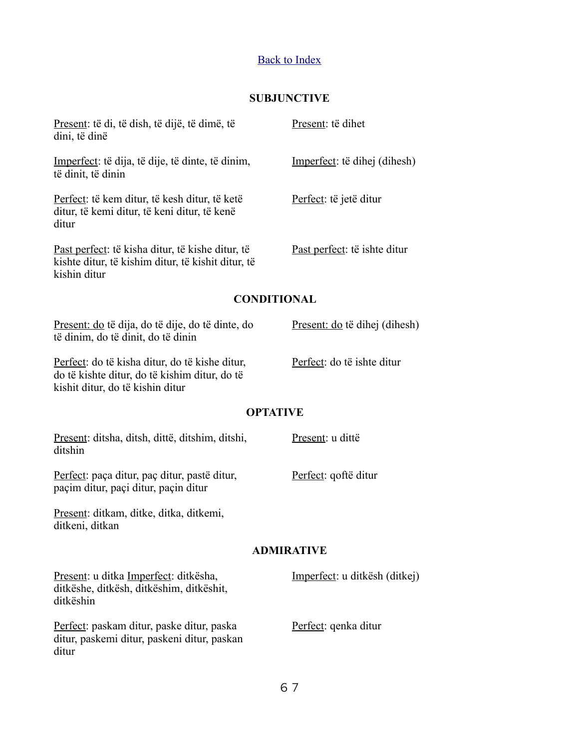[Back to Index]

**SUBJUNCTIVE**

| | |
|---|---|
| Present: të di, të dish, të dijë, të dimë, të dini, të dinë | Present: të dihet |
| Imperfect: të dija, të dije, të dinte, të dinim, të dinit, të dinin | Imperfect: të dihej (dihesh) |
| Perfect: të kem ditur, të kesh ditur, të ketë ditur, të kemi ditur, të keni ditur, të kenë ditur | Perfect: të jetë ditur |
| Past perfect: të kisha ditur, të kishe ditur, të kishte ditur, të kishim ditur, të kishit ditur, të kishin ditur | Past perfect: të ishte ditur |

**CONDITIONAL**

| | |
|---|---|
| Present: do të dija, do të dije, do të dinte, do të dinim, do të dinit, do të dinin | Present: do të dihej (dihesh) |
| Perfect: do të kisha ditur, do të kishe ditur, do të kishte ditur, do të kishim ditur, do të kishit ditur, do të kishin ditur | Perfect: do të ishte ditur |

**OPTATIVE**

| | |
|---|---|
| Present: ditsha, ditsh, dittë, ditshim, ditshi, ditshin | Present: u dittë |
| Perfect: paça ditur, paç ditur, pastë ditur, paçim ditur, paçi ditur, paçin ditur | Perfect: qoftë ditur |
| Present: ditkam, ditke, ditka, ditkemi, ditkeni, ditkan | |

**ADMIRATIVE**

| | |
|---|---|
| Present: u ditka Imperfect: ditkësha, ditkëshe, ditkësh, ditkëshim, ditkëshit, ditkëshin | Imperfect: u ditkësh (ditkej) |
| Perfect: paskam ditur, paske ditur, paska ditur, paskemi ditur, paskeni ditur, paskan ditur | Perfect: qenka ditur |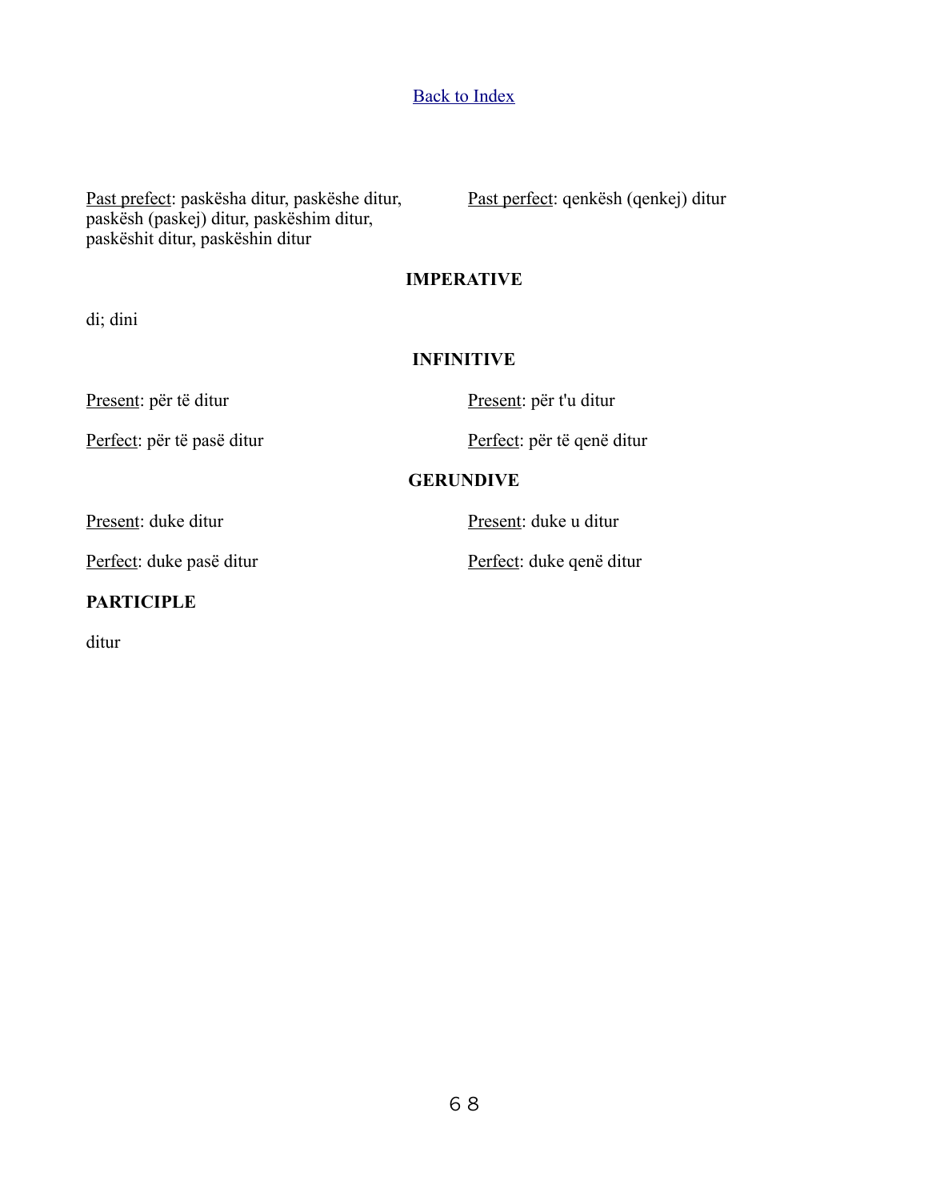[Back to Index]

Past prefect: paskësha ditur, paskëshe ditur, paskësh (paskej) ditur, paskëshim ditur, paskëshit ditur, paskëshin ditur

Past perfect: qenkësh (qenkej) ditur

**IMPERATIVE**

di; dini

**INFINITIVE**

Present: për të ditur

Present: për t'u ditur

Perfect: për të pasë ditur

Perfect: për të qenë ditur

**GERUNDIVE**

Present: duke ditur

Present: duke u ditur

Perfect: duke pasë ditur

Perfect: duke qenë ditur

**PARTICIPLE**

ditur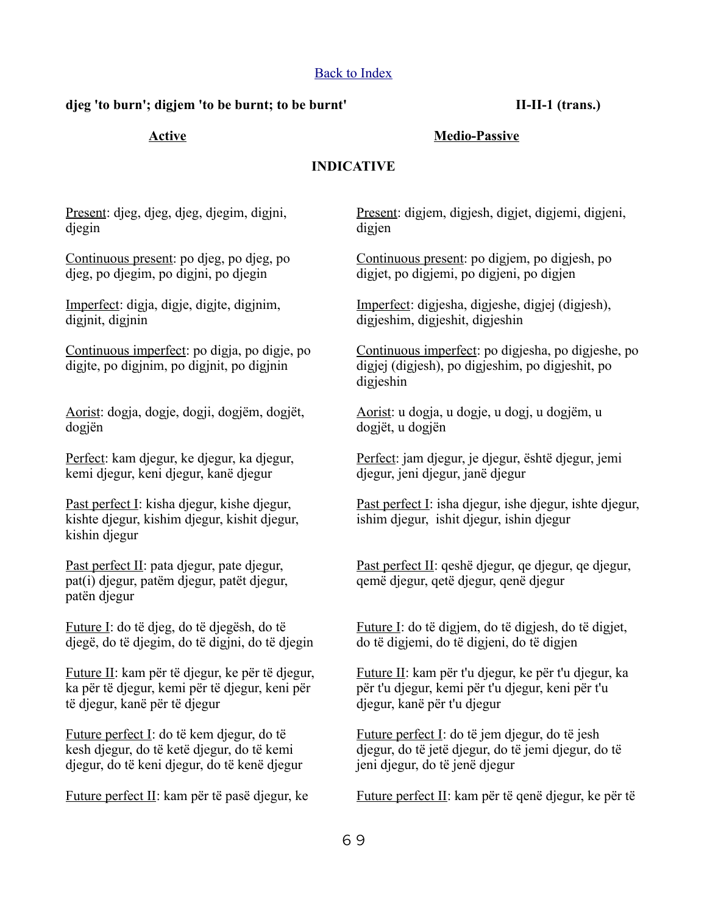[Back to Index]

**djeg 'to burn'; digjem 'to be burnt; to be burnt'** **II-II-1 (trans.)**

**INDICATIVE**

**Active**

Present: djeg, djeg, djeg, djegim, digjni, djegin

Continuous present: po djeg, po djeg, po djeg, po djegim, po digjni, po djegin

Imperfect: digja, digje, digjte, digjnim, digjnit, digjnin

Continuous imperfect: po digja, po digje, po digjte, po digjnim, po digjnit, po digjnin

Aorist: dogja, dogje, dogji, dogjëm, dogjët, dogjën

Perfect: kam djegur, ke djegur, ka djegur, kemi djegur, keni djegur, kanë djegur

Past perfect I: kisha djegur, kishe djegur, kishte djegur, kishim djegur, kishit djegur, kishin djegur

Past perfect II: pata djegur, pate djegur, pat(i) djegur, patëm djegur, patët djegur, patën djegur

Future I: do të djeg, do të djegësh, do të djegë, do të djegim, do të digjni, do të djegin

Future II: kam për të djegur, ke për të djegur, ka për të djegur, kemi për të djegur, keni për të djegur, kanë për të djegur

Future perfect I: do të kem djegur, do të kesh djegur, do të ketë djegur, do të kemi djegur, do të keni djegur, do të kenë djegur

Future perfect II: kam për të pasë djegur, ke

**Medio-Passive**

Present: digjem, digjesh, digjet, digjemi, digjeni, digjen

Continuous present: po digjem, po digjesh, po digjet, po digjemi, po digjeni, po digjen

Imperfect: digjesha, digjeshe, digjej (digjesh), digjeshim, digjeshit, digjeshin

Continuous imperfect: po digjesha, po digjeshe, po digjej (digjesh), po digjeshim, po digjeshit, po digjeshin

Aorist: u dogja, u dogje, u dogj, u dogjëm, u dogjët, u dogjën

Perfect: jam djegur, je djegur, është djegur, jemi djegur, jeni djegur, janë djegur

Past perfect I: isha djegur, ishe djegur, ishte djegur, ishim djegur, ishit djegur, ishin djegur

Past perfect II: qeshë djegur, qe djegur, qe djegur, qemë djegur, qetë djegur, qenë djegur

Future I: do të digjem, do të digjesh, do të digjet, do të digjemi, do të digjeni, do të digjen

Future II: kam për t'u djegur, ke për t'u djegur, ka për t'u djegur, kemi për t'u djegur, keni për t'u djegur, kanë për t'u djegur

Future perfect I: do të jem djegur, do të jesh djegur, do të jetë djegur, do të jemi djegur, do të jeni djegur, do të jenë djegur

Future perfect II: kam për të qenë djegur, ke për të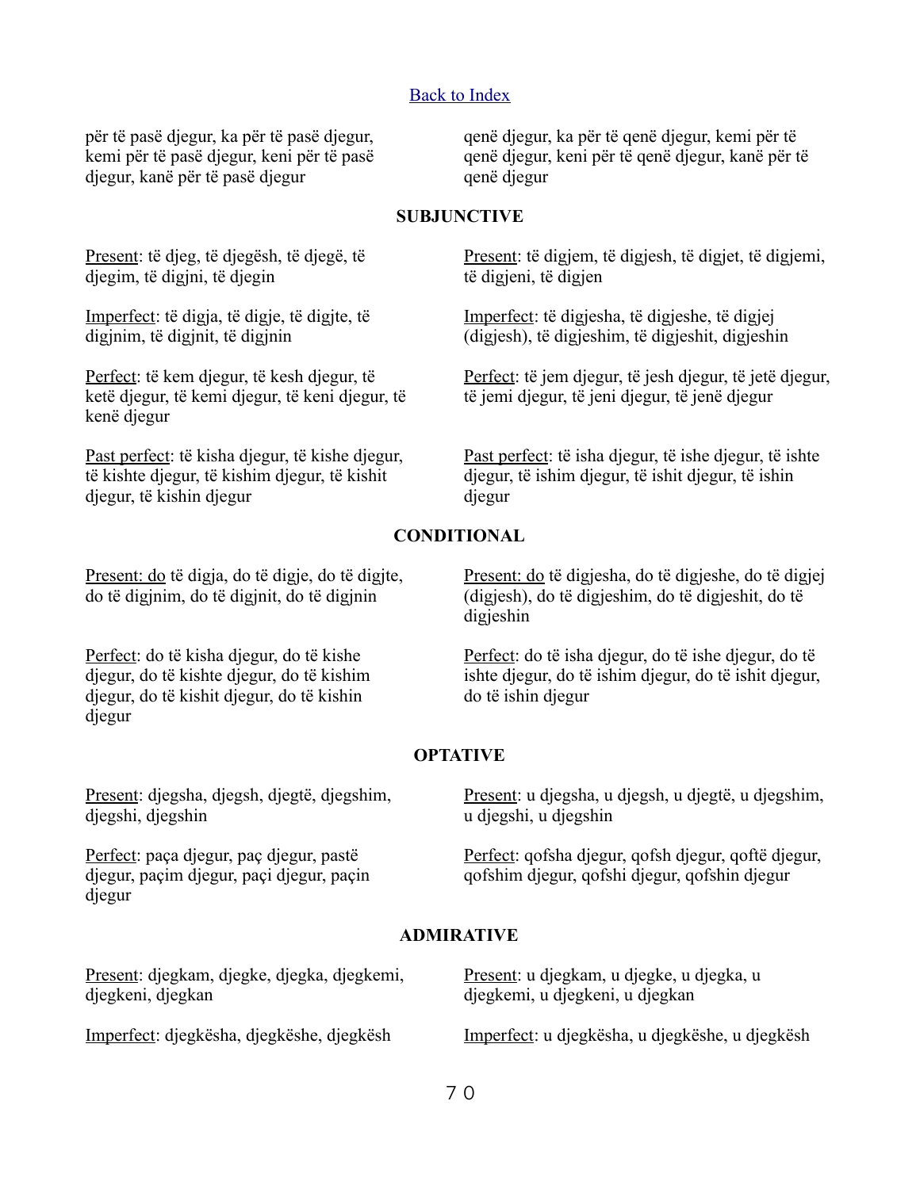[Back to Index]

për të pasë djegur, ka për të pasë djegur, kemi për të pasë djegur, keni për të pasë djegur, kanë për të pasë djegur

qenë djegur, ka për të qenë djegur, kemi për të qenë djegur, keni për të qenë djegur, kanë për të qenë djegur

**SUBJUNCTIVE**

Present: të djeg, të djegësh, të djegë, të djegim, të digjni, të djegin

Present: të digjem, të digjesh, të digjet, të digjemi, të digjeni, të digjen

Imperfect: të digja, të digje, të digjte, të digjnim, të digjnit, të digjnin

Imperfect: të digjesha, të digjeshe, të digjej (digjesh), të digjeshim, të digjeshit, digjeshin

Perfect: të kem djegur, të kesh djegur, të ketë djegur, të kemi djegur, të keni djegur, të kenë djegur

Perfect: të jem djegur, të jesh djegur, të jetë djegur, të jemi djegur, të jeni djegur, të jenë djegur

Past perfect: të kisha djegur, të kishe djegur, të kishte djegur, të kishim djegur, të kishit djegur, të kishin djegur

Past perfect: të isha djegur, të ishe djegur, të ishte djegur, të ishim djegur, të ishit djegur, të ishin djegur

**CONDITIONAL**

Present: do të digja, do të digje, do të digjte, do të digjnim, do të digjnit, do të digjnin

Present: do të digjesha, do të digjeshe, do të digjej (digjesh), do të digjeshim, do të digjeshit, do të digjeshin

Perfect: do të kisha djegur, do të kishe djegur, do të kishte djegur, do të kishim djegur, do të kishit djegur, do të kishin djegur

Perfect: do të isha djegur, do të ishe djegur, do të ishte djegur, do të ishim djegur, do të ishit djegur, do të ishin djegur

**OPTATIVE**

Present: djegsha, djegsh, djegtë, djegshim, djegshi, djegshin

Present: u djegsha, u djegsh, u djegtë, u djegshim, u djegshi, u djegshin

Perfect: paça djegur, paç djegur, pastë djegur, paçim djegur, paçi djegur, paçin djegur

Perfect: qofsha djegur, qofsh djegur, qoftë djegur, qofshim djegur, qofshi djegur, qofshin djegur

**ADMIRATIVE**

Present: djegkam, djegke, djegka, djegkemi, djegkeni, djegkan

Present: u djegkam, u djegke, u djegka, u djegkemi, u djegkeni, u djegkan

Imperfect: djegkësha, djegkëshe, djegkësh

Imperfect: u djegkësha, u djegkëshe, u djegkësh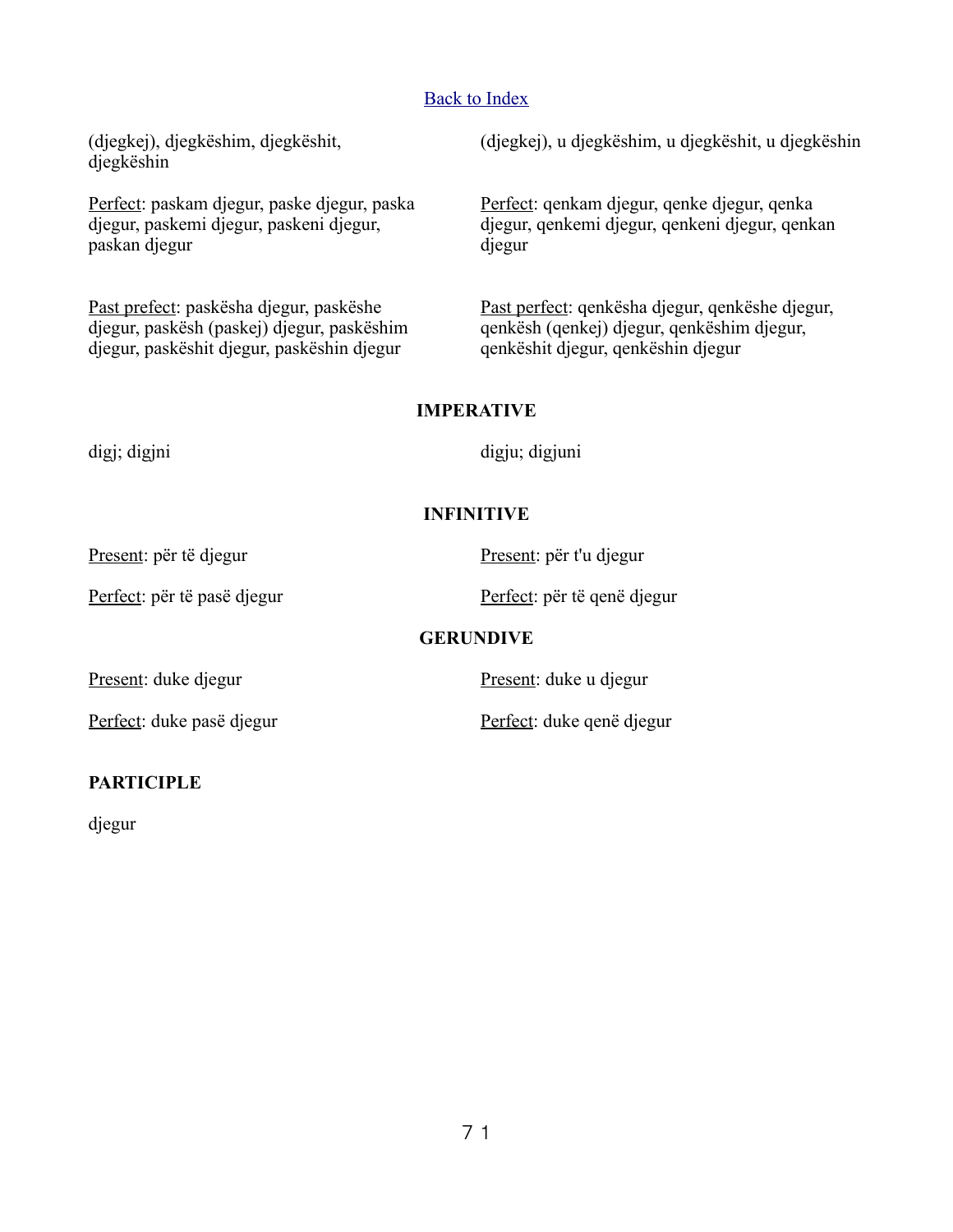Back to Index

(djegkej), djegkëshim, djegkëshit, djegkëshin

Perfect: paskam djegur, paske djegur, paska djegur, paskemi djegur, paskeni djegur, paskan djegur

Past prefect: paskësha djegur, paskëshe djegur, paskësh (paskej) djegur, paskëshim djegur, paskëshit djegur, paskëshin djegur

(djegkej), u djegkëshim, u djegkëshit, u djegkëshin

Perfect: qenkam djegur, qenke djegur, qenka djegur, qenkemi djegur, qenkeni djegur, qenkan djegur

Past perfect: qenkësha djegur, qenkëshe djegur, qenkësh (qenkej) djegur, qenkëshim djegur, qenkëshit djegur, qenkëshin djegur

**IMPERATIVE**

digj; digjni

digju; digjuni

**INFINITIVE**

Present: për të djegur

Perfect: për të pasë djegur

Present: për t'u djegur

Perfect: për të qenë djegur

**GERUNDIVE**

Present: duke djegur

Perfect: duke pasë djegur

Present: duke u djegur

Perfect: duke qenë djegur

**PARTICIPLE**

djegur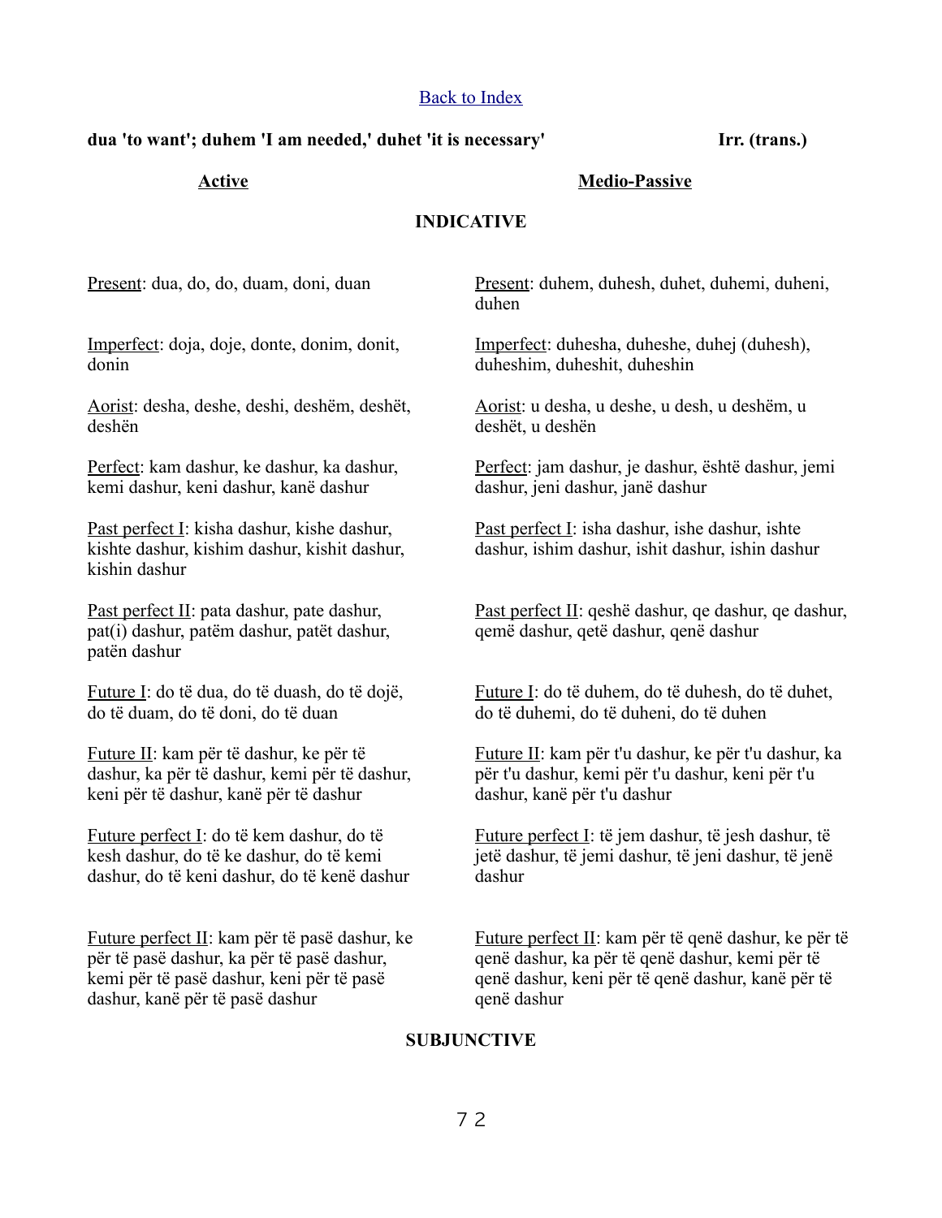[Back to Index]

**dua 'to want'; duhem 'I am needed,' duhet 'it is necessary'** **Irr. (trans.)**

**Active**

**INDICATIVE**

Present: dua, do, do, duam, doni, duan

Imperfect: doja, doje, donte, donim, donit, donin

Aorist: desha, deshe, deshi, deshëm, deshët, deshën

Perfect: kam dashur, ke dashur, ka dashur, kemi dashur, keni dashur, kanë dashur

Past perfect I: kisha dashur, kishe dashur, kishte dashur, kishim dashur, kishit dashur, kishin dashur

Past perfect II: pata dashur, pate dashur, pat(i) dashur, patëm dashur, patët dashur, patën dashur

Future I: do të dua, do të duash, do të dojë, do të duam, do të doni, do të duan

Future II: kam për të dashur, ke për të dashur, ka për të dashur, kemi për të dashur, keni për të dashur, kanë për të dashur

Future perfect I: do të kem dashur, do të kesh dashur, do të ke dashur, do të kemi dashur, do të keni dashur, do të kenë dashur

Future perfect II: kam për të pasë dashur, ke për të pasë dashur, ka për të pasë dashur, kemi për të pasë dashur, keni për të pasë dashur, kanë për të pasë dashur

**Medio-Passive**

**INDICATIVE**

Present: duhem, duhesh, duhet, duhemi, duheni, duhen

Imperfect: duhesha, duheshe, duhej (duhesh), duheshim, duheshit, duheshin

Aorist: u desha, u deshe, u desh, u deshëm, u deshët, u deshën

Perfect: jam dashur, je dashur, është dashur, jemi dashur, jeni dashur, janë dashur

Past perfect I: isha dashur, ishe dashur, ishte dashur, ishim dashur, ishit dashur, ishin dashur

Past perfect II: qeshë dashur, qe dashur, qe dashur, qemë dashur, qetë dashur, qenë dashur

Future I: do të duhem, do të duhesh, do të duhet, do të duhemi, do të duheni, do të duhen

Future II: kam për t'u dashur, ke për t'u dashur, ka për t'u dashur, kemi për t'u dashur, keni për t'u dashur, kanë për t'u dashur

Future perfect I: të jem dashur, të jesh dashur, të jetë dashur, të jemi dashur, të jeni dashur, të jenë dashur

Future perfect II: kam për të qenë dashur, ke për të qenë dashur, ka për të qenë dashur, kemi për të qenë dashur, keni për të qenë dashur, kanë për të qenë dashur

**SUBJUNCTIVE**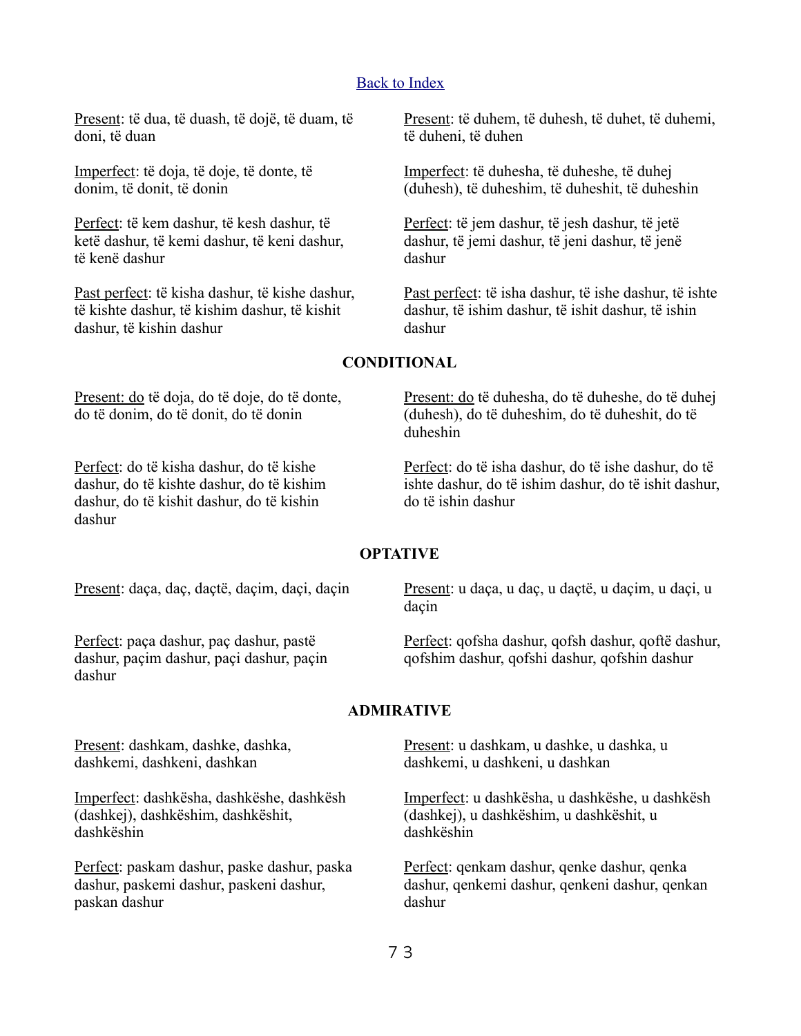[Back to Index](#)

Present: të dua, të duash, të dojë, të duam, të doni, të duan

Present: të duhem, të duhesh, të duhet, të duhemi, të duheni, të duhen

Imperfect: të doja, të doje, të donte, të donim, të donit, të donin

Imperfect: të duhesha, të duheshe, të duhej (duhesh), të duheshim, të duheshit, të duheshin

Perfect: të kem dashur, të kesh dashur, të ketë dashur, të kemi dashur, të keni dashur, të kenë dashur

Perfect: të jem dashur, të jesh dashur, të jetë dashur, të jemi dashur, të jeni dashur, të jenë dashur

Past perfect: të kisha dashur, të kishe dashur, të kishte dashur, të kishim dashur, të kishit dashur, të kishin dashur

Past perfect: të isha dashur, të ishe dashur, të ishte dashur, të ishim dashur, të ishit dashur, të ishin dashur

**CONDITIONAL**

Present: do të doja, do të doje, do të donte, do të donim, do të donit, do të donin

Present: do të duhesha, do të duheshe, do të duhej (duhesh), do të duheshim, do të duheshit, do të duheshin

Perfect: do të kisha dashur, do të kishe dashur, do të kishte dashur, do të kishim dashur, do të kishit dashur, do të kishin dashur

Perfect: do të isha dashur, do të ishe dashur, do të ishte dashur, do të ishim dashur, do të ishit dashur, do të ishin dashur

**OPTATIVE**

Present: daça, daç, daçtë, daçim, daçi, daçin

Present: u daça, u daç, u daçtë, u daçim, u daçi, u daçin

Perfect: paça dashur, paç dashur, pastë dashur, paçim dashur, paçi dashur, paçin dashur

Perfect: qofsha dashur, qofsh dashur, qoftë dashur, qofshim dashur, qofshi dashur, qofshin dashur

**ADMIRATIVE**

Present: dashkam, dashke, dashka, dashkemi, dashkeni, dashkan

Present: u dashkam, u dashke, u dashka, u dashkemi, u dashkeni, u dashkan

Imperfect: dashkësha, dashkëshe, dashkësh (dashkej), dashkëshim, dashkëshit, dashkëshin

Imperfect: u dashkësha, u dashkëshe, u dashkësh (dashkej), u dashkëshim, u dashkëshit, u dashkëshin

Perfect: paskam dashur, paske dashur, paska dashur, paskemi dashur, paskeni dashur, paskan dashur

Perfect: qenkam dashur, qenke dashur, qenka dashur, qenkemi dashur, qenkeni dashur, qenkan dashur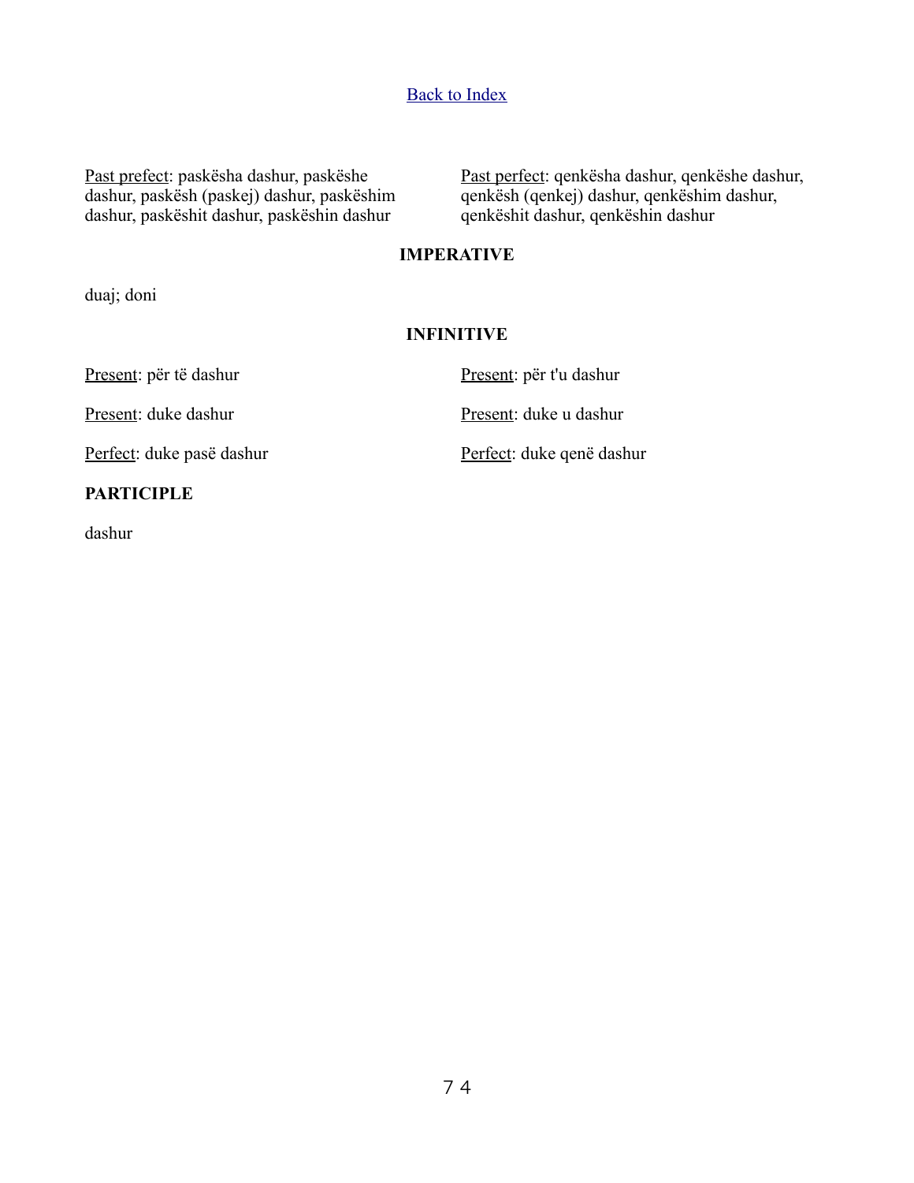[Back to Index](#)

Past prefect: paskësha dashur, paskëshe dashur, paskësh (paskej) dashur, paskëshim dashur, paskëshit dashur, paskëshin dashur

Past perfect: qenkësha dashur, qenkëshe dashur, qenkësh (qenkej) dashur, qenkëshim dashur, qenkëshit dashur, qenkëshin dashur

**IMPERATIVE**

duaj; doni

**INFINITIVE**

Present: për të dashur

Present: për t'u dashur

Present: duke dashur

Present: duke u dashur

Perfect: duke pasë dashur

Perfect: duke qenë dashur

**PARTICIPLE**

dashur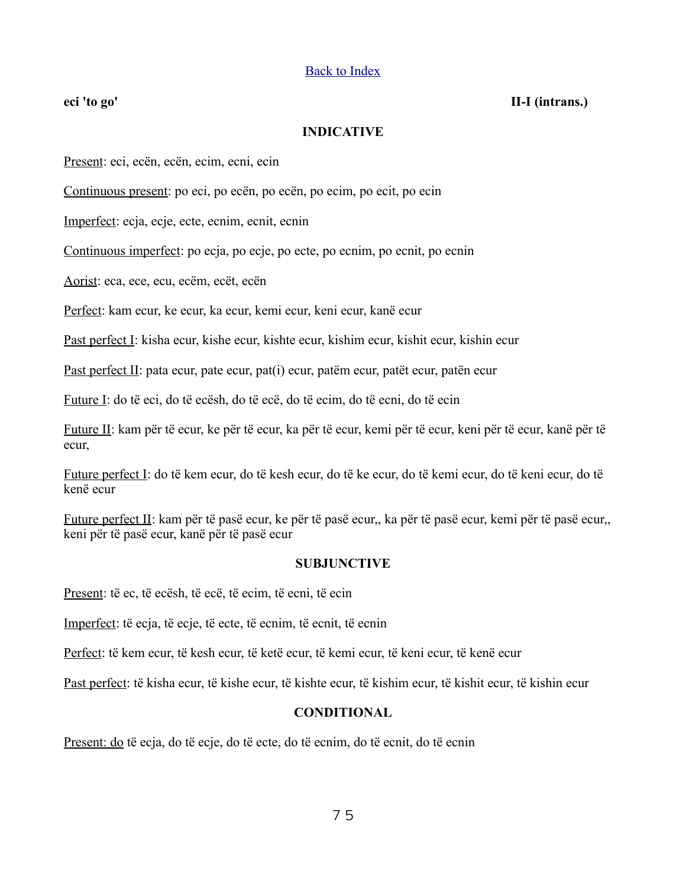[Back to Index]

**eci 'to go'** **II-I (intrans.)**

**INDICATIVE**

Present: eci, ecën, ecën, ecim, ecni, ecin

Continuous present: po eci, po ecën, po ecën, po ecim, po ecit, po ecin

Imperfect: ecja, ecje, ecte, ecnim, ecnit, ecnin

Continuous imperfect: po ecja, po ecje, po ecte, po ecnim, po ecnit, po ecnin

Aorist: eca, ece, ecu, ecëm, ecët, ecën

Perfect: kam ecur, ke ecur, ka ecur, kemi ecur, keni ecur, kanë ecur

Past perfect I: kisha ecur, kishe ecur, kishte ecur, kishim ecur, kishit ecur, kishin ecur

Past perfect II: pata ecur, pate ecur, pat(i) ecur, patëm ecur, patët ecur, patën ecur

Future I: do të eci, do të ecësh, do të ecë, do të ecim, do të ecni, do të ecin

Future II: kam për të ecur, ke për të ecur, ka për të ecur, kemi për të ecur, keni për të ecur, kanë për të ecur,

Future perfect I: do të kem ecur, do të kesh ecur, do të ke ecur, do të kemi ecur, do të keni ecur, do të kenë ecur

Future perfect II: kam për të pasë ecur, ke për të pasë ecur,, ka për të pasë ecur, kemi për të pasë ecur,, keni për të pasë ecur, kanë për të pasë ecur

**SUBJUNCTIVE**

Present: të ec, të ecësh, të ecë, të ecim, të ecni, të ecin

Imperfect: të ecja, të ecje, të ecte, të ecnim, të ecnit, të ecnin

Perfect: të kem ecur, të kesh ecur, të ketë ecur, të kemi ecur, të keni ecur, të kenë ecur

Past perfect: të kisha ecur, të kishe ecur, të kishte ecur, të kishim ecur, të kishit ecur, të kishin ecur

**CONDITIONAL**

Present: do të ecja, do të ecje, do të ecte, do të ecnim, do të ecnit, do të ecnin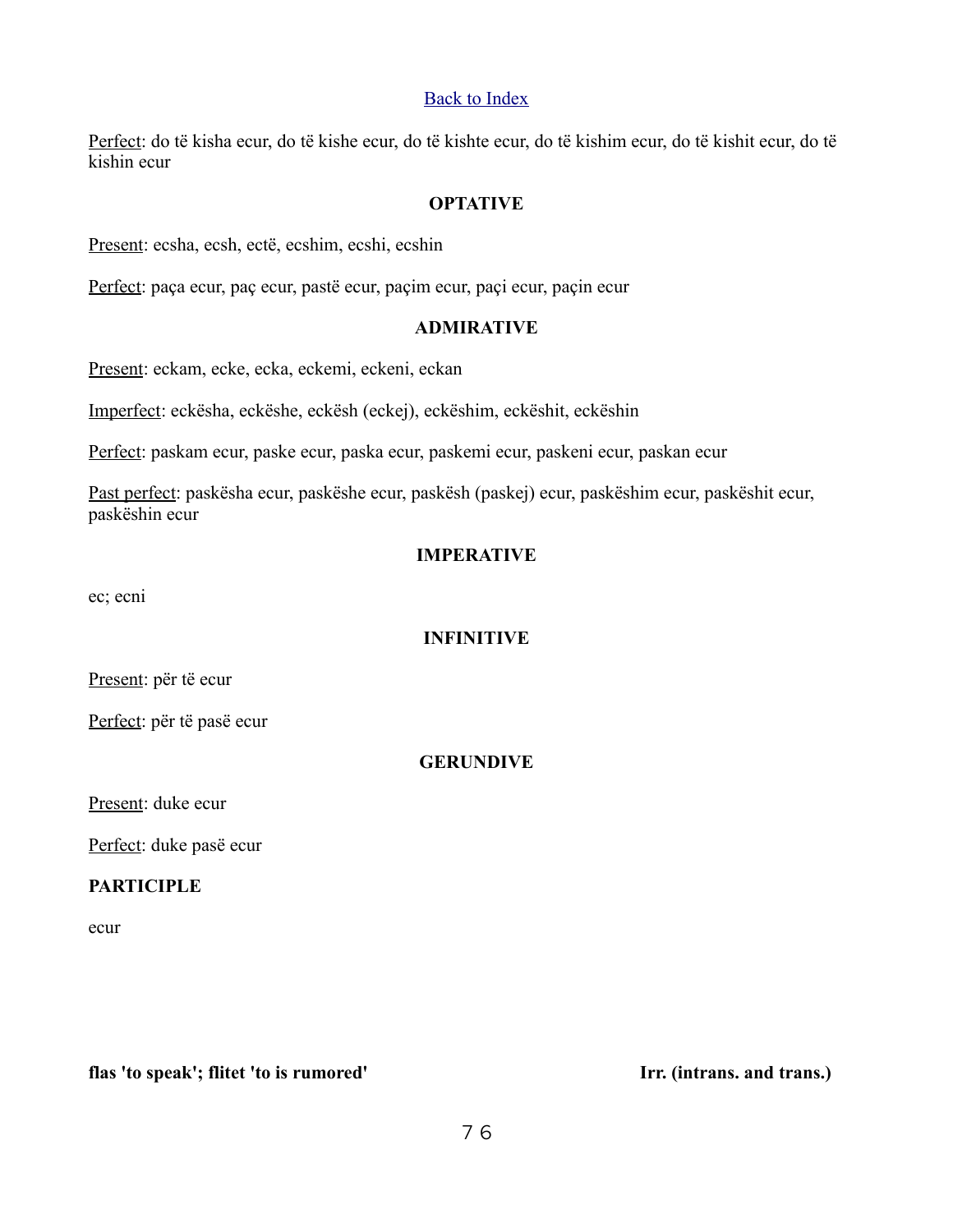[Back to Index]

Perfect: do të kisha ecur, do të kishe ecur, do të kishte ecur, do të kishim ecur, do të kishit ecur, do të kishin ecur

### OPTATIVE

Present: ecsha, ecsh, ectë, ecshim, ecshi, ecshin

Perfect: paça ecur, paç ecur, pastë ecur, paçim ecur, paçi ecur, paçin ecur

### ADMIRATIVE

Present: eckam, ecke, ecka, eckemi, eckeni, eckan

Imperfect: eckësha, eckëshe, eckësh (eckej), eckëshim, eckëshit, eckëshin

Perfect: paskam ecur, paske ecur, paska ecur, paskemi ecur, paskeni ecur, paskan ecur

Past perfect: paskësha ecur, paskëshe ecur, paskësh (paskej) ecur, paskëshim ecur, paskëshit ecur, paskëshin ecur

### IMPERATIVE

ec; ecni

### INFINITIVE

Present: për të ecur

Perfect: për të pasë ecur

### GERUNDIVE

Present: duke ecur

Perfect: duke pasë ecur

### PARTICIPLE

ecur

**flas 'to speak'; flitet 'to is rumored'** **Irr. (intrans. and trans.)**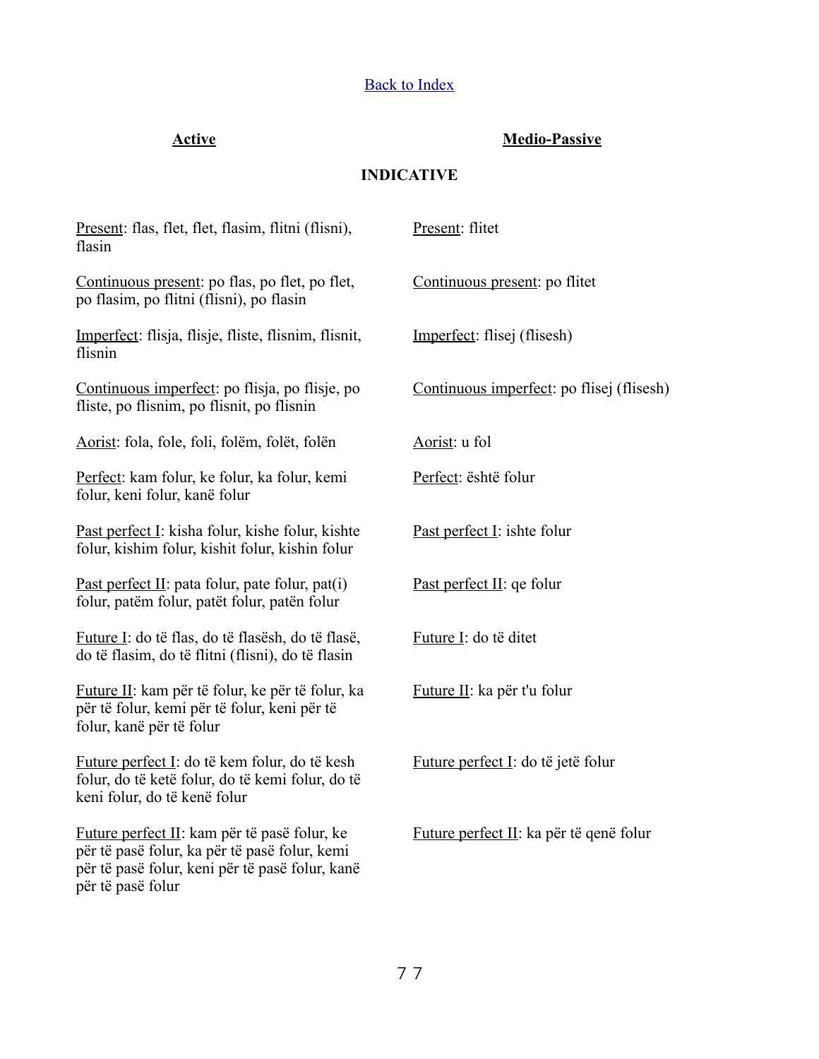[Back to Index]

| <u>**Active**</u> | <u>**Medio-Passive**</u> |
|---|---|

**INDICATIVE**

<u>Present</u>: flas, flet, flet, flasim, flitni (flisni), flasin

<u>Continuous present</u>: po flas, po flet, po flet, po flasim, po flitni (flisni), po flasin

<u>Imperfect</u>: flisja, flisje, fliste, flisnim, flisnit, flisnin

<u>Continuous imperfect</u>: po flisja, po flisje, po fliste, po flisnim, po flisnit, po flisnin

<u>Aorist</u>: fola, fole, foli, folëm, folët, folën

<u>Perfect</u>: kam folur, ke folur, ka folur, kemi folur, keni folur, kanë folur

<u>Past perfect I</u>: kisha folur, kishe folur, kishte folur, kishim folur, kishit folur, kishin folur

<u>Past perfect II</u>: pata folur, pate folur, pat(i) folur, patëm folur, patët folur, patën folur

<u>Future I</u>: do të flas, do të flasësh, do të flasë, do të flasim, do të flitni (flisni), do të flasin

<u>Future II</u>: kam për të folur, ke për të folur, ka për të folur, kemi për të folur, keni për të folur, kanë për të folur

<u>Future perfect I</u>: do të kem folur, do të kesh folur, do të ketë folur, do të kemi folur, do të keni folur, do të kenë folur

<u>Future perfect II</u>: kam për të pasë folur, ke për të pasë folur, ka për të pasë folur, kemi për të pasë folur, keni për të pasë folur, kanë për të pasë folur

**Medio-Passive:**

<u>Present</u>: flitet

<u>Continuous present</u>: po flitet

<u>Imperfect</u>: flisej (flisesh)

<u>Continuous imperfect</u>: po flisej (flisesh)

<u>Aorist</u>: u fol

<u>Perfect</u>: është folur

<u>Past perfect I</u>: ishte folur

<u>Past perfect II</u>: qe folur

<u>Future I</u>: do të ditet

<u>Future II</u>: ka për t'u folur

<u>Future perfect I</u>: do të jetë folur

<u>Future perfect II</u>: ka për të qenë folur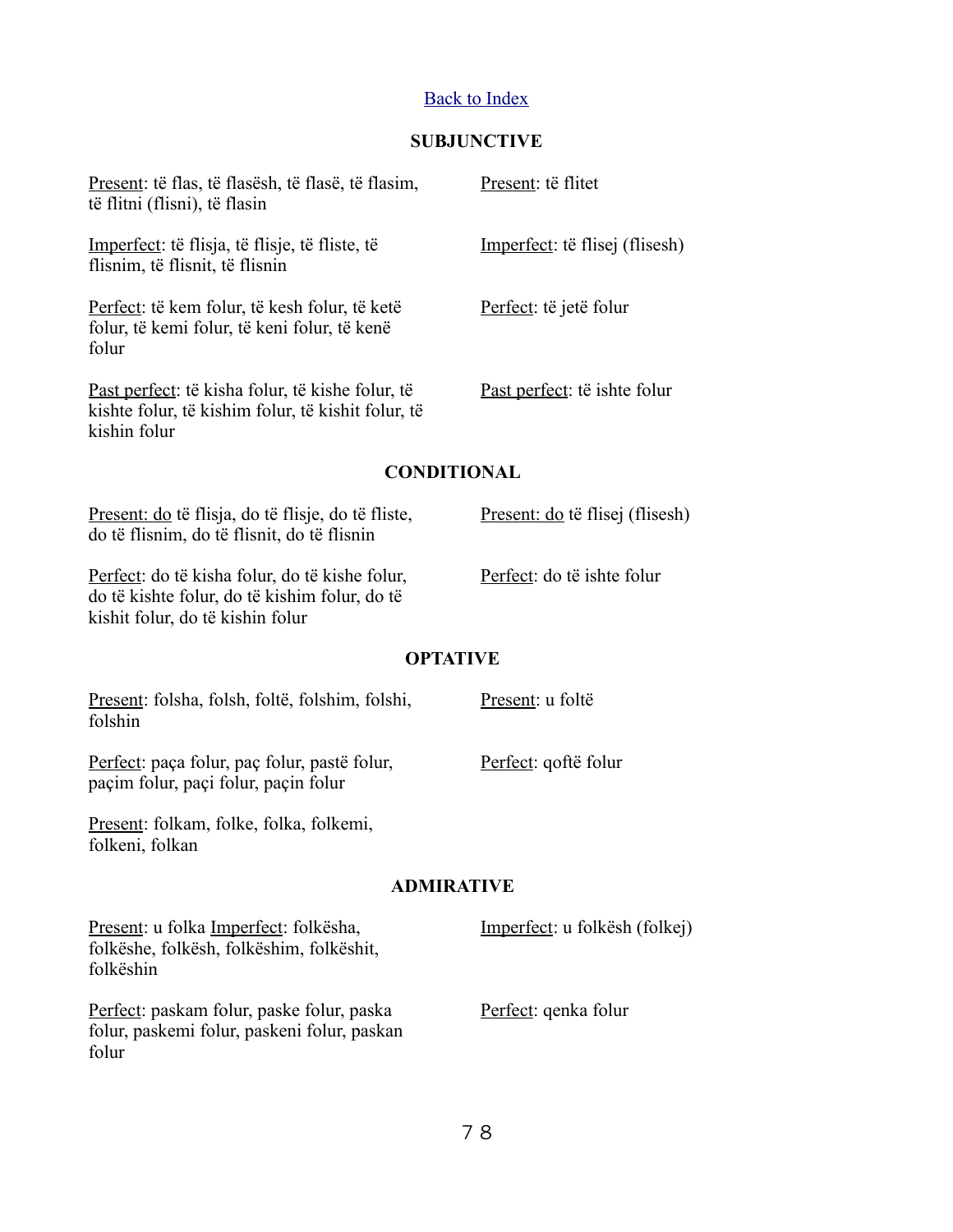Back to Index

## SUBJUNCTIVE

Present: të flas, të flasësh, të flasë, të flasim, të flitni (flisni), të flasin

Present: të flitet

Imperfect: të flisja, të flisje, të fliste, të flisnim, të flisnit, të flisnin

Imperfect: të flisej (flisesh)

Perfect: të kem folur, të kesh folur, të ketë folur, të kemi folur, të keni folur, të kenë folur

Perfect: të jetë folur

Past perfect: të kisha folur, të kishe folur, të kishte folur, të kishim folur, të kishit folur, të kishin folur

Past perfect: të ishte folur

## CONDITIONAL

Present: do të flisja, do të flisje, do të fliste, do të flisnim, do të flisnit, do të flisnin

Present: do të flisej (flisesh)

Perfect: do të kisha folur, do të kishe folur, do të kishte folur, do të kishim folur, do të kishit folur, do të kishin folur

Perfect: do të ishte folur

## OPTATIVE

Present: folsha, folsh, foltë, folshim, folshi, folshin

Present: u foltë

Perfect: paça folur, paç folur, pastë folur, paçim folur, paçi folur, paçin folur

Perfect: qoftë folur

Present: folkam, folke, folka, folkemi, folkeni, folkan

## ADMIRATIVE

Present: u folka Imperfect: folkësha, folkëshe, folkësh, folkëshim, folkëshit, folkëshin

Imperfect: u folkësh (folkej)

Perfect: paskam folur, paske folur, paska folur, paskemi folur, paskeni folur, paskan folur

Perfect: qenka folur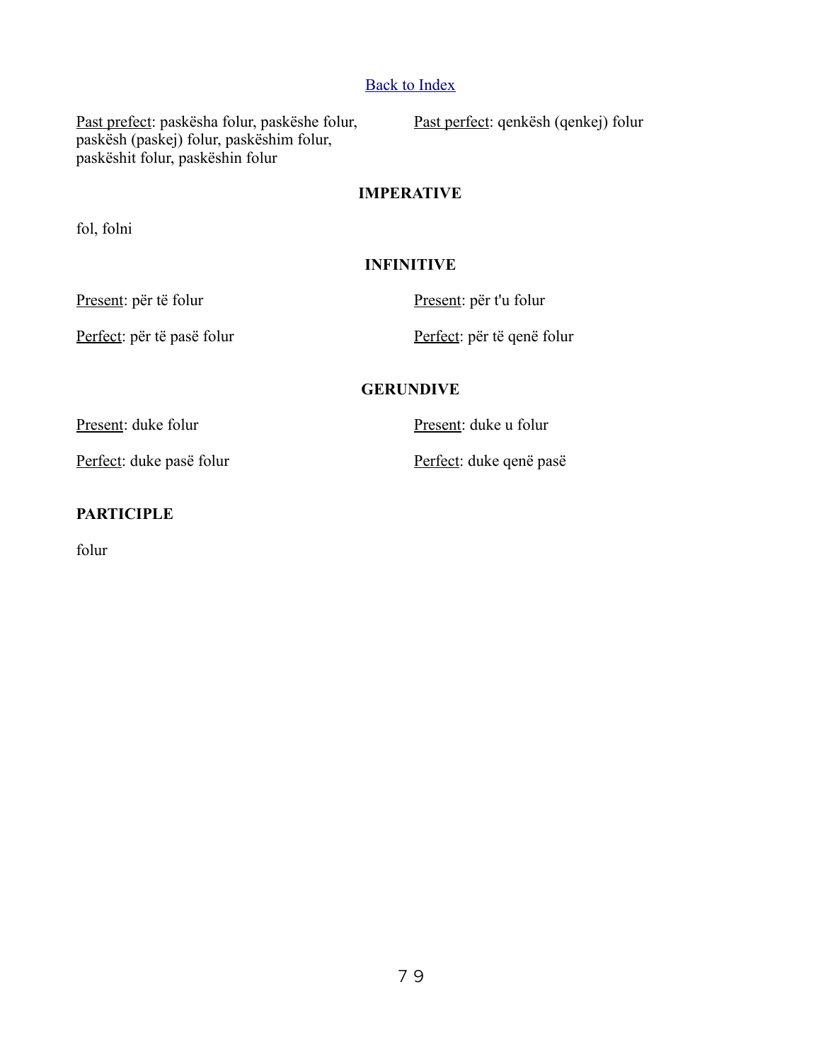[Back to Index]

Past prefect: paskësha folur, paskëshe folur, paskësh (paskej) folur, paskëshim folur, paskëshit folur, paskëshin folur

Past perfect: qenkësh (qenkej) folur

**IMPERATIVE**

fol, folni

**INFINITIVE**

Present: për të folur

Perfect: për të pasë folur

Present: për t'u folur

Perfect: për të qenë folur

**GERUNDIVE**

Present: duke folur

Perfect: duke pasë folur

Present: duke u folur

Perfect: duke qenë pasë

**PARTICIPLE**

folur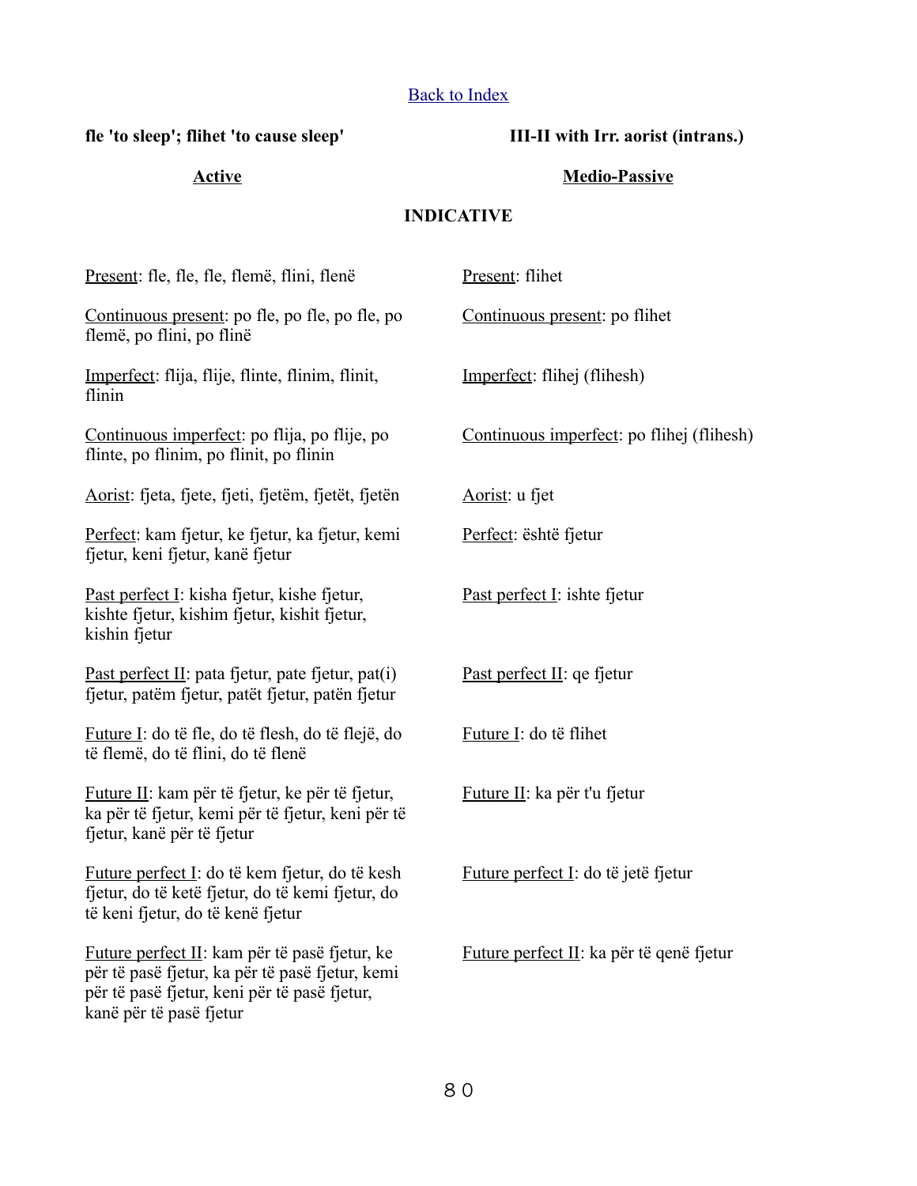Back to Index

**fle 'to sleep'; flihet 'to cause sleep'**

**III-II with Irr. aorist (intrans.)**

**Active**

**Medio-Passive**

**INDICATIVE**

Present: fle, fle, fle, flemë, flini, flenë

Continuous present: po fle, po fle, po fle, po flemë, po flini, po flinë

Imperfect: flija, flije, flinte, flinim, flinit, flinin

Continuous imperfect: po flija, po flije, po flinte, po flinim, po flinit, po flinin

Aorist: fjeta, fjete, fjeti, fjetëm, fjetët, fjetën

Perfect: kam fjetur, ke fjetur, ka fjetur, kemi fjetur, keni fjetur, kanë fjetur

Past perfect I: kisha fjetur, kishe fjetur, kishte fjetur, kishim fjetur, kishit fjetur, kishin fjetur

Past perfect II: pata fjetur, pate fjetur, pat(i) fjetur, patëm fjetur, patët fjetur, patën fjetur

Future I: do të fle, do të flesh, do të flejë, do të flemë, do të flini, do të flenë

Future II: kam për të fjetur, ke për të fjetur, ka për të fjetur, kemi për të fjetur, keni për të fjetur, kanë për të fjetur

Future perfect I: do të kem fjetur, do të kesh fjetur, do të ketë fjetur, do të kemi fjetur, do të keni fjetur, do të kenë fjetur

Future perfect II: kam për të pasë fjetur, ke për të pasë fjetur, ka për të pasë fjetur, kemi për të pasë fjetur, keni për të pasë fjetur, kanë për të pasë fjetur

Present: flihet

Continuous present: po flihet

Imperfect: flihej (flihesh)

Continuous imperfect: po flihej (flihesh)

Aorist: u fjet

Perfect: është fjetur

Past perfect I: ishte fjetur

Past perfect II: qe fjetur

Future I: do të flihet

Future II: ka për t'u fjetur

Future perfect I: do të jetë fjetur

Future perfect II: ka për të qenë fjetur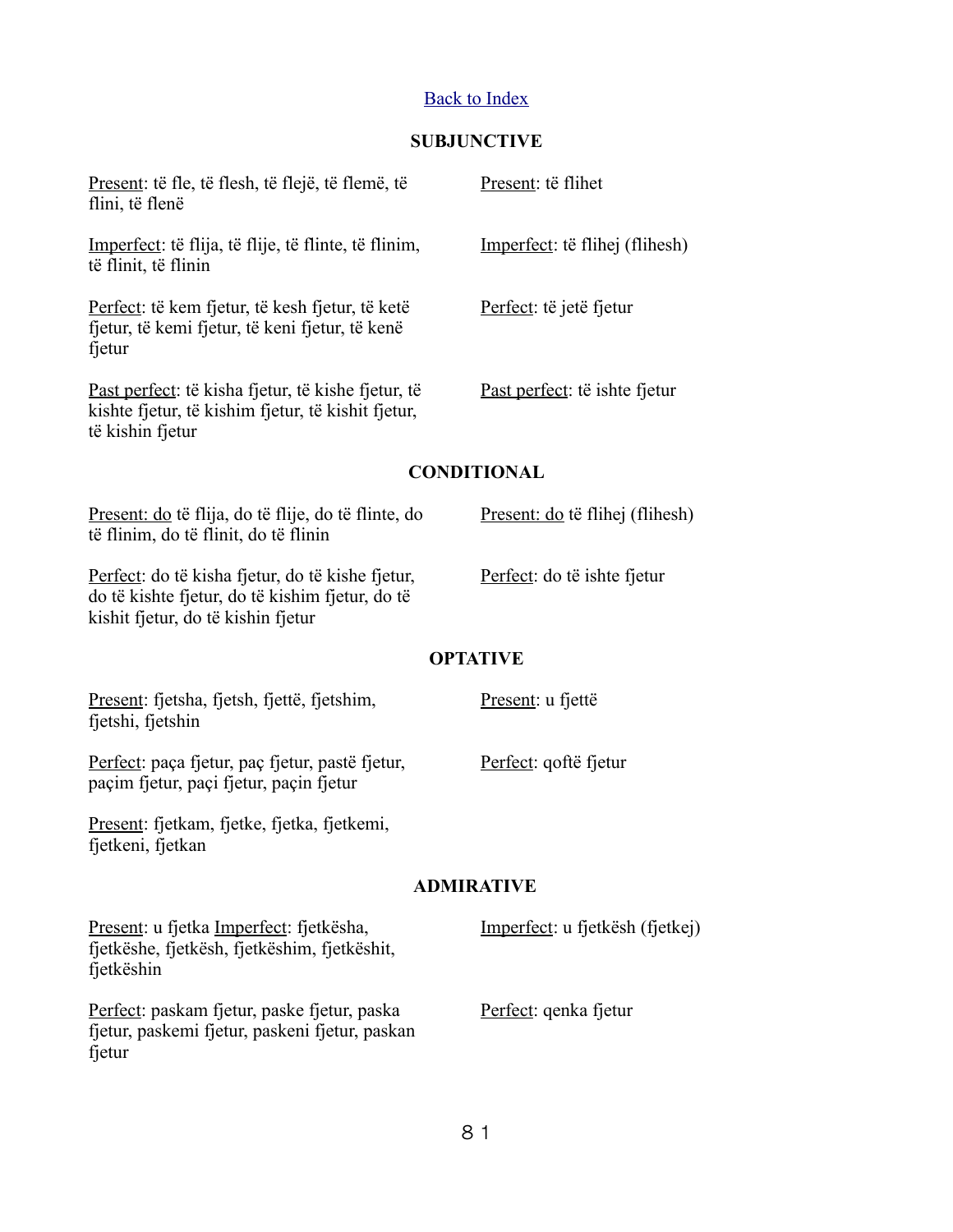[Back to Index](#)

## SUBJUNCTIVE

| | |
|---|---|
| Present: të fle, të flesh, të flejë, të flemë, të flini, të flenë | Present: të flihet |
| Imperfect: të flija, të flije, të flinte, të flinim, të flinit, të flinin | Imperfect: të flihej (flihesh) |
| Perfect: të kem fjetur, të kesh fjetur, të ketë fjetur, të kemi fjetur, të keni fjetur, të kenë fjetur | Perfect: të jetë fjetur |
| Past perfect: të kisha fjetur, të kishe fjetur, të kishte fjetur, të kishim fjetur, të kishit fjetur, të kishin fjetur | Past perfect: të ishte fjetur |

## CONDITIONAL

| | |
|---|---|
| Present: do të flija, do të flije, do të flinte, do të flinim, do të flinit, do të flinin | Present: do të flihej (flihesh) |
| Perfect: do të kisha fjetur, do të kishe fjetur, do të kishte fjetur, do të kishim fjetur, do të kishit fjetur, do të kishin fjetur | Perfect: do të ishte fjetur |

## OPTATIVE

| | |
|---|---|
| Present: fjetsha, fjetsh, fjettë, fjetshim, fjetshi, fjetshin | Present: u fjettë |
| Perfect: paça fjetur, paç fjetur, pastë fjetur, paçim fjetur, paçi fjetur, paçin fjetur | Perfect: qoftë fjetur |
| Present: fjetkam, fjetke, fjetka, fjetkemi, fjetkeni, fjetkan | |

## ADMIRATIVE

| | |
|---|---|
| Present: u fjetka Imperfect: fjetkësha, fjetkëshe, fjetkësh, fjetkëshim, fjetkëshit, fjetkëshin | Imperfect: u fjetkësh (fjetkej) |
| Perfect: paskam fjetur, paske fjetur, paska fjetur, paskemi fjetur, paskeni fjetur, paskan fjetur | Perfect: qenka fjetur |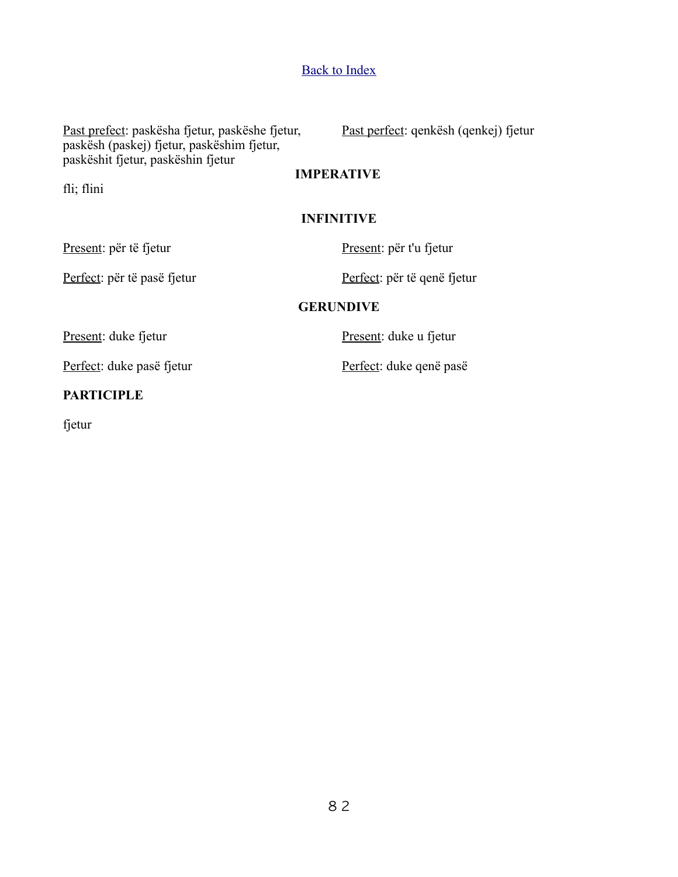[Back to Index](#)

Past prefect: paskësha fjetur, paskëshe fjetur, paskësh (paskej) fjetur, paskëshim fjetur, paskëshit fjetur, paskëshin fjetur

Past perfect: qenkësh (qenkej) fjetur

**IMPERATIVE**

fli; flini

**INFINITIVE**

Present: për të fjetur

Present: për t'u fjetur

Perfect: për të pasë fjetur

Perfect: për të qenë fjetur

**GERUNDIVE**

Present: duke fjetur

Present: duke u fjetur

Perfect: duke pasë fjetur

Perfect: duke qenë pasë

**PARTICIPLE**

fjetur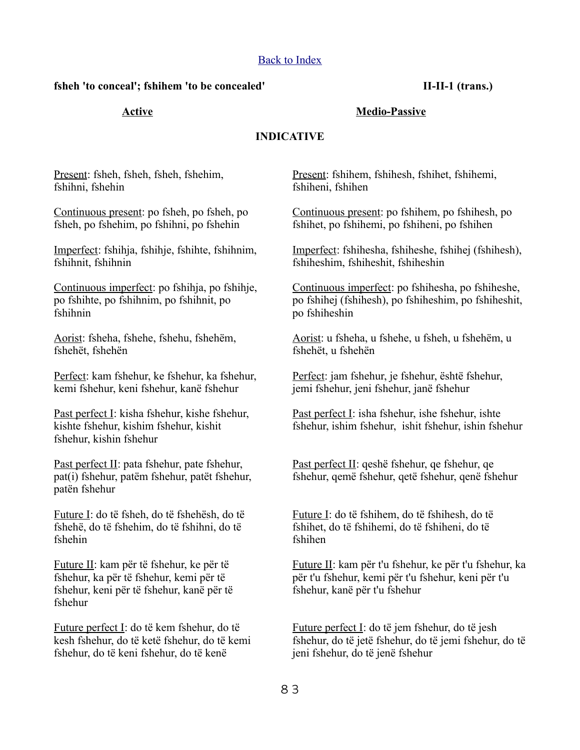[Back to Index]

**fsheh 'to conceal'; fshihem 'to be concealed'** **II-II-1 (trans.)**

## INDICATIVE

### Active

Present: fsheh, fsheh, fsheh, fshehim, fshihni, fshehin

Continuous present: po fsheh, po fsheh, po fsheh, po fshehim, po fshihni, po fshehin

Imperfect: fshihja, fshihje, fshihte, fshihnim, fshihnit, fshihnin

Continuous imperfect: po fshihja, po fshihje, po fshihte, po fshihnim, po fshihnit, po fshihnin

Aorist: fsheha, fshehe, fshehu, fshehëm, fshehët, fshehën

Perfect: kam fshehur, ke fshehur, ka fshehur, kemi fshehur, keni fshehur, kanë fshehur

Past perfect I: kisha fshehur, kishe fshehur, kishte fshehur, kishim fshehur, kishit fshehur, kishin fshehur

Past perfect II: pata fshehur, pate fshehur, pat(i) fshehur, patëm fshehur, patët fshehur, patën fshehur

Future I: do të fsheh, do të fshehësh, do të fshehë, do të fshehim, do të fshihni, do të fshehin

Future II: kam për të fshehur, ke për të fshehur, ka për të fshehur, kemi për të fshehur, keni për të fshehur, kanë për të fshehur

Future perfect I: do të kem fshehur, do të kesh fshehur, do të ketë fshehur, do të kemi fshehur, do të keni fshehur, do të kenë

### Medio-Passive

Present: fshihem, fshihesh, fshihet, fshihemi, fshiheni, fshihen

Continuous present: po fshihem, po fshihesh, po fshihet, po fshihemi, po fshiheni, po fshihen

Imperfect: fshihesha, fshiheshe, fshihej (fshihesh), fshiheshim, fshiheshit, fshiheshin

Continuous imperfect: po fshihesha, po fshiheshe, po fshihej (fshihesh), po fshiheshim, po fshiheshit, po fshiheshin

Aorist: u fsheha, u fshehe, u fsheh, u fshehëm, u fshehët, u fshehën

Perfect: jam fshehur, je fshehur, është fshehur, jemi fshehur, jeni fshehur, janë fshehur

Past perfect I: isha fshehur, ishe fshehur, ishte fshehur, ishim fshehur, ishit fshehur, ishin fshehur

Past perfect II: qeshë fshehur, qe fshehur, qe fshehur, qemë fshehur, qetë fshehur, qenë fshehur

Future I: do të fshihem, do të fshihesh, do të fshihet, do të fshihemi, do të fshiheni, do të fshihen

Future II: kam për t'u fshehur, ke për t'u fshehur, ka për t'u fshehur, kemi për t'u fshehur, keni për t'u fshehur, kanë për t'u fshehur

Future perfect I: do të jem fshehur, do të jesh fshehur, do të jetë fshehur, do të jemi fshehur, do të jeni fshehur, do të jenë fshehur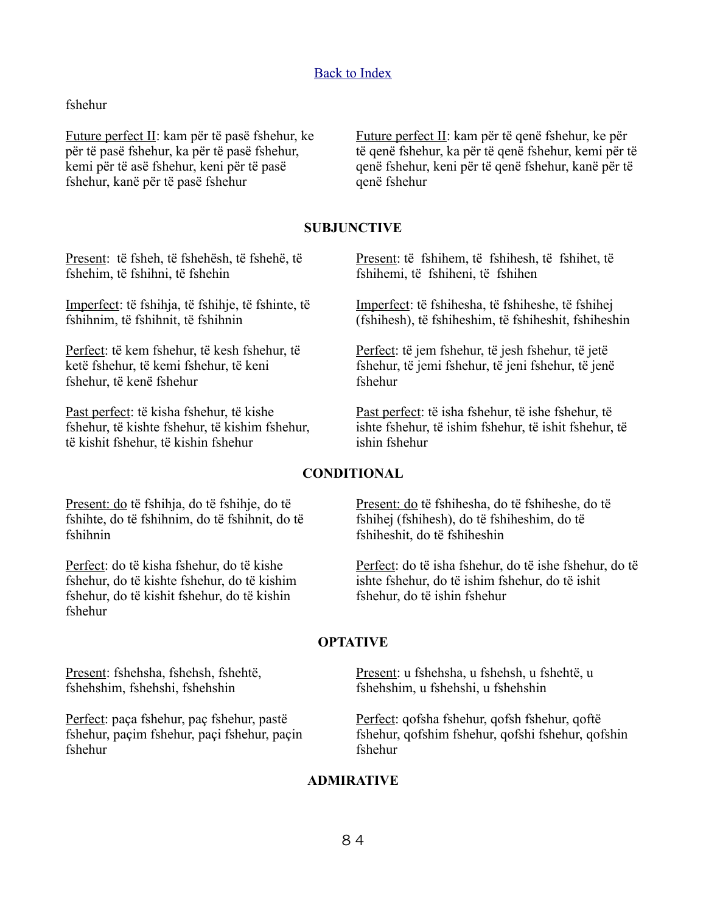[Back to Index](#)

fshehur

Future perfect II: kam për të pasë fshehur, ke për të pasë fshehur, ka për të pasë fshehur, kemi për të asë fshehur, keni për të pasë fshehur, kanë për të pasë fshehur

Future perfect II: kam për të qenë fshehur, ke për të qenë fshehur, ka për të qenë fshehur, kemi për të qenë fshehur, keni për të qenë fshehur, kanë për të qenë fshehur

**SUBJUNCTIVE**

Present: të fsheh, të fshehësh, të fshehë, të fshehim, të fshihni, të fshehin

Present: të fshihem, të fshihesh, të fshihet, të fshihemi, të fshiheni, të fshihen

Imperfect: të fshihja, të fshihje, të fshinte, të fshihnim, të fshihnit, të fshihnin

Imperfect: të fshihesha, të fshiheshe, të fshihej (fshihesh), të fshiheshim, të fshiheshit, fshiheshin

Perfect: të kem fshehur, të kesh fshehur, të ketë fshehur, të kemi fshehur, të keni fshehur, të kenë fshehur

Perfect: të jem fshehur, të jesh fshehur, të jetë fshehur, të jemi fshehur, të jeni fshehur, të jenë fshehur

Past perfect: të kisha fshehur, të kishe fshehur, të kishte fshehur, të kishim fshehur, të kishit fshehur, të kishin fshehur

Past perfect: të isha fshehur, të ishe fshehur, të ishte fshehur, të ishim fshehur, të ishit fshehur, të ishin fshehur

**CONDITIONAL**

Present: do të fshihja, do të fshihje, do të fshihte, do të fshihnim, do të fshihnit, do të fshihnin

Present: do të fshihesha, do të fshiheshe, do të fshihej (fshihesh), do të fshiheshim, do të fshiheshit, do të fshiheshin

Perfect: do të kisha fshehur, do të kishe fshehur, do të kishte fshehur, do të kishim fshehur, do të kishit fshehur, do të kishin fshehur

Perfect: do të isha fshehur, do të ishe fshehur, do të ishte fshehur, do të ishim fshehur, do të ishit fshehur, do të ishin fshehur

**OPTATIVE**

Present: fshehsha, fshehsh, fshehtë, fshehshim, fshehshi, fshehshin

Present: u fshehsha, u fshehsh, u fshehtë, u fshehshim, u fshehshi, u fshehshin

Perfect: paça fshehur, paç fshehur, pastë fshehur, paçim fshehur, paçi fshehur, paçin fshehur

Perfect: qofsha fshehur, qofsh fshehur, qoftë fshehur, qofshim fshehur, qofshi fshehur, qofshin fshehur

**ADMIRATIVE**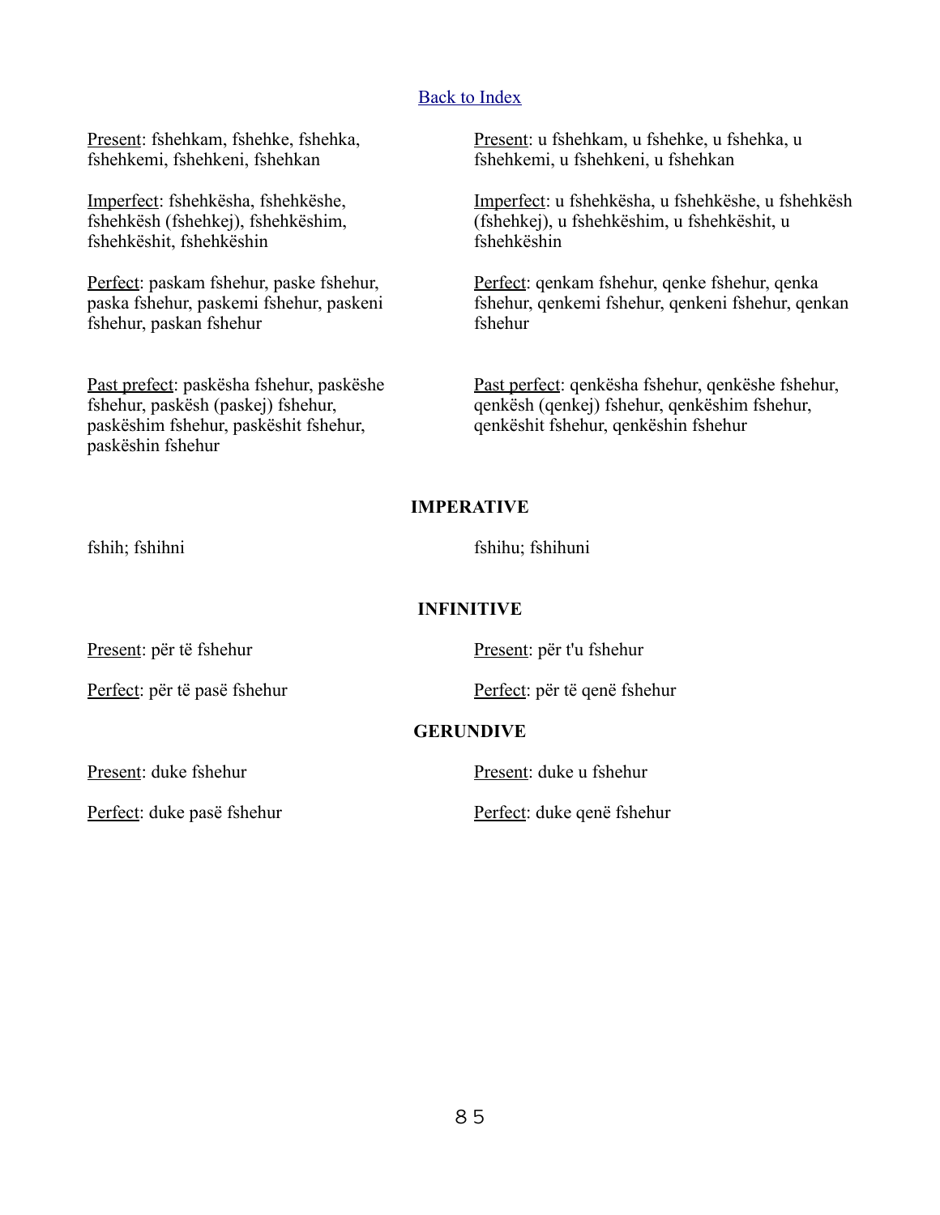[Back to Index]

Present: fshehkam, fshehke, fshehka, fshehkemi, fshehkeni, fshehkan

Present: u fshehkam, u fshehke, u fshehka, u fshehkemi, u fshehkeni, u fshehkan

Imperfect: fshehkësha, fshehkëshe, fshehkësh (fshehkej), fshehkëshim, fshehkëshit, fshehkëshin

Imperfect: u fshehkësha, u fshehkëshe, u fshehkësh (fshehkej), u fshehkëshim, u fshehkëshit, u fshehkëshin

Perfect: paskam fshehur, paske fshehur, paska fshehur, paskemi fshehur, paskeni fshehur, paskan fshehur

Perfect: qenkam fshehur, qenke fshehur, qenka fshehur, qenkemi fshehur, qenkeni fshehur, qenkan fshehur

Past prefect: paskësha fshehur, paskëshe fshehur, paskësh (paskej) fshehur, paskëshim fshehur, paskëshit fshehur, paskëshin fshehur

Past perfect: qenkësha fshehur, qenkëshe fshehur, qenkësh (qenkej) fshehur, qenkëshim fshehur, qenkëshit fshehur, qenkëshin fshehur

**IMPERATIVE**

fshih; fshihni

fshihu; fshihuni

**INFINITIVE**

Present: për të fshehur

Present: për t'u fshehur

Perfect: për të pasë fshehur

Perfect: për të qenë fshehur

**GERUNDIVE**

Present: duke fshehur

Present: duke u fshehur

Perfect: duke pasë fshehur

Perfect: duke qenë fshehur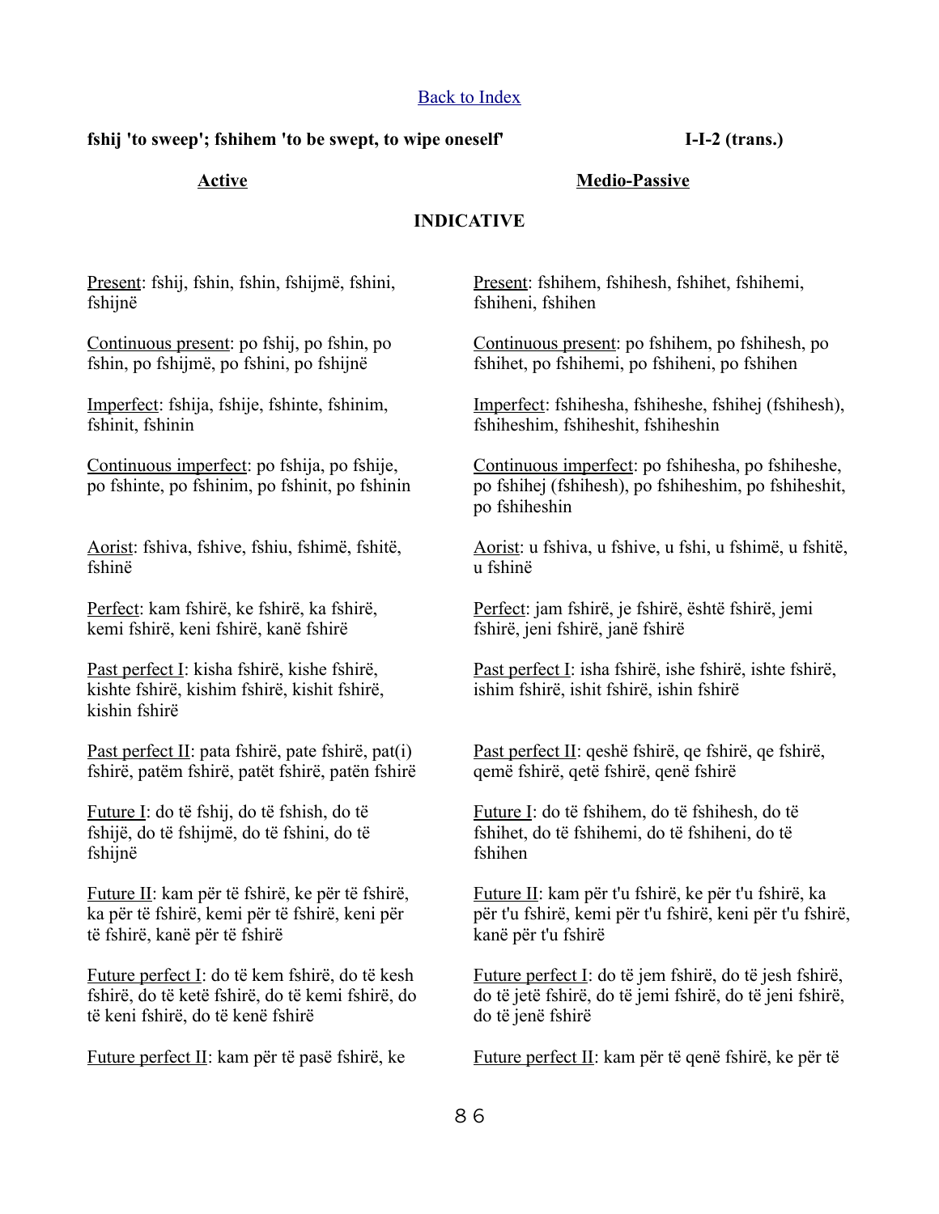[Back to Index](#)

**fshij 'to sweep'; fshihem 'to be swept, to wipe oneself'** **I-I-2 (trans.)**

**Active** / **Medio-Passive**

**INDICATIVE**

**Active**

Present: fshij, fshin, fshin, fshijmë, fshini, fshijnë

Continuous present: po fshij, po fshin, po fshin, po fshijmë, po fshini, po fshijnë

Imperfect: fshija, fshije, fshinte, fshinim, fshinit, fshinin

Continuous imperfect: po fshija, po fshije, po fshinte, po fshinim, po fshinit, po fshinin

Aorist: fshiva, fshive, fshiu, fshimë, fshitë, fshinë

Perfect: kam fshirë, ke fshirë, ka fshirë, kemi fshirë, keni fshirë, kanë fshirë

Past perfect I: kisha fshirë, kishe fshirë, kishte fshirë, kishim fshirë, kishit fshirë, kishin fshirë

Past perfect II: pata fshirë, pate fshirë, pat(i) fshirë, patëm fshirë, patët fshirë, patën fshirë

Future I: do të fshij, do të fshish, do të fshijë, do të fshijmë, do të fshini, do të fshijnë

Future II: kam për të fshirë, ke për të fshirë, ka për të fshirë, kemi për të fshirë, keni për të fshirë, kanë për të fshirë

Future perfect I: do të kem fshirë, do të kesh fshirë, do të ketë fshirë, do të kemi fshirë, do të keni fshirë, do të kenë fshirë

Future perfect II: kam për të pasë fshirë, ke

**Medio-Passive**

Present: fshihem, fshihesh, fshihet, fshihemi, fshiheni, fshihen

Continuous present: po fshihem, po fshihesh, po fshihet, po fshihemi, po fshiheni, po fshihen

Imperfect: fshihesha, fshiheshe, fshihej (fshihesh), fshiheshim, fshiheshit, fshiheshin

Continuous imperfect: po fshihesha, po fshiheshe, po fshihej (fshihesh), po fshiheshim, po fshiheshit, po fshiheshin

Aorist: u fshiva, u fshive, u fshi, u fshimë, u fshitë, u fshinë

Perfect: jam fshirë, je fshirë, është fshirë, jemi fshirë, jeni fshirë, janë fshirë

Past perfect I: isha fshirë, ishe fshirë, ishte fshirë, ishim fshirë, ishit fshirë, ishin fshirë

Past perfect II: qeshë fshirë, qe fshirë, qe fshirë, qemë fshirë, qetë fshirë, qenë fshirë

Future I: do të fshihem, do të fshihesh, do të fshihet, do të fshihemi, do të fshiheni, do të fshihen

Future II: kam për t'u fshirë, ke për t'u fshirë, ka për t'u fshirë, kemi për t'u fshirë, keni për t'u fshirë, kanë për t'u fshirë

Future perfect I: do të jem fshirë, do të jesh fshirë, do të jetë fshirë, do të jemi fshirë, do të jeni fshirë, do të jenë fshirë

Future perfect II: kam për të qenë fshirë, ke për të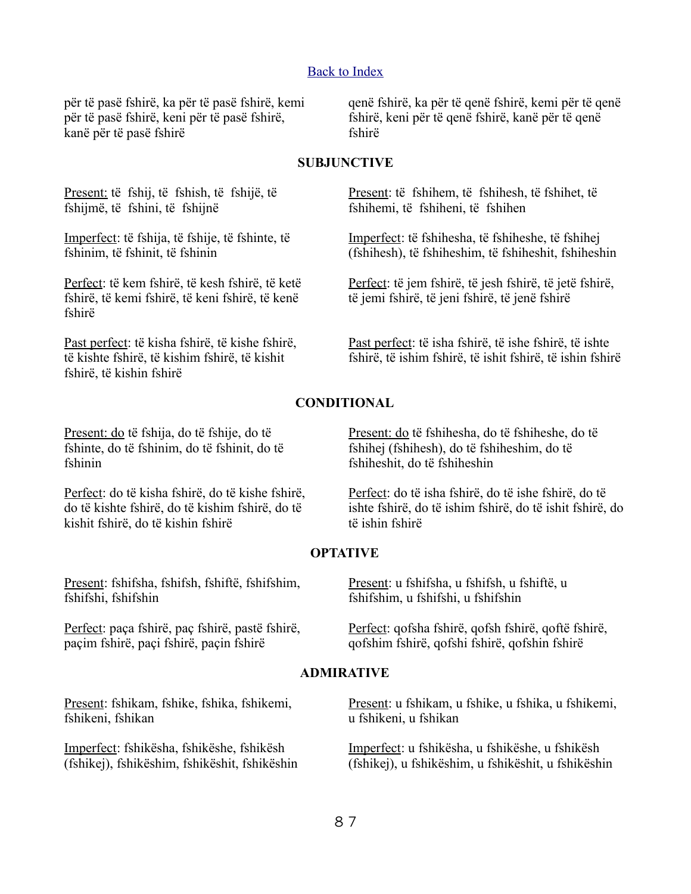[Back to Index]

për të pasë fshirë, ka për të pasë fshirë, kemi për të pasë fshirë, keni për të pasë fshirë, kanë për të pasë fshirë

qenë fshirë, ka për të qenë fshirë, kemi për të qenë fshirë, keni për të qenë fshirë, kanë për të qenë fshirë

**SUBJUNCTIVE**

Present: të fshij, të fshish, të fshijë, të fshijmë, të fshini, të fshijnë

Present: të fshihem, të fshihesh, të fshihet, të fshihemi, të fshiheni, të fshihen

Imperfect: të fshija, të fshije, të fshinte, të fshinim, të fshinit, të fshinin

Imperfect: të fshihesha, të fshiheshe, të fshihej (fshihesh), të fshiheshim, të fshiheshit, fshiheshin

Perfect: të kem fshirë, të kesh fshirë, të ketë fshirë, të kemi fshirë, të keni fshirë, të kenë fshirë

Perfect: të jem fshirë, të jesh fshirë, të jetë fshirë, të jemi fshirë, të jeni fshirë, të jenë fshirë

Past perfect: të kisha fshirë, të kishe fshirë, të kishte fshirë, të kishim fshirë, të kishit fshirë, të kishin fshirë

Past perfect: të isha fshirë, të ishe fshirë, të ishte fshirë, të ishim fshirë, të ishit fshirë, të ishin fshirë

**CONDITIONAL**

Present: do të fshija, do të fshije, do të fshinte, do të fshinim, do të fshinit, do të fshinin

Present: do të fshihesha, do të fshiheshe, do të fshihej (fshihesh), do të fshiheshim, do të fshiheshit, do të fshiheshin

Perfect: do të kisha fshirë, do të kishe fshirë, do të kishte fshirë, do të kishim fshirë, do të kishit fshirë, do të kishin fshirë

Perfect: do të isha fshirë, do të ishe fshirë, do të ishte fshirë, do të ishim fshirë, do të ishit fshirë, do të ishin fshirë

**OPTATIVE**

Present: fshifsha, fshifsh, fshiftë, fshifshim, fshifshi, fshifshin

Present: u fshifsha, u fshifsh, u fshiftë, u fshifshim, u fshifshi, u fshifshin

Perfect: paça fshirë, paç fshirë, pastë fshirë, paçim fshirë, paçi fshirë, paçin fshirë

Perfect: qofsha fshirë, qofsh fshirë, qoftë fshirë, qofshim fshirë, qofshi fshirë, qofshin fshirë

**ADMIRATIVE**

Present: fshikam, fshike, fshika, fshikemi, fshikeni, fshikan

Present: u fshikam, u fshike, u fshika, u fshikemi, u fshikeni, u fshikan

Imperfect: fshikësha, fshikëshe, fshikësh (fshikej), fshikëshim, fshikëshit, fshikëshin

Imperfect: u fshikësha, u fshikëshe, u fshikësh (fshikej), u fshikëshim, u fshikëshit, u fshikëshin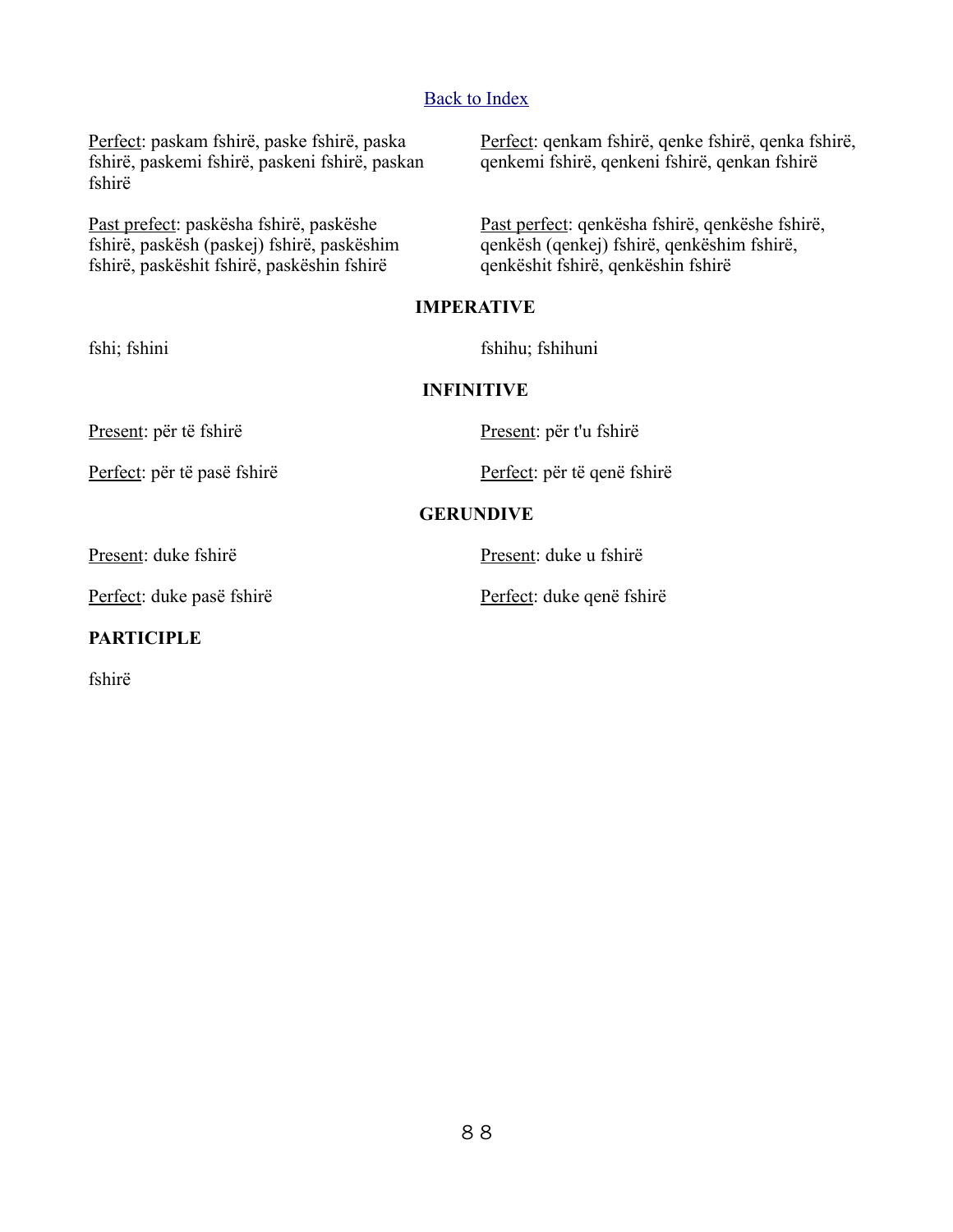[Back to Index]

Perfect: paskam fshirë, paske fshirë, paska fshirë, paskemi fshirë, paskeni fshirë, paskan fshirë

Past prefect: paskësha fshirë, paskëshe fshirë, paskësh (paskej) fshirë, paskëshim fshirë, paskëshit fshirë, paskëshin fshirë

Perfect: qenkam fshirë, qenke fshirë, qenka fshirë, qenkemi fshirë, qenkeni fshirë, qenkan fshirë

Past perfect: qenkësha fshirë, qenkëshe fshirë, qenkësh (qenkej) fshirë, qenkëshim fshirë, qenkëshit fshirë, qenkëshin fshirë

**IMPERATIVE**

fshi; fshini

fshihu; fshihuni

**INFINITIVE**

Present: për të fshirë

Perfect: për të pasë fshirë

Present: për t'u fshirë

Perfect: për të qenë fshirë

**GERUNDIVE**

Present: duke fshirë

Perfect: duke pasë fshirë

Present: duke u fshirë

Perfect: duke qenë fshirë

**PARTICIPLE**

fshirë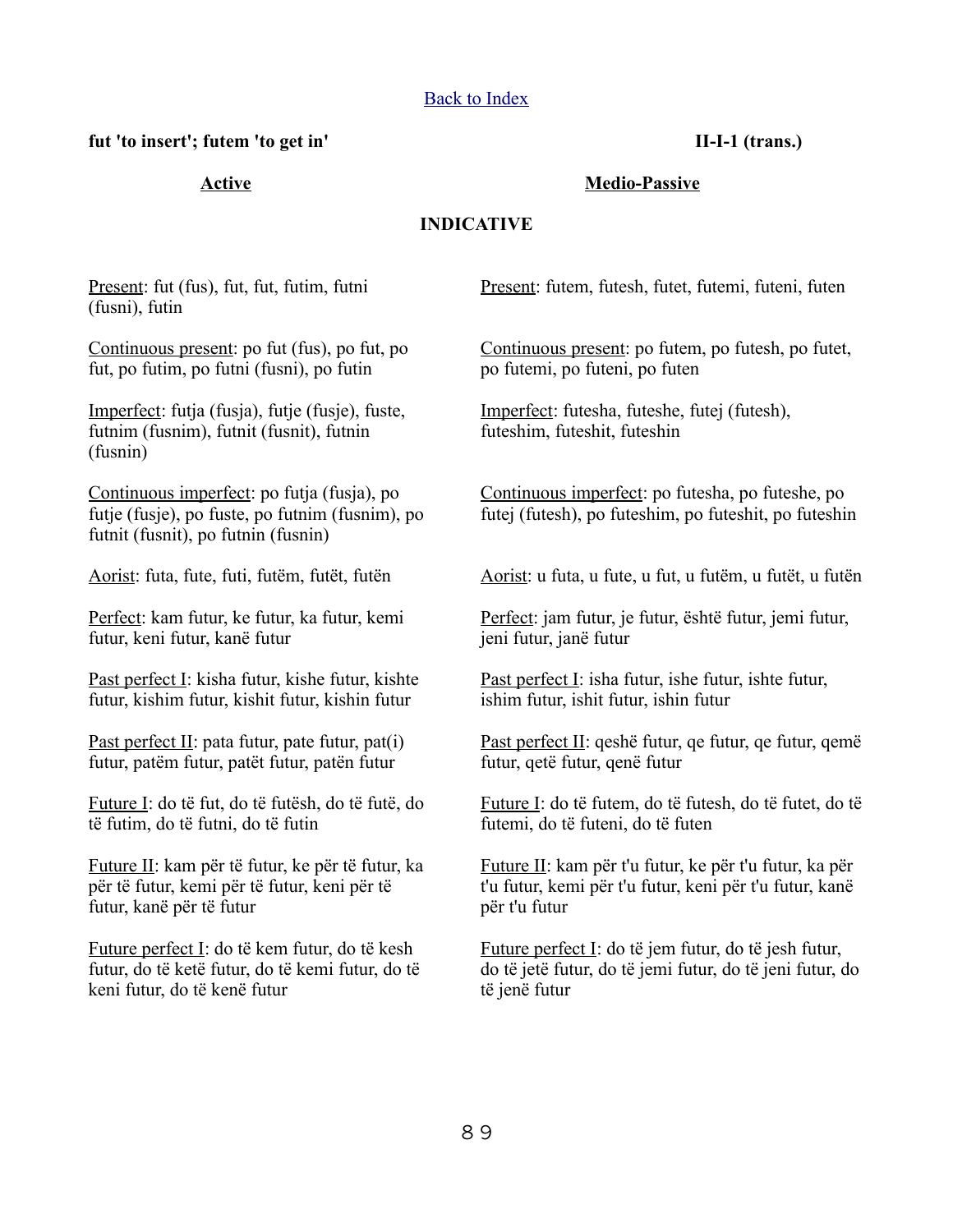[Back to Index](#)

**fut 'to insert'; futem 'to get in'** **II-I-1 (trans.)**

## INDICATIVE

### Active

Present: fut (fus), fut, fut, futim, futni (fusni), futin

Continuous present: po fut (fus), po fut, po fut, po futim, po futni (fusni), po futin

Imperfect: futja (fusja), futje (fusje), fuste, futnim (fusnim), futnit (fusnit), futnin (fusnin)

Continuous imperfect: po futja (fusja), po futje (fusje), po fuste, po futnim (fusnim), po futnit (fusnit), po futnin (fusnin)

Aorist: futa, fute, futi, futëm, futët, futën

Perfect: kam futur, ke futur, ka futur, kemi futur, keni futur, kanë futur

Past perfect I: kisha futur, kishe futur, kishte futur, kishim futur, kishit futur, kishin futur

Past perfect II: pata futur, pate futur, pat(i) futur, patëm futur, patët futur, patën futur

Future I: do të fut, do të futësh, do të futë, do të futim, do të futni, do të futin

Future II: kam për të futur, ke për të futur, ka për të futur, kemi për të futur, keni për të futur, kanë për të futur

Future perfect I: do të kem futur, do të kesh futur, do të ketë futur, do të kemi futur, do të keni futur, do të kenë futur

### Medio-Passive

Present: futem, futesh, futet, futemi, futeni, futen

Continuous present: po futem, po futesh, po futet, po futemi, po futeni, po futen

Imperfect: futesha, futeshe, futej (futesh), futeshim, futeshit, futeshin

Continuous imperfect: po futesha, po futeshe, po futej (futesh), po futeshim, po futeshit, po futeshin

Aorist: u futa, u fute, u fut, u futëm, u futët, u futën

Perfect: jam futur, je futur, është futur, jemi futur, jeni futur, janë futur

Past perfect I: isha futur, ishe futur, ishte futur, ishim futur, ishit futur, ishin futur

Past perfect II: qeshë futur, qe futur, qe futur, qemë futur, qetë futur, qenë futur

Future I: do të futem, do të futesh, do të futet, do të futemi, do të futeni, do të futen

Future II: kam për t'u futur, ke për t'u futur, ka për t'u futur, kemi për t'u futur, keni për t'u futur, kanë për t'u futur

Future perfect I: do të jem futur, do të jesh futur, do të jetë futur, do të jemi futur, do të jeni futur, do të jenë futur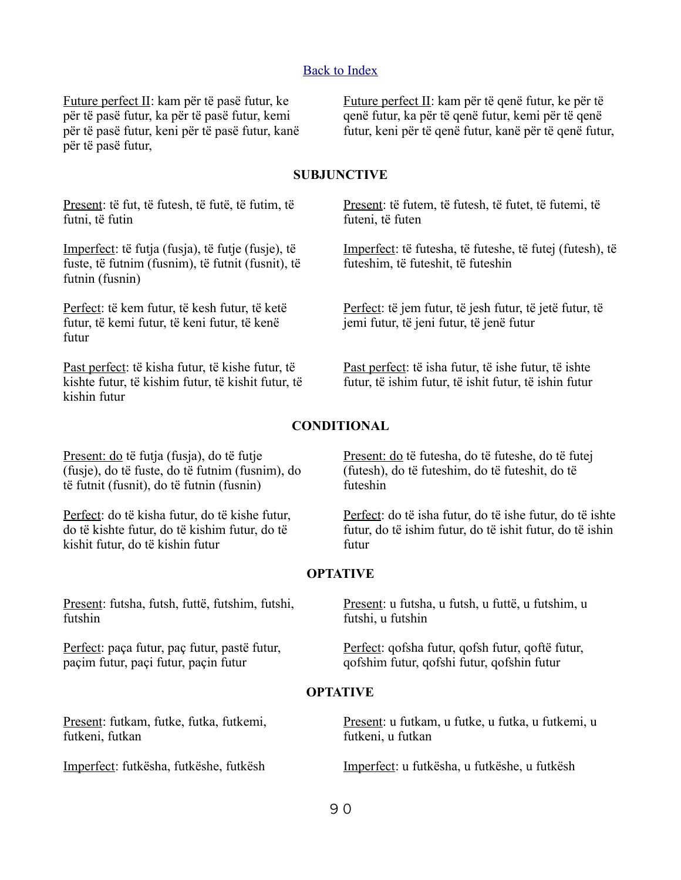[Back to Index]

Future perfect II: kam për të pasë futur, ke për të pasë futur, ka për të pasë futur, kemi për të pasë futur, keni për të pasë futur, kanë për të pasë futur,

Future perfect II: kam për të qenë futur, ke për të qenë futur, ka për të qenë futur, kemi për të qenë futur, keni për të qenë futur, kanë për të qenë futur,

**SUBJUNCTIVE**

Present: të fut, të futesh, të futë, të futim, të futni, të futin

Present: të futem, të futesh, të futet, të futemi, të futeni, të futen

Imperfect: të futja (fusja), të futje (fusje), të fuste, të futnim (fusnim), të futnit (fusnit), të futnin (fusnin)

Imperfect: të futesha, të futeshe, të futej (futesh), të futeshim, të futeshit, të futeshin

Perfect: të kem futur, të kesh futur, të ketë futur, të kemi futur, të keni futur, të kenë futur

Perfect: të jem futur, të jesh futur, të jetë futur, të jemi futur, të jeni futur, të jenë futur

Past perfect: të kisha futur, të kishe futur, të kishte futur, të kishim futur, të kishit futur, të kishin futur

Past perfect: të isha futur, të ishe futur, të ishte futur, të ishim futur, të ishit futur, të ishin futur

**CONDITIONAL**

Present: do të futja (fusja), do të futje (fusje), do të fuste, do të futnim (fusnim), do të futnit (fusnit), do të futnin (fusnin)

Present: do të futesha, do të futeshe, do të futej (futesh), do të futeshim, do të futeshit, do të futeshin

Perfect: do të kisha futur, do të kishe futur, do të kishte futur, do të kishim futur, do të kishit futur, do të kishin futur

Perfect: do të isha futur, do të ishe futur, do të ishte futur, do të ishim futur, do të ishit futur, do të ishin futur

**OPTATIVE**

Present: futsha, futsh, futtë, futshim, futshi, futshin

Present: u futsha, u futsh, u futtë, u futshim, u futshi, u futshin

Perfect: paça futur, paç futur, pastë futur, paçim futur, paçi futur, paçin futur

Perfect: qofsha futur, qofsh futur, qoftë futur, qofshim futur, qofshi futur, qofshin futur

**OPTATIVE**

Present: futkam, futke, futka, futkemi, futkeni, futkan

Present: u futkam, u futke, u futka, u futkemi, u futkeni, u futkan

Imperfect: futkësha, futkëshe, futkësh

Imperfect: u futkësha, u futkëshe, u futkësh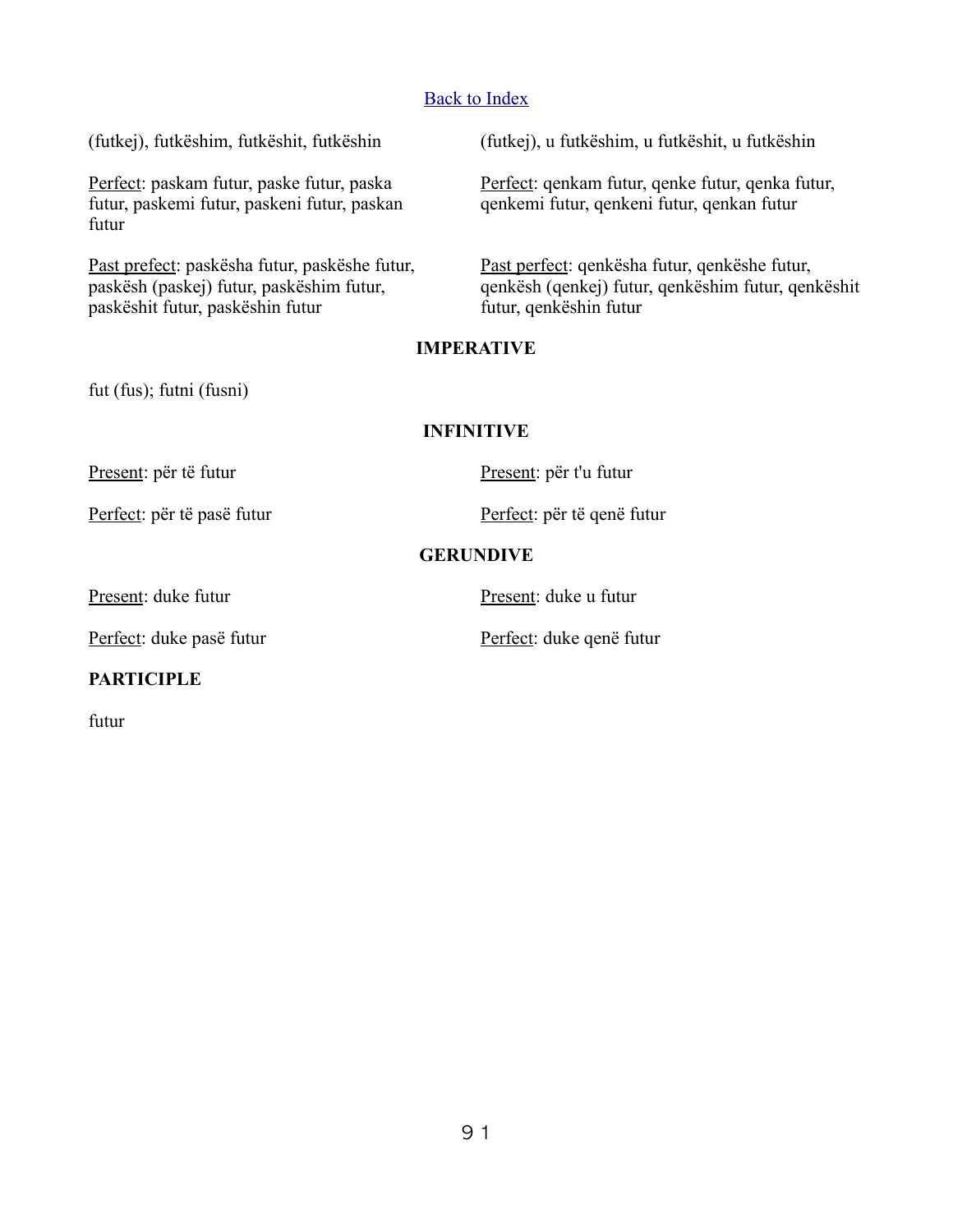[Back to Index]

(futkej), futkëshim, futkëshit, futkëshin

Perfect: paskam futur, paske futur, paska futur, paskemi futur, paskeni futur, paskan futur

Past prefect: paskësha futur, paskëshe futur, paskësh (paskej) futur, paskëshim futur, paskëshit futur, paskëshin futur

(futkej), u futkëshim, u futkëshit, u futkëshin

Perfect: qenkam futur, qenke futur, qenka futur, qenkemi futur, qenkeni futur, qenkan futur

Past perfect: qenkësha futur, qenkëshe futur, qenkësh (qenkej) futur, qenkëshim futur, qenkëshit futur, qenkëshin futur

**IMPERATIVE**

fut (fus); futni (fusni)

**INFINITIVE**

Present: për të futur

Perfect: për të pasë futur

Present: për t'u futur

Perfect: për të qenë futur

**GERUNDIVE**

Present: duke futur

Perfect: duke pasë futur

Present: duke u futur

Perfect: duke qenë futur

**PARTICIPLE**

futur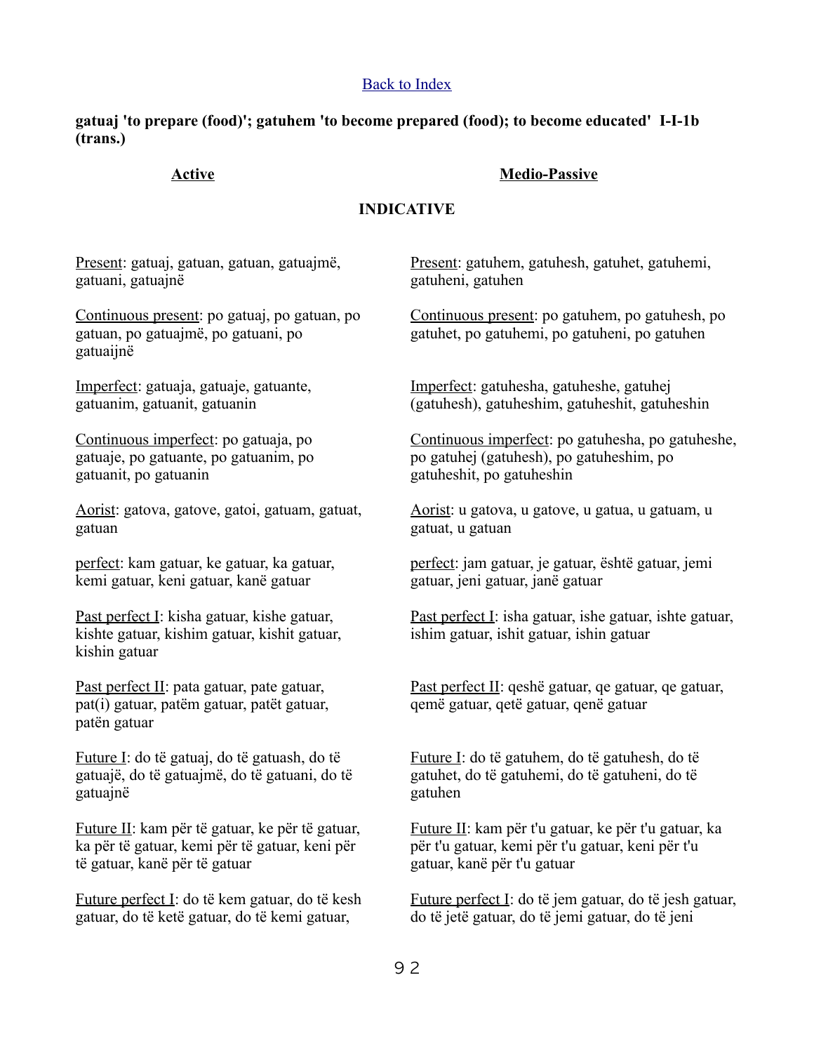[Back to Index](#)

**gatuaj 'to prepare (food)'; gatuhem 'to become prepared (food); to become educated' I-I-1b (trans.)**

## INDICATIVE

### Active

Present: gatuaj, gatuan, gatuan, gatuajmë, gatuani, gatuajnë

Continuous present: po gatuaj, po gatuan, po gatuan, po gatuajmë, po gatuani, po gatuaijnë

Imperfect: gatuaja, gatuaje, gatuante, gatuanim, gatuanit, gatuanin

Continuous imperfect: po gatuaja, po gatuaje, po gatuante, po gatuanim, po gatuanit, po gatuanin

Aorist: gatova, gatove, gatoi, gatuam, gatuat, gatuan

perfect: kam gatuar, ke gatuar, ka gatuar, kemi gatuar, keni gatuar, kanë gatuar

Past perfect I: kisha gatuar, kishe gatuar, kishte gatuar, kishim gatuar, kishit gatuar, kishin gatuar

Past perfect II: pata gatuar, pate gatuar, pat(i) gatuar, patëm gatuar, patët gatuar, patën gatuar

Future I: do të gatuaj, do të gatuash, do të gatuajë, do të gatuajmë, do të gatuani, do të gatuajnë

Future II: kam për të gatuar, ke për të gatuar, ka për të gatuar, kemi për të gatuar, keni për të gatuar, kanë për të gatuar

Future perfect I: do të kem gatuar, do të kesh gatuar, do të ketë gatuar, do të kemi gatuar,

### Medio-Passive

Present: gatuhem, gatuhesh, gatuhet, gatuhemi, gatuheni, gatuhen

Continuous present: po gatuhem, po gatuhesh, po gatuhet, po gatuhemi, po gatuheni, po gatuhen

Imperfect: gatuhesha, gatuheshe, gatuhej (gatuhesh), gatuheshim, gatuheshit, gatuheshin

Continuous imperfect: po gatuhesha, po gatuheshe, po gatuhej (gatuhesh), po gatuheshim, po gatuheshit, po gatuheshin

Aorist: u gatova, u gatove, u gatua, u gatuam, u gatuat, u gatuan

perfect: jam gatuar, je gatuar, është gatuar, jemi gatuar, jeni gatuar, janë gatuar

Past perfect I: isha gatuar, ishe gatuar, ishte gatuar, ishim gatuar, ishit gatuar, ishin gatuar

Past perfect II: qeshë gatuar, qe gatuar, qe gatuar, qemë gatuar, qetë gatuar, qenë gatuar

Future I: do të gatuhem, do të gatuhesh, do të gatuhet, do të gatuhemi, do të gatuheni, do të gatuhen

Future II: kam për t'u gatuar, ke për t'u gatuar, ka për t'u gatuar, kemi për t'u gatuar, keni për t'u gatuar, kanë për t'u gatuar

Future perfect I: do të jem gatuar, do të jesh gatuar, do të jetë gatuar, do të jemi gatuar, do të jeni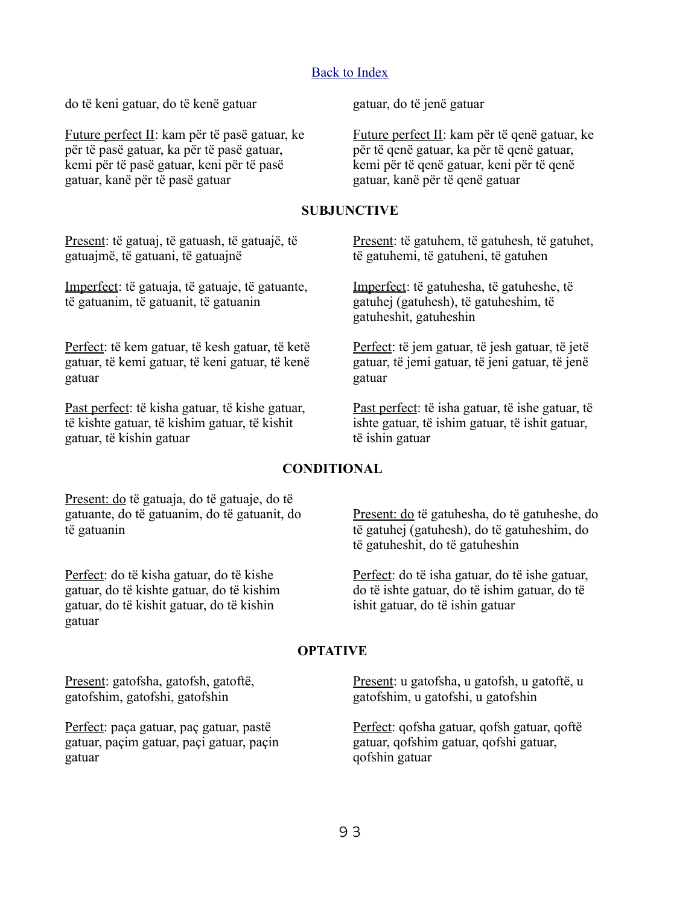[Back to Index]

do të keni gatuar, do të kenë gatuar

Future perfect II: kam për të pasë gatuar, ke për të pasë gatuar, ka për të pasë gatuar, kemi për të pasë gatuar, keni për të pasë gatuar, kanë për të pasë gatuar

gatuar, do të jenë gatuar

Future perfect II: kam për të qenë gatuar, ke për të qenë gatuar, ka për të qenë gatuar, kemi për të qenë gatuar, keni për të qenë gatuar, kanë për të qenë gatuar

**SUBJUNCTIVE**

Present: të gatuaj, të gatuash, të gatuajë, të gatuajmë, të gatuani, të gatuajnë

Imperfect: të gatuaja, të gatuaje, të gatuante, të gatuanim, të gatuanit, të gatuanin

Perfect: të kem gatuar, të kesh gatuar, të ketë gatuar, të kemi gatuar, të keni gatuar, të kenë gatuar

Past perfect: të kisha gatuar, të kishe gatuar, të kishte gatuar, të kishim gatuar, të kishit gatuar, të kishin gatuar

Present: të gatuhem, të gatuhesh, të gatuhet, të gatuhemi, të gatuheni, të gatuhen

Imperfect: të gatuhesha, të gatuheshe, të gatuhej (gatuhesh), të gatuheshim, të gatuheshit, gatuheshin

Perfect: të jem gatuar, të jesh gatuar, të jetë gatuar, të jemi gatuar, të jeni gatuar, të jenë gatuar

Past perfect: të isha gatuar, të ishe gatuar, të ishte gatuar, të ishim gatuar, të ishit gatuar, të ishin gatuar

**CONDITIONAL**

Present: do të gatuaja, do të gatuaje, do të gatuante, do të gatuanim, do të gatuanit, do të gatuanin

Perfect: do të kisha gatuar, do të kishe gatuar, do të kishte gatuar, do të kishim gatuar, do të kishit gatuar, do të kishin gatuar

Present: do të gatuhesha, do të gatuheshe, do të gatuhej (gatuhesh), do të gatuheshim, do të gatuheshit, do të gatuheshin

Perfect: do të isha gatuar, do të ishe gatuar, do të ishte gatuar, do të ishim gatuar, do të ishit gatuar, do të ishin gatuar

**OPTATIVE**

Present: gatofsha, gatofsh, gatoftë, gatofshim, gatofshi, gatofshin

Perfect: paça gatuar, paç gatuar, pastë gatuar, paçim gatuar, paçi gatuar, paçin gatuar

Present: u gatofsha, u gatofsh, u gatoftë, u gatofshim, u gatofshi, u gatofshin

Perfect: qofsha gatuar, qofsh gatuar, qoftë gatuar, qofshim gatuar, qofshi gatuar, qofshin gatuar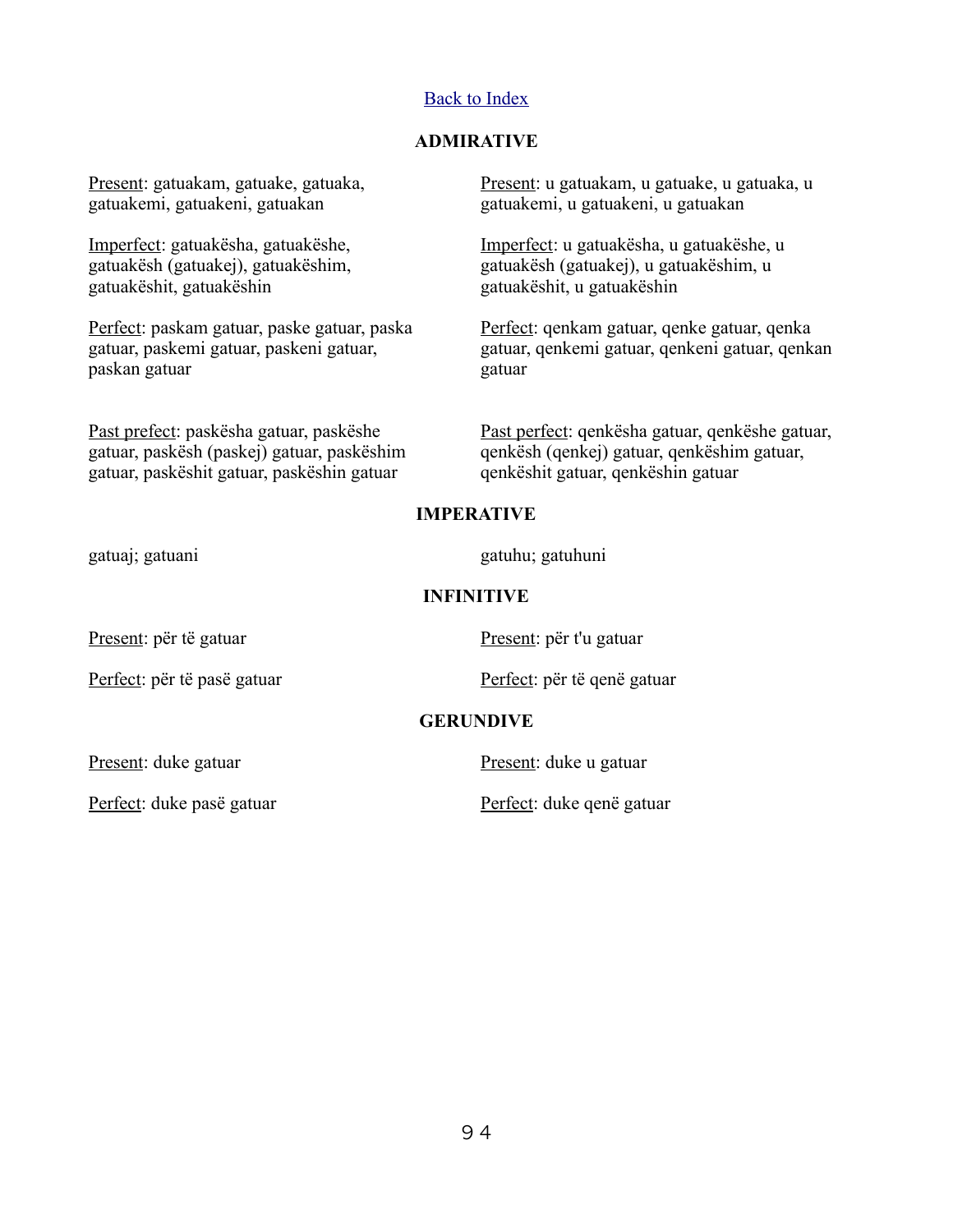[Back to Index]

## ADMIRATIVE

<u>Present</u>: gatuakam, gatuake, gatuaka, gatuakemi, gatuakeni, gatuakan

<u>Present</u>: u gatuakam, u gatuake, u gatuaka, u gatuakemi, u gatuakeni, u gatuakan

<u>Imperfect</u>: gatuakësha, gatuakëshe, gatuakësh (gatuakej), gatuakëshim, gatuakëshit, gatuakëshin

<u>Imperfect</u>: u gatuakësha, u gatuakëshe, u gatuakësh (gatuakej), u gatuakëshim, u gatuakëshit, u gatuakëshin

<u>Perfect</u>: paskam gatuar, paske gatuar, paska gatuar, paskemi gatuar, paskeni gatuar, paskan gatuar

<u>Perfect</u>: qenkam gatuar, qenke gatuar, qenka gatuar, qenkemi gatuar, qenkeni gatuar, qenkan gatuar

<u>Past prefect</u>: paskësha gatuar, paskëshe gatuar, paskësh (paskej) gatuar, paskëshim gatuar, paskëshit gatuar, paskëshin gatuar

<u>Past perfect</u>: qenkësha gatuar, qenkëshe gatuar, qenkësh (qenkej) gatuar, qenkëshim gatuar, qenkëshit gatuar, qenkëshin gatuar

## IMPERATIVE

gatuaj; gatuani

gatuhu; gatuhuni

## INFINITIVE

<u>Present</u>: për të gatuar

<u>Present</u>: për t'u gatuar

<u>Perfect</u>: për të pasë gatuar

<u>Perfect</u>: për të qenë gatuar

## GERUNDIVE

<u>Present</u>: duke gatuar

<u>Present</u>: duke u gatuar

<u>Perfect</u>: duke pasë gatuar

<u>Perfect</u>: duke qenë gatuar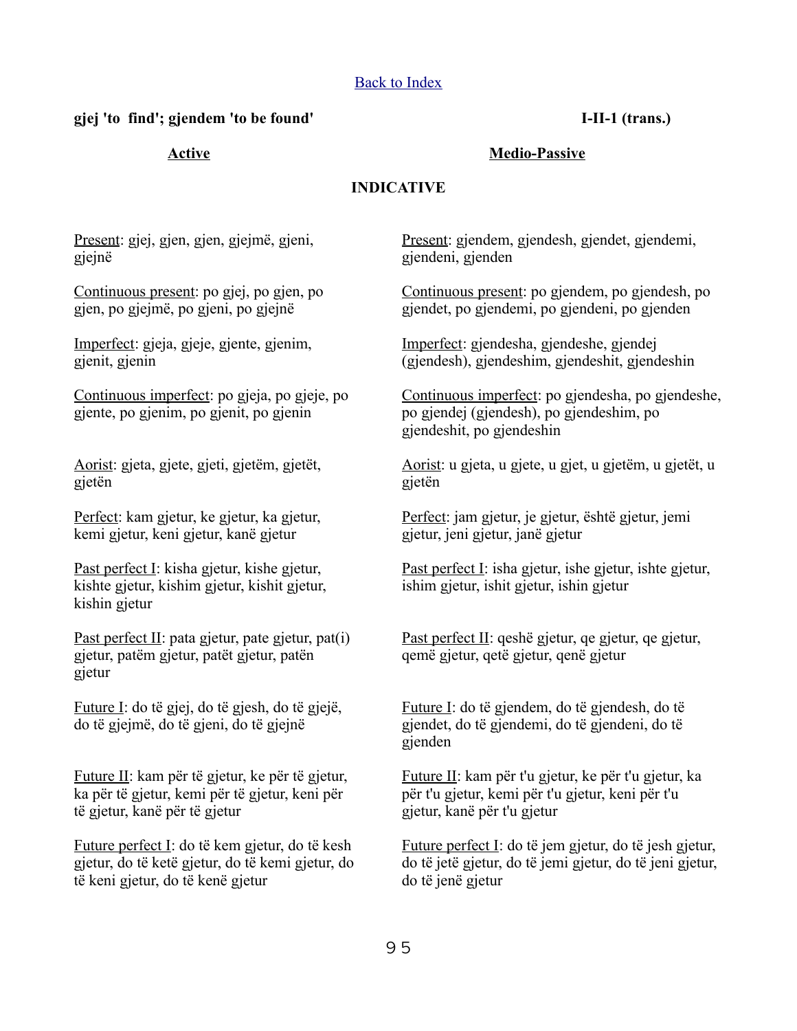[Back to Index](#)

**gjej 'to find'; gjendem 'to be found'** **I-II-1 (trans.)**

## INDICATIVE

### Active

Present: gjej, gjen, gjen, gjejmë, gjeni, gjejnë

Continuous present: po gjej, po gjen, po gjen, po gjejmë, po gjeni, po gjejnë

Imperfect: gjeja, gjeje, gjente, gjenim, gjenit, gjenin

Continuous imperfect: po gjeja, po gjeje, po gjente, po gjenim, po gjenit, po gjenin

Aorist: gjeta, gjete, gjeti, gjetëm, gjetët, gjetën

Perfect: kam gjetur, ke gjetur, ka gjetur, kemi gjetur, keni gjetur, kanë gjetur

Past perfect I: kisha gjetur, kishe gjetur, kishte gjetur, kishim gjetur, kishit gjetur, kishin gjetur

Past perfect II: pata gjetur, pate gjetur, pat(i) gjetur, patëm gjetur, patët gjetur, patën gjetur

Future I: do të gjej, do të gjesh, do të gjejë, do të gjejmë, do të gjeni, do të gjejnë

Future II: kam për të gjetur, ke për të gjetur, ka për të gjetur, kemi për të gjetur, keni për të gjetur, kanë për të gjetur

Future perfect I: do të kem gjetur, do të kesh gjetur, do të ketë gjetur, do të kemi gjetur, do të keni gjetur, do të kenë gjetur

### Medio-Passive

Present: gjendem, gjendesh, gjendet, gjendemi, gjendeni, gjenden

Continuous present: po gjendem, po gjendesh, po gjendet, po gjendemi, po gjendeni, po gjenden

Imperfect: gjendesha, gjendeshe, gjendej (gjendesh), gjendeshim, gjendeshit, gjendeshin

Continuous imperfect: po gjendesha, po gjendeshe, po gjendej (gjendesh), po gjendeshim, po gjendeshit, po gjendeshin

Aorist: u gjeta, u gjete, u gjet, u gjetëm, u gjetët, u gjetën

Perfect: jam gjetur, je gjetur, është gjetur, jemi gjetur, jeni gjetur, janë gjetur

Past perfect I: isha gjetur, ishe gjetur, ishte gjetur, ishim gjetur, ishit gjetur, ishin gjetur

Past perfect II: qeshë gjetur, qe gjetur, qe gjetur, qemë gjetur, qetë gjetur, qenë gjetur

Future I: do të gjendem, do të gjendesh, do të gjendet, do të gjendemi, do të gjendeni, do të gjenden

Future II: kam për t'u gjetur, ke për t'u gjetur, ka për t'u gjetur, kemi për t'u gjetur, keni për t'u gjetur, kanë për t'u gjetur

Future perfect I: do të jem gjetur, do të jesh gjetur, do të jetë gjetur, do të jemi gjetur, do të jeni gjetur, do të jenë gjetur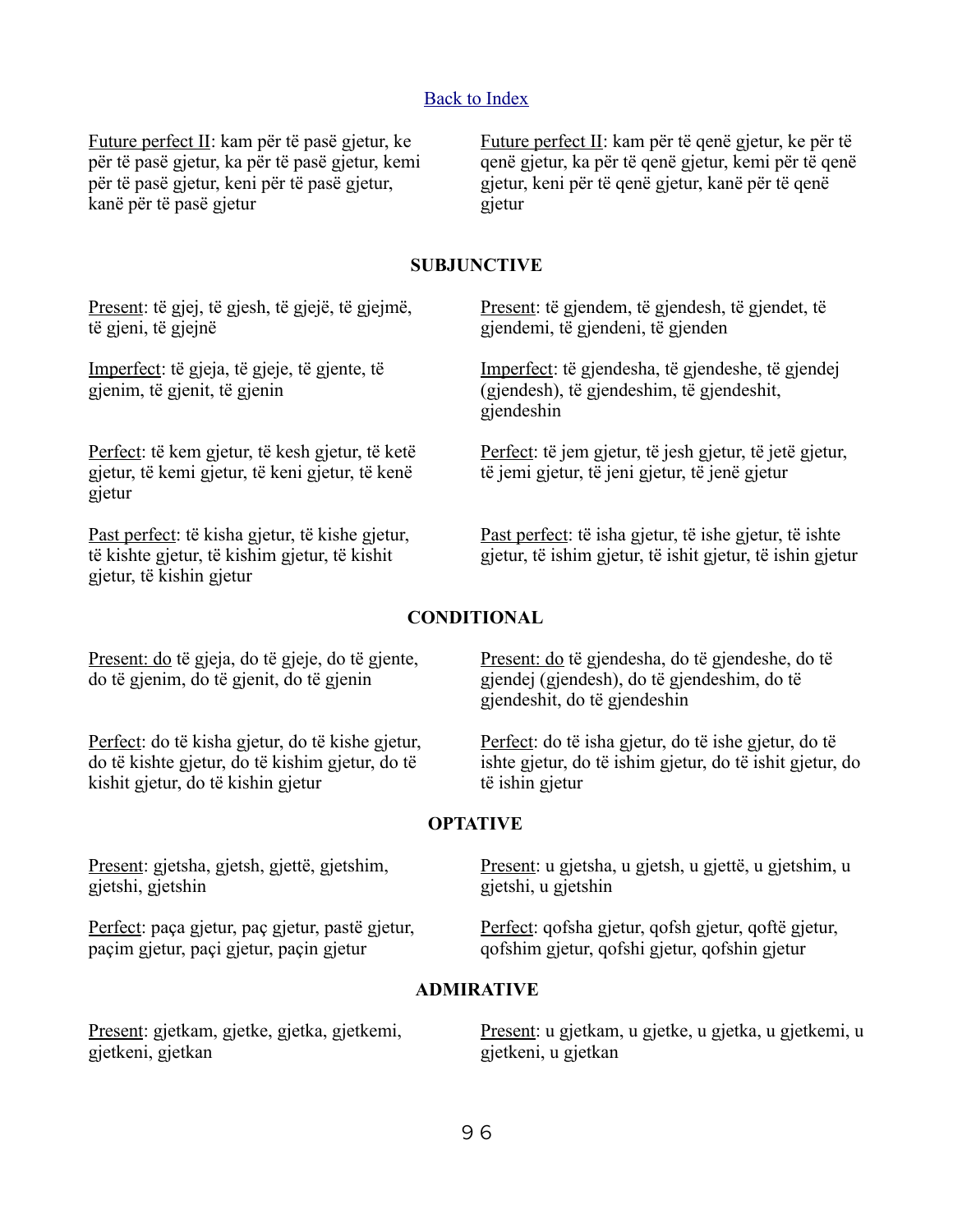[Back to Index]

Future perfect II: kam për të pasë gjetur, ke për të pasë gjetur, ka për të pasë gjetur, kemi për të pasë gjetur, keni për të pasë gjetur, kanë për të pasë gjetur

Future perfect II: kam për të qenë gjetur, ke për të qenë gjetur, ka për të qenë gjetur, kemi për të qenë gjetur, keni për të qenë gjetur, kanë për të qenë gjetur

### SUBJUNCTIVE

Present: të gjej, të gjesh, të gjejë, të gjejmë, të gjeni, të gjejnë

Present: të gjendem, të gjendesh, të gjendet, të gjendemi, të gjendeni, të gjenden

Imperfect: të gjeja, të gjeje, të gjente, të gjenim, të gjenit, të gjenin

Imperfect: të gjendesha, të gjendeshe, të gjendej (gjendesh), të gjendeshim, të gjendeshit, gjendeshin

Perfect: të kem gjetur, të kesh gjetur, të ketë gjetur, të kemi gjetur, të keni gjetur, të kenë gjetur

Perfect: të jem gjetur, të jesh gjetur, të jetë gjetur, të jemi gjetur, të jeni gjetur, të jenë gjetur

Past perfect: të kisha gjetur, të kishe gjetur, të kishte gjetur, të kishim gjetur, të kishit gjetur, të kishin gjetur

Past perfect: të isha gjetur, të ishe gjetur, të ishte gjetur, të ishim gjetur, të ishit gjetur, të ishin gjetur

### CONDITIONAL

Present: do të gjeja, do të gjeje, do të gjente, do të gjenim, do të gjenit, do të gjenin

Present: do të gjendesha, do të gjendeshe, do të gjendej (gjendesh), do të gjendeshim, do të gjendeshit, do të gjendeshin

Perfect: do të kisha gjetur, do të kishe gjetur, do të kishte gjetur, do të kishim gjetur, do të kishit gjetur, do të kishin gjetur

Perfect: do të isha gjetur, do të ishe gjetur, do të ishte gjetur, do të ishim gjetur, do të ishit gjetur, do të ishin gjetur

### OPTATIVE

Present: gjetsha, gjetsh, gjettë, gjetshim, gjetshi, gjetshin

Present: u gjetsha, u gjetsh, u gjettë, u gjetshim, u gjetshi, u gjetshin

Perfect: paça gjetur, paç gjetur, pastë gjetur, paçim gjetur, paçi gjetur, paçin gjetur

Perfect: qofsha gjetur, qofsh gjetur, qoftë gjetur, qofshim gjetur, qofshi gjetur, qofshin gjetur

### ADMIRATIVE

Present: gjetkam, gjetke, gjetka, gjetkemi, gjetkeni, gjetkan

Present: u gjetkam, u gjetke, u gjetka, u gjetkemi, u gjetkeni, u gjetkan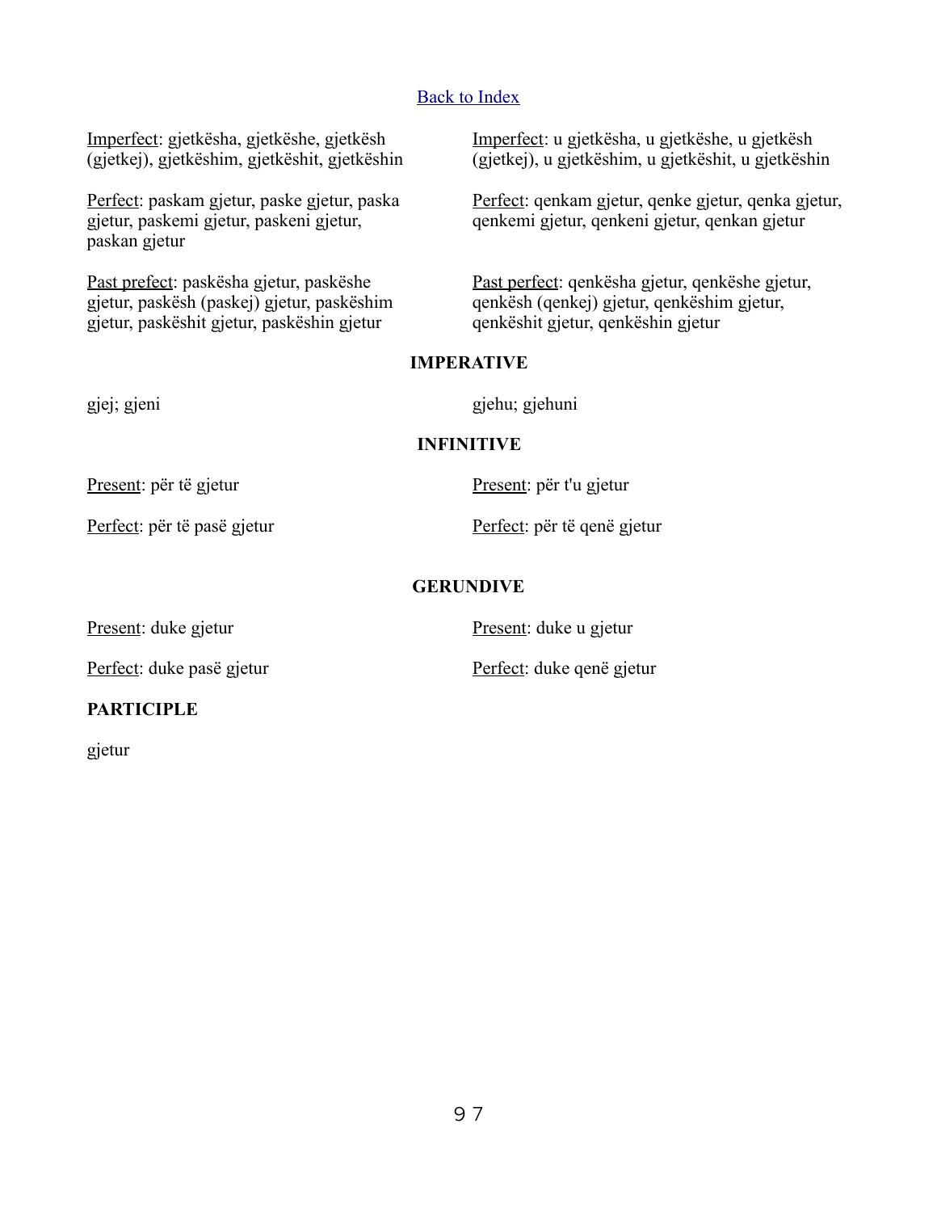[Back to Index](#)

Imperfect: gjetkësha, gjetkëshe, gjetkësh (gjetkej), gjetkëshim, gjetkëshit, gjetkëshin

Imperfect: u gjetkësha, u gjetkëshe, u gjetkësh (gjetkej), u gjetkëshim, u gjetkëshit, u gjetkëshin

Perfect: paskam gjetur, paske gjetur, paska gjetur, paskemi gjetur, paskeni gjetur, paskan gjetur

Perfect: qenkam gjetur, qenke gjetur, qenka gjetur, qenkemi gjetur, qenkeni gjetur, qenkan gjetur

Past prefect: paskësha gjetur, paskëshe gjetur, paskësh (paskej) gjetur, paskëshim gjetur, paskëshit gjetur, paskëshin gjetur

Past perfect: qenkësha gjetur, qenkëshe gjetur, qenkësh (qenkej) gjetur, qenkëshim gjetur, qenkëshit gjetur, qenkëshin gjetur

**IMPERATIVE**

gjej; gjeni

gjehu; gjehuni

**INFINITIVE**

Present: për të gjetur

Present: për t'u gjetur

Perfect: për të pasë gjetur

Perfect: për të qenë gjetur

**GERUNDIVE**

Present: duke gjetur

Present: duke u gjetur

Perfect: duke pasë gjetur

Perfect: duke qenë gjetur

**PARTICIPLE**

gjetur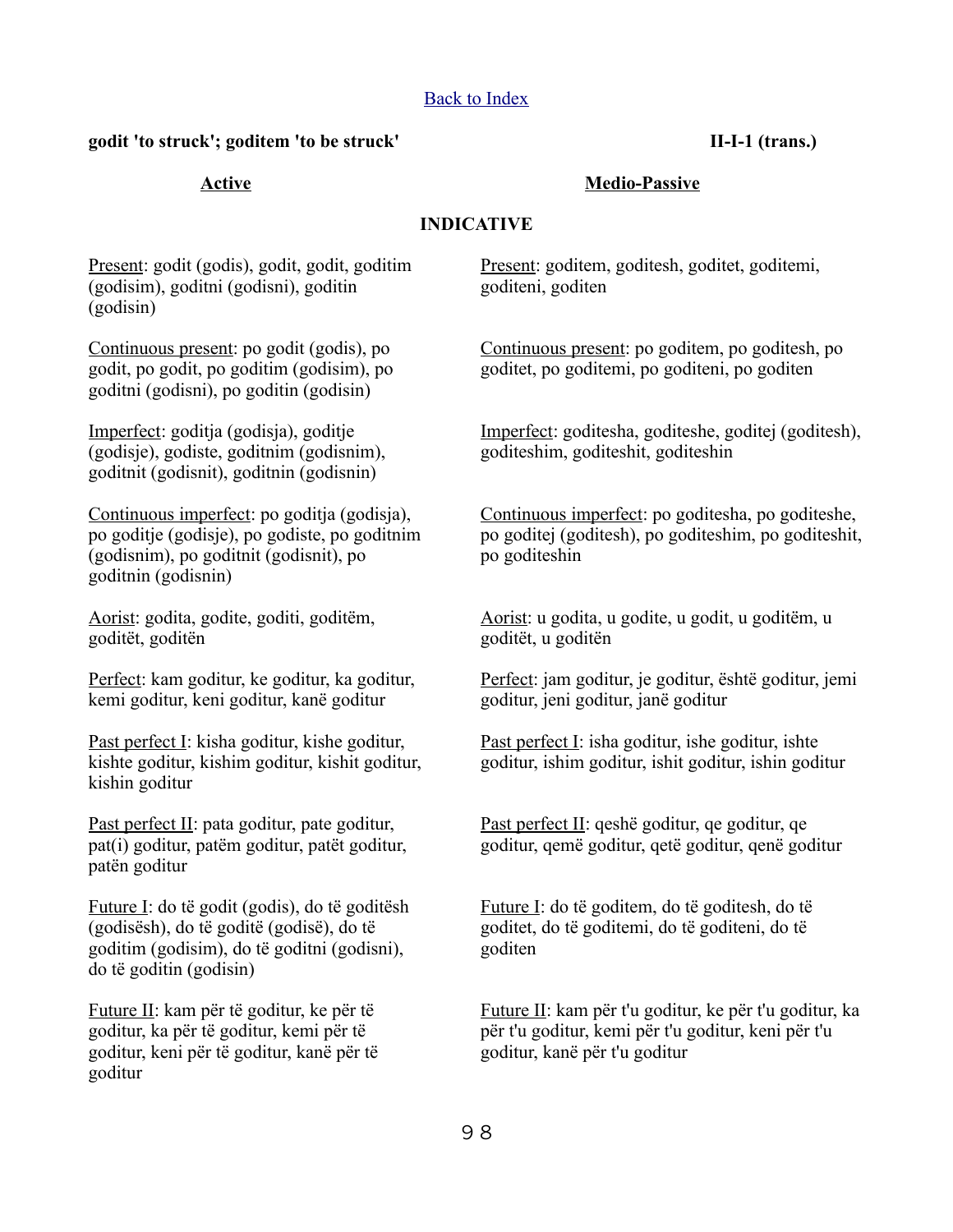[Back to Index]

**godit 'to struck'; goditem 'to be struck'** **II-I-1 (trans.)**

## INDICATIVE

### Active

Present: godit (godis), godit, godit, goditim (godisim), goditni (godisni), goditin (godisin)

Continuous present: po godit (godis), po godit, po godit, po goditim (godisim), po goditni (godisni), po goditin (godisin)

Imperfect: goditja (godisja), goditje (godisje), godiste, goditnim (godisnim), goditnit (godisnit), goditnin (godisnin)

Continuous imperfect: po goditja (godisja), po goditje (godisje), po godiste, po goditnim (godisnim), po goditnit (godisnit), po goditnin (godisnin)

Aorist: godita, godite, goditi, goditëm, goditët, goditën

Perfect: kam goditur, ke goditur, ka goditur, kemi goditur, keni goditur, kanë goditur

Past perfect I: kisha goditur, kishe goditur, kishte goditur, kishim goditur, kishit goditur, kishin goditur

Past perfect II: pata goditur, pate goditur, pat(i) goditur, patëm goditur, patët goditur, patën goditur

Future I: do të godit (godis), do të goditësh (godisësh), do të goditë (godisë), do të goditim (godisim), do të goditni (godisni), do të goditin (godisin)

Future II: kam për të goditur, ke për të goditur, ka për të goditur, kemi për të goditur, keni për të goditur, kanë për të goditur

### Medio-Passive

Present: goditem, goditesh, goditet, goditemi, goditeni, goditen

Continuous present: po goditem, po goditesh, po goditet, po goditemi, po goditeni, po goditen

Imperfect: goditesha, goditeshe, goditej (goditesh), goditeshim, goditeshit, goditeshin

Continuous imperfect: po goditesha, po goditeshe, po goditej (goditesh), po goditeshim, po goditeshit, po goditeshin

Aorist: u godita, u godite, u godit, u goditëm, u goditët, u goditën

Perfect: jam goditur, je goditur, është goditur, jemi goditur, jeni goditur, janë goditur

Past perfect I: isha goditur, ishe goditur, ishte goditur, ishim goditur, ishit goditur, ishin goditur

Past perfect II: qeshë goditur, qe goditur, qe goditur, qemë goditur, qetë goditur, qenë goditur

Future I: do të goditem, do të goditesh, do të goditet, do të goditemi, do të goditeni, do të goditen

Future II: kam për t'u goditur, ke për t'u goditur, ka për t'u goditur, kemi për t'u goditur, keni për t'u goditur, kanë për t'u goditur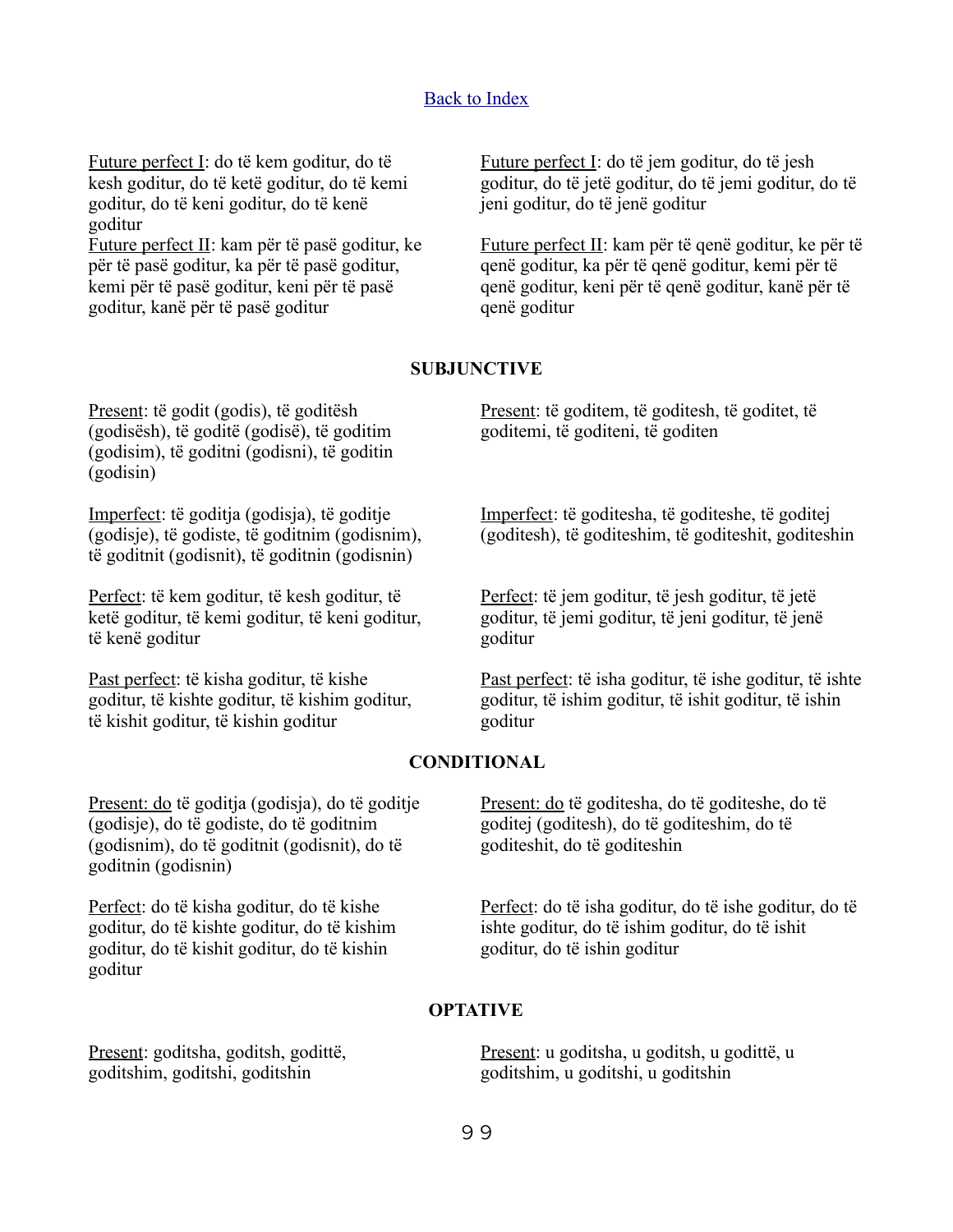[Back to Index](#)

Future perfect I: do të kem goditur, do të kesh goditur, do të ketë goditur, do të kemi goditur, do të keni goditur, do të kenë goditur

Future perfect II: kam për të pasë goditur, ke për të pasë goditur, ka për të pasë goditur, kemi për të pasë goditur, keni për të pasë goditur, kanë për të pasë goditur

Future perfect I: do të jem goditur, do të jesh goditur, do të jetë goditur, do të jemi goditur, do të jeni goditur, do të jenë goditur

Future perfect II: kam për të qenë goditur, ke për të qenë goditur, ka për të qenë goditur, kemi për të qenë goditur, keni për të qenë goditur, kanë për të qenë goditur

**SUBJUNCTIVE**

Present: të godit (godis), të goditësh (godisësh), të goditë (godisë), të goditim (godisim), të goditni (godisni), të goditin (godisin)

Present: të goditem, të goditesh, të goditet, të goditemi, të goditeni, të goditen

Imperfect: të goditja (godisja), të goditje (godisje), të godiste, të goditnim (godisnim), të goditnit (godisnit), të goditnin (godisnin)

Imperfect: të goditesha, të goditeshe, të goditej (goditesh), të goditeshim, të goditeshit, goditeshin

Perfect: të kem goditur, të kesh goditur, të ketë goditur, të kemi goditur, të keni goditur, të kenë goditur

Perfect: të jem goditur, të jesh goditur, të jetë goditur, të jemi goditur, të jeni goditur, të jenë goditur

Past perfect: të kisha goditur, të kishe goditur, të kishte goditur, të kishim goditur, të kishit goditur, të kishin goditur

Past perfect: të isha goditur, të ishe goditur, të ishte goditur, të ishim goditur, të ishit goditur, të ishin goditur

**CONDITIONAL**

Present: do të goditja (godisja), do të goditje (godisje), do të godiste, do të goditnim (godisnim), do të goditnit (godisnit), do të goditnin (godisnin)

Present: do të goditesha, do të goditeshe, do të goditej (goditesh), do të goditeshim, do të goditeshit, do të goditeshin

Perfect: do të kisha goditur, do të kishe goditur, do të kishte goditur, do të kishim goditur, do të kishit goditur, do të kishin goditur

Perfect: do të isha goditur, do të ishe goditur, do të ishte goditur, do të ishim goditur, do të ishit goditur, do të ishin goditur

**OPTATIVE**

Present: goditsha, goditsh, godittë, goditshim, goditshi, goditshin

Present: u goditsha, u goditsh, u godittë, u goditshim, u goditshi, u goditshin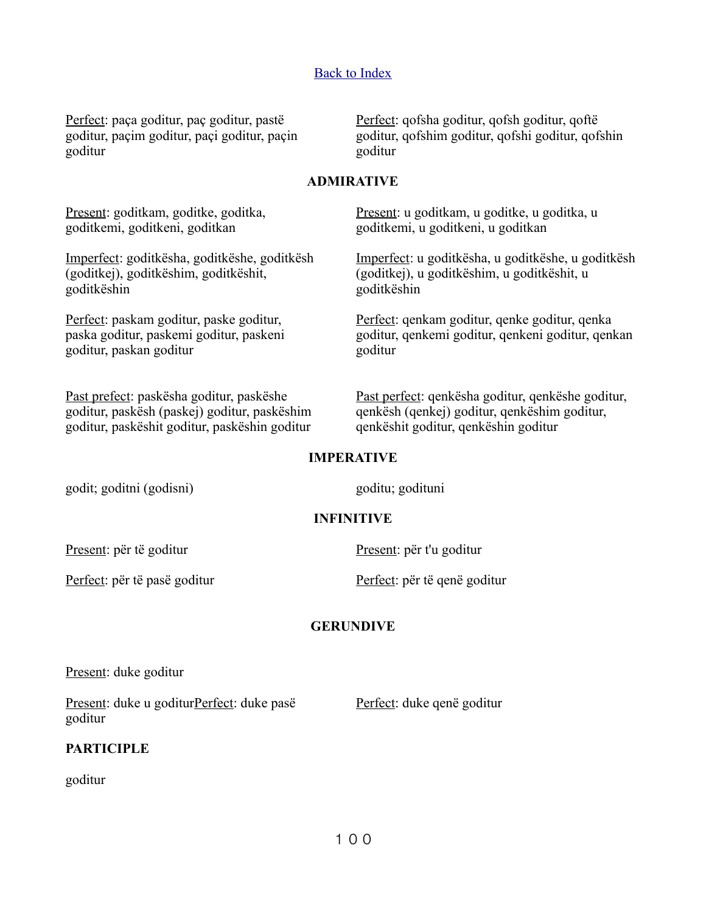[Back to Index]

Perfect: paça goditur, paç goditur, pastë goditur, paçim goditur, paçi goditur, paçin goditur

Perfect: qofsha goditur, qofsh goditur, qoftë goditur, qofshim goditur, qofshi goditur, qofshin goditur

**ADMIRATIVE**

Present: goditkam, goditke, goditka, goditkemi, goditkeni, goditkan

Present: u goditkam, u goditke, u goditka, u goditkemi, u goditkeni, u goditkan

Imperfect: goditkësha, goditkëshe, goditkësh (goditkej), goditkëshim, goditkëshit, goditkëshin

Imperfect: u goditkësha, u goditkëshe, u goditkësh (goditkej), u goditkëshim, u goditkëshit, u goditkëshin

Perfect: paskam goditur, paske goditur, paska goditur, paskemi goditur, paskeni goditur, paskan goditur

Perfect: qenkam goditur, qenke goditur, qenka goditur, qenkemi goditur, qenkeni goditur, qenkan goditur

Past prefect: paskësha goditur, paskëshe goditur, paskësh (paskej) goditur, paskëshim goditur, paskëshit goditur, paskëshin goditur

Past perfect: qenkësha goditur, qenkëshe goditur, qenkësh (qenkej) goditur, qenkëshim goditur, qenkëshit goditur, qenkëshin goditur

**IMPERATIVE**

godit; goditni (godisni)

goditu; godituni

**INFINITIVE**

Present: për të goditur

Present: për t'u goditur

Perfect: për të pasë goditur

Perfect: për të qenë goditur

**GERUNDIVE**

Present: duke goditur

Present: duke u goditur

Perfect: duke pasë goditur

Perfect: duke qenë goditur

**PARTICIPLE**

goditur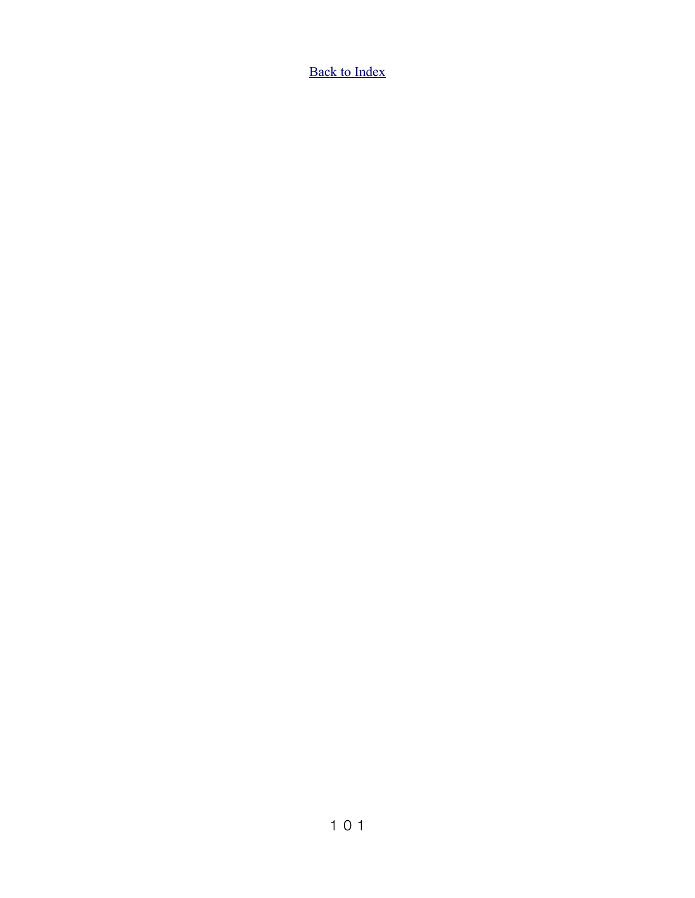[Back to Index]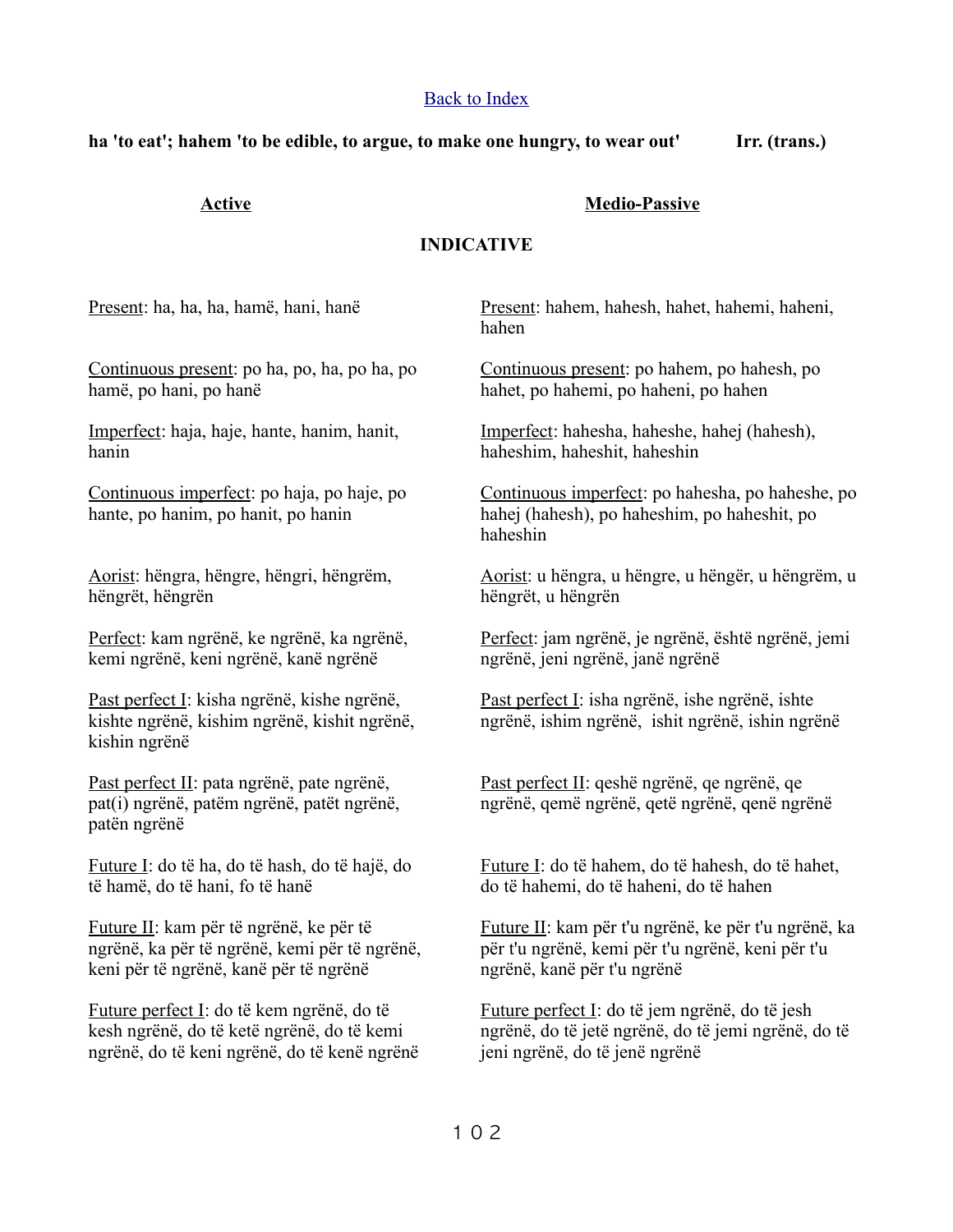[Back to Index]

**ha 'to eat'; hahem 'to be edible, to argue, to make one hungry, to wear out'** **Irr. (trans.)**

## INDICATIVE

| Active | Medio-Passive |
|---|---|
| Present: ha, ha, ha, hamë, hani, hanë | Present: hahem, hahesh, hahet, hahemi, haheni, hahen |
| Continuous present: po ha, po, ha, po ha, po hamë, po hani, po hanë | Continuous present: po hahem, po hahesh, po hahet, po hahemi, po haheni, po hahen |
| Imperfect: haja, haje, hante, hanim, hanit, hanin | Imperfect: hahesha, haheshe, hahej (hahesh), haheshim, haheshit, haheshin |
| Continuous imperfect: po haja, po haje, po hante, po hanim, po hanit, po hanin | Continuous imperfect: po hahesha, po haheshe, po hahej (hahesh), po haheshim, po haheshit, po haheshin |
| Aorist: hëngra, hëngre, hëngri, hëngrëm, hëngrët, hëngrën | Aorist: u hëngra, u hëngre, u hëngër, u hëngrëm, u hëngrët, u hëngrën |
| Perfect: kam ngrënë, ke ngrënë, ka ngrënë, kemi ngrënë, keni ngrënë, kanë ngrënë | Perfect: jam ngrënë, je ngrënë, është ngrënë, jemi ngrënë, jeni ngrënë, janë ngrënë |
| Past perfect I: kisha ngrënë, kishe ngrënë, kishte ngrënë, kishim ngrënë, kishit ngrënë, kishin ngrënë | Past perfect I: isha ngrënë, ishe ngrënë, ishte ngrënë, ishim ngrënë, ishit ngrënë, ishin ngrënë |
| Past perfect II: pata ngrënë, pate ngrënë, pat(i) ngrënë, patëm ngrënë, patët ngrënë, patën ngrënë | Past perfect II: qeshë ngrënë, qe ngrënë, qe ngrënë, qemë ngrënë, qetë ngrënë, qenë ngrënë |
| Future I: do të ha, do të hash, do të hajë, do të hamë, do të hani, fo të hanë | Future I: do të hahem, do të hahesh, do të hahet, do të hahemi, do të haheni, do të hahen |
| Future II: kam për të ngrënë, ke për të ngrënë, ka për të ngrënë, kemi për të ngrënë, keni për të ngrënë, kanë për të ngrënë | Future II: kam për t'u ngrënë, ke për t'u ngrënë, ka për t'u ngrënë, kemi për t'u ngrënë, keni për t'u ngrënë, kanë për t'u ngrënë |
| Future perfect I: do të kem ngrënë, do të kesh ngrënë, do të ketë ngrënë, do të kemi ngrënë, do të keni ngrënë, do të kenë ngrënë | Future perfect I: do të jem ngrënë, do të jesh ngrënë, do të jetë ngrënë, do të jemi ngrënë, do të jeni ngrënë, do të jenë ngrënë |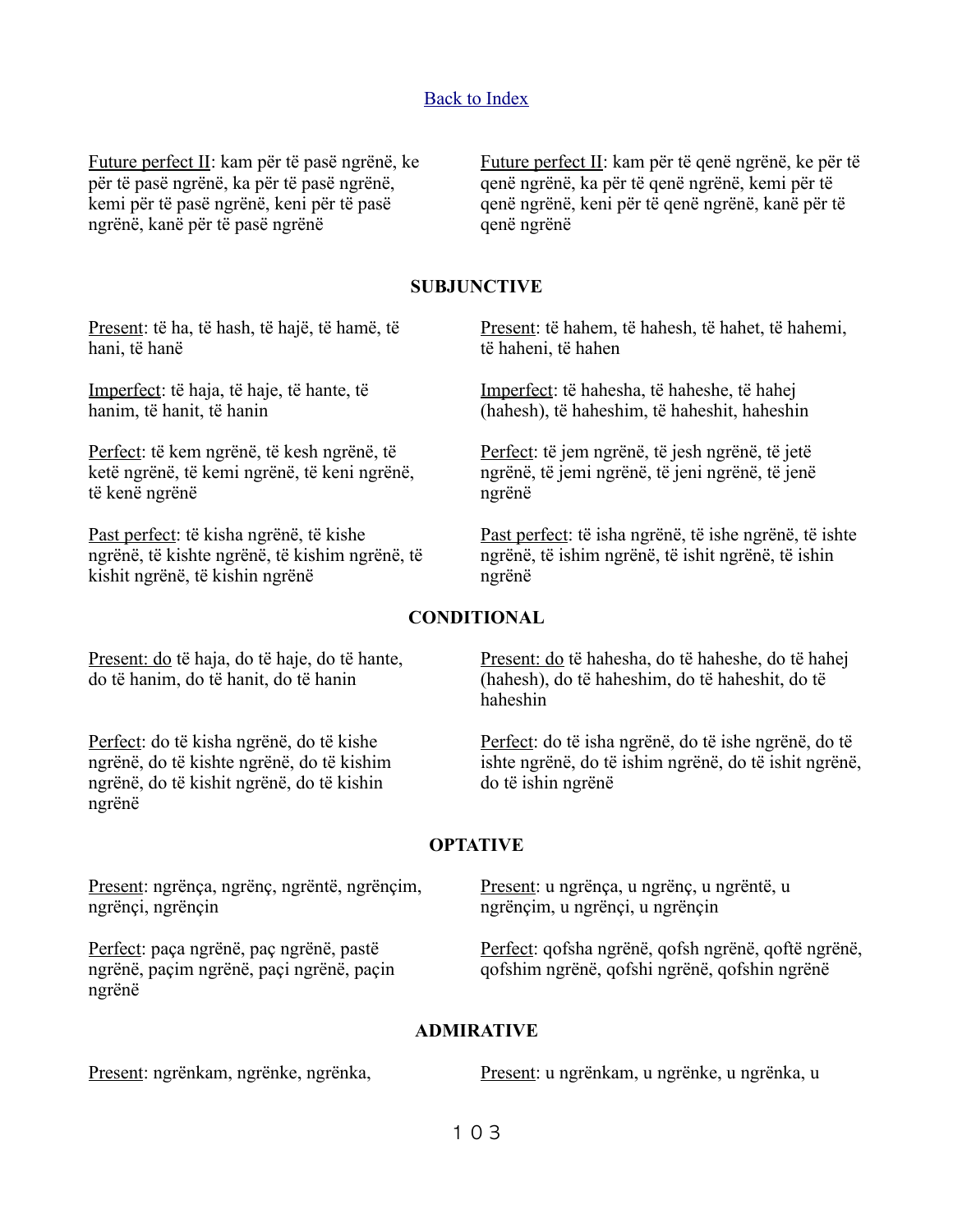[Back to Index](#)

Future perfect II: kam për të pasë ngrënë, ke për të pasë ngrënë, ka për të pasë ngrënë, kemi për të pasë ngrënë, keni për të pasë ngrënë, kanë për të pasë ngrënë

Future perfect II: kam për të qenë ngrënë, ke për të qenë ngrënë, ka për të qenë ngrënë, kemi për të qenë ngrënë, keni për të qenë ngrënë, kanë për të qenë ngrënë

**SUBJUNCTIVE**

Present: të ha, të hash, të hajë, të hamë, të hani, të hanë

Present: të hahem, të hahesh, të hahet, të hahemi, të haheni, të hahen

Imperfect: të haja, të haje, të hante, të hanim, të hanit, të hanin

Imperfect: të hahesha, të haheshe, të hahej (hahesh), të haheshim, të haheshit, haheshin

Perfect: të kem ngrënë, të kesh ngrënë, të ketë ngrënë, të kemi ngrënë, të keni ngrënë, të kenë ngrënë

Perfect: të jem ngrënë, të jesh ngrënë, të jetë ngrënë, të jemi ngrënë, të jeni ngrënë, të jenë ngrënë

Past perfect: të kisha ngrënë, të kishe ngrënë, të kishte ngrënë, të kishim ngrënë, të kishit ngrënë, të kishin ngrënë

Past perfect: të isha ngrënë, të ishe ngrënë, të ishte ngrënë, të ishim ngrënë, të ishit ngrënë, të ishin ngrënë

**CONDITIONAL**

Present: do të haja, do të haje, do të hante, do të hanim, do të hanit, do të hanin

Present: do të hahesha, do të haheshe, do të hahej (hahesh), do të haheshim, do të haheshit, do të haheshin

Perfect: do të kisha ngrënë, do të kishe ngrënë, do të kishte ngrënë, do të kishim ngrënë, do të kishit ngrënë, do të kishin ngrënë

Perfect: do të isha ngrënë, do të ishe ngrënë, do të ishte ngrënë, do të ishim ngrënë, do të ishit ngrënë, do të ishin ngrënë

**OPTATIVE**

Present: ngrënça, ngrënç, ngrëntë, ngrënçim, ngrënçi, ngrënçin

Present: u ngrënça, u ngrënç, u ngrëntë, u ngrënçim, u ngrënçi, u ngrënçin

Perfect: paça ngrënë, paç ngrënë, pastë ngrënë, paçim ngrënë, paçi ngrënë, paçin ngrënë

Perfect: qofsha ngrënë, qofsh ngrënë, qoftë ngrënë, qofshim ngrënë, qofshi ngrënë, qofshin ngrënë

**ADMIRATIVE**

Present: ngrënkam, ngrënke, ngrënka,

Present: u ngrënkam, u ngrënke, u ngrënka, u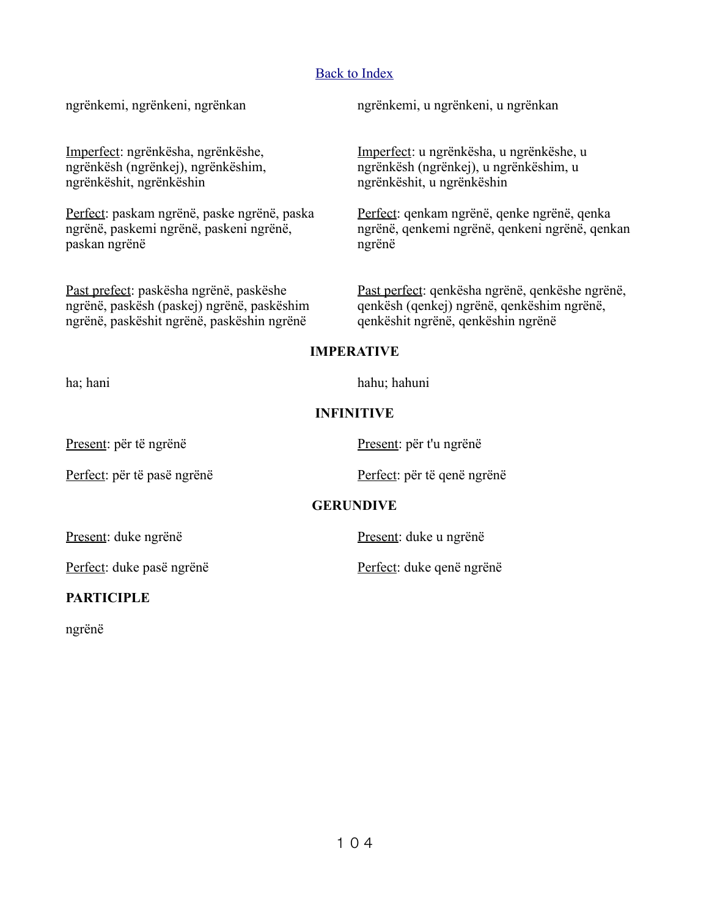[Back to Index]

ngrënkemi, ngrënkeni, ngrënkan

ngrënkemi, u ngrënkeni, u ngrënkan

Imperfect: ngrënkësha, ngrënkëshe, ngrënkësh (ngrënkej), ngrënkëshim, ngrënkëshit, ngrënkëshin

Imperfect: u ngrënkësha, u ngrënkëshe, u ngrënkësh (ngrënkej), u ngrënkëshim, u ngrënkëshit, u ngrënkëshin

Perfect: paskam ngrënë, paske ngrënë, paska ngrënë, paskemi ngrënë, paskeni ngrënë, paskan ngrënë

Perfect: qenkam ngrënë, qenke ngrënë, qenka ngrënë, qenkemi ngrënë, qenkeni ngrënë, qenkan ngrënë

Past prefect: paskësha ngrënë, paskëshe ngrënë, paskësh (paskej) ngrënë, paskëshim ngrënë, paskëshit ngrënë, paskëshin ngrënë

Past perfect: qenkësha ngrënë, qenkëshe ngrënë, qenkësh (qenkej) ngrënë, qenkëshim ngrënë, qenkëshit ngrënë, qenkëshin ngrënë

**IMPERATIVE**

ha; hani

hahu; hahuni

**INFINITIVE**

Present: për të ngrënë

Perfect: për të pasë ngrënë

Present: për t'u ngrënë

Perfect: për të qenë ngrënë

**GERUNDIVE**

Present: duke ngrënë

Perfect: duke pasë ngrënë

Present: duke u ngrënë

Perfect: duke qenë ngrënë

**PARTICIPLE**

ngrënë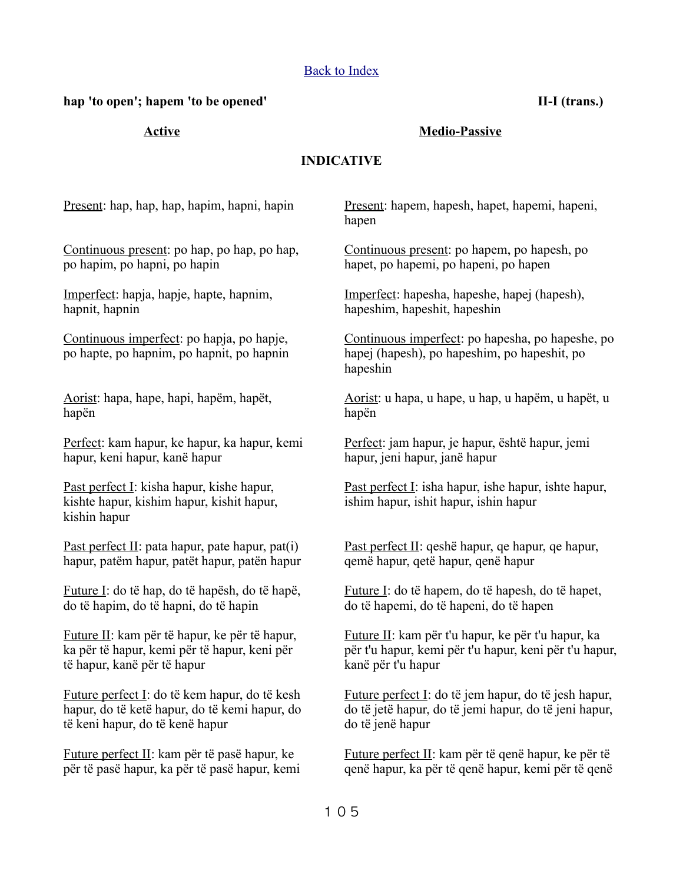[Back to Index]

**hap 'to open'; hapem 'to be opened'** **II-I (trans.)**

## INDICATIVE

### Active

Present: hap, hap, hap, hapim, hapni, hapin

Continuous present: po hap, po hap, po hap, po hapim, po hapni, po hapin

Imperfect: hapja, hapje, hapte, hapnim, hapnit, hapnin

Continuous imperfect: po hapja, po hapje, po hapte, po hapnim, po hapnit, po hapnin

Aorist: hapa, hape, hapi, hapëm, hapët, hapën

Perfect: kam hapur, ke hapur, ka hapur, kemi hapur, keni hapur, kanë hapur

Past perfect I: kisha hapur, kishe hapur, kishte hapur, kishim hapur, kishit hapur, kishin hapur

Past perfect II: pata hapur, pate hapur, pat(i) hapur, patëm hapur, patët hapur, patën hapur

Future I: do të hap, do të hapësh, do të hapë, do të hapim, do të hapni, do të hapin

Future II: kam për të hapur, ke për të hapur, ka për të hapur, kemi për të hapur, keni për të hapur, kanë për të hapur

Future perfect I: do të kem hapur, do të kesh hapur, do të ketë hapur, do të kemi hapur, do të keni hapur, do të kenë hapur

Future perfect II: kam për të pasë hapur, ke për të pasë hapur, ka për të pasë hapur, kemi

### Medio-Passive

Present: hapem, hapesh, hapet, hapemi, hapeni, hapen

Continuous present: po hapem, po hapesh, po hapet, po hapemi, po hapeni, po hapen

Imperfect: hapesha, hapeshe, hapej (hapesh), hapeshim, hapeshit, hapeshin

Continuous imperfect: po hapesha, po hapeshe, po hapej (hapesh), po hapeshim, po hapeshit, po hapeshin

Aorist: u hapa, u hape, u hap, u hapëm, u hapët, u hapën

Perfect: jam hapur, je hapur, është hapur, jemi hapur, jeni hapur, janë hapur

Past perfect I: isha hapur, ishe hapur, ishte hapur, ishim hapur, ishit hapur, ishin hapur

Past perfect II: qeshë hapur, qe hapur, qe hapur, qemë hapur, qetë hapur, qenë hapur

Future I: do të hapem, do të hapesh, do të hapet, do të hapemi, do të hapeni, do të hapen

Future II: kam për t'u hapur, ke për t'u hapur, ka për t'u hapur, kemi për t'u hapur, keni për t'u hapur, kanë për t'u hapur

Future perfect I: do të jem hapur, do të jesh hapur, do të jetë hapur, do të jemi hapur, do të jeni hapur, do të jenë hapur

Future perfect II: kam për të qenë hapur, ke për të qenë hapur, ka për të qenë hapur, kemi për të qenë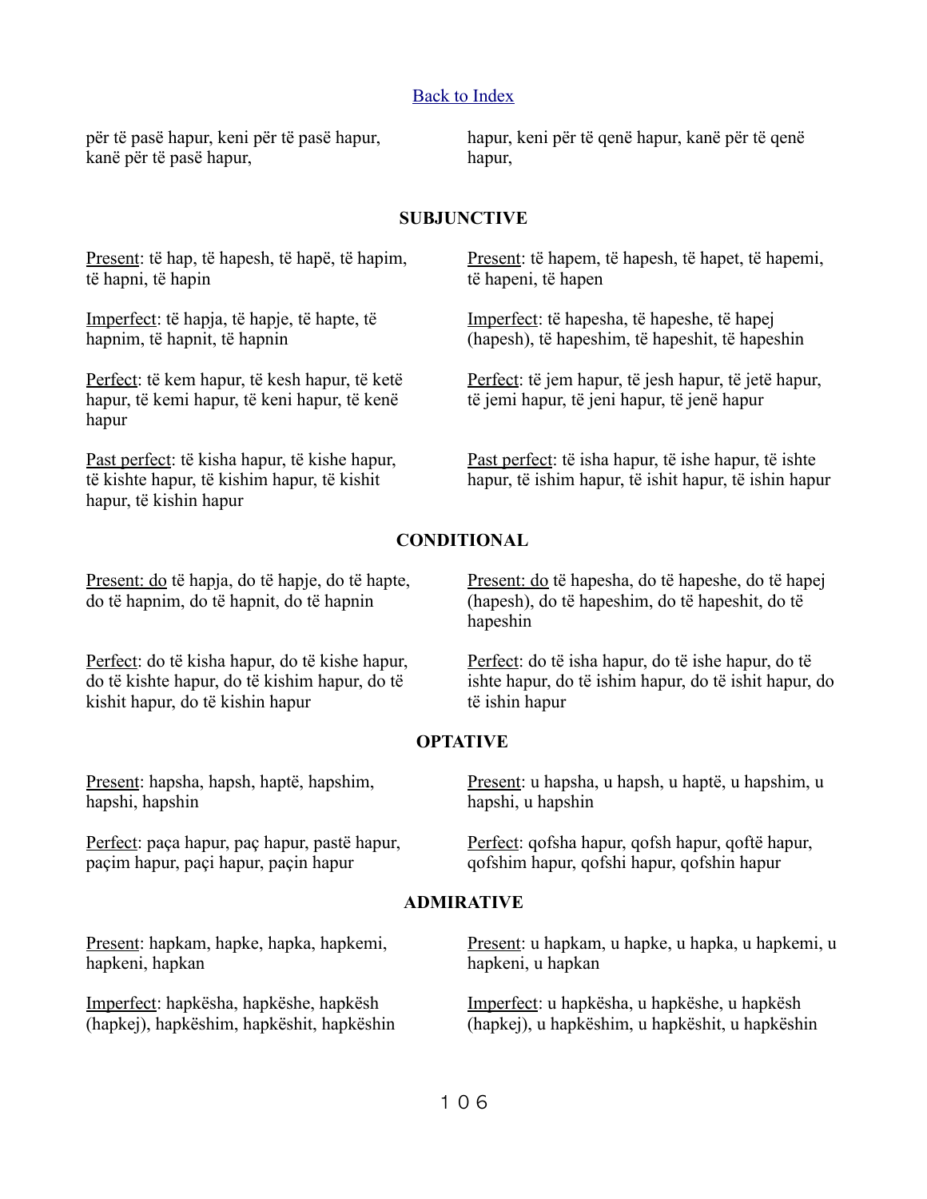[Back to Index]

për të pasë hapur, keni për të pasë hapur, kanë për të pasë hapur,

hapur, keni për të qenë hapur, kanë për të qenë hapur,

## SUBJUNCTIVE

Present: të hap, të hapesh, të hapë, të hapim, të hapni, të hapin

Imperfect: të hapja, të hapje, të hapte, të hapnim, të hapnit, të hapnin

Perfect: të kem hapur, të kesh hapur, të ketë hapur, të kemi hapur, të keni hapur, të kenë hapur

Past perfect: të kisha hapur, të kishe hapur, të kishte hapur, të kishim hapur, të kishit hapur, të kishin hapur

Present: të hapem, të hapesh, të hapet, të hapemi, të hapeni, të hapen

Imperfect: të hapesha, të hapeshe, të hapej (hapesh), të hapeshim, të hapeshit, të hapeshin

Perfect: të jem hapur, të jesh hapur, të jetë hapur, të jemi hapur, të jeni hapur, të jenë hapur

Past perfect: të isha hapur, të ishe hapur, të ishte hapur, të ishim hapur, të ishit hapur, të ishin hapur

## CONDITIONAL

Present: do të hapja, do të hapje, do të hapte, do të hapnim, do të hapnit, do të hapnin

Perfect: do të kisha hapur, do të kishe hapur, do të kishte hapur, do të kishim hapur, do të kishit hapur, do të kishin hapur

Present: do të hapesha, do të hapeshe, do të hapej (hapesh), do të hapeshim, do të hapeshit, do të hapeshin

Perfect: do të isha hapur, do të ishe hapur, do të ishte hapur, do të ishim hapur, do të ishit hapur, do të ishin hapur

## OPTATIVE

Present: hapsha, hapsh, haptë, hapshim, hapshi, hapshin

Perfect: paça hapur, paç hapur, pastë hapur, paçim hapur, paçi hapur, paçin hapur

Present: u hapsha, u hapsh, u haptë, u hapshim, u hapshi, u hapshin

Perfect: qofsha hapur, qofsh hapur, qoftë hapur, qofshim hapur, qofshi hapur, qofshin hapur

## ADMIRATIVE

Present: hapkam, hapke, hapka, hapkemi, hapkeni, hapkan

Imperfect: hapkësha, hapkëshe, hapkësh (hapkej), hapkëshim, hapkëshit, hapkëshin

Present: u hapkam, u hapke, u hapka, u hapkemi, u hapkeni, u hapkan

Imperfect: u hapkësha, u hapkëshe, u hapkësh (hapkej), u hapkëshim, u hapkëshit, u hapkëshin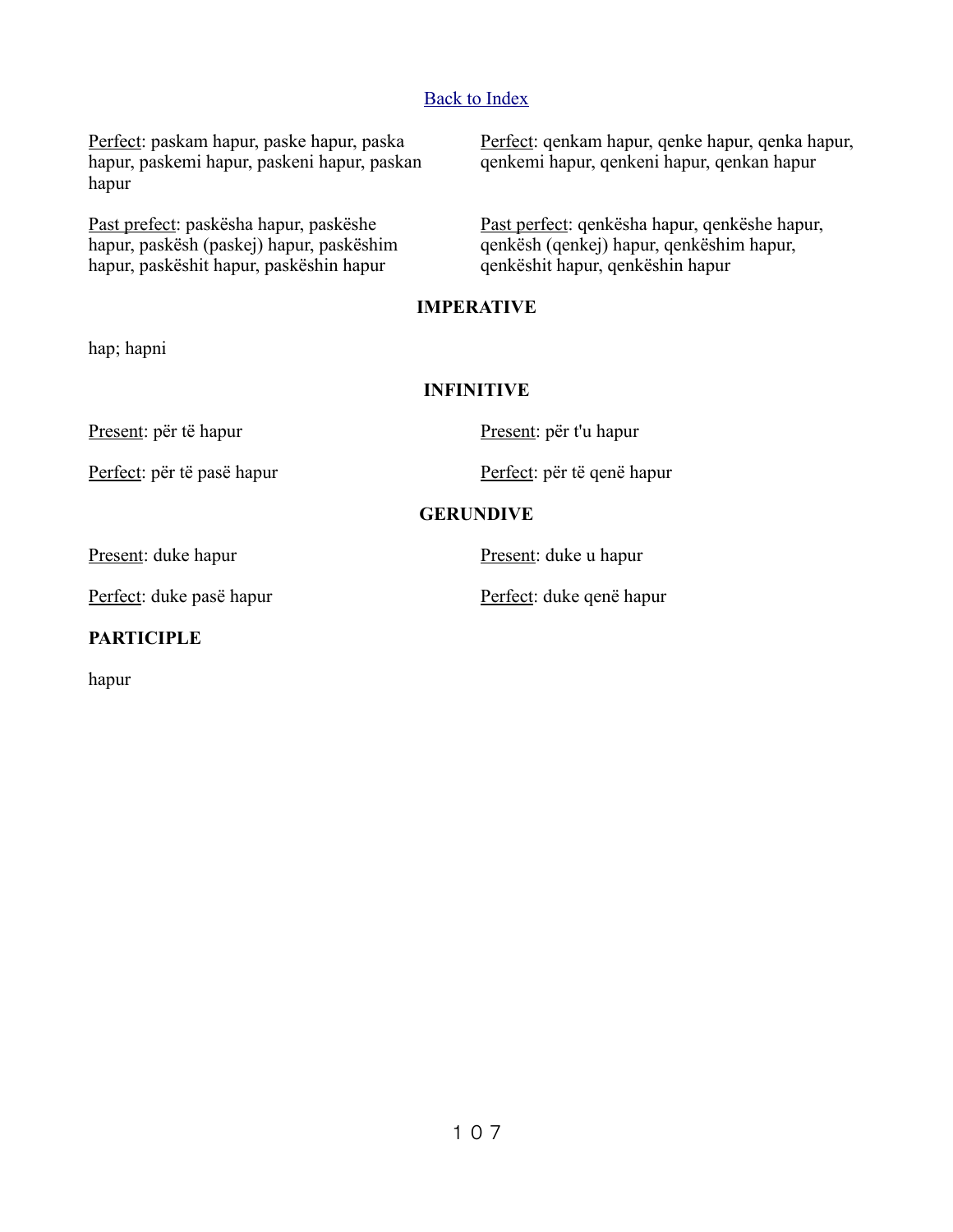[Back to Index](#)

Perfect: paskam hapur, paske hapur, paska hapur, paskemi hapur, paskeni hapur, paskan hapur

Past prefect: paskësha hapur, paskëshe hapur, paskësh (paskej) hapur, paskëshim hapur, paskëshit hapur, paskëshin hapur

Perfect: qenkam hapur, qenke hapur, qenka hapur, qenkemi hapur, qenkeni hapur, qenkan hapur

Past perfect: qenkësha hapur, qenkëshe hapur, qenkësh (qenkej) hapur, qenkëshim hapur, qenkëshit hapur, qenkëshin hapur

**IMPERATIVE**

hap; hapni

**INFINITIVE**

Present: për të hapur

Perfect: për të pasë hapur

Present: për t'u hapur

Perfect: për të qenë hapur

**GERUNDIVE**

Present: duke hapur

Perfect: duke pasë hapur

Present: duke u hapur

Perfect: duke qenë hapur

**PARTICIPLE**

hapur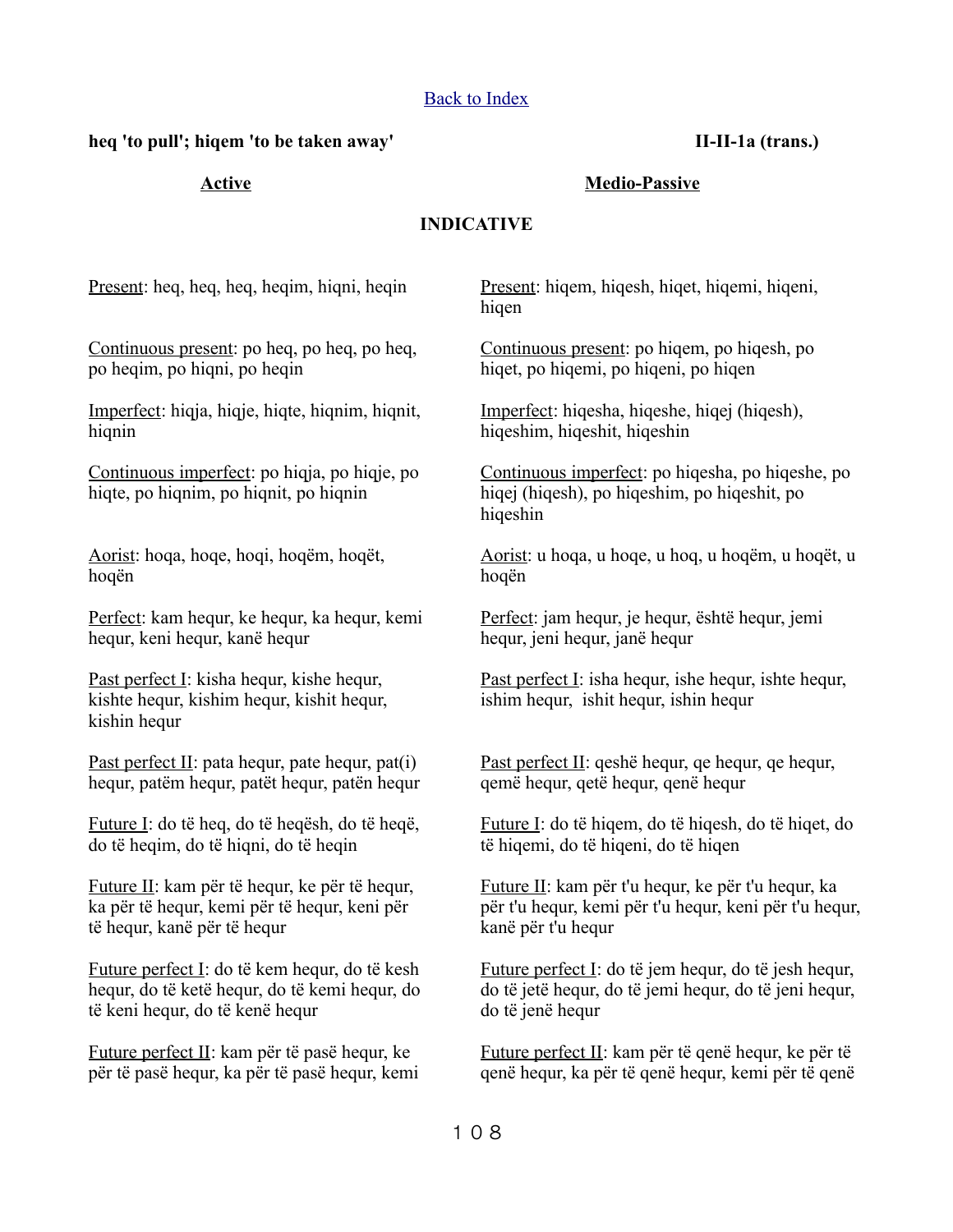[Back to Index]

**heq 'to pull'; hiqem 'to be taken away'** **II-II-1a (trans.)**

## INDICATIVE

### Active

Present: heq, heq, heq, heqim, hiqni, heqin

Continuous present: po heq, po heq, po heq, po heqim, po hiqni, po heqin

Imperfect: hiqja, hiqje, hiqte, hiqnim, hiqnit, hiqnin

Continuous imperfect: po hiqja, po hiqje, po hiqte, po hiqnim, po hiqnit, po hiqnin

Aorist: hoqa, hoqe, hoqi, hoqëm, hoqët, hoqën

Perfect: kam hequr, ke hequr, ka hequr, kemi hequr, keni hequr, kanë hequr

Past perfect I: kisha hequr, kishe hequr, kishte hequr, kishim hequr, kishit hequr, kishin hequr

Past perfect II: pata hequr, pate hequr, pat(i) hequr, patëm hequr, patët hequr, patën hequr

Future I: do të heq, do të heqësh, do të heqë, do të heqim, do të hiqni, do të heqin

Future II: kam për të hequr, ke për të hequr, ka për të hequr, kemi për të hequr, keni për të hequr, kanë për të hequr

Future perfect I: do të kem hequr, do të kesh hequr, do të ketë hequr, do të kemi hequr, do të keni hequr, do të kenë hequr

Future perfect II: kam për të pasë hequr, ke për të pasë hequr, ka për të pasë hequr, kemi

### Medio-Passive

Present: hiqem, hiqesh, hiqet, hiqemi, hiqeni, hiqen

Continuous present: po hiqem, po hiqesh, po hiqet, po hiqemi, po hiqeni, po hiqen

Imperfect: hiqesha, hiqeshe, hiqej (hiqesh), hiqeshim, hiqeshit, hiqeshin

Continuous imperfect: po hiqesha, po hiqeshe, po hiqej (hiqesh), po hiqeshim, po hiqeshit, po hiqeshin

Aorist: u hoqa, u hoqe, u hoq, u hoqëm, u hoqët, u hoqën

Perfect: jam hequr, je hequr, është hequr, jemi hequr, jeni hequr, janë hequr

Past perfect I: isha hequr, ishe hequr, ishte hequr, ishim hequr, ishit hequr, ishin hequr

Past perfect II: qeshë hequr, qe hequr, qe hequr, qemë hequr, qetë hequr, qenë hequr

Future I: do të hiqem, do të hiqesh, do të hiqet, do të hiqemi, do të hiqeni, do të hiqen

Future II: kam për t'u hequr, ke për t'u hequr, ka për t'u hequr, kemi për t'u hequr, keni për t'u hequr, kanë për t'u hequr

Future perfect I: do të jem hequr, do të jesh hequr, do të jetë hequr, do të jemi hequr, do të jeni hequr, do të jenë hequr

Future perfect II: kam për të qenë hequr, ke për të qenë hequr, ka për të qenë hequr, kemi për të qenë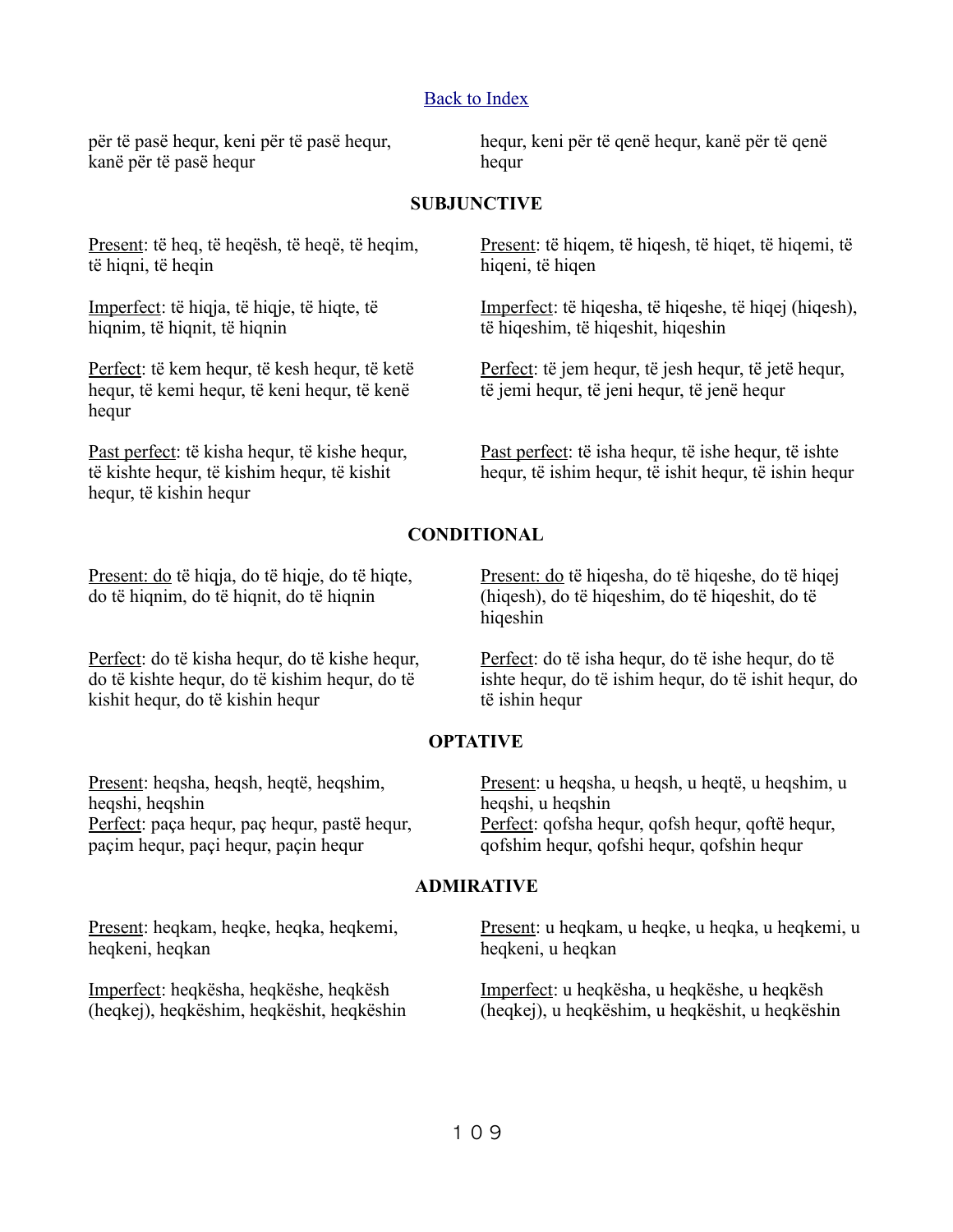[Back to Index]

për të pasë hequr, keni për të pasë hequr, kanë për të pasë hequr

hequr, keni për të qenë hequr, kanë për të qenë hequr

**SUBJUNCTIVE**

Present: të heq, të heqësh, të heqë, të heqim, të hiqni, të heqin

Present: të hiqem, të hiqesh, të hiqet, të hiqemi, të hiqeni, të hiqen

Imperfect: të hiqja, të hiqje, të hiqte, të hiqnim, të hiqnit, të hiqnin

Imperfect: të hiqesha, të hiqeshe, të hiqej (hiqesh), të hiqeshim, të hiqeshit, hiqeshin

Perfect: të kem hequr, të kesh hequr, të ketë hequr, të kemi hequr, të keni hequr, të kenë hequr

Perfect: të jem hequr, të jesh hequr, të jetë hequr, të jemi hequr, të jeni hequr, të jenë hequr

Past perfect: të kisha hequr, të kishe hequr, të kishte hequr, të kishim hequr, të kishit hequr, të kishin hequr

Past perfect: të isha hequr, të ishe hequr, të ishte hequr, të ishim hequr, të ishit hequr, të ishin hequr

**CONDITIONAL**

Present: do të hiqja, do të hiqje, do të hiqte, do të hiqnim, do të hiqnit, do të hiqnin

Present: do të hiqesha, do të hiqeshe, do të hiqej (hiqesh), do të hiqeshim, do të hiqeshit, do të hiqeshin

Perfect: do të kisha hequr, do të kishe hequr, do të kishte hequr, do të kishim hequr, do të kishit hequr, do të kishin hequr

Perfect: do të isha hequr, do të ishe hequr, do të ishte hequr, do të ishim hequr, do të ishit hequr, do të ishin hequr

**OPTATIVE**

Present: heqsha, heqsh, heqtë, heqshim, heqshi, heqshin
Perfect: paça hequr, paç hequr, pastë hequr, paçim hequr, paçi hequr, paçin hequr

Present: u heqsha, u heqsh, u heqtë, u heqshim, u heqshi, u heqshin
Perfect: qofsha hequr, qofsh hequr, qoftë hequr, qofshim hequr, qofshi hequr, qofshin hequr

**ADMIRATIVE**

Present: heqkam, heqke, heqka, heqkemi, heqkeni, heqkan

Present: u heqkam, u heqke, u heqka, u heqkemi, u heqkeni, u heqkan

Imperfect: heqkësha, heqkëshe, heqkësh (heqkej), heqkëshim, heqkëshit, heqkëshin

Imperfect: u heqkësha, u heqkëshe, u heqkësh (heqkej), u heqkëshim, u heqkëshit, u heqkëshin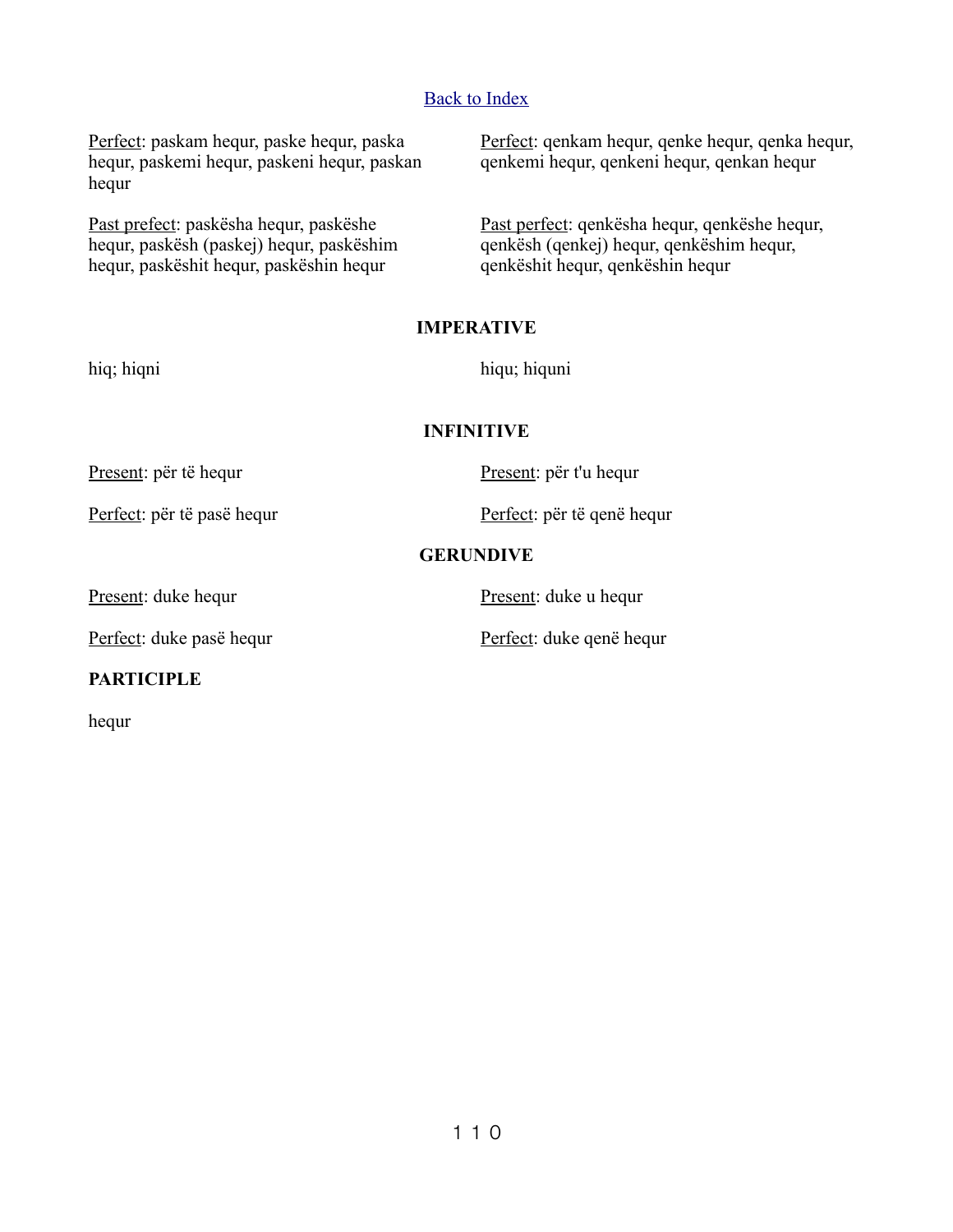[Back to Index]

Perfect: paskam hequr, paske hequr, paska hequr, paskemi hequr, paskeni hequr, paskan hequr

Past prefect: paskësha hequr, paskëshe hequr, paskësh (paskej) hequr, paskëshim hequr, paskëshit hequr, paskëshin hequr

Perfect: qenkam hequr, qenke hequr, qenka hequr, qenkemi hequr, qenkeni hequr, qenkan hequr

Past perfect: qenkësha hequr, qenkëshe hequr, qenkësh (qenkej) hequr, qenkëshim hequr, qenkëshit hequr, qenkëshin hequr

**IMPERATIVE**

hiq; hiqni

hiqu; hiquni

**INFINITIVE**

Present: për të hequr

Perfect: për të pasë hequr

Present: për t'u hequr

Perfect: për të qenë hequr

**GERUNDIVE**

Present: duke hequr

Perfect: duke pasë hequr

Present: duke u hequr

Perfect: duke qenë hequr

**PARTICIPLE**

hequr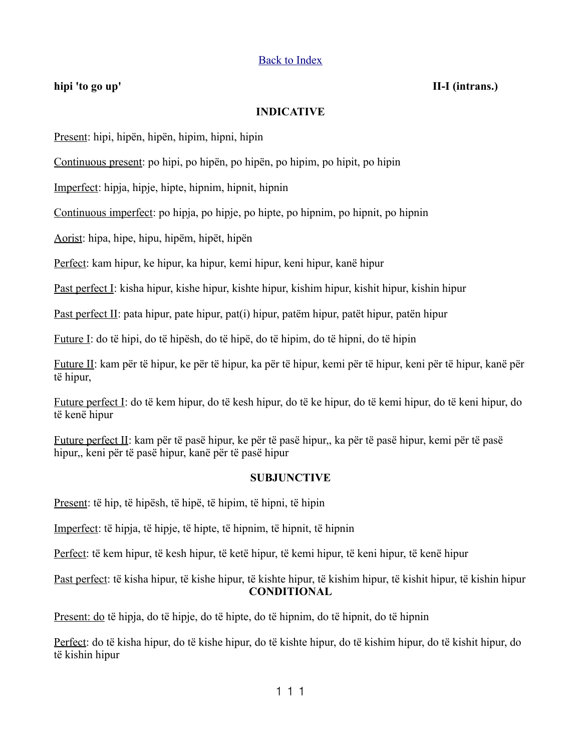Back to Index

**hipi 'to go up'** **II-I (intrans.)**

**INDICATIVE**

Present: hipi, hipën, hipën, hipim, hipni, hipin

Continuous present: po hipi, po hipën, po hipën, po hipim, po hipit, po hipin

Imperfect: hipja, hipje, hipte, hipnim, hipnit, hipnin

Continuous imperfect: po hipja, po hipje, po hipte, po hipnim, po hipnit, po hipnin

Aorist: hipa, hipe, hipu, hipëm, hipët, hipën

Perfect: kam hipur, ke hipur, ka hipur, kemi hipur, keni hipur, kanë hipur

Past perfect I: kisha hipur, kishe hipur, kishte hipur, kishim hipur, kishit hipur, kishin hipur

Past perfect II: pata hipur, pate hipur, pat(i) hipur, patëm hipur, patët hipur, patën hipur

Future I: do të hipi, do të hipësh, do të hipë, do të hipim, do të hipni, do të hipin

Future II: kam për të hipur, ke për të hipur, ka për të hipur, kemi për të hipur, keni për të hipur, kanë për të hipur,

Future perfect I: do të kem hipur, do të kesh hipur, do të ke hipur, do të kemi hipur, do të keni hipur, do të kenë hipur

Future perfect II: kam për të pasë hipur, ke për të pasë hipur,, ka për të pasë hipur, kemi për të pasë hipur,, keni për të pasë hipur, kanë për të pasë hipur

**SUBJUNCTIVE**

Present: të hip, të hipësh, të hipë, të hipim, të hipni, të hipin

Imperfect: të hipja, të hipje, të hipte, të hipnim, të hipnit, të hipnin

Perfect: të kem hipur, të kesh hipur, të ketë hipur, të kemi hipur, të keni hipur, të kenë hipur

Past perfect: të kisha hipur, të kishe hipur, të kishte hipur, të kishim hipur, të kishit hipur, të kishin hipur

**CONDITIONAL**

Present: do të hipja, do të hipje, do të hipte, do të hipnim, do të hipnit, do të hipnin

Perfect: do të kisha hipur, do të kishe hipur, do të kishte hipur, do të kishim hipur, do të kishit hipur, do të kishin hipur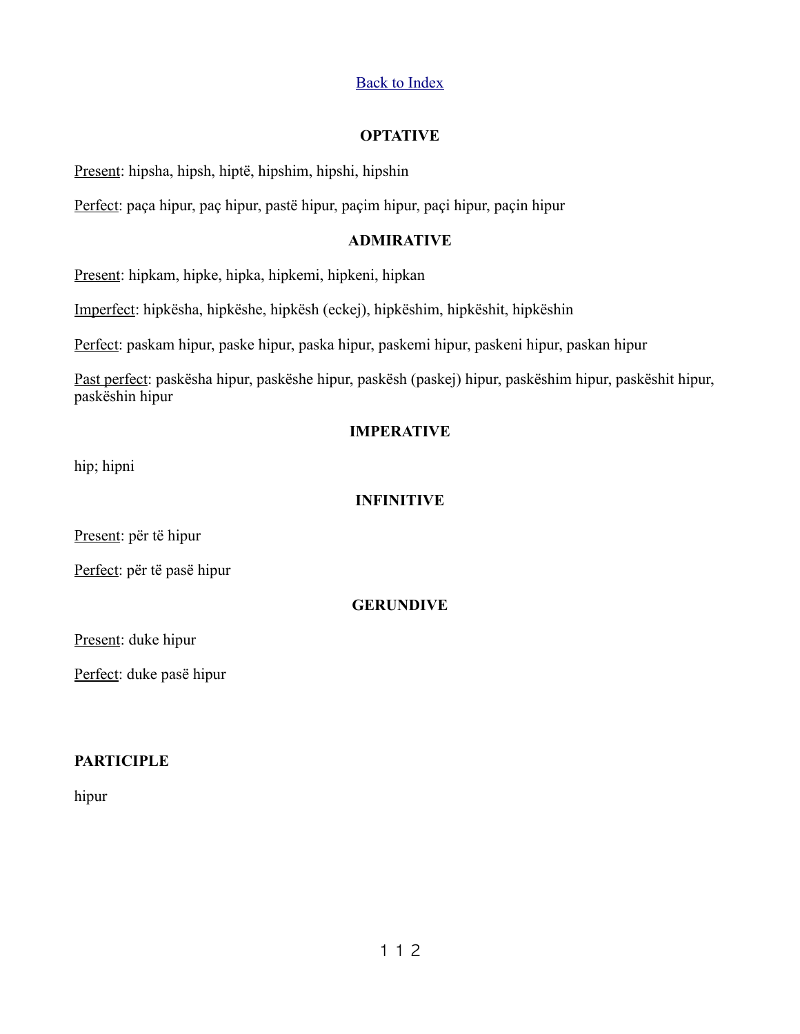[Back to Index](#)

## OPTATIVE

Present: hipsha, hipsh, hiptë, hipshim, hipshi, hipshin

Perfect: paça hipur, paç hipur, pastë hipur, paçim hipur, paçi hipur, paçin hipur

## ADMIRATIVE

Present: hipkam, hipke, hipka, hipkemi, hipkeni, hipkan

Imperfect: hipkësha, hipkëshe, hipkësh (eckej), hipkëshim, hipkëshit, hipkëshin

Perfect: paskam hipur, paske hipur, paska hipur, paskemi hipur, paskeni hipur, paskan hipur

Past perfect: paskësha hipur, paskëshe hipur, paskësh (paskej) hipur, paskëshim hipur, paskëshit hipur, paskëshin hipur

## IMPERATIVE

hip; hipni

## INFINITIVE

Present: për të hipur

Perfect: për të pasë hipur

## GERUNDIVE

Present: duke hipur

Perfect: duke pasë hipur

## PARTICIPLE

hipur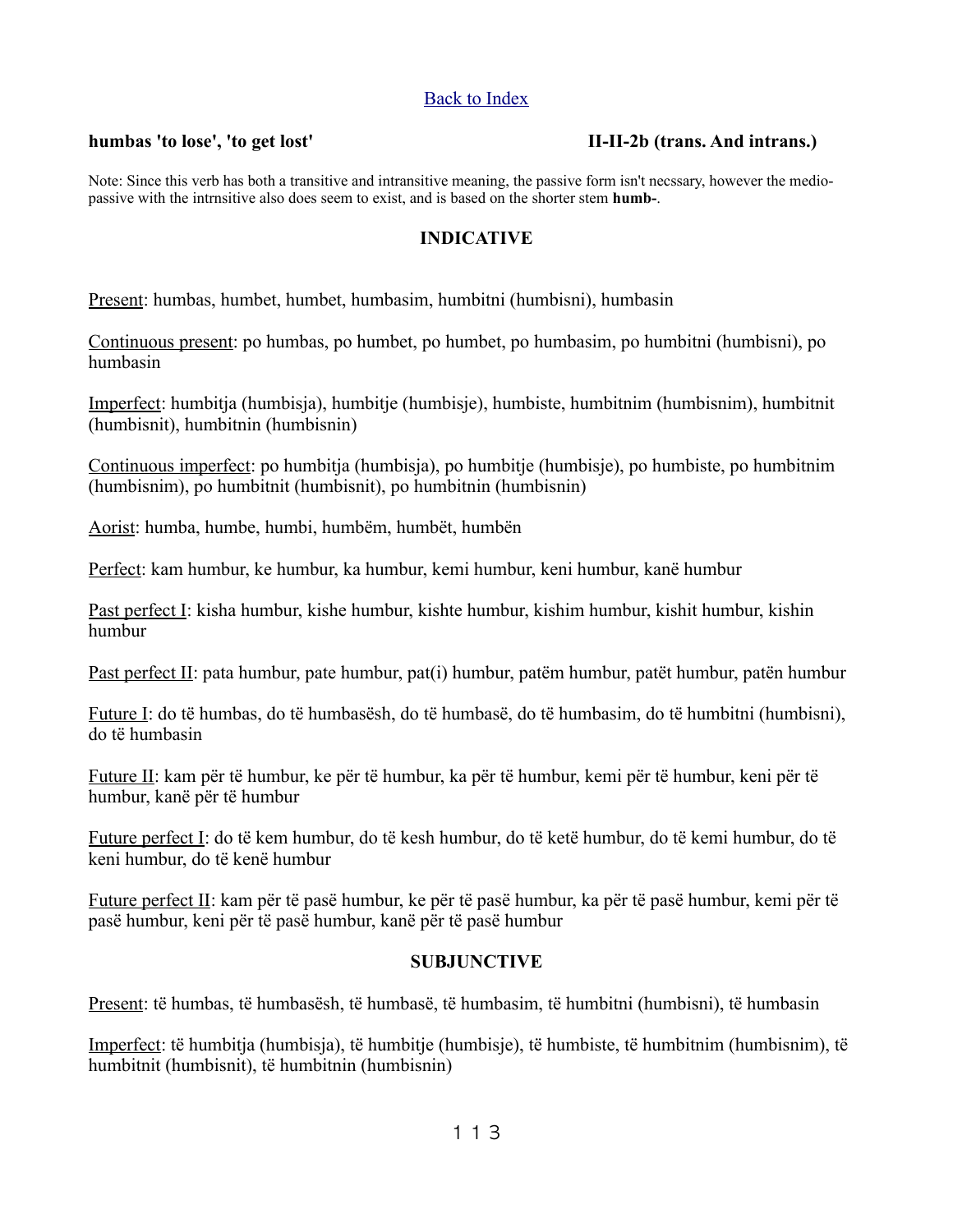[Back to Index]

**humbas 'to lose', 'to get lost'** **II-II-2b (trans. And intrans.)**

Note: Since this verb has both a transitive and intransitive meaning, the passive form isn't necssary, however the medio-passive with the intrnsitive also does seem to exist, and is based on the shorter stem **humb-**.

## INDICATIVE

Present: humbas, humbet, humbet, humbasim, humbitni (humbisni), humbasin

Continuous present: po humbas, po humbet, po humbet, po humbasim, po humbitni (humbisni), po humbasin

Imperfect: humbitja (humbisja), humbitje (humbisje), humbiste, humbitnim (humbisnim), humbitnit (humbisnit), humbitnin (humbisnin)

Continuous imperfect: po humbitja (humbisja), po humbitje (humbisje), po humbiste, po humbitnim (humbisnim), po humbitnit (humbisnit), po humbitnin (humbisnin)

Aorist: humba, humbe, humbi, humbëm, humbët, humbën

Perfect: kam humbur, ke humbur, ka humbur, kemi humbur, keni humbur, kanë humbur

Past perfect I: kisha humbur, kishe humbur, kishte humbur, kishim humbur, kishit humbur, kishin humbur

Past perfect II: pata humbur, pate humbur, pat(i) humbur, patëm humbur, patët humbur, patën humbur

Future I: do të humbas, do të humbasësh, do të humbasë, do të humbasim, do të humbitni (humbisni), do të humbasin

Future II: kam për të humbur, ke për të humbur, ka për të humbur, kemi për të humbur, keni për të humbur, kanë për të humbur

Future perfect I: do të kem humbur, do të kesh humbur, do të ketë humbur, do të kemi humbur, do të keni humbur, do të kenë humbur

Future perfect II: kam për të pasë humbur, ke për të pasë humbur, ka për të pasë humbur, kemi për të pasë humbur, keni për të pasë humbur, kanë për të pasë humbur

## SUBJUNCTIVE

Present: të humbas, të humbasësh, të humbasë, të humbasim, të humbitni (humbisni), të humbasin

Imperfect: të humbitja (humbisja), të humbitje (humbisje), të humbiste, të humbitnim (humbisnim), të humbitnit (humbisnit), të humbitnin (humbisnin)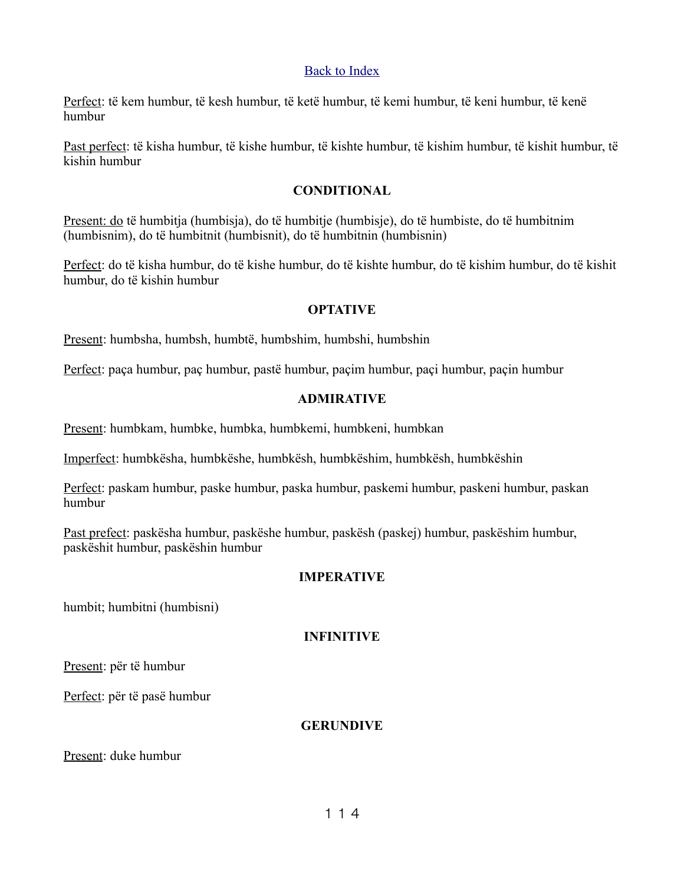[Back to Index]

Perfect: të kem humbur, të kesh humbur, të ketë humbur, të kemi humbur, të keni humbur, të kenë humbur

Past perfect: të kisha humbur, të kishe humbur, të kishte humbur, të kishim humbur, të kishit humbur, të kishin humbur

### CONDITIONAL

Present: do të humbitja (humbisja), do të humbitje (humbisje), do të humbiste, do të humbitnim (humbisnim), do të humbitnit (humbisnit), do të humbitnin (humbisnin)

Perfect: do të kisha humbur, do të kishe humbur, do të kishte humbur, do të kishim humbur, do të kishit humbur, do të kishin humbur

### OPTATIVE

Present: humbsha, humbsh, humbtë, humbshim, humbshi, humbshin

Perfect: paça humbur, paç humbur, pastë humbur, paçim humbur, paçi humbur, paçin humbur

### ADMIRATIVE

Present: humbkam, humbke, humbka, humbkemi, humbkeni, humbkan

Imperfect: humbkësha, humbkëshe, humbkësh, humbkëshim, humbkësh, humbkëshin

Perfect: paskam humbur, paske humbur, paska humbur, paskemi humbur, paskeni humbur, paskan humbur

Past prefect: paskësha humbur, paskëshe humbur, paskësh (paskej) humbur, paskëshim humbur, paskëshit humbur, paskëshin humbur

### IMPERATIVE

humbit; humbitni (humbisni)

### INFINITIVE

Present: për të humbur

Perfect: për të pasë humbur

### GERUNDIVE

Present: duke humbur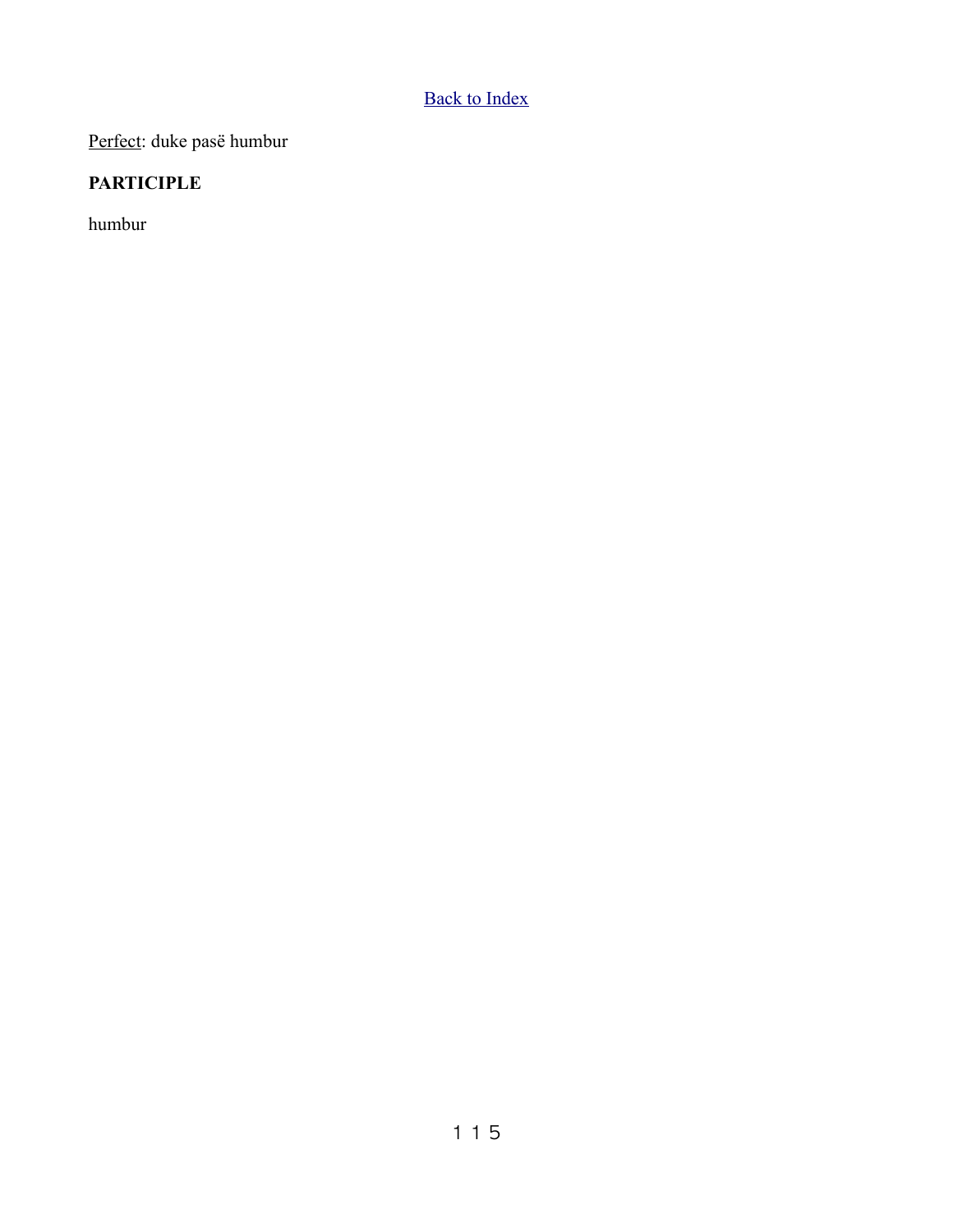[Back to Index]

Perfect: duke pasë humbur

**PARTICIPLE**

humbur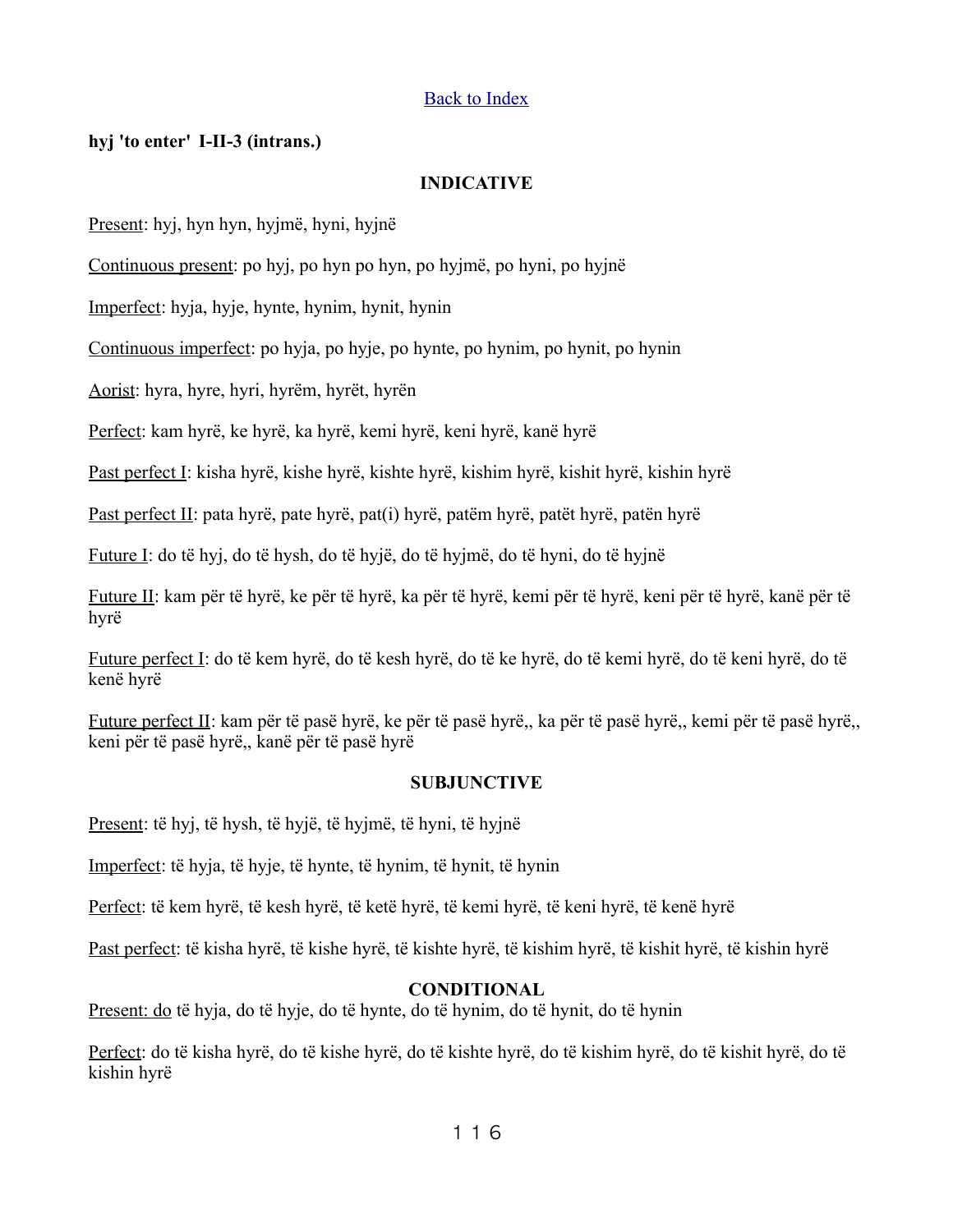[Back to Index]

**hyj 'to enter' I-II-3 (intrans.)**

**INDICATIVE**

Present: hyj, hyn hyn, hyjmë, hyni, hyjnë

Continuous present: po hyj, po hyn po hyn, po hyjmë, po hyni, po hyjnë

Imperfect: hyja, hyje, hynte, hynim, hynit, hynin

Continuous imperfect: po hyja, po hyje, po hynte, po hynim, po hynit, po hynin

Aorist: hyra, hyre, hyri, hyrëm, hyrët, hyrën

Perfect: kam hyrë, ke hyrë, ka hyrë, kemi hyrë, keni hyrë, kanë hyrë

Past perfect I: kisha hyrë, kishe hyrë, kishte hyrë, kishim hyrë, kishit hyrë, kishin hyrë

Past perfect II: pata hyrë, pate hyrë, pat(i) hyrë, patëm hyrë, patët hyrë, patën hyrë

Future I: do të hyj, do të hysh, do të hyjë, do të hyjmë, do të hyni, do të hyjnë

Future II: kam për të hyrë, ke për të hyrë, ka për të hyrë, kemi për të hyrë, keni për të hyrë, kanë për të hyrë

Future perfect I: do të kem hyrë, do të kesh hyrë, do të ke hyrë, do të kemi hyrë, do të keni hyrë, do të kenë hyrë

Future perfect II: kam për të pasë hyrë, ke për të pasë hyrë,, ka për të pasë hyrë,, kemi për të pasë hyrë,, keni për të pasë hyrë,, kanë për të pasë hyrë

**SUBJUNCTIVE**

Present: të hyj, të hysh, të hyjë, të hyjmë, të hyni, të hyjnë

Imperfect: të hyja, të hyje, të hynte, të hynim, të hynit, të hynin

Perfect: të kem hyrë, të kesh hyrë, të ketë hyrë, të kemi hyrë, të keni hyrë, të kenë hyrë

Past perfect: të kisha hyrë, të kishe hyrë, të kishte hyrë, të kishim hyrë, të kishit hyrë, të kishin hyrë

**CONDITIONAL**

Present: do të hyja, do të hyje, do të hynte, do të hynim, do të hynit, do të hynin

Perfect: do të kisha hyrë, do të kishe hyrë, do të kishte hyrë, do të kishim hyrë, do të kishit hyrë, do të kishin hyrë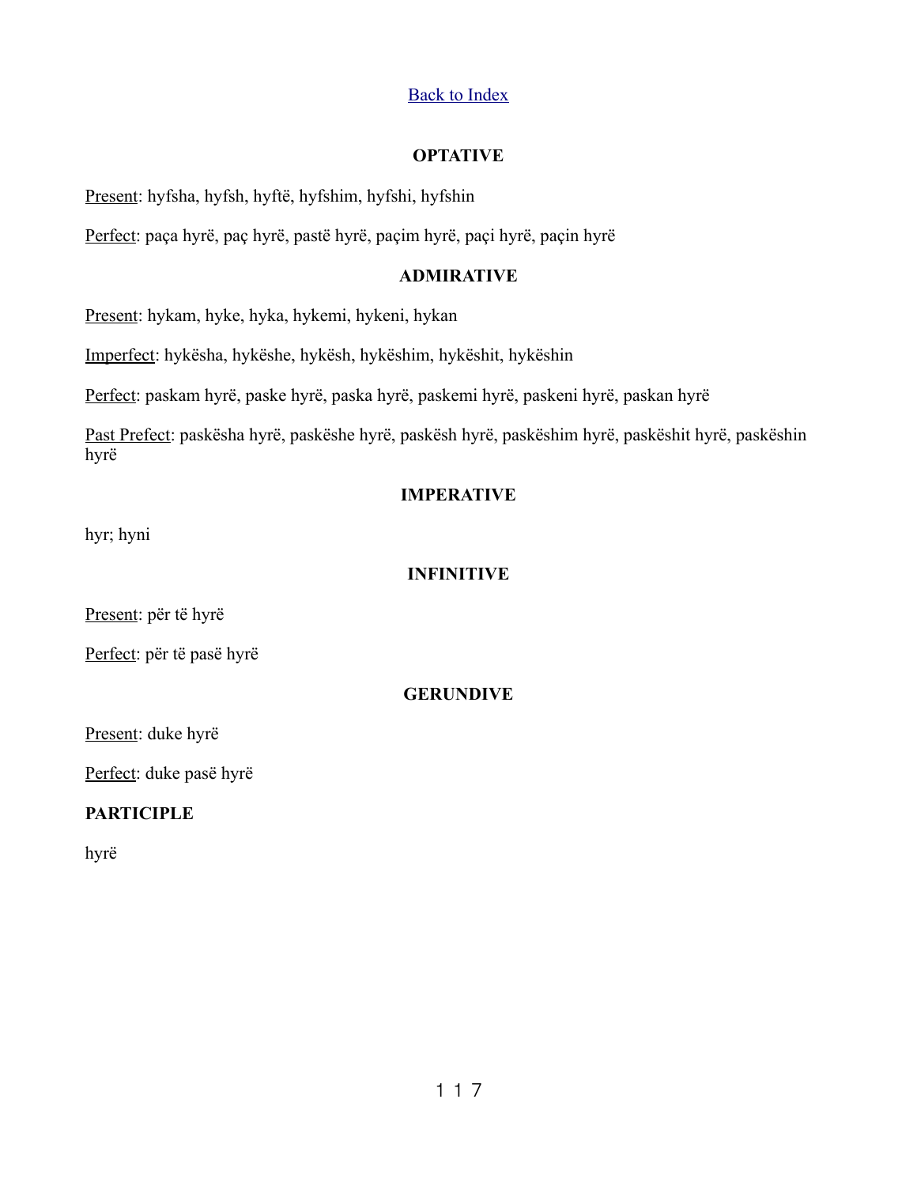[Back to Index](#)

**OPTATIVE**

Present: hyfsha, hyfsh, hyftë, hyfshim, hyfshi, hyfshin

Perfect: paça hyrë, paç hyrë, pastë hyrë, paçim hyrë, paçi hyrë, paçin hyrë

**ADMIRATIVE**

Present: hykam, hyke, hyka, hykemi, hykeni, hykan

Imperfect: hykësha, hykëshe, hykësh, hykëshim, hykëshit, hykëshin

Perfect: paskam hyrë, paske hyrë, paska hyrë, paskemi hyrë, paskeni hyrë, paskan hyrë

Past Prefect: paskësha hyrë, paskëshe hyrë, paskësh hyrë, paskëshim hyrë, paskëshit hyrë, paskëshin hyrë

**IMPERATIVE**

hyr; hyni

**INFINITIVE**

Present: për të hyrë

Perfect: për të pasë hyrë

**GERUNDIVE**

Present: duke hyrë

Perfect: duke pasë hyrë

**PARTICIPLE**

hyrë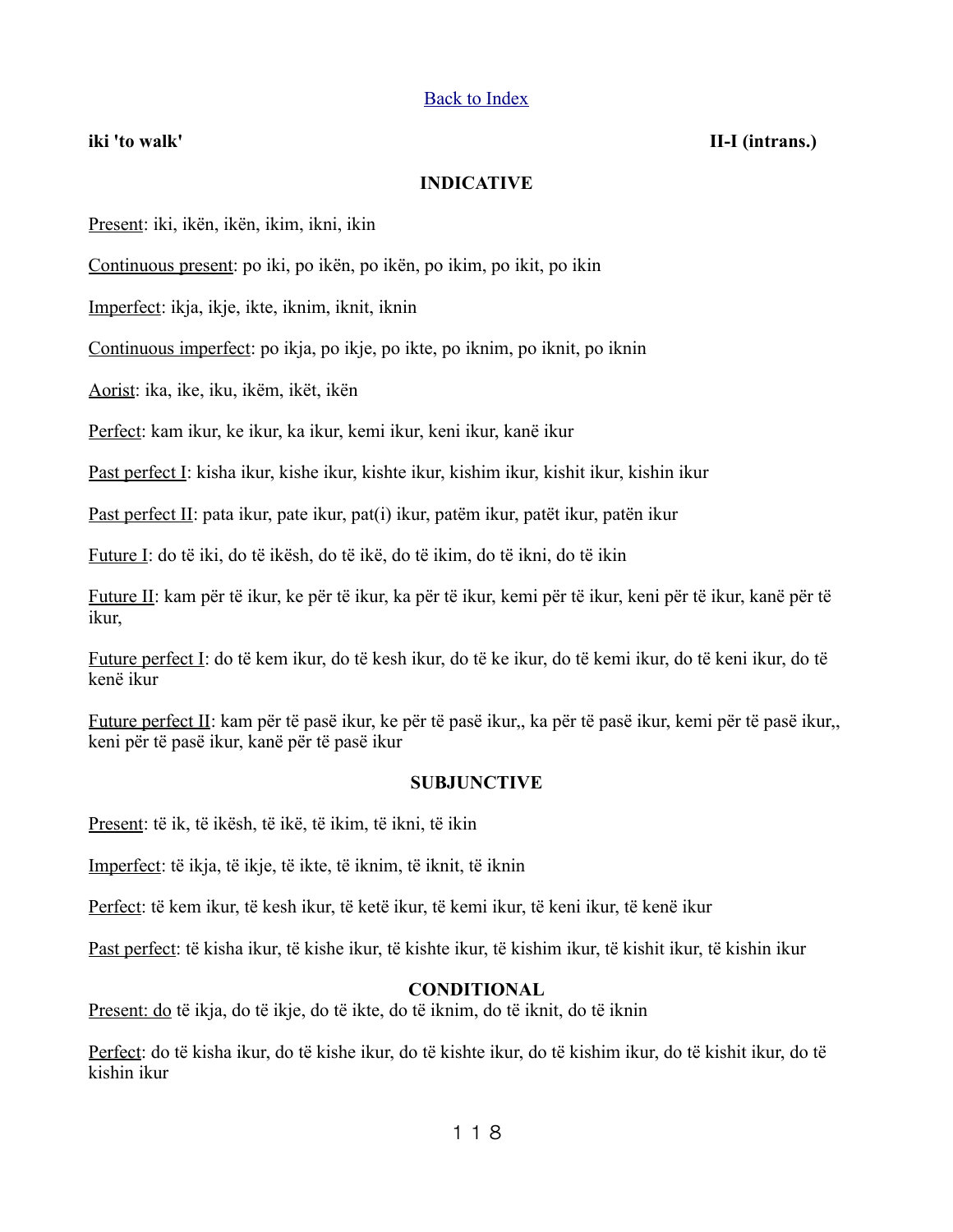[Back to Index]

**iki 'to walk'** **II-I (intrans.)**

## INDICATIVE

Present: iki, ikën, ikën, ikim, ikni, ikin

Continuous present: po iki, po ikën, po ikën, po ikim, po ikit, po ikin

Imperfect: ikja, ikje, ikte, iknim, iknit, iknin

Continuous imperfect: po ikja, po ikje, po ikte, po iknim, po iknit, po iknin

Aorist: ika, ike, iku, ikëm, ikët, ikën

Perfect: kam ikur, ke ikur, ka ikur, kemi ikur, keni ikur, kanë ikur

Past perfect I: kisha ikur, kishe ikur, kishte ikur, kishim ikur, kishit ikur, kishin ikur

Past perfect II: pata ikur, pate ikur, pat(i) ikur, patëm ikur, patët ikur, patën ikur

Future I: do të iki, do të ikësh, do të ikë, do të ikim, do të ikni, do të ikin

Future II: kam për të ikur, ke për të ikur, ka për të ikur, kemi për të ikur, keni për të ikur, kanë për të ikur,

Future perfect I: do të kem ikur, do të kesh ikur, do të ke ikur, do të kemi ikur, do të keni ikur, do të kenë ikur

Future perfect II: kam për të pasë ikur, ke për të pasë ikur,, ka për të pasë ikur, kemi për të pasë ikur,, keni për të pasë ikur, kanë për të pasë ikur

## SUBJUNCTIVE

Present: të ik, të ikësh, të ikë, të ikim, të ikni, të ikin

Imperfect: të ikja, të ikje, të ikte, të iknim, të iknit, të iknin

Perfect: të kem ikur, të kesh ikur, të ketë ikur, të kemi ikur, të keni ikur, të kenë ikur

Past perfect: të kisha ikur, të kishe ikur, të kishte ikur, të kishim ikur, të kishit ikur, të kishin ikur

## CONDITIONAL

Present: do të ikja, do të ikje, do të ikte, do të iknim, do të iknit, do të iknin

Perfect: do të kisha ikur, do të kishe ikur, do të kishte ikur, do të kishim ikur, do të kishit ikur, do të kishin ikur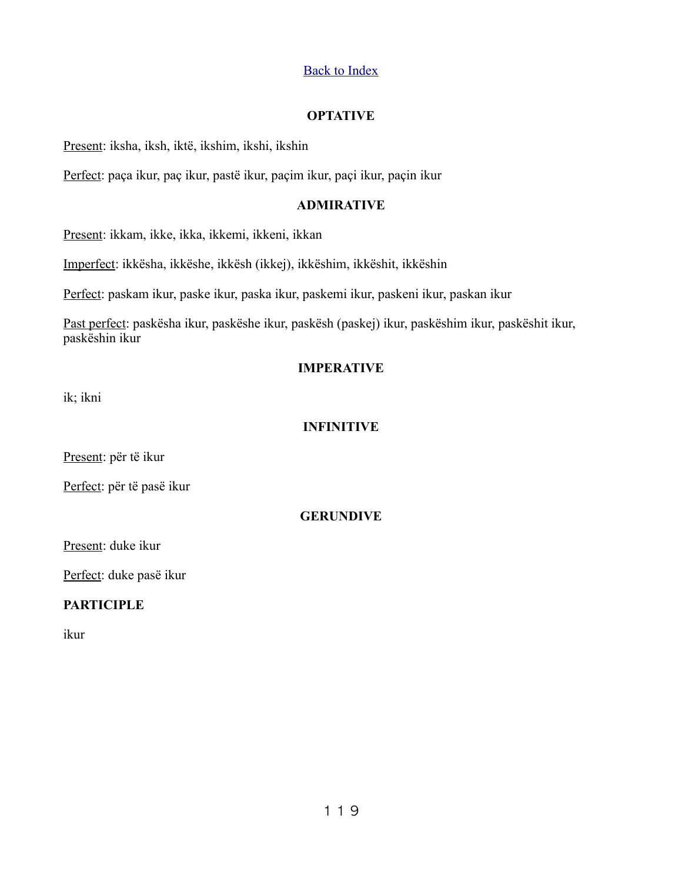[Back to Index]

### OPTATIVE

Present: iksha, iksh, iktë, ikshim, ikshi, ikshin

Perfect: paça ikur, paç ikur, pastë ikur, paçim ikur, paçi ikur, paçin ikur

### ADMIRATIVE

Present: ikkam, ikke, ikka, ikkemi, ikkeni, ikkan

Imperfect: ikkësha, ikkëshe, ikkësh (ikkej), ikkëshim, ikkëshit, ikkëshin

Perfect: paskam ikur, paske ikur, paska ikur, paskemi ikur, paskeni ikur, paskan ikur

Past perfect: paskësha ikur, paskëshe ikur, paskësh (paskej) ikur, paskëshim ikur, paskëshit ikur, paskëshin ikur

### IMPERATIVE

ik; ikni

### INFINITIVE

Present: për të ikur

Perfect: për të pasë ikur

### GERUNDIVE

Present: duke ikur

Perfect: duke pasë ikur

### PARTICIPLE

ikur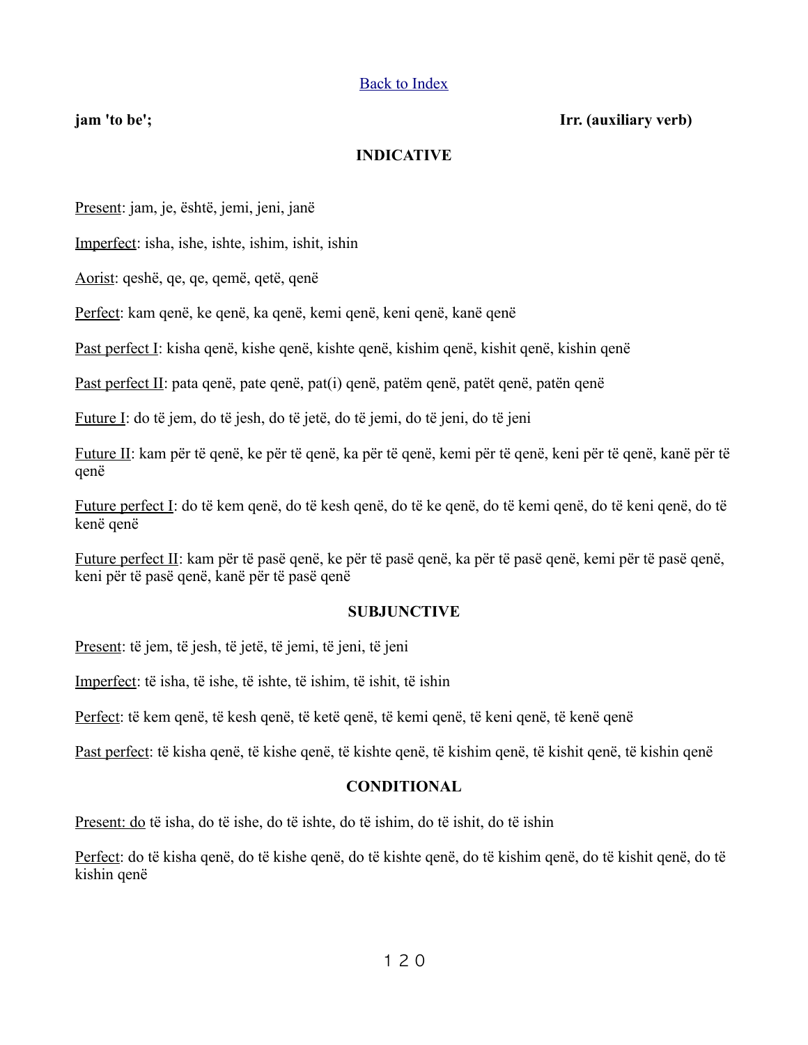[Back to Index]

**jam 'to be';** **Irr. (auxiliary verb)**

## INDICATIVE

Present: jam, je, është, jemi, jeni, janë

Imperfect: isha, ishe, ishte, ishim, ishit, ishin

Aorist: qeshë, qe, qe, qemë, qetë, qenë

Perfect: kam qenë, ke qenë, ka qenë, kemi qenë, keni qenë, kanë qenë

Past perfect I: kisha qenë, kishe qenë, kishte qenë, kishim qenë, kishit qenë, kishin qenë

Past perfect II: pata qenë, pate qenë, pat(i) qenë, patëm qenë, patët qenë, patën qenë

Future I: do të jem, do të jesh, do të jetë, do të jemi, do të jeni, do të jeni

Future II: kam për të qenë, ke për të qenë, ka për të qenë, kemi për të qenë, keni për të qenë, kanë për të qenë

Future perfect I: do të kem qenë, do të kesh qenë, do të ke qenë, do të kemi qenë, do të keni qenë, do të kenë qenë

Future perfect II: kam për të pasë qenë, ke për të pasë qenë, ka për të pasë qenë, kemi për të pasë qenë, keni për të pasë qenë, kanë për të pasë qenë

## SUBJUNCTIVE

Present: të jem, të jesh, të jetë, të jemi, të jeni, të jeni

Imperfect: të isha, të ishe, të ishte, të ishim, të ishit, të ishin

Perfect: të kem qenë, të kesh qenë, të ketë qenë, të kemi qenë, të keni qenë, të kenë qenë

Past perfect: të kisha qenë, të kishe qenë, të kishte qenë, të kishim qenë, të kishit qenë, të kishin qenë

## CONDITIONAL

Present: do të isha, do të ishe, do të ishte, do të ishim, do të ishit, do të ishin

Perfect: do të kisha qenë, do të kishe qenë, do të kishte qenë, do të kishim qenë, do të kishit qenë, do të kishin qenë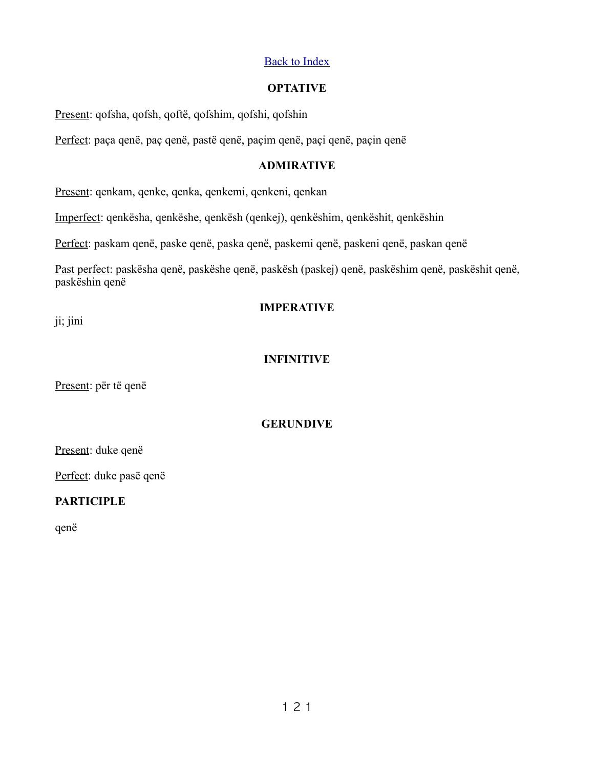[Back to Index]

## OPTATIVE

Present: qofsha, qofsh, qoftë, qofshim, qofshi, qofshin

Perfect: paça qenë, paç qenë, pastë qenë, paçim qenë, paçi qenë, paçin qenë

## ADMIRATIVE

Present: qenkam, qenke, qenka, qenkemi, qenkeni, qenkan

Imperfect: qenkësha, qenkëshe, qenkësh (qenkej), qenkëshim, qenkëshit, qenkëshin

Perfect: paskam qenë, paske qenë, paska qenë, paskemi qenë, paskeni qenë, paskan qenë

Past perfect: paskësha qenë, paskëshe qenë, paskësh (paskej) qenë, paskëshim qenë, paskëshit qenë, paskëshin qenë

## IMPERATIVE

ji; jini

## INFINITIVE

Present: për të qenë

## GERUNDIVE

Present: duke qenë

Perfect: duke pasë qenë

**PARTICIPLE**

qenë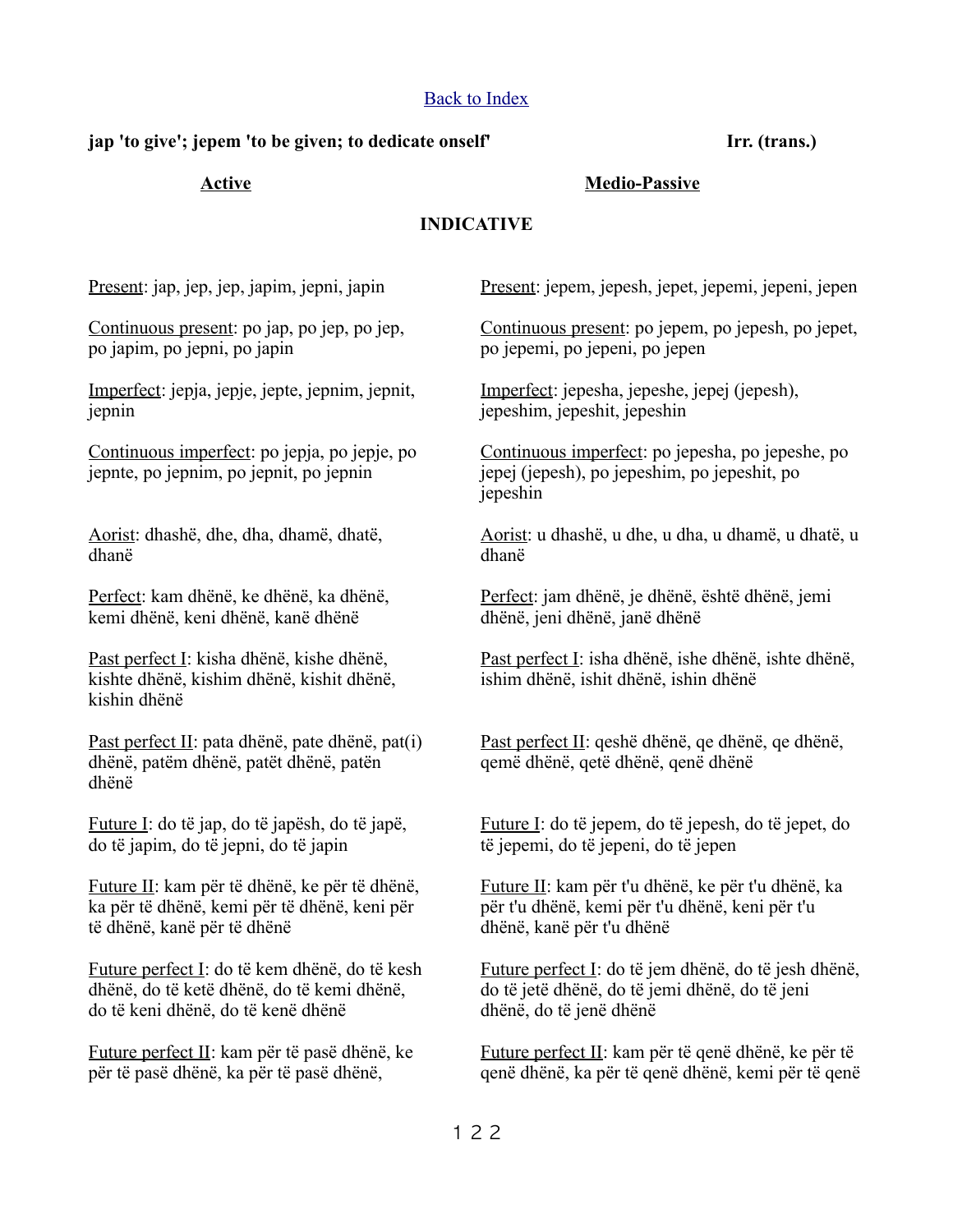[Back to Index](#)

**jap 'to give'; jepem 'to be given; to dedicate onself'** **Irr. (trans.)**

## INDICATIVE

### Active

<u>Present</u>: jap, jep, jep, japim, jepni, japin

<u>Continuous present</u>: po jap, po jep, po jep, po japim, po jepni, po japin

<u>Imperfect</u>: jepja, jepje, jepte, jepnim, jepnit, jepnin

<u>Continuous imperfect</u>: po jepja, po jepje, po jepnte, po jepnim, po jepnit, po jepnin

<u>Aorist</u>: dhashë, dhe, dha, dhamë, dhatë, dhanë

<u>Perfect</u>: kam dhënë, ke dhënë, ka dhënë, kemi dhënë, keni dhënë, kanë dhënë

<u>Past perfect I</u>: kisha dhënë, kishe dhënë, kishte dhënë, kishim dhënë, kishit dhënë, kishin dhënë

<u>Past perfect II</u>: pata dhënë, pate dhënë, pat(i) dhënë, patëm dhënë, patët dhënë, patën dhënë

<u>Future I</u>: do të jap, do të japësh, do të japë, do të japim, do të jepni, do të japin

<u>Future II</u>: kam për të dhënë, ke për të dhënë, ka për të dhënë, kemi për të dhënë, keni për të dhënë, kanë për të dhënë

<u>Future perfect I</u>: do të kem dhënë, do të kesh dhënë, do të ketë dhënë, do të kemi dhënë, do të keni dhënë, do të kenë dhënë

<u>Future perfect II</u>: kam për të pasë dhënë, ke për të pasë dhënë, ka për të pasë dhënë,

### Medio-Passive

<u>Present</u>: jepem, jepesh, jepet, jepemi, jepeni, jepen

<u>Continuous present</u>: po jepem, po jepesh, po jepet, po jepemi, po jepeni, po jepen

<u>Imperfect</u>: jepesha, jepeshe, jepej (jepesh), jepeshim, jepeshit, jepeshin

<u>Continuous imperfect</u>: po jepesha, po jepeshe, po jepej (jepesh), po jepeshim, po jepeshit, po jepeshin

<u>Aorist</u>: u dhashë, u dhe, u dha, u dhamë, u dhatë, u dhanë

<u>Perfect</u>: jam dhënë, je dhënë, është dhënë, jemi dhënë, jeni dhënë, janë dhënë

<u>Past perfect I</u>: isha dhënë, ishe dhënë, ishte dhënë, ishim dhënë, ishit dhënë, ishin dhënë

<u>Past perfect II</u>: qeshë dhënë, qe dhënë, qe dhënë, qemë dhënë, qetë dhënë, qenë dhënë

<u>Future I</u>: do të jepem, do të jepesh, do të jepet, do të jepemi, do të jepeni, do të jepen

<u>Future II</u>: kam për t'u dhënë, ke për t'u dhënë, ka për t'u dhënë, kemi për t'u dhënë, keni për t'u dhënë, kanë për t'u dhënë

<u>Future perfect I</u>: do të jem dhënë, do të jesh dhënë, do të jetë dhënë, do të jemi dhënë, do të jeni dhënë, do të jenë dhënë

<u>Future perfect II</u>: kam për të qenë dhënë, ke për të qenë dhënë, ka për të qenë dhënë, kemi për të qenë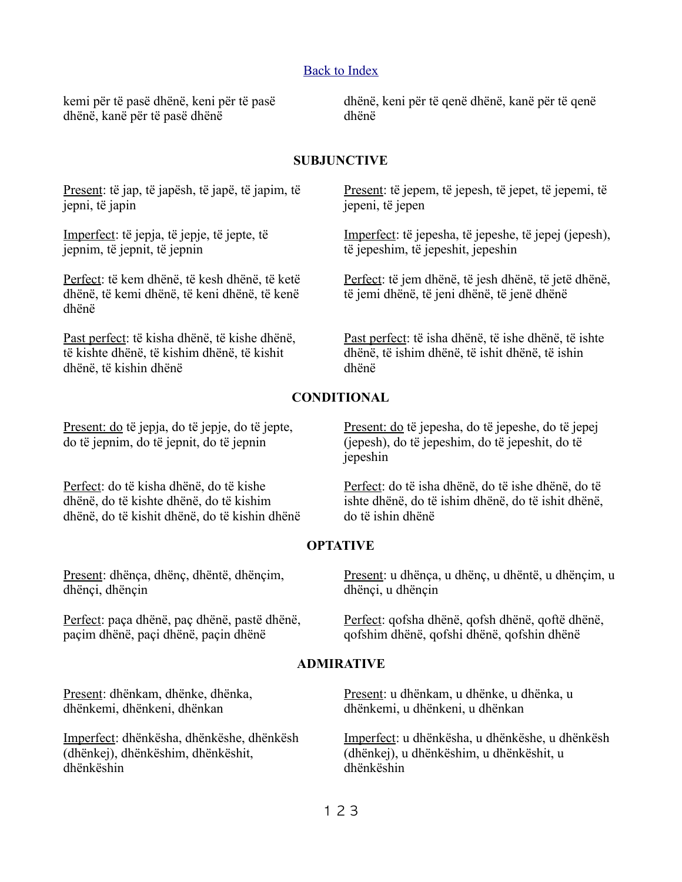Back to Index

kemi për të pasë dhënë, keni për të pasë dhënë, kanë për të pasë dhënë

dhënë, keni për të qenë dhënë, kanë për të qenë dhënë

**SUBJUNCTIVE**

Present: të jap, të japësh, të japë, të japim, të jepni, të japin

Present: të jepem, të jepesh, të jepet, të jepemi, të jepeni, të jepen

Imperfect: të jepja, të jepje, të jepte, të jepnim, të jepnit, të jepnin

Imperfect: të jepesha, të jepeshe, të jepej (jepesh), të jepeshim, të jepeshit, jepeshin

Perfect: të kem dhënë, të kesh dhënë, të ketë dhënë, të kemi dhënë, të keni dhënë, të kenë dhënë

Perfect: të jem dhënë, të jesh dhënë, të jetë dhënë, të jemi dhënë, të jeni dhënë, të jenë dhënë

Past perfect: të kisha dhënë, të kishe dhënë, të kishte dhënë, të kishim dhënë, të kishit dhënë, të kishin dhënë

Past perfect: të isha dhënë, të ishe dhënë, të ishte dhënë, të ishim dhënë, të ishit dhënë, të ishin dhënë

**CONDITIONAL**

Present: do të jepja, do të jepje, do të jepte, do të jepnim, do të jepnit, do të jepnin

Present: do të jepesha, do të jepeshe, do të jepej (jepesh), do të jepeshim, do të jepeshit, do të jepeshin

Perfect: do të kisha dhënë, do të kishe dhënë, do të kishte dhënë, do të kishim dhënë, do të kishit dhënë, do të kishin dhënë

Perfect: do të isha dhënë, do të ishe dhënë, do të ishte dhënë, do të ishim dhënë, do të ishit dhënë, do të ishin dhënë

**OPTATIVE**

Present: dhënça, dhënç, dhëntë, dhënçim, dhënçi, dhënçin

Present: u dhënça, u dhënç, u dhëntë, u dhënçim, u dhënçi, u dhënçin

Perfect: paça dhënë, paç dhënë, pastë dhënë, paçim dhënë, paçi dhënë, paçin dhënë

Perfect: qofsha dhënë, qofsh dhënë, qoftë dhënë, qofshim dhënë, qofshi dhënë, qofshin dhënë

**ADMIRATIVE**

Present: dhënkam, dhënke, dhënka, dhënkemi, dhënkeni, dhënkan

Present: u dhënkam, u dhënke, u dhënka, u dhënkemi, u dhënkeni, u dhënkan

Imperfect: dhënkësha, dhënkëshe, dhënkësh (dhënkej), dhënkëshim, dhënkëshit, dhënkëshin

Imperfect: u dhënkësha, u dhënkëshe, u dhënkësh (dhënkej), u dhënkëshim, u dhënkëshit, u dhënkëshin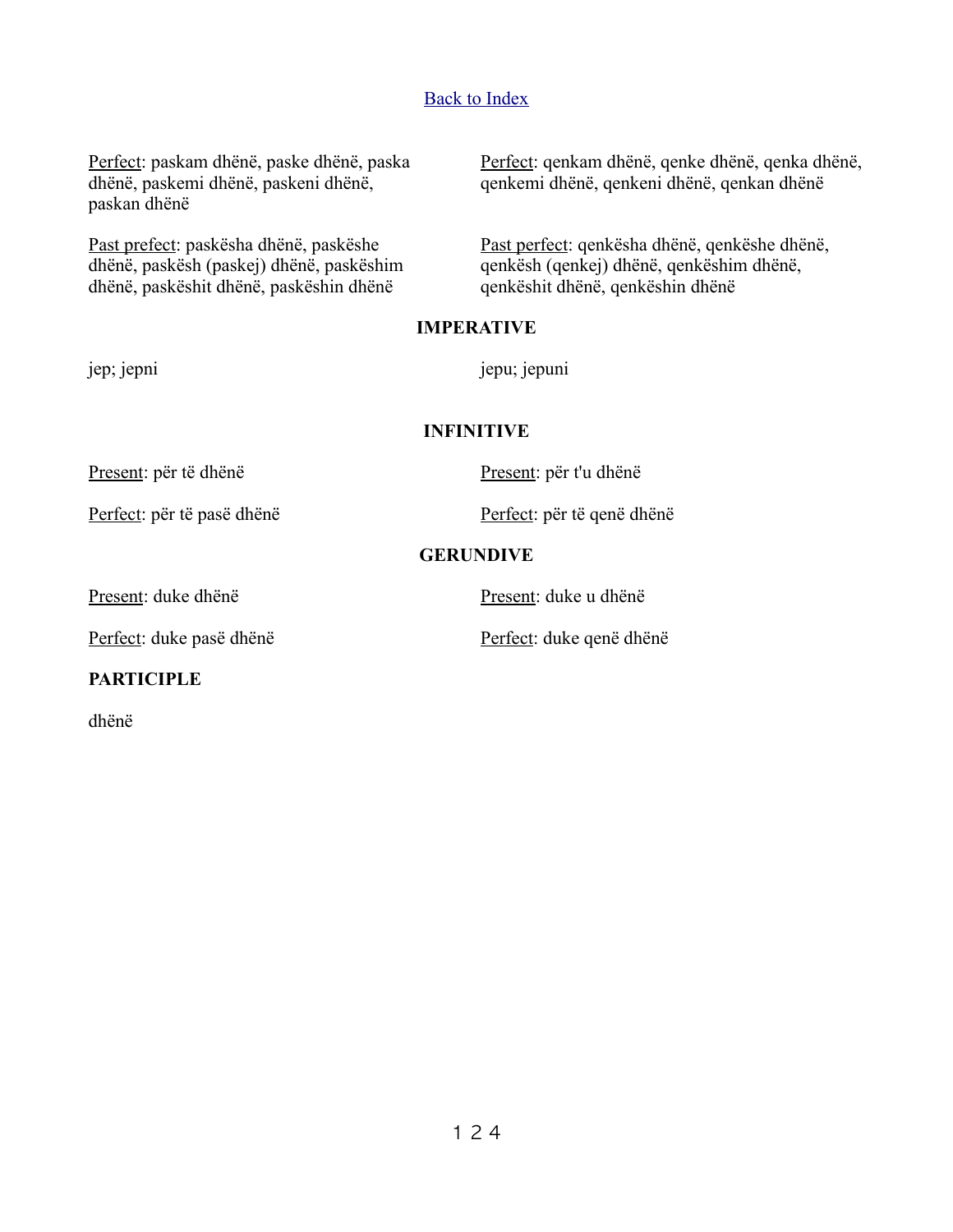[Back to Index]

Perfect: paskam dhënë, paske dhënë, paska dhënë, paskemi dhënë, paskeni dhënë, paskan dhënë

Perfect: qenkam dhënë, qenke dhënë, qenka dhënë, qenkemi dhënë, qenkeni dhënë, qenkan dhënë

Past prefect: paskësha dhënë, paskëshe dhënë, paskësh (paskej) dhënë, paskëshim dhënë, paskëshit dhënë, paskëshin dhënë

Past perfect: qenkësha dhënë, qenkëshe dhënë, qenkësh (qenkej) dhënë, qenkëshim dhënë, qenkëshit dhënë, qenkëshin dhënë

**IMPERATIVE**

jep; jepni

jepu; jepuni

**INFINITIVE**

Present: për të dhënë

Present: për t'u dhënë

Perfect: për të pasë dhënë

Perfect: për të qenë dhënë

**GERUNDIVE**

Present: duke dhënë

Present: duke u dhënë

Perfect: duke pasë dhënë

Perfect: duke qenë dhënë

**PARTICIPLE**

dhënë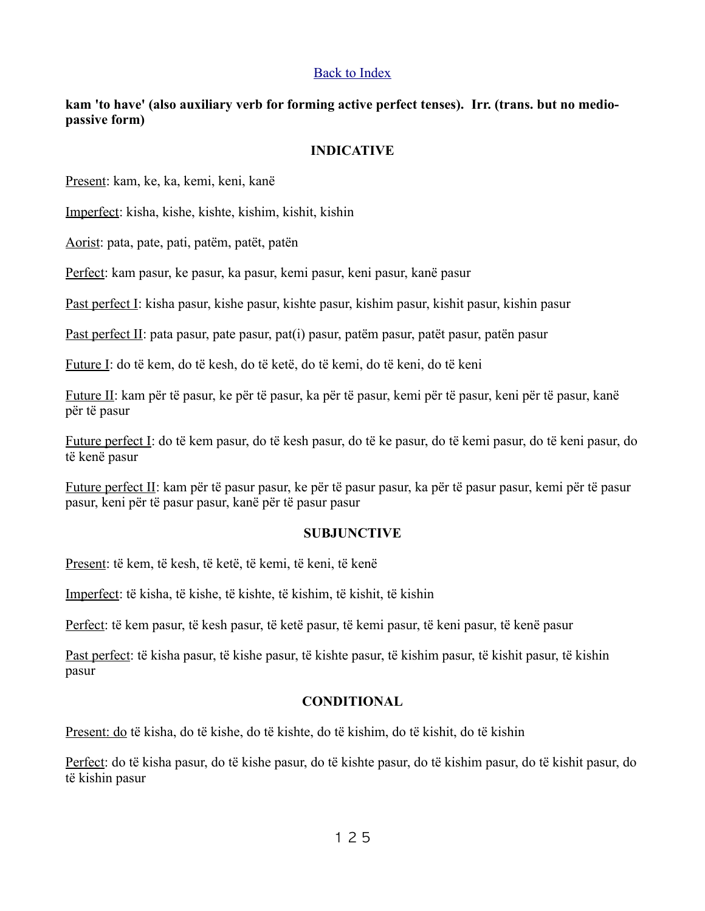Back to Index

**kam 'to have' (also auxiliary verb for forming active perfect tenses). Irr. (trans. but no medio-passive form)**

### INDICATIVE

Present: kam, ke, ka, kemi, keni, kanë

Imperfect: kisha, kishe, kishte, kishim, kishit, kishin

Aorist: pata, pate, pati, patëm, patët, patën

Perfect: kam pasur, ke pasur, ka pasur, kemi pasur, keni pasur, kanë pasur

Past perfect I: kisha pasur, kishe pasur, kishte pasur, kishim pasur, kishit pasur, kishin pasur

Past perfect II: pata pasur, pate pasur, pat(i) pasur, patëm pasur, patët pasur, patën pasur

Future I: do të kem, do të kesh, do të ketë, do të kemi, do të keni, do të keni

Future II: kam për të pasur, ke për të pasur, ka për të pasur, kemi për të pasur, keni për të pasur, kanë për të pasur

Future perfect I: do të kem pasur, do të kesh pasur, do të ke pasur, do të kemi pasur, do të keni pasur, do të kenë pasur

Future perfect II: kam për të pasur pasur, ke për të pasur pasur, ka për të pasur pasur, kemi për të pasur pasur, keni për të pasur pasur, kanë për të pasur pasur

### SUBJUNCTIVE

Present: të kem, të kesh, të ketë, të kemi, të keni, të kenë

Imperfect: të kisha, të kishe, të kishte, të kishim, të kishit, të kishin

Perfect: të kem pasur, të kesh pasur, të ketë pasur, të kemi pasur, të keni pasur, të kenë pasur

Past perfect: të kisha pasur, të kishe pasur, të kishte pasur, të kishim pasur, të kishit pasur, të kishin pasur

### CONDITIONAL

Present: do të kisha, do të kishe, do të kishte, do të kishim, do të kishit, do të kishin

Perfect: do të kisha pasur, do të kishe pasur, do të kishte pasur, do të kishim pasur, do të kishit pasur, do të kishin pasur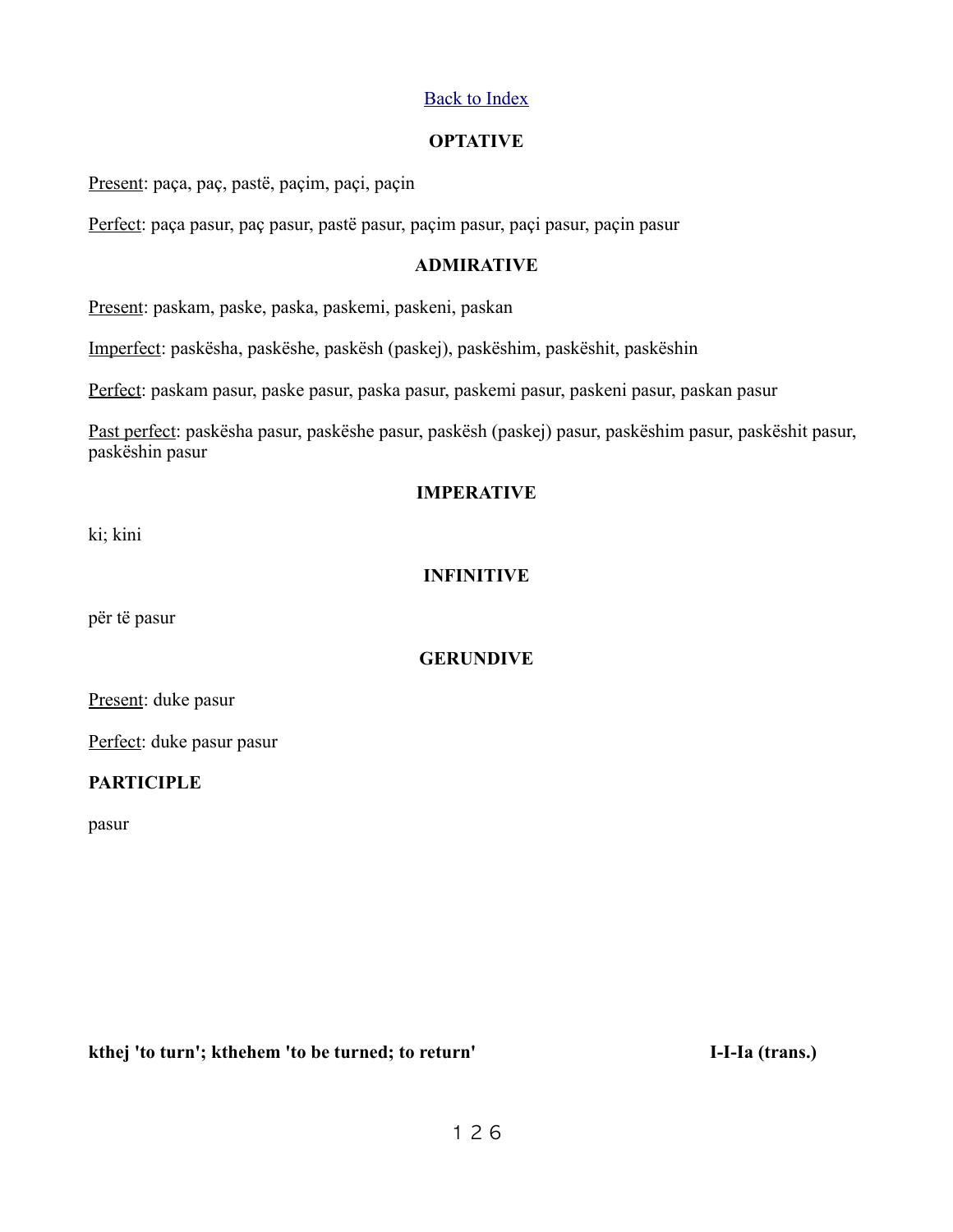Back to Index

**OPTATIVE**

Present: paça, paç, pastë, paçim, paçi, paçin

Perfect: paça pasur, paç pasur, pastë pasur, paçim pasur, paçi pasur, paçin pasur

**ADMIRATIVE**

Present: paskam, paske, paska, paskemi, paskeni, paskan

Imperfect: paskësha, paskëshe, paskësh (paskej), paskëshim, paskëshit, paskëshin

Perfect: paskam pasur, paske pasur, paska pasur, paskemi pasur, paskeni pasur, paskan pasur

Past perfect: paskësha pasur, paskëshe pasur, paskësh (paskej) pasur, paskëshim pasur, paskëshit pasur, paskëshin pasur

**IMPERATIVE**

ki; kini

**INFINITIVE**

për të pasur

**GERUNDIVE**

Present: duke pasur

Perfect: duke pasur pasur

**PARTICIPLE**

pasur

**kthej 'to turn'; kthehem 'to be turned; to return'** **I-I-Ia (trans.)**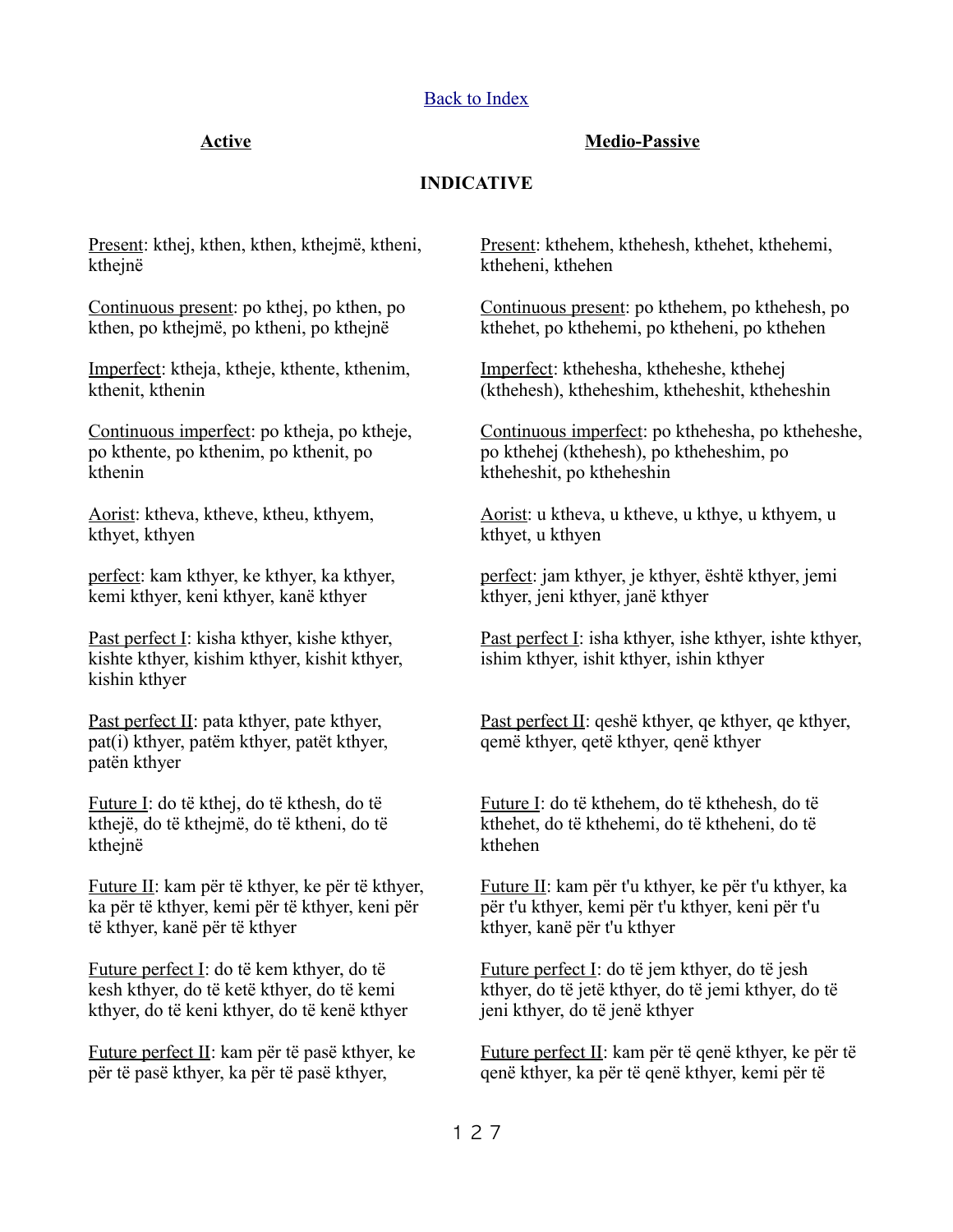[Back to Index](#)

**Active** | **Medio-Passive**

**INDICATIVE**

## Active

Present: kthej, kthen, kthen, kthejmë, ktheni, kthejnë

Continuous present: po kthej, po kthen, po kthen, po kthejmë, po ktheni, po kthejnë

Imperfect: ktheja, ktheje, kthente, kthenim, kthenit, kthenin

Continuous imperfect: po ktheja, po ktheje, po kthente, po kthenim, po kthenit, po kthenin

Aorist: ktheva, ktheve, ktheu, kthyem, kthyet, kthyen

perfect: kam kthyer, ke kthyer, ka kthyer, kemi kthyer, keni kthyer, kanë kthyer

Past perfect I: kisha kthyer, kishe kthyer, kishte kthyer, kishim kthyer, kishit kthyer, kishin kthyer

Past perfect II: pata kthyer, pate kthyer, pat(i) kthyer, patëm kthyer, patët kthyer, patën kthyer

Future I: do të kthej, do të kthesh, do të kthejë, do të kthejmë, do të ktheni, do të kthejnë

Future II: kam për të kthyer, ke për të kthyer, ka për të kthyer, kemi për të kthyer, keni për të kthyer, kanë për të kthyer

Future perfect I: do të kem kthyer, do të kesh kthyer, do të ketë kthyer, do të kemi kthyer, do të keni kthyer, do të kenë kthyer

Future perfect II: kam për të pasë kthyer, ke për të pasë kthyer, ka për të pasë kthyer,

## Medio-Passive

Present: kthehem, kthehesh, kthehet, kthehemi, ktheheni, kthehen

Continuous present: po kthehem, po kthehesh, po kthehet, po kthehemi, po ktheheni, po kthehen

Imperfect: kthehesha, ktheheshe, kthehej (kthehesh), ktheheshim, ktheheshit, ktheheshin

Continuous imperfect: po kthehesha, po ktheheshe, po kthehej (kthehesh), po ktheheshim, po ktheheshit, po ktheheshin

Aorist: u ktheva, u ktheve, u kthye, u kthyem, u kthyet, u kthyen

perfect: jam kthyer, je kthyer, është kthyer, jemi kthyer, jeni kthyer, janë kthyer

Past perfect I: isha kthyer, ishe kthyer, ishte kthyer, ishim kthyer, ishit kthyer, ishin kthyer

Past perfect II: qeshë kthyer, qe kthyer, qe kthyer, qemë kthyer, qetë kthyer, qenë kthyer

Future I: do të kthehem, do të kthehesh, do të kthehet, do të kthehemi, do të ktheheni, do të kthehen

Future II: kam për t'u kthyer, ke për t'u kthyer, ka për t'u kthyer, kemi për t'u kthyer, keni për t'u kthyer, kanë për t'u kthyer

Future perfect I: do të jem kthyer, do të jesh kthyer, do të jetë kthyer, do të jemi kthyer, do të jeni kthyer, do të jenë kthyer

Future perfect II: kam për të qenë kthyer, ke për të qenë kthyer, ka për të qenë kthyer, kemi për të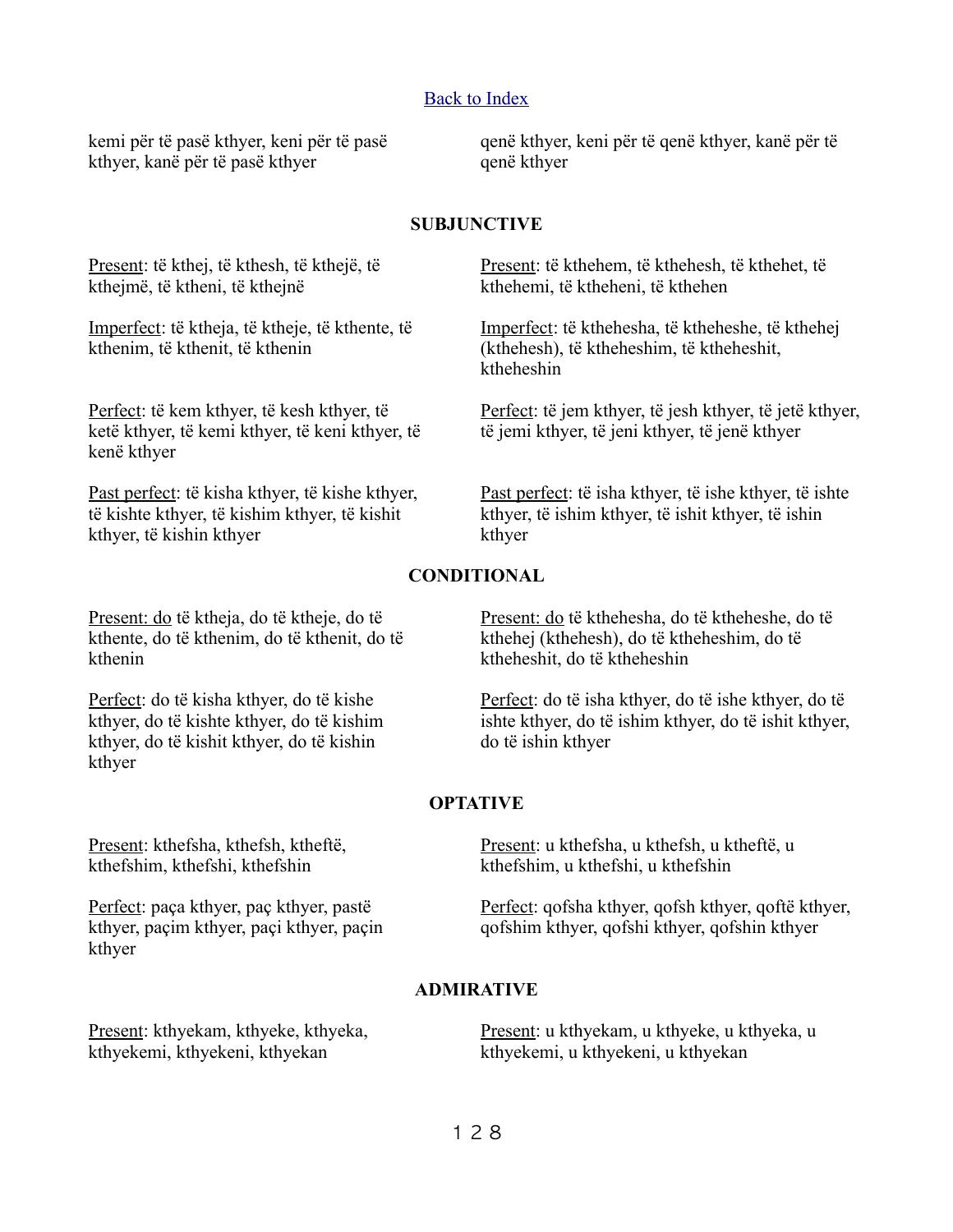[Back to Index]

kemi për të pasë kthyer, keni për të pasë kthyer, kanë për të pasë kthyer

qenë kthyer, keni për të qenë kthyer, kanë për të qenë kthyer

**SUBJUNCTIVE**

Present: të kthej, të kthesh, të kthejë, të kthejmë, të ktheni, të kthejnë

Present: të kthehem, të kthehesh, të kthehet, të kthehemi, të ktheheni, të kthehen

Imperfect: të ktheja, të ktheje, të kthente, të kthenim, të kthenit, të kthenin

Imperfect: të kthehesha, të ktheheshe, të kthehej (kthehesh), të ktheheshim, të ktheheshit, ktheheshin

Perfect: të kem kthyer, të kesh kthyer, të ketë kthyer, të kemi kthyer, të keni kthyer, të kenë kthyer

Perfect: të jem kthyer, të jesh kthyer, të jetë kthyer, të jemi kthyer, të jeni kthyer, të jenë kthyer

Past perfect: të kisha kthyer, të kishe kthyer, të kishte kthyer, të kishim kthyer, të kishit kthyer, të kishin kthyer

Past perfect: të isha kthyer, të ishe kthyer, të ishte kthyer, të ishim kthyer, të ishit kthyer, të ishin kthyer

**CONDITIONAL**

Present: do të ktheja, do të ktheje, do të kthente, do të kthenim, do të kthenit, do të kthenin

Present: do të kthehesha, do të ktheheshe, do të kthehej (kthehesh), do të ktheheshim, do të ktheheshit, do të ktheheshin

Perfect: do të kisha kthyer, do të kishe kthyer, do të kishte kthyer, do të kishim kthyer, do të kishit kthyer, do të kishin kthyer

Perfect: do të isha kthyer, do të ishe kthyer, do të ishte kthyer, do të ishim kthyer, do të ishit kthyer, do të ishin kthyer

**OPTATIVE**

Present: kthefsha, kthefsh, ktheftë, kthefshim, kthefshi, kthefshin

Present: u kthefsha, u kthefsh, u ktheftë, u kthefshim, u kthefshi, u kthefshin

Perfect: paça kthyer, paç kthyer, pastë kthyer, paçim kthyer, paçi kthyer, paçin kthyer

Perfect: qofsha kthyer, qofsh kthyer, qoftë kthyer, qofshim kthyer, qofshi kthyer, qofshin kthyer

**ADMIRATIVE**

Present: kthyekam, kthyeke, kthyeka, kthyekemi, kthyekeni, kthyekan

Present: u kthyekam, u kthyeke, u kthyeka, u kthyekemi, u kthyekeni, u kthyekan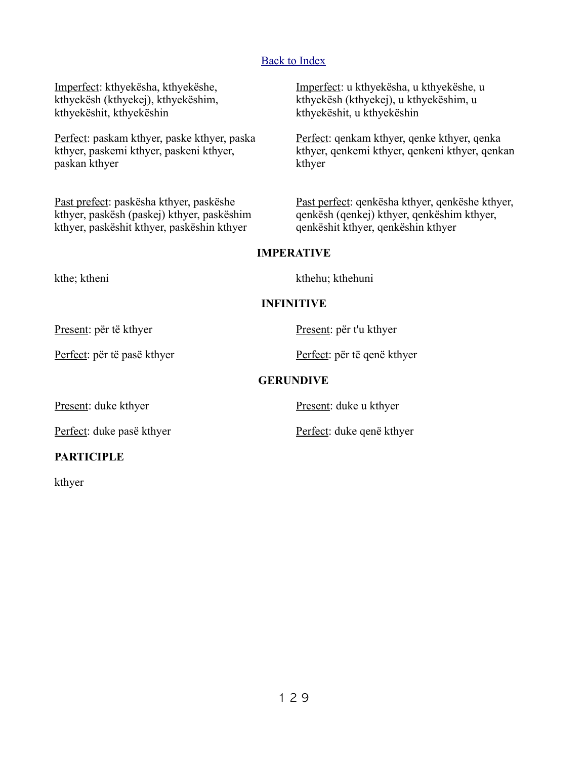[Back to Index]

Imperfect: kthyekësha, kthyekëshe, kthyekësh (kthyekej), kthyekëshim, kthyekëshit, kthyekëshin

Imperfect: u kthyekësha, u kthyekëshe, u kthyekësh (kthyekej), u kthyekëshim, u kthyekëshit, u kthyekëshin

Perfect: paskam kthyer, paske kthyer, paska kthyer, paskemi kthyer, paskeni kthyer, paskan kthyer

Perfect: qenkam kthyer, qenke kthyer, qenka kthyer, qenkemi kthyer, qenkeni kthyer, qenkan kthyer

Past prefect: paskësha kthyer, paskëshe kthyer, paskësh (paskej) kthyer, paskëshim kthyer, paskëshit kthyer, paskëshin kthyer

Past perfect: qenkësha kthyer, qenkëshe kthyer, qenkësh (qenkej) kthyer, qenkëshim kthyer, qenkëshit kthyer, qenkëshin kthyer

**IMPERATIVE**

kthe; ktheni

kthehu; kthehuni

**INFINITIVE**

Present: për të kthyer

Present: për t'u kthyer

Perfect: për të pasë kthyer

Perfect: për të qenë kthyer

**GERUNDIVE**

Present: duke kthyer

Present: duke u kthyer

Perfect: duke pasë kthyer

Perfect: duke qenë kthyer

**PARTICIPLE**

kthyer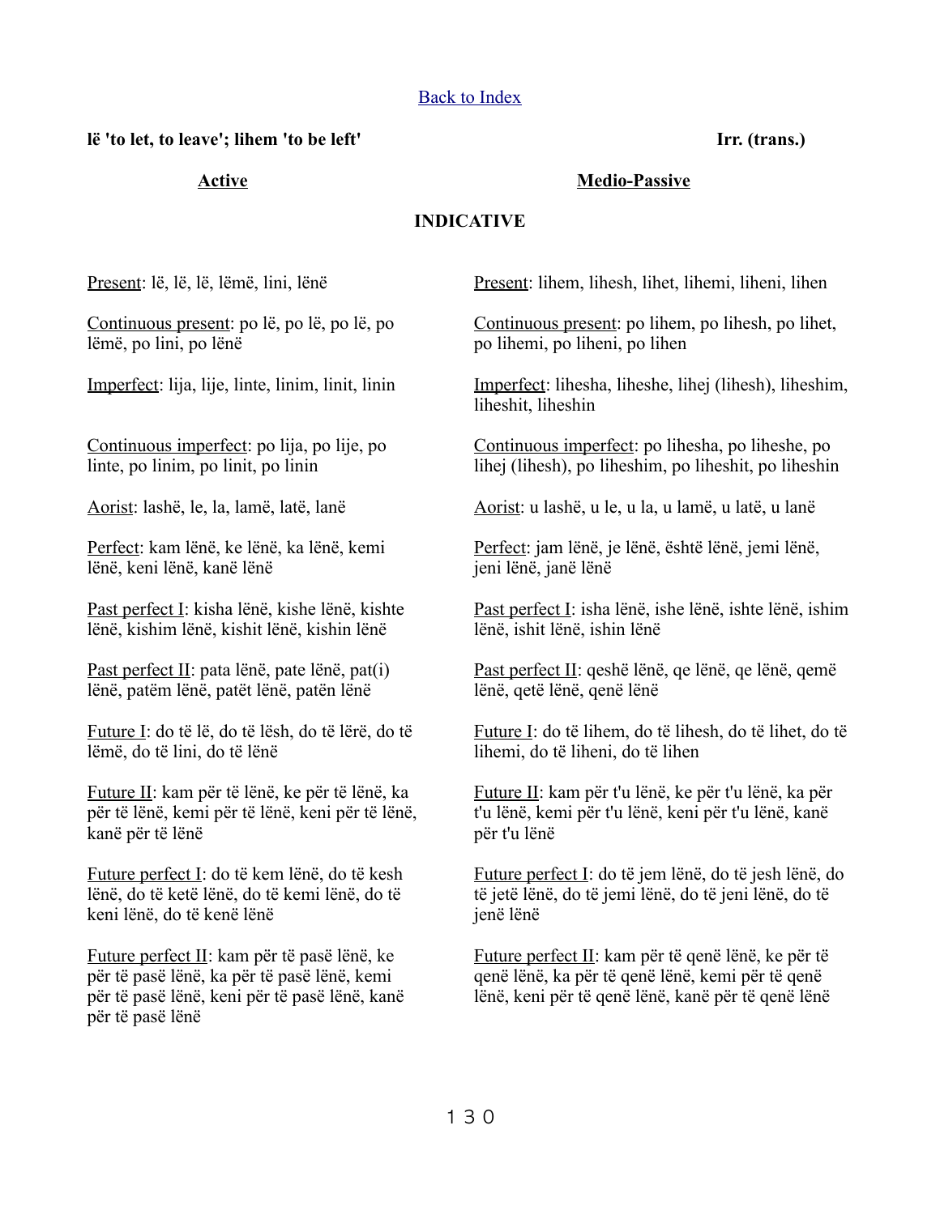[Back to Index]

**lë 'to let, to leave'; lihem 'to be left'** **Irr. (trans.)**

## INDICATIVE

### Active

Present: lë, lë, lë, lëmë, lini, lënë

Continuous present: po lë, po lë, po lë, po lëmë, po lini, po lënë

Imperfect: lija, lije, linte, linim, linit, linin

Continuous imperfect: po lija, po lije, po linte, po linim, po linit, po linin

Aorist: lashë, le, la, lamë, latë, lanë

Perfect: kam lënë, ke lënë, ka lënë, kemi lënë, keni lënë, kanë lënë

Past perfect I: kisha lënë, kishe lënë, kishte lënë, kishim lënë, kishit lënë, kishin lënë

Past perfect II: pata lënë, pate lënë, pat(i) lënë, patëm lënë, patët lënë, patën lënë

Future I: do të lë, do të lësh, do të lërë, do të lëmë, do të lini, do të lënë

Future II: kam për të lënë, ke për të lënë, ka për të lënë, kemi për të lënë, keni për të lënë, kanë për të lënë

Future perfect I: do të kem lënë, do të kesh lënë, do të ketë lënë, do të kemi lënë, do të keni lënë, do të kenë lënë

Future perfect II: kam për të pasë lënë, ke për të pasë lënë, ka për të pasë lënë, kemi për të pasë lënë, keni për të pasë lënë, kanë për të pasë lënë

### Medio-Passive

Present: lihem, lihesh, lihet, lihemi, liheni, lihen

Continuous present: po lihem, po lihesh, po lihet, po lihemi, po liheni, po lihen

Imperfect: lihesha, liheshe, lihej (lihesh), liheshim, liheshit, liheshin

Continuous imperfect: po lihesha, po liheshe, po lihej (lihesh), po liheshim, po liheshit, po liheshin

Aorist: u lashë, u le, u la, u lamë, u latë, u lanë

Perfect: jam lënë, je lënë, është lënë, jemi lënë, jeni lënë, janë lënë

Past perfect I: isha lënë, ishe lënë, ishte lënë, ishim lënë, ishit lënë, ishin lënë

Past perfect II: qeshë lënë, qe lënë, qe lënë, qemë lënë, qetë lënë, qenë lënë

Future I: do të lihem, do të lihesh, do të lihet, do të lihemi, do të liheni, do të lihen

Future II: kam për t'u lënë, ke për t'u lënë, ka për t'u lënë, kemi për t'u lënë, keni për t'u lënë, kanë për t'u lënë

Future perfect I: do të jem lënë, do të jesh lënë, do të jetë lënë, do të jemi lënë, do të jeni lënë, do të jenë lënë

Future perfect II: kam për të qenë lënë, ke për të qenë lënë, ka për të qenë lënë, kemi për të qenë lënë, keni për të qenë lënë, kanë për të qenë lënë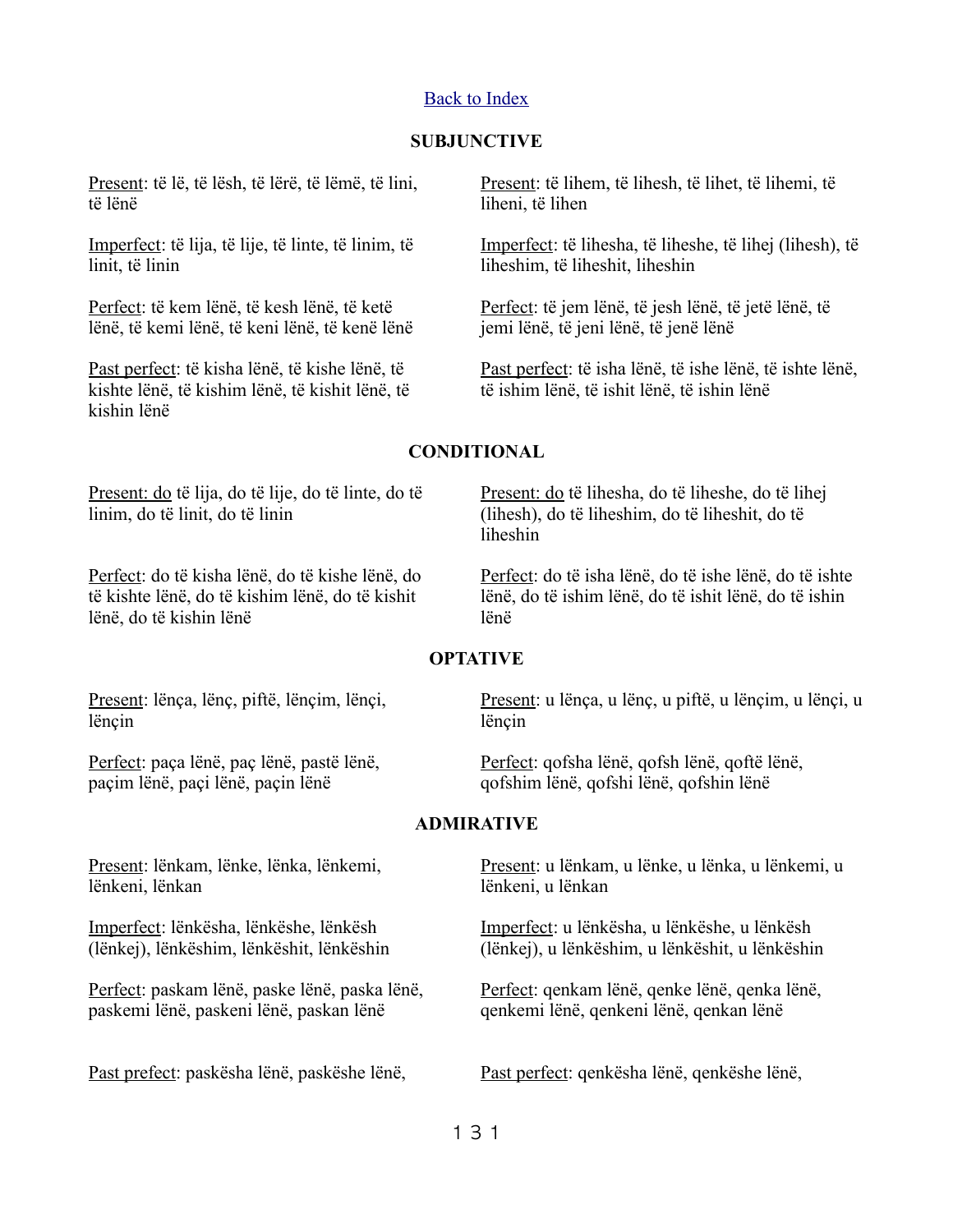Back to Index

**SUBJUNCTIVE**

Present: të lë, të lësh, të lërë, të lëmë, të lini, të lënë

Imperfect: të lija, të lije, të linte, të linim, të linit, të linin

Perfect: të kem lënë, të kesh lënë, të ketë lënë, të kemi lënë, të keni lënë, të kenë lënë

Past perfect: të kisha lënë, të kishe lënë, të kishte lënë, të kishim lënë, të kishit lënë, të kishin lënë

Present: të lihem, të lihesh, të lihet, të lihemi, të liheni, të lihen

Imperfect: të lihesha, të liheshe, të lihej (lihesh), të liheshim, të liheshit, liheshin

Perfect: të jem lënë, të jesh lënë, të jetë lënë, të jemi lënë, të jeni lënë, të jenë lënë

Past perfect: të isha lënë, të ishe lënë, të ishte lënë, të ishim lënë, të ishit lënë, të ishin lënë

**CONDITIONAL**

Present: do të lija, do të lije, do të linte, do të linim, do të linit, do të linin

Perfect: do të kisha lënë, do të kishe lënë, do të kishte lënë, do të kishim lënë, do të kishit lënë, do të kishin lënë

Present: do të lihesha, do të liheshe, do të lihej (lihesh), do të liheshim, do të liheshit, do të liheshin

Perfect: do të isha lënë, do të ishe lënë, do të ishte lënë, do të ishim lënë, do të ishit lënë, do të ishin lënë

**OPTATIVE**

Present: lënça, lënç, piftë, lënçim, lënçi, lënçin

Perfect: paça lënë, paç lënë, pastë lënë, paçim lënë, paçi lënë, paçin lënë

Present: u lënça, u lënç, u piftë, u lënçim, u lënçi, u lënçin

Perfect: qofsha lënë, qofsh lënë, qoftë lënë, qofshim lënë, qofshi lënë, qofshin lënë

**ADMIRATIVE**

Present: lënkam, lënke, lënka, lënkemi, lënkeni, lënkan

Imperfect: lënkësha, lënkëshe, lënkësh (lënkej), lënkëshim, lënkëshit, lënkëshin

Perfect: paskam lënë, paske lënë, paska lënë, paskemi lënë, paskeni lënë, paskan lënë

Past prefect: paskësha lënë, paskëshe lënë,

Present: u lënkam, u lënke, u lënka, u lënkemi, u lënkeni, u lënkan

Imperfect: u lënkësha, u lënkëshe, u lënkësh (lënkej), u lënkëshim, u lënkëshit, u lënkëshin

Perfect: qenkam lënë, qenke lënë, qenka lënë, qenkemi lënë, qenkeni lënë, qenkan lënë

Past perfect: qenkësha lënë, qenkëshe lënë,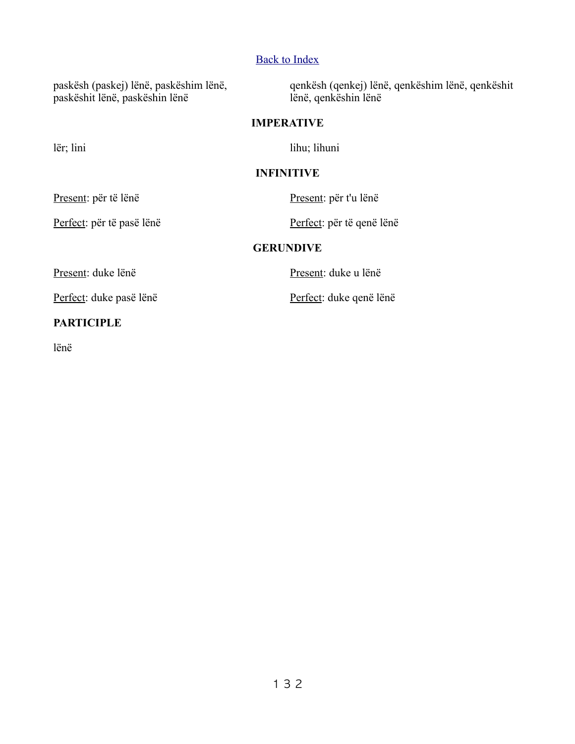Back to Index

| | |
|---|---|
| paskësh (paskej) lënë, paskëshim lënë, paskëshit lënë, paskëshin lënë | qenkësh (qenkej) lënë, qenkëshim lënë, qenkëshit lënë, qenkëshin lënë |

**IMPERATIVE**

| | |
|---|---|
| lër; lini | lihu; lihuni |

**INFINITIVE**

| | |
|---|---|
| Present: për të lënë | Present: për t'u lënë |
| Perfect: për të pasë lënë | Perfect: për të qenë lënë |

**GERUNDIVE**

| | |
|---|---|
| Present: duke lënë | Present: duke u lënë |
| Perfect: duke pasë lënë | Perfect: duke qenë lënë |

**PARTICIPLE**

lënë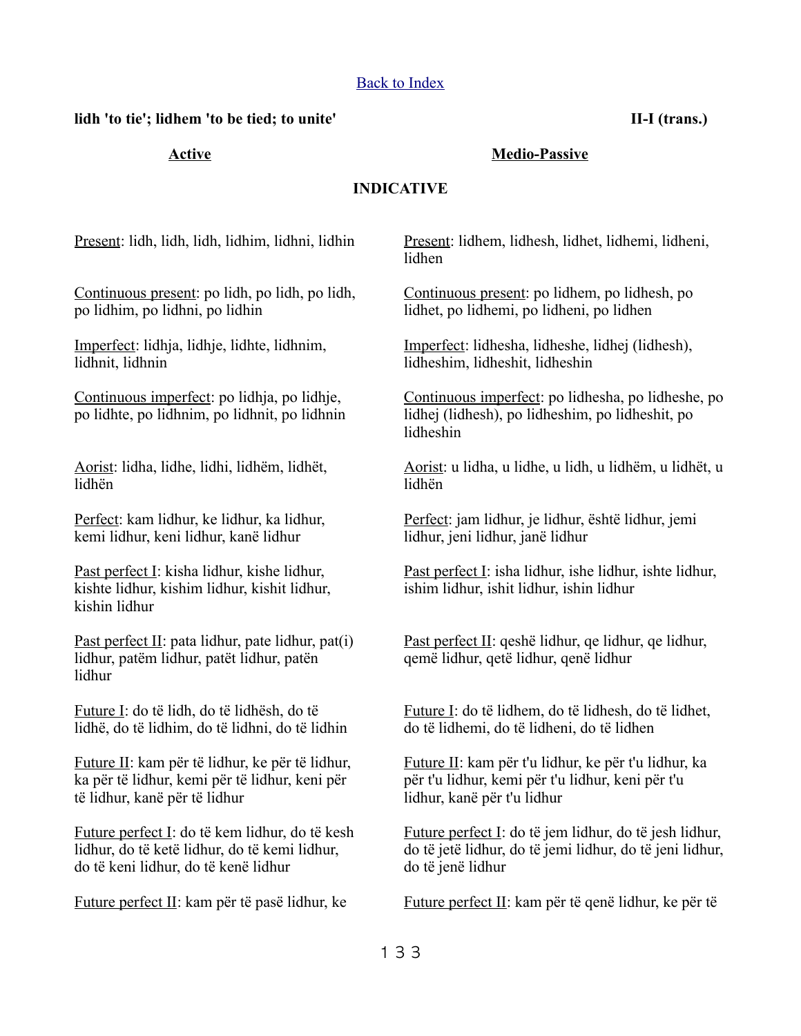[Back to Index]

**lidh 'to tie'; lidhem 'to be tied; to unite'** **II-I (trans.)**

| **Active** | **Medio-Passive** |
|---|---|

**INDICATIVE**

| Active | Medio-Passive |
|---|---|
| Present: lidh, lidh, lidh, lidhim, lidhni, lidhin | Present: lidhem, lidhesh, lidhet, lidhemi, lidheni, lidhen |
| Continuous present: po lidh, po lidh, po lidh, po lidhim, po lidhni, po lidhin | Continuous present: po lidhem, po lidhesh, po lidhet, po lidhemi, po lidheni, po lidhen |
| Imperfect: lidhja, lidhje, lidhte, lidhnim, lidhnit, lidhnin | Imperfect: lidhesha, lidheshe, lidhej (lidhesh), lidheshim, lidheshit, lidheshin |
| Continuous imperfect: po lidhja, po lidhje, po lidhte, po lidhnim, po lidhnit, po lidhnin | Continuous imperfect: po lidhesha, po lidheshe, po lidhej (lidhesh), po lidheshim, po lidheshit, po lidheshin |
| Aorist: lidha, lidhe, lidhi, lidhëm, lidhët, lidhën | Aorist: u lidha, u lidhe, u lidh, u lidhëm, u lidhët, u lidhën |
| Perfect: kam lidhur, ke lidhur, ka lidhur, kemi lidhur, keni lidhur, kanë lidhur | Perfect: jam lidhur, je lidhur, është lidhur, jemi lidhur, jeni lidhur, janë lidhur |
| Past perfect I: kisha lidhur, kishe lidhur, kishte lidhur, kishim lidhur, kishit lidhur, kishin lidhur | Past perfect I: isha lidhur, ishe lidhur, ishte lidhur, ishim lidhur, ishit lidhur, ishin lidhur |
| Past perfect II: pata lidhur, pate lidhur, pat(i) lidhur, patëm lidhur, patët lidhur, patën lidhur | Past perfect II: qeshë lidhur, qe lidhur, qe lidhur, qemë lidhur, qetë lidhur, qenë lidhur |
| Future I: do të lidh, do të lidhësh, do të lidhë, do të lidhim, do të lidhni, do të lidhin | Future I: do të lidhem, do të lidhesh, do të lidhet, do të lidhemi, do të lidheni, do të lidhen |
| Future II: kam për të lidhur, ke për të lidhur, ka për të lidhur, kemi për të lidhur, keni për të lidhur, kanë për të lidhur | Future II: kam për t'u lidhur, ke për t'u lidhur, ka për t'u lidhur, kemi për t'u lidhur, keni për t'u lidhur, kanë për t'u lidhur |
| Future perfect I: do të kem lidhur, do të kesh lidhur, do të ketë lidhur, do të kemi lidhur, do të keni lidhur, do të kenë lidhur | Future perfect I: do të jem lidhur, do të jesh lidhur, do të jetë lidhur, do të jemi lidhur, do të jeni lidhur, do të jenë lidhur |
| Future perfect II: kam për të pasë lidhur, ke | Future perfect II: kam për të qenë lidhur, ke për të |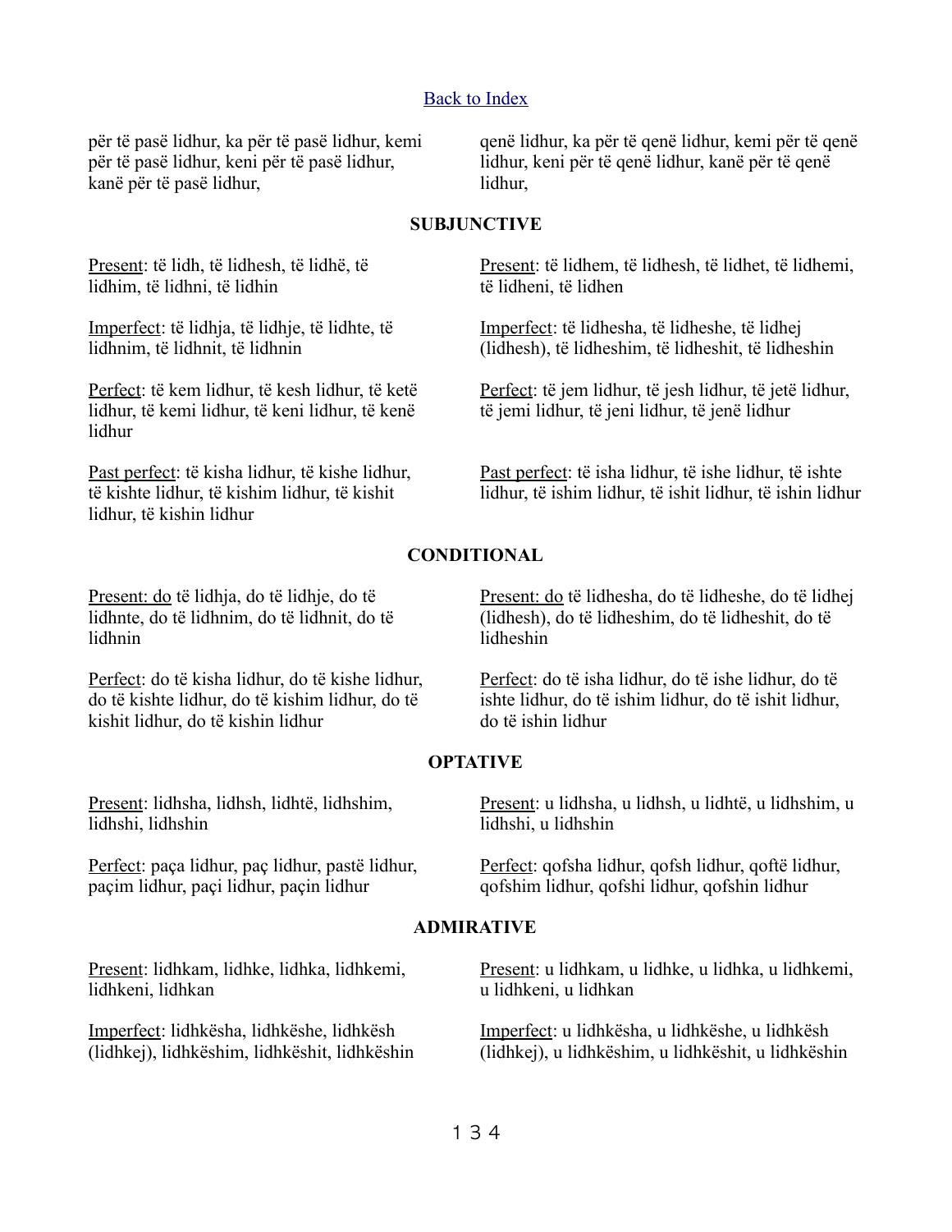[Back to Index](#)

për të pasë lidhur, ka për të pasë lidhur, kemi për të pasë lidhur, keni për të pasë lidhur, kanë për të pasë lidhur,

qenë lidhur, ka për të qenë lidhur, kemi për të qenë lidhur, keni për të qenë lidhur, kanë për të qenë lidhur,

**SUBJUNCTIVE**

Present: të lidh, të lidhesh, të lidhë, të lidhim, të lidhni, të lidhin

Imperfect: të lidhja, të lidhje, të lidhte, të lidhnim, të lidhnit, të lidhnin

Perfect: të kem lidhur, të kesh lidhur, të ketë lidhur, të kemi lidhur, të keni lidhur, të kenë lidhur

Past perfect: të kisha lidhur, të kishe lidhur, të kishte lidhur, të kishim lidhur, të kishit lidhur, të kishin lidhur

Present: të lidhem, të lidhesh, të lidhet, të lidhemi, të lidheni, të lidhen

Imperfect: të lidhesha, të lidheshe, të lidhej (lidhesh), të lidheshim, të lidheshit, të lidheshin

Perfect: të jem lidhur, të jesh lidhur, të jetë lidhur, të jemi lidhur, të jeni lidhur, të jenë lidhur

Past perfect: të isha lidhur, të ishe lidhur, të ishte lidhur, të ishim lidhur, të ishit lidhur, të ishin lidhur

**CONDITIONAL**

Present: do të lidhja, do të lidhje, do të lidhnte, do të lidhnim, do të lidhnit, do të lidhnin

Perfect: do të kisha lidhur, do të kishe lidhur, do të kishte lidhur, do të kishim lidhur, do të kishit lidhur, do të kishin lidhur

Present: do të lidhesha, do të lidheshe, do të lidhej (lidhesh), do të lidheshim, do të lidheshit, do të lidheshin

Perfect: do të isha lidhur, do të ishe lidhur, do të ishte lidhur, do të ishim lidhur, do të ishit lidhur, do të ishin lidhur

**OPTATIVE**

Present: lidhsha, lidhsh, lidhtë, lidhshim, lidhshi, lidhshin

Perfect: paça lidhur, paç lidhur, pastë lidhur, paçim lidhur, paçi lidhur, paçin lidhur

Present: u lidhsha, u lidhsh, u lidhtë, u lidhshim, u lidhshi, u lidhshin

Perfect: qofsha lidhur, qofsh lidhur, qoftë lidhur, qofshim lidhur, qofshi lidhur, qofshin lidhur

**ADMIRATIVE**

Present: lidhkam, lidhke, lidhka, lidhkemi, lidhkeni, lidhkan

Imperfect: lidhkësha, lidhkëshe, lidhkësh (lidhkej), lidhkëshim, lidhkëshit, lidhkëshin

Present: u lidhkam, u lidhke, u lidhka, u lidhkemi, u lidhkeni, u lidhkan

Imperfect: u lidhkësha, u lidhkëshe, u lidhkësh (lidhkej), u lidhkëshim, u lidhkëshit, u lidhkëshin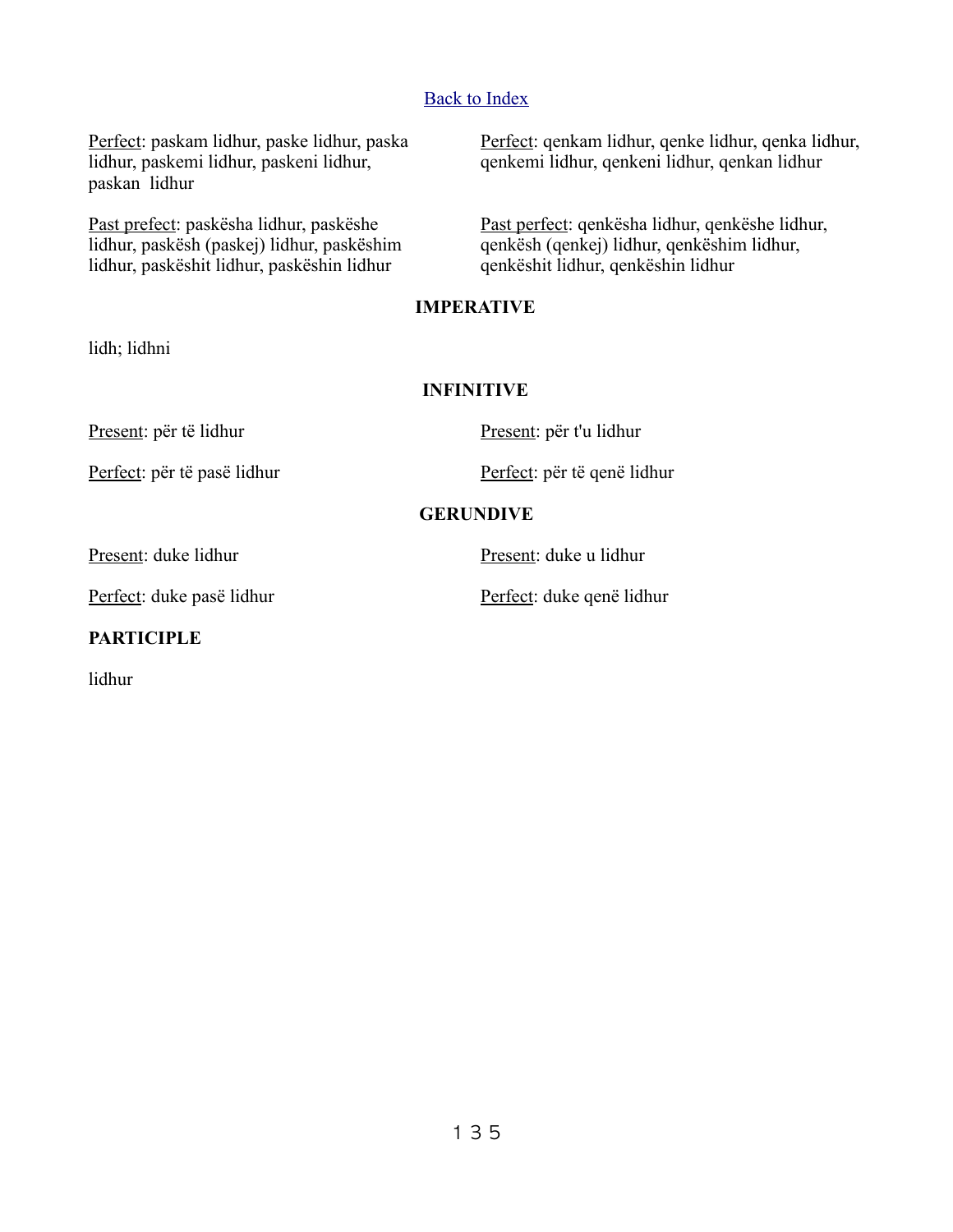Back to Index

Perfect: paskam lidhur, paske lidhur, paska lidhur, paskemi lidhur, paskeni lidhur, paskan lidhur

Past prefect: paskësha lidhur, paskëshe lidhur, paskësh (paskej) lidhur, paskëshim lidhur, paskëshit lidhur, paskëshin lidhur

Perfect: qenkam lidhur, qenke lidhur, qenka lidhur, qenkemi lidhur, qenkeni lidhur, qenkan lidhur

Past perfect: qenkësha lidhur, qenkëshe lidhur, qenkësh (qenkej) lidhur, qenkëshim lidhur, qenkëshit lidhur, qenkëshin lidhur

**IMPERATIVE**

lidh; lidhni

**INFINITIVE**

Present: për të lidhur

Perfect: për të pasë lidhur

Present: për t'u lidhur

Perfect: për të qenë lidhur

**GERUNDIVE**

Present: duke lidhur

Perfect: duke pasë lidhur

Present: duke u lidhur

Perfect: duke qenë lidhur

**PARTICIPLE**

lidhur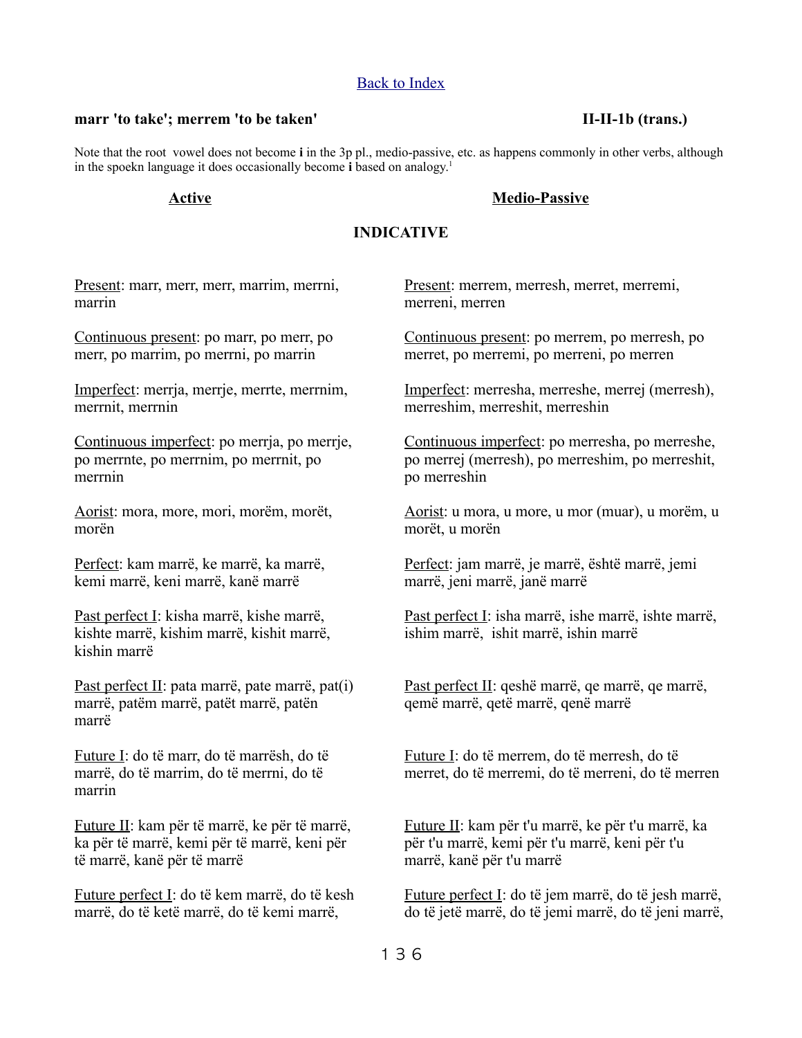[Back to Index]

**marr 'to take'; merrem 'to be taken'** **II-II-1b (trans.)**

Note that the root vowel does not become **i** in the 3p pl., medio-passive, etc. as happens commonly in other verbs, although in the spoekn language it does occasionally become **i** based on analogy.[1]

## INDICATIVE

### Active

Present: marr, merr, merr, marrim, merrni, marrin

Continuous present: po marr, po merr, po merr, po marrim, po merrni, po marrin

Imperfect: merrja, merrje, merrte, merrnim, merrnit, merrnin

Continuous imperfect: po merrja, po merrje, po merrnte, po merrnim, po merrnit, po merrnin

Aorist: mora, more, mori, morëm, morët, morën

Perfect: kam marrë, ke marrë, ka marrë, kemi marrë, keni marrë, kanë marrë

Past perfect I: kisha marrë, kishe marrë, kishte marrë, kishim marrë, kishit marrë, kishin marrë

Past perfect II: pata marrë, pate marrë, pat(i) marrë, patëm marrë, patët marrë, patën marrë

Future I: do të marr, do të marrësh, do të marrë, do të marrim, do të merrni, do të marrin

Future II: kam për të marrë, ke për të marrë, ka për të marrë, kemi për të marrë, keni për të marrë, kanë për të marrë

Future perfect I: do të kem marrë, do të kesh marrë, do të ketë marrë, do të kemi marrë,

### Medio-Passive

Present: merrem, merresh, merret, merremi, merreni, merren

Continuous present: po merrem, po merresh, po merret, po merremi, po merreni, po merren

Imperfect: merresha, merreshe, merrej (merresh), merreshim, merreshit, merreshin

Continuous imperfect: po merresha, po merreshe, po merrej (merresh), po merreshim, po merreshit, po merreshin

Aorist: u mora, u more, u mor (muar), u morëm, u morët, u morën

Perfect: jam marrë, je marrë, është marrë, jemi marrë, jeni marrë, janë marrë

Past perfect I: isha marrë, ishe marrë, ishte marrë, ishim marrë, ishit marrë, ishin marrë

Past perfect II: qeshë marrë, qe marrë, qe marrë, qemë marrë, qetë marrë, qenë marrë

Future I: do të merrem, do të merresh, do të merret, do të merremi, do të merreni, do të merren

Future II: kam për t'u marrë, ke për t'u marrë, ka për t'u marrë, kemi për t'u marrë, keni për t'u marrë, kanë për t'u marrë

Future perfect I: do të jem marrë, do të jesh marrë, do të jetë marrë, do të jemi marrë, do të jeni marrë,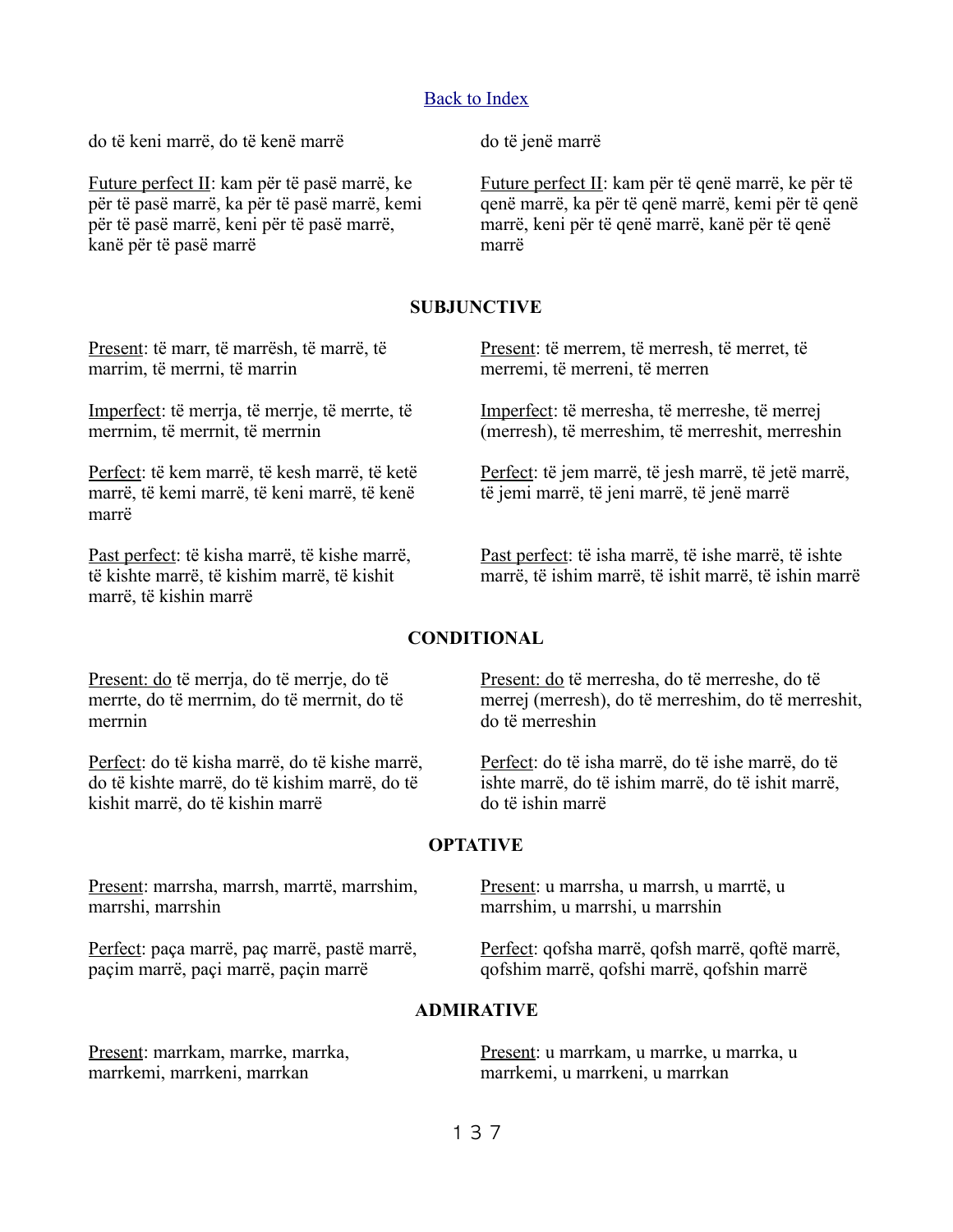[Back to Index]

do të keni marrë, do të kenë marrë

Future perfect II: kam për të pasë marrë, ke për të pasë marrë, ka për të pasë marrë, kemi për të pasë marrë, keni për të pasë marrë, kanë për të pasë marrë

do të jenë marrë

Future perfect II: kam për të qenë marrë, ke për të qenë marrë, ka për të qenë marrë, kemi për të qenë marrë, keni për të qenë marrë, kanë për të qenë marrë

**SUBJUNCTIVE**

Present: të marr, të marrësh, të marrë, të marrim, të merrni, të marrin

Imperfect: të merrja, të merrje, të merrte, të merrnim, të merrnit, të merrnin

Perfect: të kem marrë, të kesh marrë, të ketë marrë, të kemi marrë, të keni marrë, të kenë marrë

Past perfect: të kisha marrë, të kishe marrë, të kishte marrë, të kishim marrë, të kishit marrë, të kishin marrë

Present: të merrem, të merresh, të merret, të merremi, të merreni, të merren

Imperfect: të merresha, të merreshe, të merrej (merresh), të merreshim, të merreshit, merreshin

Perfect: të jem marrë, të jesh marrë, të jetë marrë, të jemi marrë, të jeni marrë, të jenë marrë

Past perfect: të isha marrë, të ishe marrë, të ishte marrë, të ishim marrë, të ishit marrë, të ishin marrë

**CONDITIONAL**

Present: do të merrja, do të merrje, do të merrte, do të merrnim, do të merrnit, do të merrnin

Perfect: do të kisha marrë, do të kishe marrë, do të kishte marrë, do të kishim marrë, do të kishit marrë, do të kishin marrë

Present: do të merresha, do të merreshe, do të merrej (merresh), do të merreshim, do të merreshit, do të merreshin

Perfect: do të isha marrë, do të ishe marrë, do të ishte marrë, do të ishim marrë, do të ishit marrë, do të ishin marrë

**OPTATIVE**

Present: marrsha, marrsh, marrtë, marrshim, marrshi, marrshin

Perfect: paça marrë, paç marrë, pastë marrë, paçim marrë, paçi marrë, paçin marrë

Present: u marrsha, u marrsh, u marrtë, u marrshim, u marrshi, u marrshin

Perfect: qofsha marrë, qofsh marrë, qoftë marrë, qofshim marrë, qofshi marrë, qofshin marrë

**ADMIRATIVE**

Present: marrkam, marrke, marrka, marrkemi, marrkeni, marrkan

Present: u marrkam, u marrke, u marrka, u marrkemi, u marrkeni, u marrkan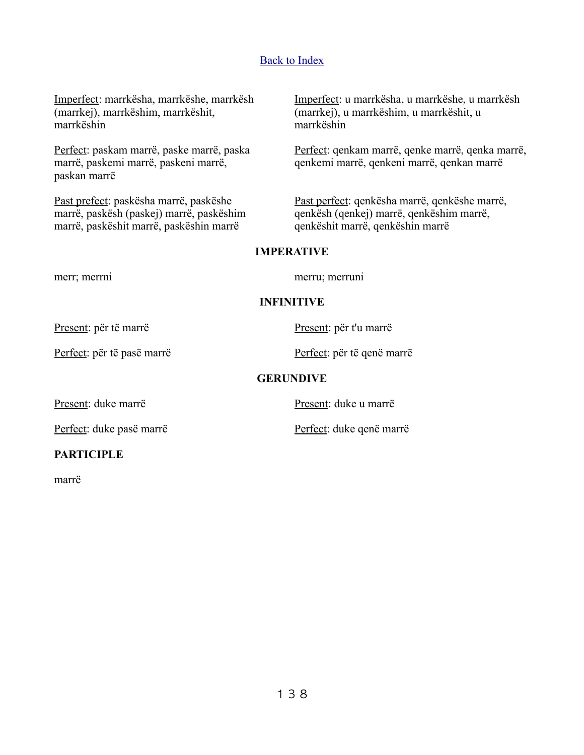[Back to Index]

Imperfect: marrkësha, marrkëshe, marrkësh (marrkej), marrkëshim, marrkëshit, marrkëshin

Perfect: paskam marrë, paske marrë, paska marrë, paskemi marrë, paskeni marrë, paskan marrë

Past prefect: paskësha marrë, paskëshe marrë, paskësh (paskej) marrë, paskëshim marrë, paskëshit marrë, paskëshin marrë

Imperfect: u marrkësha, u marrkëshe, u marrkësh (marrkej), u marrkëshim, u marrkëshit, u marrkëshin

Perfect: qenkam marrë, qenke marrë, qenka marrë, qenkemi marrë, qenkeni marrë, qenkan marrë

Past perfect: qenkësha marrë, qenkëshe marrë, qenkësh (qenkej) marrë, qenkëshim marrë, qenkëshit marrë, qenkëshin marrë

**IMPERATIVE**

merr; merrni

merru; merruni

**INFINITIVE**

Present: për të marrë

Perfect: për të pasë marrë

Present: për t'u marrë

Perfect: për të qenë marrë

**GERUNDIVE**

Present: duke marrë

Perfect: duke pasë marrë

Present: duke u marrë

Perfect: duke qenë marrë

**PARTICIPLE**

marrë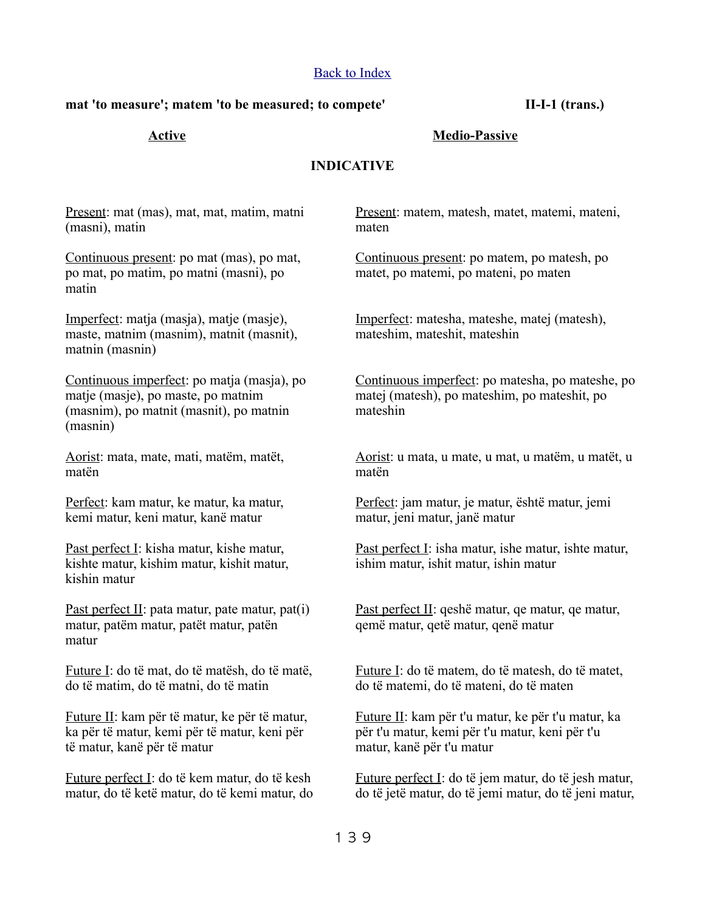[Back to Index]

**mat 'to measure'; matem 'to be measured; to compete'** **II-I-1 (trans.)**

| <u>**Active**</u> | <u>**Medio-Passive**</u> |
|---|---|

### INDICATIVE

| Active | Medio-Passive |
|---|---|
| <u>Present</u>: mat (mas), mat, mat, matim, matni (masni), matin | <u>Present</u>: matem, matesh, matet, matemi, mateni, maten |
| <u>Continuous present</u>: po mat (mas), po mat, po mat, po matim, po matni (masni), po matin | <u>Continuous present</u>: po matem, po matesh, po matet, po matemi, po mateni, po maten |
| <u>Imperfect</u>: matja (masja), matje (masje), maste, matnim (masnim), matnit (masnit), matnin (masnin) | <u>Imperfect</u>: matesha, mateshe, matej (matesh), mateshim, mateshit, mateshin |
| <u>Continuous imperfect</u>: po matja (masja), po matje (masje), po maste, po matnim (masnim), po matnit (masnit), po matnin (masnin) | <u>Continuous imperfect</u>: po matesha, po mateshe, po matej (matesh), po mateshim, po mateshit, po mateshin |
| <u>Aorist</u>: mata, mate, mati, matëm, matët, matën | <u>Aorist</u>: u mata, u mate, u mat, u matëm, u matët, u matën |
| <u>Perfect</u>: kam matur, ke matur, ka matur, kemi matur, keni matur, kanë matur | <u>Perfect</u>: jam matur, je matur, është matur, jemi matur, jeni matur, janë matur |
| <u>Past perfect I</u>: kisha matur, kishe matur, kishte matur, kishim matur, kishit matur, kishin matur | <u>Past perfect I</u>: isha matur, ishe matur, ishte matur, ishim matur, ishit matur, ishin matur |
| <u>Past perfect II</u>: pata matur, pate matur, pat(i) matur, patëm matur, patët matur, patën matur | <u>Past perfect II</u>: qeshë matur, qe matur, qe matur, qemë matur, qetë matur, qenë matur |
| <u>Future I</u>: do të mat, do të matësh, do të matë, do të matim, do të matni, do të matin | <u>Future I</u>: do të matem, do të matesh, do të matet, do të matemi, do të mateni, do të maten |
| <u>Future II</u>: kam për të matur, ke për të matur, ka për të matur, kemi për të matur, keni për të matur, kanë për të matur | <u>Future II</u>: kam për t'u matur, ke për t'u matur, ka për t'u matur, kemi për t'u matur, keni për t'u matur, kanë për t'u matur |
| <u>Future perfect I</u>: do të kem matur, do të kesh matur, do të ketë matur, do të kemi matur, do | <u>Future perfect I</u>: do të jem matur, do të jesh matur, do të jetë matur, do të jemi matur, do të jeni matur, |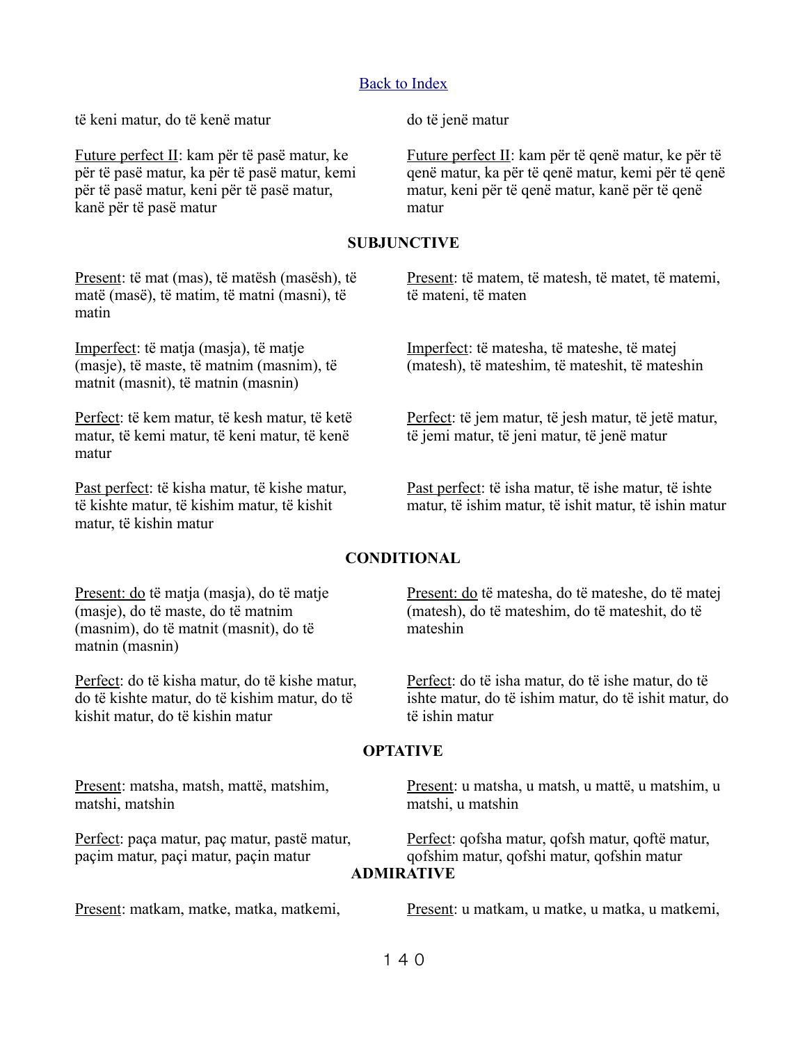[Back to Index](#)

të keni matur, do të kenë matur

Future perfect II: kam për të pasë matur, ke për të pasë matur, ka për të pasë matur, kemi për të pasë matur, keni për të pasë matur, kanë për të pasë matur

do të jenë matur

Future perfect II: kam për të qenë matur, ke për të qenë matur, ka për të qenë matur, kemi për të qenë matur, keni për të qenë matur, kanë për të qenë matur

### SUBJUNCTIVE

Present: të mat (mas), të matësh (masësh), të matë (masë), të matim, të matni (masni), të matin

Imperfect: të matja (masja), të matje (masje), të maste, të matnim (masnim), të matnit (masnit), të matnin (masnin)

Perfect: të kem matur, të kesh matur, të ketë matur, të kemi matur, të keni matur, të kenë matur

Past perfect: të kisha matur, të kishe matur, të kishte matur, të kishim matur, të kishit matur, të kishin matur

Present: të matem, të matesh, të matet, të matemi, të mateni, të maten

Imperfect: të matesha, të mateshe, të matej (matesh), të mateshim, të mateshit, të mateshin

Perfect: të jem matur, të jesh matur, të jetë matur, të jemi matur, të jeni matur, të jenë matur

Past perfect: të isha matur, të ishe matur, të ishte matur, të ishim matur, të ishit matur, të ishin matur

### CONDITIONAL

Present: do të matja (masja), do të matje (masje), do të maste, do të matnim (masnim), do të matnit (masnit), do të matnin (masnin)

Perfect: do të kisha matur, do të kishe matur, do të kishte matur, do të kishim matur, do të kishit matur, do të kishin matur

Present: do të matesha, do të mateshe, do të matej (matesh), do të mateshim, do të mateshit, do të mateshin

Perfect: do të isha matur, do të ishe matur, do të ishte matur, do të ishim matur, do të ishit matur, do të ishin matur

### OPTATIVE

Present: matsha, matsh, mattë, matshim, matshi, matshin

Perfect: paça matur, paç matur, pastë matur, paçim matur, paçi matur, paçin matur

Present: u matsha, u matsh, u mattë, u matshim, u matshi, u matshin

Perfect: qofsha matur, qofsh matur, qoftë matur, qofshim matur, qofshi matur, qofshin matur

### ADMIRATIVE

Present: matkam, matke, matka, matkemi,

Present: u matkam, u matke, u matka, u matkemi,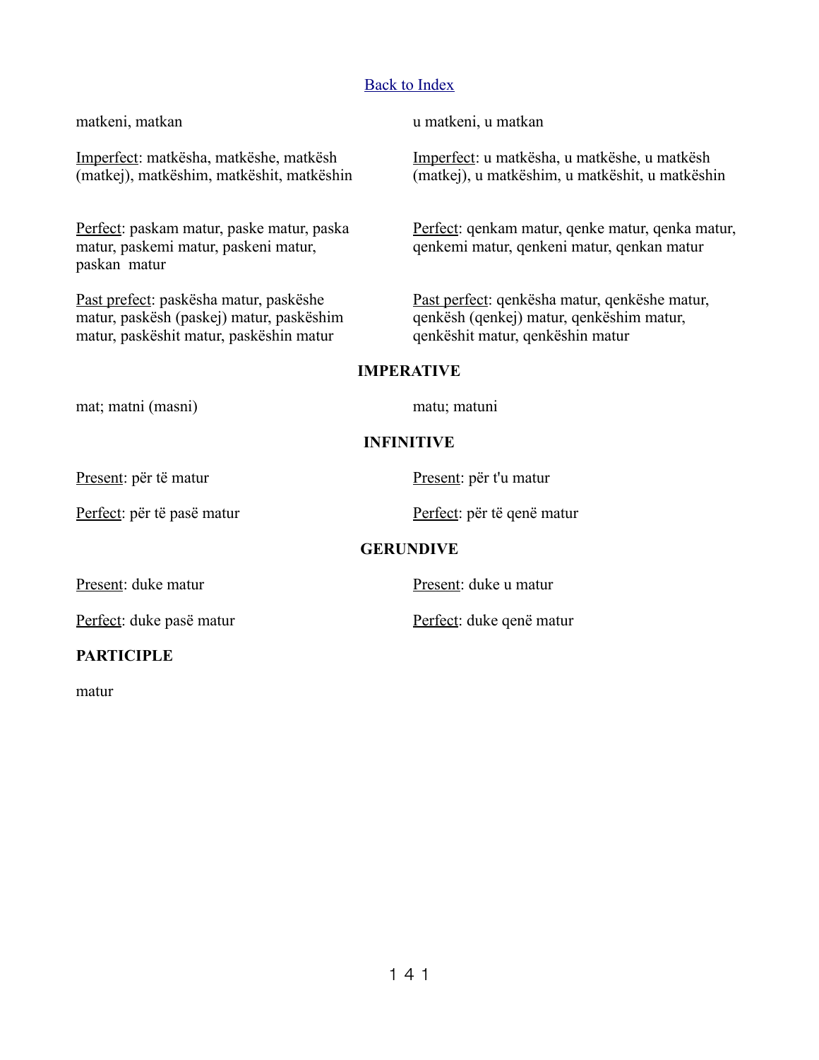[Back to Index]

matkeni, matkan

u matkeni, u matkan

Imperfect: matkësha, matkëshe, matkësh (matkej), matkëshim, matkëshit, matkëshin

Imperfect: u matkësha, u matkëshe, u matkësh (matkej), u matkëshim, u matkëshit, u matkëshin

Perfect: paskam matur, paske matur, paska matur, paskemi matur, paskeni matur, paskan matur

Perfect: qenkam matur, qenke matur, qenka matur, qenkemi matur, qenkeni matur, qenkan matur

Past prefect: paskësha matur, paskëshe matur, paskësh (paskej) matur, paskëshim matur, paskëshit matur, paskëshin matur

Past perfect: qenkësha matur, qenkëshe matur, qenkësh (qenkej) matur, qenkëshim matur, qenkëshit matur, qenkëshin matur

**IMPERATIVE**

mat; matni (masni)

matu; matuni

**INFINITIVE**

Present: për të matur

Present: për t'u matur

Perfect: për të pasë matur

Perfect: për të qenë matur

**GERUNDIVE**

Present: duke matur

Present: duke u matur

Perfect: duke pasë matur

Perfect: duke qenë matur

**PARTICIPLE**

matur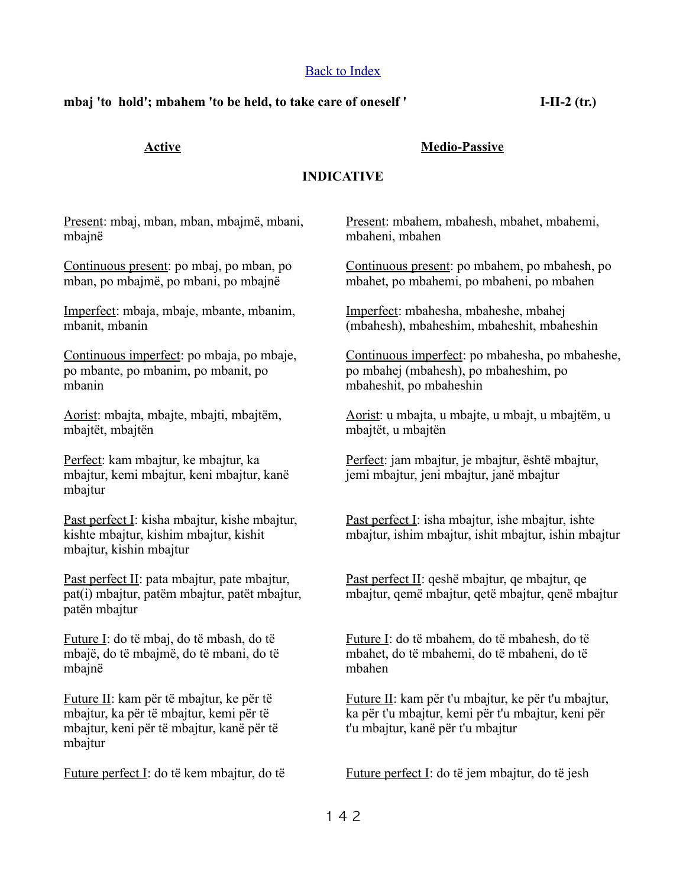[Back to Index]

**mbaj 'to hold'; mbahem 'to be held, to take care of oneself '** **I-II-2 (tr.)**

**Active**

**INDICATIVE**

Present: mbaj, mban, mban, mbajmë, mbani, mbajnë

Continuous present: po mbaj, po mban, po mban, po mbajmë, po mbani, po mbajnë

Imperfect: mbaja, mbaje, mbante, mbanim, mbanit, mbanin

Continuous imperfect: po mbaja, po mbaje, po mbante, po mbanim, po mbanit, po mbanin

Aorist: mbajta, mbajte, mbajti, mbajtëm, mbajtët, mbajtën

Perfect: kam mbajtur, ke mbajtur, ka mbajtur, kemi mbajtur, keni mbajtur, kanë mbajtur

Past perfect I: kisha mbajtur, kishe mbajtur, kishte mbajtur, kishim mbajtur, kishit mbajtur, kishin mbajtur

Past perfect II: pata mbajtur, pate mbajtur, pat(i) mbajtur, patëm mbajtur, patët mbajtur, patën mbajtur

Future I: do të mbaj, do të mbash, do të mbajë, do të mbajmë, do të mbani, do të mbajnë

Future II: kam për të mbajtur, ke për të mbajtur, ka për të mbajtur, kemi për të mbajtur, keni për të mbajtur, kanë për të mbajtur

Future perfect I: do të kem mbajtur, do të

**Medio-Passive**

**INDICATIVE**

Present: mbahem, mbahesh, mbahet, mbahemi, mbaheni, mbahen

Continuous present: po mbahem, po mbahesh, po mbahet, po mbahemi, po mbaheni, po mbahen

Imperfect: mbahesha, mbaheshe, mbahej (mbahesh), mbaheshim, mbaheshit, mbaheshin

Continuous imperfect: po mbahesha, po mbaheshe, po mbahej (mbahesh), po mbaheshim, po mbaheshit, po mbaheshin

Aorist: u mbajta, u mbajte, u mbajt, u mbajtëm, u mbajtët, u mbajtën

Perfect: jam mbajtur, je mbajtur, është mbajtur, jemi mbajtur, jeni mbajtur, janë mbajtur

Past perfect I: isha mbajtur, ishe mbajtur, ishte mbajtur, ishim mbajtur, ishit mbajtur, ishin mbajtur

Past perfect II: qeshë mbajtur, qe mbajtur, qe mbajtur, qemë mbajtur, qetë mbajtur, qenë mbajtur

Future I: do të mbahem, do të mbahesh, do të mbahet, do të mbahemi, do të mbaheni, do të mbahen

Future II: kam për t'u mbajtur, ke për t'u mbajtur, ka për t'u mbajtur, kemi për t'u mbajtur, keni për t'u mbajtur, kanë për t'u mbajtur

Future perfect I: do të jem mbajtur, do të jesh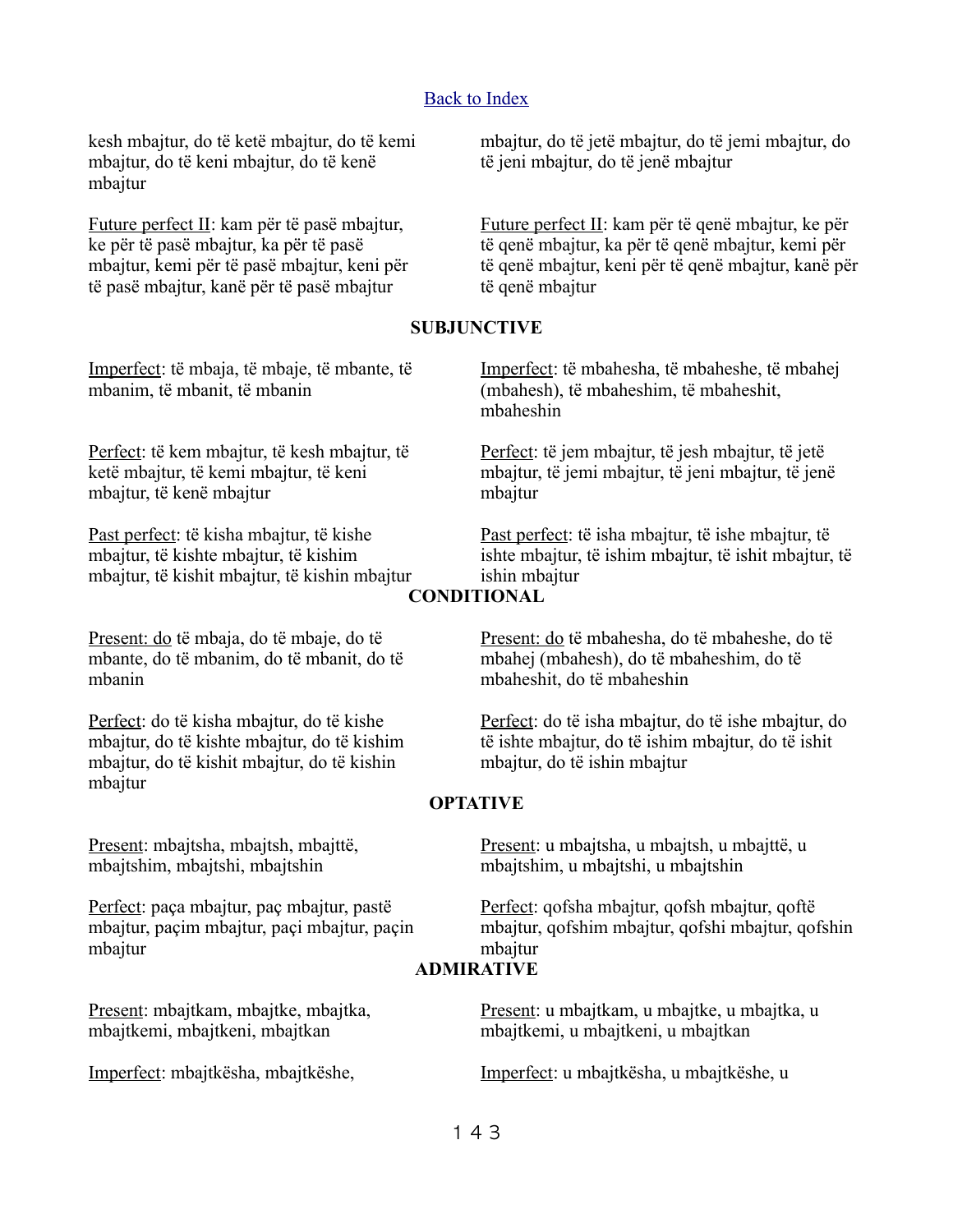[Back to Index]

kesh mbajtur, do të ketë mbajtur, do të kemi mbajtur, do të keni mbajtur, do të kenë mbajtur

mbajtur, do të jetë mbajtur, do të jemi mbajtur, do të jeni mbajtur, do të jenë mbajtur

Future perfect II: kam për të pasë mbajtur, ke për të pasë mbajtur, ka për të pasë mbajtur, kemi për të pasë mbajtur, keni për të pasë mbajtur, kanë për të pasë mbajtur

Future perfect II: kam për të qenë mbajtur, ke për të qenë mbajtur, ka për të qenë mbajtur, kemi për të qenë mbajtur, keni për të qenë mbajtur, kanë për të qenë mbajtur

**SUBJUNCTIVE**

Imperfect: të mbaja, të mbaje, të mbante, të mbanim, të mbanit, të mbanin

Imperfect: të mbahesha, të mbaheshe, të mbahej (mbahesh), të mbaheshim, të mbaheshit, mbaheshin

Perfect: të kem mbajtur, të kesh mbajtur, të ketë mbajtur, të kemi mbajtur, të keni mbajtur, të kenë mbajtur

Perfect: të jem mbajtur, të jesh mbajtur, të jetë mbajtur, të jemi mbajtur, të jeni mbajtur, të jenë mbajtur

Past perfect: të kisha mbajtur, të kishe mbajtur, të kishte mbajtur, të kishim mbajtur, të kishit mbajtur, të kishin mbajtur

Past perfect: të isha mbajtur, të ishe mbajtur, të ishte mbajtur, të ishim mbajtur, të ishit mbajtur, të ishin mbajtur

**CONDITIONAL**

Present: do të mbaja, do të mbaje, do të mbante, do të mbanim, do të mbanit, do të mbanin

Present: do të mbahesha, do të mbaheshe, do të mbahej (mbahesh), do të mbaheshim, do të mbaheshit, do të mbaheshin

Perfect: do të kisha mbajtur, do të kishe mbajtur, do të kishte mbajtur, do të kishim mbajtur, do të kishit mbajtur, do të kishin mbajtur

Perfect: do të isha mbajtur, do të ishe mbajtur, do të ishte mbajtur, do të ishim mbajtur, do të ishit mbajtur, do të ishin mbajtur

**OPTATIVE**

Present: mbajtsha, mbajtsh, mbajttë, mbajtshim, mbajtshi, mbajtshin

Present: u mbajtsha, u mbajtsh, u mbajttë, u mbajtshim, u mbajtshi, u mbajtshin

Perfect: paça mbajtur, paç mbajtur, pastë mbajtur, paçim mbajtur, paçi mbajtur, paçin mbajtur

Perfect: qofsha mbajtur, qofsh mbajtur, qoftë mbajtur, qofshim mbajtur, qofshi mbajtur, qofshin mbajtur

**ADMIRATIVE**

Present: mbajtkam, mbajtke, mbajtka, mbajtkemi, mbajtkeni, mbajtkan

Present: u mbajtkam, u mbajtke, u mbajtka, u mbajtkemi, u mbajtkeni, u mbajtkan

Imperfect: mbajtkësha, mbajtkëshe,

Imperfect: u mbajtkësha, u mbajtkëshe, u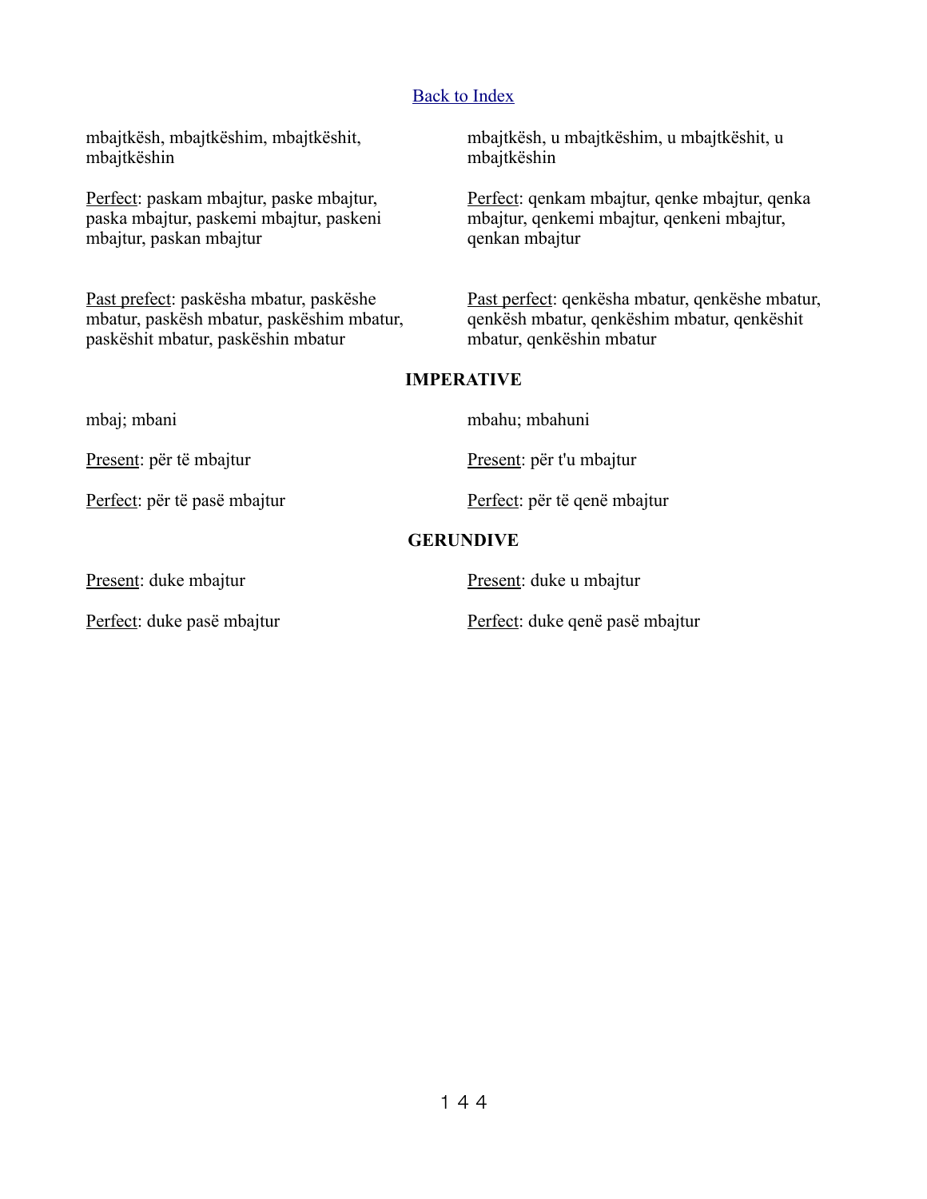Back to Index

mbajtkësh, mbajtkëshim, mbajtkëshit, mbajtkëshin

mbajtkësh, u mbajtkëshim, u mbajtkëshit, u mbajtkëshin

Perfect: paskam mbajtur, paske mbajtur, paska mbajtur, paskemi mbajtur, paskeni mbajtur, paskan mbajtur

Perfect: qenkam mbajtur, qenke mbajtur, qenka mbajtur, qenkemi mbajtur, qenkeni mbajtur, qenkan mbajtur

Past prefect: paskësha mbatur, paskëshe mbatur, paskësh mbatur, paskëshim mbatur, paskëshit mbatur, paskëshin mbatur

Past perfect: qenkësha mbatur, qenkëshe mbatur, qenkësh mbatur, qenkëshim mbatur, qenkëshit mbatur, qenkëshin mbatur

**IMPERATIVE**

mbaj; mbani

mbahu; mbahuni

Present: për të mbajtur

Present: për t'u mbajtur

Perfect: për të pasë mbajtur

Perfect: për të qenë mbajtur

**GERUNDIVE**

Present: duke mbajtur

Present: duke u mbajtur

Perfect: duke pasë mbajtur

Perfect: duke qenë pasë mbajtur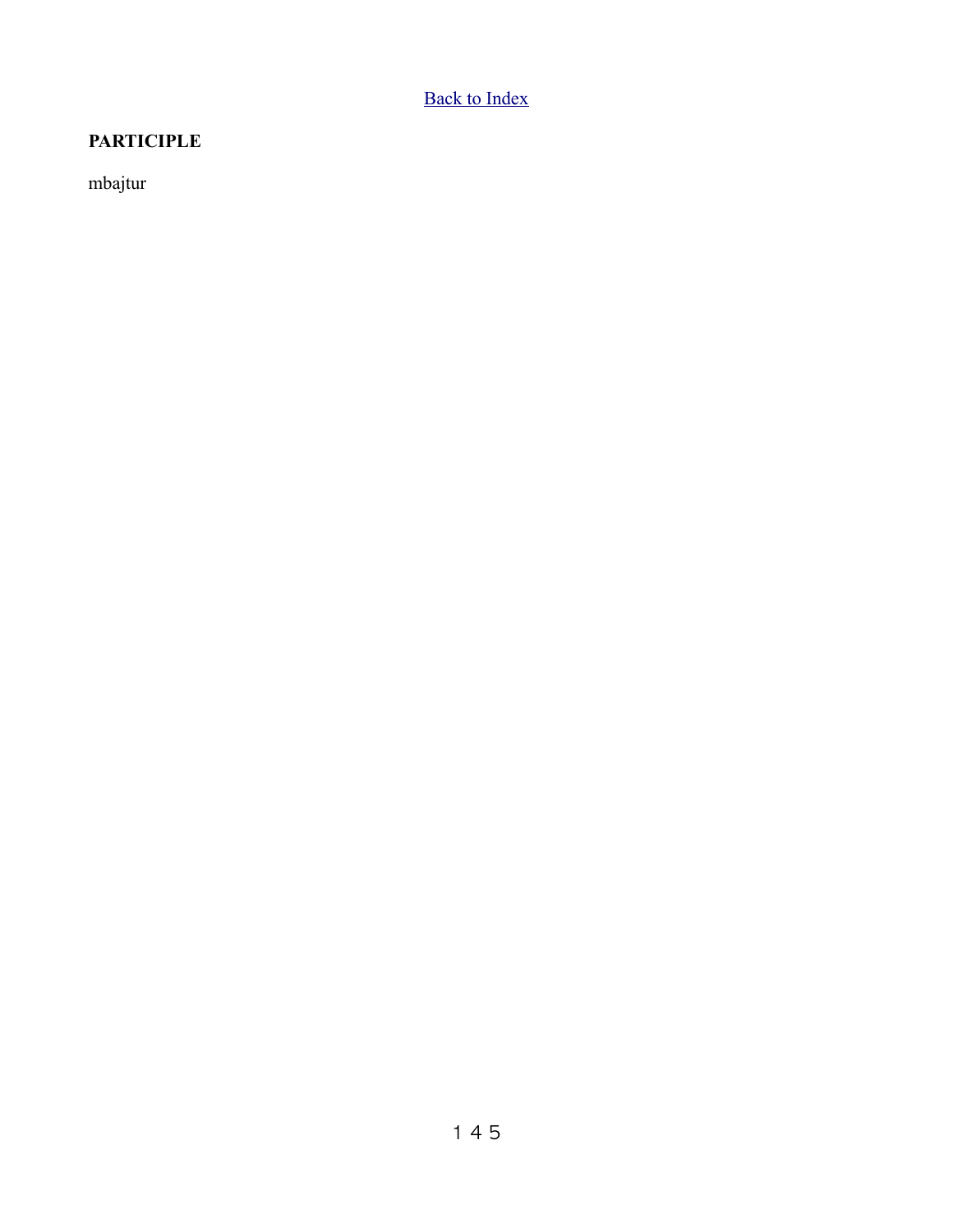[Back to Index]

**PARTICIPLE**

mbajtur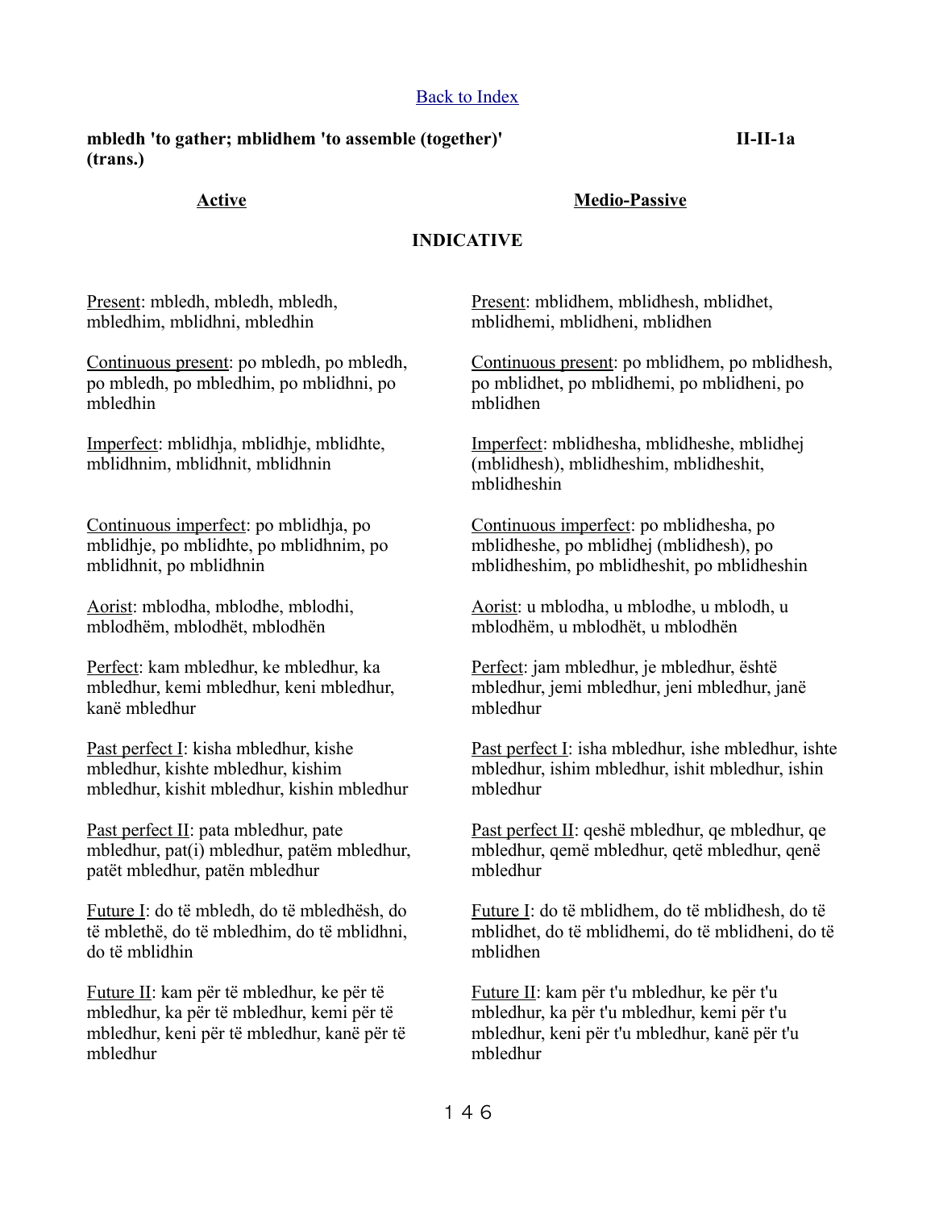Back to Index

**mbledh 'to gather; mblidhem 'to assemble (together)' (trans.)** **II-II-1a**

## INDICATIVE

### Active

Present: mbledh, mbledh, mbledh, mbledhim, mblidhni, mbledhin

Continuous present: po mbledh, po mbledh, po mbledh, po mbledhim, po mblidhni, po mbledhin

Imperfect: mblidhja, mblidhje, mblidhte, mblidhnim, mblidhnit, mblidhnin

Continuous imperfect: po mblidhja, po mblidhje, po mblidhte, po mblidhnim, po mblidhnit, po mblidhnin

Aorist: mblodha, mblodhe, mblodhi, mblodhëm, mblodhët, mblodhën

Perfect: kam mbledhur, ke mbledhur, ka mbledhur, kemi mbledhur, keni mbledhur, kanë mbledhur

Past perfect I: kisha mbledhur, kishe mbledhur, kishte mbledhur, kishim mbledhur, kishit mbledhur, kishin mbledhur

Past perfect II: pata mbledhur, pate mbledhur, pat(i) mbledhur, patëm mbledhur, patët mbledhur, patën mbledhur

Future I: do të mbledh, do të mbledhësh, do të mblethë, do të mbledhim, do të mblidhni, do të mblidhin

Future II: kam për të mbledhur, ke për të mbledhur, ka për të mbledhur, kemi për të mbledhur, keni për të mbledhur, kanë për të mbledhur

### Medio-Passive

Present: mblidhem, mblidhesh, mblidhet, mblidhemi, mblidheni, mblidhen

Continuous present: po mblidhem, po mblidhesh, po mblidhet, po mblidhemi, po mblidheni, po mblidhen

Imperfect: mblidhesha, mblidheshe, mblidhej (mblidhesh), mblidheshim, mblidheshit, mblidheshin

Continuous imperfect: po mblidhesha, po mblidheshe, po mblidhej (mblidhesh), po mblidheshim, po mblidheshit, po mblidheshin

Aorist: u mblodha, u mblodhe, u mblodh, u mblodhëm, u mblodhët, u mblodhën

Perfect: jam mbledhur, je mbledhur, është mbledhur, jemi mbledhur, jeni mbledhur, janë mbledhur

Past perfect I: isha mbledhur, ishe mbledhur, ishte mbledhur, ishim mbledhur, ishit mbledhur, ishin mbledhur

Past perfect II: qeshë mbledhur, qe mbledhur, qe mbledhur, qemë mbledhur, qetë mbledhur, qenë mbledhur

Future I: do të mblidhem, do të mblidhesh, do të mblidhet, do të mblidhemi, do të mblidheni, do të mblidhen

Future II: kam për t'u mbledhur, ke për t'u mbledhur, ka për t'u mbledhur, kemi për t'u mbledhur, keni për t'u mbledhur, kanë për t'u mbledhur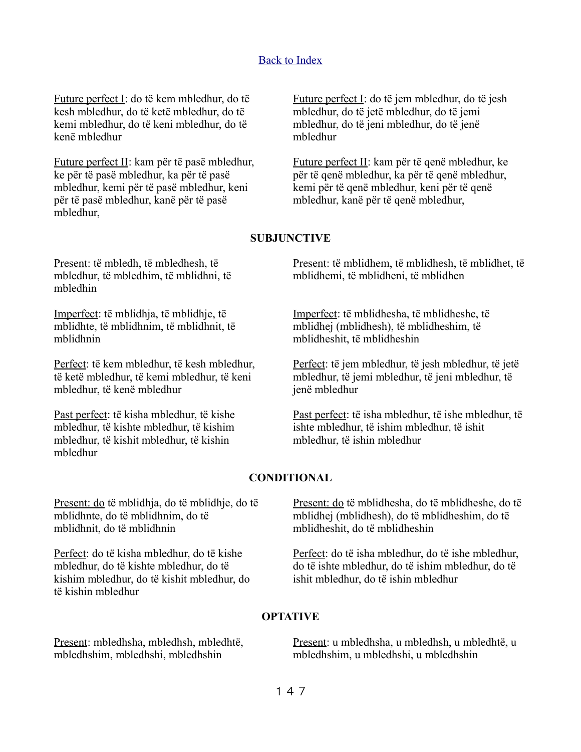[Back to Index]

Future perfect I: do të kem mbledhur, do të kesh mbledhur, do të ketë mbledhur, do të kemi mbledhur, do të keni mbledhur, do të kenë mbledhur

Future perfect II: kam për të pasë mbledhur, ke për të pasë mbledhur, ka për të pasë mbledhur, kemi për të pasë mbledhur, keni për të pasë mbledhur, kanë për të pasë mbledhur,

Future perfect I: do të jem mbledhur, do të jesh mbledhur, do të jetë mbledhur, do të jemi mbledhur, do të jeni mbledhur, do të jenë mbledhur

Future perfect II: kam për të qenë mbledhur, ke për të qenë mbledhur, ka për të qenë mbledhur, kemi për të qenë mbledhur, keni për të qenë mbledhur, kanë për të qenë mbledhur,

**SUBJUNCTIVE**

Present: të mbledh, të mbledhesh, të mbledhur, të mbledhim, të mblidhni, të mbledhin

Imperfect: të mblidhja, të mblidhje, të mblidhte, të mblidhnim, të mblidhnit, të mblidhnin

Perfect: të kem mbledhur, të kesh mbledhur, të ketë mbledhur, të kemi mbledhur, të keni mbledhur, të kenë mbledhur

Past perfect: të kisha mbledhur, të kishe mbledhur, të kishte mbledhur, të kishim mbledhur, të kishit mbledhur, të kishin mbledhur

Present: të mblidhem, të mblidhesh, të mblidhet, të mblidhemi, të mblidheni, të mblidhen

Imperfect: të mblidhesha, të mblidheshe, të mblidhej (mblidhesh), të mblidheshim, të mblidheshit, të mblidheshin

Perfect: të jem mbledhur, të jesh mbledhur, të jetë mbledhur, të jemi mbledhur, të jeni mbledhur, të jenë mbledhur

Past perfect: të isha mbledhur, të ishe mbledhur, të ishte mbledhur, të ishim mbledhur, të ishit mbledhur, të ishin mbledhur

**CONDITIONAL**

Present: do të mblidhja, do të mblidhje, do të mblidhnte, do të mblidhnim, do të mblidhnit, do të mblidhnin

Perfect: do të kisha mbledhur, do të kishe mbledhur, do të kishte mbledhur, do të kishim mbledhur, do të kishit mbledhur, do të kishin mbledhur

Present: do të mblidhesha, do të mblidheshe, do të mblidhej (mblidhesh), do të mblidheshim, do të mblidheshit, do të mblidheshin

Perfect: do të isha mbledhur, do të ishe mbledhur, do të ishte mbledhur, do të ishim mbledhur, do të ishit mbledhur, do të ishin mbledhur

**OPTATIVE**

Present: mbledhsha, mbledhsh, mbledhtë, mbledhshim, mbledhshi, mbledhshin

Present: u mbledhsha, u mbledhsh, u mbledhtë, u mbledhshim, u mbledhshi, u mbledhshin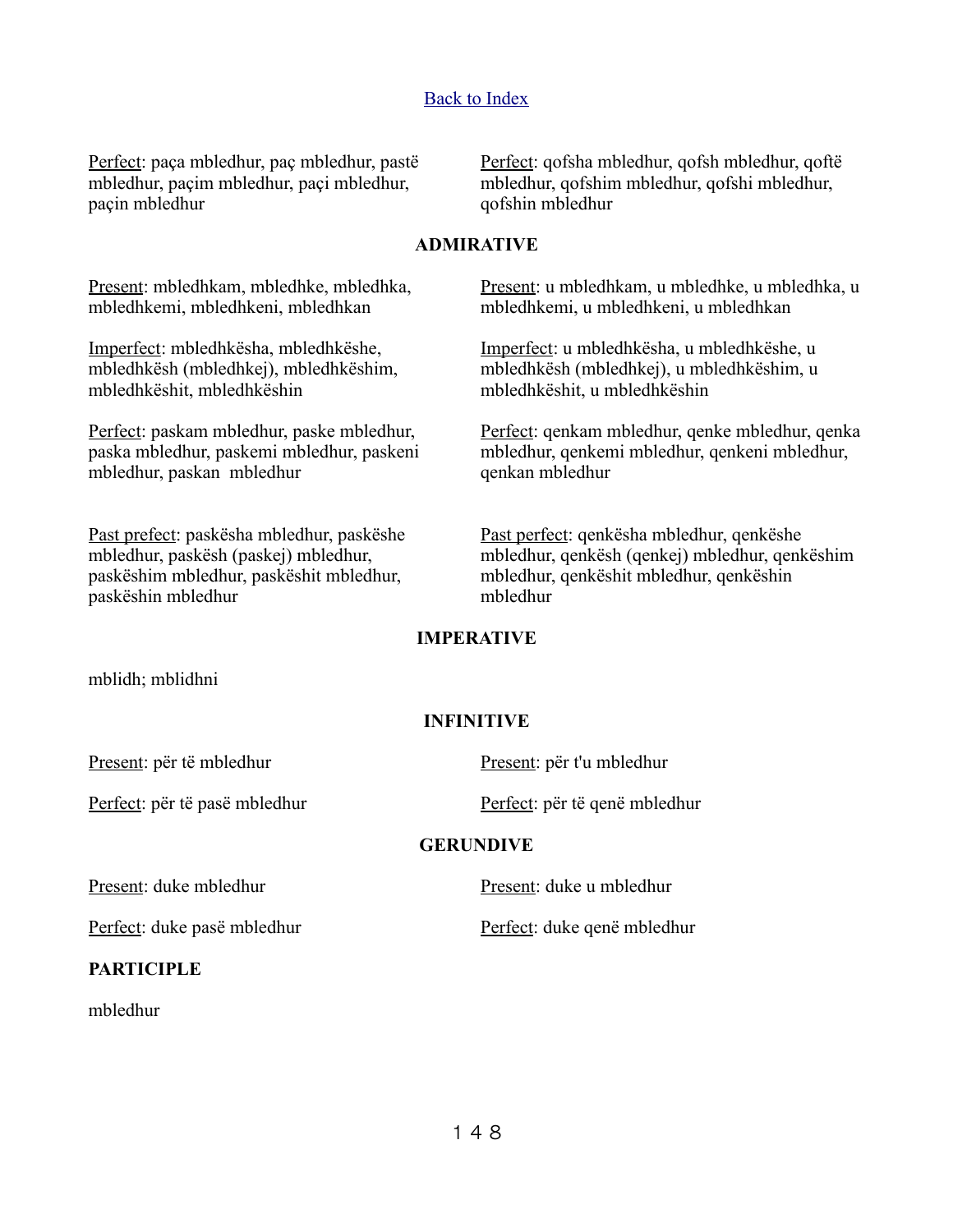[Back to Index]

Perfect: paça mbledhur, paç mbledhur, pastë mbledhur, paçim mbledhur, paçi mbledhur, paçin mbledhur

Perfect: qofsha mbledhur, qofsh mbledhur, qoftë mbledhur, qofshim mbledhur, qofshi mbledhur, qofshin mbledhur

**ADMIRATIVE**

Present: mbledhkam, mbledhke, mbledhka, mbledhkemi, mbledhkeni, mbledhkan

Present: u mbledhkam, u mbledhke, u mbledhka, u mbledhkemi, u mbledhkeni, u mbledhkan

Imperfect: mbledhkësha, mbledhkëshe, mbledhkësh (mbledhkej), mbledhkëshim, mbledhkëshit, mbledhkëshin

Imperfect: u mbledhkësha, u mbledhkëshe, u mbledhkësh (mbledhkej), u mbledhkëshim, u mbledhkëshit, u mbledhkëshin

Perfect: paskam mbledhur, paske mbledhur, paska mbledhur, paskemi mbledhur, paskeni mbledhur, paskan  mbledhur

Perfect: qenkam mbledhur, qenke mbledhur, qenka mbledhur, qenkemi mbledhur, qenkeni mbledhur, qenkan mbledhur

Past prefect: paskësha mbledhur, paskëshe mbledhur, paskësh (paskej) mbledhur, paskëshim mbledhur, paskëshit mbledhur, paskëshin mbledhur

Past perfect: qenkësha mbledhur, qenkëshe mbledhur, qenkësh (qenkej) mbledhur, qenkëshim mbledhur, qenkëshit mbledhur, qenkëshin mbledhur

**IMPERATIVE**

mblidh; mblidhni

**INFINITIVE**

Present: për të mbledhur

Present: për t'u mbledhur

Perfect: për të pasë mbledhur

Perfect: për të qenë mbledhur

**GERUNDIVE**

Present: duke mbledhur

Present: duke u mbledhur

Perfect: duke pasë mbledhur

Perfect: duke qenë mbledhur

**PARTICIPLE**

mbledhur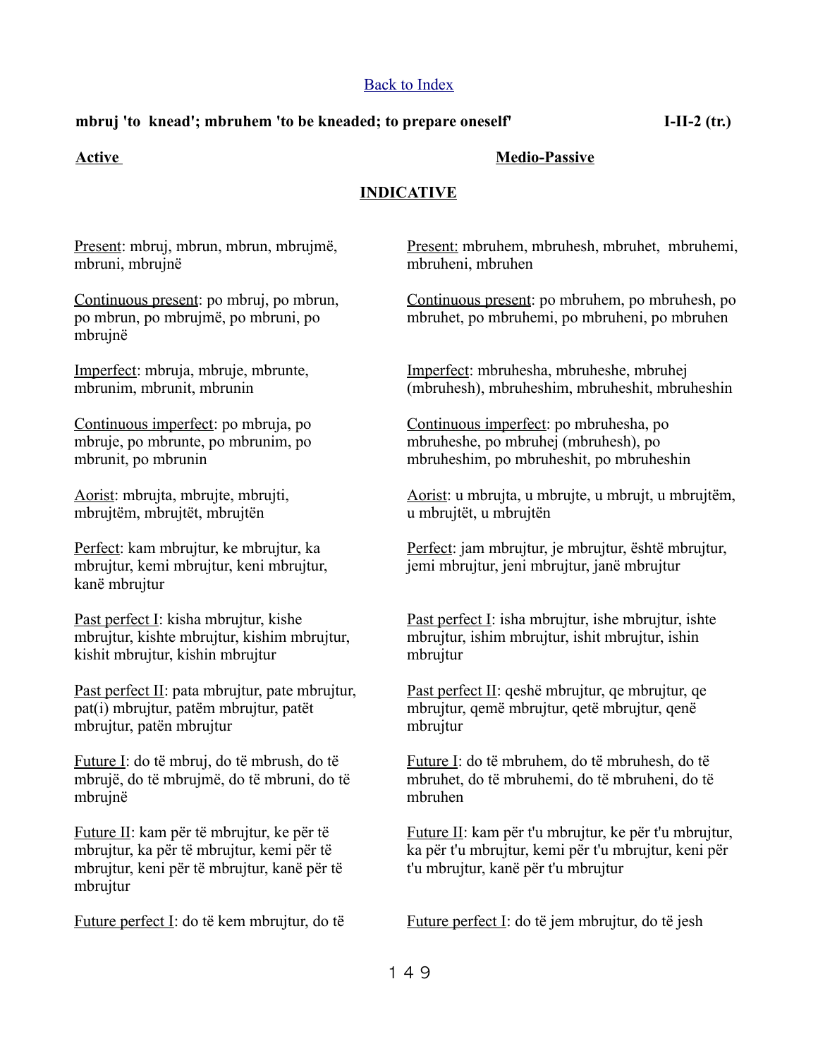[Back to Index]

**mbruj 'to knead'; mbruhem 'to be kneaded; to prepare oneself'** **I-II-2 (tr.)**

**Active**

## INDICATIVE

Present: mbruj, mbrun, mbrun, mbrujmë, mbruni, mbrujnë

Continuous present: po mbruj, po mbrun, po mbrun, po mbrujmë, po mbruni, po mbrujnë

Imperfect: mbruja, mbruje, mbrunte, mbrunim, mbrunit, mbrunin

Continuous imperfect: po mbruja, po mbruje, po mbrunte, po mbrunim, po mbrunit, po mbrunin

Aorist: mbrujta, mbrujte, mbrujti, mbrujtëm, mbrujtët, mbrujtën

Perfect: kam mbrujtur, ke mbrujtur, ka mbrujtur, kemi mbrujtur, keni mbrujtur, kanë mbrujtur

Past perfect I: kisha mbrujtur, kishe mbrujtur, kishte mbrujtur, kishim mbrujtur, kishit mbrujtur, kishin mbrujtur

Past perfect II: pata mbrujtur, pate mbrujtur, pat(i) mbrujtur, patëm mbrujtur, patët mbrujtur, patën mbrujtur

Future I: do të mbruj, do të mbrush, do të mbrujë, do të mbrujmë, do të mbruni, do të mbrujnë

Future II: kam për të mbrujtur, ke për të mbrujtur, ka për të mbrujtur, kemi për të mbrujtur, keni për të mbrujtur, kanë për të mbrujtur

Future perfect I: do të kem mbrujtur, do të

**Medio-Passive**

Present: mbruhem, mbruhesh, mbruhet, mbruhemi, mbruheni, mbruhen

Continuous present: po mbruhem, po mbruhesh, po mbruhet, po mbruhemi, po mbruheni, po mbruhen

Imperfect: mbruhesha, mbruheshe, mbruhej (mbruhesh), mbruheshim, mbruheshit, mbruheshin

Continuous imperfect: po mbruhesha, po mbruheshe, po mbruhej (mbruhesh), po mbruheshim, po mbruheshit, po mbruheshin

Aorist: u mbrujta, u mbrujte, u mbrujt, u mbrujtëm, u mbrujtët, u mbrujtën

Perfect: jam mbrujtur, je mbrujtur, është mbrujtur, jemi mbrujtur, jeni mbrujtur, janë mbrujtur

Past perfect I: isha mbrujtur, ishe mbrujtur, ishte mbrujtur, ishim mbrujtur, ishit mbrujtur, ishin mbrujtur

Past perfect II: qeshë mbrujtur, qe mbrujtur, qe mbrujtur, qemë mbrujtur, qetë mbrujtur, qenë mbrujtur

Future I: do të mbruhem, do të mbruhesh, do të mbruhet, do të mbruhemi, do të mbruheni, do të mbruhen

Future II: kam për t'u mbrujtur, ke për t'u mbrujtur, ka për t'u mbrujtur, kemi për t'u mbrujtur, keni për t'u mbrujtur, kanë për t'u mbrujtur

Future perfect I: do të jem mbrujtur, do të jesh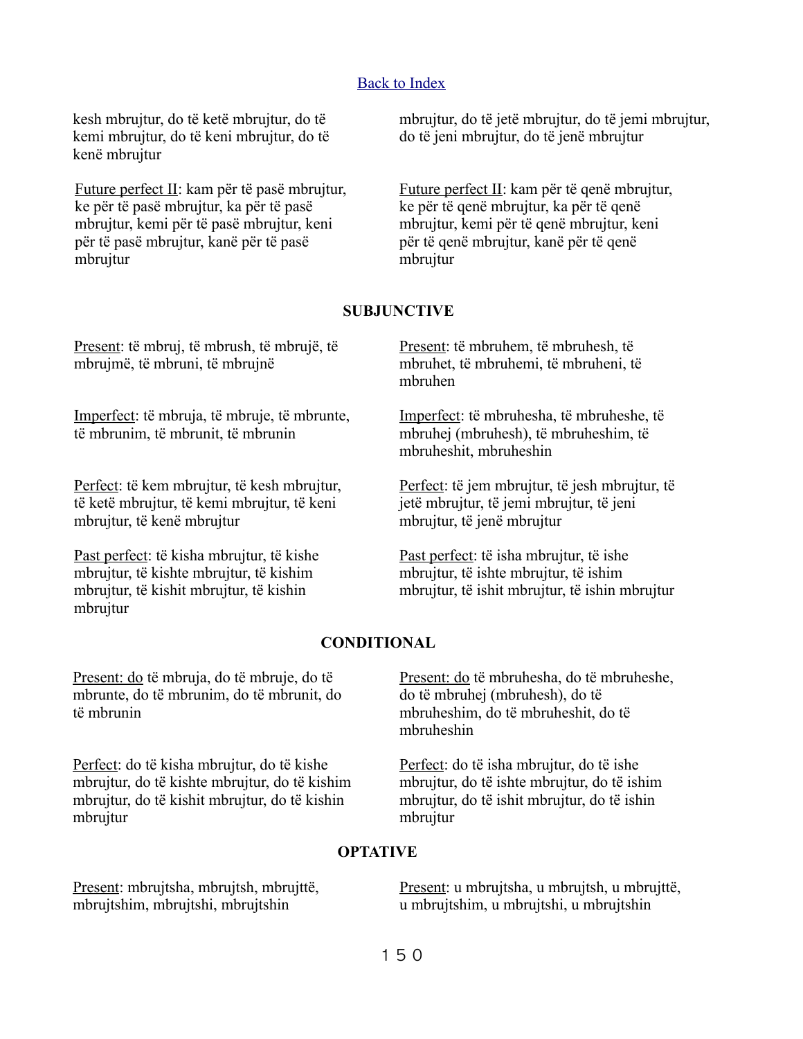[Back to Index](#)

kesh mbrujtur, do të ketë mbrujtur, do të kemi mbrujtur, do të keni mbrujtur, do të kenë mbrujtur

<u>Future perfect II</u>: kam për të pasë mbrujtur, ke për të pasë mbrujtur, ka për të pasë mbrujtur, kemi për të pasë mbrujtur, keni për të pasë mbrujtur, kanë për të pasë mbrujtur

mbrujtur, do të jetë mbrujtur, do të jemi mbrujtur, do të jeni mbrujtur, do të jenë mbrujtur

<u>Future perfect II</u>: kam për të qenë mbrujtur, ke për të qenë mbrujtur, ka për të qenë mbrujtur, kemi për të qenë mbrujtur, keni për të qenë mbrujtur, kanë për të qenë mbrujtur

**SUBJUNCTIVE**

<u>Present</u>: të mbruj, të mbrush, të mbrujë, të mbrujmë, të mbruni, të mbrujnë

<u>Imperfect</u>: të mbruja, të mbruje, të mbrunte, të mbrunim, të mbrunit, të mbrunin

<u>Perfect</u>: të kem mbrujtur, të kesh mbrujtur, të ketë mbrujtur, të kemi mbrujtur, të keni mbrujtur, të kenë mbrujtur

<u>Past perfect</u>: të kisha mbrujtur, të kishe mbrujtur, të kishte mbrujtur, të kishim mbrujtur, të kishit mbrujtur, të kishin mbrujtur

<u>Present</u>: të mbruhem, të mbruhesh, të mbruhet, të mbruhemi, të mbruheni, të mbruhen

<u>Imperfect</u>: të mbruhesha, të mbruheshe, të mbruhej (mbruhesh), të mbruheshim, të mbruheshit, mbruheshin

<u>Perfect</u>: të jem mbrujtur, të jesh mbrujtur, të jetë mbrujtur, të jemi mbrujtur, të jeni mbrujtur, të jenë mbrujtur

<u>Past perfect</u>: të isha mbrujtur, të ishe mbrujtur, të ishte mbrujtur, të ishim mbrujtur, të ishit mbrujtur, të ishin mbrujtur

**CONDITIONAL**

<u>Present: do</u> të mbruja, do të mbruje, do të mbrunte, do të mbrunim, do të mbrunit, do të mbrunin

<u>Perfect</u>: do të kisha mbrujtur, do të kishe mbrujtur, do të kishte mbrujtur, do të kishim mbrujtur, do të kishit mbrujtur, do të kishin mbrujtur

<u>Present: do</u> të mbruhesha, do të mbruheshe, do të mbruhej (mbruhesh), do të mbruheshim, do të mbruheshit, do të mbruheshin

<u>Perfect</u>: do të isha mbrujtur, do të ishe mbrujtur, do të ishte mbrujtur, do të ishim mbrujtur, do të ishit mbrujtur, do të ishin mbrujtur

**OPTATIVE**

<u>Present</u>: mbrujtsha, mbrujtsh, mbrujttë, mbrujtshim, mbrujtshi, mbrujtshin

<u>Present</u>: u mbrujtsha, u mbrujtsh, u mbrujttë, u mbrujtshim, u mbrujtshi, u mbrujtshin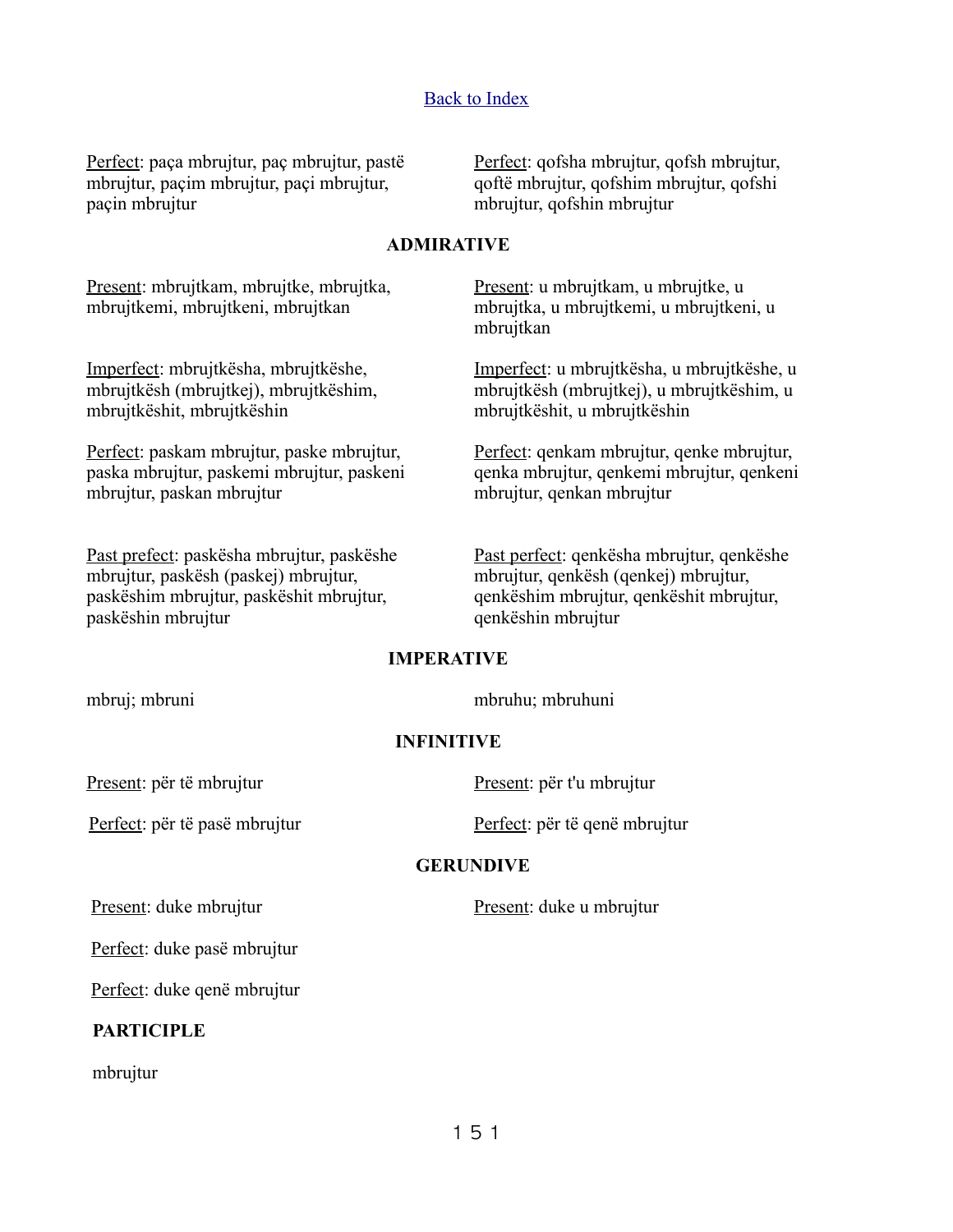[Back to Index](#)

Perfect: paça mbrujtur, paç mbrujtur, pastë mbrujtur, paçim mbrujtur, paçi mbrujtur, paçin mbrujtur

Perfect: qofsha mbrujtur, qofsh mbrujtur, qoftë mbrujtur, qofshim mbrujtur, qofshi mbrujtur, qofshin mbrujtur

**ADMIRATIVE**

Present: mbrujtkam, mbrujtke, mbrujtka, mbrujtkemi, mbrujtkeni, mbrujtkan

Present: u mbrujtkam, u mbrujtke, u mbrujtka, u mbrujtkemi, u mbrujtkeni, u mbrujtkan

Imperfect: mbrujtkësha, mbrujtkëshe, mbrujtkësh (mbrujtkej), mbrujtkëshim, mbrujtkëshit, mbrujtkëshin

Imperfect: u mbrujtkësha, u mbrujtkëshe, u mbrujtkësh (mbrujtkej), u mbrujtkëshim, u mbrujtkëshit, u mbrujtkëshin

Perfect: paskam mbrujtur, paske mbrujtur, paska mbrujtur, paskemi mbrujtur, paskeni mbrujtur, paskan mbrujtur

Perfect: qenkam mbrujtur, qenke mbrujtur, qenka mbrujtur, qenkemi mbrujtur, qenkeni mbrujtur, qenkan mbrujtur

Past prefect: paskësha mbrujtur, paskëshe mbrujtur, paskësh (paskej) mbrujtur, paskëshim mbrujtur, paskëshit mbrujtur, paskëshin mbrujtur

Past perfect: qenkësha mbrujtur, qenkëshe mbrujtur, qenkësh (qenkej) mbrujtur, qenkëshim mbrujtur, qenkëshit mbrujtur, qenkëshin mbrujtur

**IMPERATIVE**

mbruj; mbruni

mbruhu; mbruhuni

**INFINITIVE**

Present: për të mbrujtur

Present: për t'u mbrujtur

Perfect: për të pasë mbrujtur

Perfect: për të qenë mbrujtur

**GERUNDIVE**

Present: duke mbrujtur

Present: duke u mbrujtur

Perfect: duke pasë mbrujtur

Perfect: duke qenë mbrujtur

**PARTICIPLE**

mbrujtur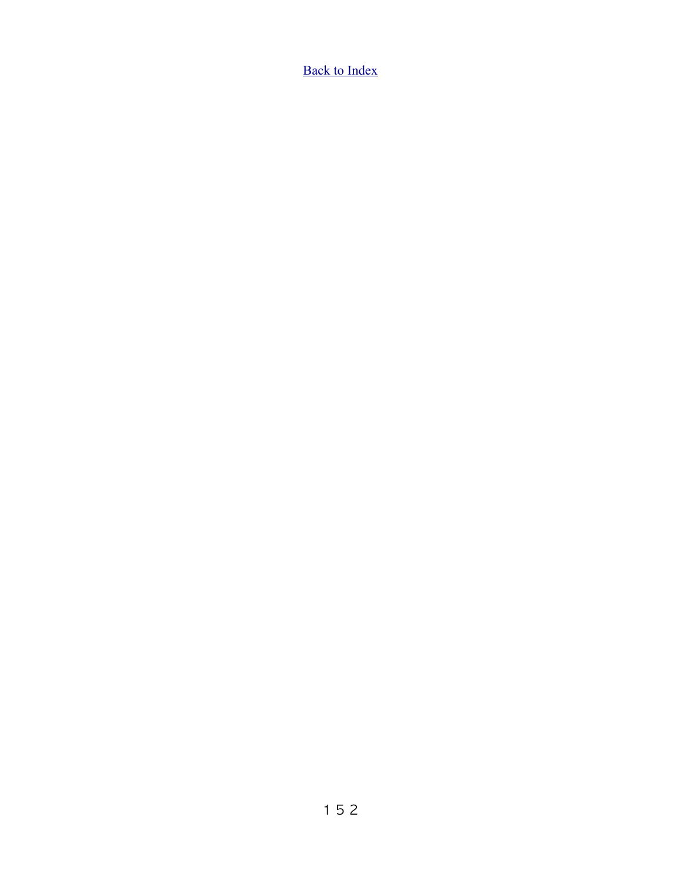Back to Index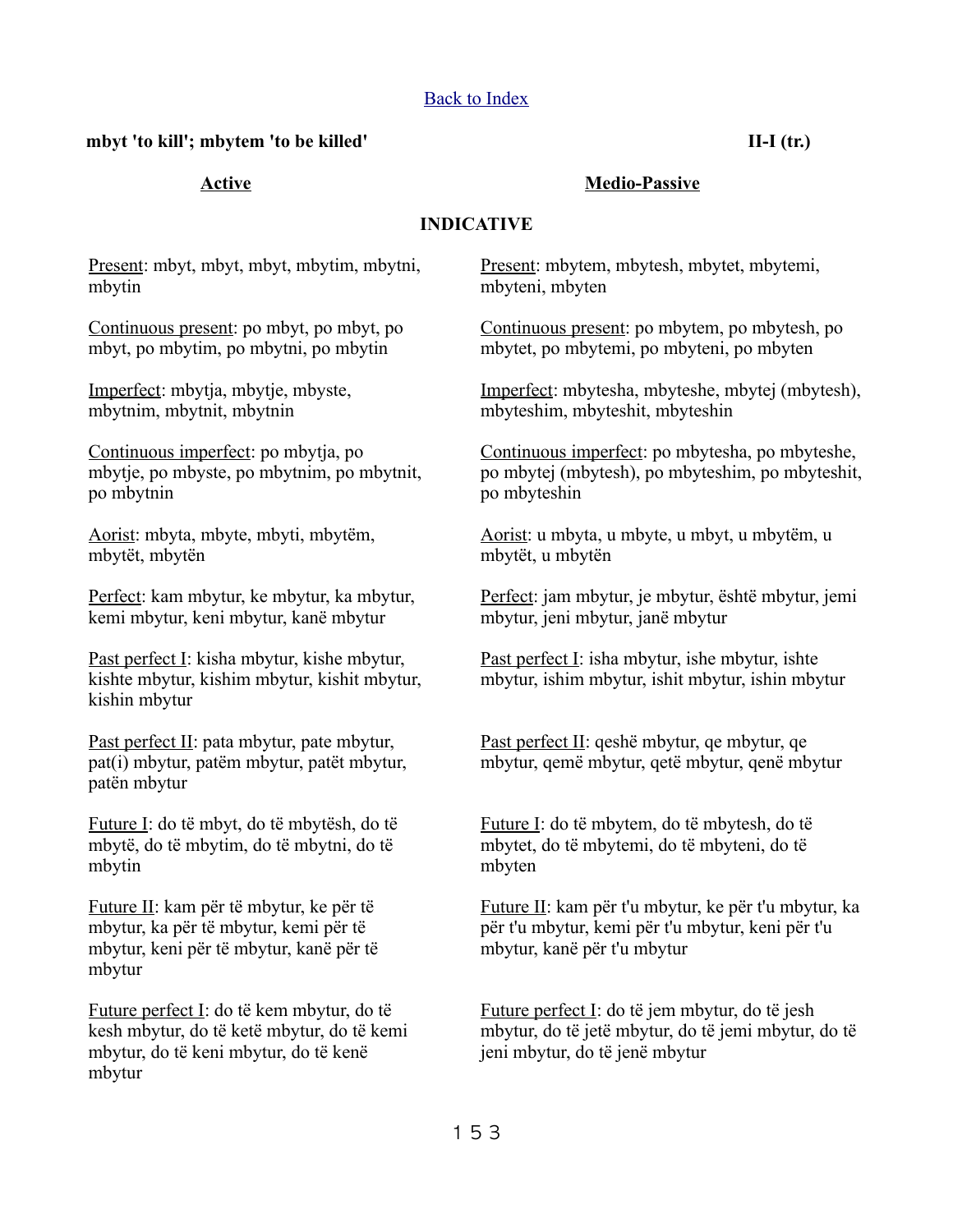[Back to Index]

**mbyt 'to kill'; mbytem 'to be killed'** **II-I (tr.)**

**INDICATIVE**

## Active

Present: mbyt, mbyt, mbyt, mbytim, mbytni, mbytin

Continuous present: po mbyt, po mbyt, po mbyt, po mbytim, po mbytni, po mbytin

Imperfect: mbytja, mbytje, mbyste, mbytnim, mbytnit, mbytnin

Continuous imperfect: po mbytja, po mbytje, po mbyste, po mbytnim, po mbytnit, po mbytnin

Aorist: mbyta, mbyte, mbyti, mbytëm, mbytët, mbytën

Perfect: kam mbytur, ke mbytur, ka mbytur, kemi mbytur, keni mbytur, kanë mbytur

Past perfect I: kisha mbytur, kishe mbytur, kishte mbytur, kishim mbytur, kishit mbytur, kishin mbytur

Past perfect II: pata mbytur, pate mbytur, pat(i) mbytur, patëm mbytur, patët mbytur, patën mbytur

Future I: do të mbyt, do të mbytësh, do të mbytë, do të mbytim, do të mbytni, do të mbytin

Future II: kam për të mbytur, ke për të mbytur, ka për të mbytur, kemi për të mbytur, keni për të mbytur, kanë për të mbytur

Future perfect I: do të kem mbytur, do të kesh mbytur, do të ketë mbytur, do të kemi mbytur, do të keni mbytur, do të kenë mbytur

## Medio-Passive

Present: mbytem, mbytesh, mbytet, mbytemi, mbyteni, mbyten

Continuous present: po mbytem, po mbytesh, po mbytet, po mbytemi, po mbyteni, po mbyten

Imperfect: mbytesha, mbyteshe, mbytej (mbytesh), mbyteshim, mbyteshit, mbyteshin

Continuous imperfect: po mbytesha, po mbyteshe, po mbytej (mbytesh), po mbyteshim, po mbyteshit, po mbyteshin

Aorist: u mbyta, u mbyte, u mbyt, u mbytëm, u mbytët, u mbytën

Perfect: jam mbytur, je mbytur, është mbytur, jemi mbytur, jeni mbytur, janë mbytur

Past perfect I: isha mbytur, ishe mbytur, ishte mbytur, ishim mbytur, ishit mbytur, ishin mbytur

Past perfect II: qeshë mbytur, qe mbytur, qe mbytur, qemë mbytur, qetë mbytur, qenë mbytur

Future I: do të mbytem, do të mbytesh, do të mbytet, do të mbytemi, do të mbyteni, do të mbyten

Future II: kam për t'u mbytur, ke për t'u mbytur, ka për t'u mbytur, kemi për t'u mbytur, keni për t'u mbytur, kanë për t'u mbytur

Future perfect I: do të jem mbytur, do të jesh mbytur, do të jetë mbytur, do të jemi mbytur, do të jeni mbytur, do të jenë mbytur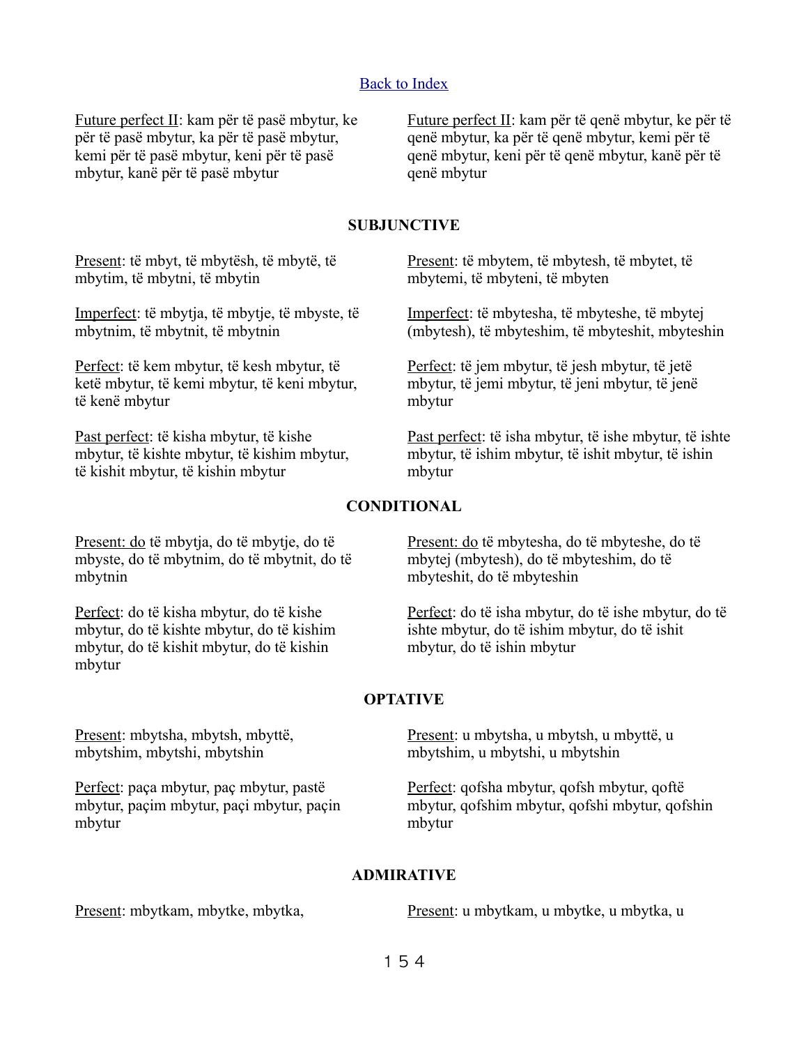[Back to Index]

Future perfect II: kam për të pasë mbytur, ke për të pasë mbytur, ka për të pasë mbytur, kemi për të pasë mbytur, keni për të pasë mbytur, kanë për të pasë mbytur

Future perfect II: kam për të qenë mbytur, ke për të qenë mbytur, ka për të qenë mbytur, kemi për të qenë mbytur, keni për të qenë mbytur, kanë për të qenë mbytur

**SUBJUNCTIVE**

Present: të mbyt, të mbytësh, të mbytë, të mbytim, të mbytni, të mbytin

Present: të mbytem, të mbytesh, të mbytet, të mbytemi, të mbyteni, të mbyten

Imperfect: të mbytja, të mbytje, të mbyste, të mbytnim, të mbytnit, të mbytnin

Imperfect: të mbytesha, të mbyteshe, të mbytej (mbytesh), të mbyteshim, të mbyteshit, mbyteshin

Perfect: të kem mbytur, të kesh mbytur, të ketë mbytur, të kemi mbytur, të keni mbytur, të kenë mbytur

Perfect: të jem mbytur, të jesh mbytur, të jetë mbytur, të jemi mbytur, të jeni mbytur, të jenë mbytur

Past perfect: të kisha mbytur, të kishe mbytur, të kishte mbytur, të kishim mbytur, të kishit mbytur, të kishin mbytur

Past perfect: të isha mbytur, të ishe mbytur, të ishte mbytur, të ishim mbytur, të ishit mbytur, të ishin mbytur

**CONDITIONAL**

Present: do të mbytja, do të mbytje, do të mbyste, do të mbytnim, do të mbytnit, do të mbytnin

Present: do të mbytesha, do të mbyteshe, do të mbytej (mbytesh), do të mbyteshim, do të mbyteshit, do të mbyteshin

Perfect: do të kisha mbytur, do të kishe mbytur, do të kishte mbytur, do të kishim mbytur, do të kishit mbytur, do të kishin mbytur

Perfect: do të isha mbytur, do të ishe mbytur, do të ishte mbytur, do të ishim mbytur, do të ishit mbytur, do të ishin mbytur

**OPTATIVE**

Present: mbytsha, mbytsh, mbyttë, mbytshim, mbytshi, mbytshin

Present: u mbytsha, u mbytsh, u mbyttë, u mbytshim, u mbytshi, u mbytshin

Perfect: paça mbytur, paç mbytur, pastë mbytur, paçim mbytur, paçi mbytur, paçin mbytur

Perfect: qofsha mbytur, qofsh mbytur, qoftë mbytur, qofshim mbytur, qofshi mbytur, qofshin mbytur

**ADMIRATIVE**

Present: mbytkam, mbytke, mbytka,

Present: u mbytkam, u mbytke, u mbytka, u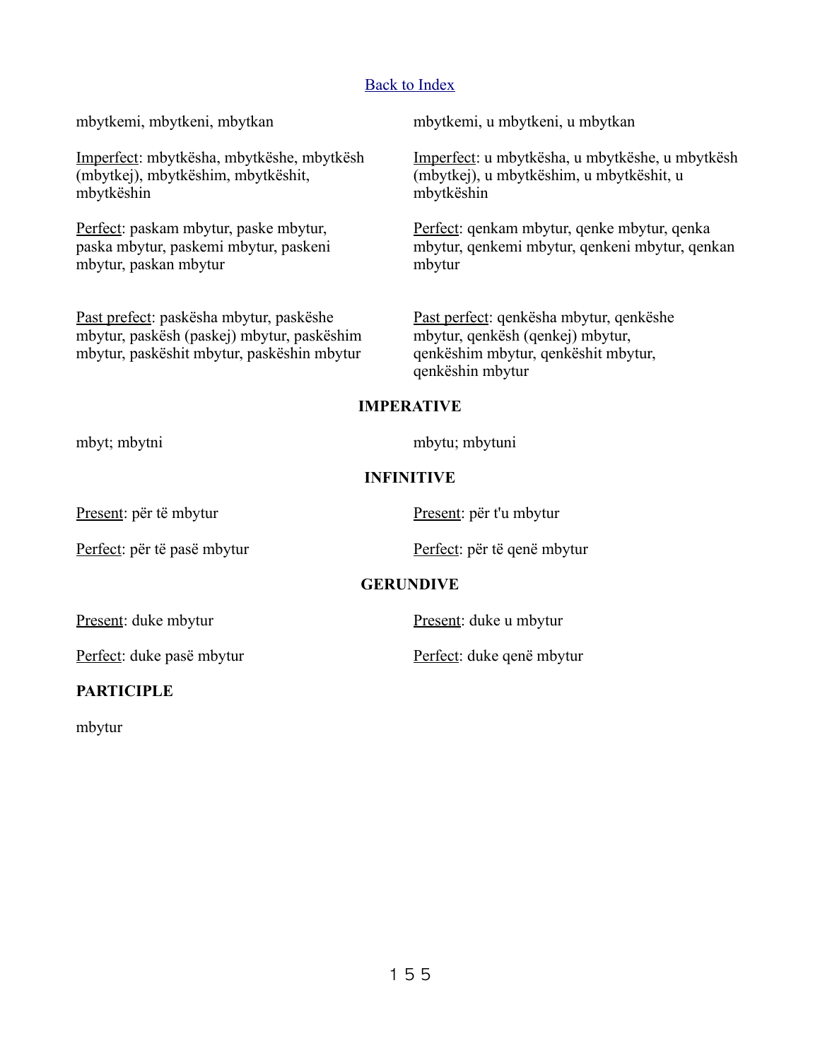[Back to Index](#)

mbytkemi, mbytkeni, mbytkan

<u>Imperfect</u>: mbytkësha, mbytkëshe, mbytkësh (mbytkej), mbytkëshim, mbytkëshit, mbytkëshin

<u>Perfect</u>: paskam mbytur, paske mbytur, paska mbytur, paskemi mbytur, paskeni mbytur, paskan mbytur

<u>Past prefect</u>: paskësha mbytur, paskëshe mbytur, paskësh (paskej) mbytur, paskëshim mbytur, paskëshit mbytur, paskëshin mbytur

mbytkemi, u mbytkeni, u mbytkan

<u>Imperfect</u>: u mbytkësha, u mbytkëshe, u mbytkësh (mbytkej), u mbytkëshim, u mbytkëshit, u mbytkëshin

<u>Perfect</u>: qenkam mbytur, qenke mbytur, qenka mbytur, qenkemi mbytur, qenkeni mbytur, qenkan mbytur

<u>Past perfect</u>: qenkësha mbytur, qenkëshe mbytur, qenkësh (qenkej) mbytur, qenkëshim mbytur, qenkëshit mbytur, qenkëshin mbytur

**IMPERATIVE**

mbyt; mbytni

mbytu; mbytuni

**INFINITIVE**

<u>Present</u>: për të mbytur

<u>Perfect</u>: për të pasë mbytur

<u>Present</u>: për t'u mbytur

<u>Perfect</u>: për të qenë mbytur

**GERUNDIVE**

<u>Present</u>: duke mbytur

<u>Perfect</u>: duke pasë mbytur

<u>Present</u>: duke u mbytur

<u>Perfect</u>: duke qenë mbytur

**PARTICIPLE**

mbytur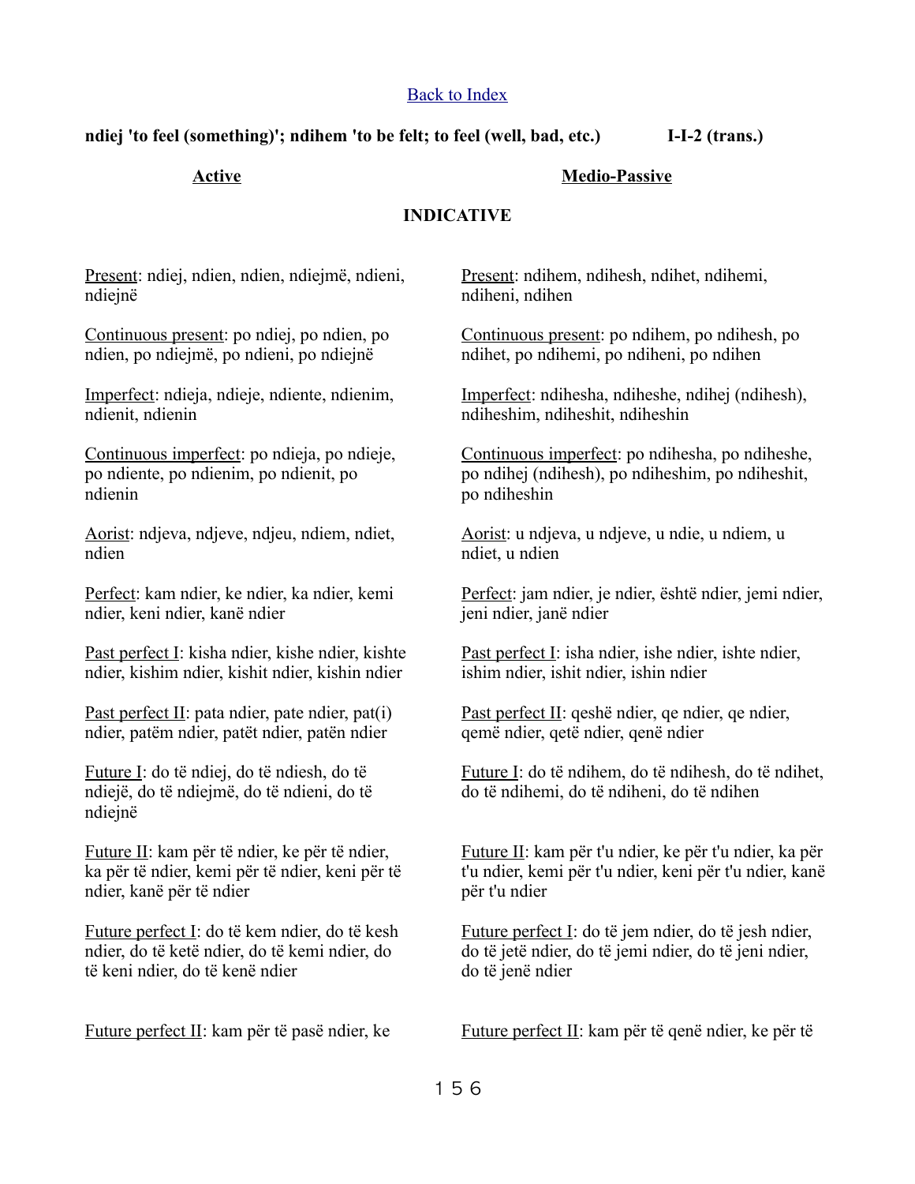[Back to Index]

**ndiej 'to feel (something)'; ndihem 'to be felt; to feel (well, bad, etc.) I-I-2 (trans.)**

**INDICATIVE**

**Active**

Present: ndiej, ndien, ndien, ndiejmë, ndieni, ndiejnë

Continuous present: po ndiej, po ndien, po ndien, po ndiejmë, po ndieni, po ndiejnë

Imperfect: ndieja, ndieje, ndiente, ndienim, ndienit, ndienin

Continuous imperfect: po ndieja, po ndieje, po ndiente, po ndienim, po ndienit, po ndienin

Aorist: ndjeva, ndjeve, ndjeu, ndiem, ndiet, ndien

Perfect: kam ndier, ke ndier, ka ndier, kemi ndier, keni ndier, kanë ndier

Past perfect I: kisha ndier, kishe ndier, kishte ndier, kishim ndier, kishit ndier, kishin ndier

Past perfect II: pata ndier, pate ndier, pat(i) ndier, patëm ndier, patët ndier, patën ndier

Future I: do të ndiej, do të ndiesh, do të ndiejë, do të ndiejmë, do të ndieni, do të ndiejnë

Future II: kam për të ndier, ke për të ndier, ka për të ndier, kemi për të ndier, keni për të ndier, kanë për të ndier

Future perfect I: do të kem ndier, do të kesh ndier, do të ketë ndier, do të kemi ndier, do të keni ndier, do të kenë ndier

Future perfect II: kam për të pasë ndier, ke

**Medio-Passive**

Present: ndihem, ndihesh, ndihet, ndihemi, ndiheni, ndihen

Continuous present: po ndihem, po ndihesh, po ndihet, po ndihemi, po ndiheni, po ndihen

Imperfect: ndihesha, ndiheshe, ndihej (ndihesh), ndiheshim, ndiheshit, ndiheshin

Continuous imperfect: po ndihesha, po ndiheshe, po ndihej (ndihesh), po ndiheshim, po ndiheshit, po ndiheshin

Aorist: u ndjeva, u ndjeve, u ndie, u ndiem, u ndiet, u ndien

Perfect: jam ndier, je ndier, është ndier, jemi ndier, jeni ndier, janë ndier

Past perfect I: isha ndier, ishe ndier, ishte ndier, ishim ndier, ishit ndier, ishin ndier

Past perfect II: qeshë ndier, qe ndier, qe ndier, qemë ndier, qetë ndier, qenë ndier

Future I: do të ndihem, do të ndihesh, do të ndihet, do të ndihemi, do të ndiheni, do të ndihen

Future II: kam për t'u ndier, ke për t'u ndier, ka për t'u ndier, kemi për t'u ndier, keni për t'u ndier, kanë për t'u ndier

Future perfect I: do të jem ndier, do të jesh ndier, do të jetë ndier, do të jemi ndier, do të jeni ndier, do të jenë ndier

Future perfect II: kam për të qenë ndier, ke për të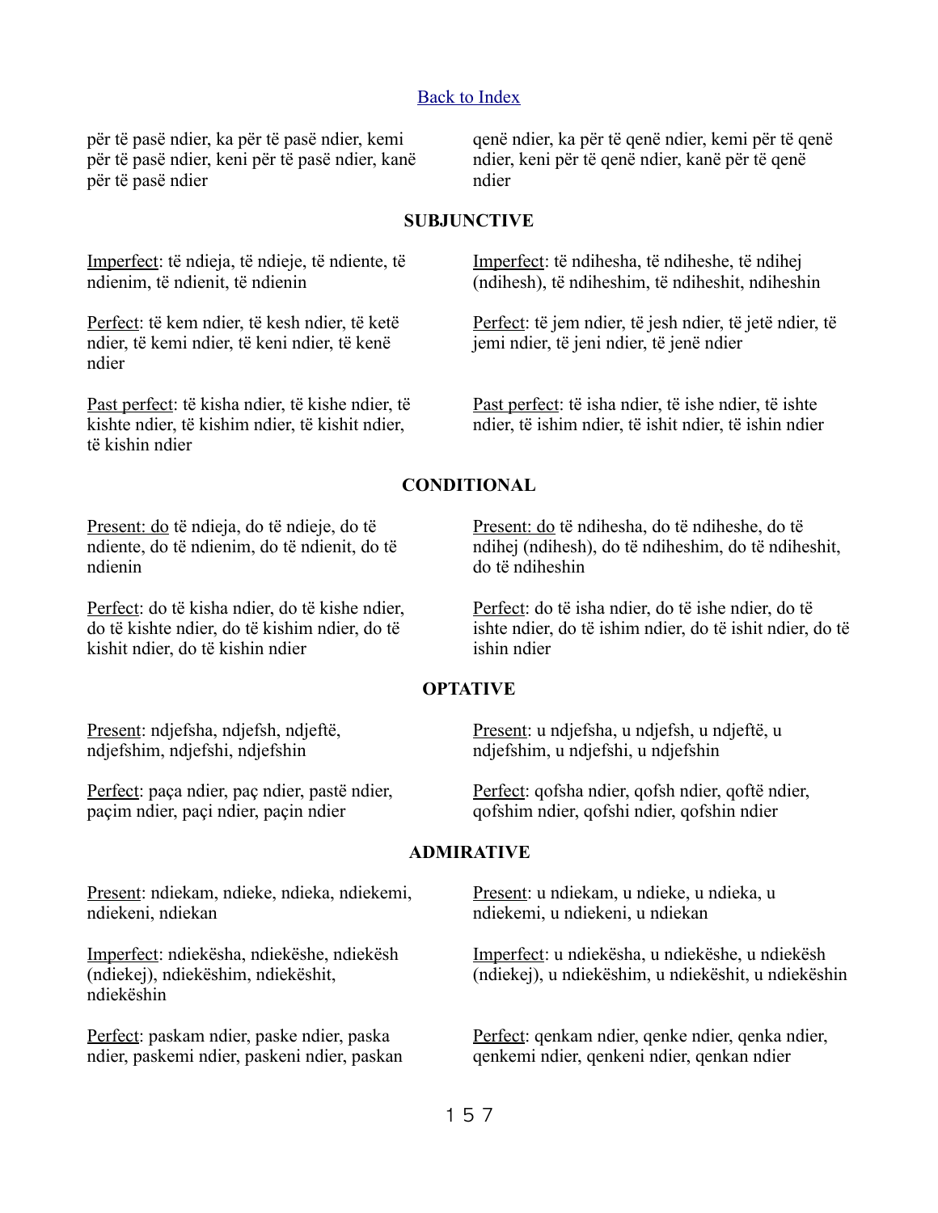[Back to Index](#)

për të pasë ndier, ka për të pasë ndier, kemi për të pasë ndier, keni për të pasë ndier, kanë për të pasë ndier

qenë ndier, ka për të qenë ndier, kemi për të qenë ndier, keni për të qenë ndier, kanë për të qenë ndier

## SUBJUNCTIVE

Imperfect: të ndieja, të ndieje, të ndiente, të ndienim, të ndienit, të ndienin

Imperfect: të ndihesha, të ndiheshe, të ndihej (ndihesh), të ndiheshim, të ndiheshit, ndiheshin

Perfect: të kem ndier, të kesh ndier, të ketë ndier, të kemi ndier, të keni ndier, të kenë ndier

Perfect: të jem ndier, të jesh ndier, të jetë ndier, të jemi ndier, të jeni ndier, të jenë ndier

Past perfect: të kisha ndier, të kishe ndier, të kishte ndier, të kishim ndier, të kishit ndier, të kishin ndier

Past perfect: të isha ndier, të ishe ndier, të ishte ndier, të ishim ndier, të ishit ndier, të ishin ndier

## CONDITIONAL

Present: do të ndieja, do të ndieje, do të ndiente, do të ndienim, do të ndienit, do të ndienin

Present: do të ndihesha, do të ndiheshe, do të ndihej (ndihesh), do të ndiheshim, do të ndiheshit, do të ndiheshin

Perfect: do të kisha ndier, do të kishe ndier, do të kishte ndier, do të kishim ndier, do të kishit ndier, do të kishin ndier

Perfect: do të isha ndier, do të ishe ndier, do të ishte ndier, do të ishim ndier, do të ishit ndier, do të ishin ndier

## OPTATIVE

Present: ndjefsha, ndjefsh, ndjeftë, ndjefshim, ndjefshi, ndjefshin

Present: u ndjefsha, u ndjefsh, u ndjeftë, u ndjefshim, u ndjefshi, u ndjefshin

Perfect: paça ndier, paç ndier, pastë ndier, paçim ndier, paçi ndier, paçin ndier

Perfect: qofsha ndier, qofsh ndier, qoftë ndier, qofshim ndier, qofshi ndier, qofshin ndier

## ADMIRATIVE

Present: ndiekam, ndieke, ndieka, ndiekemi, ndiekeni, ndiekan

Present: u ndiekam, u ndieke, u ndieka, u ndiekemi, u ndiekeni, u ndiekan

Imperfect: ndiekësha, ndiekëshe, ndiekësh (ndiekej), ndiekëshim, ndiekëshit, ndiekëshin

Imperfect: u ndiekësha, u ndiekëshe, u ndiekësh (ndiekej), u ndiekëshim, u ndiekëshit, u ndiekëshin

Perfect: paskam ndier, paske ndier, paska ndier, paskemi ndier, paskeni ndier, paskan

Perfect: qenkam ndier, qenke ndier, qenka ndier, qenkemi ndier, qenkeni ndier, qenkan ndier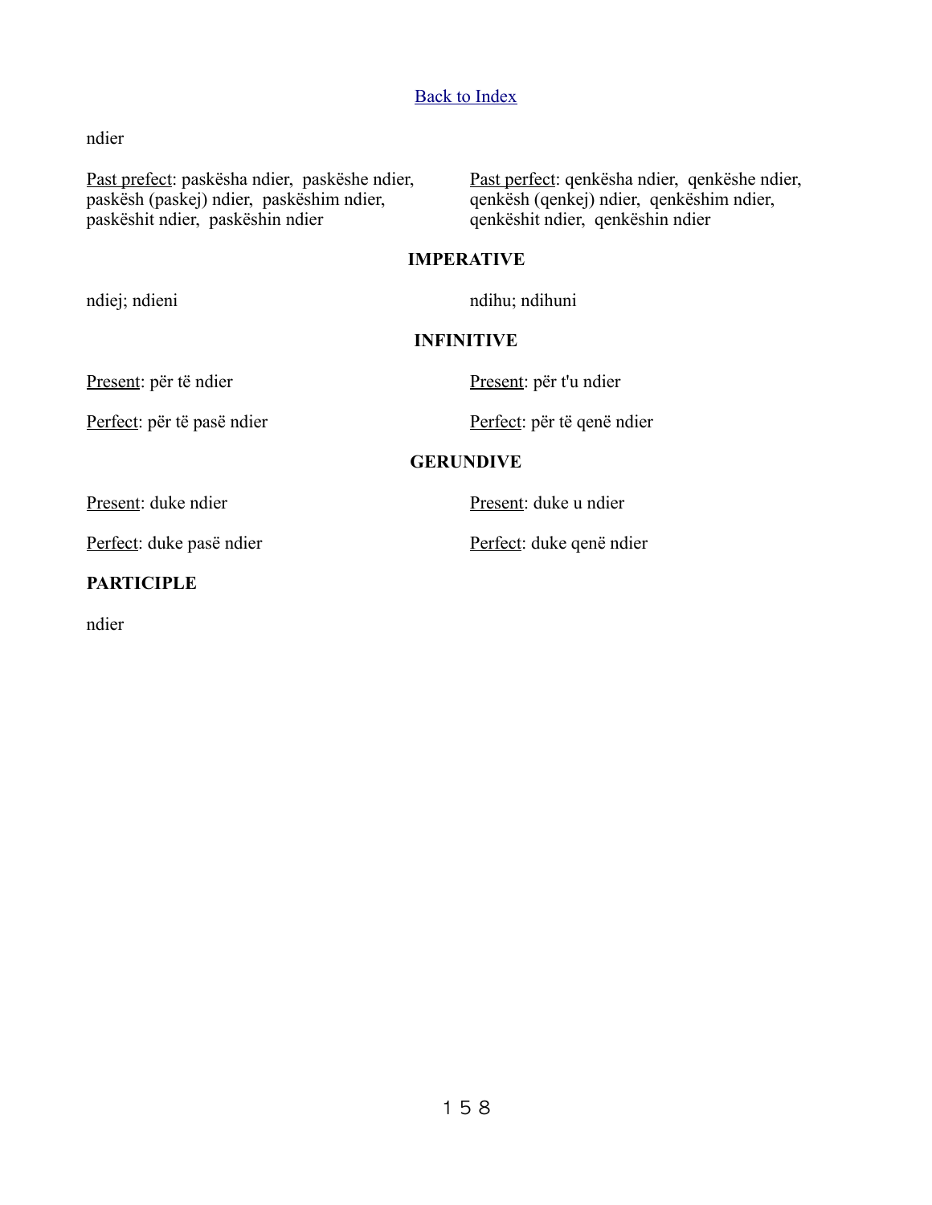[Back to Index]

ndier

<u>Past prefect</u>: paskësha ndier, paskëshe ndier, paskësh (paskej) ndier, paskëshim ndier, paskëshit ndier, paskëshin ndier

<u>Past perfect</u>: qenkësha ndier, qenkëshe ndier, qenkësh (qenkej) ndier, qenkëshim ndier, qenkëshit ndier, qenkëshin ndier

**IMPERATIVE**

ndiej; ndieni

ndihu; ndihuni

**INFINITIVE**

<u>Present</u>: për të ndier

<u>Perfect</u>: për të pasë ndier

<u>Present</u>: për t'u ndier

<u>Perfect</u>: për të qenë ndier

**GERUNDIVE**

<u>Present</u>: duke ndier

<u>Perfect</u>: duke pasë ndier

<u>Present</u>: duke u ndier

<u>Perfect</u>: duke qenë ndier

**PARTICIPLE**

ndier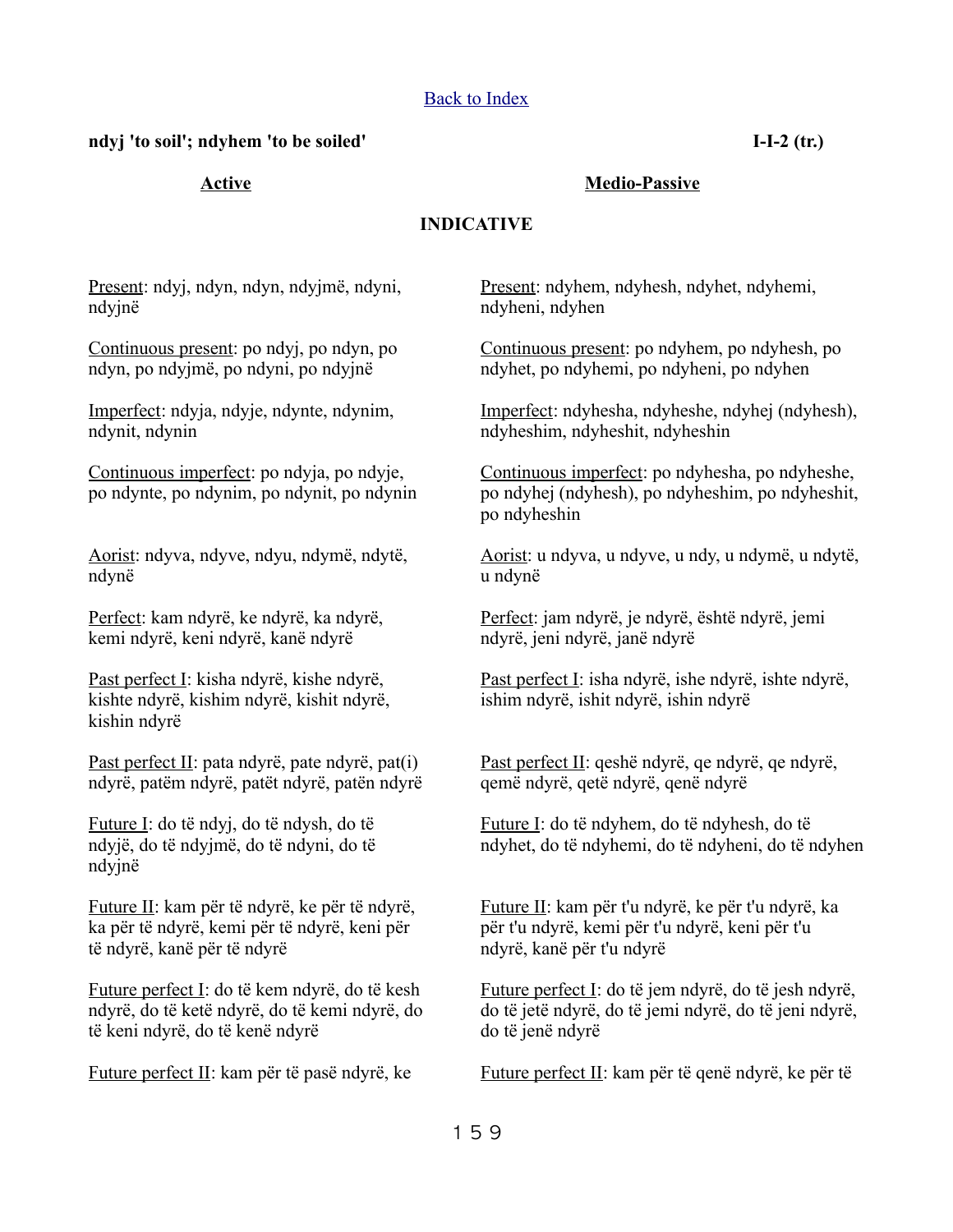Back to Index

**ndyj 'to soil'; ndyhem 'to be soiled'** **I-I-2 (tr.)**

**Active** / **Medio-Passive**

**INDICATIVE**

| Active | Medio-Passive |
|---|---|
| Present: ndyj, ndyn, ndyn, ndyjmë, ndyni, ndyjnë | Present: ndyhem, ndyhesh, ndyhet, ndyhemi, ndyheni, ndyhen |
| Continuous present: po ndyj, po ndyn, po ndyn, po ndyjmë, po ndyni, po ndyjnë | Continuous present: po ndyhem, po ndyhesh, po ndyhet, po ndyhemi, po ndyheni, po ndyhen |
| Imperfect: ndyja, ndyje, ndynte, ndynim, ndynit, ndynin | Imperfect: ndyhesha, ndyheshe, ndyhej (ndyhesh), ndyheshim, ndyheshit, ndyheshin |
| Continuous imperfect: po ndyja, po ndyje, po ndynte, po ndynim, po ndynit, po ndynin | Continuous imperfect: po ndyhesha, po ndyheshe, po ndyhej (ndyhesh), po ndyheshim, po ndyheshit, po ndyheshin |
| Aorist: ndyva, ndyve, ndyu, ndymë, ndytë, ndynë | Aorist: u ndyva, u ndyve, u ndy, u ndymë, u ndytë, u ndynë |
| Perfect: kam ndyrë, ke ndyrë, ka ndyrë, kemi ndyrë, keni ndyrë, kanë ndyrë | Perfect: jam ndyrë, je ndyrë, është ndyrë, jemi ndyrë, jeni ndyrë, janë ndyrë |
| Past perfect I: kisha ndyrë, kishe ndyrë, kishte ndyrë, kishim ndyrë, kishit ndyrë, kishin ndyrë | Past perfect I: isha ndyrë, ishe ndyrë, ishte ndyrë, ishim ndyrë, ishit ndyrë, ishin ndyrë |
| Past perfect II: pata ndyrë, pate ndyrë, pat(i) ndyrë, patëm ndyrë, patët ndyrë, patën ndyrë | Past perfect II: qeshë ndyrë, qe ndyrë, qe ndyrë, qemë ndyrë, qetë ndyrë, qenë ndyrë |
| Future I: do të ndyj, do të ndysh, do të ndyjë, do të ndyjmë, do të ndyni, do të ndyjnë | Future I: do të ndyhem, do të ndyhesh, do të ndyhet, do të ndyhemi, do të ndyheni, do të ndyhen |
| Future II: kam për të ndyrë, ke për të ndyrë, ka për të ndyrë, kemi për të ndyrë, keni për të ndyrë, kanë për të ndyrë | Future II: kam për t'u ndyrë, ke për t'u ndyrë, ka për t'u ndyrë, kemi për t'u ndyrë, keni për t'u ndyrë, kanë për t'u ndyrë |
| Future perfect I: do të kem ndyrë, do të kesh ndyrë, do të ketë ndyrë, do të kemi ndyrë, do të keni ndyrë, do të kenë ndyrë | Future perfect I: do të jem ndyrë, do të jesh ndyrë, do të jetë ndyrë, do të jemi ndyrë, do të jeni ndyrë, do të jenë ndyrë |
| Future perfect II: kam për të pasë ndyrë, ke | Future perfect II: kam për të qenë ndyrë, ke për të |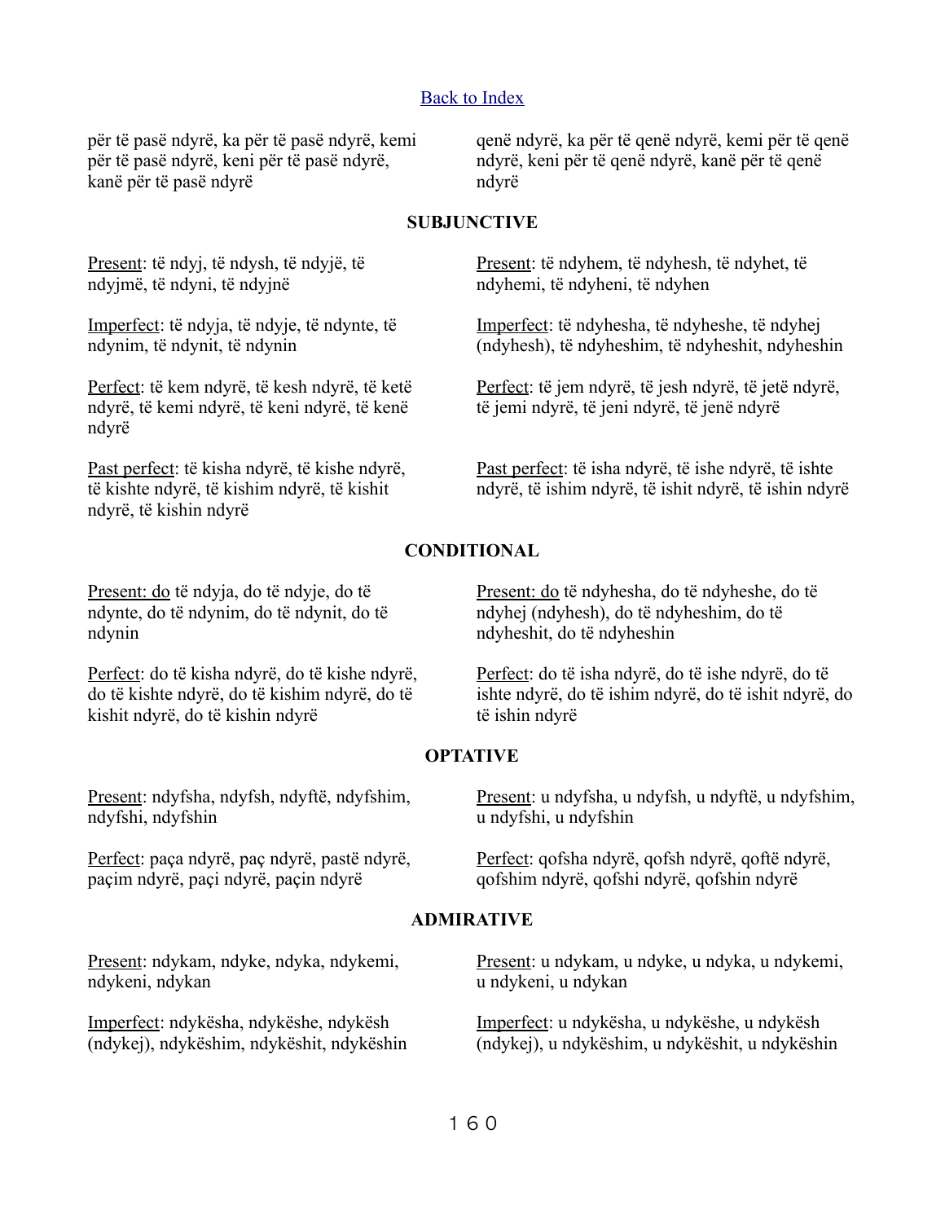[Back to Index]

për të pasë ndyrë, ka për të pasë ndyrë, kemi për të pasë ndyrë, keni për të pasë ndyrë, kanë për të pasë ndyrë

qenë ndyrë, ka për të qenë ndyrë, kemi për të qenë ndyrë, keni për të qenë ndyrë, kanë për të qenë ndyrë

## SUBJUNCTIVE

Present: të ndyj, të ndysh, të ndyjë, të ndyjmë, të ndyni, të ndyjnë

Imperfect: të ndyja, të ndyje, të ndynte, të ndynim, të ndynit, të ndynin

Perfect: të kem ndyrë, të kesh ndyrë, të ketë ndyrë, të kemi ndyrë, të keni ndyrë, të kenë ndyrë

Past perfect: të kisha ndyrë, të kishe ndyrë, të kishte ndyrë, të kishim ndyrë, të kishit ndyrë, të kishin ndyrë

Present: të ndyhem, të ndyhesh, të ndyhet, të ndyhemi, të ndyheni, të ndyhen

Imperfect: të ndyhesha, të ndyheshe, të ndyhej (ndyhesh), të ndyheshim, të ndyheshit, ndyheshin

Perfect: të jem ndyrë, të jesh ndyrë, të jetë ndyrë, të jemi ndyrë, të jeni ndyrë, të jenë ndyrë

Past perfect: të isha ndyrë, të ishe ndyrë, të ishte ndyrë, të ishim ndyrë, të ishit ndyrë, të ishin ndyrë

## CONDITIONAL

Present: do të ndyja, do të ndyje, do të ndynte, do të ndynim, do të ndynit, do të ndynin

Perfect: do të kisha ndyrë, do të kishe ndyrë, do të kishte ndyrë, do të kishim ndyrë, do të kishit ndyrë, do të kishin ndyrë

Present: do të ndyhesha, do të ndyheshe, do të ndyhej (ndyhesh), do të ndyheshim, do të ndyheshit, do të ndyheshin

Perfect: do të isha ndyrë, do të ishe ndyrë, do të ishte ndyrë, do të ishim ndyrë, do të ishit ndyrë, do të ishin ndyrë

## OPTATIVE

Present: ndyfsha, ndyfsh, ndyftë, ndyfshim, ndyfshi, ndyfshin

Perfect: paça ndyrë, paç ndyrë, pastë ndyrë, paçim ndyrë, paçi ndyrë, paçin ndyrë

Present: u ndyfsha, u ndyfsh, u ndyftë, u ndyfshim, u ndyfshi, u ndyfshin

Perfect: qofsha ndyrë, qofsh ndyrë, qoftë ndyrë, qofshim ndyrë, qofshi ndyrë, qofshin ndyrë

## ADMIRATIVE

Present: ndykam, ndyke, ndyka, ndykemi, ndykeni, ndykan

Imperfect: ndykësha, ndykëshe, ndykësh (ndykej), ndykëshim, ndykëshit, ndykëshin

Present: u ndykam, u ndyke, u ndyka, u ndykemi, u ndykeni, u ndykan

Imperfect: u ndykësha, u ndykëshe, u ndykësh (ndykej), u ndykëshim, u ndykëshit, u ndykëshin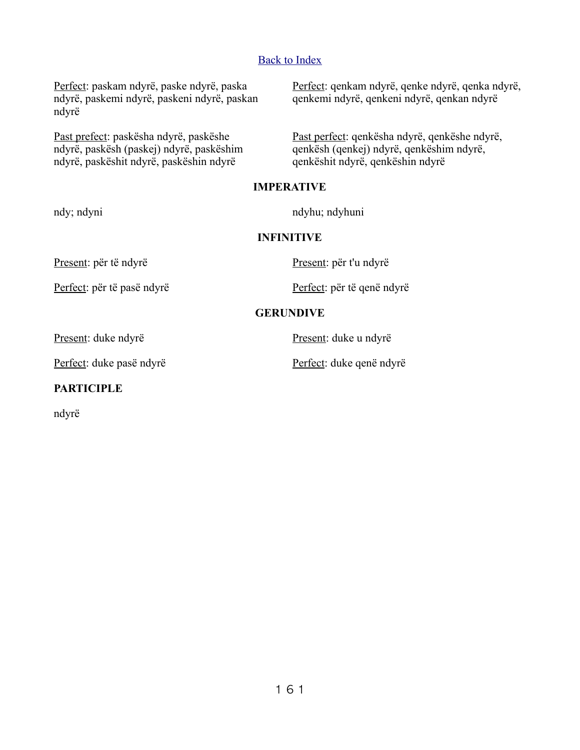[Back to Index]

Perfect: paskam ndyrë, paske ndyrë, paska ndyrë, paskemi ndyrë, paskeni ndyrë, paskan ndyrë

Perfect: qenkam ndyrë, qenke ndyrë, qenka ndyrë, qenkemi ndyrë, qenkeni ndyrë, qenkan ndyrë

Past prefect: paskësha ndyrë, paskëshe ndyrë, paskësh (paskej) ndyrë, paskëshim ndyrë, paskëshit ndyrë, paskëshin ndyrë

Past perfect: qenkësha ndyrë, qenkëshe ndyrë, qenkësh (qenkej) ndyrë, qenkëshim ndyrë, qenkëshit ndyrë, qenkëshin ndyrë

**IMPERATIVE**

ndy; ndyni

ndyhu; ndyhuni

**INFINITIVE**

Present: për të ndyrë

Perfect: për të pasë ndyrë

Present: për t'u ndyrë

Perfect: për të qenë ndyrë

**GERUNDIVE**

Present: duke ndyrë

Perfect: duke pasë ndyrë

Present: duke u ndyrë

Perfect: duke qenë ndyrë

**PARTICIPLE**

ndyrë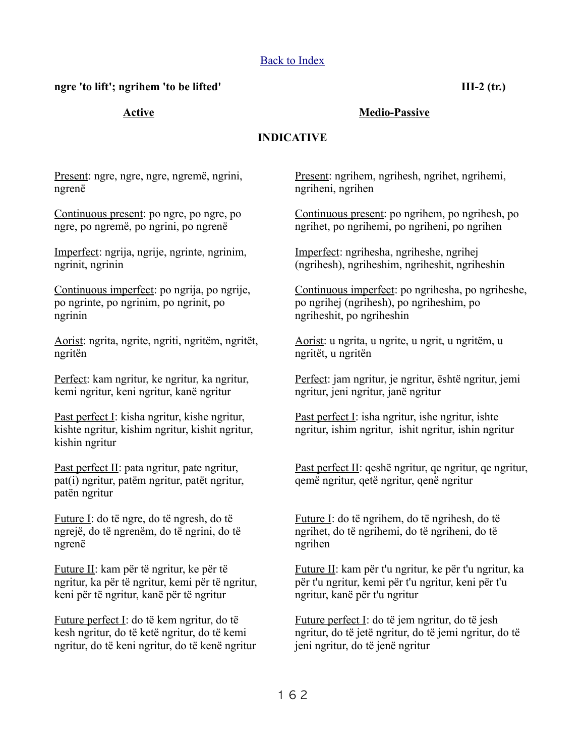[Back to Index](#)

**ngre 'to lift'; ngrihem 'to be lifted'** **III-2 (tr.)**

**INDICATIVE**

## Active

Present: ngre, ngre, ngre, ngremë, ngrini, ngrenë

Continuous present: po ngre, po ngre, po ngre, po ngremë, po ngrini, po ngrenë

Imperfect: ngrija, ngrije, ngrinte, ngrinim, ngrinit, ngrinin

Continuous imperfect: po ngrija, po ngrije, po ngrinte, po ngrinim, po ngrinit, po ngrinin

Aorist: ngrita, ngrite, ngriti, ngritëm, ngritët, ngritën

Perfect: kam ngritur, ke ngritur, ka ngritur, kemi ngritur, keni ngritur, kanë ngritur

Past perfect I: kisha ngritur, kishe ngritur, kishte ngritur, kishim ngritur, kishit ngritur, kishin ngritur

Past perfect II: pata ngritur, pate ngritur, pat(i) ngritur, patëm ngritur, patët ngritur, patën ngritur

Future I: do të ngre, do të ngresh, do të ngrejë, do të ngrenëm, do të ngrini, do të ngrenë

Future II: kam për të ngritur, ke për të ngritur, ka për të ngritur, kemi për të ngritur, keni për të ngritur, kanë për të ngritur

Future perfect I: do të kem ngritur, do të kesh ngritur, do të ketë ngritur, do të kemi ngritur, do të keni ngritur, do të kenë ngritur

## Medio-Passive

Present: ngrihem, ngrihesh, ngrihet, ngrihemi, ngriheni, ngrihen

Continuous present: po ngrihem, po ngrihesh, po ngrihet, po ngrihemi, po ngriheni, po ngrihen

Imperfect: ngrihesha, ngriheshe, ngrihej (ngrihesh), ngriheshim, ngriheshit, ngriheshin

Continuous imperfect: po ngrihesha, po ngriheshe, po ngrihej (ngrihesh), po ngriheshim, po ngriheshit, po ngriheshin

Aorist: u ngrita, u ngrite, u ngrit, u ngritëm, u ngritët, u ngritën

Perfect: jam ngritur, je ngritur, është ngritur, jemi ngritur, jeni ngritur, janë ngritur

Past perfect I: isha ngritur, ishe ngritur, ishte ngritur, ishim ngritur, ishit ngritur, ishin ngritur

Past perfect II: qeshë ngritur, qe ngritur, qe ngritur, qemë ngritur, qetë ngritur, qenë ngritur

Future I: do të ngrihem, do të ngrihesh, do të ngrihet, do të ngrihemi, do të ngriheni, do të ngrihen

Future II: kam për t'u ngritur, ke për t'u ngritur, ka për t'u ngritur, kemi për t'u ngritur, keni për t'u ngritur, kanë për t'u ngritur

Future perfect I: do të jem ngritur, do të jesh ngritur, do të jetë ngritur, do të jemi ngritur, do të jeni ngritur, do të jenë ngritur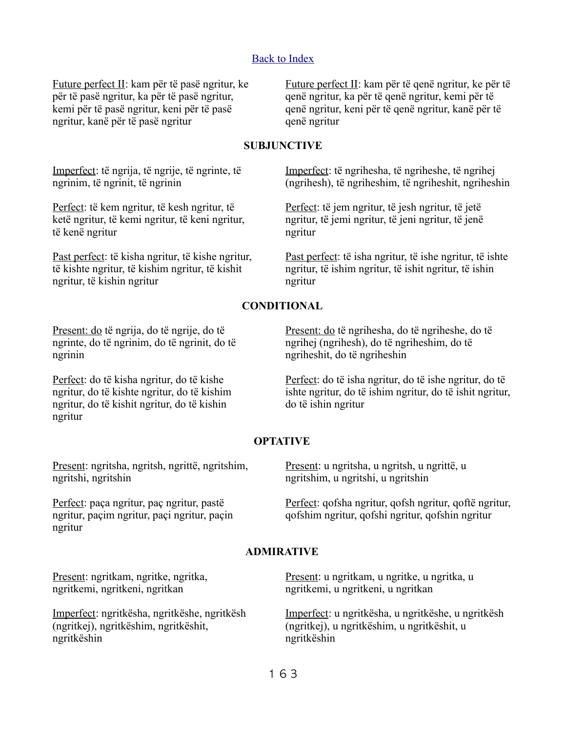Back to Index

Future perfect II: kam për të pasë ngritur, ke për të pasë ngritur, ka për të pasë ngritur, kemi për të pasë ngritur, keni për të pasë ngritur, kanë për të pasë ngritur

Future perfect II: kam për të qenë ngritur, ke për të qenë ngritur, ka për të qenë ngritur, kemi për të qenë ngritur, keni për të qenë ngritur, kanë për të qenë ngritur

**SUBJUNCTIVE**

Imperfect: të ngrija, të ngrije, të ngrinte, të ngrinim, të ngrinit, të ngrinin

Imperfect: të ngrihesha, të ngriheshe, të ngrihej (ngrihesh), të ngriheshim, të ngriheshit, ngriheshin

Perfect: të kem ngritur, të kesh ngritur, të ketë ngritur, të kemi ngritur, të keni ngritur, të kenë ngritur

Perfect: të jem ngritur, të jesh ngritur, të jetë ngritur, të jemi ngritur, të jeni ngritur, të jenë ngritur

Past perfect: të kisha ngritur, të kishe ngritur, të kishte ngritur, të kishim ngritur, të kishit ngritur, të kishin ngritur

Past perfect: të isha ngritur, të ishe ngritur, të ishte ngritur, të ishim ngritur, të ishit ngritur, të ishin ngritur

**CONDITIONAL**

Present: do të ngrija, do të ngrije, do të ngrinte, do të ngrinim, do të ngrinit, do të ngrinin

Present: do të ngrihesha, do të ngriheshe, do të ngrihej (ngrihesh), do të ngriheshim, do të ngriheshit, do të ngriheshin

Perfect: do të kisha ngritur, do të kishe ngritur, do të kishte ngritur, do të kishim ngritur, do të kishit ngritur, do të kishin ngritur

Perfect: do të isha ngritur, do të ishe ngritur, do të ishte ngritur, do të ishim ngritur, do të ishit ngritur, do të ishin ngritur

**OPTATIVE**

Present: ngritsha, ngritsh, ngrittë, ngritshim, ngritshi, ngritshin

Present: u ngritsha, u ngritsh, u ngrittë, u ngritshim, u ngritshi, u ngritshin

Perfect: paça ngritur, paç ngritur, pastë ngritur, paçim ngritur, paçi ngritur, paçin ngritur

Perfect: qofsha ngritur, qofsh ngritur, qoftë ngritur, qofshim ngritur, qofshi ngritur, qofshin ngritur

**ADMIRATIVE**

Present: ngritkam, ngritke, ngritka, ngritkemi, ngritkeni, ngritkan

Present: u ngritkam, u ngritke, u ngritka, u ngritkemi, u ngritkeni, u ngritkan

Imperfect: ngritkësha, ngritkëshe, ngritkësh (ngritkej), ngritkëshim, ngritkëshit, ngritkëshin

Imperfect: u ngritkësha, u ngritkëshe, u ngritkësh (ngritkej), u ngritkëshim, u ngritkëshit, u ngritkëshin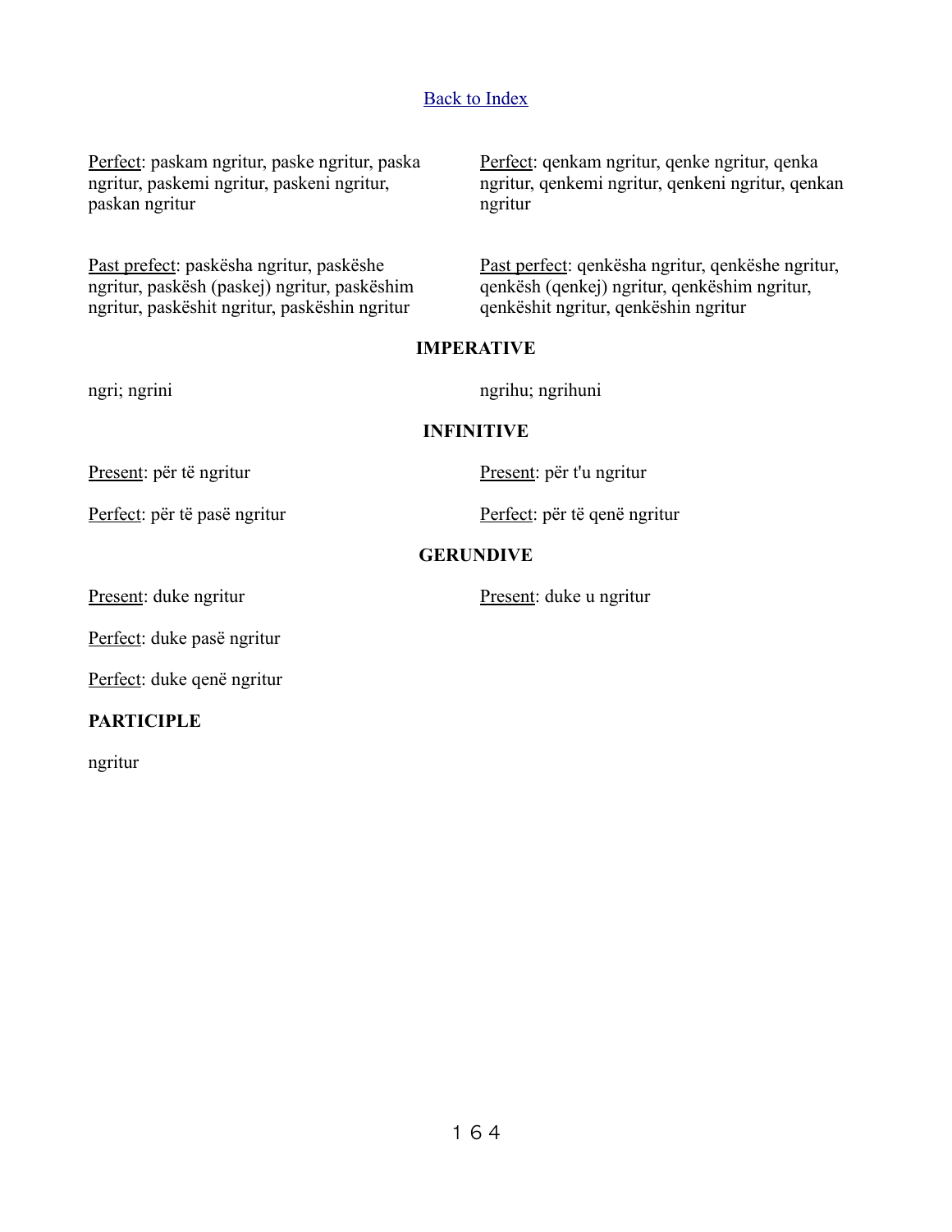Back to Index

Perfect: paskam ngritur, paske ngritur, paska ngritur, paskemi ngritur, paskeni ngritur, paskan ngritur

Past prefect: paskësha ngritur, paskëshe ngritur, paskësh (paskej) ngritur, paskëshim ngritur, paskëshit ngritur, paskëshin ngritur

Perfect: qenkam ngritur, qenke ngritur, qenka ngritur, qenkemi ngritur, qenkeni ngritur, qenkan ngritur

Past perfect: qenkësha ngritur, qenkëshe ngritur, qenkësh (qenkej) ngritur, qenkëshim ngritur, qenkëshit ngritur, qenkëshin ngritur

**IMPERATIVE**

ngri; ngrini

ngrihu; ngrihuni

**INFINITIVE**

Present: për të ngritur

Perfect: për të pasë ngritur

Present: për t'u ngritur

Perfect: për të qenë ngritur

**GERUNDIVE**

Present: duke ngritur

Perfect: duke pasë ngritur

Perfect: duke qenë ngritur

Present: duke u ngritur

**PARTICIPLE**

ngritur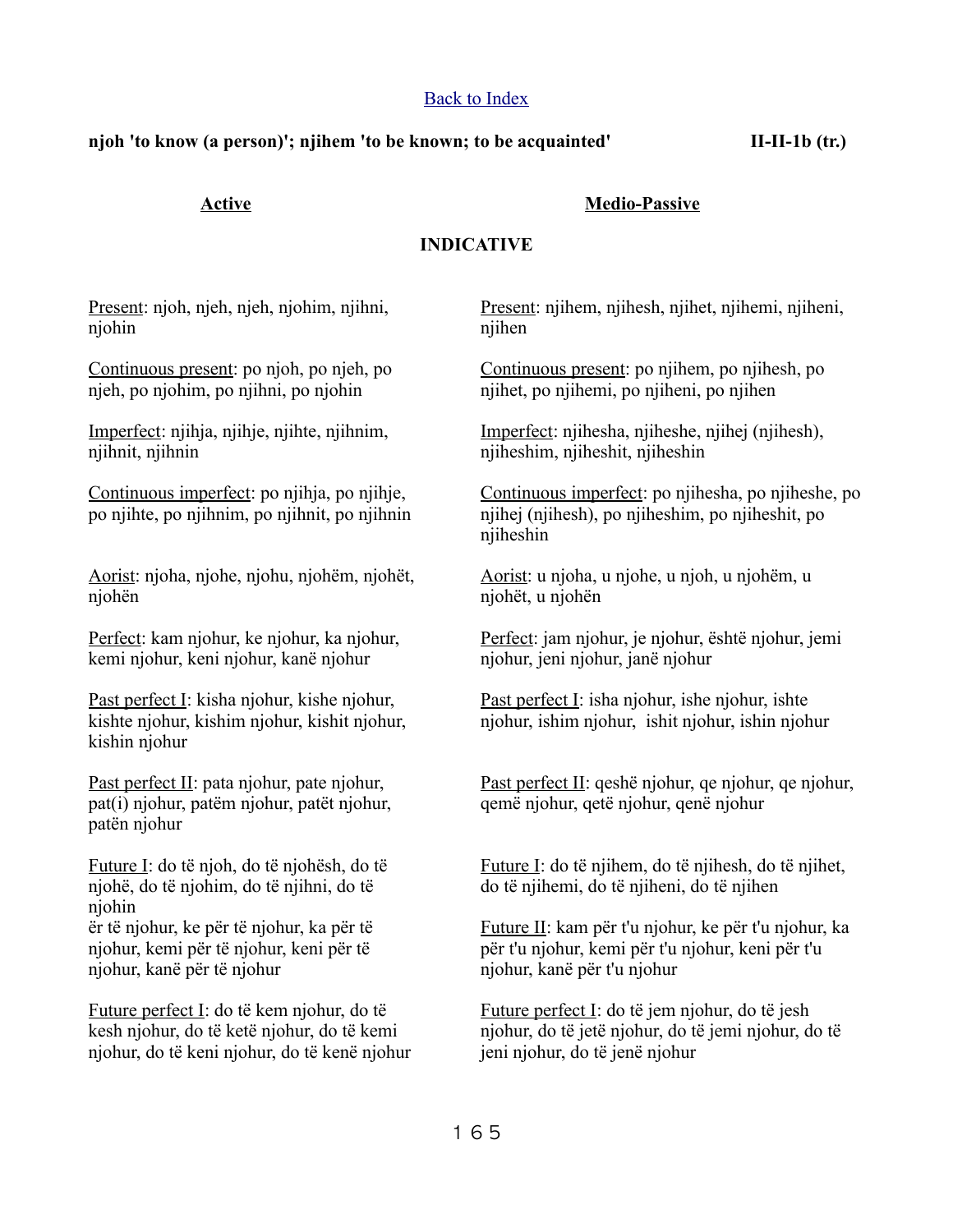[Back to Index](#)

**njoh 'to know (a person)'; njihem 'to be known; to be acquainted'** **II-II-1b (tr.)**

| **Active** | **Medio-Passive** |
| --- | --- |

**INDICATIVE**

| Active | Medio-Passive |
| --- | --- |
| Present: njoh, njeh, njeh, njohim, njihni, njohin | Present: njihem, njihesh, njihet, njihemi, njiheni, njihen |
| Continuous present: po njoh, po njeh, po njeh, po njohim, po njihni, po njohin | Continuous present: po njihem, po njihesh, po njihet, po njihemi, po njiheni, po njihen |
| Imperfect: njihja, njihje, njihte, njihnim, njihnit, njihnin | Imperfect: njihesha, njiheshe, njihej (njihesh), njiheshim, njiheshit, njiheshin |
| Continuous imperfect: po njihja, po njihje, po njihte, po njihnim, po njihnit, po njihnin | Continuous imperfect: po njihesha, po njiheshe, po njihej (njihesh), po njiheshim, po njiheshit, po njiheshin |
| Aorist: njoha, njohe, njohu, njohëm, njohët, njohën | Aorist: u njoha, u njohe, u njoh, u njohëm, u njohët, u njohën |
| Perfect: kam njohur, ke njohur, ka njohur, kemi njohur, keni njohur, kanë njohur | Perfect: jam njohur, je njohur, është njohur, jemi njohur, jeni njohur, janë njohur |
| Past perfect I: kisha njohur, kishe njohur, kishte njohur, kishim njohur, kishit njohur, kishin njohur | Past perfect I: isha njohur, ishe njohur, ishte njohur, ishim njohur, ishit njohur, ishin njohur |
| Past perfect II: pata njohur, pate njohur, pat(i) njohur, patëm njohur, patët njohur, patën njohur | Past perfect II: qeshë njohur, qe njohur, qe njohur, qemë njohur, qetë njohur, qenë njohur |
| Future I: do të njoh, do të njohësh, do të njohë, do të njohim, do të njihni, do të njohin | Future I: do të njihem, do të njihesh, do të njihet, do të njihemi, do të njiheni, do të njihen |
| ër të njohur, ke për të njohur, ka për të njohur, kemi për të njohur, keni për të njohur, kanë për të njohur | Future II: kam për t'u njohur, ke për t'u njohur, ka për t'u njohur, kemi për t'u njohur, keni për t'u njohur, kanë për t'u njohur |
| Future perfect I: do të kem njohur, do të kesh njohur, do të ketë njohur, do të kemi njohur, do të keni njohur, do të kenë njohur | Future perfect I: do të jem njohur, do të jesh njohur, do të jetë njohur, do të jemi njohur, do të jeni njohur, do të jenë njohur |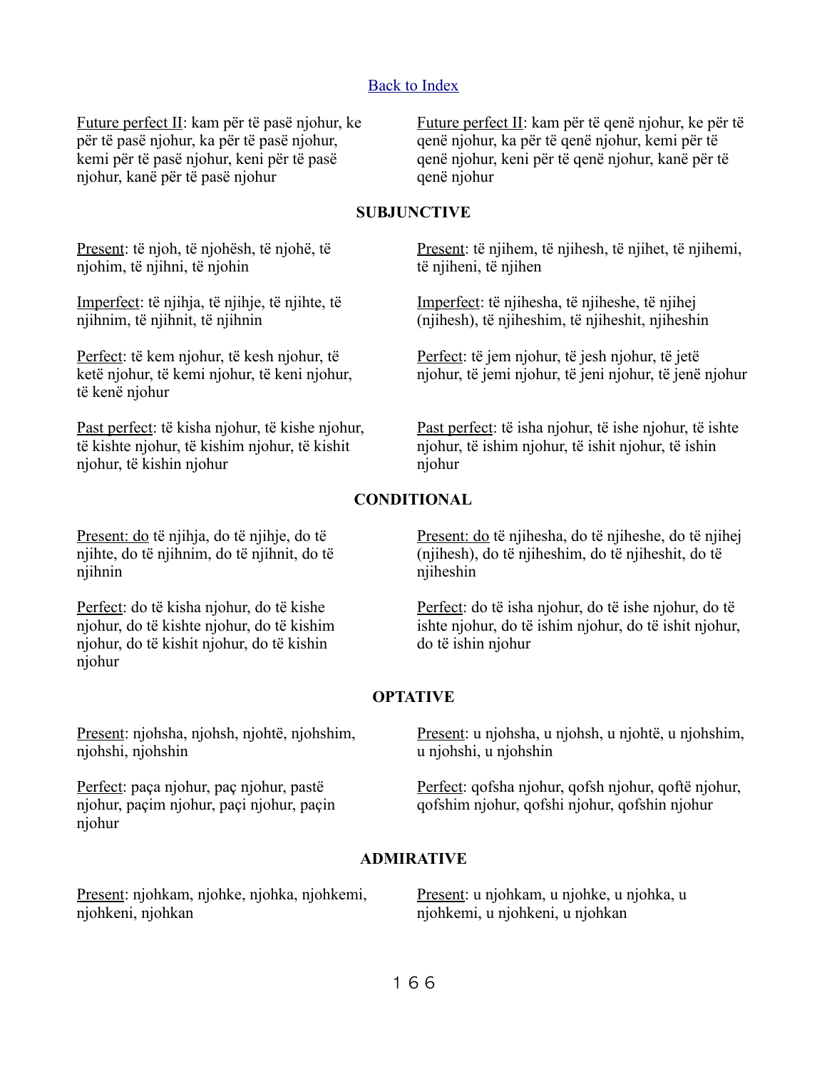[Back to Index](#)

Future perfect II: kam për të pasë njohur, ke për të pasë njohur, ka për të pasë njohur, kemi për të pasë njohur, keni për të pasë njohur, kanë për të pasë njohur

Future perfect II: kam për të qenë njohur, ke për të qenë njohur, ka për të qenë njohur, kemi për të qenë njohur, keni për të qenë njohur, kanë për të qenë njohur

**SUBJUNCTIVE**

Present: të njoh, të njohësh, të njohë, të njohim, të njihni, të njohin

Present: të njihem, të njihesh, të njihet, të njihemi, të njiheni, të njihen

Imperfect: të njihja, të njihje, të njihte, të njihnim, të njihnit, të njihnin

Imperfect: të njihesha, të njiheshe, të njihej (njihesh), të njiheshim, të njiheshit, njiheshin

Perfect: të kem njohur, të kesh njohur, të ketë njohur, të kemi njohur, të keni njohur, të kenë njohur

Perfect: të jem njohur, të jesh njohur, të jetë njohur, të jemi njohur, të jeni njohur, të jenë njohur

Past perfect: të kisha njohur, të kishe njohur, të kishte njohur, të kishim njohur, të kishit njohur, të kishin njohur

Past perfect: të isha njohur, të ishe njohur, të ishte njohur, të ishim njohur, të ishit njohur, të ishin njohur

**CONDITIONAL**

Present: do të njihja, do të njihje, do të njihte, do të njihnim, do të njihnit, do të njihnin

Present: do të njihesha, do të njiheshe, do të njihej (njihesh), do të njiheshim, do të njiheshit, do të njiheshin

Perfect: do të kisha njohur, do të kishe njohur, do të kishte njohur, do të kishim njohur, do të kishit njohur, do të kishin njohur

Perfect: do të isha njohur, do të ishe njohur, do të ishte njohur, do të ishim njohur, do të ishit njohur, do të ishin njohur

**OPTATIVE**

Present: njohsha, njohsh, njohtë, njohshim, njohshi, njohshin

Present: u njohsha, u njohsh, u njohtë, u njohshim, u njohshi, u njohshin

Perfect: paça njohur, paç njohur, pastë njohur, paçim njohur, paçi njohur, paçin njohur

Perfect: qofsha njohur, qofsh njohur, qoftë njohur, qofshim njohur, qofshi njohur, qofshin njohur

**ADMIRATIVE**

Present: njohkam, njohke, njohka, njohkemi, njohkeni, njohkan

Present: u njohkam, u njohke, u njohka, u njohkemi, u njohkeni, u njohkan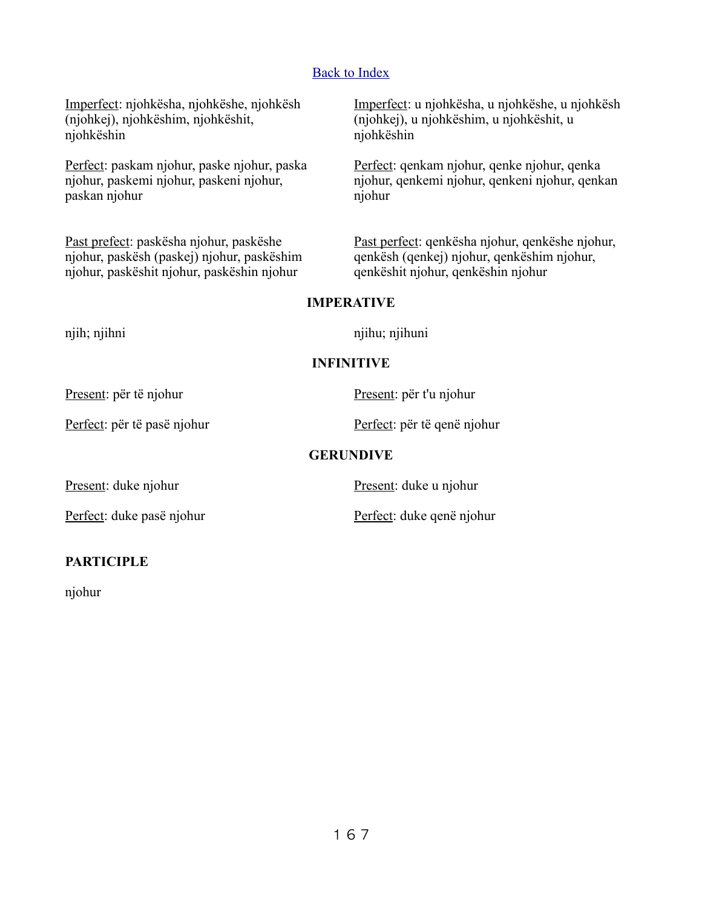[Back to Index]

Imperfect: njohkësha, njohkëshe, njohkësh (njohkej), njohkëshim, njohkëshit, njohkëshin

Imperfect: u njohkësha, u njohkëshe, u njohkësh (njohkej), u njohkëshim, u njohkëshit, u njohkëshin

Perfect: paskam njohur, paske njohur, paska njohur, paskemi njohur, paskeni njohur, paskan njohur

Perfect: qenkam njohur, qenke njohur, qenka njohur, qenkemi njohur, qenkeni njohur, qenkan njohur

Past prefect: paskësha njohur, paskëshe njohur, paskësh (paskej) njohur, paskëshim njohur, paskëshit njohur, paskëshin njohur

Past perfect: qenkësha njohur, qenkëshe njohur, qenkësh (qenkej) njohur, qenkëshim njohur, qenkëshit njohur, qenkëshin njohur

**IMPERATIVE**

njih; njihni

njihu; njihuni

**INFINITIVE**

Present: për të njohur

Present: për t'u njohur

Perfect: për të pasë njohur

Perfect: për të qenë njohur

**GERUNDIVE**

Present: duke njohur

Present: duke u njohur

Perfect: duke pasë njohur

Perfect: duke qenë njohur

**PARTICIPLE**

njohur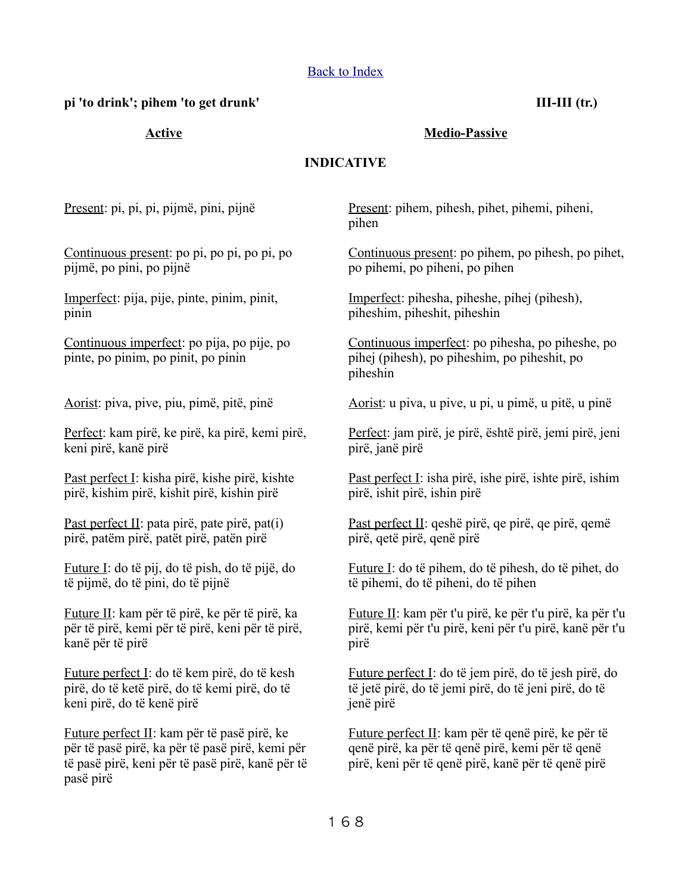[Back to Index](#)

**pi 'to drink'; pihem 'to get drunk'** **III-III (tr.)**

| <u>**Active**</u> | <u>**Medio-Passive**</u> |
|---|---|

### INDICATIVE

<u>Present</u>: pi, pi, pi, pijmë, pini, pijnë

<u>Present</u>: pihem, pihesh, pihet, pihemi, piheni, pihen

<u>Continuous present</u>: po pi, po pi, po pi, po pijmë, po pini, po pijnë

<u>Continuous present</u>: po pihem, po pihesh, po pihet, po pihemi, po piheni, po pihen

<u>Imperfect</u>: pija, pije, pinte, pinim, pinit, pinin

<u>Imperfect</u>: pihesha, piheshe, pihej (pihesh), piheshim, piheshit, piheshin

<u>Continuous imperfect</u>: po pija, po pije, po pinte, po pinim, po pinit, po pinin

<u>Continuous imperfect</u>: po pihesha, po piheshe, po pihej (pihesh), po piheshim, po piheshit, po piheshin

<u>Aorist</u>: piva, pive, piu, pimë, pitë, pinë

<u>Aorist</u>: u piva, u pive, u pi, u pimë, u pitë, u pinë

<u>Perfect</u>: kam pirë, ke pirë, ka pirë, kemi pirë, keni pirë, kanë pirë

<u>Perfect</u>: jam pirë, je pirë, është pirë, jemi pirë, jeni pirë, janë pirë

<u>Past perfect I</u>: kisha pirë, kishe pirë, kishte pirë, kishim pirë, kishit pirë, kishin pirë

<u>Past perfect I</u>: isha pirë, ishe pirë, ishte pirë, ishim pirë, ishit pirë, ishin pirë

<u>Past perfect II</u>: pata pirë, pate pirë, pat(i) pirë, patëm pirë, patët pirë, patën pirë

<u>Past perfect II</u>: qeshë pirë, qe pirë, qe pirë, qemë pirë, qetë pirë, qenë pirë

<u>Future I</u>: do të pij, do të pish, do të pijë, do të pijmë, do të pini, do të pijnë

<u>Future I</u>: do të pihem, do të pihesh, do të pihet, do të pihemi, do të piheni, do të pihen

<u>Future II</u>: kam për të pirë, ke për të pirë, ka për të pirë, kemi për të pirë, keni për të pirë, kanë për të pirë

<u>Future II</u>: kam për t'u pirë, ke për t'u pirë, ka për t'u pirë, kemi për t'u pirë, keni për t'u pirë, kanë për t'u pirë

<u>Future perfect I</u>: do të kem pirë, do të kesh pirë, do të ketë pirë, do të kemi pirë, do të keni pirë, do të kenë pirë

<u>Future perfect I</u>: do të jem pirë, do të jesh pirë, do të jetë pirë, do të jemi pirë, do të jeni pirë, do të jenë pirë

<u>Future perfect II</u>: kam për të pasë pirë, ke për të pasë pirë, ka për të pasë pirë, kemi për të pasë pirë, keni për të pasë pirë, kanë për të pasë pirë

<u>Future perfect II</u>: kam për të qenë pirë, ke për të qenë pirë, ka për të qenë pirë, kemi për të qenë pirë, keni për të qenë pirë, kanë për të qenë pirë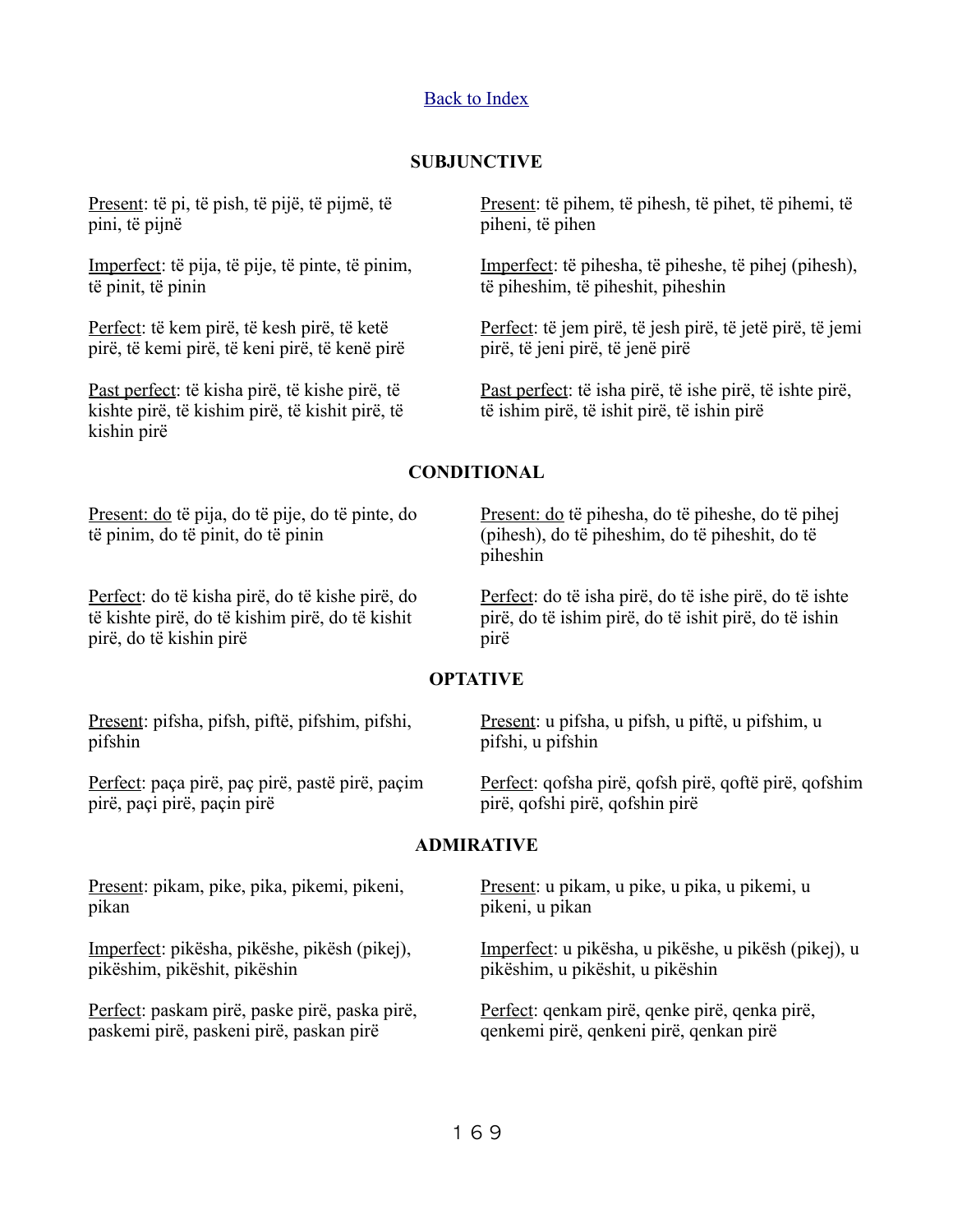[Back to Index]

## SUBJUNCTIVE

Present: të pi, të pish, të pijë, të pijmë, të pini, të pijnë

Imperfect: të pija, të pije, të pinte, të pinim, të pinit, të pinin

Perfect: të kem pirë, të kesh pirë, të ketë pirë, të kemi pirë, të keni pirë, të kenë pirë

Past perfect: të kisha pirë, të kishe pirë, të kishte pirë, të kishim pirë, të kishit pirë, të kishin pirë

Present: të pihem, të pihesh, të pihet, të pihemi, të piheni, të pihen

Imperfect: të pihesha, të piheshe, të pihej (pihesh), të piheshim, të piheshit, piheshin

Perfect: të jem pirë, të jesh pirë, të jetë pirë, të jemi pirë, të jeni pirë, të jenë pirë

Past perfect: të isha pirë, të ishe pirë, të ishte pirë, të ishim pirë, të ishit pirë, të ishin pirë

## CONDITIONAL

Present: do të pija, do të pije, do të pinte, do të pinim, do të pinit, do të pinin

Perfect: do të kisha pirë, do të kishe pirë, do të kishte pirë, do të kishim pirë, do të kishit pirë, do të kishin pirë

Present: do të pihesha, do të piheshe, do të pihej (pihesh), do të piheshim, do të piheshit, do të piheshin

Perfect: do të isha pirë, do të ishe pirë, do të ishte pirë, do të ishim pirë, do të ishit pirë, do të ishin pirë

## OPTATIVE

Present: pifsha, pifsh, piftë, pifshim, pifshi, pifshin

Perfect: paça pirë, paç pirë, pastë pirë, paçim pirë, paçi pirë, paçin pirë

Present: u pifsha, u pifsh, u piftë, u pifshim, u pifshi, u pifshin

Perfect: qofsha pirë, qofsh pirë, qoftë pirë, qofshim pirë, qofshi pirë, qofshin pirë

## ADMIRATIVE

Present: pikam, pike, pika, pikemi, pikeni, pikan

Imperfect: pikësha, pikëshe, pikësh (pikej), pikëshim, pikëshit, pikëshin

Perfect: paskam pirë, paske pirë, paska pirë, paskemi pirë, paskeni pirë, paskan pirë

Present: u pikam, u pike, u pika, u pikemi, u pikeni, u pikan

Imperfect: u pikësha, u pikëshe, u pikësh (pikej), u pikëshim, u pikëshit, u pikëshin

Perfect: qenkam pirë, qenke pirë, qenka pirë, qenkemi pirë, qenkeni pirë, qenkan pirë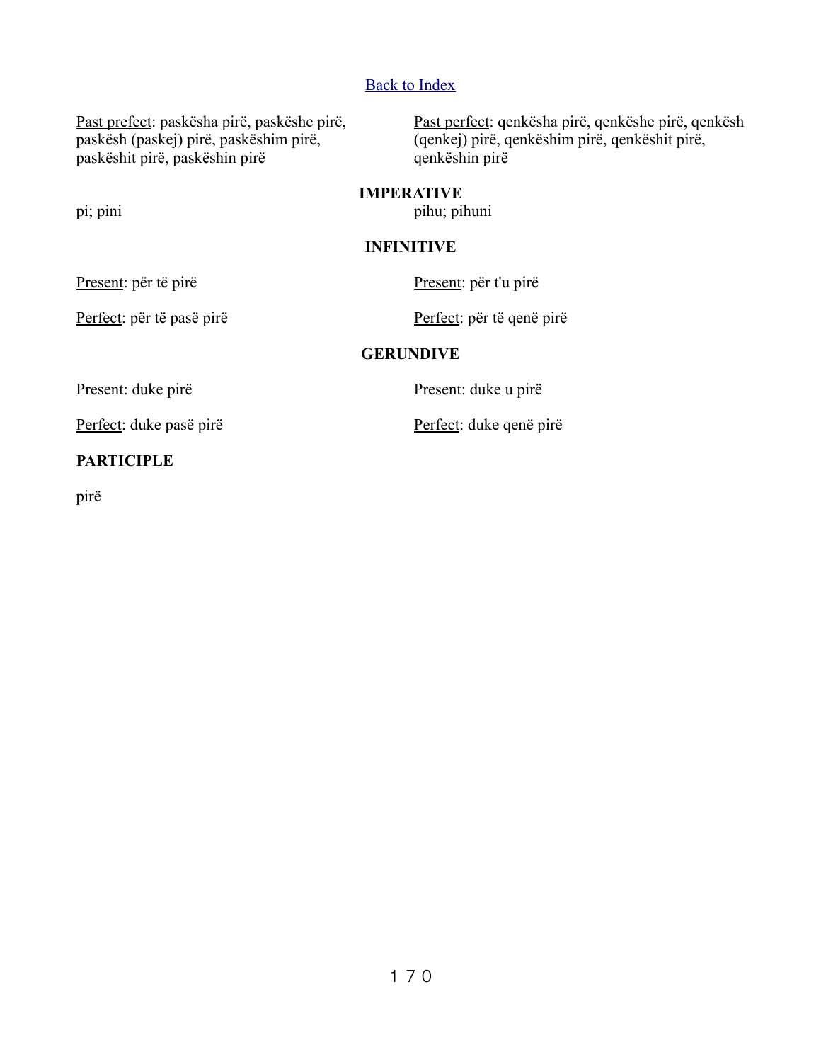Back to Index

Past prefect: paskësha pirë, paskëshe pirë, paskësh (paskej) pirë, paskëshim pirë, paskëshit pirë, paskëshin pirë

Past perfect: qenkësha pirë, qenkëshe pirë, qenkësh (qenkej) pirë, qenkëshim pirë, qenkëshit pirë, qenkëshin pirë

**IMPERATIVE**

pi; pini

pihu; pihuni

**INFINITIVE**

Present: për të pirë

Present: për t'u pirë

Perfect: për të pasë pirë

Perfect: për të qenë pirë

**GERUNDIVE**

Present: duke pirë

Present: duke u pirë

Perfect: duke pasë pirë

Perfect: duke qenë pirë

**PARTICIPLE**

pirë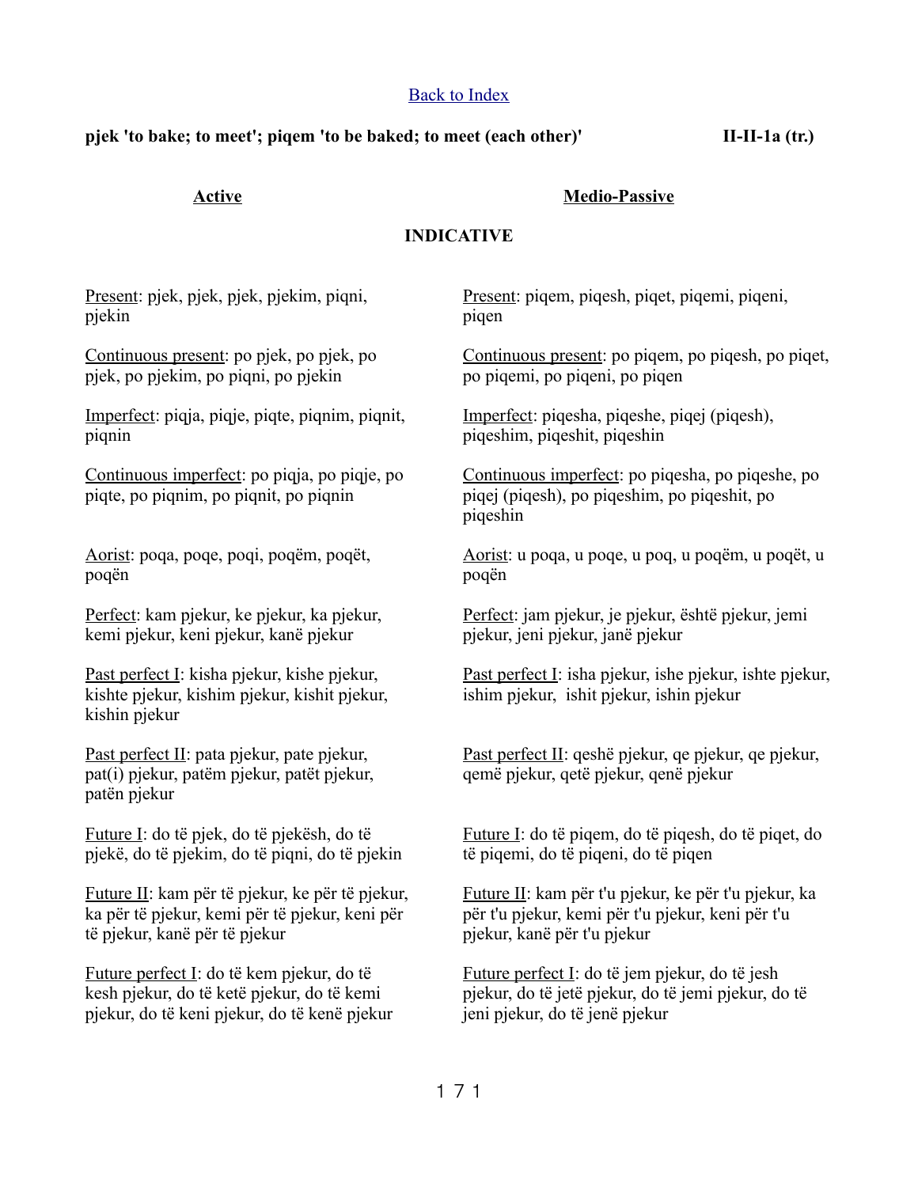Back to Index

**pjek 'to bake; to meet'; piqem 'to be baked; to meet (each other)'** **II-II-1a (tr.)**

## INDICATIVE

### Active

Present: pjek, pjek, pjek, pjekim, piqni, pjekin

Continuous present: po pjek, po pjek, po pjek, po pjekim, po piqni, po pjekin

Imperfect: piqja, piqje, piqte, piqnim, piqnit, piqnin

Continuous imperfect: po piqja, po piqje, po piqte, po piqnim, po piqnit, po piqnin

Aorist: poqa, poqe, poqi, poqëm, poqët, poqën

Perfect: kam pjekur, ke pjekur, ka pjekur, kemi pjekur, keni pjekur, kanë pjekur

Past perfect I: kisha pjekur, kishe pjekur, kishte pjekur, kishim pjekur, kishit pjekur, kishin pjekur

Past perfect II: pata pjekur, pate pjekur, pat(i) pjekur, patëm pjekur, patët pjekur, patën pjekur

Future I: do të pjek, do të pjekësh, do të pjekë, do të pjekim, do të piqni, do të pjekin

Future II: kam për të pjekur, ke për të pjekur, ka për të pjekur, kemi për të pjekur, keni për të pjekur, kanë për të pjekur

Future perfect I: do të kem pjekur, do të kesh pjekur, do të ketë pjekur, do të kemi pjekur, do të keni pjekur, do të kenë pjekur

### Medio-Passive

Present: piqem, piqesh, piqet, piqemi, piqeni, piqen

Continuous present: po piqem, po piqesh, po piqet, po piqemi, po piqeni, po piqen

Imperfect: piqesha, piqeshe, piqej (piqesh), piqeshim, piqeshit, piqeshin

Continuous imperfect: po piqesha, po piqeshe, po piqej (piqesh), po piqeshim, po piqeshit, po piqeshin

Aorist: u poqa, u poqe, u poq, u poqëm, u poqët, u poqën

Perfect: jam pjekur, je pjekur, është pjekur, jemi pjekur, jeni pjekur, janë pjekur

Past perfect I: isha pjekur, ishe pjekur, ishte pjekur, ishim pjekur, ishit pjekur, ishin pjekur

Past perfect II: qeshë pjekur, qe pjekur, qe pjekur, qemë pjekur, qetë pjekur, qenë pjekur

Future I: do të piqem, do të piqesh, do të piqet, do të piqemi, do të piqeni, do të piqen

Future II: kam për t'u pjekur, ke për t'u pjekur, ka për t'u pjekur, kemi për t'u pjekur, keni për t'u pjekur, kanë për t'u pjekur

Future perfect I: do të jem pjekur, do të jesh pjekur, do të jetë pjekur, do të jemi pjekur, do të jeni pjekur, do të jenë pjekur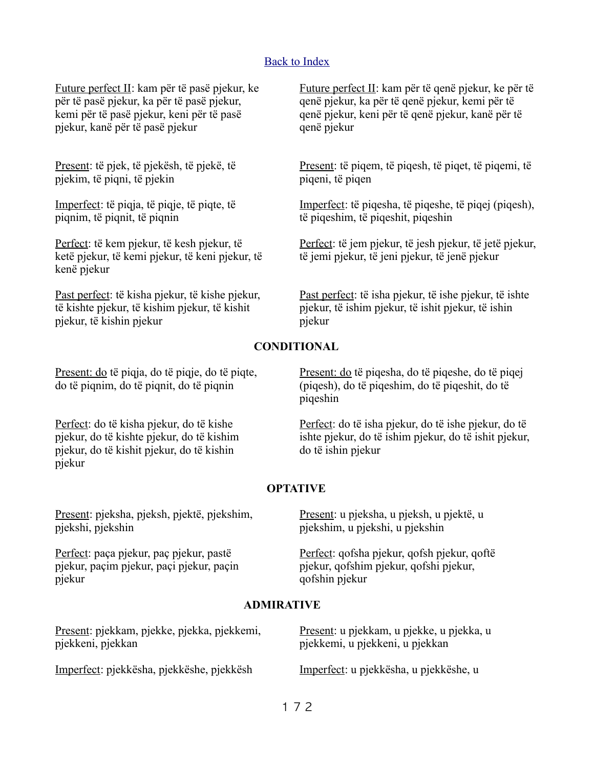[Back to Index](#)

Future perfect II: kam për të pasë pjekur, ke për të pasë pjekur, ka për të pasë pjekur, kemi për të pasë pjekur, keni për të pasë pjekur, kanë për të pasë pjekur

Future perfect II: kam për të qenë pjekur, ke për të qenë pjekur, ka për të qenë pjekur, kemi për të qenë pjekur, keni për të qenë pjekur, kanë për të qenë pjekur

Present: të pjek, të pjekësh, të pjekë, të pjekim, të piqni, të pjekin

Present: të piqem, të piqesh, të piqet, të piqemi, të piqeni, të piqen

Imperfect: të piqja, të piqje, të piqte, të piqnim, të piqnit, të piqnin

Imperfect: të piqesha, të piqeshe, të piqej (piqesh), të piqeshim, të piqeshit, piqeshin

Perfect: të kem pjekur, të kesh pjekur, të ketë pjekur, të kemi pjekur, të keni pjekur, të kenë pjekur

Perfect: të jem pjekur, të jesh pjekur, të jetë pjekur, të jemi pjekur, të jeni pjekur, të jenë pjekur

Past perfect: të kisha pjekur, të kishe pjekur, të kishte pjekur, të kishim pjekur, të kishit pjekur, të kishin pjekur

Past perfect: të isha pjekur, të ishe pjekur, të ishte pjekur, të ishim pjekur, të ishit pjekur, të ishin pjekur

**CONDITIONAL**

Present: do të piqja, do të piqje, do të piqte, do të piqnim, do të piqnit, do të piqnin

Present: do të piqesha, do të piqeshe, do të piqej (piqesh), do të piqeshim, do të piqeshit, do të piqeshin

Perfect: do të kisha pjekur, do të kishe pjekur, do të kishte pjekur, do të kishim pjekur, do të kishit pjekur, do të kishin pjekur

Perfect: do të isha pjekur, do të ishe pjekur, do të ishte pjekur, do të ishim pjekur, do të ishit pjekur, do të ishin pjekur

**OPTATIVE**

Present: pjeksha, pjeksh, pjektë, pjekshim, pjekshi, pjekshin

Present: u pjeksha, u pjeksh, u pjektë, u pjekshim, u pjekshi, u pjekshin

Perfect: paça pjekur, paç pjekur, pastë pjekur, paçim pjekur, paçi pjekur, paçin pjekur

Perfect: qofsha pjekur, qofsh pjekur, qoftë pjekur, qofshim pjekur, qofshi pjekur, qofshin pjekur

**ADMIRATIVE**

Present: pjekkam, pjekke, pjekka, pjekkemi, pjekkeni, pjekkan

Present: u pjekkam, u pjekke, u pjekka, u pjekkemi, u pjekkeni, u pjekkan

Imperfect: pjekkësha, pjekkëshe, pjekkësh

Imperfect: u pjekkësha, u pjekkëshe, u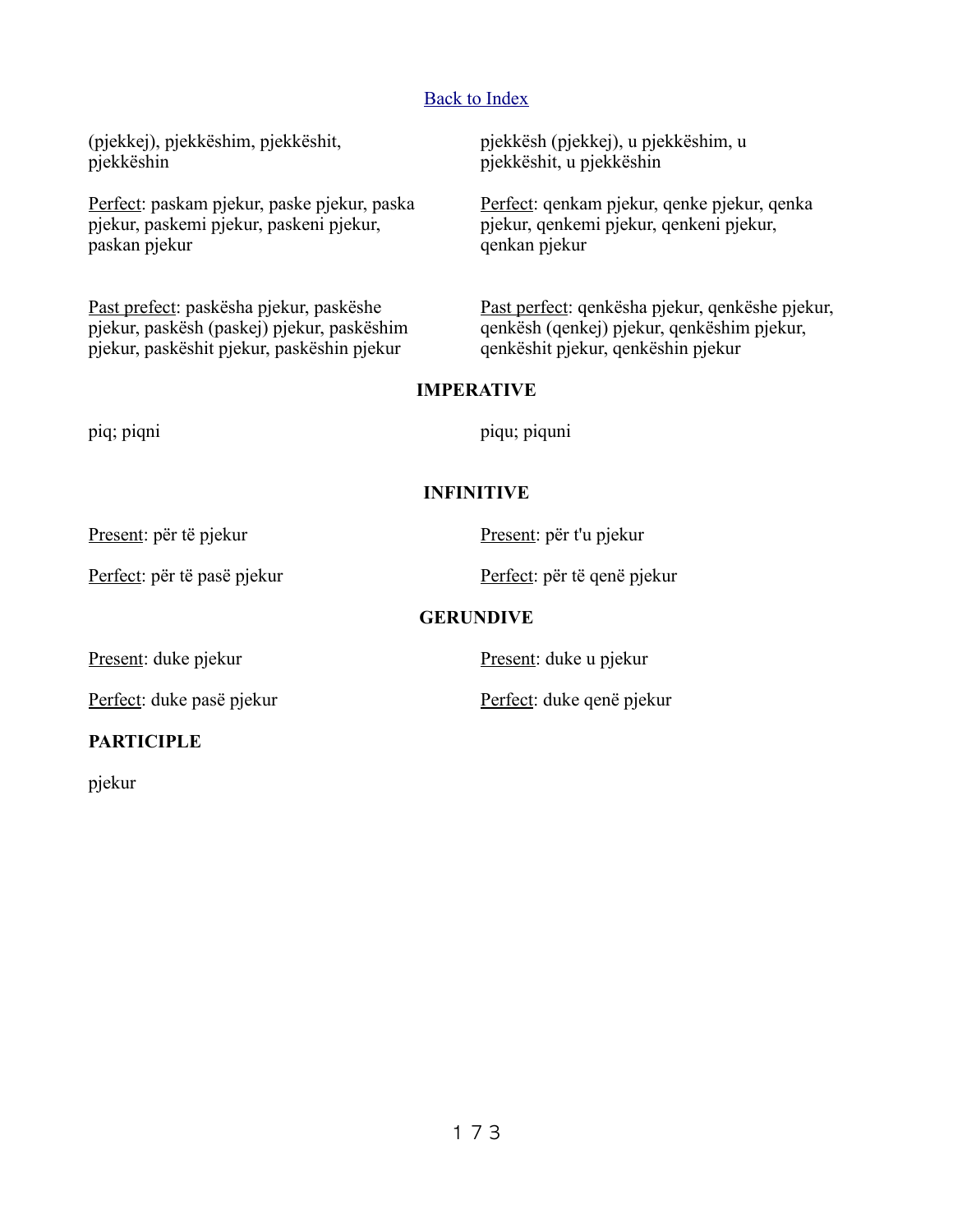[Back to Index]

(pjekkej), pjekkëshim, pjekkëshit, pjekkëshin

pjekkësh (pjekkej), u pjekkëshim, u pjekkëshit, u pjekkëshin

Perfect: paskam pjekur, paske pjekur, paska pjekur, paskemi pjekur, paskeni pjekur, paskan pjekur

Perfect: qenkam pjekur, qenke pjekur, qenka pjekur, qenkemi pjekur, qenkeni pjekur, qenkan pjekur

Past prefect: paskësha pjekur, paskëshe pjekur, paskësh (paskej) pjekur, paskëshim pjekur, paskëshit pjekur, paskëshin pjekur

Past perfect: qenkësha pjekur, qenkëshe pjekur, qenkësh (qenkej) pjekur, qenkëshim pjekur, qenkëshit pjekur, qenkëshin pjekur

**IMPERATIVE**

piq; piqni

piqu; piquni

**INFINITIVE**

Present: për të pjekur

Present: për t'u pjekur

Perfect: për të pasë pjekur

Perfect: për të qenë pjekur

**GERUNDIVE**

Present: duke pjekur

Present: duke u pjekur

Perfect: duke pasë pjekur

Perfect: duke qenë pjekur

**PARTICIPLE**

pjekur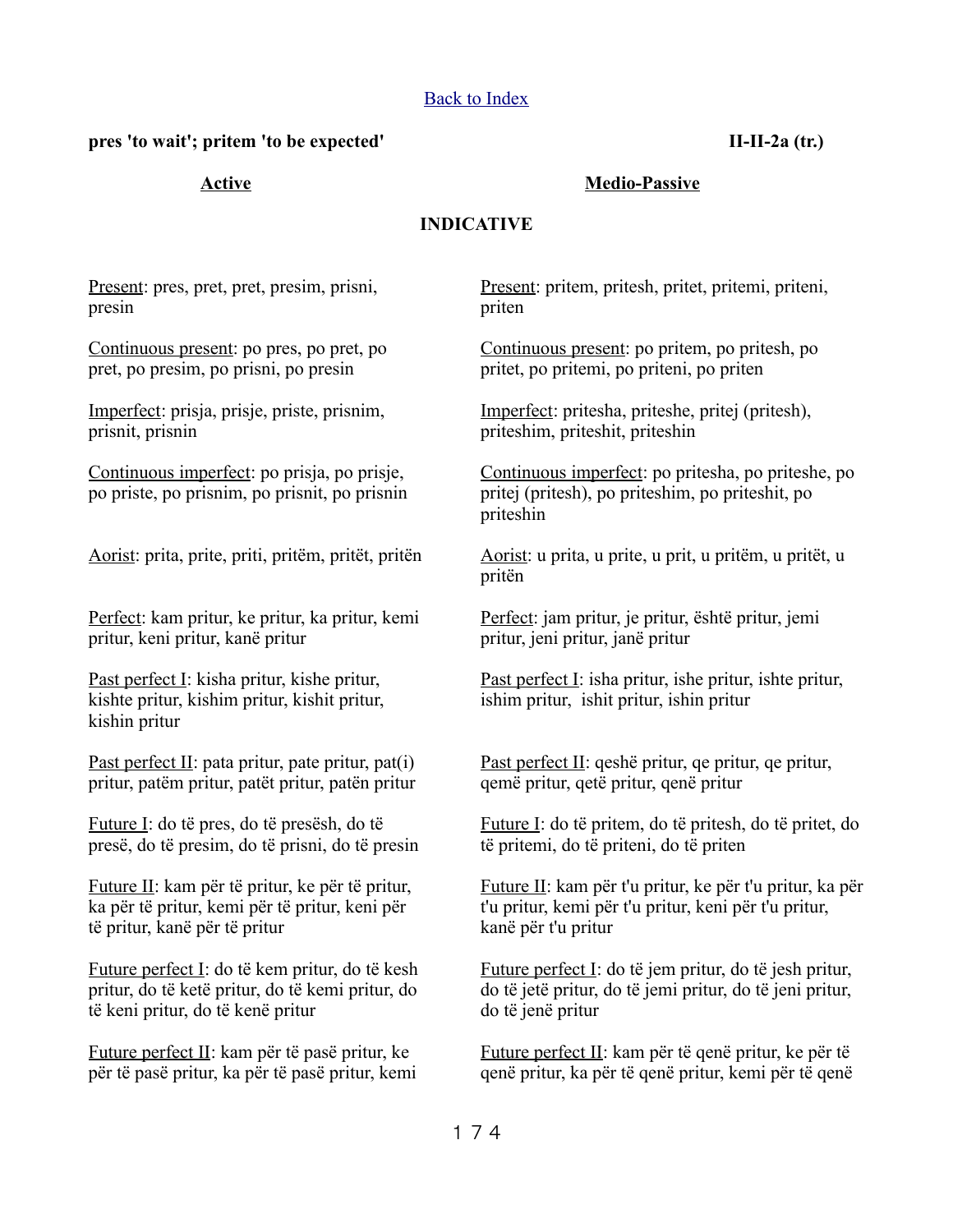[Back to Index]

**pres 'to wait'; pritem 'to be expected'** **II-II-2a (tr.)**

**Active**

**Medio-Passive**

**INDICATIVE**

**Active**

Present: pres, pret, pret, presim, prisni, presin

Continuous present: po pres, po pret, po pret, po presim, po prisni, po presin

Imperfect: prisja, prisje, priste, prisnim, prisnit, prisnin

Continuous imperfect: po prisja, po prisje, po priste, po prisnim, po prisnit, po prisnin

Aorist: prita, prite, priti, pritëm, pritët, pritën

Perfect: kam pritur, ke pritur, ka pritur, kemi pritur, keni pritur, kanë pritur

Past perfect I: kisha pritur, kishe pritur, kishte pritur, kishim pritur, kishit pritur, kishin pritur

Past perfect II: pata pritur, pate pritur, pat(i) pritur, patëm pritur, patët pritur, patën pritur

Future I: do të pres, do të presësh, do të presë, do të presim, do të prisni, do të presin

Future II: kam për të pritur, ke për të pritur, ka për të pritur, kemi për të pritur, keni për të pritur, kanë për të pritur

Future perfect I: do të kem pritur, do të kesh pritur, do të ketë pritur, do të kemi pritur, do të keni pritur, do të kenë pritur

Future perfect II: kam për të pasë pritur, ke për të pasë pritur, ka për të pasë pritur, kemi

**Medio-Passive**

Present: pritem, pritesh, pritet, pritemi, priteni, priten

Continuous present: po pritem, po pritesh, po pritet, po pritemi, po priteni, po priten

Imperfect: pritesha, priteshe, pritej (pritesh), priteshim, priteshit, priteshin

Continuous imperfect: po pritesha, po priteshe, po pritej (pritesh), po priteshim, po priteshit, po priteshin

Aorist: u prita, u prite, u prit, u pritëm, u pritët, u pritën

Perfect: jam pritur, je pritur, është pritur, jemi pritur, jeni pritur, janë pritur

Past perfect I: isha pritur, ishe pritur, ishte pritur, ishim pritur, ishit pritur, ishin pritur

Past perfect II: qeshë pritur, qe pritur, qe pritur, qemë pritur, qetë pritur, qenë pritur

Future I: do të pritem, do të pritesh, do të pritet, do të pritemi, do të priteni, do të priten

Future II: kam për t'u pritur, ke për t'u pritur, ka për t'u pritur, kemi për t'u pritur, keni për t'u pritur, kanë për t'u pritur

Future perfect I: do të jem pritur, do të jesh pritur, do të jetë pritur, do të jemi pritur, do të jeni pritur, do të jenë pritur

Future perfect II: kam për të qenë pritur, ke për të qenë pritur, ka për të qenë pritur, kemi për të qenë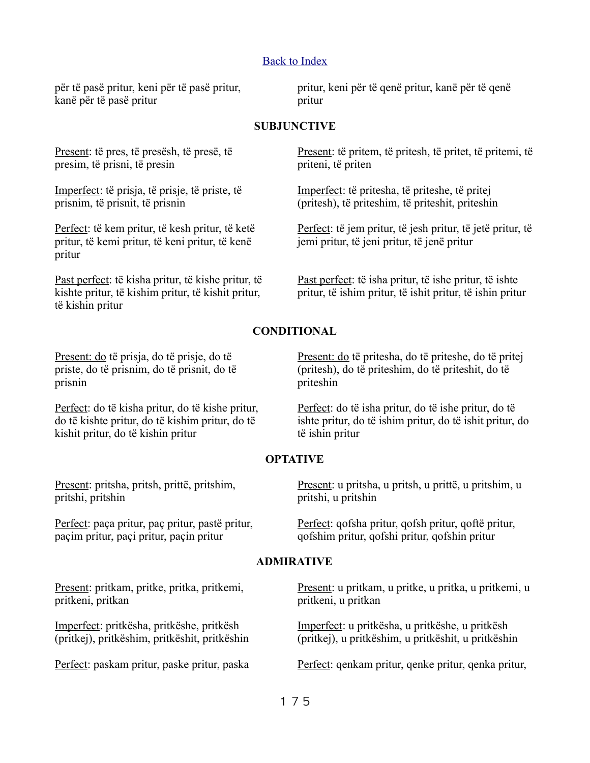[Back to Index](#)

për të pasë pritur, keni për të pasë pritur, kanë për të pasë pritur

pritur, keni për të qenë pritur, kanë për të qenë pritur

## SUBJUNCTIVE

Present: të pres, të presësh, të presë, të presim, të prisni, të presin

Imperfect: të prisja, të prisje, të priste, të prisnim, të prisnit, të prisnin

Perfect: të kem pritur, të kesh pritur, të ketë pritur, të kemi pritur, të keni pritur, të kenë pritur

Past perfect: të kisha pritur, të kishe pritur, të kishte pritur, të kishim pritur, të kishit pritur, të kishin pritur

Present: të pritem, të pritesh, të pritet, të pritemi, të priteni, të priten

Imperfect: të pritesha, të priteshe, të pritej (pritesh), të priteshim, të priteshit, priteshin

Perfect: të jem pritur, të jesh pritur, të jetë pritur, të jemi pritur, të jeni pritur, të jenë pritur

Past perfect: të isha pritur, të ishe pritur, të ishte pritur, të ishim pritur, të ishit pritur, të ishin pritur

## CONDITIONAL

Present: do të prisja, do të prisje, do të priste, do të prisnim, do të prisnit, do të prisnin

Perfect: do të kisha pritur, do të kishe pritur, do të kishte pritur, do të kishim pritur, do të kishit pritur, do të kishin pritur

Present: do të pritesha, do të priteshe, do të pritej (pritesh), do të priteshim, do të priteshit, do të priteshin

Perfect: do të isha pritur, do të ishe pritur, do të ishte pritur, do të ishim pritur, do të ishit pritur, do të ishin pritur

## OPTATIVE

Present: pritsha, pritsh, prittë, pritshim, pritshi, pritshin

Perfect: paça pritur, paç pritur, pastë pritur, paçim pritur, paçi pritur, paçin pritur

Present: u pritsha, u pritsh, u prittë, u pritshim, u pritshi, u pritshin

Perfect: qofsha pritur, qofsh pritur, qoftë pritur, qofshim pritur, qofshi pritur, qofshin pritur

## ADMIRATIVE

Present: pritkam, pritke, pritka, pritkemi, pritkeni, pritkan

Imperfect: pritkësha, pritkëshe, pritkësh (pritkej), pritkëshim, pritkëshit, pritkëshin

Perfect: paskam pritur, paske pritur, paska

Present: u pritkam, u pritke, u pritka, u pritkemi, u pritkeni, u pritkan

Imperfect: u pritkësha, u pritkëshe, u pritkësh (pritkej), u pritkëshim, u pritkëshit, u pritkëshin

Perfect: qenkam pritur, qenke pritur, qenka pritur,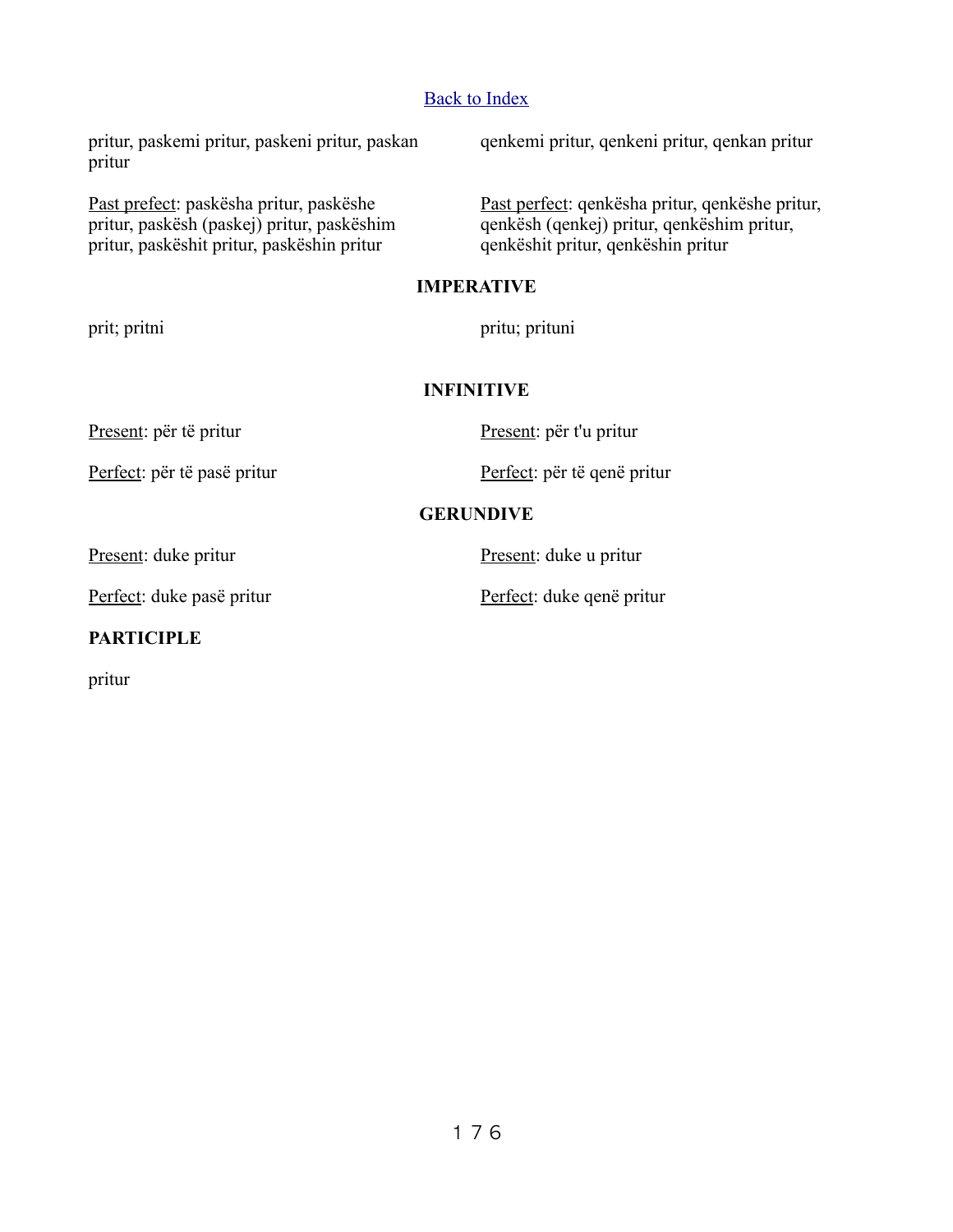[Back to Index]

pritur, paskemi pritur, paskeni pritur, paskan pritur

qenkemi pritur, qenkeni pritur, qenkan pritur

Past prefect: paskësha pritur, paskëshe pritur, paskësh (paskej) pritur, paskëshim pritur, paskëshit pritur, paskëshin pritur

Past perfect: qenkësha pritur, qenkëshe pritur, qenkësh (qenkej) pritur, qenkëshim pritur, qenkëshit pritur, qenkëshin pritur

**IMPERATIVE**

prit; pritni

pritu; prituni

**INFINITIVE**

Present: për të pritur

Perfect: për të pasë pritur

Present: për t'u pritur

Perfect: për të qenë pritur

**GERUNDIVE**

Present: duke pritur

Perfect: duke pasë pritur

Present: duke u pritur

Perfect: duke qenë pritur

**PARTICIPLE**

pritur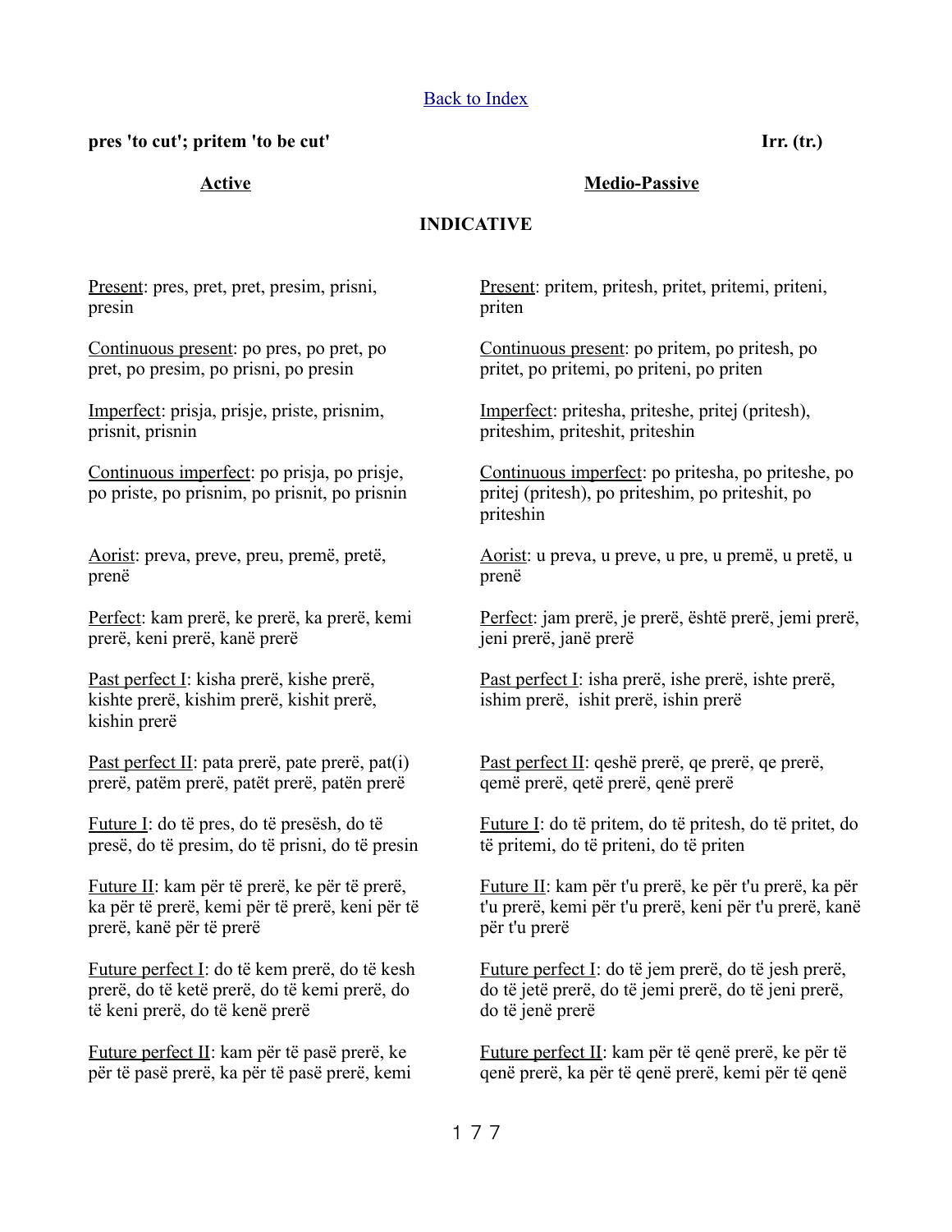[Back to Index]

**pres 'to cut'; pritem 'to be cut'** **Irr. (tr.)**

## INDICATIVE

### Active

Present: pres, pret, pret, presim, prisni, presin

Continuous present: po pres, po pret, po pret, po presim, po prisni, po presin

Imperfect: prisja, prisje, priste, prisnim, prisnit, prisnin

Continuous imperfect: po prisja, po prisje, po priste, po prisnim, po prisnit, po prisnin

Aorist: preva, preve, preu, premë, pretë, prenë

Perfect: kam prerë, ke prerë, ka prerë, kemi prerë, keni prerë, kanë prerë

Past perfect I: kisha prerë, kishe prerë, kishte prerë, kishim prerë, kishit prerë, kishin prerë

Past perfect II: pata prerë, pate prerë, pat(i) prerë, patëm prerë, patët prerë, patën prerë

Future I: do të pres, do të presësh, do të presë, do të presim, do të prisni, do të presin

Future II: kam për të prerë, ke për të prerë, ka për të prerë, kemi për të prerë, keni për të prerë, kanë për të prerë

Future perfect I: do të kem prerë, do të kesh prerë, do të ketë prerë, do të kemi prerë, do të keni prerë, do të kenë prerë

Future perfect II: kam për të pasë prerë, ke për të pasë prerë, ka për të pasë prerë, kemi

### Medio-Passive

Present: pritem, pritesh, pritet, pritemi, priteni, priten

Continuous present: po pritem, po pritesh, po pritet, po pritemi, po priteni, po priten

Imperfect: pritesha, priteshe, pritej (pritesh), priteshim, priteshit, priteshin

Continuous imperfect: po pritesha, po priteshe, po pritej (pritesh), po priteshim, po priteshit, po priteshin

Aorist: u preva, u preve, u pre, u premë, u pretë, u prenë

Perfect: jam prerë, je prerë, është prerë, jemi prerë, jeni prerë, janë prerë

Past perfect I: isha prerë, ishe prerë, ishte prerë, ishim prerë, ishit prerë, ishin prerë

Past perfect II: qeshë prerë, qe prerë, qe prerë, qemë prerë, qetë prerë, qenë prerë

Future I: do të pritem, do të pritesh, do të pritet, do të pritemi, do të priteni, do të priten

Future II: kam për t'u prerë, ke për t'u prerë, ka për t'u prerë, kemi për t'u prerë, keni për t'u prerë, kanë për t'u prerë

Future perfect I: do të jem prerë, do të jesh prerë, do të jetë prerë, do të jemi prerë, do të jeni prerë, do të jenë prerë

Future perfect II: kam për të qenë prerë, ke për të qenë prerë, ka për të qenë prerë, kemi për të qenë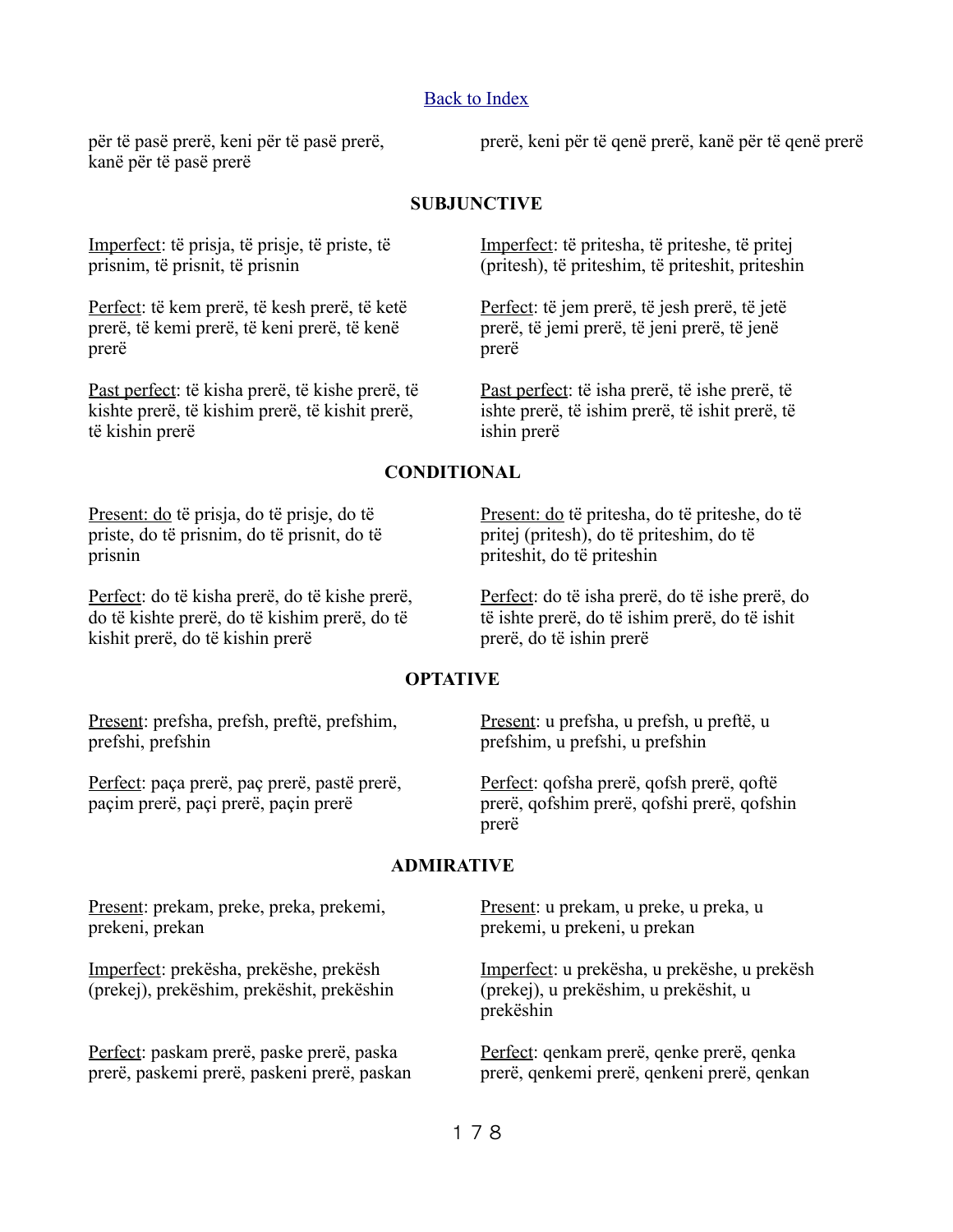[Back to Index]

për të pasë prerë, keni për të pasë prerë, kanë për të pasë prerë

prerë, keni për të qenë prerë, kanë për të qenë prerë

## SUBJUNCTIVE

Imperfect: të prisja, të prisje, të priste, të prisnim, të prisnit, të prisnin

Perfect: të kem prerë, të kesh prerë, të ketë prerë, të kemi prerë, të keni prerë, të kenë prerë

Past perfect: të kisha prerë, të kishe prerë, të kishte prerë, të kishim prerë, të kishit prerë, të kishin prerë

Imperfect: të pritesha, të priteshe, të pritej (pritesh), të priteshim, të priteshit, priteshin

Perfect: të jem prerë, të jesh prerë, të jetë prerë, të jemi prerë, të jeni prerë, të jenë prerë

Past perfect: të isha prerë, të ishe prerë, të ishte prerë, të ishim prerë, të ishit prerë, të ishin prerë

## CONDITIONAL

Present: do të prisja, do të prisje, do të priste, do të prisnim, do të prisnit, do të prisnin

Perfect: do të kisha prerë, do të kishe prerë, do të kishte prerë, do të kishim prerë, do të kishit prerë, do të kishin prerë

Present: do të pritesha, do të priteshe, do të pritej (pritesh), do të priteshim, do të priteshit, do të priteshin

Perfect: do të isha prerë, do të ishe prerë, do të ishte prerë, do të ishim prerë, do të ishit prerë, do të ishin prerë

## OPTATIVE

Present: prefsha, prefsh, preftë, prefshim, prefshi, prefshin

Perfect: paça prerë, paç prerë, pastë prerë, paçim prerë, paçi prerë, paçin prerë

Present: u prefsha, u prefsh, u preftë, u prefshim, u prefshi, u prefshin

Perfect: qofsha prerë, qofsh prerë, qoftë prerë, qofshim prerë, qofshi prerë, qofshin prerë

## ADMIRATIVE

Present: prekam, preke, preka, prekemi, prekeni, prekan

Imperfect: prekësha, prekëshe, prekësh (prekej), prekëshim, prekëshit, prekëshin

Perfect: paskam prerë, paske prerë, paska prerë, paskemi prerë, paskeni prerë, paskan

Present: u prekam, u preke, u preka, u prekemi, u prekeni, u prekan

Imperfect: u prekësha, u prekëshe, u prekësh (prekej), u prekëshim, u prekëshit, u prekëshin

Perfect: qenkam prerë, qenke prerë, qenka prerë, qenkemi prerë, qenkeni prerë, qenkan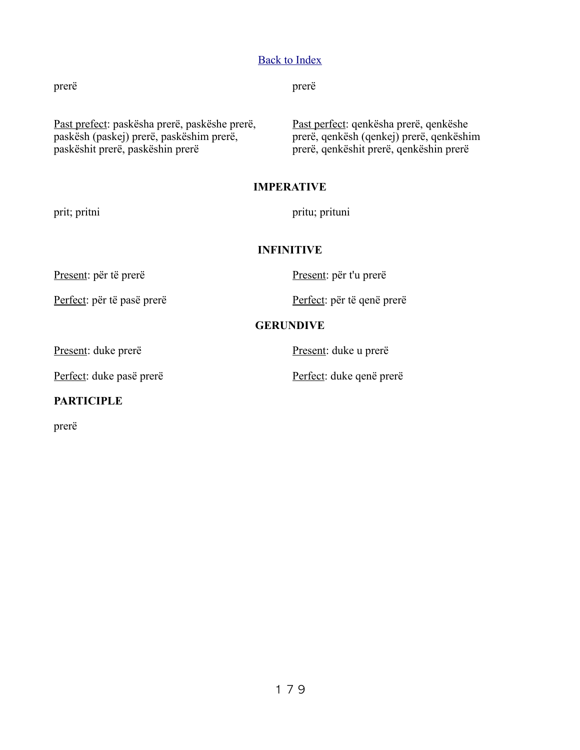Back to Index

prerë

prerë

Past prefect: paskësha prerë, paskëshe prerë, paskësh (paskej) prerë, paskëshim prerë, paskëshit prerë, paskëshin prerë

Past perfect: qenkësha prerë, qenkëshe prerë, qenkësh (qenkej) prerë, qenkëshim prerë, qenkëshit prerë, qenkëshin prerë

**IMPERATIVE**

prit; pritni

pritu; prituni

**INFINITIVE**

Present: për të prerë

Perfect: për të pasë prerë

Present: për t'u prerë

Perfect: për të qenë prerë

**GERUNDIVE**

Present: duke prerë

Perfect: duke pasë prerë

Present: duke u prerë

Perfect: duke qenë prerë

**PARTICIPLE**

prerë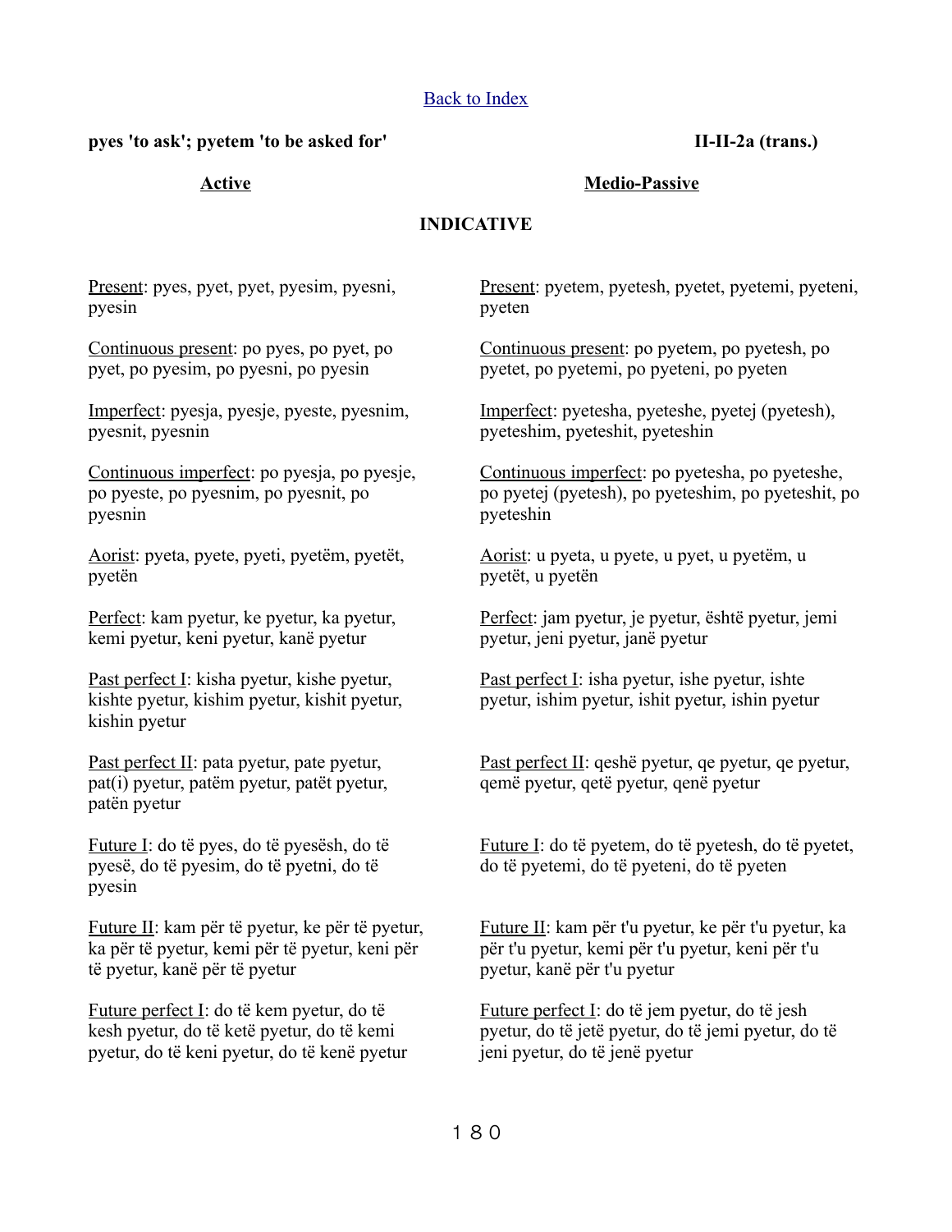[Back to Index](#)

**pyes 'to ask'; pyetem 'to be asked for'** **II-II-2a (trans.)**

## Active / Medio-Passive

### INDICATIVE

**Active**

Present: pyes, pyet, pyet, pyesim, pyesni, pyesin

Continuous present: po pyes, po pyet, po pyet, po pyesim, po pyesni, po pyesin

Imperfect: pyesja, pyesje, pyeste, pyesnim, pyesnit, pyesnin

Continuous imperfect: po pyesja, po pyesje, po pyeste, po pyesnim, po pyesnit, po pyesnin

Aorist: pyeta, pyete, pyeti, pyetëm, pyetët, pyetën

Perfect: kam pyetur, ke pyetur, ka pyetur, kemi pyetur, keni pyetur, kanë pyetur

Past perfect I: kisha pyetur, kishe pyetur, kishte pyetur, kishim pyetur, kishit pyetur, kishin pyetur

Past perfect II: pata pyetur, pate pyetur, pat(i) pyetur, patëm pyetur, patët pyetur, patën pyetur

Future I: do të pyes, do të pyesësh, do të pyesë, do të pyesim, do të pyetni, do të pyesin

Future II: kam për të pyetur, ke për të pyetur, ka për të pyetur, kemi për të pyetur, keni për të pyetur, kanë për të pyetur

Future perfect I: do të kem pyetur, do të kesh pyetur, do të ketë pyetur, do të kemi pyetur, do të keni pyetur, do të kenë pyetur

**Medio-Passive**

Present: pyetem, pyetesh, pyetet, pyetemi, pyeteni, pyeten

Continuous present: po pyetem, po pyetesh, po pyetet, po pyetemi, po pyeteni, po pyeten

Imperfect: pyetesha, pyeteshe, pyetej (pyetesh), pyeteshim, pyeteshit, pyeteshin

Continuous imperfect: po pyetesha, po pyeteshe, po pyetej (pyetesh), po pyeteshim, po pyeteshit, po pyeteshin

Aorist: u pyeta, u pyete, u pyet, u pyetëm, u pyetët, u pyetën

Perfect: jam pyetur, je pyetur, është pyetur, jemi pyetur, jeni pyetur, janë pyetur

Past perfect I: isha pyetur, ishe pyetur, ishte pyetur, ishim pyetur, ishit pyetur, ishin pyetur

Past perfect II: qeshë pyetur, qe pyetur, qe pyetur, qemë pyetur, qetë pyetur, qenë pyetur

Future I: do të pyetem, do të pyetesh, do të pyetet, do të pyetemi, do të pyeteni, do të pyeten

Future II: kam për t'u pyetur, ke për t'u pyetur, ka për t'u pyetur, kemi për t'u pyetur, keni për t'u pyetur, kanë për t'u pyetur

Future perfect I: do të jem pyetur, do të jesh pyetur, do të jetë pyetur, do të jemi pyetur, do të jeni pyetur, do të jenë pyetur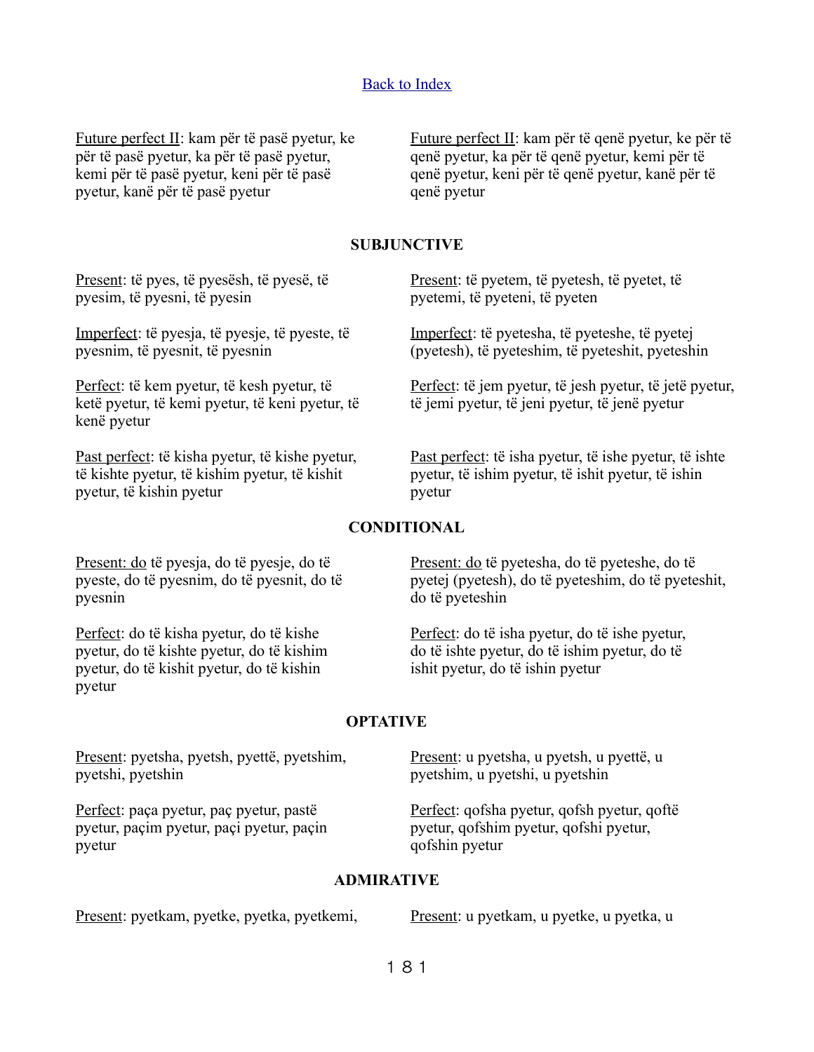[Back to Index]

Future perfect II: kam për të pasë pyetur, ke për të pasë pyetur, ka për të pasë pyetur, kemi për të pasë pyetur, keni për të pasë pyetur, kanë për të pasë pyetur

Future perfect II: kam për të qenë pyetur, ke për të qenë pyetur, ka për të qenë pyetur, kemi për të qenë pyetur, keni për të qenë pyetur, kanë për të qenë pyetur

**SUBJUNCTIVE**

Present: të pyes, të pyesësh, të pyesë, të pyesim, të pyesni, të pyesin

Present: të pyetem, të pyetesh, të pyetet, të pyetemi, të pyeteni, të pyeten

Imperfect: të pyesja, të pyesje, të pyeste, të pyesnim, të pyesnit, të pyesnin

Imperfect: të pyetesha, të pyeteshe, të pyetej (pyetesh), të pyeteshim, të pyeteshit, pyeteshin

Perfect: të kem pyetur, të kesh pyetur, të ketë pyetur, të kemi pyetur, të keni pyetur, të kenë pyetur

Perfect: të jem pyetur, të jesh pyetur, të jetë pyetur, të jemi pyetur, të jeni pyetur, të jenë pyetur

Past perfect: të kisha pyetur, të kishe pyetur, të kishte pyetur, të kishim pyetur, të kishit pyetur, të kishin pyetur

Past perfect: të isha pyetur, të ishe pyetur, të ishte pyetur, të ishim pyetur, të ishit pyetur, të ishin pyetur

**CONDITIONAL**

Present: do të pyesja, do të pyesje, do të pyeste, do të pyesnim, do të pyesnit, do të pyesnin

Present: do të pyetesha, do të pyeteshe, do të pyetej (pyetesh), do të pyeteshim, do të pyeteshit, do të pyeteshin

Perfect: do të kisha pyetur, do të kishe pyetur, do të kishte pyetur, do të kishim pyetur, do të kishit pyetur, do të kishin pyetur

Perfect: do të isha pyetur, do të ishe pyetur, do të ishte pyetur, do të ishim pyetur, do të ishit pyetur, do të ishin pyetur

**OPTATIVE**

Present: pyetsha, pyetsh, pyettë, pyetshim, pyetshi, pyetshin

Present: u pyetsha, u pyetsh, u pyettë, u pyetshim, u pyetshi, u pyetshin

Perfect: paça pyetur, paç pyetur, pastë pyetur, paçim pyetur, paçi pyetur, paçin pyetur

Perfect: qofsha pyetur, qofsh pyetur, qoftë pyetur, qofshim pyetur, qofshi pyetur, qofshin pyetur

**ADMIRATIVE**

Present: pyetkam, pyetke, pyetka, pyetkemi,

Present: u pyetkam, u pyetke, u pyetka, u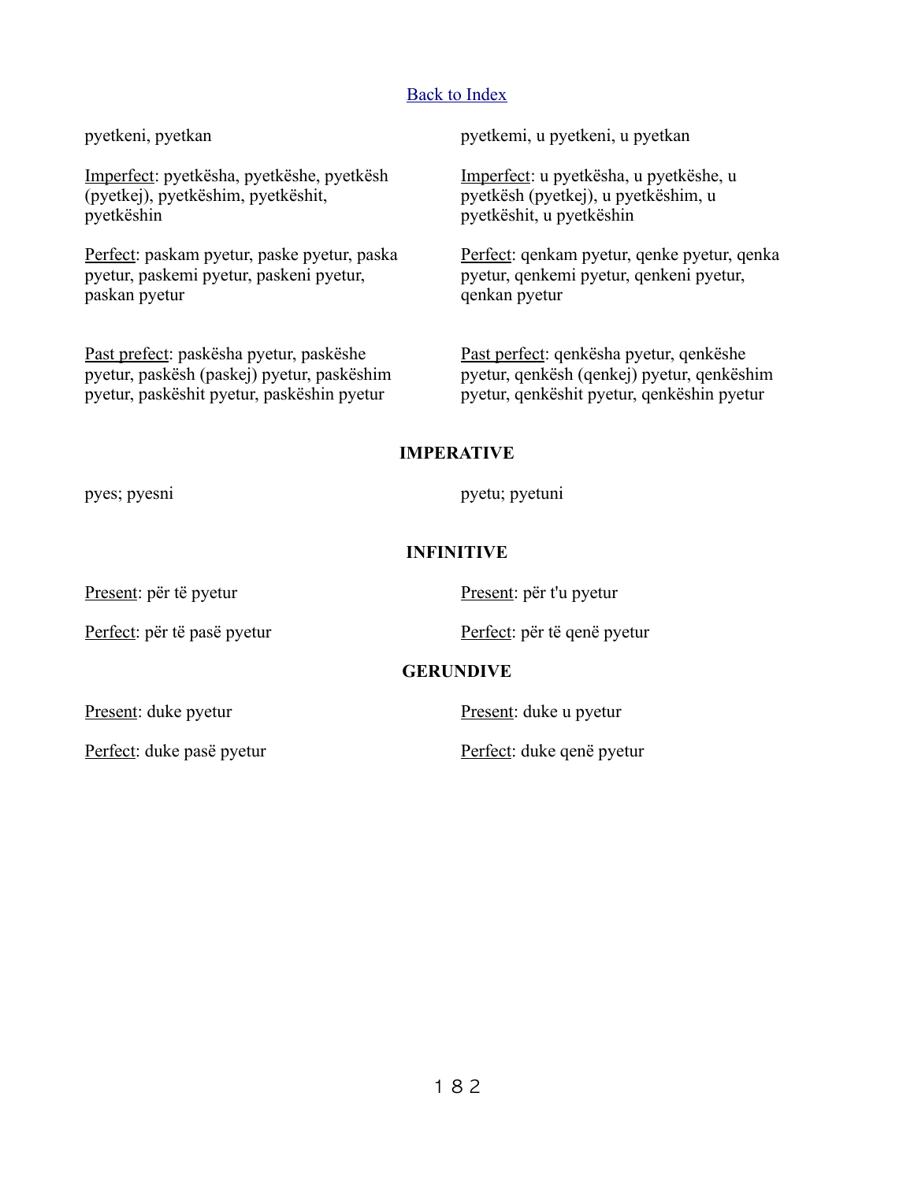[Back to Index]

pyetkeni, pyetkan

Imperfect: pyetkësha, pyetkëshe, pyetkësh (pyetkej), pyetkëshim, pyetkëshit, pyetkëshin

Perfect: paskam pyetur, paske pyetur, paska pyetur, paskemi pyetur, paskeni pyetur, paskan pyetur

Past prefect: paskësha pyetur, paskëshe pyetur, paskësh (paskej) pyetur, paskëshim pyetur, paskëshit pyetur, paskëshin pyetur

pyetkemi, u pyetkeni, u pyetkan

Imperfect: u pyetkësha, u pyetkëshe, u pyetkësh (pyetkej), u pyetkëshim, u pyetkëshit, u pyetkëshin

Perfect: qenkam pyetur, qenke pyetur, qenka pyetur, qenkemi pyetur, qenkeni pyetur, qenkan pyetur

Past perfect: qenkësha pyetur, qenkëshe pyetur, qenkësh (qenkej) pyetur, qenkëshim pyetur, qenkëshit pyetur, qenkëshin pyetur

**IMPERATIVE**

pyes; pyesni

pyetu; pyetuni

**INFINITIVE**

Present: për të pyetur

Perfect: për të pasë pyetur

Present: për t'u pyetur

Perfect: për të qenë pyetur

**GERUNDIVE**

Present: duke pyetur

Perfect: duke pasë pyetur

Present: duke u pyetur

Perfect: duke qenë pyetur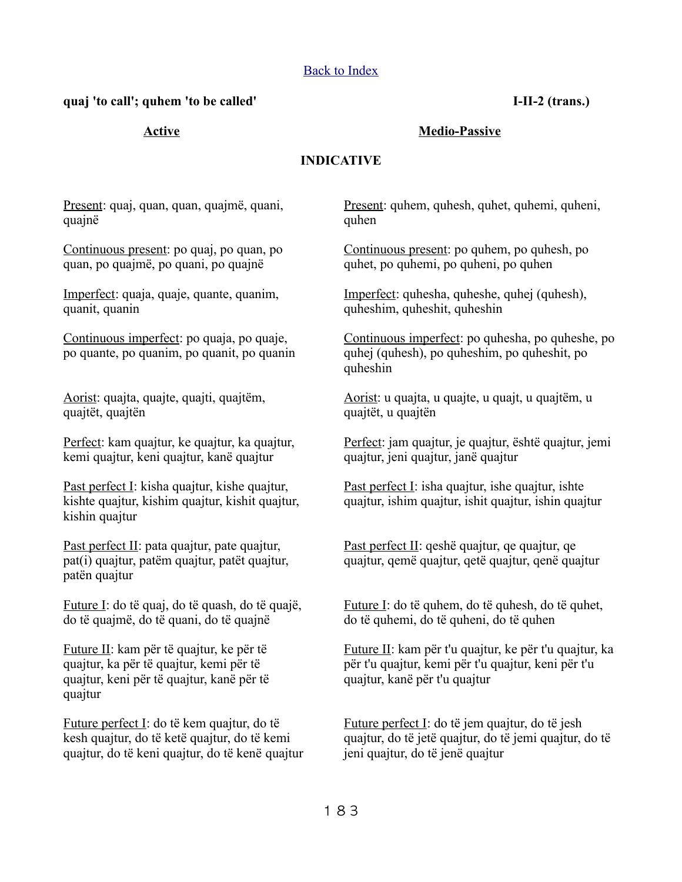[Back to Index](#)

**quaj 'to call'; quhem 'to be called'** **I-II-2 (trans.)**

| Active | Medio-Passive |
|---|---|

## INDICATIVE

| Active | Medio-Passive |
|---|---|
| Present: quaj, quan, quan, quajmë, quani, quajnë | Present: quhem, quhesh, quhet, quhemi, quheni, quhen |
| Continuous present: po quaj, po quan, po quan, po quajmë, po quani, po quajnë | Continuous present: po quhem, po quhesh, po quhet, po quhemi, po quheni, po quhen |
| Imperfect: quaja, quaje, quante, quanim, quanit, quanin | Imperfect: quhesha, quheshe, quhej (quhesh), quheshim, quheshit, quheshin |
| Continuous imperfect: po quaja, po quaje, po quante, po quanim, po quanit, po quanin | Continuous imperfect: po quhesha, po quheshe, po quhej (quhesh), po quheshim, po quheshit, po quheshin |
| Aorist: quajta, quajte, quajti, quajtëm, quajtët, quajtën | Aorist: u quajta, u quajte, u quajt, u quajtëm, u quajtët, u quajtën |
| Perfect: kam quajtur, ke quajtur, ka quajtur, kemi quajtur, keni quajtur, kanë quajtur | Perfect: jam quajtur, je quajtur, është quajtur, jemi quajtur, jeni quajtur, janë quajtur |
| Past perfect I: kisha quajtur, kishe quajtur, kishte quajtur, kishim quajtur, kishit quajtur, kishin quajtur | Past perfect I: isha quajtur, ishe quajtur, ishte quajtur, ishim quajtur, ishit quajtur, ishin quajtur |
| Past perfect II: pata quajtur, pate quajtur, pat(i) quajtur, patëm quajtur, patët quajtur, patën quajtur | Past perfect II: qeshë quajtur, qe quajtur, qe quajtur, qemë quajtur, qetë quajtur, qenë quajtur |
| Future I: do të quaj, do të quash, do të quajë, do të quajmë, do të quani, do të quajnë | Future I: do të quhem, do të quhesh, do të quhet, do të quhemi, do të quheni, do të quhen |
| Future II: kam për të quajtur, ke për të quajtur, ka për të quajtur, kemi për të quajtur, keni për të quajtur, kanë për të quajtur | Future II: kam për t'u quajtur, ke për t'u quajtur, ka për t'u quajtur, kemi për t'u quajtur, keni për t'u quajtur, kanë për t'u quajtur |
| Future perfect I: do të kem quajtur, do të kesh quajtur, do të ketë quajtur, do të kemi quajtur, do të keni quajtur, do të kenë quajtur | Future perfect I: do të jem quajtur, do të jesh quajtur, do të jetë quajtur, do të jemi quajtur, do të jeni quajtur, do të jenë quajtur |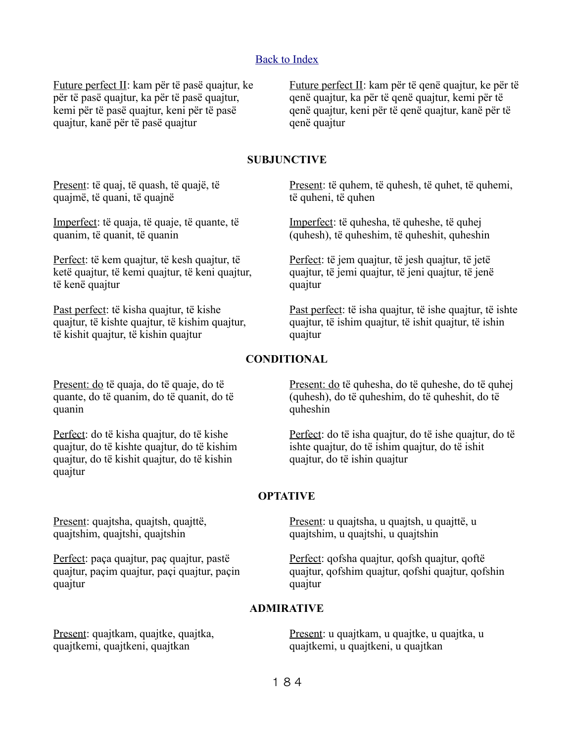[Back to Index]

Future perfect II: kam për të pasë quajtur, ke për të pasë quajtur, ka për të pasë quajtur, kemi për të pasë quajtur, keni për të pasë quajtur, kanë për të pasë quajtur

Future perfect II: kam për të qenë quajtur, ke për të qenë quajtur, ka për të qenë quajtur, kemi për të qenë quajtur, keni për të qenë quajtur, kanë për të qenë quajtur

**SUBJUNCTIVE**

Present: të quaj, të quash, të quajë, të quajmë, të quani, të quajnë

Present: të quhem, të quhesh, të quhet, të quhemi, të quheni, të quhen

Imperfect: të quaja, të quaje, të quante, të quanim, të quanit, të quanin

Imperfect: të quhesha, të quheshe, të quhej (quhesh), të quheshim, të quheshit, quheshin

Perfect: të kem quajtur, të kesh quajtur, të ketë quajtur, të kemi quajtur, të keni quajtur, të kenë quajtur

Perfect: të jem quajtur, të jesh quajtur, të jetë quajtur, të jemi quajtur, të jeni quajtur, të jenë quajtur

Past perfect: të kisha quajtur, të kishe quajtur, të kishte quajtur, të kishim quajtur, të kishit quajtur, të kishin quajtur

Past perfect: të isha quajtur, të ishe quajtur, të ishte quajtur, të ishim quajtur, të ishit quajtur, të ishin quajtur

**CONDITIONAL**

Present: do të quaja, do të quaje, do të quante, do të quanim, do të quanit, do të quanin

Present: do të quhesha, do të quheshe, do të quhej (quhesh), do të quheshim, do të quheshit, do të quheshin

Perfect: do të kisha quajtur, do të kishe quajtur, do të kishte quajtur, do të kishim quajtur, do të kishit quajtur, do të kishin quajtur

Perfect: do të isha quajtur, do të ishe quajtur, do të ishte quajtur, do të ishim quajtur, do të ishit quajtur, do të ishin quajtur

**OPTATIVE**

Present: quajtsha, quajtsh, quajttë, quajtshim, quajtshi, quajtshin

Present: u quajtsha, u quajtsh, u quajttë, u quajtshim, u quajtshi, u quajtshin

Perfect: paça quajtur, paç quajtur, pastë quajtur, paçim quajtur, paçi quajtur, paçin quajtur

Perfect: qofsha quajtur, qofsh quajtur, qoftë quajtur, qofshim quajtur, qofshi quajtur, qofshin quajtur

**ADMIRATIVE**

Present: quajtkam, quajtke, quajtka, quajtkemi, quajtkeni, quajtkan

Present: u quajtkam, u quajtke, u quajtka, u quajtkemi, u quajtkeni, u quajtkan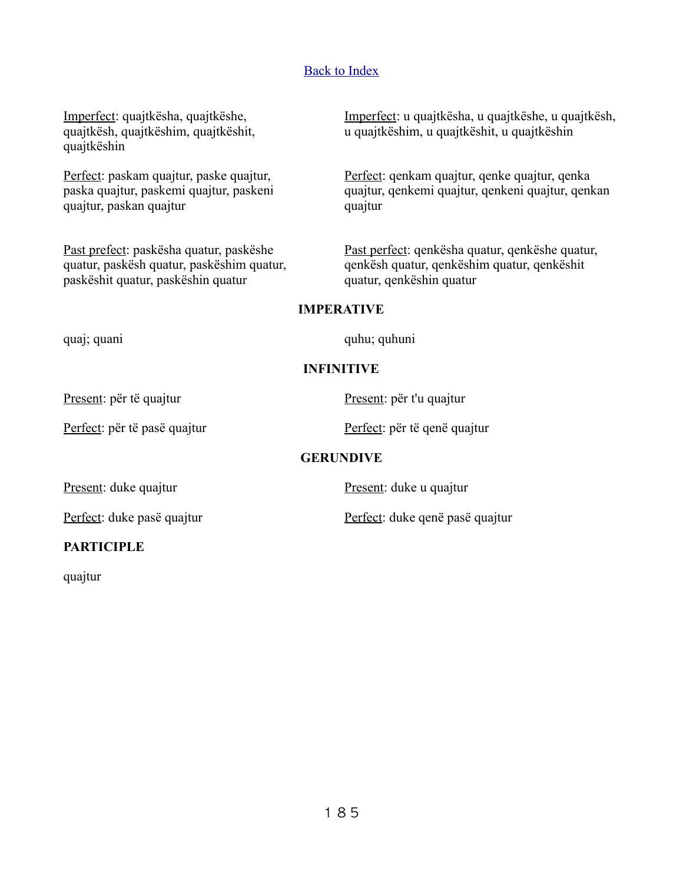[Back to Index]

Imperfect: quajtkësha, quajtkëshe, quajtkësh, quajtkëshim, quajtkëshit, quajtkëshin

Imperfect: u quajtkësha, u quajtkëshe, u quajtkësh, u quajtkëshim, u quajtkëshit, u quajtkëshin

Perfect: paskam quajtur, paske quajtur, paska quajtur, paskemi quajtur, paskeni quajtur, paskan quajtur

Perfect: qenkam quajtur, qenke quajtur, qenka quajtur, qenkemi quajtur, qenkeni quajtur, qenkan quajtur

Past prefect: paskësha quatur, paskëshe quatur, paskësh quatur, paskëshim quatur, paskëshit quatur, paskëshin quatur

Past perfect: qenkësha quatur, qenkëshe quatur, qenkësh quatur, qenkëshim quatur, qenkëshit quatur, qenkëshin quatur

**IMPERATIVE**

quaj; quani

quhu; quhuni

**INFINITIVE**

Present: për të quajtur

Perfect: për të pasë quajtur

Present: për t'u quajtur

Perfect: për të qenë quajtur

**GERUNDIVE**

Present: duke quajtur

Perfect: duke pasë quajtur

Present: duke u quajtur

Perfect: duke qenë pasë quajtur

**PARTICIPLE**

quajtur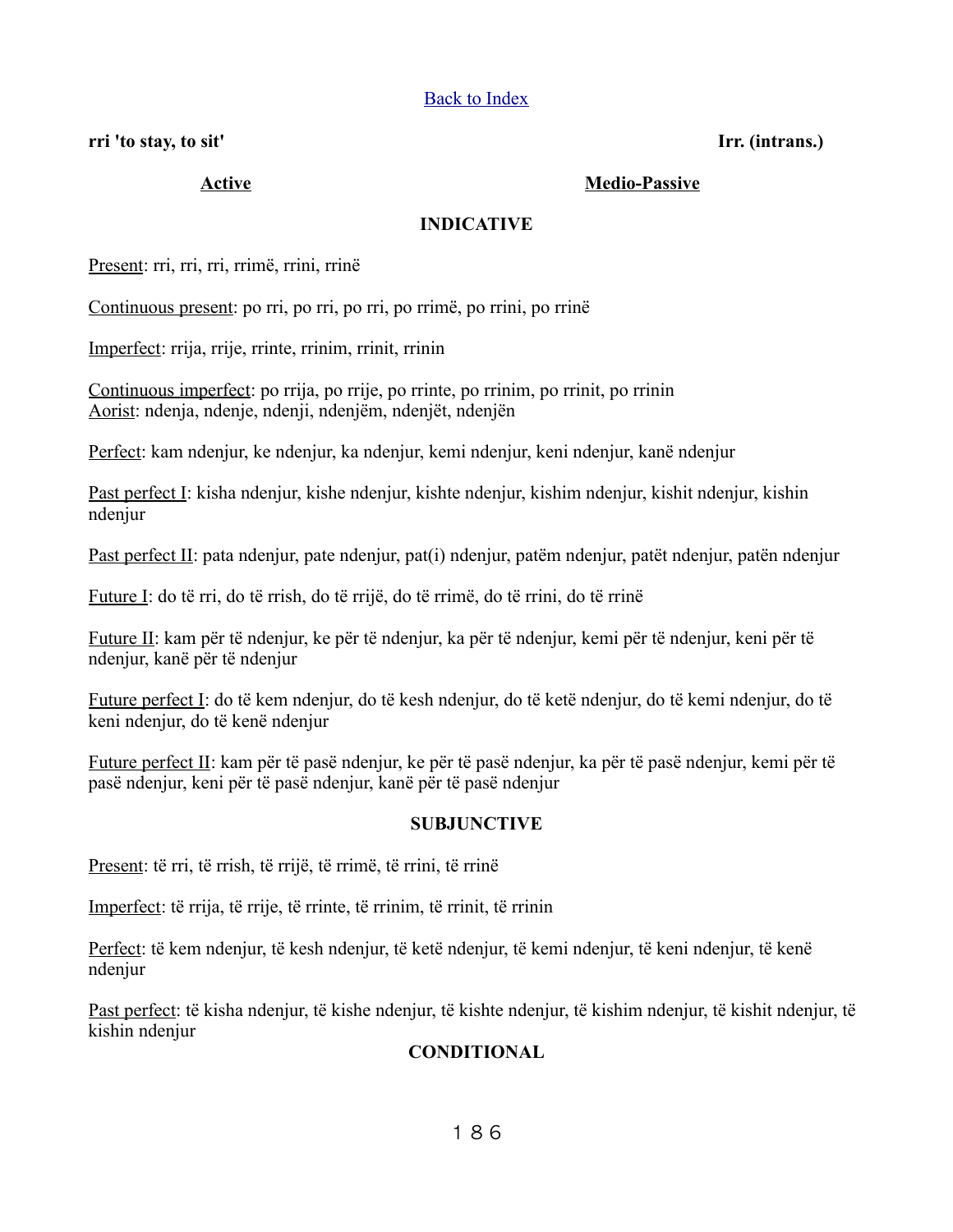[Back to Index]

**rri 'to stay, to sit'** **Irr. (intrans.)**

**Active** **Medio-Passive**

**INDICATIVE**

Present: rri, rri, rri, rrimë, rrini, rrinë

Continuous present: po rri, po rri, po rri, po rrimë, po rrini, po rrinë

Imperfect: rrija, rrije, rrinte, rrinim, rrinit, rrinin

Continuous imperfect: po rrija, po rrije, po rrinte, po rrinim, po rrinit, po rrinin
Aorist: ndenja, ndenje, ndenji, ndenjëm, ndenjët, ndenjën

Perfect: kam ndenjur, ke ndenjur, ka ndenjur, kemi ndenjur, keni ndenjur, kanë ndenjur

Past perfect I: kisha ndenjur, kishe ndenjur, kishte ndenjur, kishim ndenjur, kishit ndenjur, kishin ndenjur

Past perfect II: pata ndenjur, pate ndenjur, pat(i) ndenjur, patëm ndenjur, patët ndenjur, patën ndenjur

Future I: do të rri, do të rrish, do të rrijë, do të rrimë, do të rrini, do të rrinë

Future II: kam për të ndenjur, ke për të ndenjur, ka për të ndenjur, kemi për të ndenjur, keni për të ndenjur, kanë për të ndenjur

Future perfect I: do të kem ndenjur, do të kesh ndenjur, do të ketë ndenjur, do të kemi ndenjur, do të keni ndenjur, do të kenë ndenjur

Future perfect II: kam për të pasë ndenjur, ke për të pasë ndenjur, ka për të pasë ndenjur, kemi për të pasë ndenjur, keni për të pasë ndenjur, kanë për të pasë ndenjur

**SUBJUNCTIVE**

Present: të rri, të rrish, të rrijë, të rrimë, të rrini, të rrinë

Imperfect: të rrija, të rrije, të rrinte, të rrinim, të rrinit, të rrinin

Perfect: të kem ndenjur, të kesh ndenjur, të ketë ndenjur, të kemi ndenjur, të keni ndenjur, të kenë ndenjur

Past perfect: të kisha ndenjur, të kishe ndenjur, të kishte ndenjur, të kishim ndenjur, të kishit ndenjur, të kishin ndenjur

**CONDITIONAL**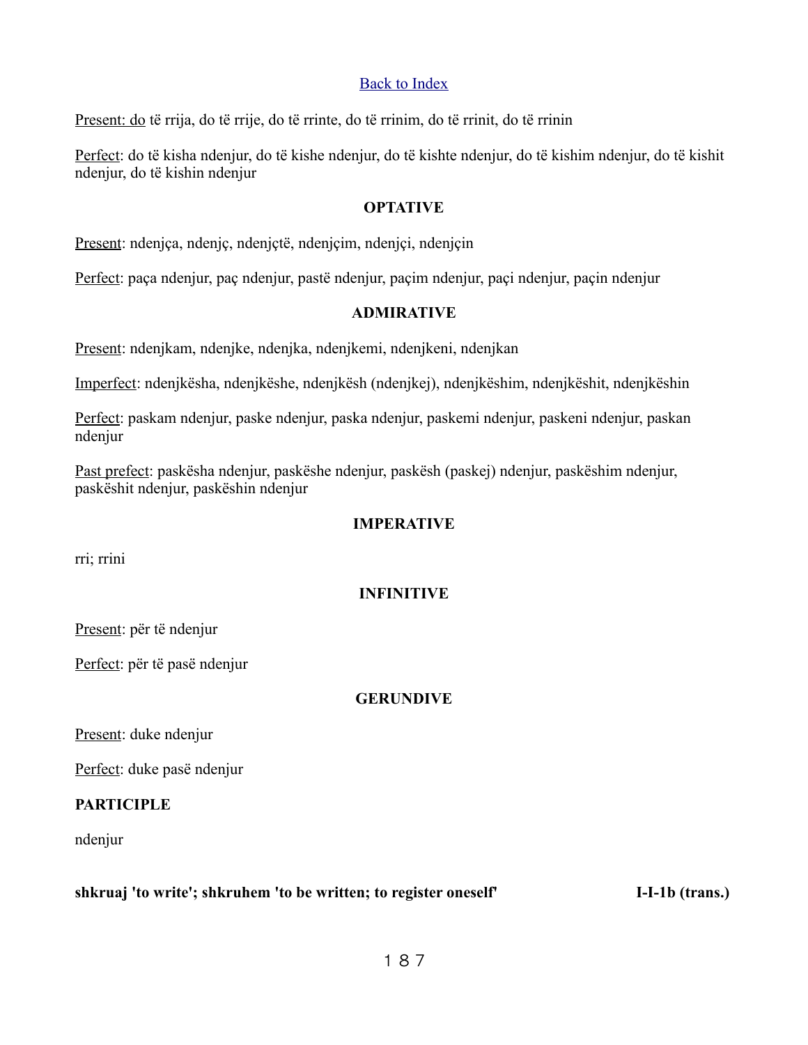[Back to Index]

Present: do të rrija, do të rrije, do të rrinte, do të rrinim, do të rrinit, do të rrinin

Perfect: do të kisha ndenjur, do të kishe ndenjur, do të kishte ndenjur, do të kishim ndenjur, do të kishit ndenjur, do të kishin ndenjur

**OPTATIVE**

Present: ndenjça, ndenjç, ndenjçtë, ndenjçim, ndenjçi, ndenjçin

Perfect: paça ndenjur, paç ndenjur, pastë ndenjur, paçim ndenjur, paçi ndenjur, paçin ndenjur

**ADMIRATIVE**

Present: ndenjkam, ndenjke, ndenjka, ndenjkemi, ndenjkeni, ndenjkan

Imperfect: ndenjkësha, ndenjkëshe, ndenjkësh (ndenjkej), ndenjkëshim, ndenjkëshit, ndenjkëshin

Perfect: paskam ndenjur, paske ndenjur, paska ndenjur, paskemi ndenjur, paskeni ndenjur, paskan ndenjur

Past prefect: paskësha ndenjur, paskëshe ndenjur, paskësh (paskej) ndenjur, paskëshim ndenjur, paskëshit ndenjur, paskëshin ndenjur

**IMPERATIVE**

rri; rrini

**INFINITIVE**

Present: për të ndenjur

Perfect: për të pasë ndenjur

**GERUNDIVE**

Present: duke ndenjur

Perfect: duke pasë ndenjur

**PARTICIPLE**

ndenjur

**shkruaj 'to write'; shkruhem 'to be written; to register oneself' I-I-1b (trans.)**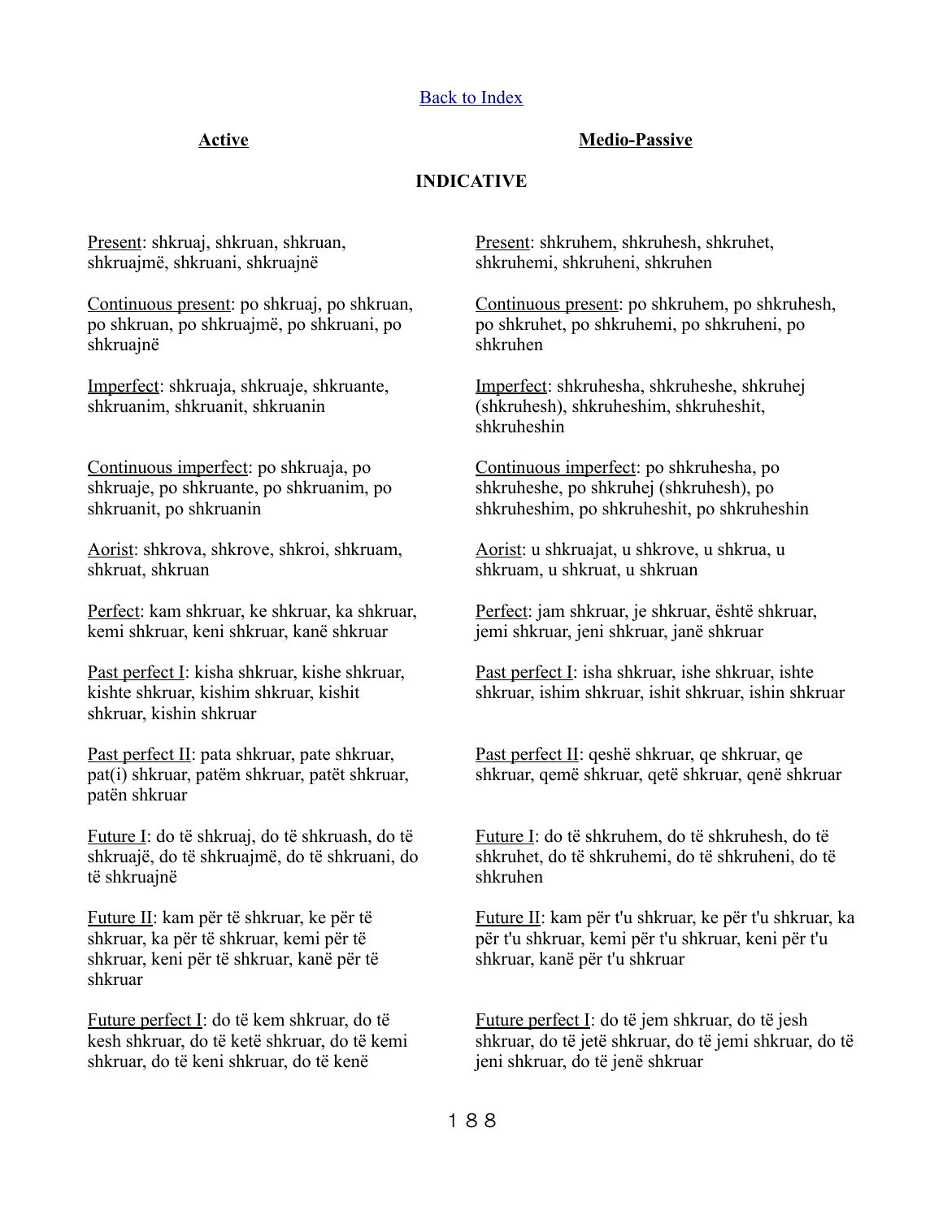[Back to Index]

| **Active** | **Medio-Passive** |
|---|---|

**INDICATIVE**

| Active | Medio-Passive |
|---|---|
| Present: shkruaj, shkruan, shkruan, shkruajmë, shkruani, shkruajnë | Present: shkruhem, shkruhesh, shkruhet, shkruhemi, shkruheni, shkruhen |
| Continuous present: po shkruaj, po shkruan, po shkruan, po shkruajmë, po shkruani, po shkruajnë | Continuous present: po shkruhem, po shkruhesh, po shkruhet, po shkruhemi, po shkruheni, po shkruhen |
| Imperfect: shkruaja, shkruaje, shkruante, shkruanim, shkruanit, shkruanin | Imperfect: shkruhesha, shkruheshe, shkruhej (shkruhesh), shkruheshim, shkruheshit, shkruheshin |
| Continuous imperfect: po shkruaja, po shkruaje, po shkruante, po shkruanim, po shkruanit, po shkruanin | Continuous imperfect: po shkruhesha, po shkruheshe, po shkruhej (shkruhesh), po shkruheshim, po shkruheshit, po shkruheshin |
| Aorist: shkrova, shkrove, shkroi, shkruam, shkruat, shkruan | Aorist: u shkruajat, u shkrove, u shkrua, u shkruam, u shkruat, u shkruan |
| Perfect: kam shkruar, ke shkruar, ka shkruar, kemi shkruar, keni shkruar, kanë shkruar | Perfect: jam shkruar, je shkruar, është shkruar, jemi shkruar, jeni shkruar, janë shkruar |
| Past perfect I: kisha shkruar, kishe shkruar, kishte shkruar, kishim shkruar, kishit shkruar, kishin shkruar | Past perfect I: isha shkruar, ishe shkruar, ishte shkruar, ishim shkruar, ishit shkruar, ishin shkruar |
| Past perfect II: pata shkruar, pate shkruar, pat(i) shkruar, patëm shkruar, patët shkruar, patën shkruar | Past perfect II: qeshë shkruar, qe shkruar, qe shkruar, qemë shkruar, qetë shkruar, qenë shkruar |
| Future I: do të shkruaj, do të shkruash, do të shkruajë, do të shkruajmë, do të shkruani, do të shkruajnë | Future I: do të shkruhem, do të shkruhesh, do të shkruhet, do të shkruhemi, do të shkruheni, do të shkruhen |
| Future II: kam për të shkruar, ke për të shkruar, ka për të shkruar, kemi për të shkruar, keni për të shkruar, kanë për të shkruar | Future II: kam për t'u shkruar, ke për t'u shkruar, ka për t'u shkruar, kemi për t'u shkruar, keni për t'u shkruar, kanë për t'u shkruar |
| Future perfect I: do të kem shkruar, do të kesh shkruar, do të ketë shkruar, do të kemi shkruar, do të keni shkruar, do të kenë | Future perfect I: do të jem shkruar, do të jesh shkruar, do të jetë shkruar, do të jemi shkruar, do të jeni shkruar, do të jenë shkruar |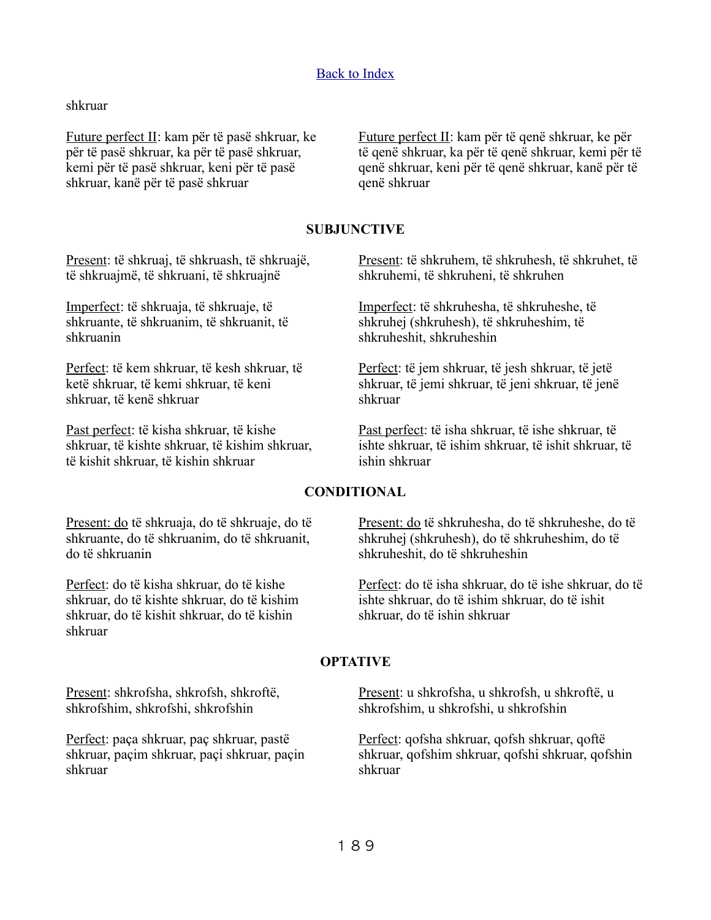[Back to Index]

shkruar

Future perfect II: kam për të pasë shkruar, ke për të pasë shkruar, ka për të pasë shkruar, kemi për të pasë shkruar, keni për të pasë shkruar, kanë për të pasë shkruar

Future perfect II: kam për të qenë shkruar, ke për të qenë shkruar, ka për të qenë shkruar, kemi për të qenë shkruar, keni për të qenë shkruar, kanë për të qenë shkruar

**SUBJUNCTIVE**

Present: të shkruaj, të shkruash, të shkruajë, të shkruajmë, të shkruani, të shkruajnë

Present: të shkruhem, të shkruhesh, të shkruhet, të shkruhemi, të shkruheni, të shkruhen

Imperfect: të shkruaja, të shkruaje, të shkruante, të shkruanim, të shkruanit, të shkruanin

Imperfect: të shkruhesha, të shkruheshe, të shkruhej (shkruhesh), të shkruheshim, të shkruheshit, shkruheshin

Perfect: të kem shkruar, të kesh shkruar, të ketë shkruar, të kemi shkruar, të keni shkruar, të kenë shkruar

Perfect: të jem shkruar, të jesh shkruar, të jetë shkruar, të jemi shkruar, të jeni shkruar, të jenë shkruar

Past perfect: të kisha shkruar, të kishe shkruar, të kishte shkruar, të kishim shkruar, të kishit shkruar, të kishin shkruar

Past perfect: të isha shkruar, të ishe shkruar, të ishte shkruar, të ishim shkruar, të ishit shkruar, të ishin shkruar

**CONDITIONAL**

Present: do të shkruaja, do të shkruaje, do të shkruante, do të shkruanim, do të shkruanit, do të shkruanin

Present: do të shkruhesha, do të shkruheshe, do të shkruhej (shkruhesh), do të shkruheshim, do të shkruheshit, do të shkruheshin

Perfect: do të kisha shkruar, do të kishe shkruar, do të kishte shkruar, do të kishim shkruar, do të kishit shkruar, do të kishin shkruar

Perfect: do të isha shkruar, do të ishe shkruar, do të ishte shkruar, do të ishim shkruar, do të ishit shkruar, do të ishin shkruar

**OPTATIVE**

Present: shkrofsha, shkrofsh, shkroftë, shkrofshim, shkrofshi, shkrofshin

Present: u shkrofsha, u shkrofsh, u shkroftë, u shkrofshim, u shkrofshi, u shkrofshin

Perfect: paça shkruar, paç shkruar, pastë shkruar, paçim shkruar, paçi shkruar, paçin shkruar

Perfect: qofsha shkruar, qofsh shkruar, qoftë shkruar, qofshim shkruar, qofshi shkruar, qofshin shkruar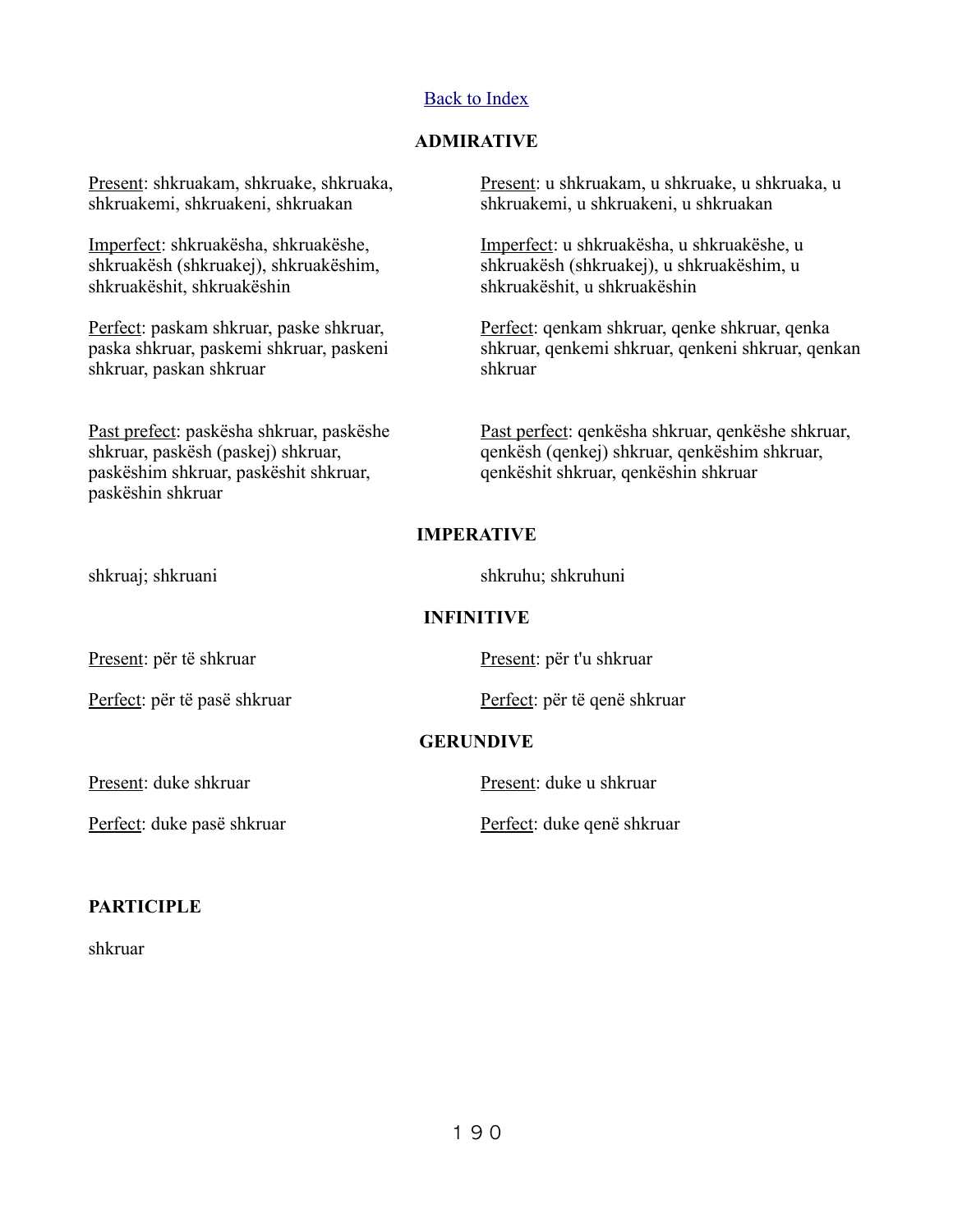[Back to Index]

**ADMIRATIVE**

Present: shkruakam, shkruake, shkruaka, shkruakemi, shkruakeni, shkruakan

Imperfect: shkruakësha, shkruakëshe, shkruakësh (shkruakej), shkruakëshim, shkruakëshit, shkruakëshin

Perfect: paskam shkruar, paske shkruar, paska shkruar, paskemi shkruar, paskeni shkruar, paskan shkruar

Past prefect: paskësha shkruar, paskëshe shkruar, paskësh (paskej) shkruar, paskëshim shkruar, paskëshit shkruar, paskëshin shkruar

Present: u shkruakam, u shkruake, u shkruaka, u shkruakemi, u shkruakeni, u shkruakan

Imperfect: u shkruakësha, u shkruakëshe, u shkruakësh (shkruakej), u shkruakëshim, u shkruakëshit, u shkruakëshin

Perfect: qenkam shkruar, qenke shkruar, qenka shkruar, qenkemi shkruar, qenkeni shkruar, qenkan shkruar

Past perfect: qenkësha shkruar, qenkëshe shkruar, qenkësh (qenkej) shkruar, qenkëshim shkruar, qenkëshit shkruar, qenkëshin shkruar

**IMPERATIVE**

shkruaj; shkruani

shkruhu; shkruhuni

**INFINITIVE**

Present: për të shkruar

Perfect: për të pasë shkruar

Present: për t'u shkruar

Perfect: për të qenë shkruar

**GERUNDIVE**

Present: duke shkruar

Perfect: duke pasë shkruar

Present: duke u shkruar

Perfect: duke qenë shkruar

**PARTICIPLE**

shkruar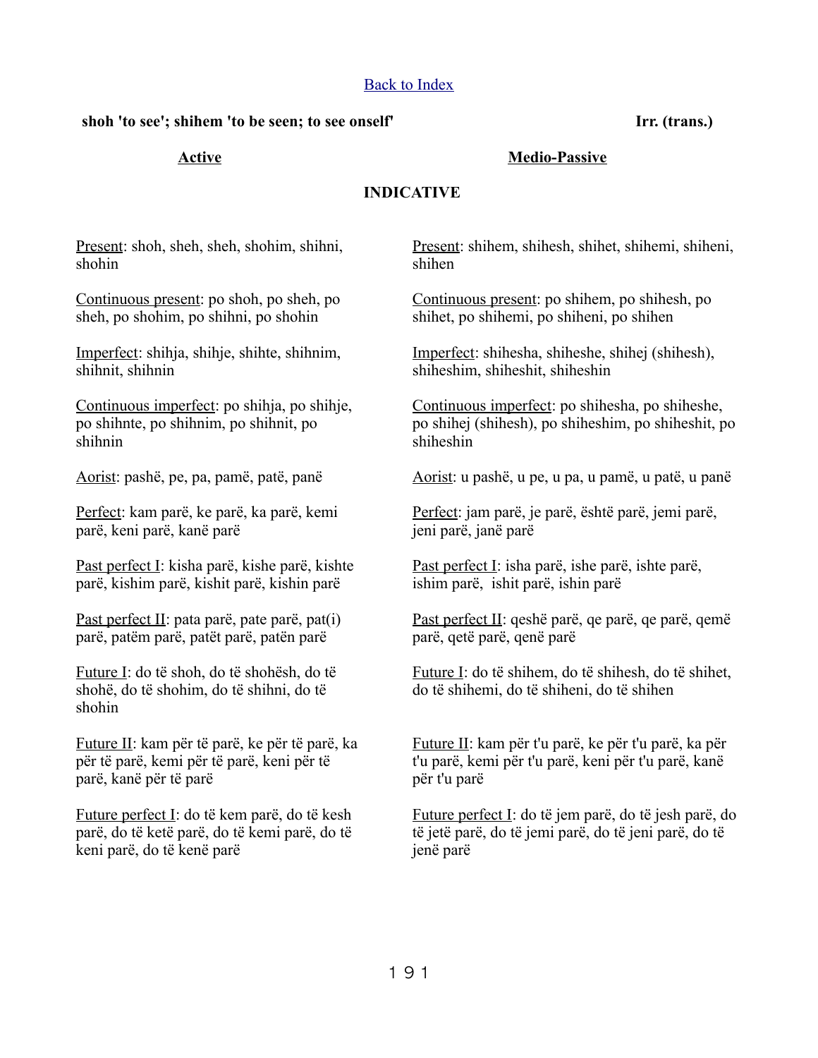[Back to Index]

**shoh 'to see'; shihem 'to be seen; to see onself'** **Irr. (trans.)**

## INDICATIVE

### Active

Present: shoh, sheh, sheh, shohim, shihni, shohin

Continuous present: po shoh, po sheh, po sheh, po shohim, po shihni, po shohin

Imperfect: shihja, shihje, shihte, shihnim, shihnit, shihnin

Continuous imperfect: po shihja, po shihje, po shihnte, po shihnim, po shihnit, po shihnin

Aorist: pashë, pe, pa, pamë, patë, panë

Perfect: kam parë, ke parë, ka parë, kemi parë, keni parë, kanë parë

Past perfect I: kisha parë, kishe parë, kishte parë, kishim parë, kishit parë, kishin parë

Past perfect II: pata parë, pate parë, pat(i) parë, patëm parë, patët parë, patën parë

Future I: do të shoh, do të shohësh, do të shohë, do të shohim, do të shihni, do të shohin

Future II: kam për të parë, ke për të parë, ka për të parë, kemi për të parë, keni për të parë, kanë për të parë

Future perfect I: do të kem parë, do të kesh parë, do të ketë parë, do të kemi parë, do të keni parë, do të kenë parë

### Medio-Passive

Present: shihem, shihesh, shihet, shihemi, shiheni, shihen

Continuous present: po shihem, po shihesh, po shihet, po shihemi, po shiheni, po shihen

Imperfect: shihesha, shiheshe, shihej (shihesh), shiheshim, shiheshit, shiheshin

Continuous imperfect: po shihesha, po shiheshe, po shihej (shihesh), po shiheshim, po shiheshit, po shiheshin

Aorist: u pashë, u pe, u pa, u pamë, u patë, u panë

Perfect: jam parë, je parë, është parë, jemi parë, jeni parë, janë parë

Past perfect I: isha parë, ishe parë, ishte parë, ishim parë, ishit parë, ishin parë

Past perfect II: qeshë parë, qe parë, qe parë, qemë parë, qetë parë, qenë parë

Future I: do të shihem, do të shihesh, do të shihet, do të shihemi, do të shiheni, do të shihen

Future II: kam për t'u parë, ke për t'u parë, ka për t'u parë, kemi për t'u parë, keni për t'u parë, kanë për t'u parë

Future perfect I: do të jem parë, do të jesh parë, do të jetë parë, do të jemi parë, do të jeni parë, do të jenë parë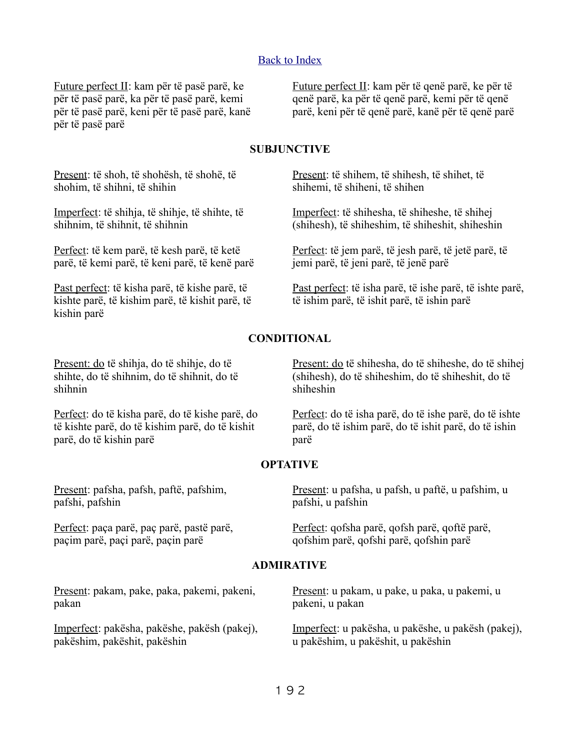[Back to Index](#)

Future perfect II: kam për të pasë parë, ke për të pasë parë, ka për të pasë parë, kemi për të pasë parë, keni për të pasë parë, kanë për të pasë parë

Future perfect II: kam për të qenë parë, ke për të qenë parë, ka për të qenë parë, kemi për të qenë parë, keni për të qenë parë, kanë për të qenë parë

**SUBJUNCTIVE**

Present: të shoh, të shohësh, të shohë, të shohim, të shihni, të shihin

Present: të shihem, të shihesh, të shihet, të shihemi, të shiheni, të shihen

Imperfect: të shihja, të shihje, të shihte, të shihnim, të shihnit, të shihnin

Imperfect: të shihesha, të shiheshe, të shihej (shihesh), të shiheshim, të shiheshit, shiheshin

Perfect: të kem parë, të kesh parë, të ketë parë, të kemi parë, të keni parë, të kenë parë

Perfect: të jem parë, të jesh parë, të jetë parë, të jemi parë, të jeni parë, të jenë parë

Past perfect: të kisha parë, të kishe parë, të kishte parë, të kishim parë, të kishit parë, të kishin parë

Past perfect: të isha parë, të ishe parë, të ishte parë, të ishim parë, të ishit parë, të ishin parë

**CONDITIONAL**

Present: do të shihja, do të shihje, do të shihte, do të shihnim, do të shihnit, do të shihnin

Present: do të shihesha, do të shiheshe, do të shihej (shihesh), do të shiheshim, do të shiheshit, do të shiheshin

Perfect: do të kisha parë, do të kishe parë, do të kishte parë, do të kishim parë, do të kishit parë, do të kishin parë

Perfect: do të isha parë, do të ishe parë, do të ishte parë, do të ishim parë, do të ishit parë, do të ishin parë

**OPTATIVE**

Present: pafsha, pafsh, paftë, pafshim, pafshi, pafshin

Present: u pafsha, u pafsh, u paftë, u pafshim, u pafshi, u pafshin

Perfect: paça parë, paç parë, pastë parë, paçim parë, paçi parë, paçin parë

Perfect: qofsha parë, qofsh parë, qoftë parë, qofshim parë, qofshi parë, qofshin parë

**ADMIRATIVE**

Present: pakam, pake, paka, pakemi, pakeni, pakan

Present: u pakam, u pake, u paka, u pakemi, u pakeni, u pakan

Imperfect: pakësha, pakëshe, pakësh (pakej), pakëshim, pakëshit, pakëshin

Imperfect: u pakësha, u pakëshe, u pakësh (pakej), u pakëshim, u pakëshit, u pakëshin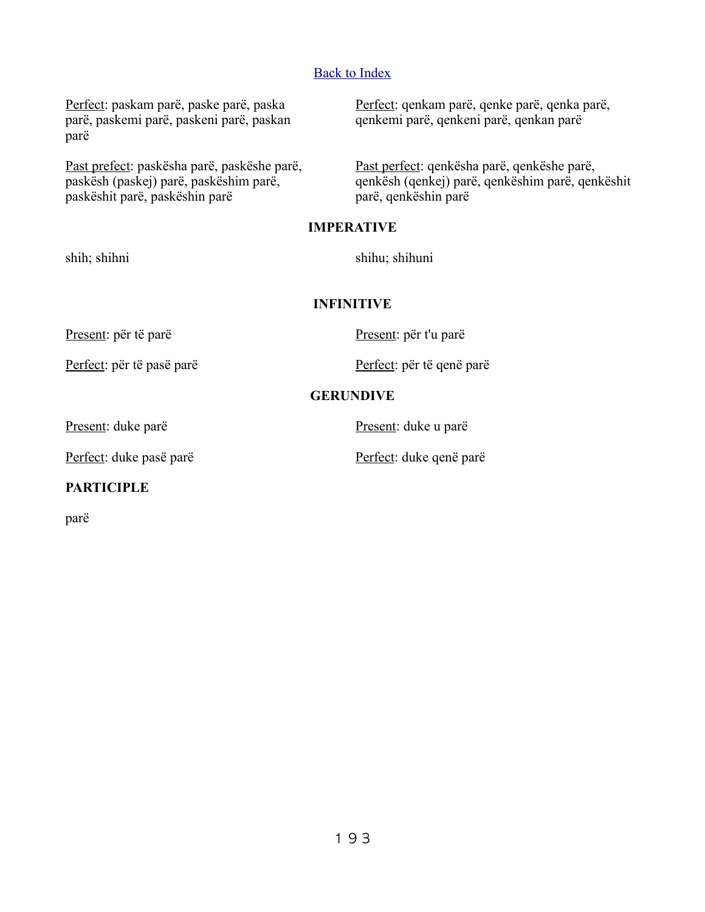[Back to Index]

_Perfect_: paskam parë, paske parë, paska parë, paskemi parë, paskeni parë, paskan parë

_Perfect_: qenkam parë, qenke parë, qenka parë, qenkemi parë, qenkeni parë, qenkan parë

_Past prefect_: paskësha parë, paskëshe parë, paskësh (paskej) parë, paskëshim parë, paskëshit parë, paskëshin parë

_Past perfect_: qenkësha parë, qenkëshe parë, qenkësh (qenkej) parë, qenkëshim parë, qenkëshit parë, qenkëshin parë

**IMPERATIVE**

shih; shihni

shihu; shihuni

**INFINITIVE**

_Present_: për të parë

_Perfect_: për të pasë parë

_Present_: për t'u parë

_Perfect_: për të qenë parë

**GERUNDIVE**

_Present_: duke parë

_Perfect_: duke pasë parë

_Present_: duke u parë

_Perfect_: duke qenë parë

**PARTICIPLE**

parë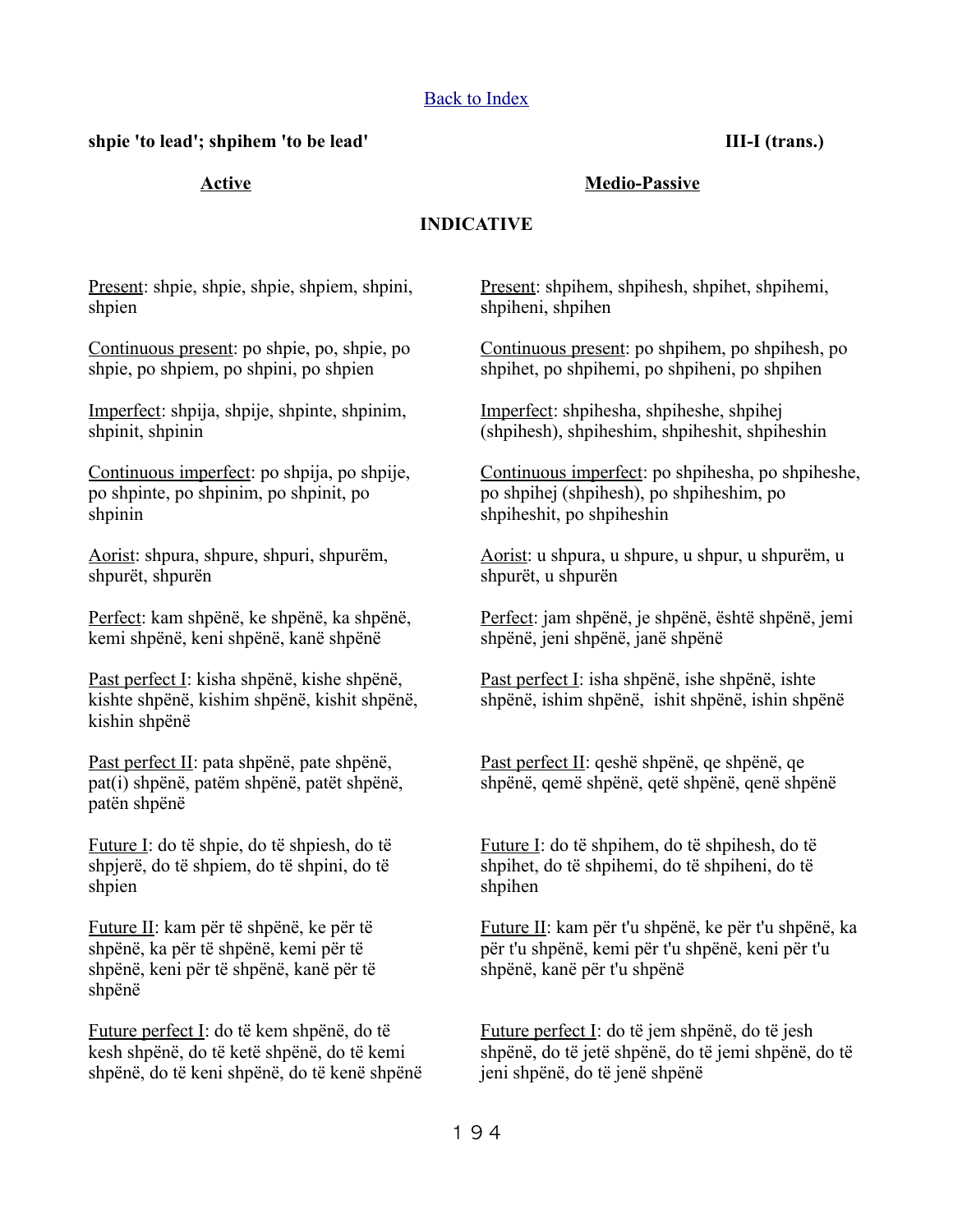[Back to Index]

**shpie 'to lead'; shpihem 'to be lead'** **III-I (trans.)**

| **Active** | **Medio-Passive** |
|---|---|

## INDICATIVE

| Active | Medio-Passive |
|---|---|
| Present: shpie, shpie, shpie, shpiem, shpini, shpien | Present: shpihem, shpihesh, shpihet, shpihemi, shpiheni, shpihen |
| Continuous present: po shpie, po, shpie, po shpie, po shpiem, po shpini, po shpien | Continuous present: po shpihem, po shpihesh, po shpihet, po shpihemi, po shpiheni, po shpihen |
| Imperfect: shpija, shpije, shpinte, shpinim, shpinit, shpinin | Imperfect: shpihesha, shpiheshe, shpihej (shpihesh), shpiheshim, shpiheshit, shpiheshin |
| Continuous imperfect: po shpija, po shpije, po shpinte, po shpinim, po shpinit, po shpinin | Continuous imperfect: po shpihesha, po shpiheshe, po shpihej (shpihesh), po shpiheshim, po shpiheshit, po shpiheshin |
| Aorist: shpura, shpure, shpuri, shpurëm, shpurët, shpurën | Aorist: u shpura, u shpure, u shpur, u shpurëm, u shpurët, u shpurën |
| Perfect: kam shpënë, ke shpënë, ka shpënë, kemi shpënë, keni shpënë, kanë shpënë | Perfect: jam shpënë, je shpënë, është shpënë, jemi shpënë, jeni shpënë, janë shpënë |
| Past perfect I: kisha shpënë, kishe shpënë, kishte shpënë, kishim shpënë, kishit shpënë, kishin shpënë | Past perfect I: isha shpënë, ishe shpënë, ishte shpënë, ishim shpënë, ishit shpënë, ishin shpënë |
| Past perfect II: pata shpënë, pate shpënë, pat(i) shpënë, patëm shpënë, patët shpënë, patën shpënë | Past perfect II: qeshë shpënë, qe shpënë, qe shpënë, qemë shpënë, qetë shpënë, qenë shpënë |
| Future I: do të shpie, do të shpiesh, do të shpjerë, do të shpiem, do të shpini, do të shpien | Future I: do të shpihem, do të shpihesh, do të shpihet, do të shpihemi, do të shpiheni, do të shpihen |
| Future II: kam për të shpënë, ke për të shpënë, ka për të shpënë, kemi për të shpënë, keni për të shpënë, kanë për të shpënë | Future II: kam për t'u shpënë, ke për t'u shpënë, ka për t'u shpënë, kemi për t'u shpënë, keni për t'u shpënë, kanë për t'u shpënë |
| Future perfect I: do të kem shpënë, do të kesh shpënë, do të ketë shpënë, do të kemi shpënë, do të keni shpënë, do të kenë shpënë | Future perfect I: do të jem shpënë, do të jesh shpënë, do të jetë shpënë, do të jemi shpënë, do të jeni shpënë, do të jenë shpënë |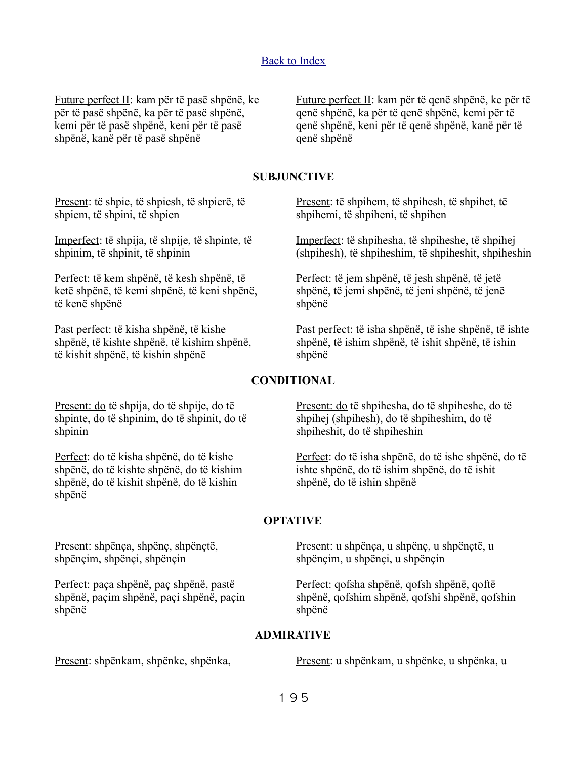[Back to Index]

Future perfect II: kam për të pasë shpënë, ke për të pasë shpënë, ka për të pasë shpënë, kemi për të pasë shpënë, keni për të pasë shpënë, kanë për të pasë shpënë

Future perfect II: kam për të qenë shpënë, ke për të qenë shpënë, ka për të qenë shpënë, kemi për të qenë shpënë, keni për të qenë shpënë, kanë për të qenë shpënë

**SUBJUNCTIVE**

Present: të shpie, të shpiesh, të shpierë, të shpiem, të shpini, të shpien

Present: të shpihem, të shpihesh, të shpihet, të shpihemi, të shpiheni, të shpihen

Imperfect: të shpija, të shpije, të shpinte, të shpinim, të shpinit, të shpinin

Imperfect: të shpihesha, të shpiheshe, të shpihej (shpihesh), të shpiheshim, të shpiheshit, shpiheshin

Perfect: të kem shpënë, të kesh shpënë, të ketë shpënë, të kemi shpënë, të keni shpënë, të kenë shpënë

Perfect: të jem shpënë, të jesh shpënë, të jetë shpënë, të jemi shpënë, të jeni shpënë, të jenë shpënë

Past perfect: të kisha shpënë, të kishe shpënë, të kishte shpënë, të kishim shpënë, të kishit shpënë, të kishin shpënë

Past perfect: të isha shpënë, të ishe shpënë, të ishte shpënë, të ishim shpënë, të ishit shpënë, të ishin shpënë

**CONDITIONAL**

Present: do të shpija, do të shpije, do të shpinte, do të shpinim, do të shpinit, do të shpinin

Present: do të shpihesha, do të shpiheshe, do të shpihej (shpihesh), do të shpiheshim, do të shpiheshit, do të shpiheshin

Perfect: do të kisha shpënë, do të kishe shpënë, do të kishte shpënë, do të kishim shpënë, do të kishit shpënë, do të kishin shpënë

Perfect: do të isha shpënë, do të ishe shpënë, do të ishte shpënë, do të ishim shpënë, do të ishit shpënë, do të ishin shpënë

**OPTATIVE**

Present: shpënça, shpënç, shpënçtë, shpënçim, shpënçi, shpënçin

Present: u shpënça, u shpënç, u shpënçtë, u shpënçim, u shpënçi, u shpënçin

Perfect: paça shpënë, paç shpënë, pastë shpënë, paçim shpënë, paçi shpënë, paçin shpënë

Perfect: qofsha shpënë, qofsh shpënë, qoftë shpënë, qofshim shpënë, qofshi shpënë, qofshin shpënë

**ADMIRATIVE**

Present: shpënkam, shpënke, shpënka,

Present: u shpënkam, u shpënke, u shpënka, u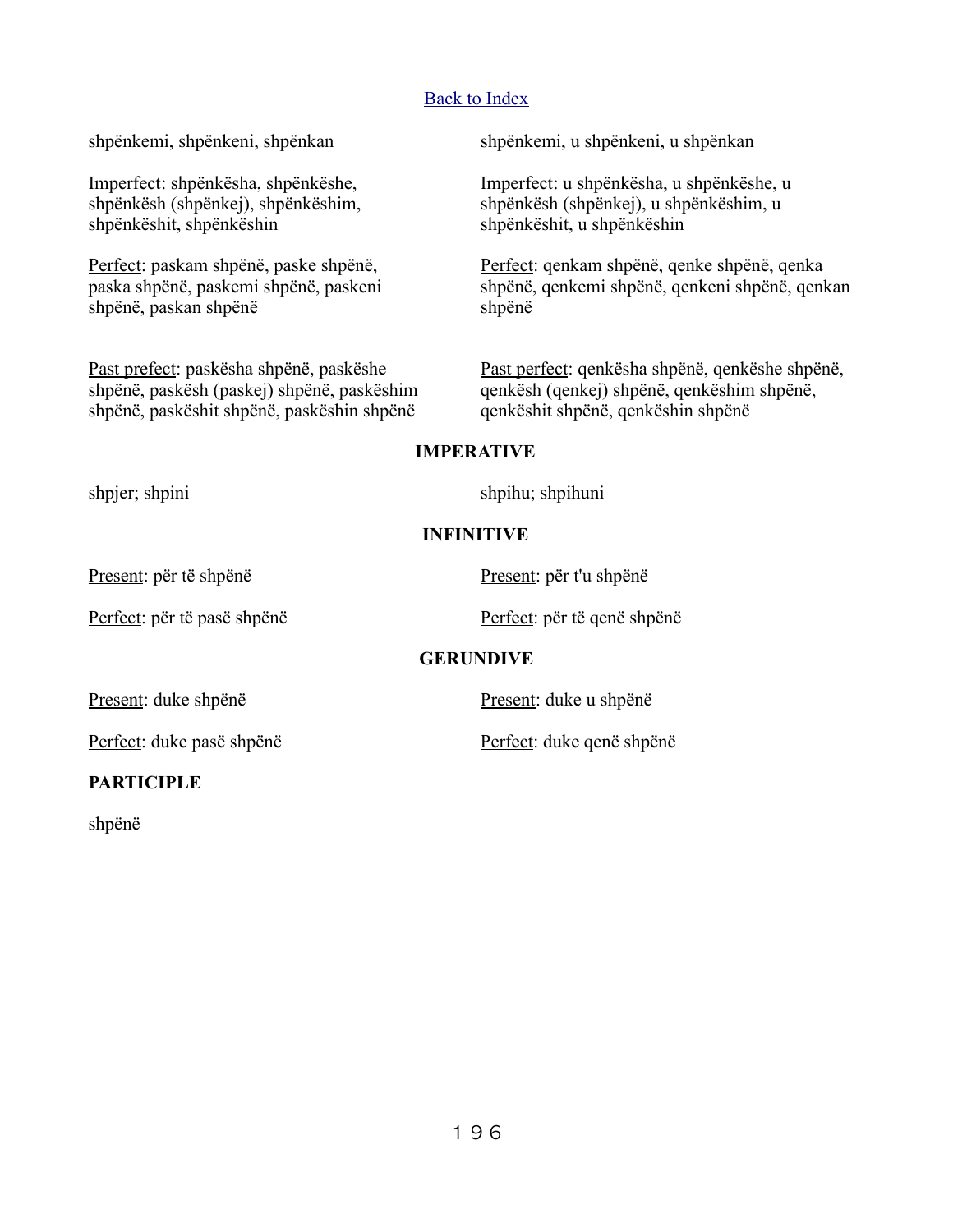[Back to Index](#)

shpënkemi, shpënkeni, shpënkan

Imperfect: shpënkësha, shpënkëshe, shpënkësh (shpënkej), shpënkëshim, shpënkëshit, shpënkëshin

Perfect: paskam shpënë, paske shpënë, paska shpënë, paskemi shpënë, paskeni shpënë, paskan shpënë

Past prefect: paskësha shpënë, paskëshe shpënë, paskësh (paskej) shpënë, paskëshim shpënë, paskëshit shpënë, paskëshin shpënë

shpënkemi, u shpënkeni, u shpënkan

Imperfect: u shpënkësha, u shpënkëshe, u shpënkësh (shpënkej), u shpënkëshim, u shpënkëshit, u shpënkëshin

Perfect: qenkam shpënë, qenke shpënë, qenka shpënë, qenkemi shpënë, qenkeni shpënë, qenkan shpënë

Past perfect: qenkësha shpënë, qenkëshe shpënë, qenkësh (qenkej) shpënë, qenkëshim shpënë, qenkëshit shpënë, qenkëshin shpënë

**IMPERATIVE**

shpjer; shpini

shpihu; shpihuni

**INFINITIVE**

Present: për të shpënë

Perfect: për të pasë shpënë

Present: për t'u shpënë

Perfect: për të qenë shpënë

**GERUNDIVE**

Present: duke shpënë

Perfect: duke pasë shpënë

Present: duke u shpënë

Perfect: duke qenë shpënë

**PARTICIPLE**

shpënë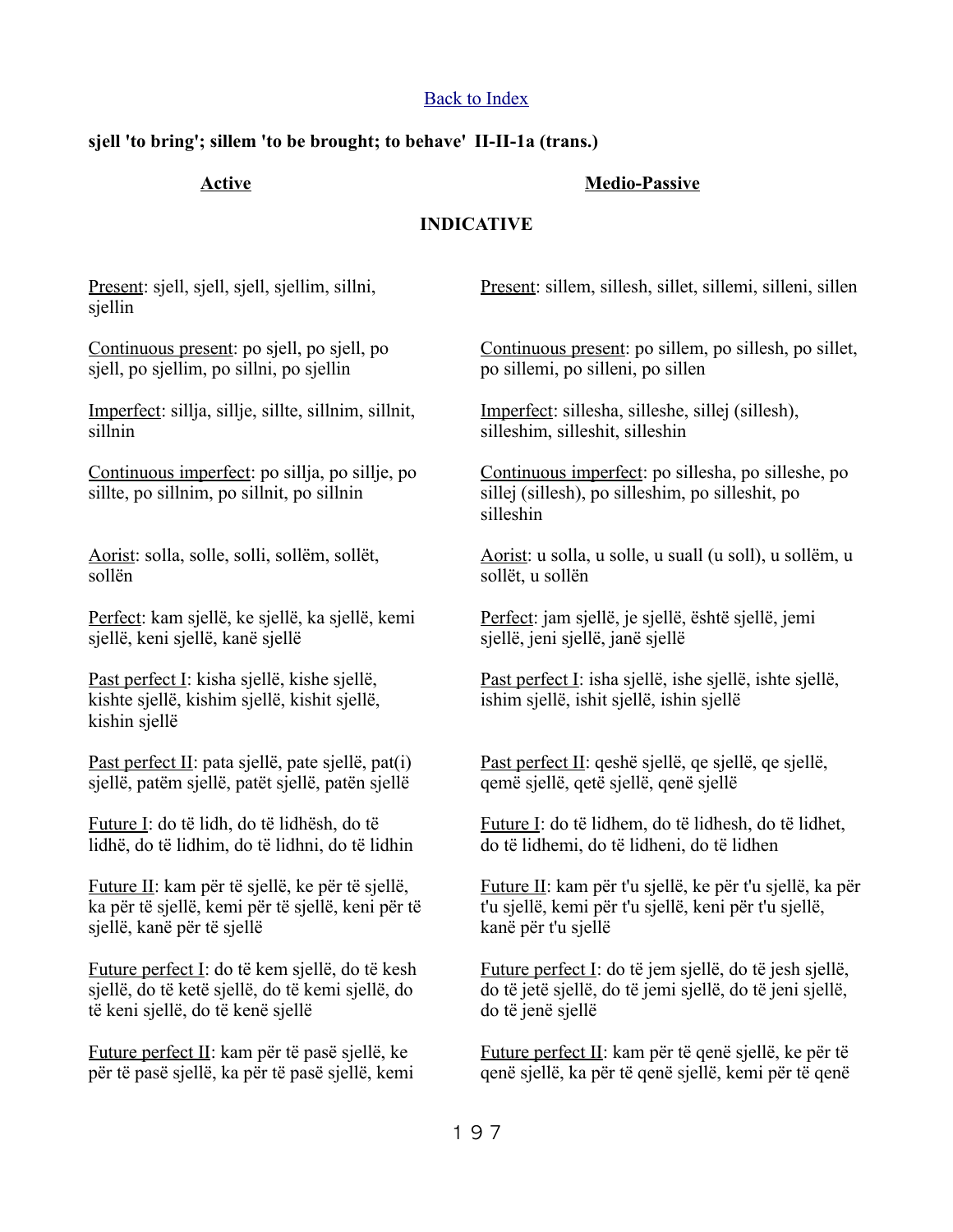Back to Index

**sjell 'to bring'; sillem 'to be brought; to behave'  II-II-1a (trans.)**

## INDICATIVE

### Active

Present: sjell, sjell, sjell, sjellim, sillni, sjellin

Continuous present: po sjell, po sjell, po sjell, po sjellim, po sillni, po sjellin

Imperfect: sillja, sillje, sillte, sillnim, sillnit, sillnin

Continuous imperfect: po sillja, po sillje, po sillte, po sillnim, po sillnit, po sillnin

Aorist: solla, solle, solli, sollëm, sollët, sollën

Perfect: kam sjellë, ke sjellë, ka sjellë, kemi sjellë, keni sjellë, kanë sjellë

Past perfect I: kisha sjellë, kishe sjellë, kishte sjellë, kishim sjellë, kishit sjellë, kishin sjellë

Past perfect II: pata sjellë, pate sjellë, pat(i) sjellë, patëm sjellë, patët sjellë, patën sjellë

Future I: do të lidh, do të lidhësh, do të lidhë, do të lidhim, do të lidhni, do të lidhin

Future II: kam për të sjellë, ke për të sjellë, ka për të sjellë, kemi për të sjellë, keni për të sjellë, kanë për të sjellë

Future perfect I: do të kem sjellë, do të kesh sjellë, do të ketë sjellë, do të kemi sjellë, do të keni sjellë, do të kenë sjellë

Future perfect II: kam për të pasë sjellë, ke për të pasë sjellë, ka për të pasë sjellë, kemi

### Medio-Passive

Present: sillem, sillesh, sillet, sillemi, silleni, sillen

Continuous present: po sillem, po sillesh, po sillet, po sillemi, po silleni, po sillen

Imperfect: sillesha, silleshe, sillej (sillesh), silleshim, silleshit, silleshin

Continuous imperfect: po sillesha, po silleshe, po sillej (sillesh), po silleshim, po silleshit, po silleshin

Aorist: u solla, u solle, u suall (u soll), u sollëm, u sollët, u sollën

Perfect: jam sjellë, je sjellë, është sjellë, jemi sjellë, jeni sjellë, janë sjellë

Past perfect I: isha sjellë, ishe sjellë, ishte sjellë, ishim sjellë, ishit sjellë, ishin sjellë

Past perfect II: qeshë sjellë, qe sjellë, qe sjellë, qemë sjellë, qetë sjellë, qenë sjellë

Future I: do të lidhem, do të lidhesh, do të lidhet, do të lidhemi, do të lidheni, do të lidhen

Future II: kam për t'u sjellë, ke për t'u sjellë, ka për t'u sjellë, kemi për t'u sjellë, keni për t'u sjellë, kanë për t'u sjellë

Future perfect I: do të jem sjellë, do të jesh sjellë, do të jetë sjellë, do të jemi sjellë, do të jeni sjellë, do të jenë sjellë

Future perfect II: kam për të qenë sjellë, ke për të qenë sjellë, ka për të qenë sjellë, kemi për të qenë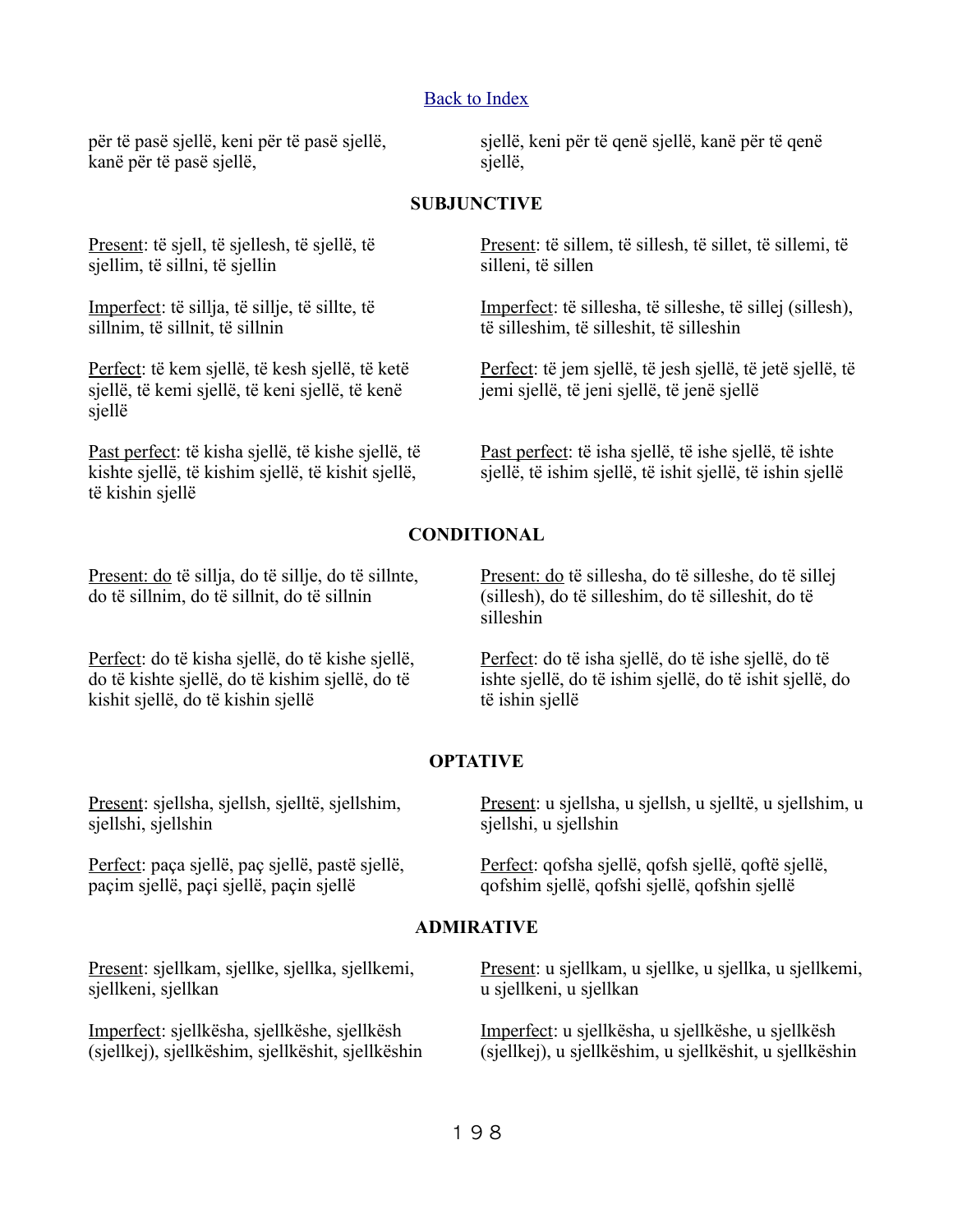[Back to Index]

për të pasë sjellë, keni për të pasë sjellë, kanë për të pasë sjellë,

sjellë, keni për të qenë sjellë, kanë për të qenë sjellë,

### SUBJUNCTIVE

Present: të sjell, të sjellesh, të sjellë, të sjellim, të sillni, të sjellin

Present: të sillem, të sillesh, të sillet, të sillemi, të silleni, të sillen

Imperfect: të sillja, të sillje, të sillte, të sillnim, të sillnit, të sillnin

Imperfect: të sillesha, të silleshe, të sillej (sillesh), të silleshim, të silleshit, të silleshin

Perfect: të kem sjellë, të kesh sjellë, të ketë sjellë, të kemi sjellë, të keni sjellë, të kenë sjellë

Perfect: të jem sjellë, të jesh sjellë, të jetë sjellë, të jemi sjellë, të jeni sjellë, të jenë sjellë

Past perfect: të kisha sjellë, të kishe sjellë, të kishte sjellë, të kishim sjellë, të kishit sjellë, të kishin sjellë

Past perfect: të isha sjellë, të ishe sjellë, të ishte sjellë, të ishim sjellë, të ishit sjellë, të ishin sjellë

### CONDITIONAL

Present: do të sillja, do të sillje, do të sillnte, do të sillnim, do të sillnit, do të sillnin

Present: do të sillesha, do të silleshe, do të sillej (sillesh), do të silleshim, do të silleshit, do të silleshin

Perfect: do të kisha sjellë, do të kishe sjellë, do të kishte sjellë, do të kishim sjellë, do të kishit sjellë, do të kishin sjellë

Perfect: do të isha sjellë, do të ishe sjellë, do të ishte sjellë, do të ishim sjellë, do të ishit sjellë, do të ishin sjellë

### OPTATIVE

Present: sjellsha, sjellsh, sjelltë, sjellshim, sjellshi, sjellshin

Present: u sjellsha, u sjellsh, u sjelltë, u sjellshim, u sjellshi, u sjellshin

Perfect: paça sjellë, paç sjellë, pastë sjellë, paçim sjellë, paçi sjellë, paçin sjellë

Perfect: qofsha sjellë, qofsh sjellë, qoftë sjellë, qofshim sjellë, qofshi sjellë, qofshin sjellë

### ADMIRATIVE

Present: sjellkam, sjellke, sjellka, sjellkemi, sjellkeni, sjellkan

Present: u sjellkam, u sjellke, u sjellka, u sjellkemi, u sjellkeni, u sjellkan

Imperfect: sjellkësha, sjellkëshe, sjellkësh (sjellkej), sjellkëshim, sjellkëshit, sjellkëshin

Imperfect: u sjellkësha, u sjellkëshe, u sjellkësh (sjellkej), u sjellkëshim, u sjellkëshit, u sjellkëshin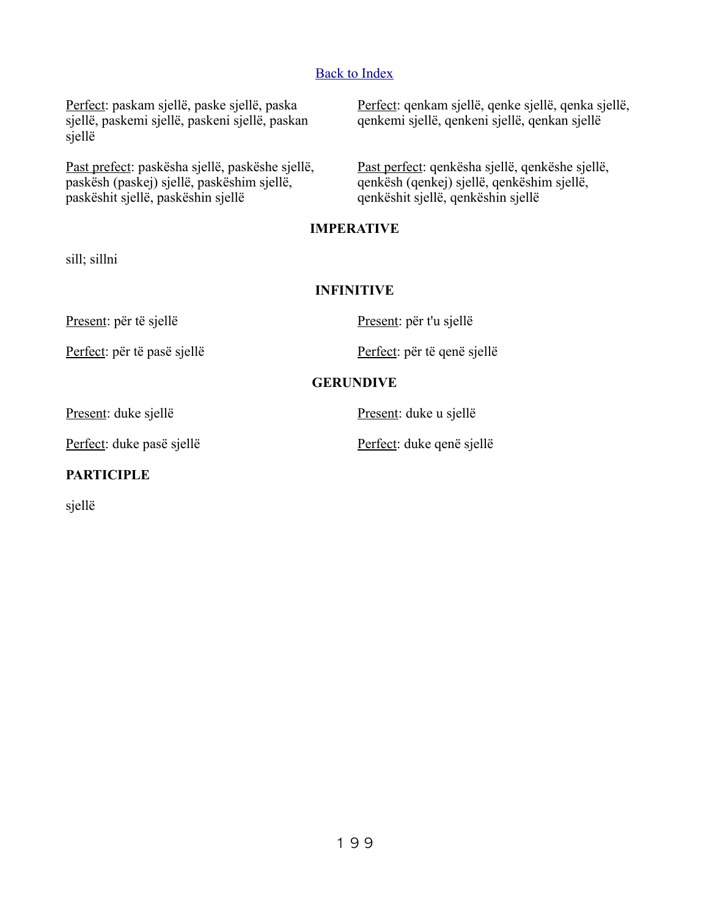[Back to Index]

Perfect: paskam sjellë, paske sjellë, paska sjellë, paskemi sjellë, paskeni sjellë, paskan sjellë

Past prefect: paskësha sjellë, paskëshe sjellë, paskësh (paskej) sjellë, paskëshim sjellë, paskëshit sjellë, paskëshin sjellë

Perfect: qenkam sjellë, qenke sjellë, qenka sjellë, qenkemi sjellë, qenkeni sjellë, qenkan sjellë

Past perfect: qenkësha sjellë, qenkëshe sjellë, qenkësh (qenkej) sjellë, qenkëshim sjellë, qenkëshit sjellë, qenkëshin sjellë

**IMPERATIVE**

sill; sillni

**INFINITIVE**

Present: për të sjellë

Perfect: për të pasë sjellë

Present: për t'u sjellë

Perfect: për të qenë sjellë

**GERUNDIVE**

Present: duke sjellë

Perfect: duke pasë sjellë

Present: duke u sjellë

Perfect: duke qenë sjellë

**PARTICIPLE**

sjellë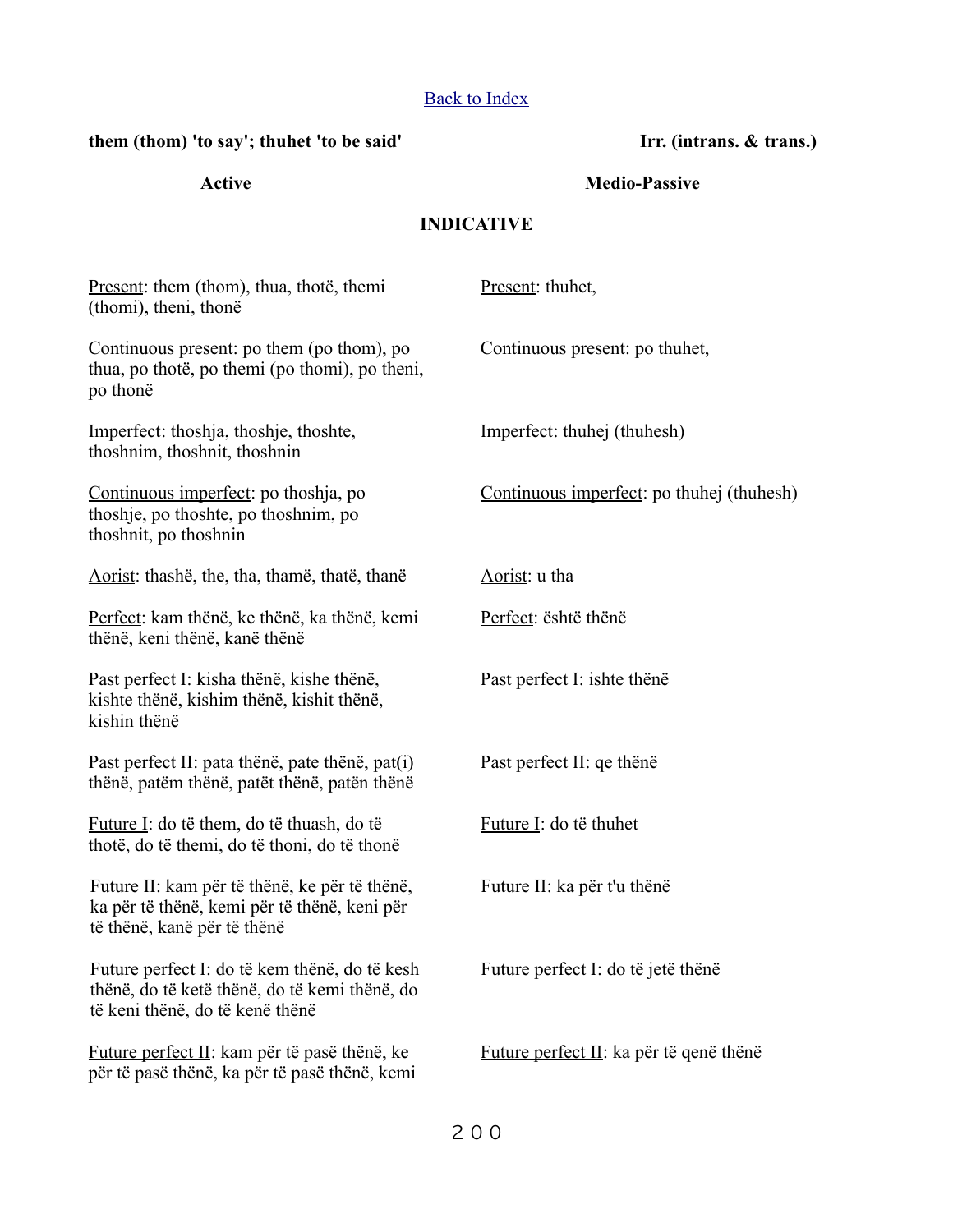[Back to Index]

**them (thom) 'to say'; thuhet 'to be said'** **Irr. (intrans. & trans.)**

| **Active** | **Medio-Passive** |
| --- | --- |

**INDICATIVE**

| Active | Medio-Passive |
| --- | --- |
| Present: them (thom), thua, thotë, themi (thomi), theni, thonë | Present: thuhet, |
| Continuous present: po them (po thom), po thua, po thotë, po themi (po thomi), po theni, po thonë | Continuous present: po thuhet, |
| Imperfect: thoshja, thoshje, thoshte, thoshnim, thoshnit, thoshnin | Imperfect: thuhej (thuhesh) |
| Continuous imperfect: po thoshja, po thoshje, po thoshte, po thoshnim, po thoshnit, po thoshnin | Continuous imperfect: po thuhej (thuhesh) |
| Aorist: thashë, the, tha, thamë, thatë, thanë | Aorist: u tha |
| Perfect: kam thënë, ke thënë, ka thënë, kemi thënë, keni thënë, kanë thënë | Perfect: është thënë |
| Past perfect I: kisha thënë, kishe thënë, kishte thënë, kishim thënë, kishit thënë, kishin thënë | Past perfect I: ishte thënë |
| Past perfect II: pata thënë, pate thënë, pat(i) thënë, patëm thënë, patët thënë, patën thënë | Past perfect II: qe thënë |
| Future I: do të them, do të thuash, do të thotë, do të themi, do të thoni, do të thonë | Future I: do të thuhet |
| Future II: kam për të thënë, ke për të thënë, ka për të thënë, kemi për të thënë, keni për të thënë, kanë për të thënë | Future II: ka për t'u thënë |
| Future perfect I: do të kem thënë, do të kesh thënë, do të ketë thënë, do të kemi thënë, do të keni thënë, do të kenë thënë | Future perfect I: do të jetë thënë |
| Future perfect II: kam për të pasë thënë, ke për të pasë thënë, ka për të pasë thënë, kemi | Future perfect II: ka për të qenë thënë |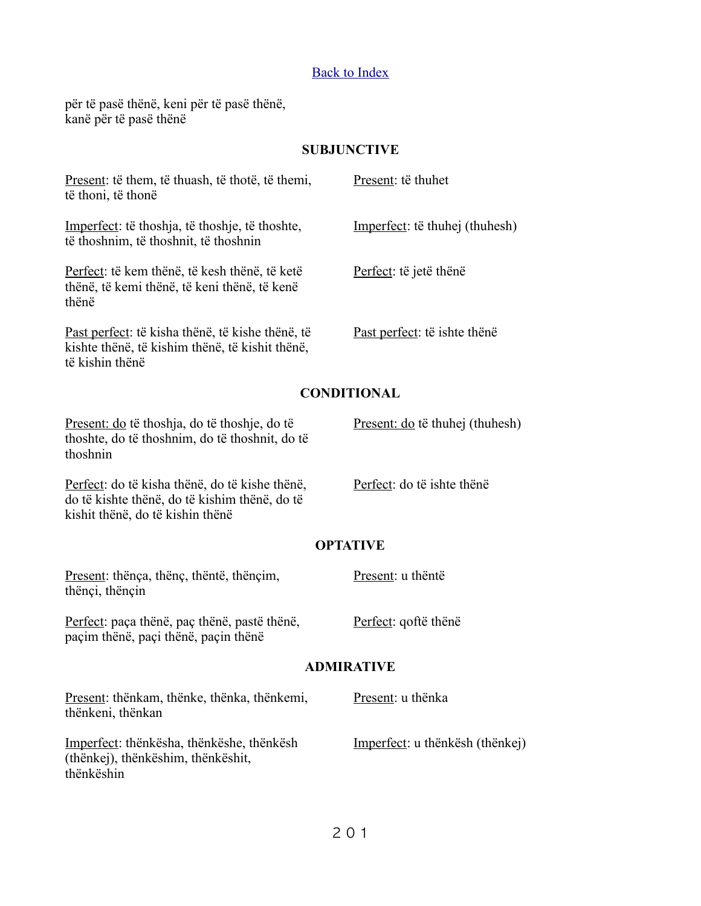[Back to Index](#)

për të pasë thënë, keni për të pasë thënë, kanë për të pasë thënë

## SUBJUNCTIVE

| | |
|---|---|
| Present: të them, të thuash, të thotë, të themi, të thoni, të thonë | Present: të thuhet |
| Imperfect: të thoshja, të thoshje, të thoshte, të thoshnim, të thoshnit, të thoshnin | Imperfect: të thuhej (thuhesh) |
| Perfect: të kem thënë, të kesh thënë, të ketë thënë, të kemi thënë, të keni thënë, të kenë thënë | Perfect: të jetë thënë |
| Past perfect: të kisha thënë, të kishe thënë, të kishte thënë, të kishim thënë, të kishit thënë, të kishin thënë | Past perfect: të ishte thënë |

## CONDITIONAL

| | |
|---|---|
| Present: do të thoshja, do të thoshje, do të thoshte, do të thoshnim, do të thoshnit, do të thoshnin | Present: do të thuhej (thuhesh) |
| Perfect: do të kisha thënë, do të kishe thënë, do të kishte thënë, do të kishim thënë, do të kishit thënë, do të kishin thënë | Perfect: do të ishte thënë |

## OPTATIVE

| | |
|---|---|
| Present: thënça, thënç, thëntë, thënçim, thënçi, thënçin | Present: u thëntë |
| Perfect: paça thënë, paç thënë, pastë thënë, paçim thënë, paçi thënë, paçin thënë | Perfect: qoftë thënë |

## ADMIRATIVE

| | |
|---|---|
| Present: thënkam, thënke, thënka, thënkemi, thënkeni, thënkan | Present: u thënka |
| Imperfect: thënkësha, thënkëshe, thënkësh (thënkej), thënkëshim, thënkëshit, thënkëshin | Imperfect: u thënkësh (thënkej) |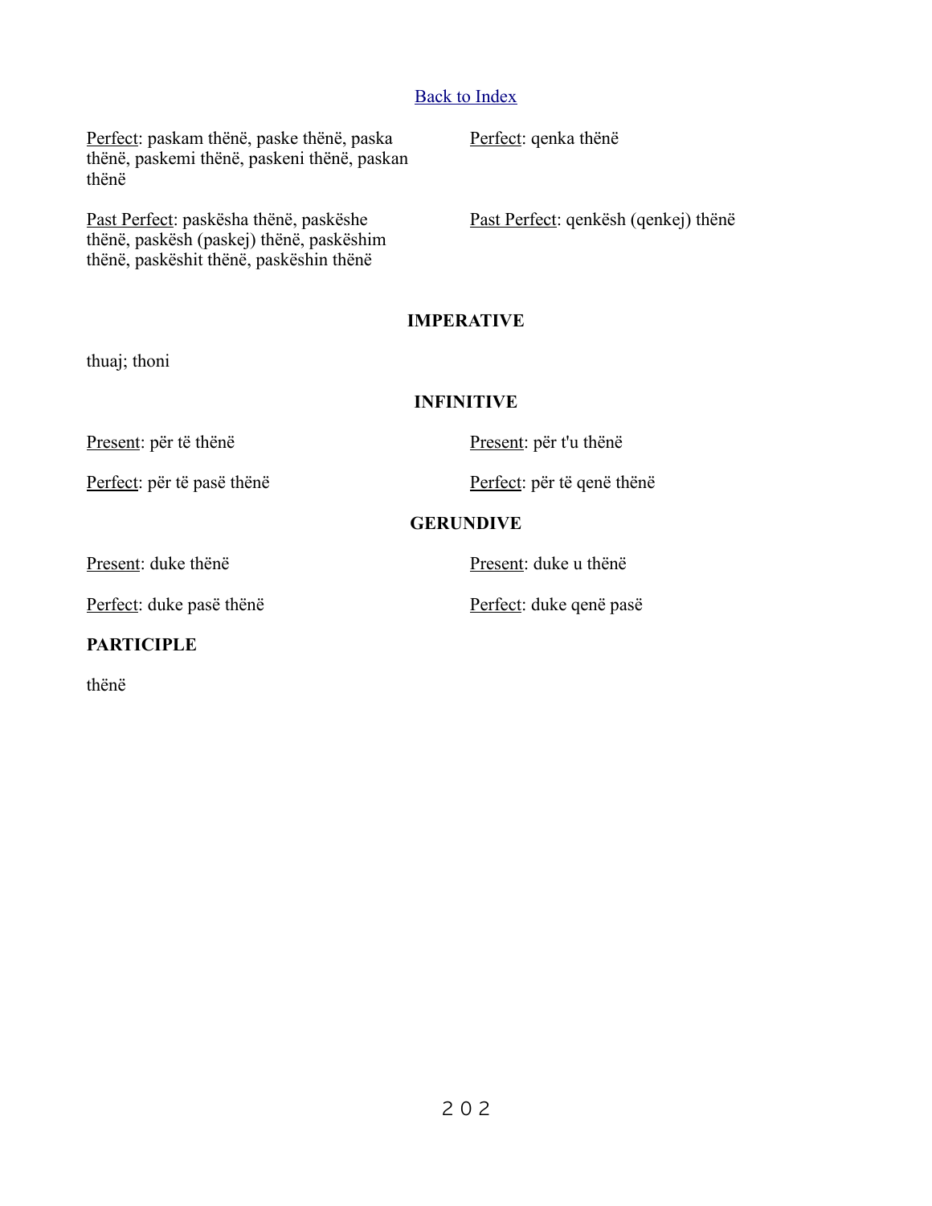[Back to Index]

Perfect: paskam thënë, paske thënë, paska thënë, paskemi thënë, paskeni thënë, paskan thënë

Perfect: qenka thënë

Past Perfect: paskësha thënë, paskëshe thënë, paskësh (paskej) thënë, paskëshim thënë, paskëshit thënë, paskëshin thënë

Past Perfect: qenkësh (qenkej) thënë

### IMPERATIVE

thuaj; thoni

### INFINITIVE

Present: për të thënë

Present: për t'u thënë

Perfect: për të pasë thënë

Perfect: për të qenë thënë

### GERUNDIVE

Present: duke thënë

Present: duke u thënë

Perfect: duke pasë thënë

Perfect: duke qenë pasë

**PARTICIPLE**

thënë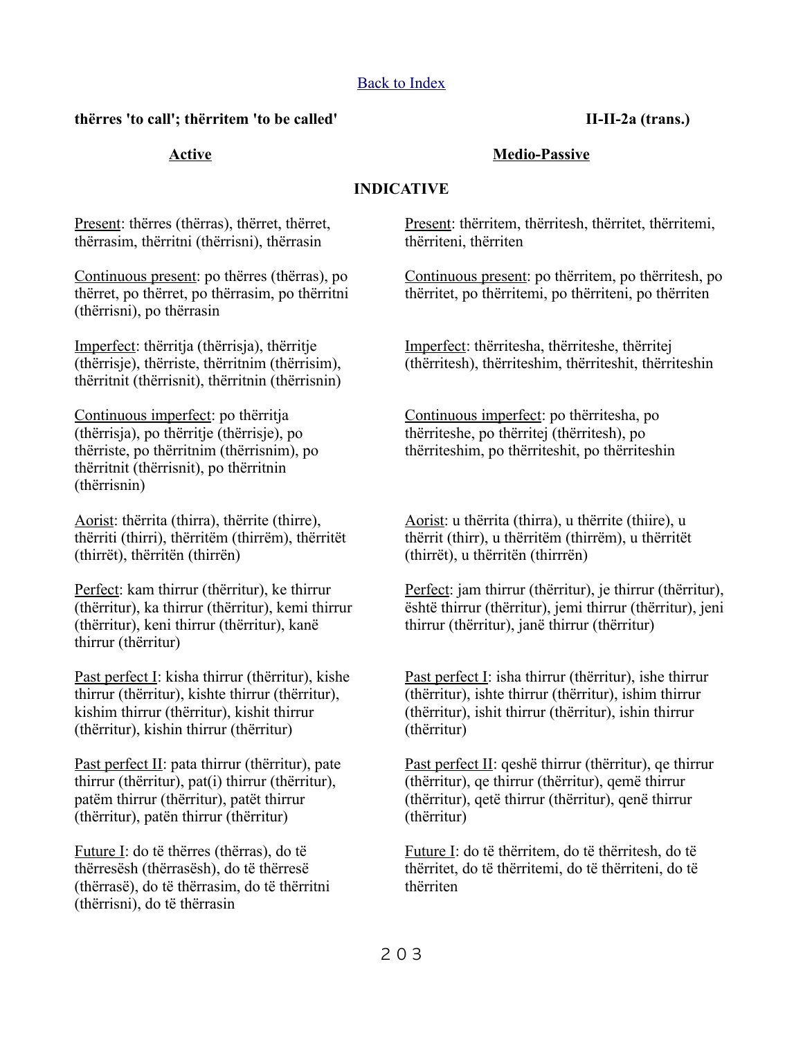Back to Index

**thërres 'to call'; thërritem 'to be called'** **II-II-2a (trans.)**

## INDICATIVE

### Active

Present: thërres (thërras), thërret, thërret, thërrasim, thërritni (thërrisni), thërrasin

Continuous present: po thërres (thërras), po thërret, po thërret, po thërrasim, po thërritni (thërrisni), po thërrasin

Imperfect: thërritja (thërrisja), thërritje (thërrisje), thërriste, thërritnim (thërrisim), thërritnit (thërrisnit), thërritnin (thërrisnin)

Continuous imperfect: po thërritja (thërrisja), po thërritje (thërrisje), po thërriste, po thërritnim (thërrisnim), po thërritnit (thërrisnit), po thërritnin (thërrisnin)

Aorist: thërrita (thirra), thërrite (thirre), thërriti (thirri), thërritëm (thirrëm), thërritët (thirrët), thërritën (thirrën)

Perfect: kam thirrur (thërritur), ke thirrur (thërritur), ka thirrur (thërritur), kemi thirrur (thërritur), keni thirrur (thërritur), kanë thirrur (thërritur)

Past perfect I: kisha thirrur (thërritur), kishe thirrur (thërritur), kishte thirrur (thërritur), kishim thirrur (thërritur), kishit thirrur (thërritur), kishin thirrur (thërritur)

Past perfect II: pata thirrur (thërritur), pate thirrur (thërritur), pat(i) thirrur (thërritur), patëm thirrur (thërritur), patët thirrur (thërritur), patën thirrur (thërritur)

Future I: do të thërres (thërras), do të thërresësh (thërrasësh), do të thërresë (thërrasë), do të thërrasim, do të thërritni (thërrisni), do të thërrasin

### Medio-Passive

Present: thërritem, thërritesh, thërritet, thërritemi, thërriteni, thërriten

Continuous present: po thërritem, po thërritesh, po thërritet, po thërritemi, po thërriteni, po thërriten

Imperfect: thërritesha, thërriteshe, thërritej (thërritesh), thërriteshim, thërriteshit, thërriteshin

Continuous imperfect: po thërritesha, po thërriteshe, po thërritej (thërritesh), po thërriteshim, po thërriteshit, po thërriteshin

Aorist: u thërrita (thirra), u thërrite (thiire), u thërrit (thirr), u thërritëm (thirrëm), u thërritët (thirrët), u thërritën (thirrrën)

Perfect: jam thirrur (thërritur), je thirrur (thërritur), është thirrur (thërritur), jemi thirrur (thërritur), jeni thirrur (thërritur), janë thirrur (thërritur)

Past perfect I: isha thirrur (thërritur), ishe thirrur (thërritur), ishte thirrur (thërritur), ishim thirrur (thërritur), ishit thirrur (thërritur), ishin thirrur (thërritur)

Past perfect II: qeshë thirrur (thërritur), qe thirrur (thërritur), qe thirrur (thërritur), qemë thirrur (thërritur), qetë thirrur (thërritur), qenë thirrur (thërritur)

Future I: do të thërritem, do të thërritesh, do të thërritet, do të thërritemi, do të thërriteni, do të thërriten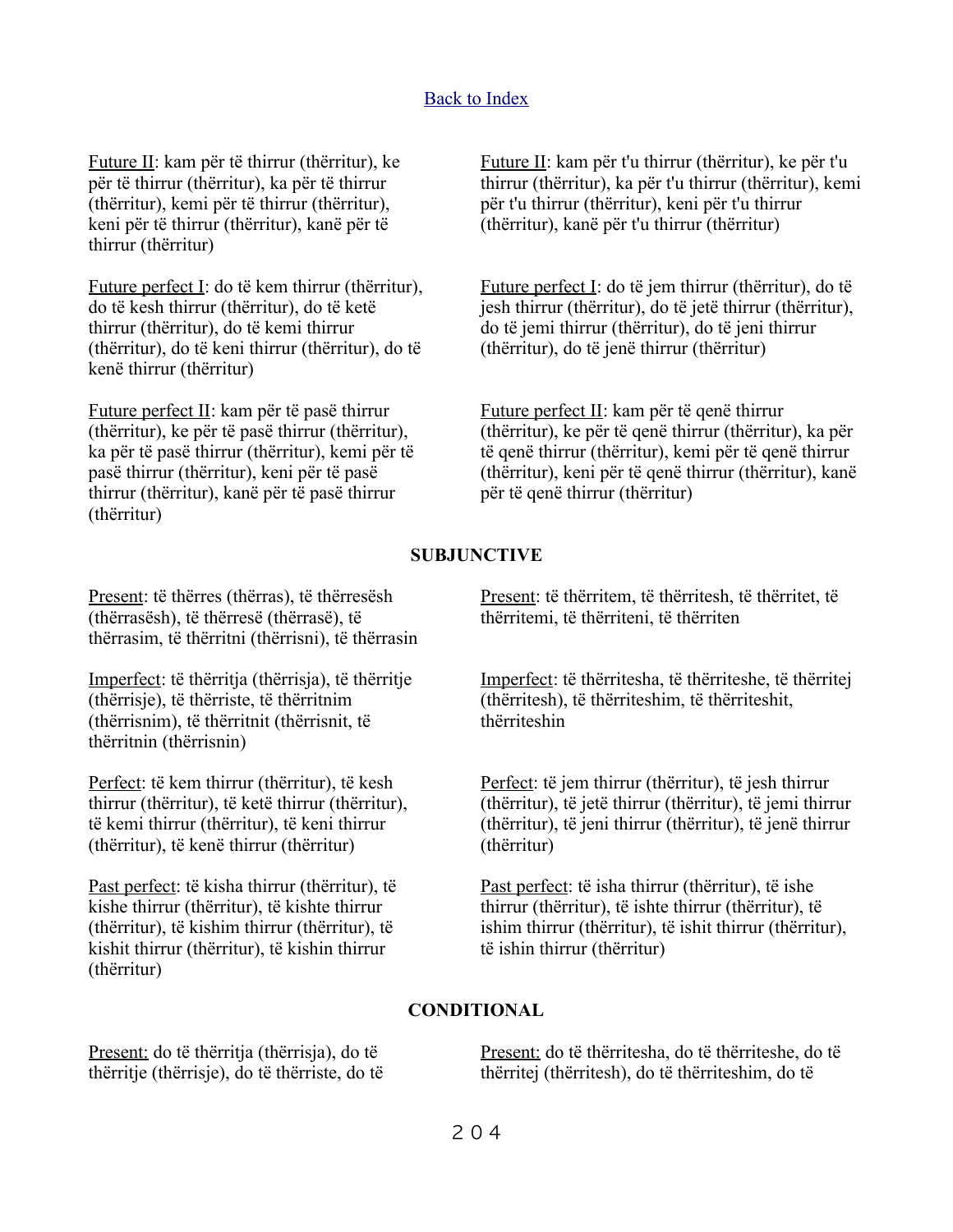Back to Index

Future II: kam për të thirrur (thërritur), ke për të thirrur (thërritur), ka për të thirrur (thërritur), kemi për të thirrur (thërritur), keni për të thirrur (thërritur), kanë për të thirrur (thërritur)

Future perfect I: do të kem thirrur (thërritur), do të kesh thirrur (thërritur), do të ketë thirrur (thërritur), do të kemi thirrur (thërritur), do të keni thirrur (thërritur), do të kenë thirrur (thërritur)

Future perfect II: kam për të pasë thirrur (thërritur), ke për të pasë thirrur (thërritur), ka për të pasë thirrur (thërritur), kemi për të pasë thirrur (thërritur), keni për të pasë thirrur (thërritur), kanë për të pasë thirrur (thërritur)

Future II: kam për t'u thirrur (thërritur), ke për t'u thirrur (thërritur), ka për t'u thirrur (thërritur), kemi për t'u thirrur (thërritur), keni për t'u thirrur (thërritur), kanë për t'u thirrur (thërritur)

Future perfect I: do të jem thirrur (thërritur), do të jesh thirrur (thërritur), do të jetë thirrur (thërritur), do të jemi thirrur (thërritur), do të jeni thirrur (thërritur), do të jenë thirrur (thërritur)

Future perfect II: kam për të qenë thirrur (thërritur), ke për të qenë thirrur (thërritur), ka për të qenë thirrur (thërritur), kemi për të qenë thirrur (thërritur), keni për të qenë thirrur (thërritur), kanë për të qenë thirrur (thërritur)

**SUBJUNCTIVE**

Present: të thërres (thërras), të thërresësh (thërrasësh), të thërresë (thërrasë), të thërrasim, të thërritni (thërrisni), të thërrasin

Imperfect: të thërritja (thërrisja), të thërritje (thërrisje), të thërriste, të thërritnim (thërrisnim), të thërritnit (thërrisnit, të thërritnin (thërrisnin)

Perfect: të kem thirrur (thërritur), të kesh thirrur (thërritur), të ketë thirrur (thërritur), të kemi thirrur (thërritur), të keni thirrur (thërritur), të kenë thirrur (thërritur)

Past perfect: të kisha thirrur (thërritur), të kishe thirrur (thërritur), të kishte thirrur (thërritur), të kishim thirrur (thërritur), të kishit thirrur (thërritur), të kishin thirrur (thërritur)

Present: të thërritem, të thërritesh, të thërritet, të thërritemi, të thërriteni, të thërriten

Imperfect: të thërritesha, të thërriteshe, të thërritej (thërritesh), të thërriteshim, të thërriteshit, thërriteshin

Perfect: të jem thirrur (thërritur), të jesh thirrur (thërritur), të jetë thirrur (thërritur), të jemi thirrur (thërritur), të jeni thirrur (thërritur), të jenë thirrur (thërritur)

Past perfect: të isha thirrur (thërritur), të ishe thirrur (thërritur), të ishte thirrur (thërritur), të ishim thirrur (thërritur), të ishit thirrur (thërritur), të ishin thirrur (thërritur)

**CONDITIONAL**

Present: do të thërritja (thërrisja), do të thërritje (thërrisje), do të thërriste, do të

Present: do të thërritesha, do të thërriteshe, do të thërritej (thërritesh), do të thërriteshim, do të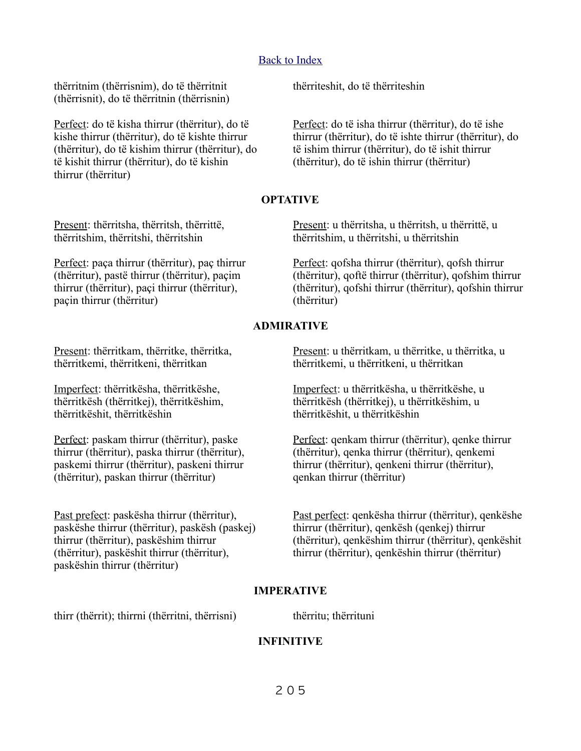[Back to Index]

thërritnim (thërrisnim), do të thërritnit (thërrisnit), do të thërritnin (thërrisnin)

thërriteshit, do të thërriteshin

Perfect: do të kisha thirrur (thërritur), do të kishe thirrur (thërritur), do të kishte thirrur (thërritur), do të kishim thirrur (thërritur), do të kishit thirrur (thërritur), do të kishin thirrur (thërritur)

Perfect: do të isha thirrur (thërritur), do të ishe thirrur (thërritur), do të ishte thirrur (thërritur), do të ishim thirrur (thërritur), do të ishit thirrur (thërritur), do të ishin thirrur (thërritur)

**OPTATIVE**

Present: thërritsha, thërritsh, thërrittë, thërritshim, thërritshi, thërritshin

Present: u thërritsha, u thërritsh, u thërrittë, u thërritshim, u thërritshi, u thërritshin

Perfect: paça thirrur (thërritur), paç thirrur (thërritur), pastë thirrur (thërritur), paçim thirrur (thërritur), paçi thirrur (thërritur), paçin thirrur (thërritur)

Perfect: qofsha thirrur (thërritur), qofsh thirrur (thërritur), qoftë thirrur (thërritur), qofshim thirrur (thërritur), qofshi thirrur (thërritur), qofshin thirrur (thërritur)

**ADMIRATIVE**

Present: thërritkam, thërritke, thërritka, thërritkemi, thërritkeni, thërritkan

Present: u thërritkam, u thërritke, u thërritka, u thërritkemi, u thërritkeni, u thërritkan

Imperfect: thërritkësha, thërritkëshe, thërritkësh (thërritkej), thërritkëshim, thërritkëshit, thërritkëshin

Imperfect: u thërritkësha, u thërritkëshe, u thërritkësh (thërritkej), u thërritkëshim, u thërritkëshit, u thërritkëshin

Perfect: paskam thirrur (thërritur), paske thirrur (thërritur), paska thirrur (thërritur), paskemi thirrur (thërritur), paskeni thirrur (thërritur), paskan thirrur (thërritur)

Perfect: qenkam thirrur (thërritur), qenke thirrur (thërritur), qenka thirrur (thërritur), qenkemi thirrur (thërritur), qenkeni thirrur (thërritur), qenkan thirrur (thërritur)

Past prefect: paskësha thirrur (thërritur), paskëshe thirrur (thërritur), paskësh (paskej) thirrur (thërritur), paskëshim thirrur (thërritur), paskëshit thirrur (thërritur), paskëshin thirrur (thërritur)

Past perfect: qenkësha thirrur (thërritur), qenkëshe thirrur (thërritur), qenkësh (qenkej) thirrur (thërritur), qenkëshim thirrur (thërritur), qenkëshit thirrur (thërritur), qenkëshin thirrur (thërritur)

**IMPERATIVE**

thirr (thërrit); thirrni (thërritni, thërrisni)

thërritu; thërrituni

**INFINITIVE**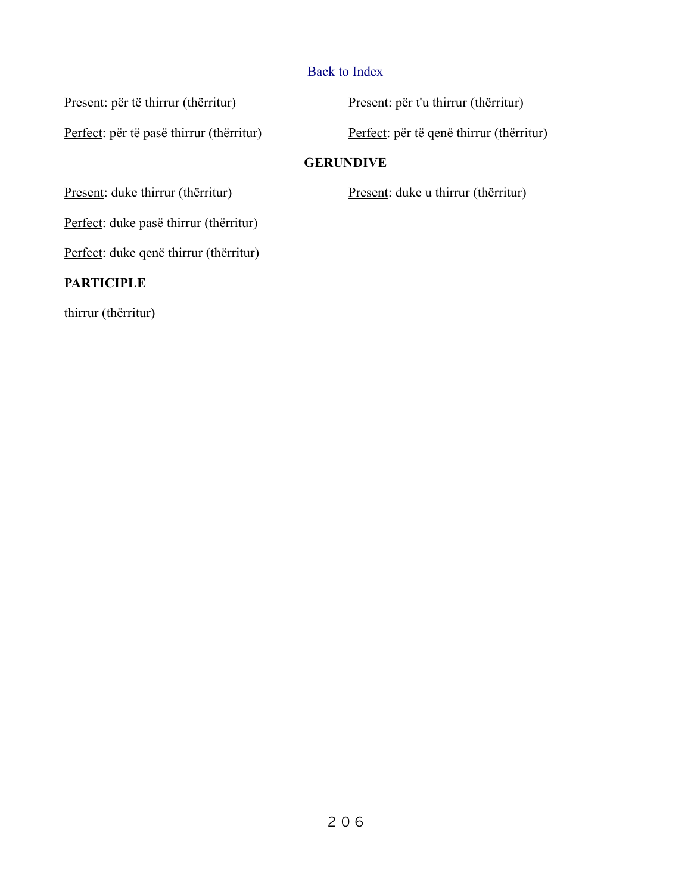[Back to Index]

| | |
|---|---|
| Present: për të thirrur (thërritur) | Present: për t'u thirrur (thërritur) |
| Perfect: për të pasë thirrur (thërritur) | Perfect: për të qenë thirrur (thërritur) |

**GERUNDIVE**

| | |
|---|---|
| Present: duke thirrur (thërritur) | Present: duke u thirrur (thërritur) |
| Perfect: duke pasë thirrur (thërritur) | |
| Perfect: duke qenë thirrur (thërritur) | |

**PARTICIPLE**

thirrur (thërritur)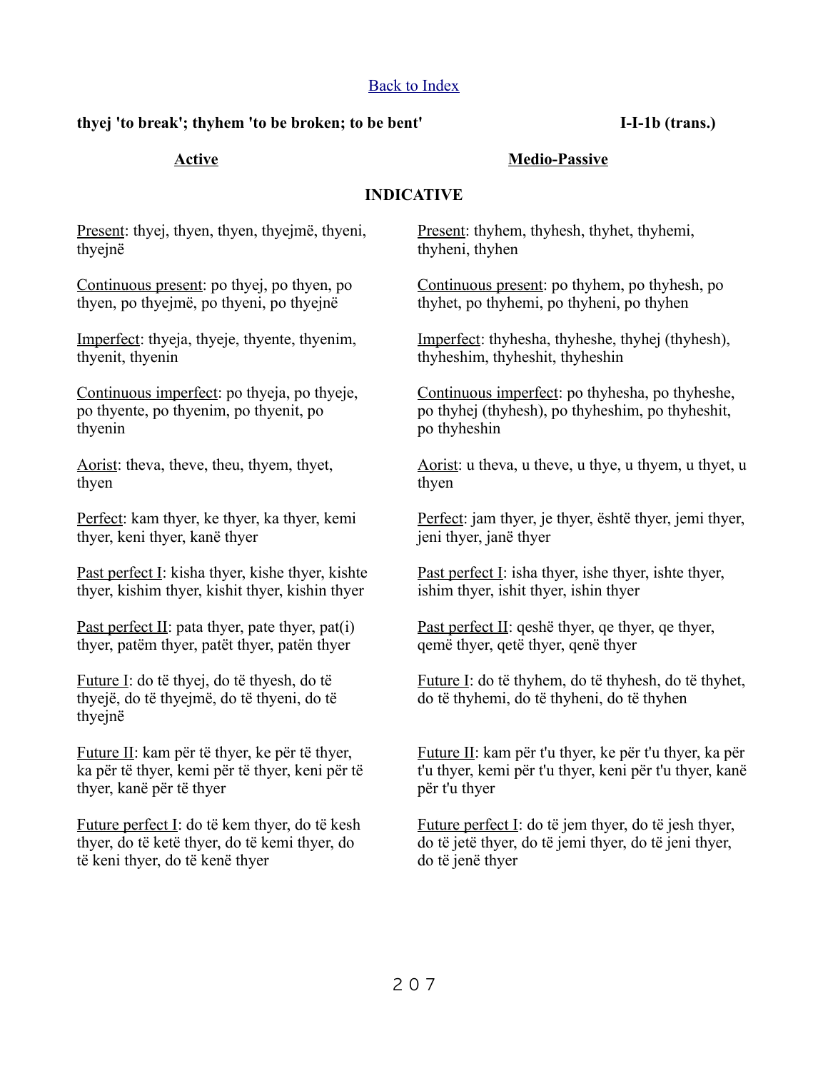[Back to Index]

**thyej 'to break'; thyhem 'to be broken; to be bent'** **I-I-1b (trans.)**

## INDICATIVE

### Active

Present: thyej, thyen, thyen, thyejmë, thyeni, thyejnë

Continuous present: po thyej, po thyen, po thyen, po thyejmë, po thyeni, po thyejnë

Imperfect: thyeja, thyeje, thyente, thyenim, thyenit, thyenin

Continuous imperfect: po thyeja, po thyeje, po thyente, po thyenim, po thyenit, po thyenin

Aorist: theva, theve, theu, thyem, thyet, thyen

Perfect: kam thyer, ke thyer, ka thyer, kemi thyer, keni thyer, kanë thyer

Past perfect I: kisha thyer, kishe thyer, kishte thyer, kishim thyer, kishit thyer, kishin thyer

Past perfect II: pata thyer, pate thyer, pat(i) thyer, patëm thyer, patët thyer, patën thyer

Future I: do të thyej, do të thyesh, do të thyejë, do të thyejmë, do të thyeni, do të thyejnë

Future II: kam për të thyer, ke për të thyer, ka për të thyer, kemi për të thyer, keni për të thyer, kanë për të thyer

Future perfect I: do të kem thyer, do të kesh thyer, do të ketë thyer, do të kemi thyer, do të keni thyer, do të kenë thyer

### Medio-Passive

Present: thyhem, thyhesh, thyhet, thyhemi, thyheni, thyhen

Continuous present: po thyhem, po thyhesh, po thyhet, po thyhemi, po thyheni, po thyhen

Imperfect: thyhesha, thyheshe, thyhej (thyhesh), thyheshim, thyheshit, thyheshin

Continuous imperfect: po thyhesha, po thyheshe, po thyhej (thyhesh), po thyheshim, po thyheshit, po thyheshin

Aorist: u theva, u theve, u thye, u thyem, u thyet, u thyen

Perfect: jam thyer, je thyer, është thyer, jemi thyer, jeni thyer, janë thyer

Past perfect I: isha thyer, ishe thyer, ishte thyer, ishim thyer, ishit thyer, ishin thyer

Past perfect II: qeshë thyer, qe thyer, qe thyer, qemë thyer, qetë thyer, qenë thyer

Future I: do të thyhem, do të thyhesh, do të thyhet, do të thyhemi, do të thyheni, do të thyhen

Future II: kam për t'u thyer, ke për t'u thyer, ka për t'u thyer, kemi për t'u thyer, keni për t'u thyer, kanë për t'u thyer

Future perfect I: do të jem thyer, do të jesh thyer, do të jetë thyer, do të jemi thyer, do të jeni thyer, do të jenë thyer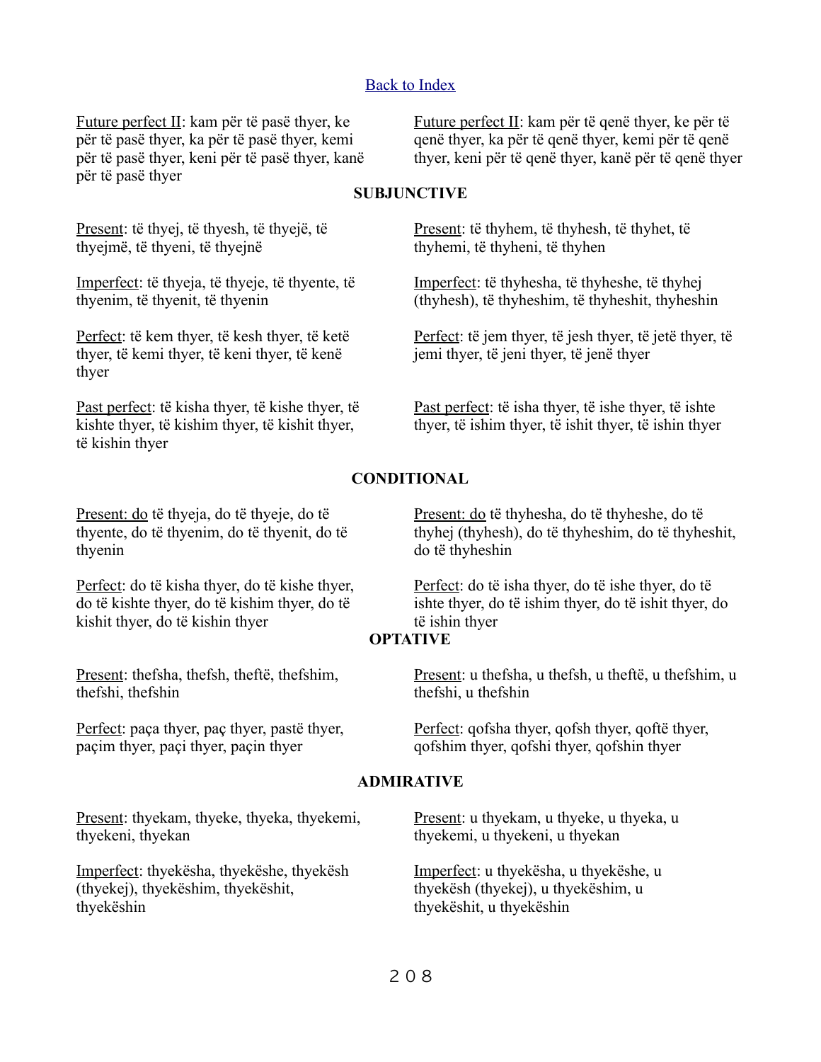[Back to Index]

Future perfect II: kam për të pasë thyer, ke për të pasë thyer, ka për të pasë thyer, kemi për të pasë thyer, keni për të pasë thyer, kanë për të pasë thyer

Future perfect II: kam për të qenë thyer, ke për të qenë thyer, ka për të qenë thyer, kemi për të qenë thyer, keni për të qenë thyer, kanë për të qenë thyer

**SUBJUNCTIVE**

Present: të thyej, të thyesh, të thyejë, të thyejmë, të thyeni, të thyejnë

Present: të thyhem, të thyhesh, të thyhet, të thyhemi, të thyheni, të thyhen

Imperfect: të thyeja, të thyeje, të thyente, të thyenim, të thyenit, të thyenin

Imperfect: të thyhesha, të thyheshe, të thyhej (thyhesh), të thyheshim, të thyheshit, thyheshin

Perfect: të kem thyer, të kesh thyer, të ketë thyer, të kemi thyer, të keni thyer, të kenë thyer

Perfect: të jem thyer, të jesh thyer, të jetë thyer, të jemi thyer, të jeni thyer, të jenë thyer

Past perfect: të kisha thyer, të kishe thyer, të kishte thyer, të kishim thyer, të kishit thyer, të kishin thyer

Past perfect: të isha thyer, të ishe thyer, të ishte thyer, të ishim thyer, të ishit thyer, të ishin thyer

**CONDITIONAL**

Present: do të thyeja, do të thyeje, do të thyente, do të thyenim, do të thyenit, do të thyenin

Present: do të thyhesha, do të thyheshe, do të thyhej (thyhesh), do të thyheshim, do të thyheshit, do të thyheshin

Perfect: do të kisha thyer, do të kishe thyer, do të kishte thyer, do të kishim thyer, do të kishit thyer, do të kishin thyer

Perfect: do të isha thyer, do të ishe thyer, do të ishte thyer, do të ishim thyer, do të ishit thyer, do të ishin thyer

**OPTATIVE**

Present: thefsha, thefsh, theftë, thefshim, thefshi, thefshin

Present: u thefsha, u thefsh, u theftë, u thefshim, u thefshi, u thefshin

Perfect: paça thyer, paç thyer, pastë thyer, paçim thyer, paçi thyer, paçin thyer

Perfect: qofsha thyer, qofsh thyer, qoftë thyer, qofshim thyer, qofshi thyer, qofshin thyer

**ADMIRATIVE**

Present: thyekam, thyeke, thyeka, thyekemi, thyekeni, thyekan

Present: u thyekam, u thyeke, u thyeka, u thyekemi, u thyekeni, u thyekan

Imperfect: thyekësha, thyekëshe, thyekësh (thyekej), thyekëshim, thyekëshit, thyekëshin

Imperfect: u thyekësha, u thyekëshe, u thyekësh (thyekej), u thyekëshim, u thyekëshit, u thyekëshin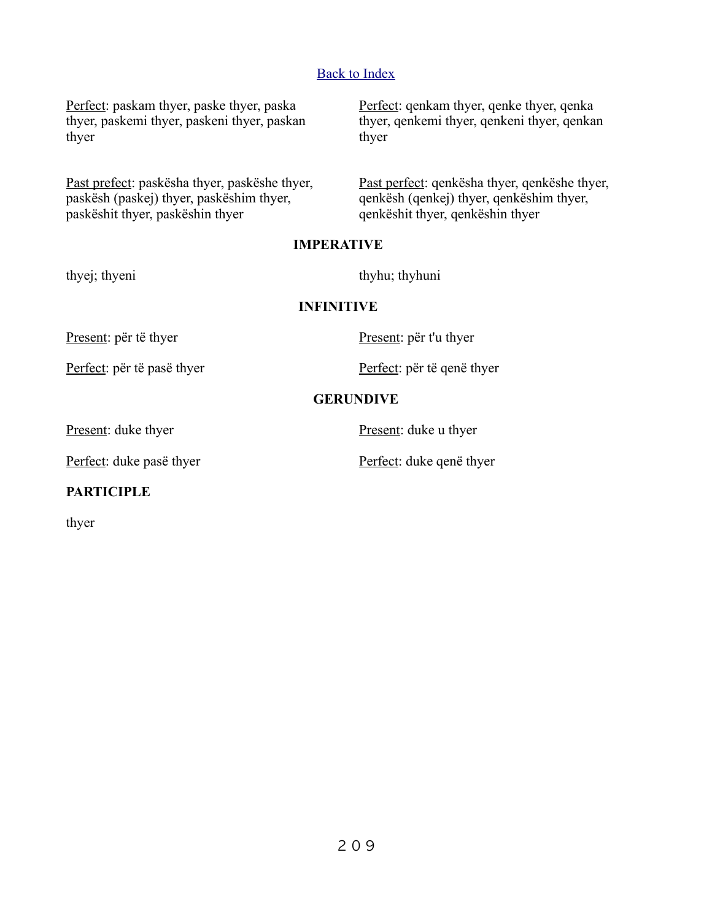[Back to Index]

Perfect: paskam thyer, paske thyer, paska thyer, paskemi thyer, paskeni thyer, paskan thyer

Past prefect: paskësha thyer, paskëshe thyer, paskësh (paskej) thyer, paskëshim thyer, paskëshit thyer, paskëshin thyer

Perfect: qenkam thyer, qenke thyer, qenka thyer, qenkemi thyer, qenkeni thyer, qenkan thyer

Past perfect: qenkësha thyer, qenkëshe thyer, qenkësh (qenkej) thyer, qenkëshim thyer, qenkëshit thyer, qenkëshin thyer

**IMPERATIVE**

thyej; thyeni

thyhu; thyhuni

**INFINITIVE**

Present: për të thyer

Perfect: për të pasë thyer

Present: për t'u thyer

Perfect: për të qenë thyer

**GERUNDIVE**

Present: duke thyer

Perfect: duke pasë thyer

Present: duke u thyer

Perfect: duke qenë thyer

**PARTICIPLE**

thyer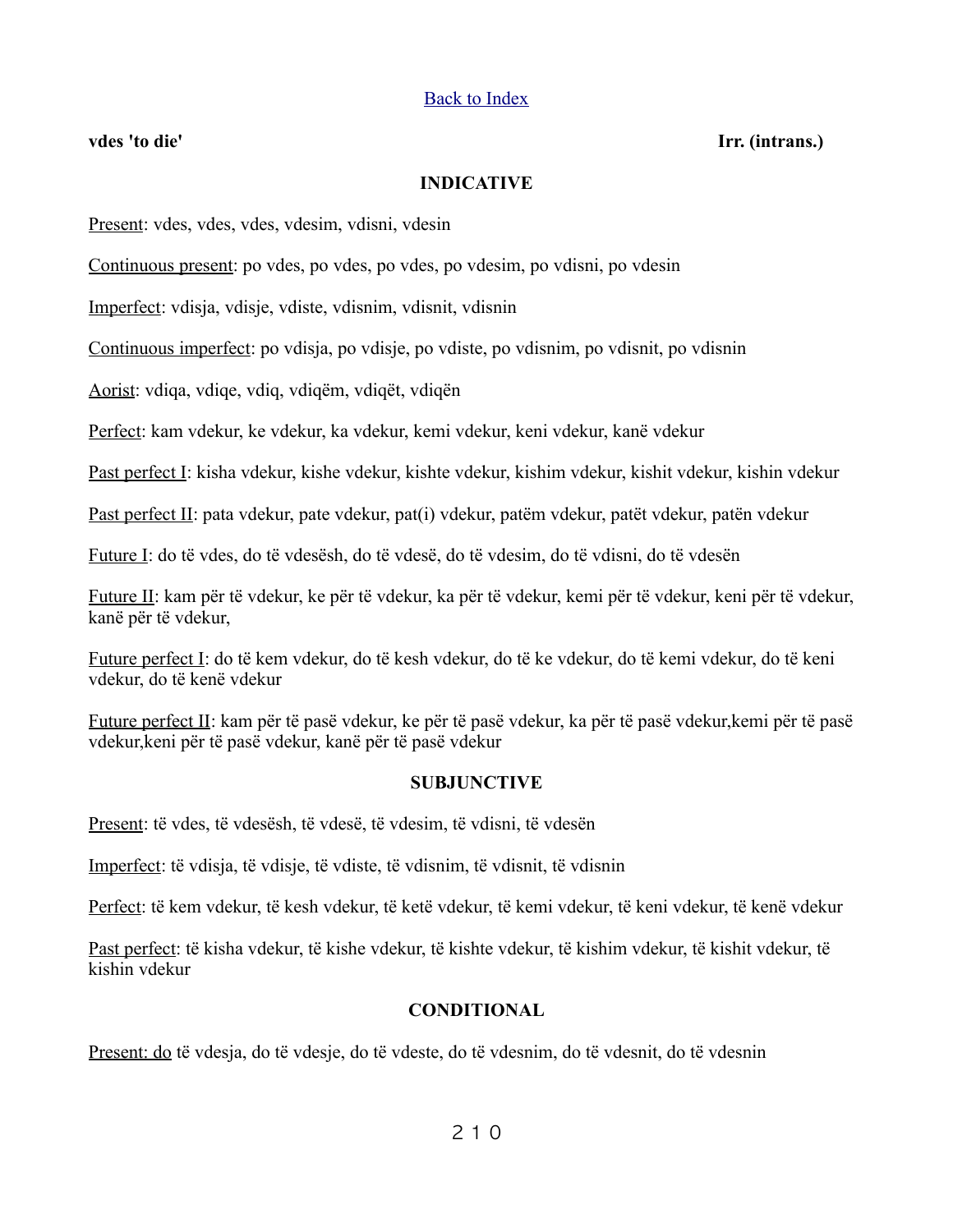[Back to Index](#)

**vds 'to die'** **Irr. (intrans.)**

**INDICATIVE**

Present: vdes, vdes, vdes, vdesim, vdisni, vdesin

Continuous present: po vdes, po vdes, po vdes, po vdesim, po vdisni, po vdesin

Imperfect: vdisja, vdisje, vdiste, vdisnim, vdisnit, vdisnin

Continuous imperfect: po vdisja, po vdisje, po vdiste, po vdisnim, po vdisnit, po vdisnin

Aorist: vdiqa, vdiqe, vdiq, vdiqëm, vdiqët, vdiqën

Perfect: kam vdekur, ke vdekur, ka vdekur, kemi vdekur, keni vdekur, kanë vdekur

Past perfect I: kisha vdekur, kishe vdekur, kishte vdekur, kishim vdekur, kishit vdekur, kishin vdekur

Past perfect II: pata vdekur, pate vdekur, pat(i) vdekur, patëm vdekur, patët vdekur, patën vdekur

Future I: do të vdes, do të vdesësh, do të vdesë, do të vdesim, do të vdisni, do të vdesën

Future II: kam për të vdekur, ke për të vdekur, ka për të vdekur, kemi për të vdekur, keni për të vdekur, kanë për të vdekur,

Future perfect I: do të kem vdekur, do të kesh vdekur, do të ke vdekur, do të kemi vdekur, do të keni vdekur, do të kenë vdekur

Future perfect II: kam për të pasë vdekur, ke për të pasë vdekur, ka për të pasë vdekur,kemi për të pasë vdekur,keni për të pasë vdekur, kanë për të pasë vdekur

**SUBJUNCTIVE**

Present: të vdes, të vdesësh, të vdesë, të vdesim, të vdisni, të vdesën

Imperfect: të vdisja, të vdisje, të vdiste, të vdisnim, të vdisnit, të vdisnin

Perfect: të kem vdekur, të kesh vdekur, të ketë vdekur, të kemi vdekur, të keni vdekur, të kenë vdekur

Past perfect: të kisha vdekur, të kishe vdekur, të kishte vdekur, të kishim vdekur, të kishit vdekur, të kishin vdekur

**CONDITIONAL**

Present: do të vdesja, do të vdesje, do të vdeste, do të vdesnim, do të vdesnit, do të vdesnin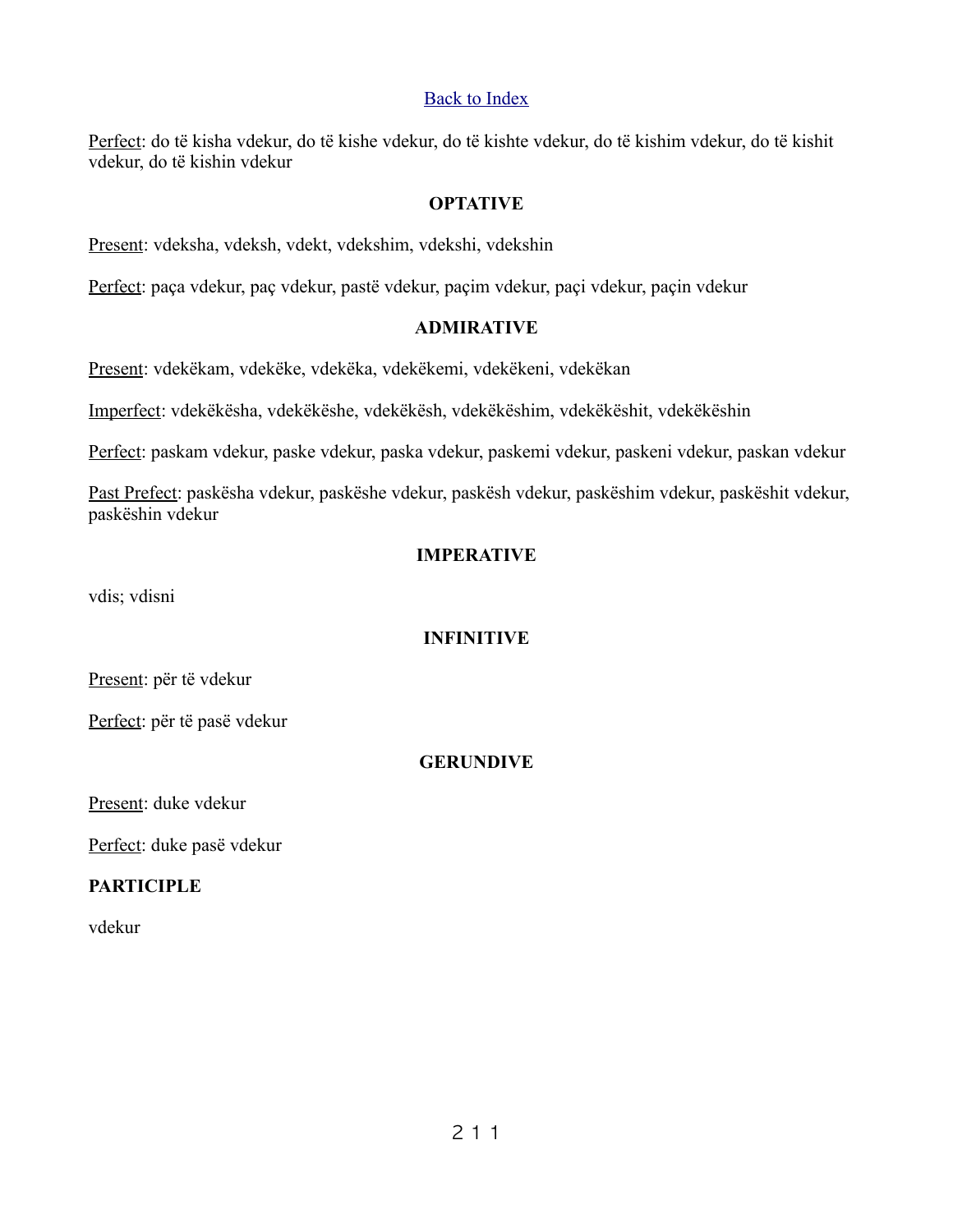[Back to Index]

Perfect: do të kisha vdekur, do të kishe vdekur, do të kishte vdekur, do të kishim vdekur, do të kishit vdekur, do të kishin vdekur

## OPTATIVE

Present: vdeksha, vdeksh, vdekt, vdekshim, vdekshi, vdekshin

Perfect: paça vdekur, paç vdekur, pastë vdekur, paçim vdekur, paçi vdekur, paçin vdekur

## ADMIRATIVE

Present: vdekëkam, vdekëke, vdekëka, vdekëkemi, vdekëkeni, vdekëkan

Imperfect: vdekëkësha, vdekëkëshe, vdekëkësh, vdekëkëshim, vdekëkëshit, vdekëkëshin

Perfect: paskam vdekur, paske vdekur, paska vdekur, paskemi vdekur, paskeni vdekur, paskan vdekur

Past Prefect: paskësha vdekur, paskëshe vdekur, paskësh vdekur, paskëshim vdekur, paskëshit vdekur, paskëshin vdekur

## IMPERATIVE

vdis; vdisni

## INFINITIVE

Present: për të vdekur

Perfect: për të pasë vdekur

## GERUNDIVE

Present: duke vdekur

Perfect: duke pasë vdekur

**PARTICIPLE**

vdekur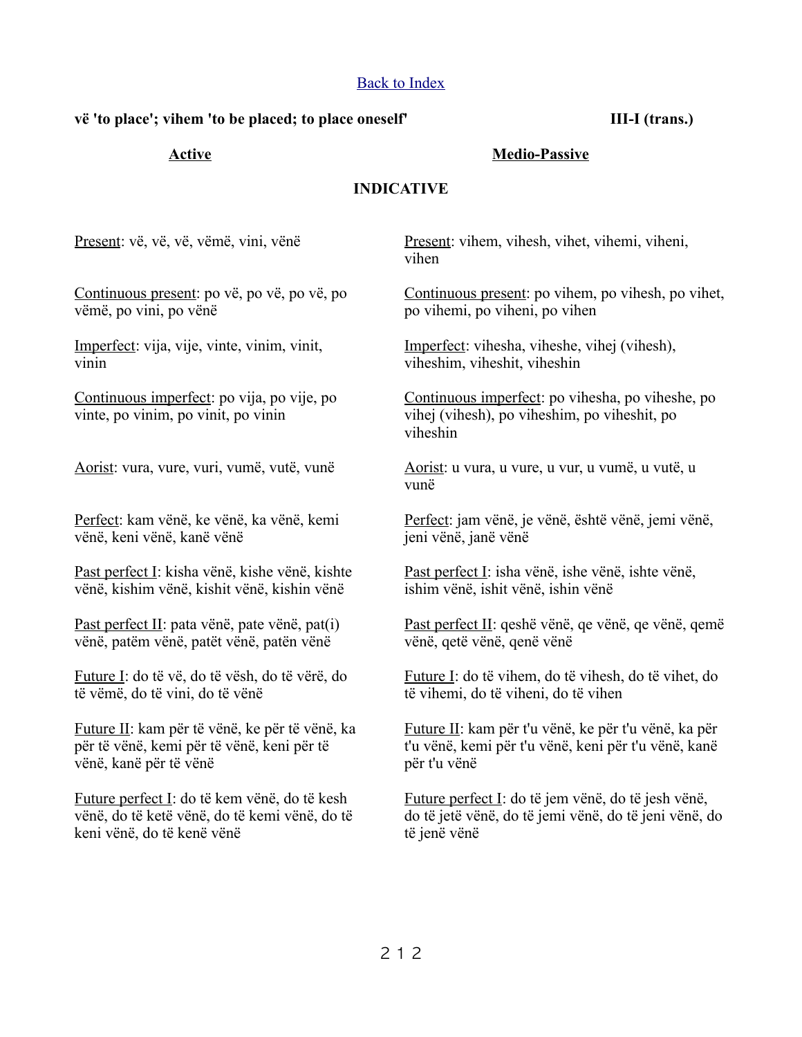Back to Index

**vë 'to place'; vihem 'to be placed; to place oneself'** **III-I (trans.)**

**Active**

**INDICATIVE**

Present: vë, vë, vë, vëmë, vini, vënë

Continuous present: po vë, po vë, po vë, po vëmë, po vini, po vënë

Imperfect: vija, vije, vinte, vinim, vinit, vinin

Continuous imperfect: po vija, po vije, po vinte, po vinim, po vinit, po vinin

Aorist: vura, vure, vuri, vumë, vutë, vunë

Perfect: kam vënë, ke vënë, ka vënë, kemi vënë, keni vënë, kanë vënë

Past perfect I: kisha vënë, kishe vënë, kishte vënë, kishim vënë, kishit vënë, kishin vënë

Past perfect II: pata vënë, pate vënë, pat(i) vënë, patëm vënë, patët vënë, patën vënë

Future I: do të vë, do të vësh, do të vërë, do të vëmë, do të vini, do të vënë

Future II: kam për të vënë, ke për të vënë, ka për të vënë, kemi për të vënë, keni për të vënë, kanë për të vënë

Future perfect I: do të kem vënë, do të kesh vënë, do të ketë vënë, do të kemi vënë, do të keni vënë, do të kenë vënë

**Medio-Passive**

Present: vihem, vihesh, vihet, vihemi, viheni, vihen

Continuous present: po vihem, po vihesh, po vihet, po vihemi, po viheni, po vihen

Imperfect: vihesha, viheshe, vihej (vihesh), viheshim, viheshit, viheshin

Continuous imperfect: po vihesha, po viheshe, po vihej (vihesh), po viheshim, po viheshit, po viheshin

Aorist: u vura, u vure, u vur, u vumë, u vutë, u vunë

Perfect: jam vënë, je vënë, është vënë, jemi vënë, jeni vënë, janë vënë

Past perfect I: isha vënë, ishe vënë, ishte vënë, ishim vënë, ishit vënë, ishin vënë

Past perfect II: qeshë vënë, qe vënë, qe vënë, qemë vënë, qetë vënë, qenë vënë

Future I: do të vihem, do të vihesh, do të vihet, do të vihemi, do të viheni, do të vihen

Future II: kam për t'u vënë, ke për t'u vënë, ka për t'u vënë, kemi për t'u vënë, keni për t'u vënë, kanë për t'u vënë

Future perfect I: do të jem vënë, do të jesh vënë, do të jetë vënë, do të jemi vënë, do të jeni vënë, do të jenë vënë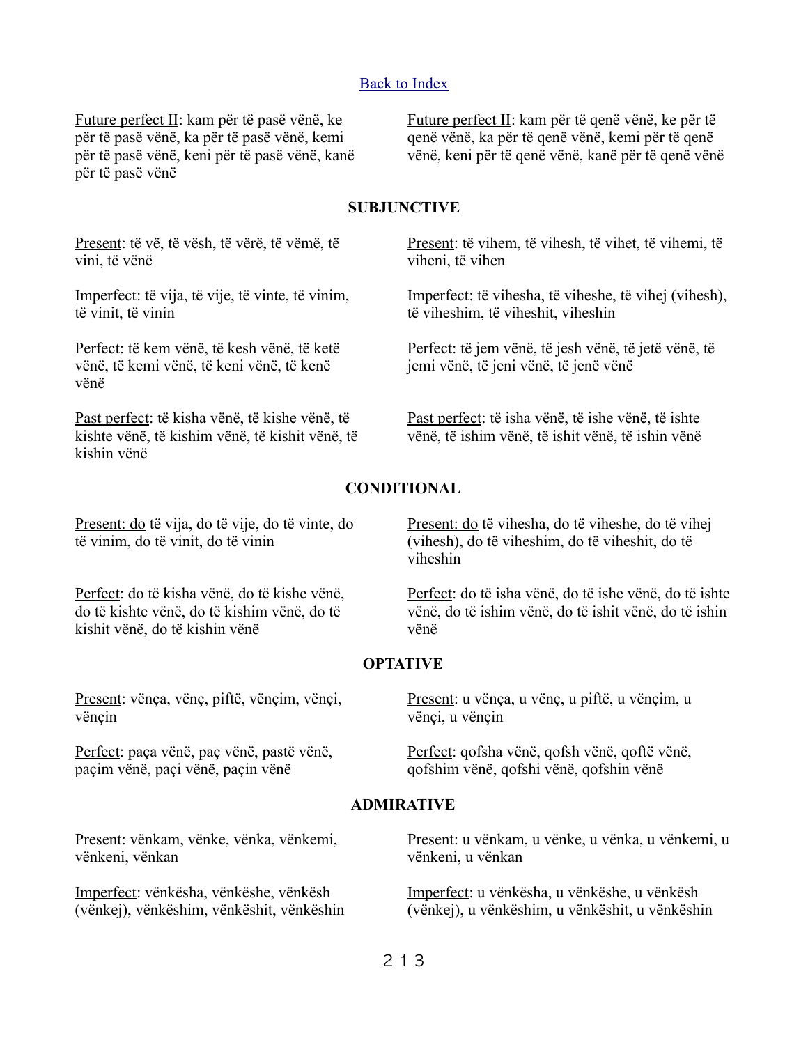[Back to Index]

Future perfect II: kam për të pasë vënë, ke për të pasë vënë, ka për të pasë vënë, kemi për të pasë vënë, keni për të pasë vënë, kanë për të pasë vënë

Future perfect II: kam për të qenë vënë, ke për të qenë vënë, ka për të qenë vënë, kemi për të qenë vënë, keni për të qenë vënë, kanë për të qenë vënë

**SUBJUNCTIVE**

Present: të vë, të vësh, të vërë, të vëmë, të vini, të vënë

Present: të vihem, të vihesh, të vihet, të vihemi, të viheni, të vihen

Imperfect: të vija, të vije, të vinte, të vinim, të vinit, të vinin

Imperfect: të vihesha, të viheshe, të vihej (vihesh), të viheshim, të viheshit, viheshin

Perfect: të kem vënë, të kesh vënë, të ketë vënë, të kemi vënë, të keni vënë, të kenë vënë

Perfect: të jem vënë, të jesh vënë, të jetë vënë, të jemi vënë, të jeni vënë, të jenë vënë

Past perfect: të kisha vënë, të kishe vënë, të kishte vënë, të kishim vënë, të kishit vënë, të kishin vënë

Past perfect: të isha vënë, të ishe vënë, të ishte vënë, të ishim vënë, të ishit vënë, të ishin vënë

**CONDITIONAL**

Present: do të vija, do të vije, do të vinte, do të vinim, do të vinit, do të vinin

Present: do të vihesha, do të viheshe, do të vihej (vihesh), do të viheshim, do të viheshit, do të viheshin

Perfect: do të kisha vënë, do të kishe vënë, do të kishte vënë, do të kishim vënë, do të kishit vënë, do të kishin vënë

Perfect: do të isha vënë, do të ishe vënë, do të ishte vënë, do të ishim vënë, do të ishit vënë, do të ishin vënë

**OPTATIVE**

Present: vënça, vënç, piftë, vënçim, vënçi, vënçin

Present: u vënça, u vënç, u piftë, u vënçim, u vënçi, u vënçin

Perfect: paça vënë, paç vënë, pastë vënë, paçim vënë, paçi vënë, paçin vënë

Perfect: qofsha vënë, qofsh vënë, qoftë vënë, qofshim vënë, qofshi vënë, qofshin vënë

**ADMIRATIVE**

Present: vënkam, vënke, vënka, vënkemi, vënkeni, vënkan

Present: u vënkam, u vënke, u vënka, u vënkemi, u vënkeni, u vënkan

Imperfect: vënkësha, vënkëshe, vënkësh (vënkej), vënkëshim, vënkëshit, vënkëshin

Imperfect: u vënkësha, u vënkëshe, u vënkësh (vënkej), u vënkëshim, u vënkëshit, u vënkëshin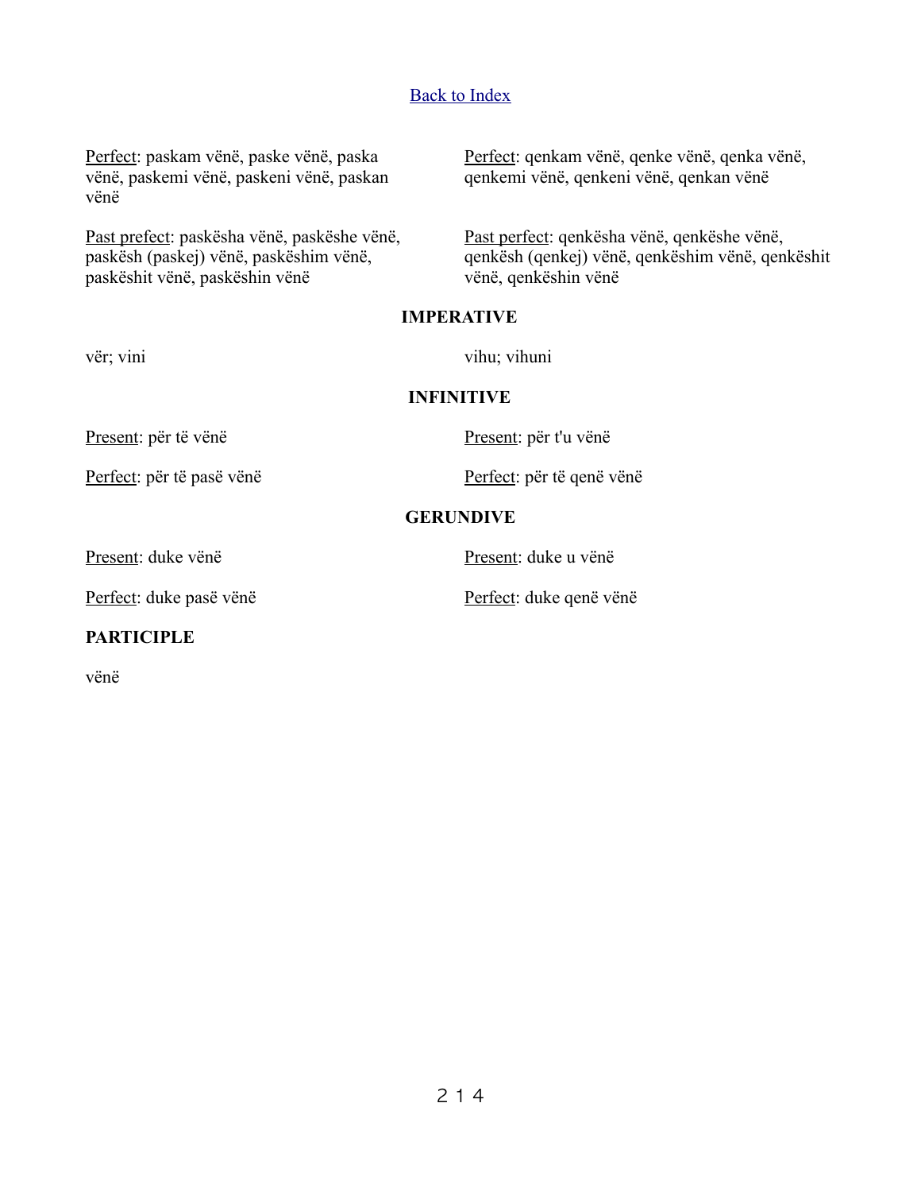[Back to Index]

<u>Perfect</u>: paskam vënë, paske vënë, paska vënë, paskemi vënë, paskeni vënë, paskan vënë

<u>Past prefect</u>: paskësha vënë, paskëshe vënë, paskësh (paskej) vënë, paskëshim vënë, paskëshit vënë, paskëshin vënë

<u>Perfect</u>: qenkam vënë, qenke vënë, qenka vënë, qenkemi vënë, qenkeni vënë, qenkan vënë

<u>Past perfect</u>: qenkësha vënë, qenkëshe vënë, qenkësh (qenkej) vënë, qenkëshim vënë, qenkëshit vënë, qenkëshin vënë

**IMPERATIVE**

vër; vini

vihu; vihuni

**INFINITIVE**

<u>Present</u>: për të vënë

<u>Perfect</u>: për të pasë vënë

<u>Present</u>: për t'u vënë

<u>Perfect</u>: për të qenë vënë

**GERUNDIVE**

<u>Present</u>: duke vënë

<u>Perfect</u>: duke pasë vënë

<u>Present</u>: duke u vënë

<u>Perfect</u>: duke qenë vënë

**PARTICIPLE**

vënë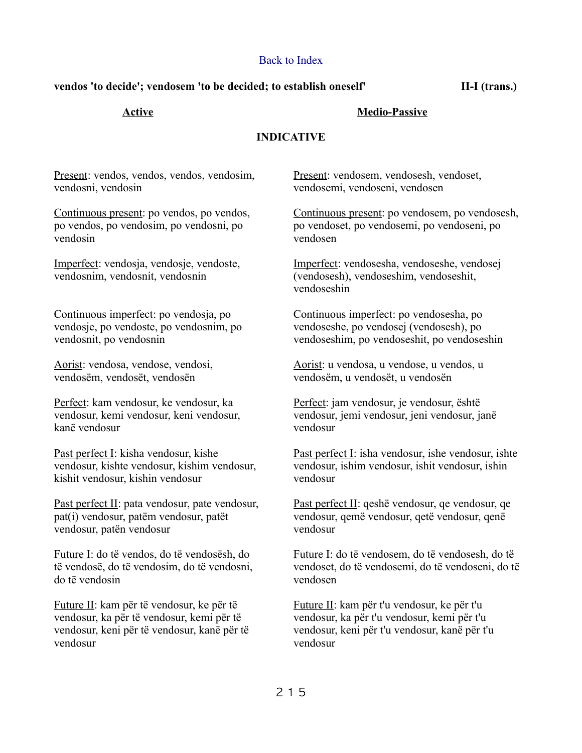[Back to Index]

**vendos 'to decide'; vendosem 'to be decided; to establish oneself'** **II-I (trans.)**

## INDICATIVE

### Active

Present: vendos, vendos, vendos, vendosim, vendosni, vendosin

Continuous present: po vendos, po vendos, po vendos, po vendosim, po vendosni, po vendosin

Imperfect: vendosja, vendosje, vendoste, vendosnim, vendosnit, vendosnin

Continuous imperfect: po vendosja, po vendosje, po vendoste, po vendosnim, po vendosnit, po vendosnin

Aorist: vendosa, vendose, vendosi, vendosëm, vendosët, vendosën

Perfect: kam vendosur, ke vendosur, ka vendosur, kemi vendosur, keni vendosur, kanë vendosur

Past perfect I: kisha vendosur, kishe vendosur, kishte vendosur, kishim vendosur, kishit vendosur, kishin vendosur

Past perfect II: pata vendosur, pate vendosur, pat(i) vendosur, patëm vendosur, patët vendosur, patën vendosur

Future I: do të vendos, do të vendosësh, do të vendosë, do të vendosim, do të vendosni, do të vendosin

Future II: kam për të vendosur, ke për të vendosur, ka për të vendosur, kemi për të vendosur, keni për të vendosur, kanë për të vendosur

### Medio-Passive

Present: vendosem, vendosesh, vendoset, vendosemi, vendoseni, vendosen

Continuous present: po vendosem, po vendosesh, po vendoset, po vendosemi, po vendoseni, po vendosen

Imperfect: vendosesha, vendoseshe, vendosej (vendosesh), vendoseshim, vendoseshit, vendoseshin

Continuous imperfect: po vendosesha, po vendoseshe, po vendosej (vendosesh), po vendoseshim, po vendoseshit, po vendoseshin

Aorist: u vendosa, u vendose, u vendos, u vendosëm, u vendosët, u vendosën

Perfect: jam vendosur, je vendosur, është vendosur, jemi vendosur, jeni vendosur, janë vendosur

Past perfect I: isha vendosur, ishe vendosur, ishte vendosur, ishim vendosur, ishit vendosur, ishin vendosur

Past perfect II: qeshë vendosur, qe vendosur, qe vendosur, qemë vendosur, qetë vendosur, qenë vendosur

Future I: do të vendosem, do të vendosesh, do të vendoset, do të vendosemi, do të vendoseni, do të vendosen

Future II: kam për t'u vendosur, ke për t'u vendosur, ka për t'u vendosur, kemi për t'u vendosur, keni për t'u vendosur, kanë për t'u vendosur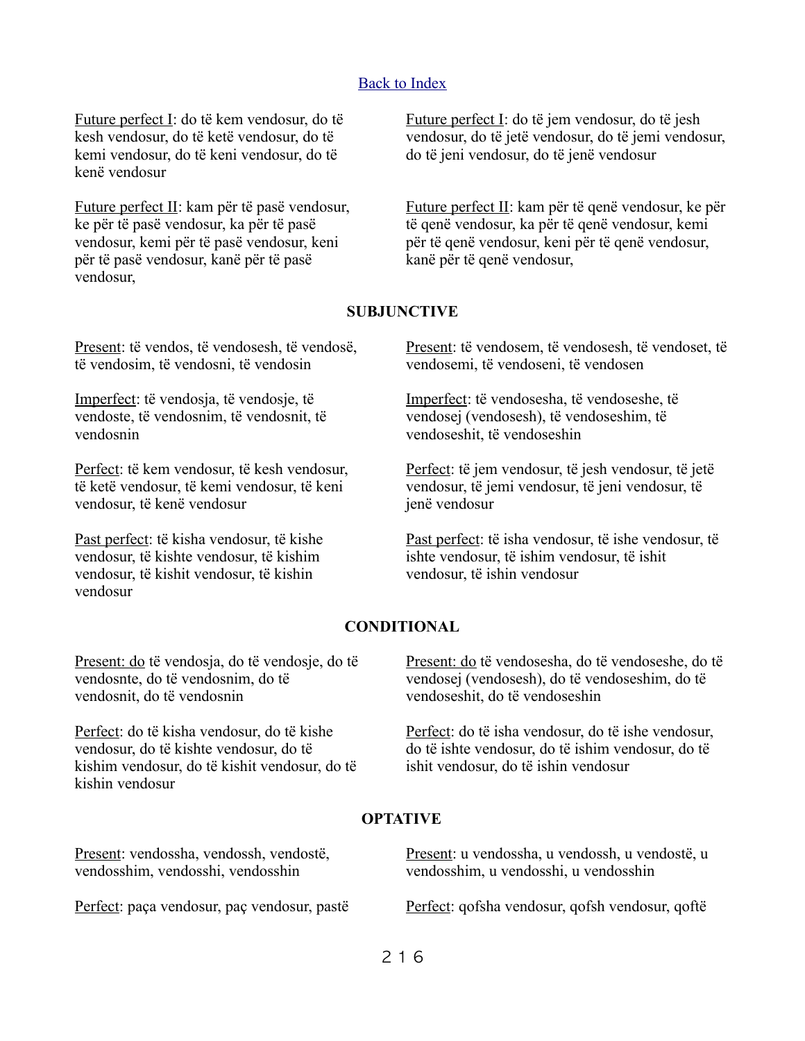[Back to Index]

Future perfect I: do të kem vendosur, do të kesh vendosur, do të ketë vendosur, do të kemi vendosur, do të keni vendosur, do të kenë vendosur

Future perfect II: kam për të pasë vendosur, ke për të pasë vendosur, ka për të pasë vendosur, kemi për të pasë vendosur, keni për të pasë vendosur, kanë për të pasë vendosur,

Future perfect I: do të jem vendosur, do të jesh vendosur, do të jetë vendosur, do të jemi vendosur, do të jeni vendosur, do të jenë vendosur

Future perfect II: kam për të qenë vendosur, ke për të qenë vendosur, ka për të qenë vendosur, kemi për të qenë vendosur, keni për të qenë vendosur, kanë për të qenë vendosur,

**SUBJUNCTIVE**

Present: të vendos, të vendosesh, të vendosë, të vendosim, të vendosni, të vendosin

Imperfect: të vendosja, të vendosje, të vendoste, të vendosnim, të vendosnit, të vendosnin

Perfect: të kem vendosur, të kesh vendosur, të ketë vendosur, të kemi vendosur, të keni vendosur, të kenë vendosur

Past perfect: të kisha vendosur, të kishe vendosur, të kishte vendosur, të kishim vendosur, të kishit vendosur, të kishin vendosur

Present: të vendosem, të vendosesh, të vendoset, të vendosemi, të vendoseni, të vendosen

Imperfect: të vendosesha, të vendoseshe, të vendosej (vendosesh), të vendoseshim, të vendoseshit, të vendoseshin

Perfect: të jem vendosur, të jesh vendosur, të jetë vendosur, të jemi vendosur, të jeni vendosur, të jenë vendosur

Past perfect: të isha vendosur, të ishe vendosur, të ishte vendosur, të ishim vendosur, të ishit vendosur, të ishin vendosur

**CONDITIONAL**

Present: do të vendosja, do të vendosje, do të vendosnte, do të vendosnim, do të vendosnit, do të vendosnin

Perfect: do të kisha vendosur, do të kishe vendosur, do të kishte vendosur, do të kishim vendosur, do të kishit vendosur, do të kishin vendosur

Present: do të vendosesha, do të vendoseshe, do të vendosej (vendosesh), do të vendoseshim, do të vendoseshit, do të vendoseshin

Perfect: do të isha vendosur, do të ishe vendosur, do të ishte vendosur, do të ishim vendosur, do të ishit vendosur, do të ishin vendosur

**OPTATIVE**

Present: vendossha, vendossh, vendostë, vendosshim, vendosshi, vendosshin

Perfect: paça vendosur, paç vendosur, pastë

Present: u vendossha, u vendossh, u vendostë, u vendosshim, u vendosshi, u vendosshin

Perfect: qofsha vendosur, qofsh vendosur, qoftë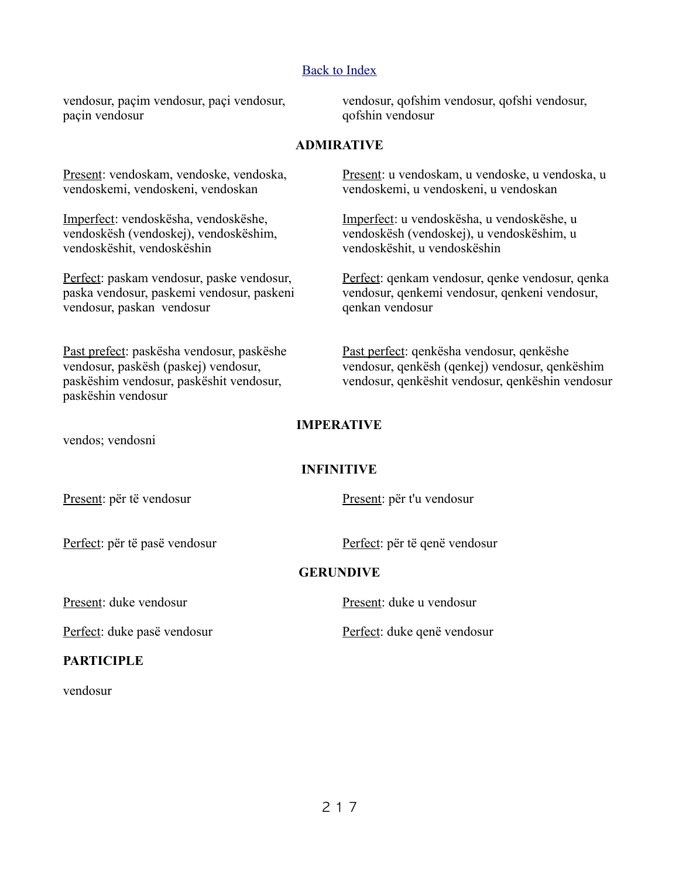[Back to Index]

vendosur, paçim vendosur, paçi vendosur, paçin vendosur

vendosur, qofshim vendosur, qofshi vendosur, qofshin vendosur

**ADMIRATIVE**

Present: vendoskam, vendoske, vendoska, vendoskemi, vendoskeni, vendoskan

Present: u vendoskam, u vendoske, u vendoska, u vendoskemi, u vendoskeni, u vendoskan

Imperfect: vendoskësha, vendoskëshe, vendoskësh (vendoskej), vendoskëshim, vendoskëshit, vendoskëshin

Imperfect: u vendoskësha, u vendoskëshe, u vendoskësh (vendoskej), u vendoskëshim, u vendoskëshit, u vendoskëshin

Perfect: paskam vendosur, paske vendosur, paska vendosur, paskemi vendosur, paskeni vendosur, paskan vendosur

Perfect: qenkam vendosur, qenke vendosur, qenka vendosur, qenkemi vendosur, qenkeni vendosur, qenkan vendosur

Past prefect: paskësha vendosur, paskëshe vendosur, paskësh (paskej) vendosur, paskëshim vendosur, paskëshit vendosur, paskëshin vendosur

Past perfect: qenkësha vendosur, qenkëshe vendosur, qenkësh (qenkej) vendosur, qenkëshim vendosur, qenkëshit vendosur, qenkëshin vendosur

**IMPERATIVE**

vendos; vendosni

**INFINITIVE**

Present: për të vendosur

Present: për t'u vendosur

Perfect: për të pasë vendosur

Perfect: për të qenë vendosur

**GERUNDIVE**

Present: duke vendosur

Present: duke u vendosur

Perfect: duke pasë vendosur

Perfect: duke qenë vendosur

**PARTICIPLE**

vendosur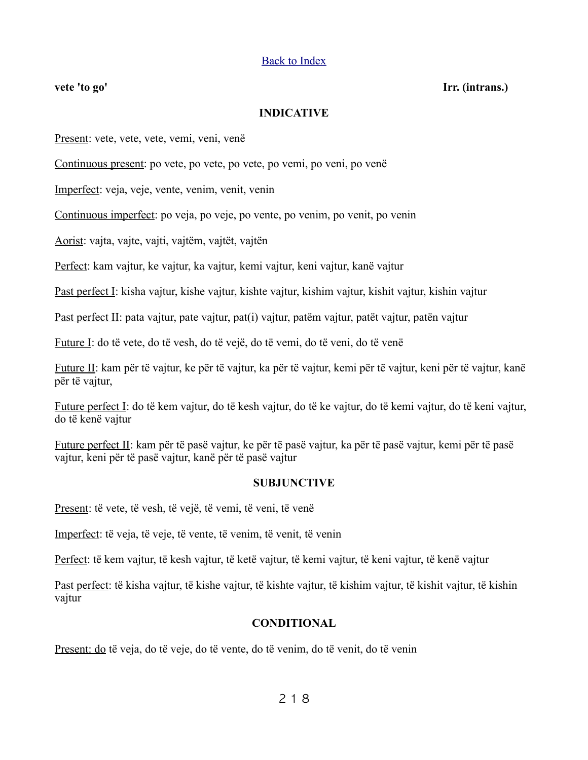Back to Index

**vete 'to go'** **Irr. (intrans.)**

**INDICATIVE**

Present: vete, vete, vete, vemi, veni, venë

Continuous present: po vete, po vete, po vete, po vemi, po veni, po venë

Imperfect: veja, veje, vente, venim, venit, venin

Continuous imperfect: po veja, po veje, po vente, po venim, po venit, po venin

Aorist: vajta, vajte, vajti, vajtëm, vajtët, vajtën

Perfect: kam vajtur, ke vajtur, ka vajtur, kemi vajtur, keni vajtur, kanë vajtur

Past perfect I: kisha vajtur, kishe vajtur, kishte vajtur, kishim vajtur, kishit vajtur, kishin vajtur

Past perfect II: pata vajtur, pate vajtur, pat(i) vajtur, patëm vajtur, patët vajtur, patën vajtur

Future I: do të vete, do të vesh, do të vejë, do të vemi, do të veni, do të venë

Future II: kam për të vajtur, ke për të vajtur, ka për të vajtur, kemi për të vajtur, keni për të vajtur, kanë për të vajtur,

Future perfect I: do të kem vajtur, do të kesh vajtur, do të ke vajtur, do të kemi vajtur, do të keni vajtur, do të kenë vajtur

Future perfect II: kam për të pasë vajtur, ke për të pasë vajtur, ka për të pasë vajtur, kemi për të pasë vajtur, keni për të pasë vajtur, kanë për të pasë vajtur

**SUBJUNCTIVE**

Present: të vete, të vesh, të vejë, të vemi, të veni, të venë

Imperfect: të veja, të veje, të vente, të venim, të venit, të venin

Perfect: të kem vajtur, të kesh vajtur, të ketë vajtur, të kemi vajtur, të keni vajtur, të kenë vajtur

Past perfect: të kisha vajtur, të kishe vajtur, të kishte vajtur, të kishim vajtur, të kishit vajtur, të kishin vajtur

**CONDITIONAL**

Present: do të veja, do të veje, do të vente, do të venim, do të venit, do të venin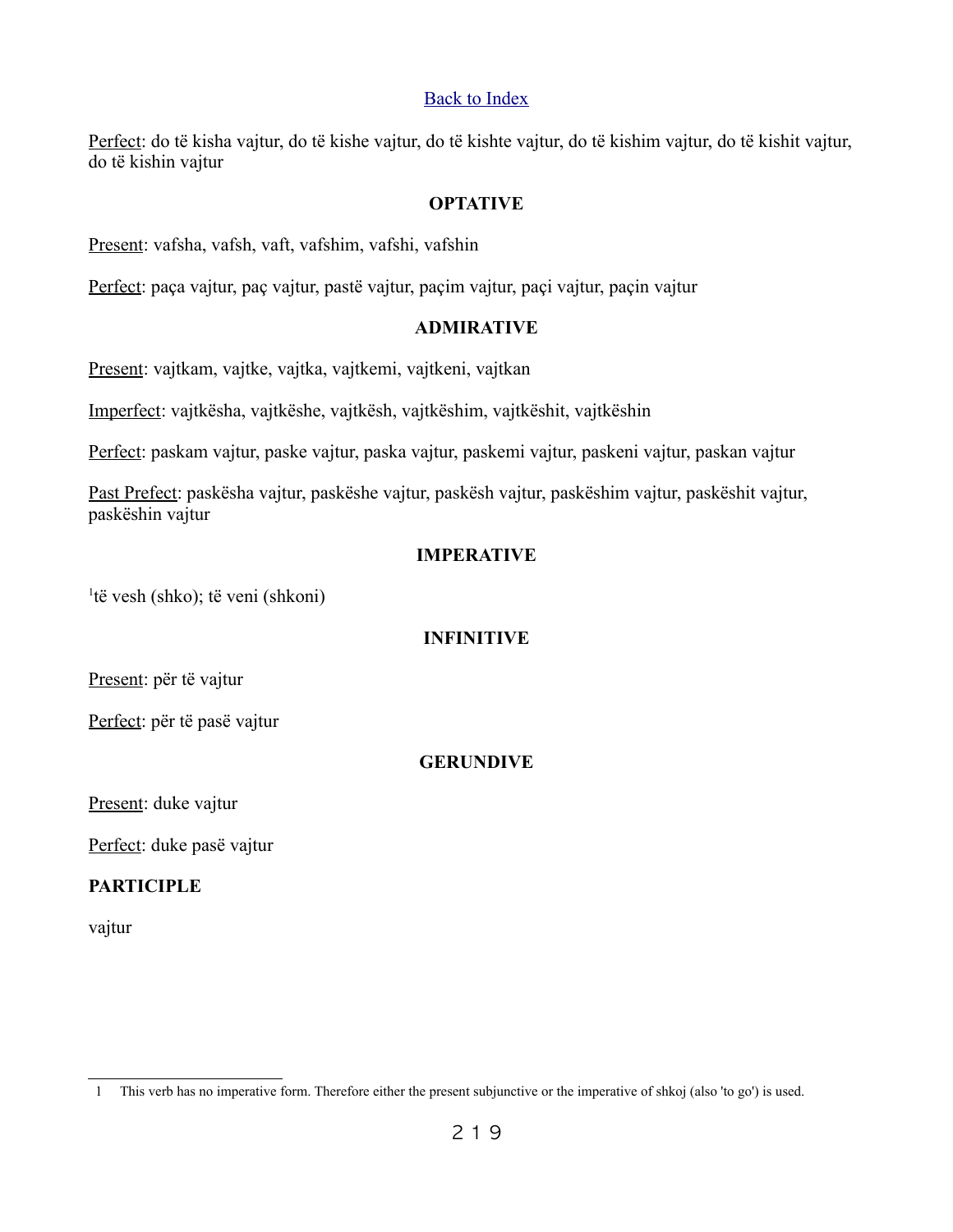[Back to Index](#)

Perfect: do të kisha vajtur, do të kishe vajtur, do të kishte vajtur, do të kishim vajtur, do të kishit vajtur, do të kishin vajtur

### OPTATIVE

Present: vafsha, vafsh, vaft, vafshim, vafshi, vafshin

Perfect: paça vajtur, paç vajtur, pastë vajtur, paçim vajtur, paçi vajtur, paçin vajtur

### ADMIRATIVE

Present: vajtkam, vajtke, vajtka, vajtkemi, vajtkeni, vajtkan

Imperfect: vajtkësha, vajtkëshe, vajtkësh, vajtkëshim, vajtkëshit, vajtkëshin

Perfect: paskam vajtur, paske vajtur, paska vajtur, paskemi vajtur, paskeni vajtur, paskan vajtur

Past Prefect: paskësha vajtur, paskëshe vajtur, paskësh vajtur, paskëshim vajtur, paskëshit vajtur, paskëshin vajtur

### IMPERATIVE

[1]të vesh (shko); të veni (shkoni)

### INFINITIVE

Present: për të vajtur

Perfect: për të pasë vajtur

### GERUNDIVE

Present: duke vajtur

Perfect: duke pasë vajtur

**PARTICIPLE**

vajtur

---

1 This verb has no imperative form. Therefore either the present subjunctive or the imperative of shkoj (also 'to go') is used.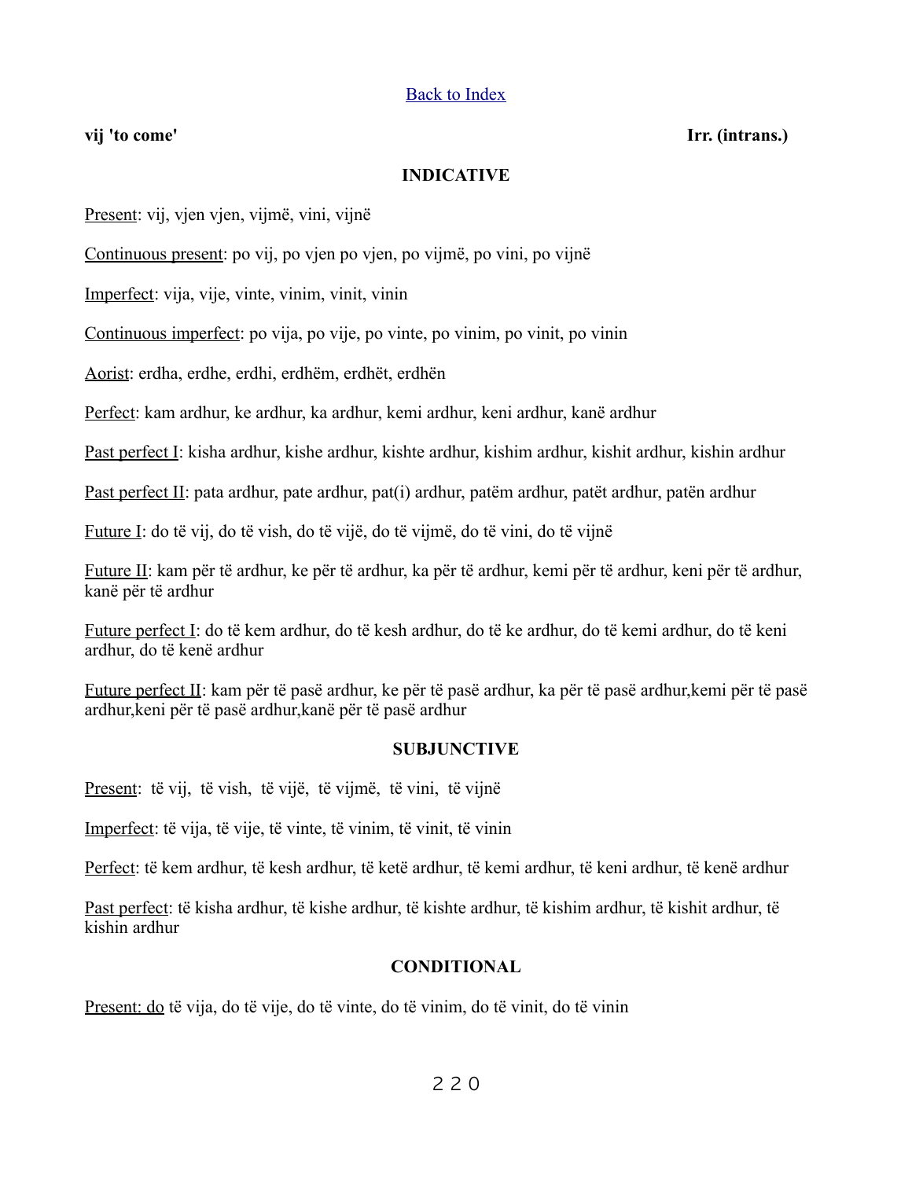Back to Index

**vij 'to come'** **Irr. (intrans.)**

**INDICATIVE**

Present: vij, vjen vjen, vijmë, vini, vijnë

Continuous present: po vij, po vjen po vjen, po vijmë, po vini, po vijnë

Imperfect: vija, vije, vinte, vinim, vinit, vinin

Continuous imperfect: po vija, po vije, po vinte, po vinim, po vinit, po vinin

Aorist: erdha, erdhe, erdhi, erdhëm, erdhët, erdhën

Perfect: kam ardhur, ke ardhur, ka ardhur, kemi ardhur, keni ardhur, kanë ardhur

Past perfect I: kisha ardhur, kishe ardhur, kishte ardhur, kishim ardhur, kishit ardhur, kishin ardhur

Past perfect II: pata ardhur, pate ardhur, pat(i) ardhur, patëm ardhur, patët ardhur, patën ardhur

Future I: do të vij, do të vish, do të vijë, do të vijmë, do të vini, do të vijnë

Future II: kam për të ardhur, ke për të ardhur, ka për të ardhur, kemi për të ardhur, keni për të ardhur, kanë për të ardhur

Future perfect I: do të kem ardhur, do të kesh ardhur, do të ke ardhur, do të kemi ardhur, do të keni ardhur, do të kenë ardhur

Future perfect II: kam për të pasë ardhur, ke për të pasë ardhur, ka për të pasë ardhur,kemi për të pasë ardhur,keni për të pasë ardhur,kanë për të pasë ardhur

**SUBJUNCTIVE**

Present: të vij, të vish, të vijë, të vijmë, të vini, të vijnë

Imperfect: të vija, të vije, të vinte, të vinim, të vinit, të vinin

Perfect: të kem ardhur, të kesh ardhur, të ketë ardhur, të kemi ardhur, të keni ardhur, të kenë ardhur

Past perfect: të kisha ardhur, të kishe ardhur, të kishte ardhur, të kishim ardhur, të kishit ardhur, të kishin ardhur

**CONDITIONAL**

Present: do të vija, do të vije, do të vinte, do të vinim, do të vinit, do të vinin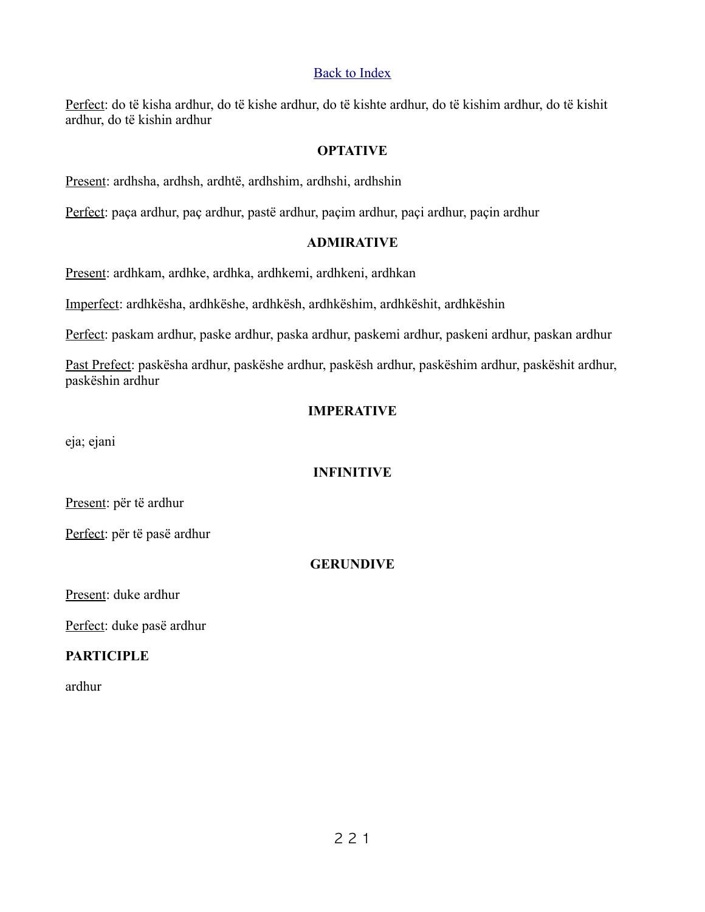[Back to Index](#)

Perfect: do të kisha ardhur, do të kishe ardhur, do të kishte ardhur, do të kishim ardhur, do të kishit ardhur, do të kishin ardhur

## OPTATIVE

Present: ardhsha, ardhsh, ardhtë, ardhshim, ardhshi, ardhshin

Perfect: paça ardhur, paç ardhur, pastë ardhur, paçim ardhur, paçi ardhur, paçin ardhur

## ADMIRATIVE

Present: ardhkam, ardhke, ardhka, ardhkemi, ardhkeni, ardhkan

Imperfect: ardhkësha, ardhkëshe, ardhkësh, ardhkëshim, ardhkëshit, ardhkëshin

Perfect: paskam ardhur, paske ardhur, paska ardhur, paskemi ardhur, paskeni ardhur, paskan ardhur

Past Prefect: paskësha ardhur, paskëshe ardhur, paskësh ardhur, paskëshim ardhur, paskëshit ardhur, paskëshin ardhur

## IMPERATIVE

eja; ejani

## INFINITIVE

Present: për të ardhur

Perfect: për të pasë ardhur

## GERUNDIVE

Present: duke ardhur

Perfect: duke pasë ardhur

**PARTICIPLE**

ardhur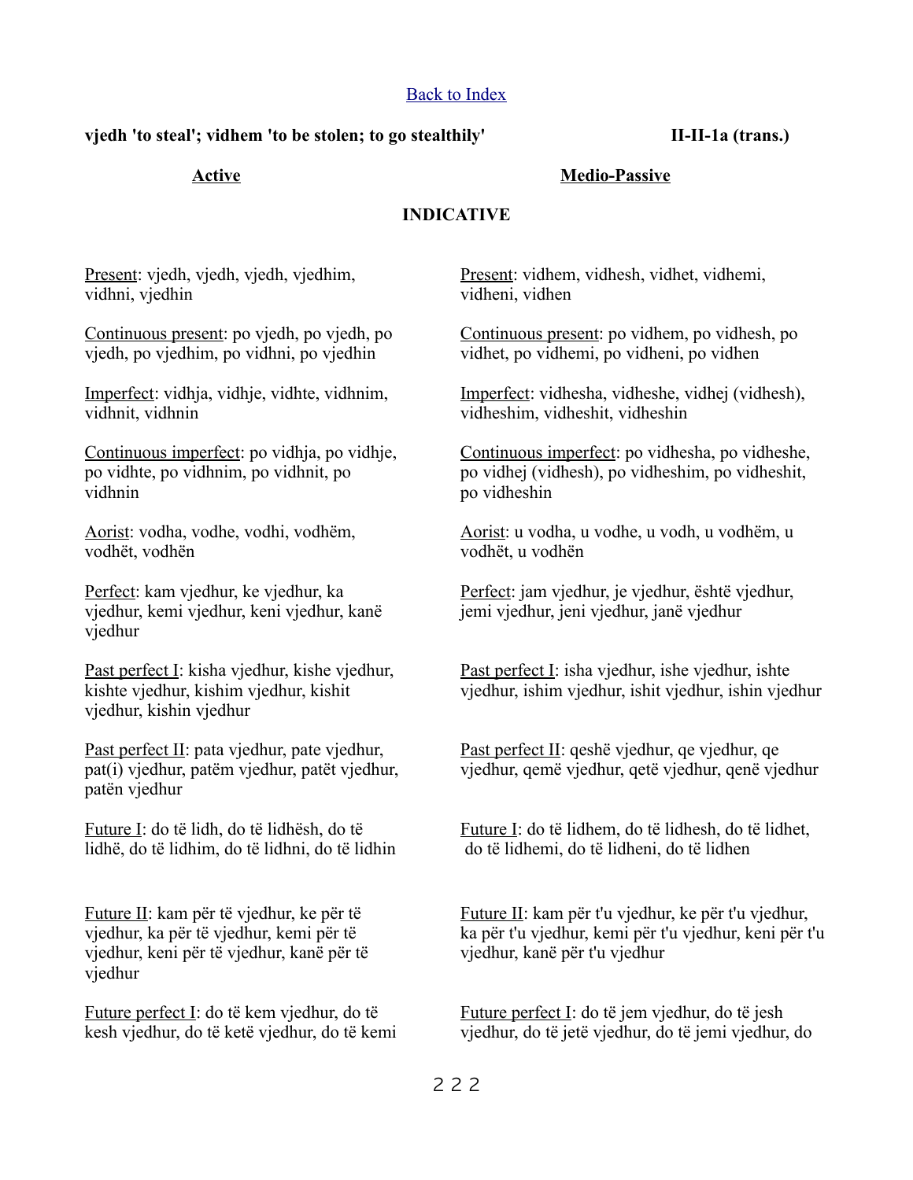[Back to Index]

**vjedh 'to steal'; vidhem 'to be stolen; to go stealthily'** **II-II-1a (trans.)**

**INDICATIVE**

**Active**

Present: vjedh, vjedh, vjedh, vjedhim, vidhni, vjedhin

Continuous present: po vjedh, po vjedh, po vjedh, po vjedhim, po vidhni, po vjedhin

Imperfect: vidhja, vidhje, vidhte, vidhnim, vidhnit, vidhnin

Continuous imperfect: po vidhja, po vidhje, po vidhte, po vidhnim, po vidhnit, po vidhnin

Aorist: vodha, vodhe, vodhi, vodhëm, vodhët, vodhën

Perfect: kam vjedhur, ke vjedhur, ka vjedhur, kemi vjedhur, keni vjedhur, kanë vjedhur

Past perfect I: kisha vjedhur, kishe vjedhur, kishte vjedhur, kishim vjedhur, kishit vjedhur, kishin vjedhur

Past perfect II: pata vjedhur, pate vjedhur, pat(i) vjedhur, patëm vjedhur, patët vjedhur, patën vjedhur

Future I: do të lidh, do të lidhësh, do të lidhë, do të lidhim, do të lidhni, do të lidhin

Future II: kam për të vjedhur, ke për të vjedhur, ka për të vjedhur, kemi për të vjedhur, keni për të vjedhur, kanë për të vjedhur

Future perfect I: do të kem vjedhur, do të kesh vjedhur, do të ketë vjedhur, do të kemi

**Medio-Passive**

Present: vidhem, vidhesh, vidhet, vidhemi, vidheni, vidhen

Continuous present: po vidhem, po vidhesh, po vidhet, po vidhemi, po vidheni, po vidhen

Imperfect: vidhesha, vidheshe, vidhej (vidhesh), vidheshim, vidheshit, vidheshin

Continuous imperfect: po vidhesha, po vidheshe, po vidhej (vidhesh), po vidheshim, po vidheshit, po vidheshin

Aorist: u vodha, u vodhe, u vodh, u vodhëm, u vodhët, u vodhën

Perfect: jam vjedhur, je vjedhur, është vjedhur, jemi vjedhur, jeni vjedhur, janë vjedhur

Past perfect I: isha vjedhur, ishe vjedhur, ishte vjedhur, ishim vjedhur, ishit vjedhur, ishin vjedhur

Past perfect II: qeshë vjedhur, qe vjedhur, qe vjedhur, qemë vjedhur, qetë vjedhur, qenë vjedhur

Future I: do të lidhem, do të lidhesh, do të lidhet, do të lidhemi, do të lidheni, do të lidhen

Future II: kam për t'u vjedhur, ke për t'u vjedhur, ka për t'u vjedhur, kemi për t'u vjedhur, keni për t'u vjedhur, kanë për t'u vjedhur

Future perfect I: do të jem vjedhur, do të jesh vjedhur, do të jetë vjedhur, do të jemi vjedhur, do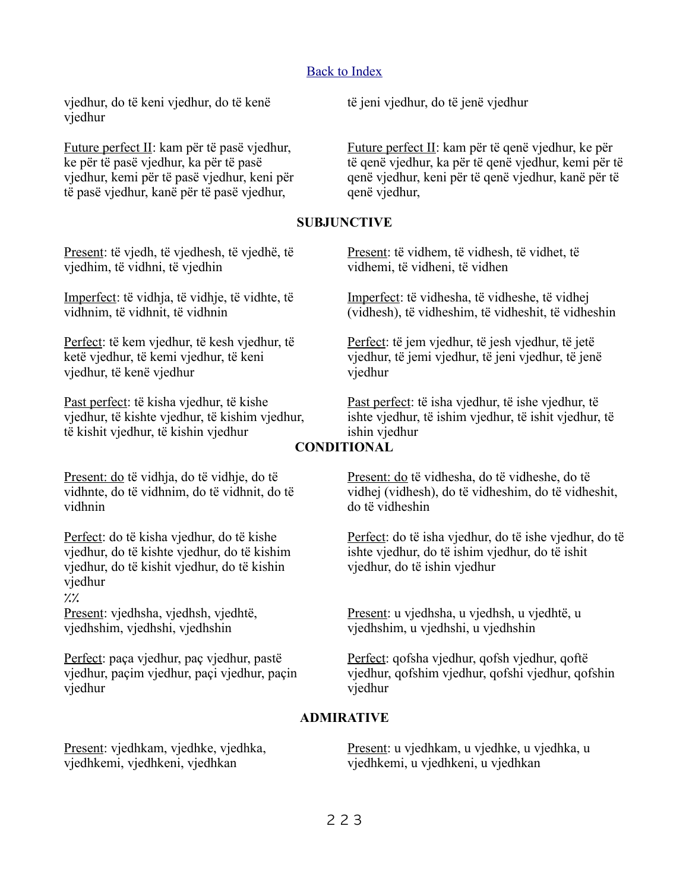[Back to Index](#)

vjedhur, do të keni vjedhur, do të kenë vjedhur

Future perfect II: kam për të pasë vjedhur, ke për të pasë vjedhur, ka për të pasë vjedhur, kemi për të pasë vjedhur, keni për të pasë vjedhur, kanë për të pasë vjedhur,

të jeni vjedhur, do të jenë vjedhur

Future perfect II: kam për të qenë vjedhur, ke për të qenë vjedhur, ka për të qenë vjedhur, kemi për të qenë vjedhur, keni për të qenë vjedhur, kanë për të qenë vjedhur,

**SUBJUNCTIVE**

Present: të vjedh, të vjedhesh, të vjedhë, të vjedhim, të vidhni, të vjedhin

Present: të vidhem, të vidhesh, të vidhet, të vidhemi, të vidheni, të vidhen

Imperfect: të vidhja, të vidhje, të vidhte, të vidhnim, të vidhnit, të vidhnin

Imperfect: të vidhesha, të vidheshe, të vidhej (vidhesh), të vidheshim, të vidheshit, të vidheshin

Perfect: të kem vjedhur, të kesh vjedhur, të ketë vjedhur, të kemi vjedhur, të keni vjedhur, të kenë vjedhur

Perfect: të jem vjedhur, të jesh vjedhur, të jetë vjedhur, të jemi vjedhur, të jeni vjedhur, të jenë vjedhur

Past perfect: të kisha vjedhur, të kishe vjedhur, të kishte vjedhur, të kishim vjedhur, të kishit vjedhur, të kishin vjedhur

Past perfect: të isha vjedhur, të ishe vjedhur, të ishte vjedhur, të ishim vjedhur, të ishit vjedhur, të ishin vjedhur

**CONDITIONAL**

Present: do të vidhja, do të vidhje, do të vidhnte, do të vidhnim, do të vidhnit, do të vidhnin

Present: do të vidhesha, do të vidheshe, do të vidhej (vidhesh), do të vidheshim, do të vidheshit, do të vidheshin

Perfect: do të kisha vjedhur, do të kishe vjedhur, do të kishte vjedhur, do të kishim vjedhur, do të kishit vjedhur, do të kishin vjedhur

Perfect: do të isha vjedhur, do të ishe vjedhur, do të ishte vjedhur, do të ishim vjedhur, do të ishit vjedhur, do të ishin vjedhur

%%

Present: vjedhsha, vjedhsh, vjedhtë, vjedhshim, vjedhshi, vjedhshin

Present: u vjedhsha, u vjedhsh, u vjedhtë, u vjedhshim, u vjedhshi, u vjedhshin

Perfect: paça vjedhur, paç vjedhur, pastë vjedhur, paçim vjedhur, paçi vjedhur, paçin vjedhur

Perfect: qofsha vjedhur, qofsh vjedhur, qoftë vjedhur, qofshim vjedhur, qofshi vjedhur, qofshin vjedhur

**ADMIRATIVE**

Present: vjedhkam, vjedhke, vjedhka, vjedhkemi, vjedhkeni, vjedhkan

Present: u vjedhkam, u vjedhke, u vjedhka, u vjedhkemi, u vjedhkeni, u vjedhkan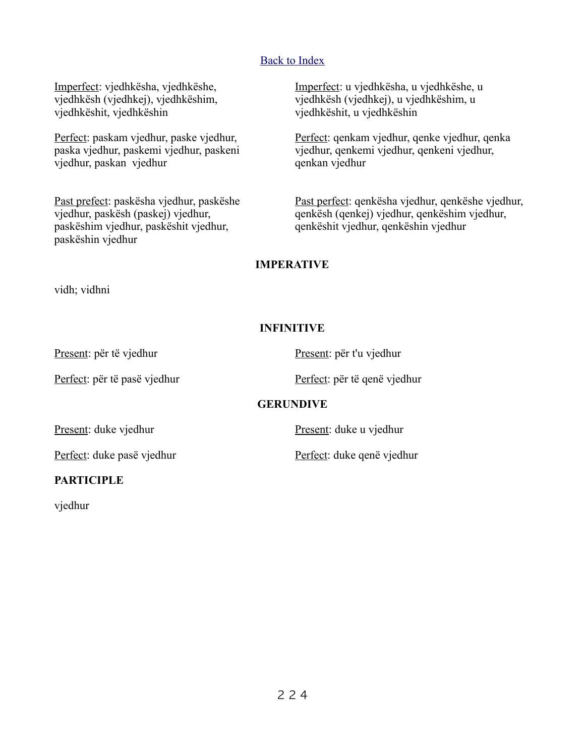[Back to Index](#)

Imperfect: vjedhkësha, vjedhkëshe, vjedhkësh (vjedhkej), vjedhkëshim, vjedhkëshit, vjedhkëshin

Perfect: paskam vjedhur, paske vjedhur, paska vjedhur, paskemi vjedhur, paskeni vjedhur, paskan vjedhur

Past prefect: paskësha vjedhur, paskëshe vjedhur, paskësh (paskej) vjedhur, paskëshim vjedhur, paskëshit vjedhur, paskëshin vjedhur

Imperfect: u vjedhkësha, u vjedhkëshe, u vjedhkësh (vjedhkej), u vjedhkëshim, u vjedhkëshit, u vjedhkëshin

Perfect: qenkam vjedhur, qenke vjedhur, qenka vjedhur, qenkemi vjedhur, qenkeni vjedhur, qenkan vjedhur

Past perfect: qenkësha vjedhur, qenkëshe vjedhur, qenkësh (qenkej) vjedhur, qenkëshim vjedhur, qenkëshit vjedhur, qenkëshin vjedhur

**IMPERATIVE**

vidh; vidhni

**INFINITIVE**

Present: për të vjedhur

Perfect: për të pasë vjedhur

Present: për t'u vjedhur

Perfect: për të qenë vjedhur

**GERUNDIVE**

Present: duke vjedhur

Perfect: duke pasë vjedhur

Present: duke u vjedhur

Perfect: duke qenë vjedhur

**PARTICIPLE**

vjedhur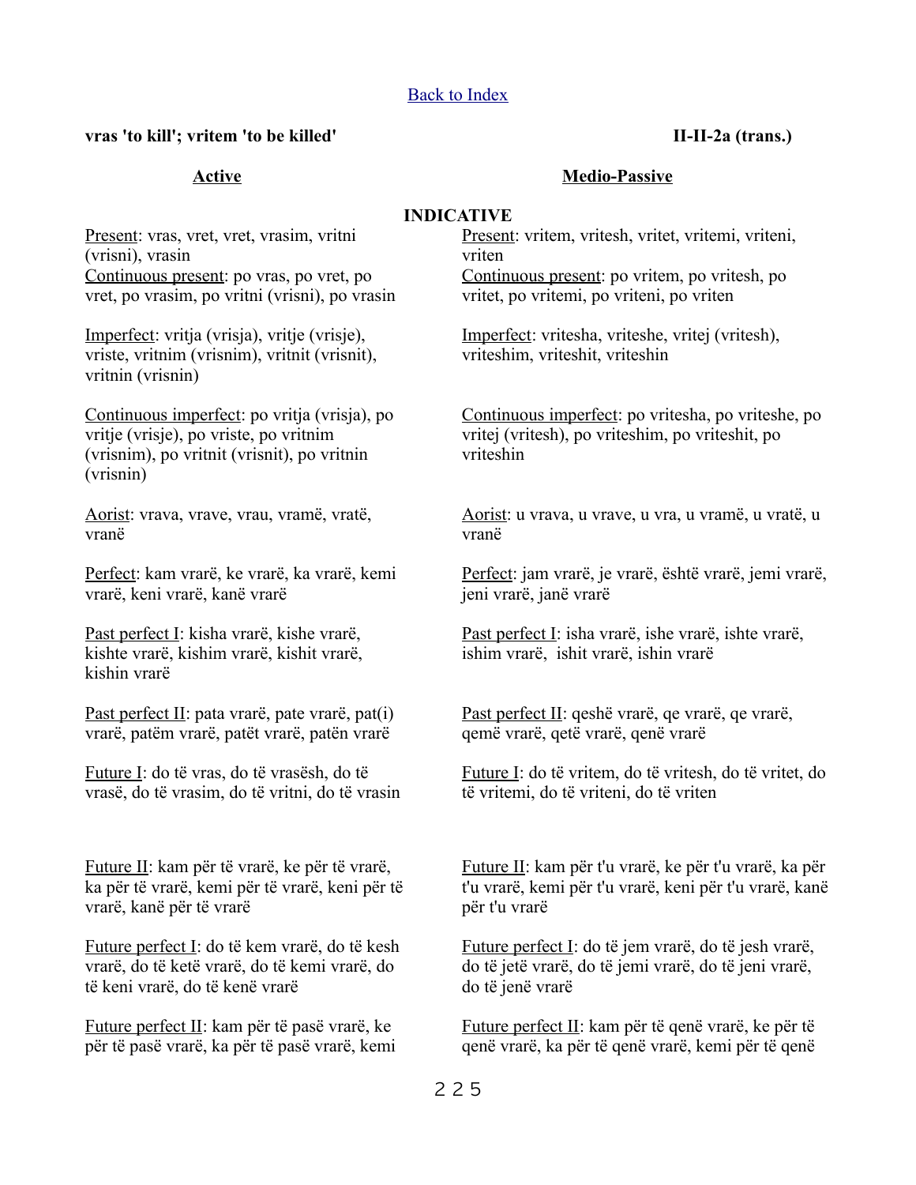[Back to Index](#)

**vras 'to kill'; vritem 'to be killed'** **II-II-2a (trans.)**

## Active

### INDICATIVE

Present: vras, vret, vret, vrasim, vritni (vrisni), vrasin
Continuous present: po vras, po vret, po vret, po vrasim, po vritni (vrisni), po vrasin

Imperfect: vritja (vrisja), vritje (vrisje), vriste, vritnim (vrisnim), vritnit (vrisnit), vritnin (vrisnin)

Continuous imperfect: po vritja (vrisja), po vritje (vrisje), po vriste, po vritnim (vrisnim), po vritnit (vrisnit), po vritnin (vrisnin)

Aorist: vrava, vrave, vrau, vramë, vratë, vranë

Perfect: kam vrarë, ke vrarë, ka vrarë, kemi vrarë, keni vrarë, kanë vrarë

Past perfect I: kisha vrarë, kishe vrarë, kishte vrarë, kishim vrarë, kishit vrarë, kishin vrarë

Past perfect II: pata vrarë, pate vrarë, pat(i) vrarë, patëm vrarë, patët vrarë, patën vrarë

Future I: do të vras, do të vrasësh, do të vrasë, do të vrasim, do të vritni, do të vrasin

Future II: kam për të vrarë, ke për të vrarë, ka për të vrarë, kemi për të vrarë, keni për të vrarë, kanë për të vrarë

Future perfect I: do të kem vrarë, do të kesh vrarë, do të ketë vrarë, do të kemi vrarë, do të keni vrarë, do të kenë vrarë

Future perfect II: kam për të pasë vrarë, ke për të pasë vrarë, ka për të pasë vrarë, kemi

## Medio-Passive

### INDICATIVE

Present: vritem, vritesh, vritet, vritemi, vriteni, vriten
Continuous present: po vritem, po vritesh, po vritet, po vritemi, po vriteni, po vriten

Imperfect: vritesha, vriteshe, vritej (vritesh), vriteshim, vriteshit, vriteshin

Continuous imperfect: po vritesha, po vriteshe, po vritej (vritesh), po vriteshim, po vriteshit, po vriteshin

Aorist: u vrava, u vrave, u vra, u vramë, u vratë, u vranë

Perfect: jam vrarë, je vrarë, është vrarë, jemi vrarë, jeni vrarë, janë vrarë

Past perfect I: isha vrarë, ishe vrarë, ishte vrarë, ishim vrarë, ishit vrarë, ishin vrarë

Past perfect II: qeshë vrarë, qe vrarë, qe vrarë, qemë vrarë, qetë vrarë, qenë vrarë

Future I: do të vritem, do të vritesh, do të vritet, do të vritemi, do të vriteni, do të vriten

Future II: kam për t'u vrarë, ke për t'u vrarë, ka për t'u vrarë, kemi për t'u vrarë, keni për t'u vrarë, kanë për t'u vrarë

Future perfect I: do të jem vrarë, do të jesh vrarë, do të jetë vrarë, do të jemi vrarë, do të jeni vrarë, do të jenë vrarë

Future perfect II: kam për të qenë vrarë, ke për të qenë vrarë, ka për të qenë vrarë, kemi për të qenë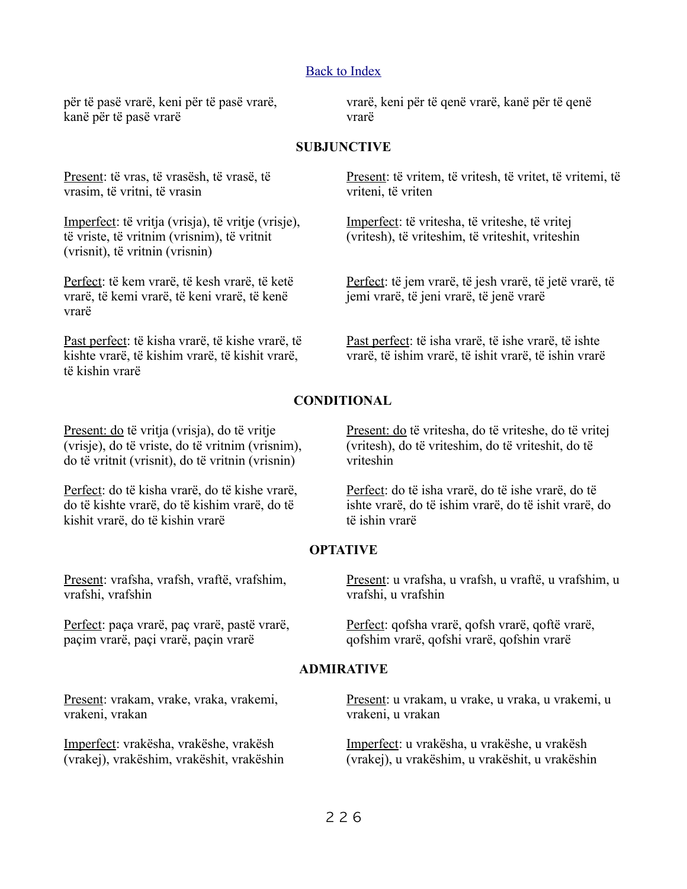[Back to Index]

për të pasë vrarë, keni për të pasë vrarë, kanë për të pasë vrarë

vrarë, keni për të qenë vrarë, kanë për të qenë vrarë

**SUBJUNCTIVE**

Present: të vras, të vrasësh, të vrasë, të vrasim, të vritni, të vrasin

Imperfect: të vritja (vrisja), të vritje (vrisje), të vriste, të vritnim (vrisnim), të vritnit (vrisnit), të vritnin (vrisnin)

Perfect: të kem vrarë, të kesh vrarë, të ketë vrarë, të kemi vrarë, të keni vrarë, të kenë vrarë

Past perfect: të kisha vrarë, të kishe vrarë, të kishte vrarë, të kishim vrarë, të kishit vrarë, të kishin vrarë

Present: të vritem, të vritesh, të vritet, të vritemi, të vriteni, të vriten

Imperfect: të vritesha, të vriteshe, të vritej (vritesh), të vriteshim, të vriteshit, vriteshin

Perfect: të jem vrarë, të jesh vrarë, të jetë vrarë, të jemi vrarë, të jeni vrarë, të jenë vrarë

Past perfect: të isha vrarë, të ishe vrarë, të ishte vrarë, të ishim vrarë, të ishit vrarë, të ishin vrarë

**CONDITIONAL**

Present: do të vritja (vrisja), do të vritje (vrisje), do të vriste, do të vritnim (vrisnim), do të vritnit (vrisnit), do të vritnin (vrisnin)

Perfect: do të kisha vrarë, do të kishe vrarë, do të kishte vrarë, do të kishim vrarë, do të kishit vrarë, do të kishin vrarë

Present: do të vritesha, do të vriteshe, do të vritej (vritesh), do të vriteshim, do të vriteshit, do të vriteshin

Perfect: do të isha vrarë, do të ishe vrarë, do të ishte vrarë, do të ishim vrarë, do të ishit vrarë, do të ishin vrarë

**OPTATIVE**

Present: vrafsha, vrafsh, vraftë, vrafshim, vrafshi, vrafshin

Perfect: paça vrarë, paç vrarë, pastë vrarë, paçim vrarë, paçi vrarë, paçin vrarë

Present: u vrafsha, u vrafsh, u vraftë, u vrafshim, u vrafshi, u vrafshin

Perfect: qofsha vrarë, qofsh vrarë, qoftë vrarë, qofshim vrarë, qofshi vrarë, qofshin vrarë

**ADMIRATIVE**

Present: vrakam, vrake, vraka, vrakemi, vrakeni, vrakan

Imperfect: vrakësha, vrakëshe, vrakësh (vrakej), vrakëshim, vrakëshit, vrakëshin

Present: u vrakam, u vrake, u vraka, u vrakemi, u vrakeni, u vrakan

Imperfect: u vrakësha, u vrakëshe, u vrakësh (vrakej), u vrakëshim, u vrakëshit, u vrakëshin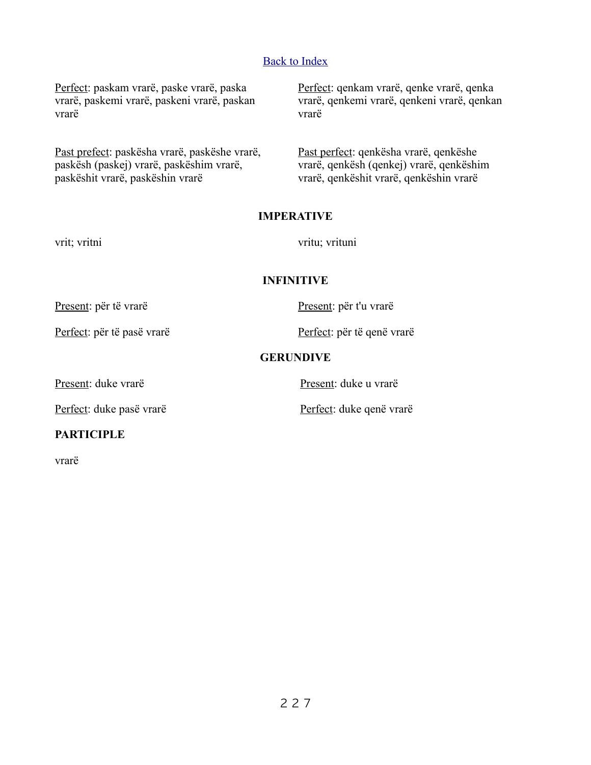[Back to Index](#)

Perfect: paskam vrarë, paske vrarë, paska vrarë, paskemi vrarë, paskeni vrarë, paskan vrarë

Past prefect: paskësha vrarë, paskëshe vrarë, paskësh (paskej) vrarë, paskëshim vrarë, paskëshit vrarë, paskëshin vrarë

Perfect: qenkam vrarë, qenke vrarë, qenka vrarë, qenkemi vrarë, qenkeni vrarë, qenkan vrarë

Past perfect: qenkësha vrarë, qenkëshe vrarë, qenkësh (qenkej) vrarë, qenkëshim vrarë, qenkëshit vrarë, qenkëshin vrarë

**IMPERATIVE**

vrit; vritni

vritu; vrituni

**INFINITIVE**

Present: për të vrarë

Perfect: për të pasë vrarë

Present: për t'u vrarë

Perfect: për të qenë vrarë

**GERUNDIVE**

Present: duke vrarë

Perfect: duke pasë vrarë

Present: duke u vrarë

Perfect: duke qenë vrarë

**PARTICIPLE**

vrarë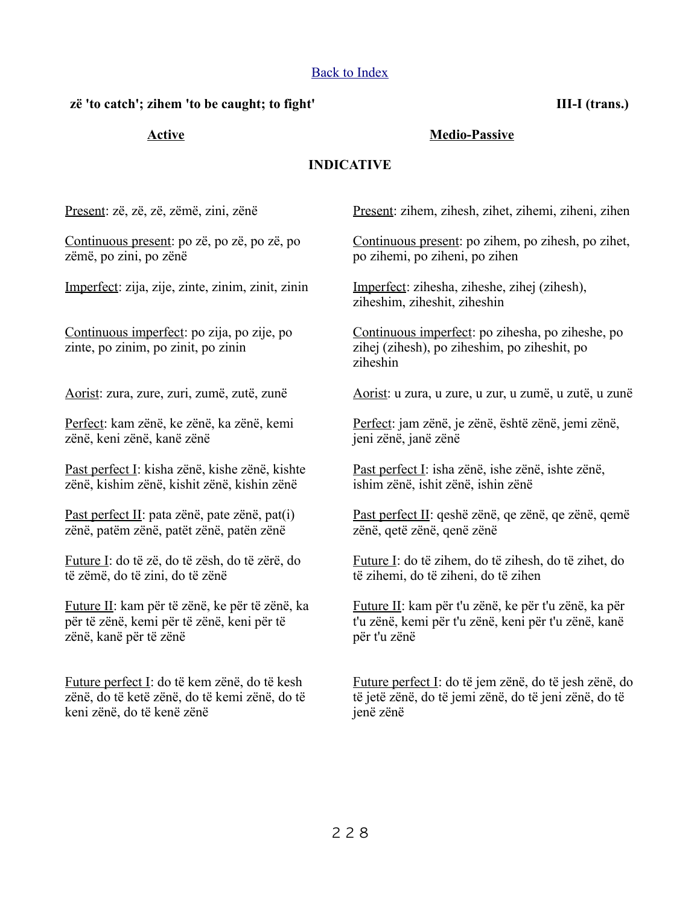[Back to Index]

**zë 'to catch'; zihem 'to be caught; to fight'** **III-I (trans.)**

| **Active** | **Medio-Passive** |
| --- | --- |

**INDICATIVE**

| Active | Medio-Passive |
| --- | --- |
| Present: zë, zë, zë, zëmë, zini, zënë | Present: zihem, zihesh, zihet, zihemi, ziheni, zihen |
| Continuous present: po zë, po zë, po zë, po zëmë, po zini, po zënë | Continuous present: po zihem, po zihesh, po zihet, po zihemi, po ziheni, po zihen |
| Imperfect: zija, zije, zinte, zinim, zinit, zinin | Imperfect: zihesha, ziheshe, zihej (zihesh), ziheshim, ziheshit, ziheshin |
| Continuous imperfect: po zija, po zije, po zinte, po zinim, po zinit, po zinin | Continuous imperfect: po zihesha, po ziheshe, po zihej (zihesh), po ziheshim, po ziheshit, po ziheshin |
| Aorist: zura, zure, zuri, zumë, zutë, zunë | Aorist: u zura, u zure, u zur, u zumë, u zutë, u zunë |
| Perfect: kam zënë, ke zënë, ka zënë, kemi zënë, keni zënë, kanë zënë | Perfect: jam zënë, je zënë, është zënë, jemi zënë, jeni zënë, janë zënë |
| Past perfect I: kisha zënë, kishe zënë, kishte zënë, kishim zënë, kishit zënë, kishin zënë | Past perfect I: isha zënë, ishe zënë, ishte zënë, ishim zënë, ishit zënë, ishin zënë |
| Past perfect II: pata zënë, pate zënë, pat(i) zënë, patëm zënë, patët zënë, patën zënë | Past perfect II: qeshë zënë, qe zënë, qe zënë, qemë zënë, qetë zënë, qenë zënë |
| Future I: do të zë, do të zësh, do të zërë, do të zëmë, do të zini, do të zënë | Future I: do të zihem, do të zihesh, do të zihet, do të zihemi, do të ziheni, do të zihen |
| Future II: kam për të zënë, ke për të zënë, ka për të zënë, kemi për të zënë, keni për të zënë, kanë për të zënë | Future II: kam për t'u zënë, ke për t'u zënë, ka për t'u zënë, kemi për t'u zënë, keni për t'u zënë, kanë për t'u zënë |
| Future perfect I: do të kem zënë, do të kesh zënë, do të ketë zënë, do të kemi zënë, do të keni zënë, do të kenë zënë | Future perfect I: do të jem zënë, do të jesh zënë, do të jetë zënë, do të jemi zënë, do të jeni zënë, do të jenë zënë |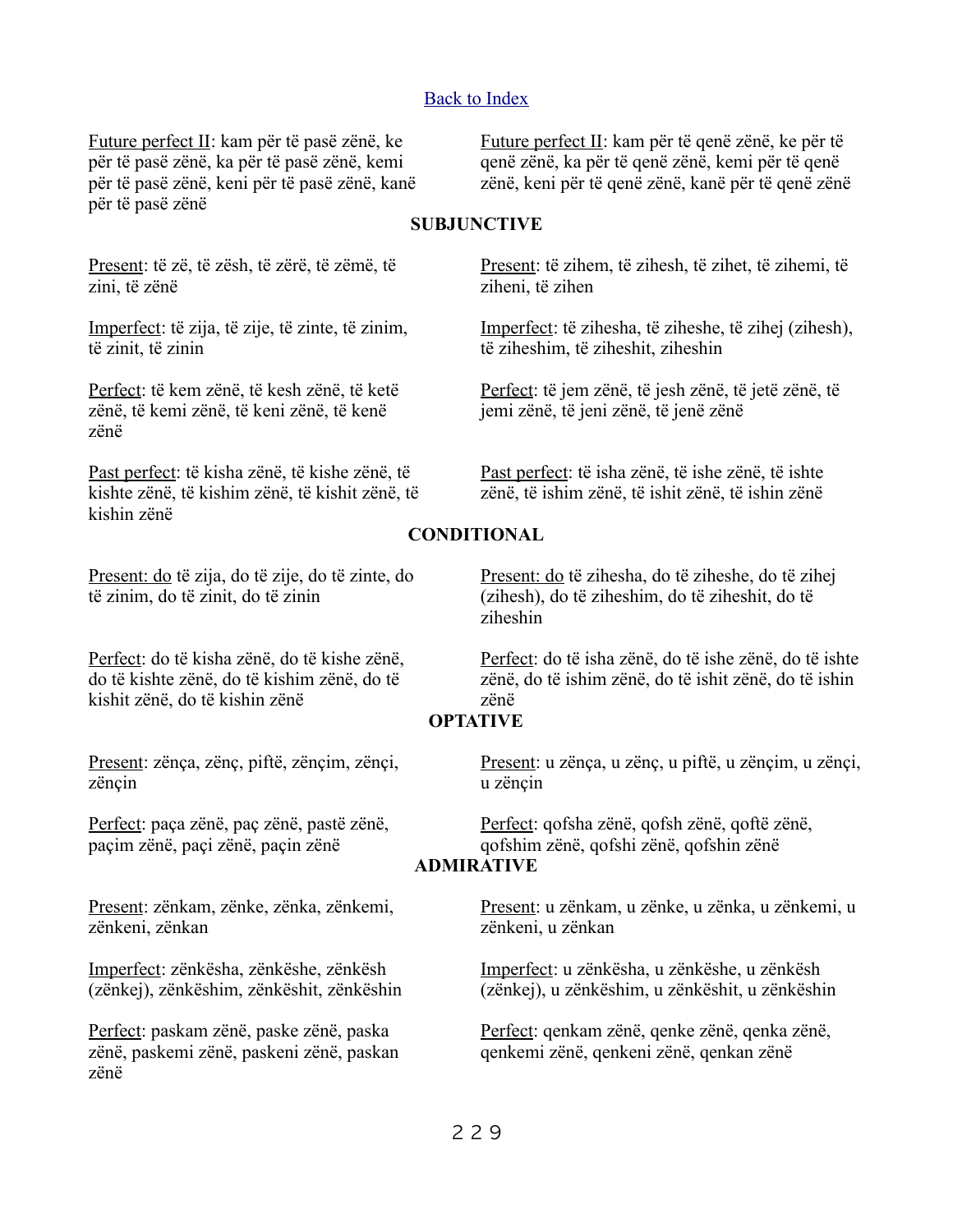[Back to Index]

Future perfect II: kam për të pasë zënë, ke për të pasë zënë, ka për të pasë zënë, kemi për të pasë zënë, keni për të pasë zënë, kanë për të pasë zënë

Future perfect II: kam për të qenë zënë, ke për të qenë zënë, ka për të qenë zënë, kemi për të qenë zënë, keni për të qenë zënë, kanë për të qenë zënë

**SUBJUNCTIVE**

Present: të zë, të zësh, të zërë, të zëmë, të zini, të zënë

Present: të zihem, të zihesh, të zihet, të zihemi, të ziheni, të zihen

Imperfect: të zija, të zije, të zinte, të zinim, të zinit, të zinin

Imperfect: të zihesha, të ziheshe, të zihej (zihesh), të ziheshim, të ziheshit, ziheshin

Perfect: të kem zënë, të kesh zënë, të ketë zënë, të kemi zënë, të keni zënë, të kenë zënë

Perfect: të jem zënë, të jesh zënë, të jetë zënë, të jemi zënë, të jeni zënë, të jenë zënë

Past perfect: të kisha zënë, të kishe zënë, të kishte zënë, të kishim zënë, të kishit zënë, të kishin zënë

Past perfect: të isha zënë, të ishe zënë, të ishte zënë, të ishim zënë, të ishit zënë, të ishin zënë

**CONDITIONAL**

Present: do të zija, do të zije, do të zinte, do të zinim, do të zinit, do të zinin

Present: do të zihesha, do të ziheshe, do të zihej (zihesh), do të ziheshim, do të ziheshit, do të ziheshin

Perfect: do të kisha zënë, do të kishe zënë, do të kishte zënë, do të kishim zënë, do të kishit zënë, do të kishin zënë

Perfect: do të isha zënë, do të ishe zënë, do të ishte zënë, do të ishim zënë, do të ishit zënë, do të ishin zënë

**OPTATIVE**

Present: zënça, zënç, piftë, zënçim, zënçi, zënçin

Present: u zënça, u zënç, u piftë, u zënçim, u zënçi, u zënçin

Perfect: paça zënë, paç zënë, pastë zënë, paçim zënë, paçi zënë, paçin zënë

Perfect: qofsha zënë, qofsh zënë, qoftë zënë, qofshim zënë, qofshi zënë, qofshin zënë

**ADMIRATIVE**

Present: zënkam, zënke, zënka, zënkemi, zënkeni, zënkan

Present: u zënkam, u zënke, u zënka, u zënkemi, u zënkeni, u zënkan

Imperfect: zënkësha, zënkëshe, zënkësh (zënkej), zënkëshim, zënkëshit, zënkëshin

Imperfect: u zënkësha, u zënkëshe, u zënkësh (zënkej), u zënkëshim, u zënkëshit, u zënkëshin

Perfect: paskam zënë, paske zënë, paska zënë, paskemi zënë, paskeni zënë, paskan zënë

Perfect: qenkam zënë, qenke zënë, qenka zënë, qenkemi zënë, qenkeni zënë, qenkan zënë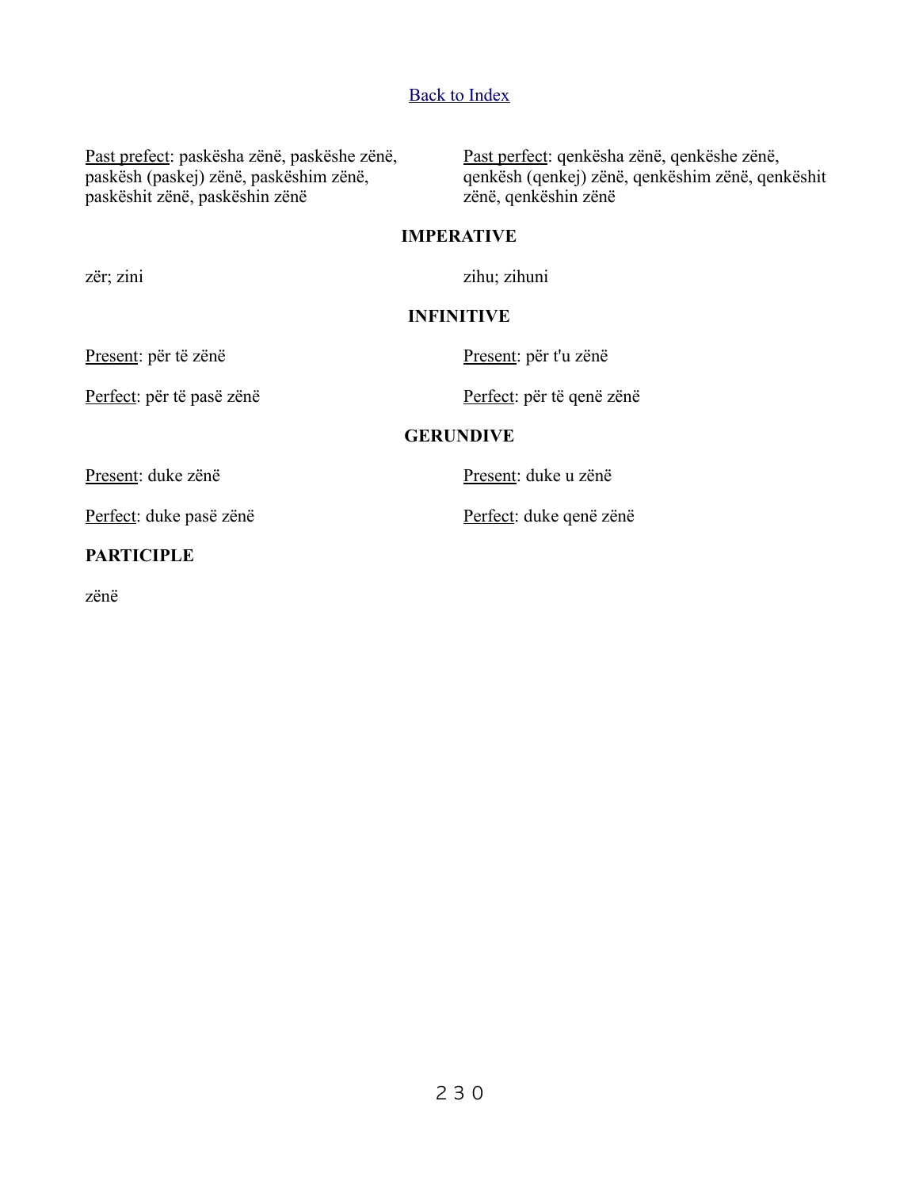[Back to Index]

Past prefect: paskësha zënë, paskëshe zënë, paskësh (paskej) zënë, paskëshim zënë, paskëshit zënë, paskëshin zënë

Past perfect: qenkësha zënë, qenkëshe zënë, qenkësh (qenkej) zënë, qenkëshim zënë, qenkëshit zënë, qenkëshin zënë

**IMPERATIVE**

zër; zini

zihu; zihuni

**INFINITIVE**

Present: për të zënë

Perfect: për të pasë zënë

Present: për t'u zënë

Perfect: për të qenë zënë

**GERUNDIVE**

Present: duke zënë

Perfect: duke pasë zënë

Present: duke u zënë

Perfect: duke qenë zënë

**PARTICIPLE**

zënë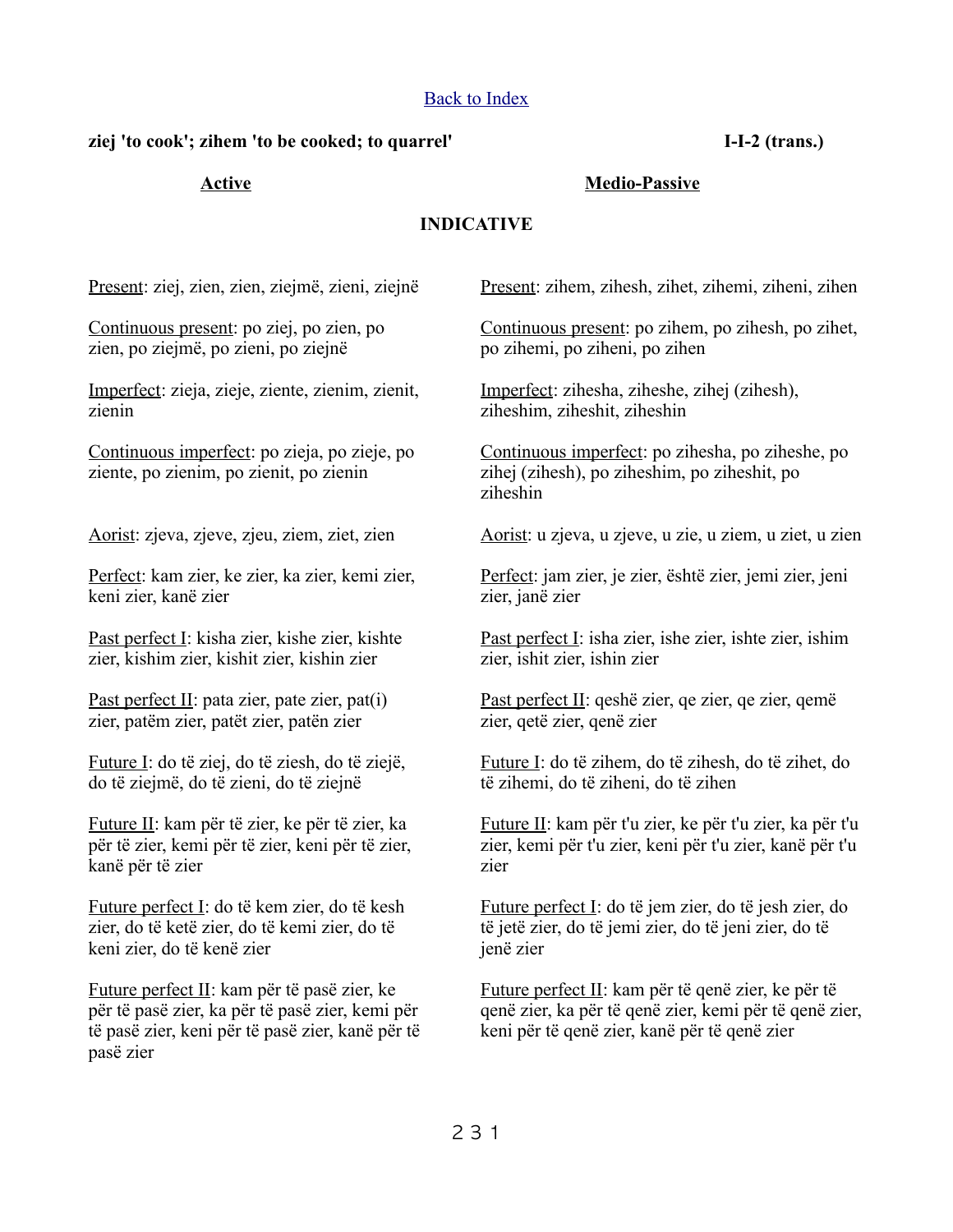Back to Index

**ziej 'to cook'; zihem 'to be cooked; to quarrel'** **I-I-2 (trans.)**

## INDICATIVE

### Active

Present: ziej, zien, zien, ziejmë, zieni, ziejnë

Continuous present: po ziej, po zien, po zien, po ziejmë, po zieni, po ziejnë

Imperfect: zieja, zieje, ziente, zienim, zienit, zienin

Continuous imperfect: po zieja, po zieje, po ziente, po zienim, po zienit, po zienin

Aorist: zjeva, zjeve, zjeu, ziem, ziet, zien

Perfect: kam zier, ke zier, ka zier, kemi zier, keni zier, kanë zier

Past perfect I: kisha zier, kishe zier, kishte zier, kishim zier, kishit zier, kishin zier

Past perfect II: pata zier, pate zier, pat(i) zier, patëm zier, patët zier, patën zier

Future I: do të ziej, do të ziesh, do të ziejë, do të ziejmë, do të zieni, do të ziejnë

Future II: kam për të zier, ke për të zier, ka për të zier, kemi për të zier, keni për të zier, kanë për të zier

Future perfect I: do të kem zier, do të kesh zier, do të ketë zier, do të kemi zier, do të keni zier, do të kenë zier

Future perfect II: kam për të pasë zier, ke për të pasë zier, ka për të pasë zier, kemi për të pasë zier, keni për të pasë zier, kanë për të pasë zier

### Medio-Passive

Present: zihem, zihesh, zihet, zihemi, ziheni, zihen

Continuous present: po zihem, po zihesh, po zihet, po zihemi, po ziheni, po zihen

Imperfect: zihesha, ziheshe, zihej (zihesh), ziheshim, ziheshit, ziheshin

Continuous imperfect: po zihesha, po ziheshe, po zihej (zihesh), po ziheshim, po ziheshit, po ziheshin

Aorist: u zjeva, u zjeve, u zie, u ziem, u ziet, u zien

Perfect: jam zier, je zier, është zier, jemi zier, jeni zier, janë zier

Past perfect I: isha zier, ishe zier, ishte zier, ishim zier, ishit zier, ishin zier

Past perfect II: qeshë zier, qe zier, qe zier, qemë zier, qetë zier, qenë zier

Future I: do të zihem, do të zihesh, do të zihet, do të zihemi, do të ziheni, do të zihen

Future II: kam për t'u zier, ke për t'u zier, ka për t'u zier, kemi për t'u zier, keni për t'u zier, kanë për t'u zier

Future perfect I: do të jem zier, do të jesh zier, do të jetë zier, do të jemi zier, do të jeni zier, do të jenë zier

Future perfect II: kam për të qenë zier, ke për të qenë zier, ka për të qenë zier, kemi për të qenë zier, keni për të qenë zier, kanë për të qenë zier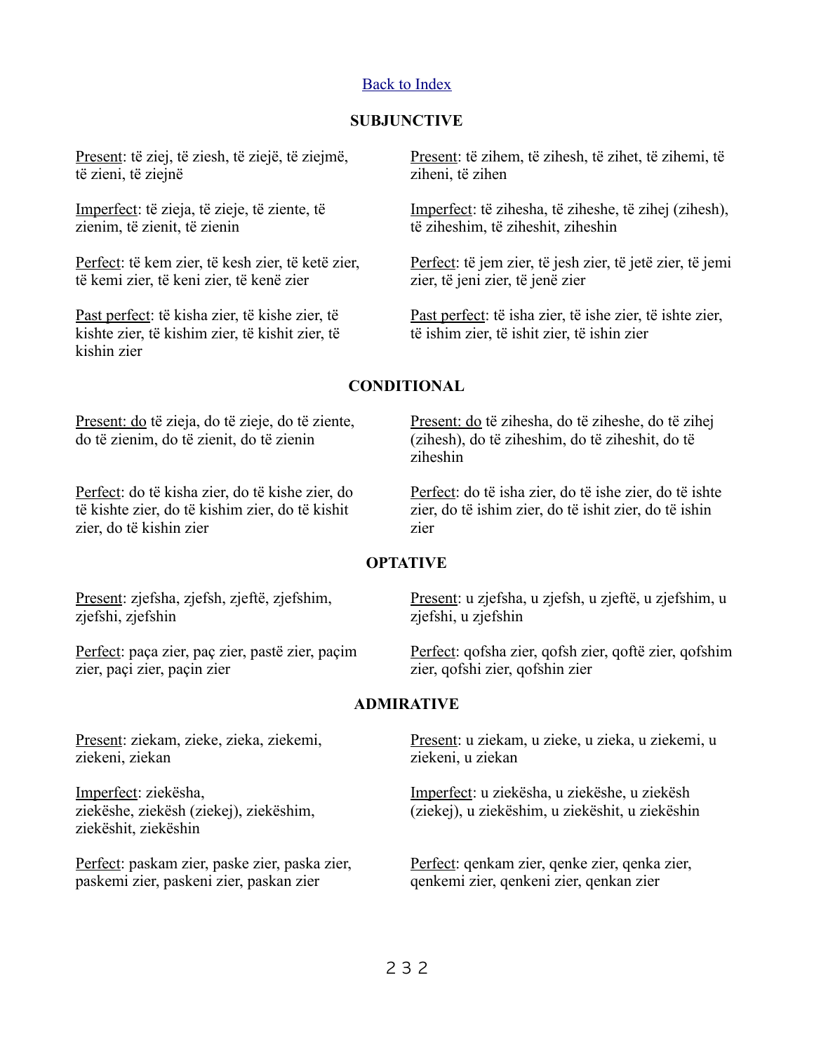[Back to Index]

**SUBJUNCTIVE**

Present: të ziej, të ziesh, të ziejë, të ziejmë, të zieni, të ziejnë

Present: të zihem, të zihesh, të zihet, të zihemi, të ziheni, të zihen

Imperfect: të zieja, të zieje, të ziente, të zienim, të zienit, të zienin

Imperfect: të zihesha, të ziheshe, të zihej (zihesh), të ziheshim, të ziheshit, ziheshin

Perfect: të kem zier, të kesh zier, të ketë zier, të kemi zier, të keni zier, të kenë zier

Perfect: të jem zier, të jesh zier, të jetë zier, të jemi zier, të jeni zier, të jenë zier

Past perfect: të kisha zier, të kishe zier, të kishte zier, të kishim zier, të kishit zier, të kishin zier

Past perfect: të isha zier, të ishe zier, të ishte zier, të ishim zier, të ishit zier, të ishin zier

**CONDITIONAL**

Present: do të zieja, do të zieje, do të ziente, do të zienim, do të zienit, do të zienin

Present: do të zihesha, do të ziheshe, do të zihej (zihesh), do të ziheshim, do të ziheshit, do të ziheshin

Perfect: do të kisha zier, do të kishe zier, do të kishte zier, do të kishim zier, do të kishit zier, do të kishin zier

Perfect: do të isha zier, do të ishe zier, do të ishte zier, do të ishim zier, do të ishit zier, do të ishin zier

**OPTATIVE**

Present: zjefsha, zjefsh, zjeftë, zjefshim, zjefshi, zjefshin

Present: u zjefsha, u zjefsh, u zjeftë, u zjefshim, u zjefshi, u zjefshin

Perfect: paça zier, paç zier, pastë zier, paçim zier, paçi zier, paçin zier

Perfect: qofsha zier, qofsh zier, qoftë zier, qofshim zier, qofshi zier, qofshin zier

**ADMIRATIVE**

Present: ziekam, zieke, zieka, ziekemi, ziekeni, ziekan

Present: u ziekam, u zieke, u zieka, u ziekemi, u ziekeni, u ziekan

Imperfect: ziekësha, ziekëshe, ziekësh (ziekej), ziekëshim, ziekëshit, ziekëshin

Imperfect: u ziekësha, u ziekëshe, u ziekësh (ziekej), u ziekëshim, u ziekëshit, u ziekëshin

Perfect: paskam zier, paske zier, paska zier, paskemi zier, paskeni zier, paskan zier

Perfect: qenkam zier, qenke zier, qenka zier, qenkemi zier, qenkeni zier, qenkan zier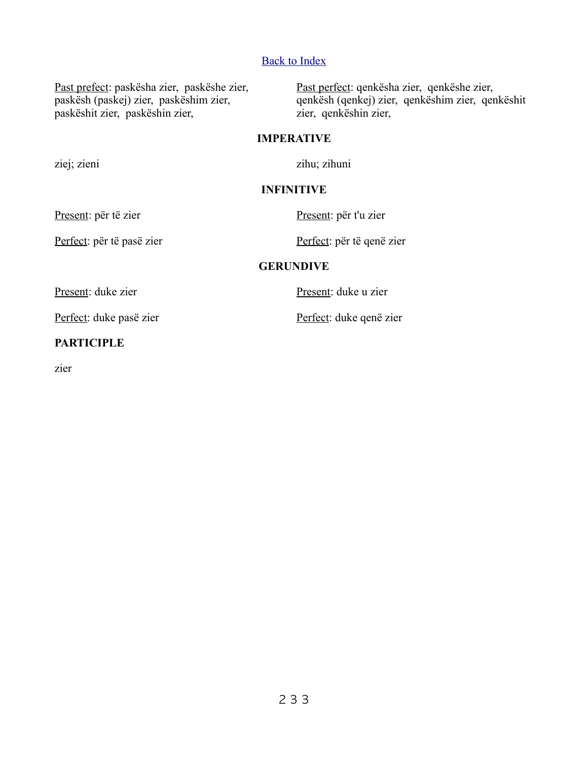Back to Index

Past prefect: paskësha zier, paskëshe zier, paskësh (paskej) zier, paskëshim zier, paskëshit zier, paskëshin zier,

Past perfect: qenkësha zier, qenkëshe zier, qenkësh (qenkej) zier, qenkëshim zier, qenkëshit zier, qenkëshin zier,

**IMPERATIVE**

ziej; zieni

zihu; zihuni

**INFINITIVE**

Present: për të zier

Perfect: për të pasë zier

Present: për t'u zier

Perfect: për të qenë zier

**GERUNDIVE**

Present: duke zier

Perfect: duke pasë zier

Present: duke u zier

Perfect: duke qenë zier

**PARTICIPLE**

zier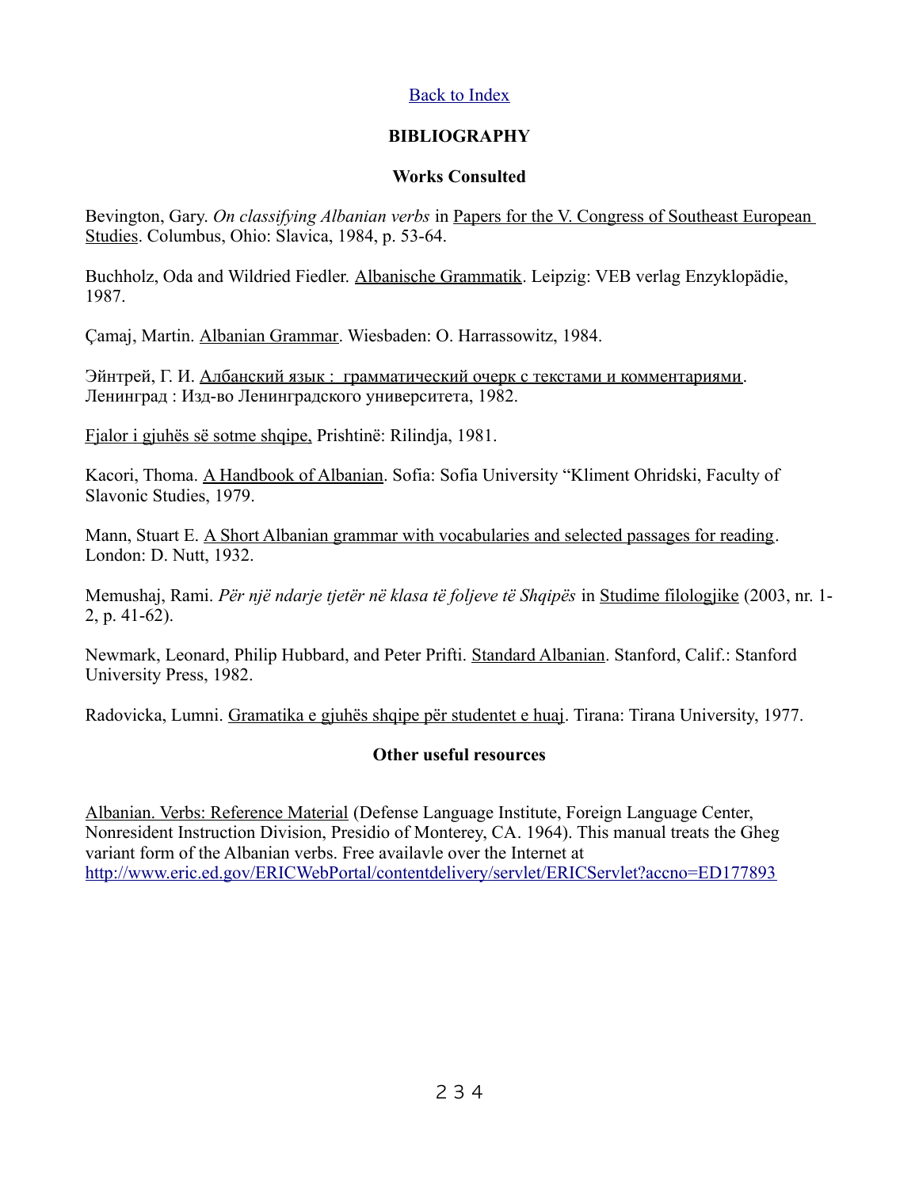[Back to Index]

## BIBLIOGRAPHY

### Works Consulted

Bevington, Gary. *On classifying Albanian verbs* in Papers for the V. Congress of Southeast European Studies. Columbus, Ohio: Slavica, 1984, p. 53-64.

Buchholz, Oda and Wildried Fiedler. Albanische Grammatik. Leipzig: VEB verlag Enzyklopädie, 1987.

Çamaj, Martin. Albanian Grammar. Wiesbaden: O. Harrassowitz, 1984.

Эйнтрей, Г. И. Албанский язык : грамматический очерк с текстами и комментариями. Ленинград : Изд-во Ленинградского университета, 1982.

Fjalor i gjuhës së sotme shqipe, Prishtinë: Rilindja, 1981.

Kacori, Thoma. A Handbook of Albanian. Sofia: Sofia University "Kliment Ohridski, Faculty of Slavonic Studies, 1979.

Mann, Stuart E. A Short Albanian grammar with vocabularies and selected passages for reading. London: D. Nutt, 1932.

Memushaj, Rami. *Për një ndarje tjetër në klasa të foljeve të Shqipës* in Studime filologjike (2003, nr. 1-2, p. 41-62).

Newmark, Leonard, Philip Hubbard, and Peter Prifti. Standard Albanian. Stanford, Calif.: Stanford University Press, 1982.

Radovicka, Lumni. Gramatika e gjuhës shqipe për studentet e huaj. Tirana: Tirana University, 1977.

### Other useful resources

Albanian. Verbs: Reference Material (Defense Language Institute, Foreign Language Center, Nonresident Instruction Division, Presidio of Monterey, CA. 1964). This manual treats the Gheg variant form of the Albanian verbs. Free availavle over the Internet at http://www.eric.ed.gov/ERICWebPortal/contentdelivery/servlet/ERICServlet?accno=ED177893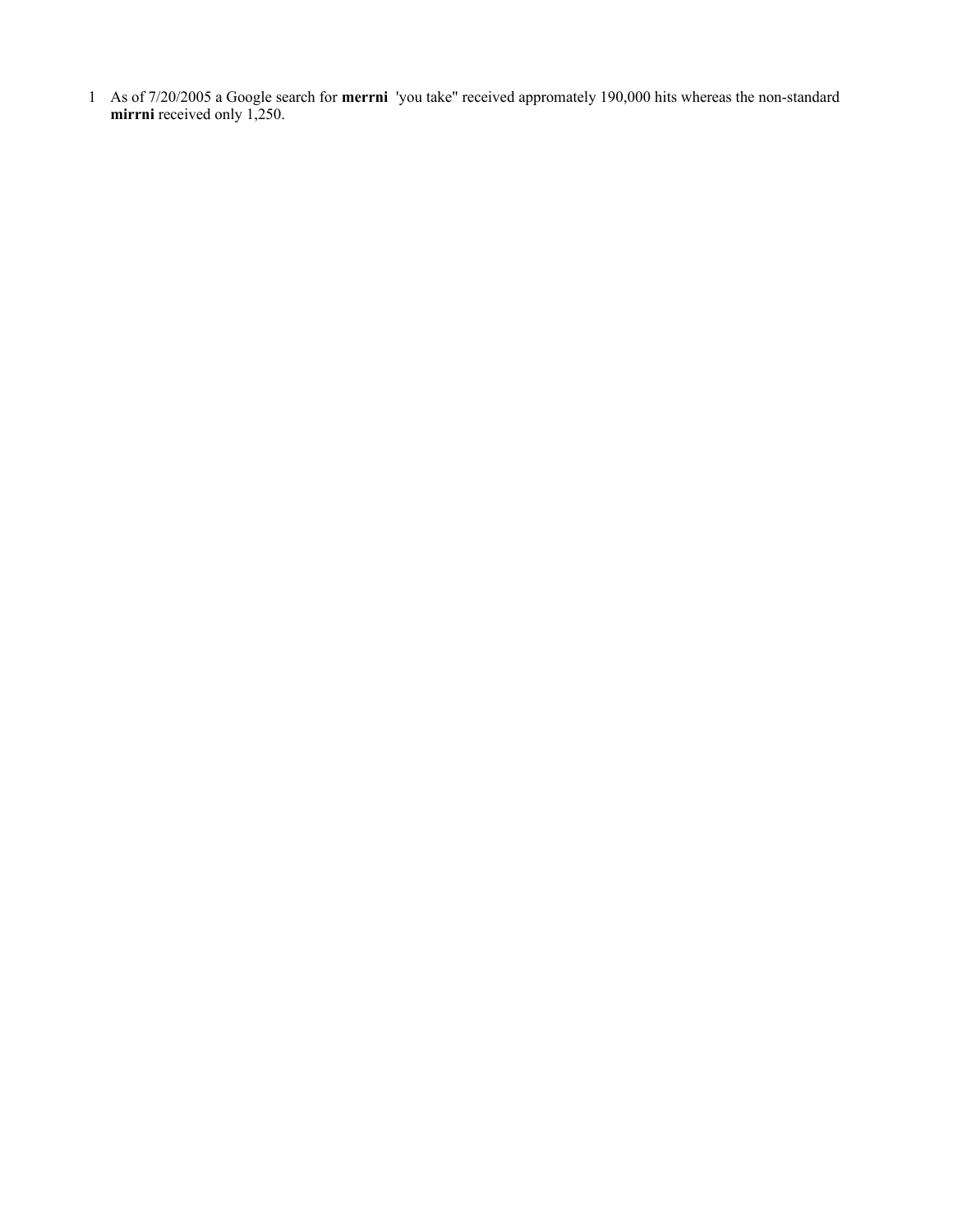1 As of 7/20/2005 a Google search for **merrni** 'you take" received appromately 190,000 hits whereas the non-standard **mirrni** received only 1,250.